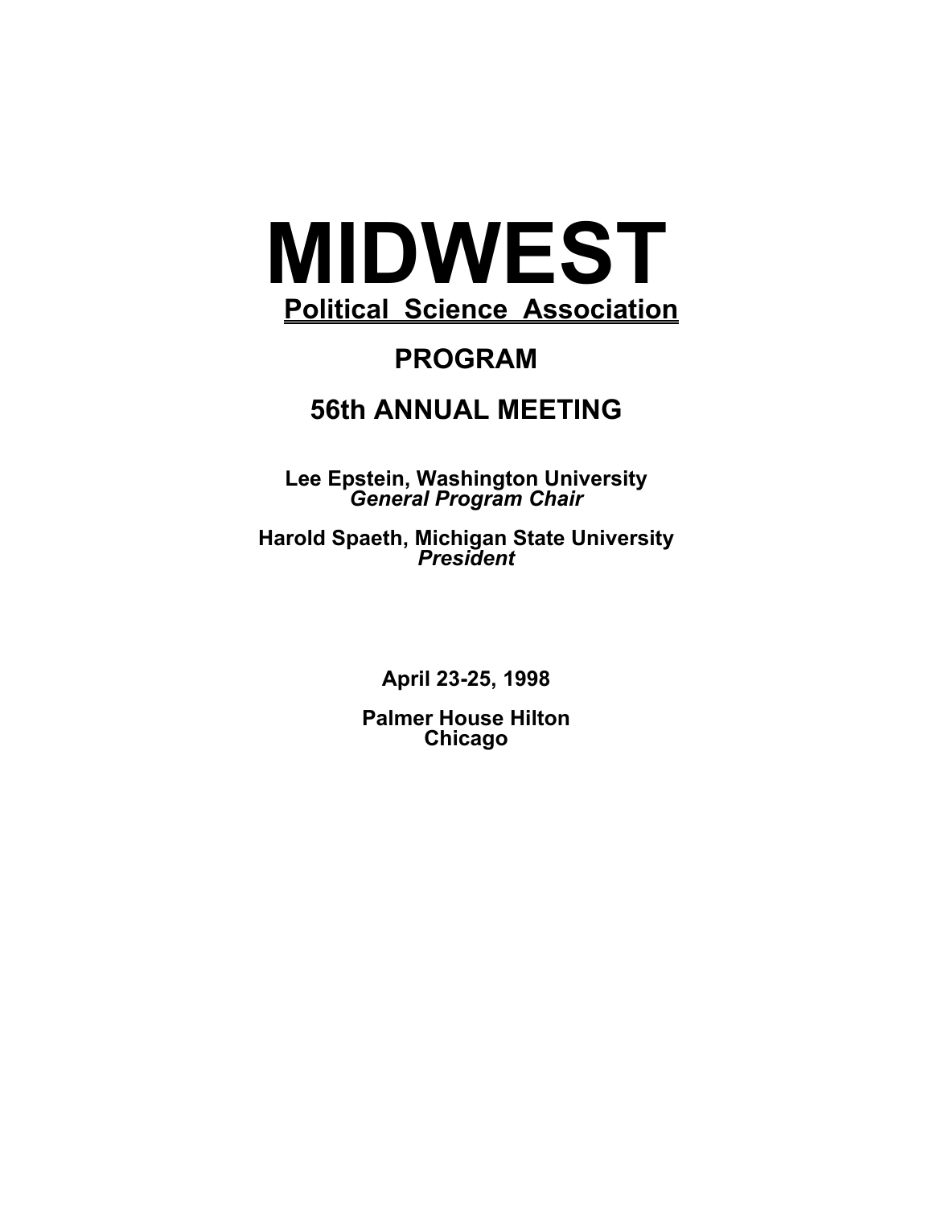# MIDWEST

## Political Science Association

## PROGRAM

## 56th ANNUAL MEETING

**Lee Epstein, Washington University**
***General Program Chair***

**Harold Spaeth, Michigan State University**
***President***

**April 23-25, 1998**

**Palmer House Hilton**
**Chicago**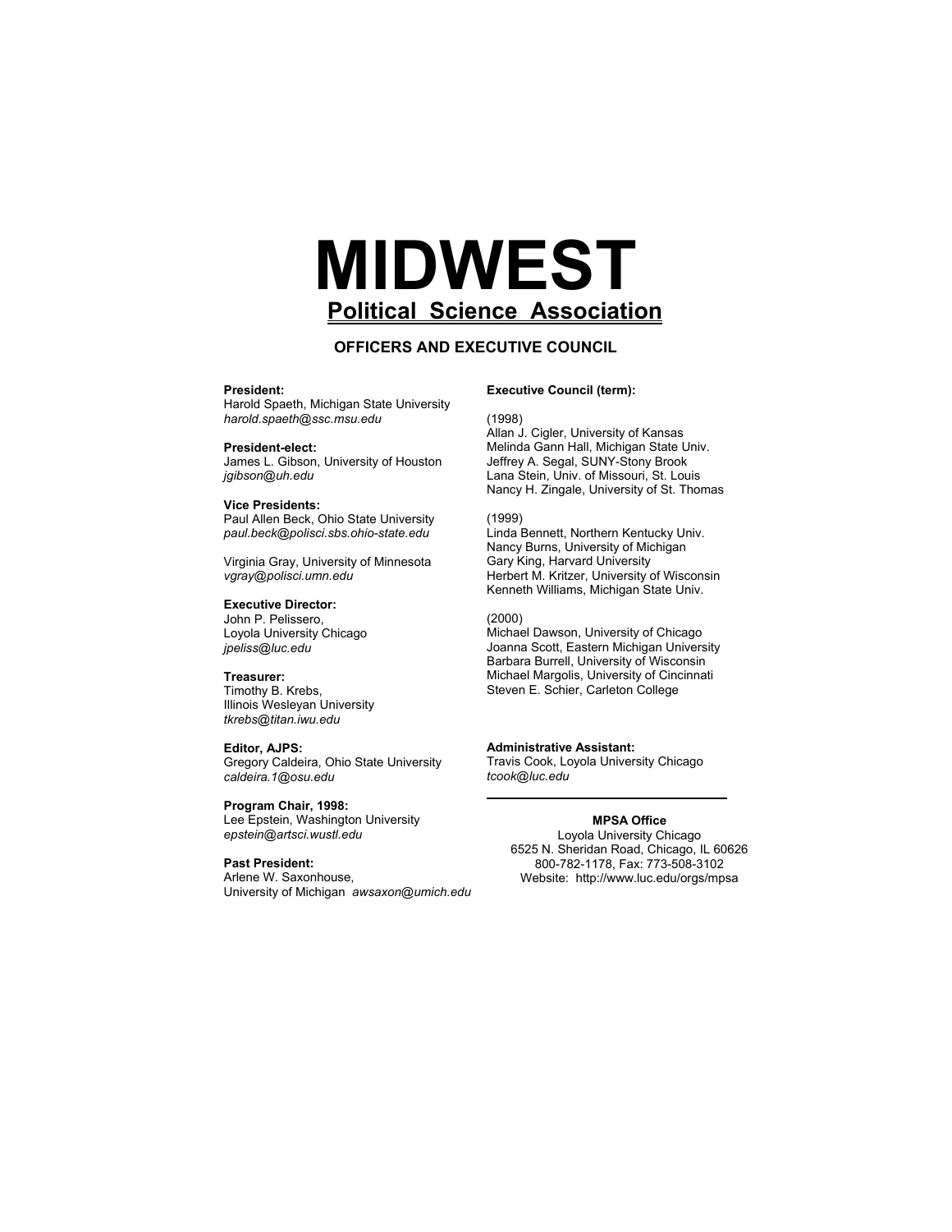# MIDWEST

## Political Science Association

### OFFICERS AND EXECUTIVE COUNCIL

**President:**
Harold Spaeth, Michigan State University
*harold.spaeth@ssc.msu.edu*

**President-elect:**
James L. Gibson, University of Houston
*jgibson@uh.edu*

**Vice Presidents:**
Paul Allen Beck, Ohio State University
*paul.beck@polisci.sbs.ohio-state.edu*

Virginia Gray, University of Minnesota
*vgray@polisci.umn.edu*

**Executive Director:**
John P. Pelissero,
Loyola University Chicago
*jpeliss@luc.edu*

**Treasurer:**
Timothy B. Krebs,
Illinois Wesleyan University
*tkrebs@titan.iwu.edu*

**Editor, AJPS:**
Gregory Caldeira, Ohio State University
*caldeira.1@osu.edu*

**Program Chair, 1998:**
Lee Epstein, Washington University
*epstein@artsci.wustl.edu*

**Past President:**
Arlene W. Saxonhouse,
University of Michigan *awsaxon@umich.edu*

**Executive Council (term):**

(1998)
Allan J. Cigler, University of Kansas
Melinda Gann Hall, Michigan State Univ.
Jeffrey A. Segal, SUNY-Stony Brook
Lana Stein, Univ. of Missouri, St. Louis
Nancy H. Zingale, University of St. Thomas

(1999)
Linda Bennett, Northern Kentucky Univ.
Nancy Burns, University of Michigan
Gary King, Harvard University
Herbert M. Kritzer, University of Wisconsin
Kenneth Williams, Michigan State Univ.

(2000)
Michael Dawson, University of Chicago
Joanna Scott, Eastern Michigan University
Barbara Burrell, University of Wisconsin
Michael Margolis, University of Cincinnati
Steven E. Schier, Carleton College

**Administrative Assistant:**
Travis Cook, Loyola University Chicago
*tcook@luc.edu*

---

**MPSA Office**
Loyola University Chicago
6525 N. Sheridan Road, Chicago, IL 60626
800-782-1178, Fax: 773-508-3102
Website: http://www.luc.edu/orgs/mpsa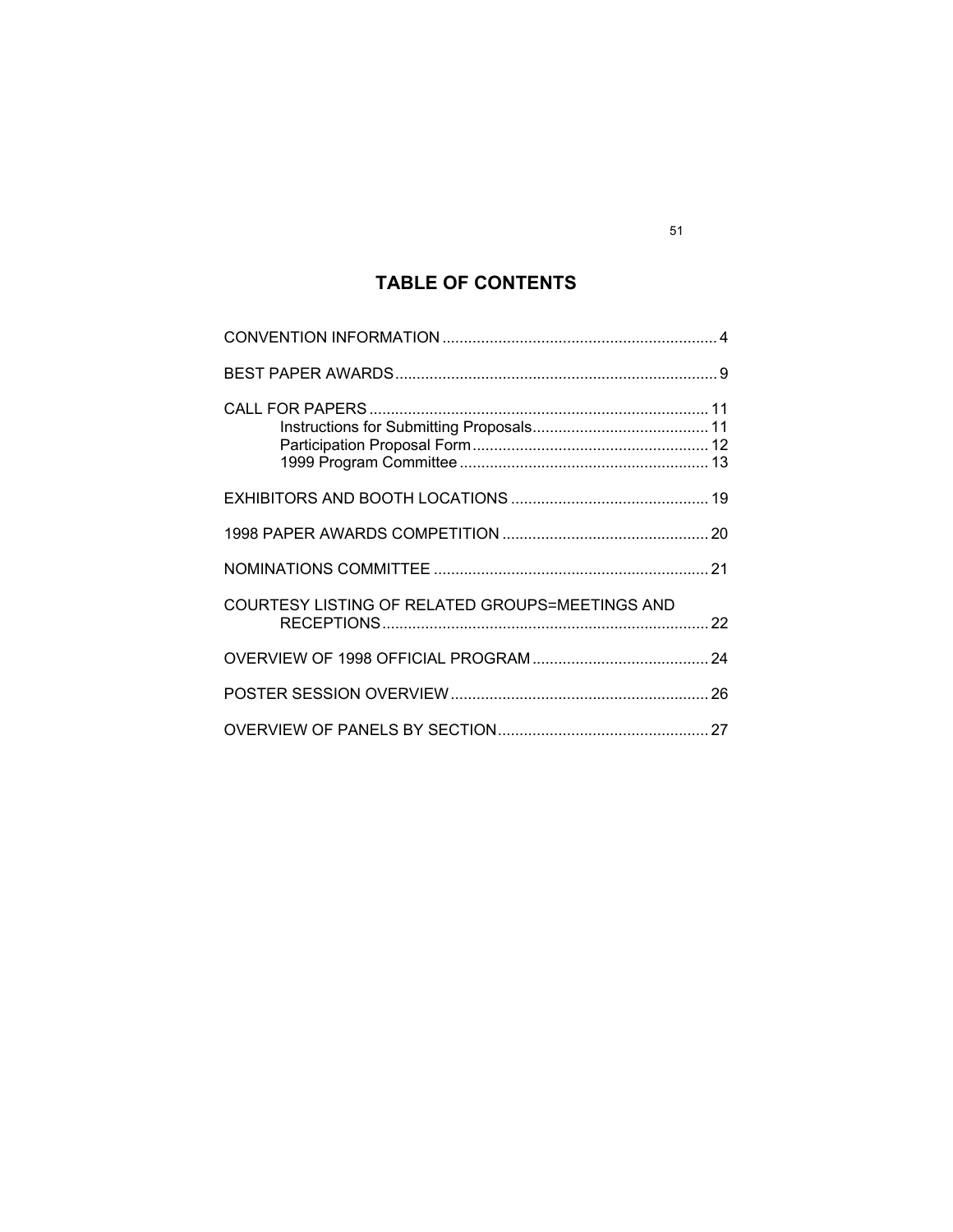# TABLE OF CONTENTS

CONVENTION INFORMATION ................................................................ 4

BEST PAPER AWARDS .......................................................................... 9

CALL FOR PAPERS .............................................................................. 11
- Instructions for Submitting Proposals......................................... 11
- Participation Proposal Form....................................................... 12
- 1999 Program Committee .......................................................... 13

EXHIBITORS AND BOOTH LOCATIONS ............................................. 19

1998 PAPER AWARDS COMPETITION ................................................ 20

NOMINATIONS COMMITTEE ................................................................ 21

COURTESY LISTING OF RELATED GROUPS=MEETINGS AND RECEPTIONS ........................................................................... 22

OVERVIEW OF 1998 OFFICIAL PROGRAM ......................................... 24

POSTER SESSION OVERVIEW ............................................................ 26

OVERVIEW OF PANELS BY SECTION ................................................. 27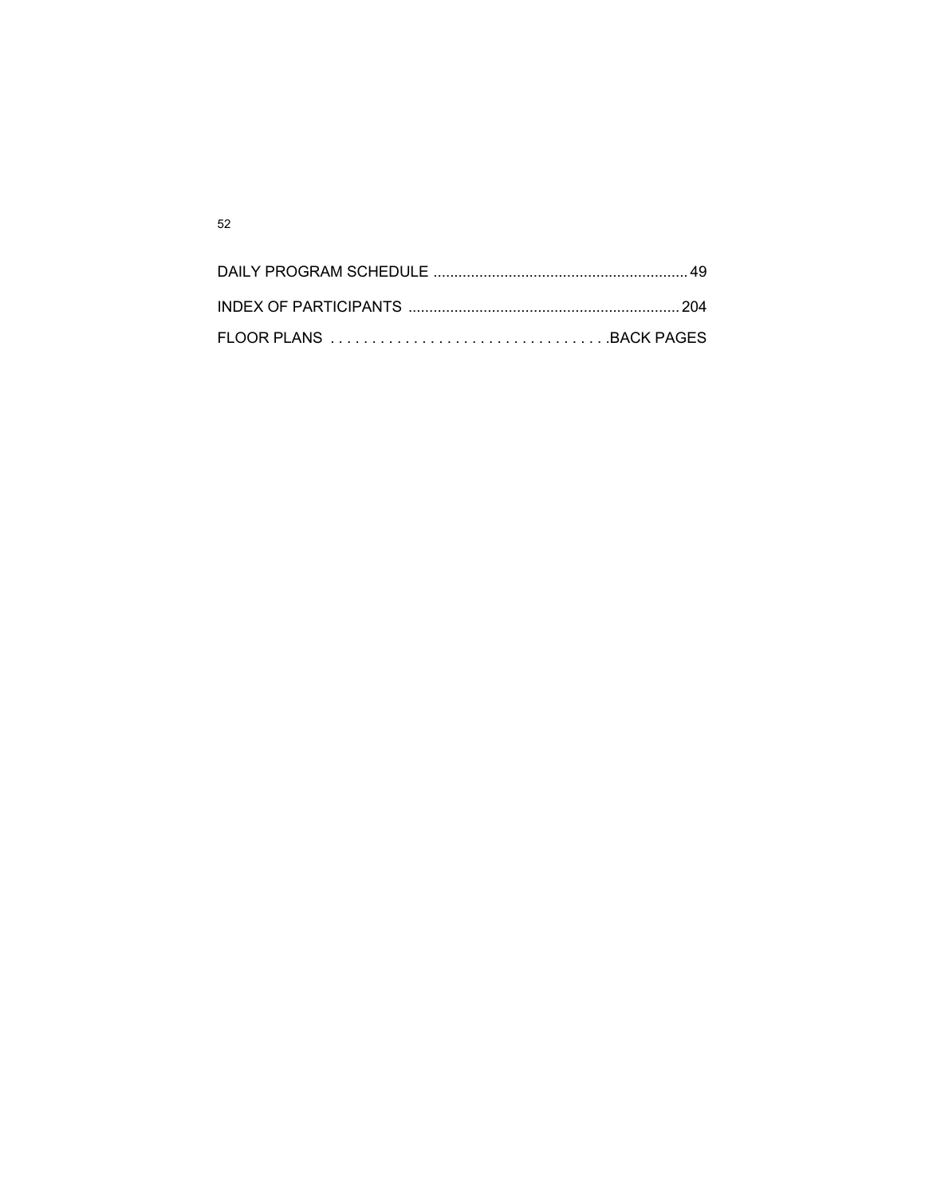DAILY PROGRAM SCHEDULE ............................................................ 49

INDEX OF PARTICIPANTS ................................................................ 204

FLOOR PLANS . . . . . . . . . . . . . . . . . . . . . . . . . . . . . . . . . .BACK PAGES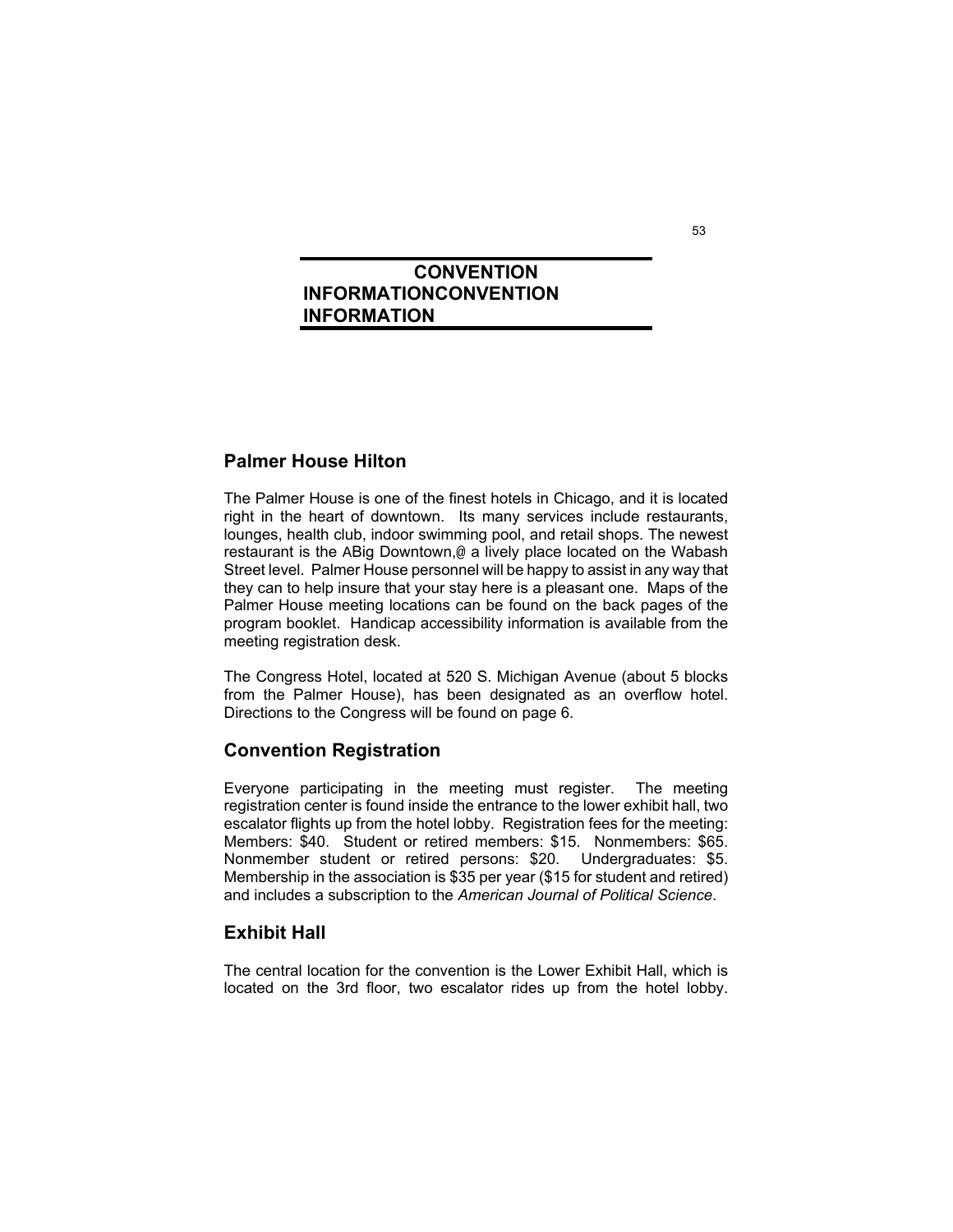# CONVENTION INFORMATIONCONVENTION INFORMATION

## Palmer House Hilton

The Palmer House is one of the finest hotels in Chicago, and it is located right in the heart of downtown. Its many services include restaurants, lounges, health club, indoor swimming pool, and retail shops. The newest restaurant is the ABig Downtown,@ a lively place located on the Wabash Street level. Palmer House personnel will be happy to assist in any way that they can to help insure that your stay here is a pleasant one. Maps of the Palmer House meeting locations can be found on the back pages of the program booklet. Handicap accessibility information is available from the meeting registration desk.

The Congress Hotel, located at 520 S. Michigan Avenue (about 5 blocks from the Palmer House), has been designated as an overflow hotel. Directions to the Congress will be found on page 6.

## Convention Registration

Everyone participating in the meeting must register. The meeting registration center is found inside the entrance to the lower exhibit hall, two escalator flights up from the hotel lobby. Registration fees for the meeting: Members: $40. Student or retired members: $15. Nonmembers: $65. Nonmember student or retired persons: $20. Undergraduates: $5. Membership in the association is $35 per year ($15 for student and retired) and includes a subscription to the *American Journal of Political Science*.

## Exhibit Hall

The central location for the convention is the Lower Exhibit Hall, which is located on the 3rd floor, two escalator rides up from the hotel lobby.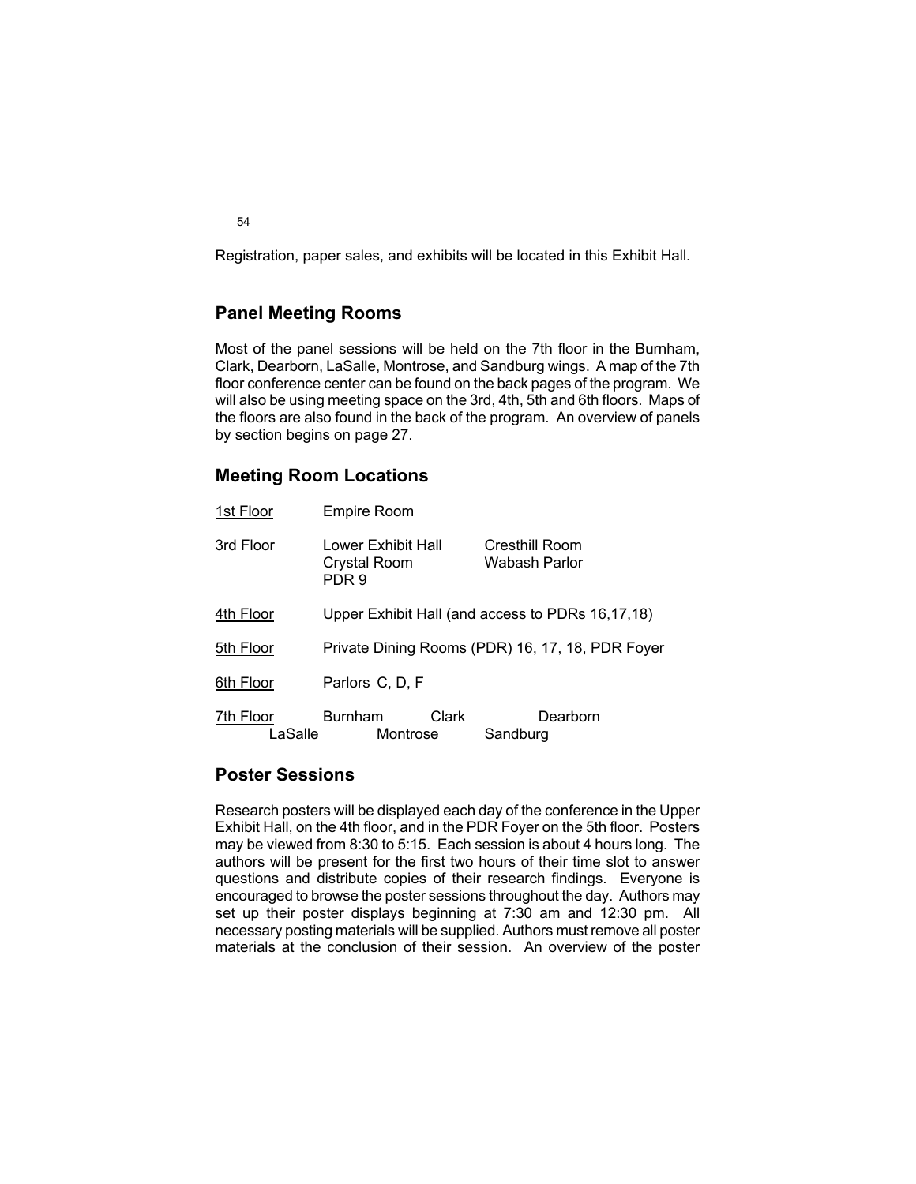Registration, paper sales, and exhibits will be located in this Exhibit Hall.

## Panel Meeting Rooms

Most of the panel sessions will be held on the 7th floor in the Burnham, Clark, Dearborn, LaSalle, Montrose, and Sandburg wings. A map of the 7th floor conference center can be found on the back pages of the program. We will also be using meeting space on the 3rd, 4th, 5th and 6th floors. Maps of the floors are also found in the back of the program. An overview of panels by section begins on page 27.

## Meeting Room Locations

| Floor | Rooms | |
|---|---|---|
| 1st Floor | Empire Room | |
| 3rd Floor | Lower Exhibit Hall<br>Crystal Room<br>PDR 9 | Cresthill Room<br>Wabash Parlor |
| 4th Floor | Upper Exhibit Hall (and access to PDRs 16,17,18) | |
| 5th Floor | Private Dining Rooms (PDR) 16, 17, 18, PDR Foyer | |
| 6th Floor | Parlors C, D, F | |
| 7th Floor | Burnham, Clark, Dearborn, LaSalle, Montrose, Sandburg | |

## Poster Sessions

Research posters will be displayed each day of the conference in the Upper Exhibit Hall, on the 4th floor, and in the PDR Foyer on the 5th floor. Posters may be viewed from 8:30 to 5:15. Each session is about 4 hours long. The authors will be present for the first two hours of their time slot to answer questions and distribute copies of their research findings. Everyone is encouraged to browse the poster sessions throughout the day. Authors may set up their poster displays beginning at 7:30 am and 12:30 pm. All necessary posting materials will be supplied. Authors must remove all poster materials at the conclusion of their session. An overview of the poster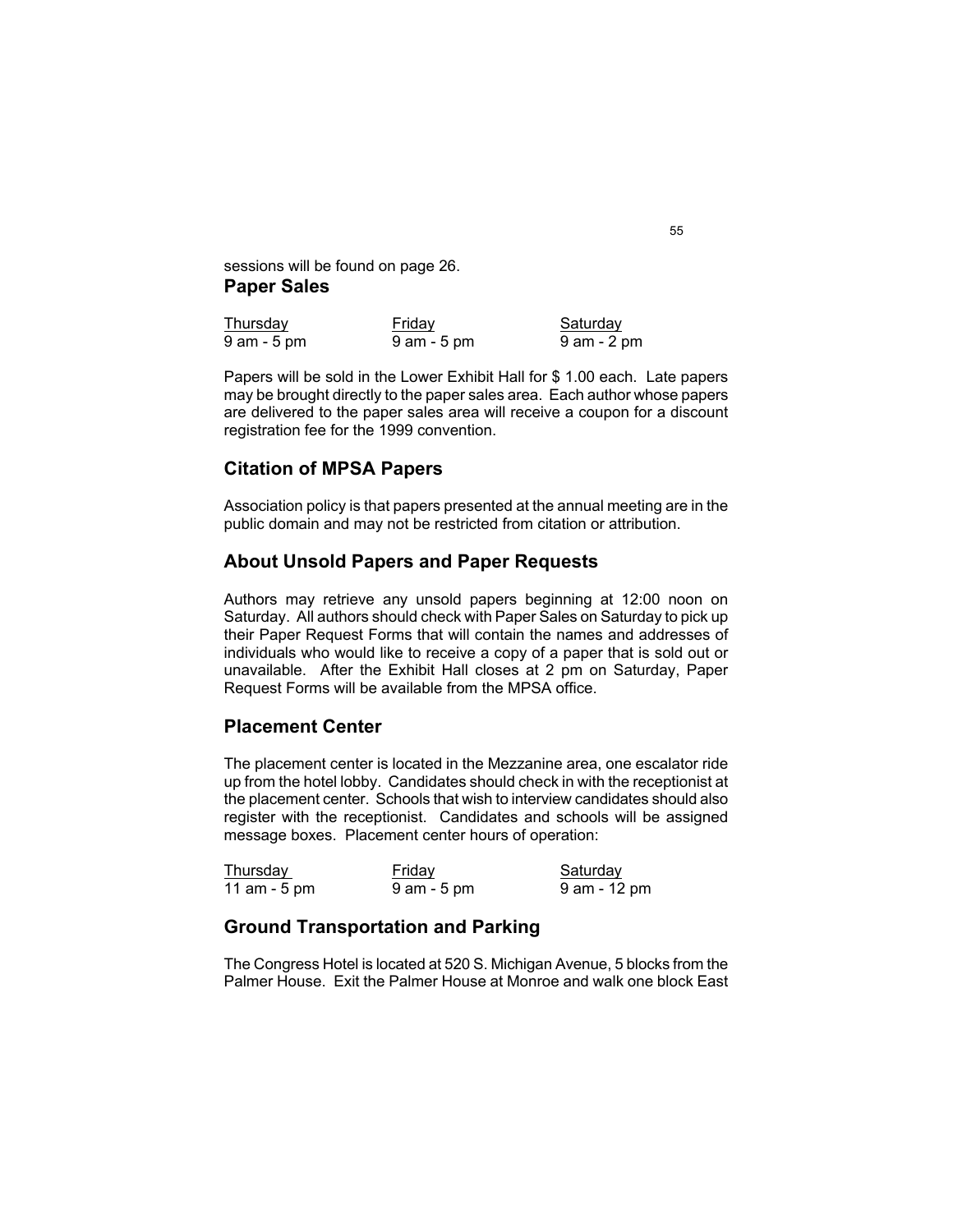sessions will be found on page 26.

## Paper Sales

| Thursday | Friday | Saturday |
|---|---|---|
| 9 am - 5 pm | 9 am - 5 pm | 9 am - 2 pm |

Papers will be sold in the Lower Exhibit Hall for $ 1.00 each. Late papers may be brought directly to the paper sales area. Each author whose papers are delivered to the paper sales area will receive a coupon for a discount registration fee for the 1999 convention.

## Citation of MPSA Papers

Association policy is that papers presented at the annual meeting are in the public domain and may not be restricted from citation or attribution.

## About Unsold Papers and Paper Requests

Authors may retrieve any unsold papers beginning at 12:00 noon on Saturday. All authors should check with Paper Sales on Saturday to pick up their Paper Request Forms that will contain the names and addresses of individuals who would like to receive a copy of a paper that is sold out or unavailable. After the Exhibit Hall closes at 2 pm on Saturday, Paper Request Forms will be available from the MPSA office.

## Placement Center

The placement center is located in the Mezzanine area, one escalator ride up from the hotel lobby. Candidates should check in with the receptionist at the placement center. Schools that wish to interview candidates should also register with the receptionist. Candidates and schools will be assigned message boxes. Placement center hours of operation:

| Thursday | Friday | Saturday |
|---|---|---|
| 11 am - 5 pm | 9 am - 5 pm | 9 am - 12 pm |

## Ground Transportation and Parking

The Congress Hotel is located at 520 S. Michigan Avenue, 5 blocks from the Palmer House. Exit the Palmer House at Monroe and walk one block East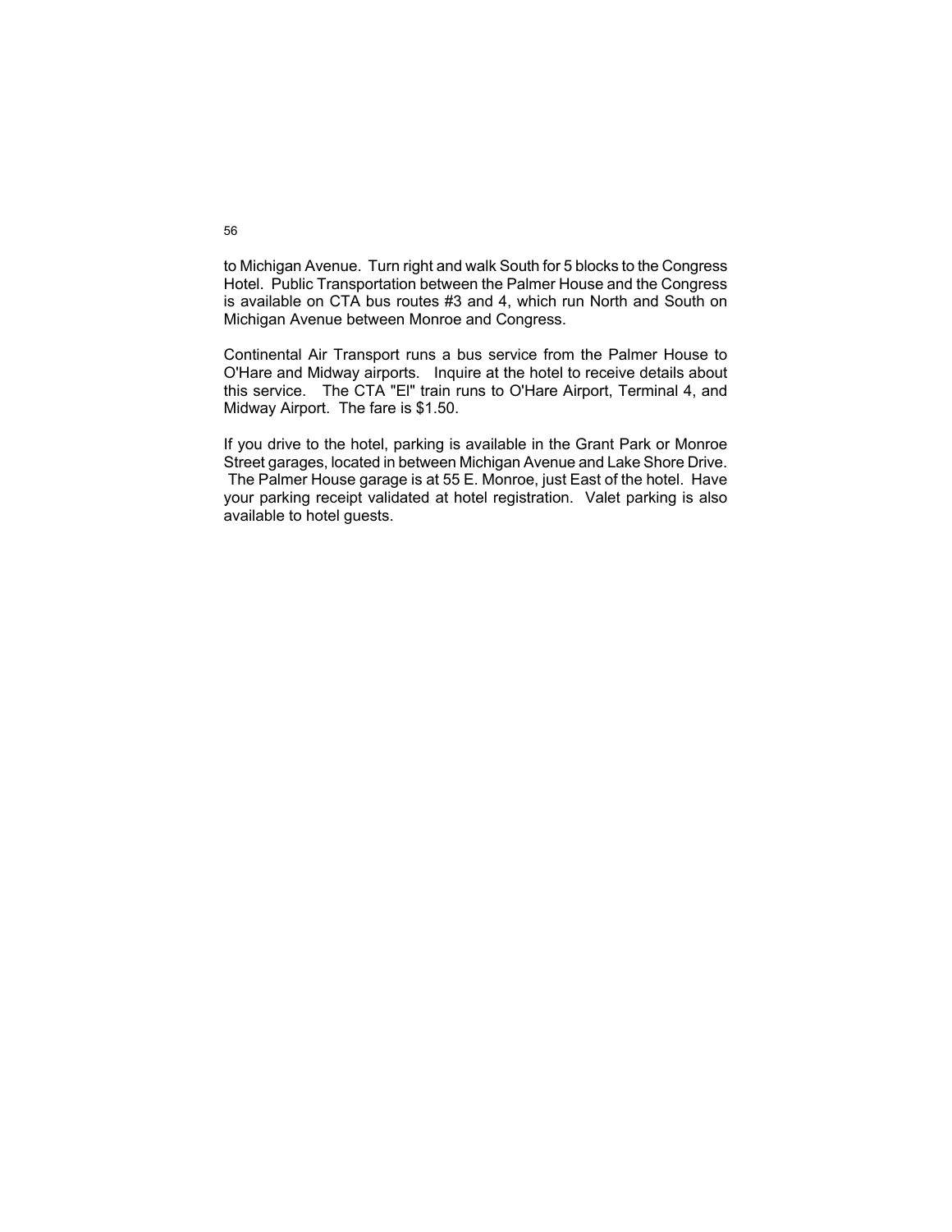to Michigan Avenue. Turn right and walk South for 5 blocks to the Congress Hotel. Public Transportation between the Palmer House and the Congress is available on CTA bus routes #3 and 4, which run North and South on Michigan Avenue between Monroe and Congress.

Continental Air Transport runs a bus service from the Palmer House to O'Hare and Midway airports. Inquire at the hotel to receive details about this service. The CTA "El" train runs to O'Hare Airport, Terminal 4, and Midway Airport. The fare is $1.50.

If you drive to the hotel, parking is available in the Grant Park or Monroe Street garages, located in between Michigan Avenue and Lake Shore Drive. The Palmer House garage is at 55 E. Monroe, just East of the hotel. Have your parking receipt validated at hotel registration. Valet parking is also available to hotel guests.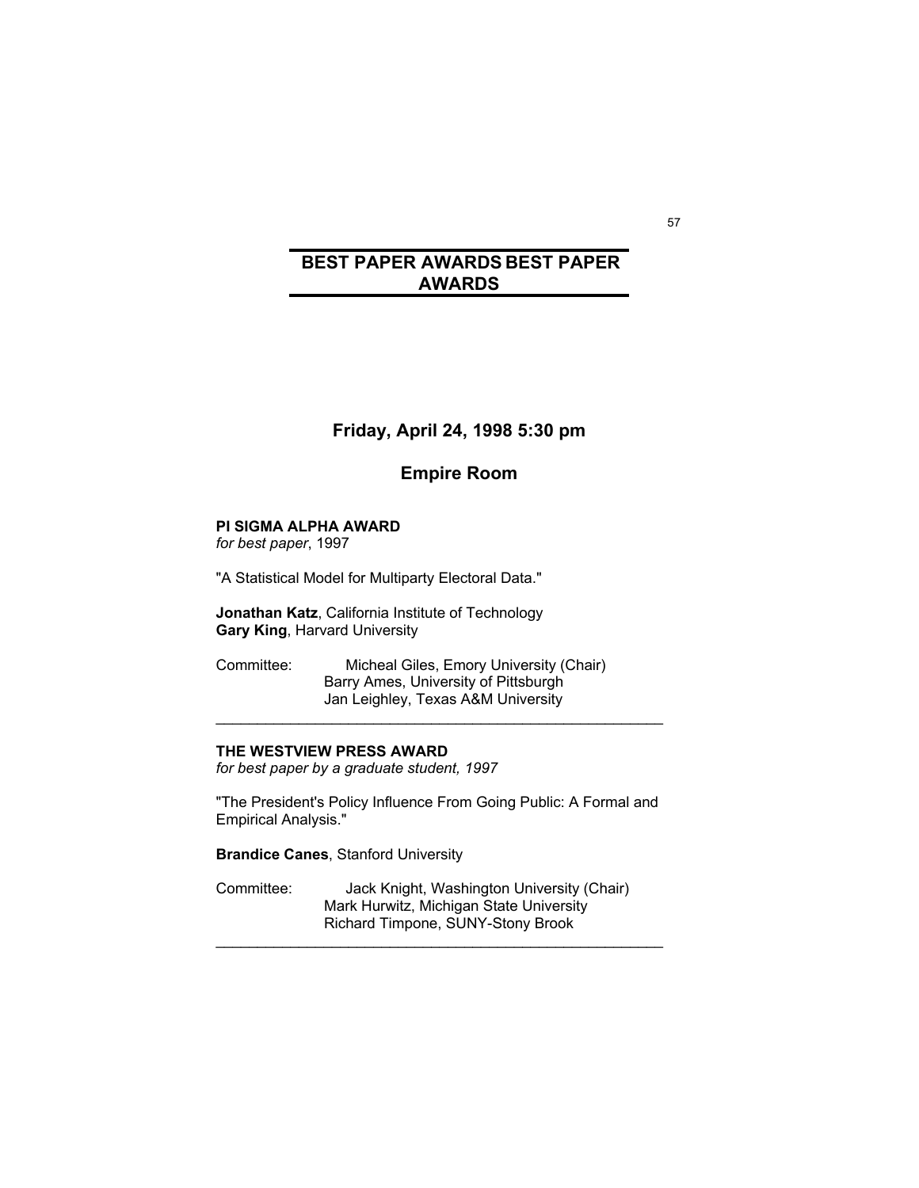# BEST PAPER AWARDS BEST PAPER AWARDS

## Friday, April 24, 1998 5:30 pm

## Empire Room

**PI SIGMA ALPHA AWARD**
*for best paper*, 1997

"A Statistical Model for Multiparty Electoral Data."

**Jonathan Katz**, California Institute of Technology
**Gary King**, Harvard University

Committee: Micheal Giles, Emory University (Chair)
Barry Ames, University of Pittsburgh
Jan Leighley, Texas A&M University

---

**THE WESTVIEW PRESS AWARD**
*for best paper by a graduate student, 1997*

"The President's Policy Influence From Going Public: A Formal and Empirical Analysis."

**Brandice Canes**, Stanford University

Committee: Jack Knight, Washington University (Chair)
Mark Hurwitz, Michigan State University
Richard Timpone, SUNY-Stony Brook

---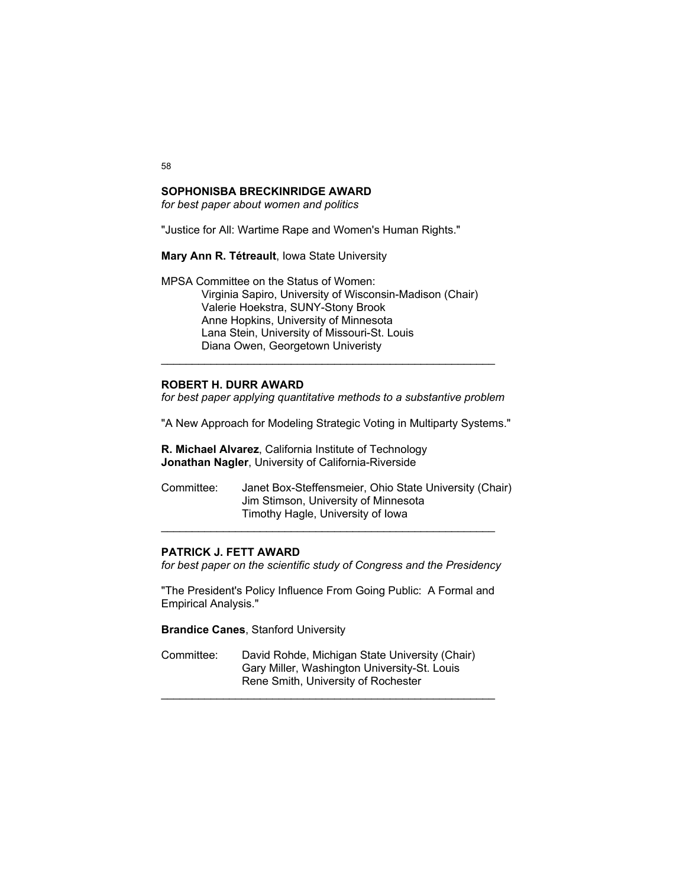## SOPHONISBA BRECKINRIDGE AWARD

*for best paper about women and politics*

"Justice for All: Wartime Rape and Women's Human Rights."

**Mary Ann R. Tétreault**, Iowa State University

MPSA Committee on the Status of Women:
- Virginia Sapiro, University of Wisconsin-Madison (Chair)
- Valerie Hoekstra, SUNY-Stony Brook
- Anne Hopkins, University of Minnesota
- Lana Stein, University of Missouri-St. Louis
- Diana Owen, Georgetown Univeristy

---

## ROBERT H. DURR AWARD

*for best paper applying quantitative methods to a substantive problem*

"A New Approach for Modeling Strategic Voting in Multiparty Systems."

**R. Michael Alvarez**, California Institute of Technology
**Jonathan Nagler**, University of California-Riverside

Committee:
- Janet Box-Steffensmeier, Ohio State University (Chair)
- Jim Stimson, University of Minnesota
- Timothy Hagle, University of Iowa

---

## PATRICK J. FETT AWARD

*for best paper on the scientific study of Congress and the Presidency*

"The President's Policy Influence From Going Public: A Formal and Empirical Analysis."

**Brandice Canes**, Stanford University

Committee:
- David Rohde, Michigan State University (Chair)
- Gary Miller, Washington University-St. Louis
- Rene Smith, University of Rochester

---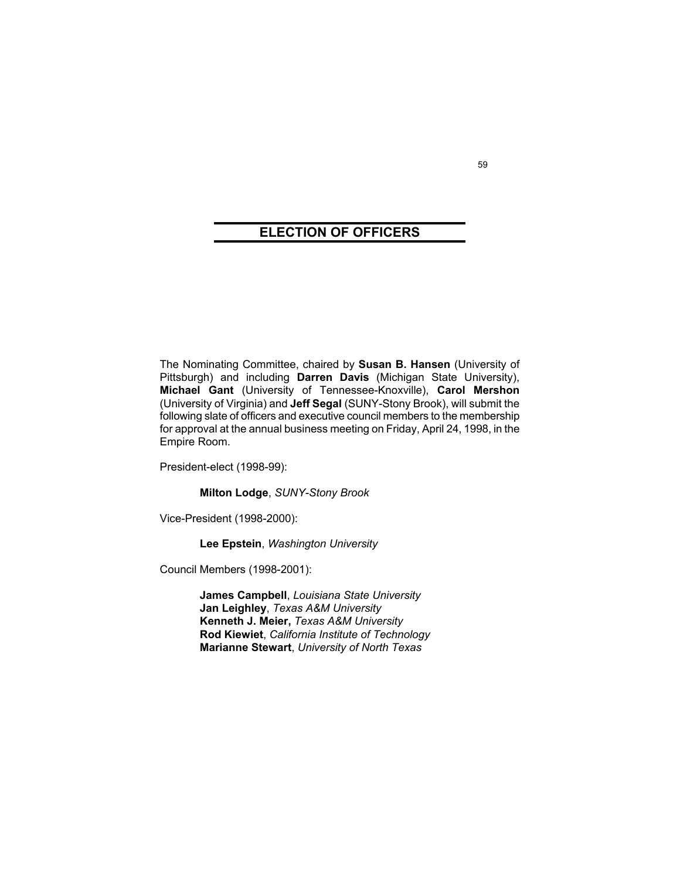## ELECTION OF OFFICERS

The Nominating Committee, chaired by **Susan B. Hansen** (University of Pittsburgh) and including **Darren Davis** (Michigan State University), **Michael Gant** (University of Tennessee-Knoxville), **Carol Mershon** (University of Virginia) and **Jeff Segal** (SUNY-Stony Brook), will submit the following slate of officers and executive council members to the membership for approval at the annual business meeting on Friday, April 24, 1998, in the Empire Room.

President-elect (1998-99):

**Milton Lodge**, *SUNY-Stony Brook*

Vice-President (1998-2000):

**Lee Epstein**, *Washington University*

Council Members (1998-2001):

**James Campbell**, *Louisiana State University*
**Jan Leighley**, *Texas A&M University*
**Kenneth J. Meier,** *Texas A&M University*
**Rod Kiewiet**, *California Institute of Technology*
**Marianne Stewart**, *University of North Texas*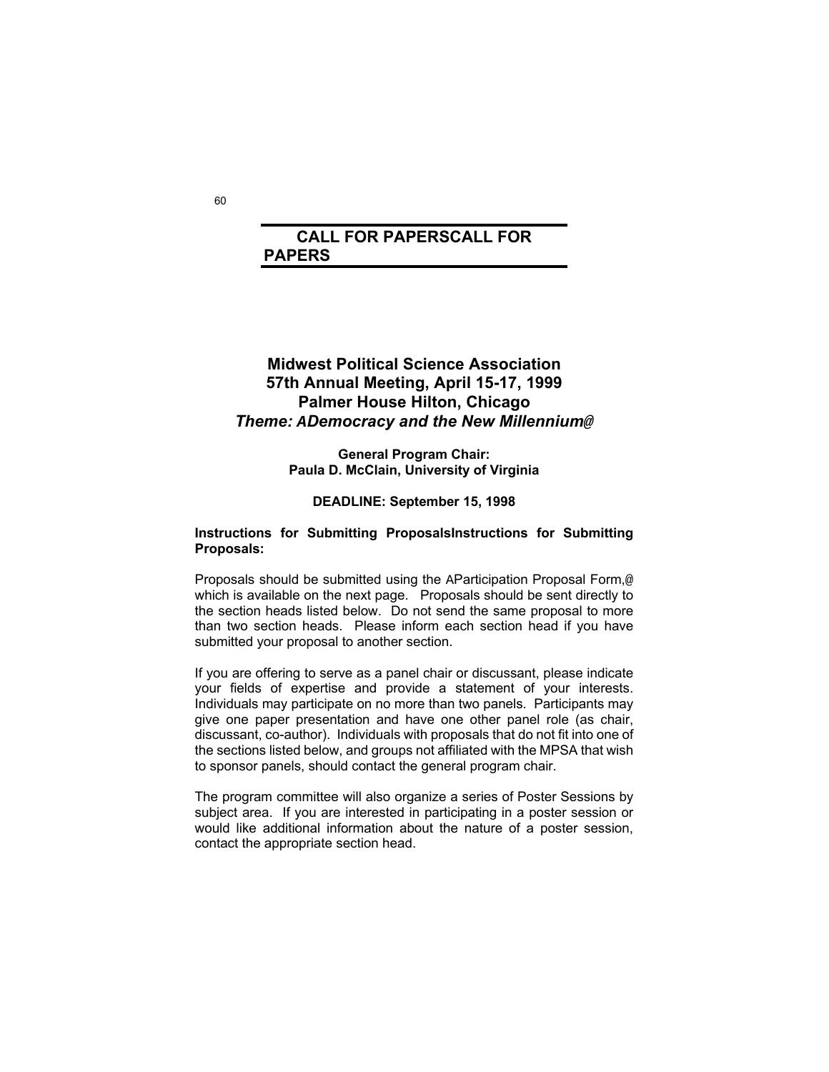## CALL FOR PAPERSCALL FOR PAPERS

### Midwest Political Science Association
### 57th Annual Meeting, April 15-17, 1999
### Palmer House Hilton, Chicago
### *Theme: ADemocracy and the New Millennium@*

**General Program Chair:**
**Paula D. McClain, University of Virginia**

**DEADLINE: September 15, 1998**

**Instructions for Submitting ProposalsInstructions for Submitting Proposals:**

Proposals should be submitted using the AParticipation Proposal Form,@ which is available on the next page. Proposals should be sent directly to the section heads listed below. Do not send the same proposal to more than two section heads. Please inform each section head if you have submitted your proposal to another section.

If you are offering to serve as a panel chair or discussant, please indicate your fields of expertise and provide a statement of your interests. Individuals may participate on no more than two panels. Participants may give one paper presentation and have one other panel role (as chair, discussant, co-author). Individuals with proposals that do not fit into one of the sections listed below, and groups not affiliated with the MPSA that wish to sponsor panels, should contact the general program chair.

The program committee will also organize a series of Poster Sessions by subject area. If you are interested in participating in a poster session or would like additional information about the nature of a poster session, contact the appropriate section head.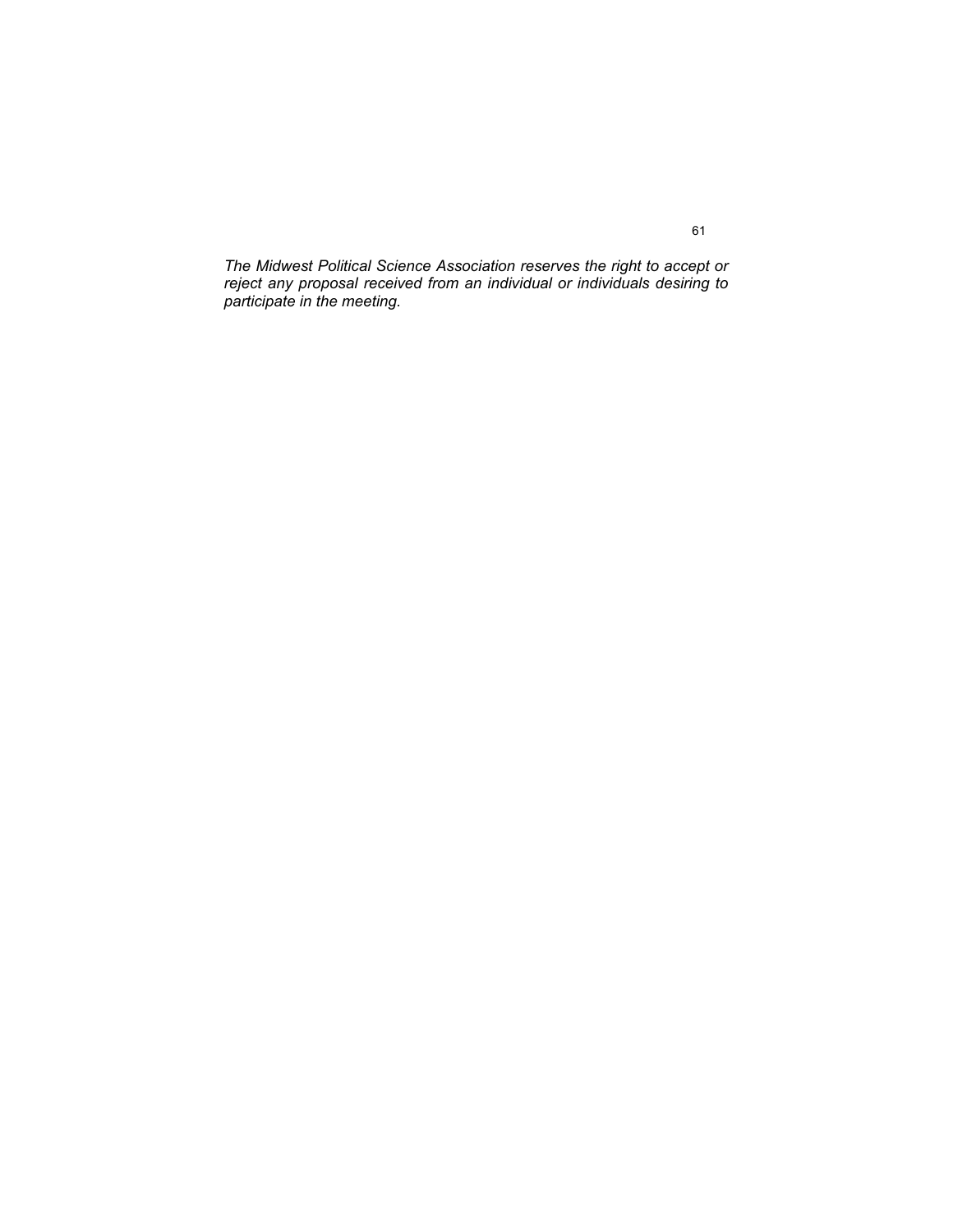*The Midwest Political Science Association reserves the right to accept or reject any proposal received from an individual or individuals desiring to participate in the meeting.*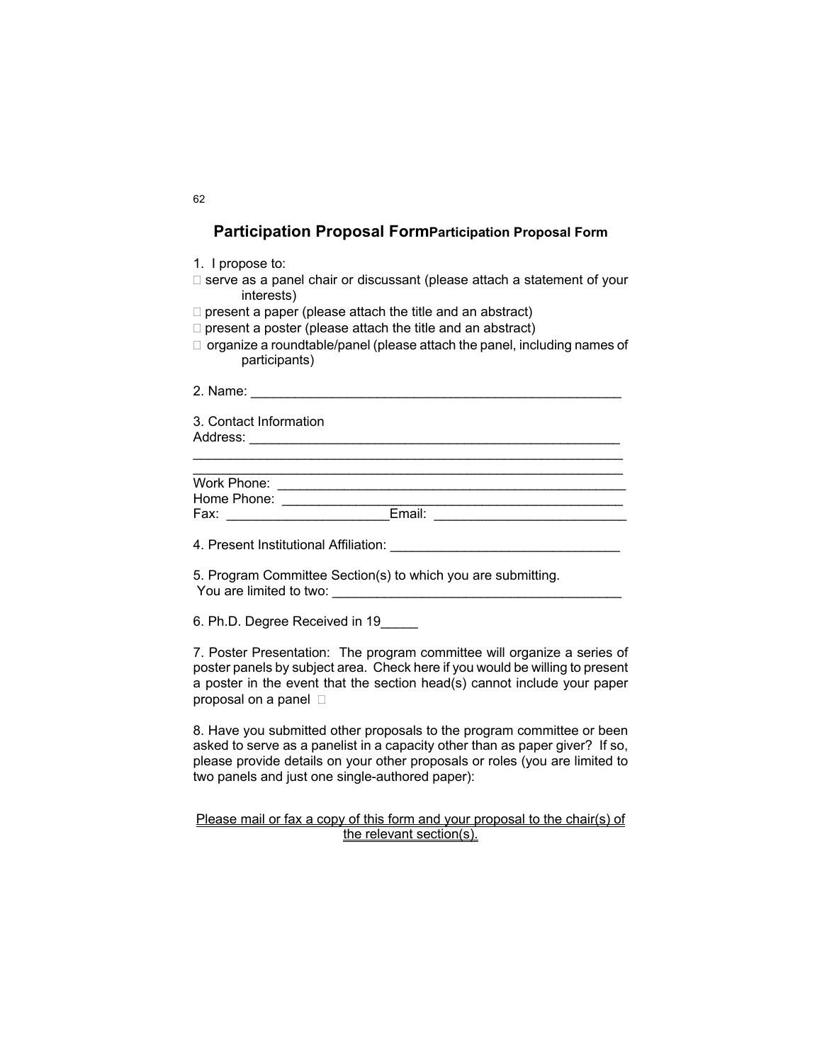## Participation Proposal Form Participation Proposal Form

1. I propose to:

☐ serve as a panel chair or discussant (please attach a statement of your interests)

☐ present a paper (please attach the title and an abstract)

☐ present a poster (please attach the title and an abstract)

☐ organize a roundtable/panel (please attach the panel, including names of participants)

2. Name: ____________________________________________________

3. Contact Information

Address: ____________________________________________________

_____________________________________________________________

_____________________________________________________________

Work Phone: _________________________________________________

Home Phone: ________________________________________________

Fax: _____________________Email: _________________________

4. Present Institutional Affiliation: ______________________________

5. Program Committee Section(s) to which you are submitting.
You are limited to two: _______________________________________

6. Ph.D. Degree Received in 19_____

7. Poster Presentation: The program committee will organize a series of poster panels by subject area. Check here if you would be willing to present a poster in the event that the section head(s) cannot include your paper proposal on a panel ☐

8. Have you submitted other proposals to the program committee or been asked to serve as a panelist in a capacity other than as paper giver? If so, please provide details on your other proposals or roles (you are limited to two panels and just one single-authored paper):

<u>Please mail or fax a copy of this form and your proposal to the chair(s) of the relevant section(s).</u>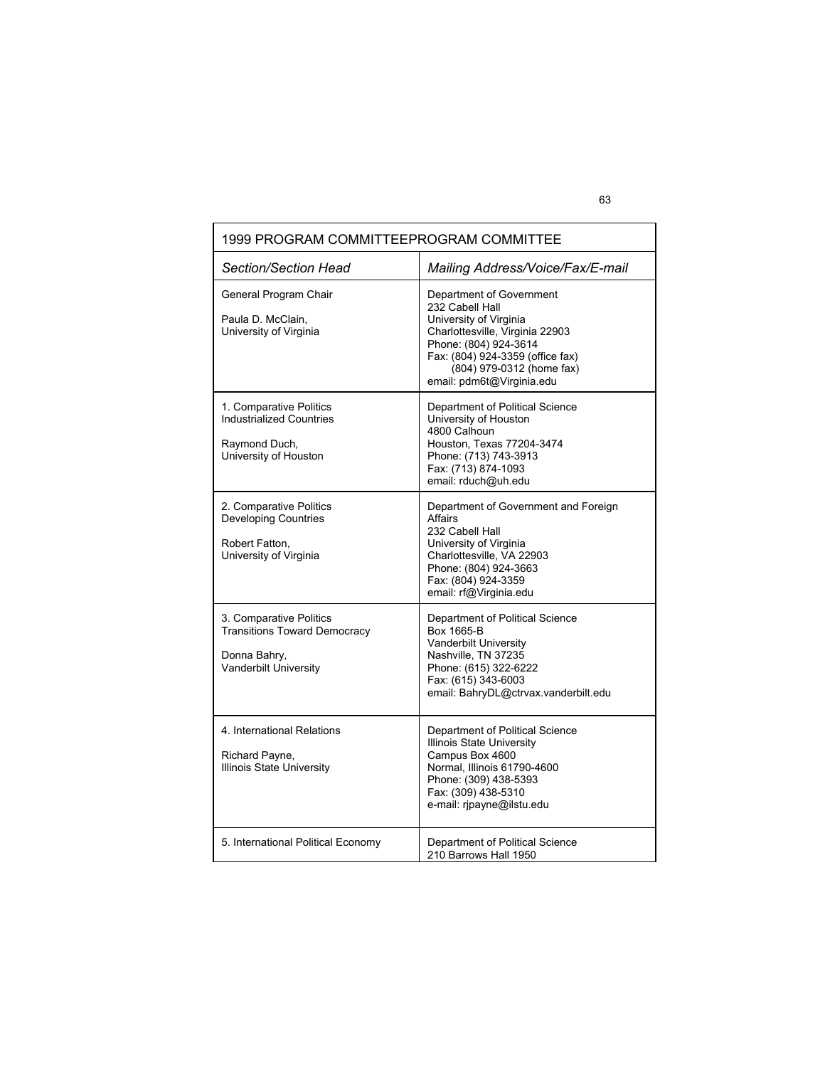| 1999 PROGRAM COMMITTEEPROGRAM COMMITTEE | |
|---|---|
| *Section/Section Head* | *Mailing Address/Voice/Fax/E-mail* |
| General Program Chair<br><br>Paula D. McClain,<br>University of Virginia | Department of Government<br>232 Cabell Hall<br>University of Virginia<br>Charlottesville, Virginia 22903<br>Phone: (804) 924-3614<br>Fax: (804) 924-3359 (office fax)<br>(804) 979-0312 (home fax)<br>email: pdm6t@Virginia.edu |
| 1. Comparative Politics<br>Industrialized Countries<br><br>Raymond Duch,<br>University of Houston | Department of Political Science<br>University of Houston<br>4800 Calhoun<br>Houston, Texas 77204-3474<br>Phone: (713) 743-3913<br>Fax: (713) 874-1093<br>email: rduch@uh.edu |
| 2. Comparative Politics<br>Developing Countries<br><br>Robert Fatton,<br>University of Virginia | Department of Government and Foreign Affairs<br>232 Cabell Hall<br>University of Virginia<br>Charlottesville, VA 22903<br>Phone: (804) 924-3663<br>Fax: (804) 924-3359<br>email: rf@Virginia.edu |
| 3. Comparative Politics<br>Transitions Toward Democracy<br><br>Donna Bahry,<br>Vanderbilt University | Department of Political Science<br>Box 1665-B<br>Vanderbilt University<br>Nashville, TN 37235<br>Phone: (615) 322-6222<br>Fax: (615) 343-6003<br>email: BahryDL@ctrvax.vanderbilt.edu |
| 4. International Relations<br><br>Richard Payne,<br>Illinois State University | Department of Political Science<br>Illinois State University<br>Campus Box 4600<br>Normal, Illinois 61790-4600<br>Phone: (309) 438-5393<br>Fax: (309) 438-5310<br>e-mail: rjpayne@ilstu.edu |
| 5. International Political Economy | Department of Political Science<br>210 Barrows Hall 1950 |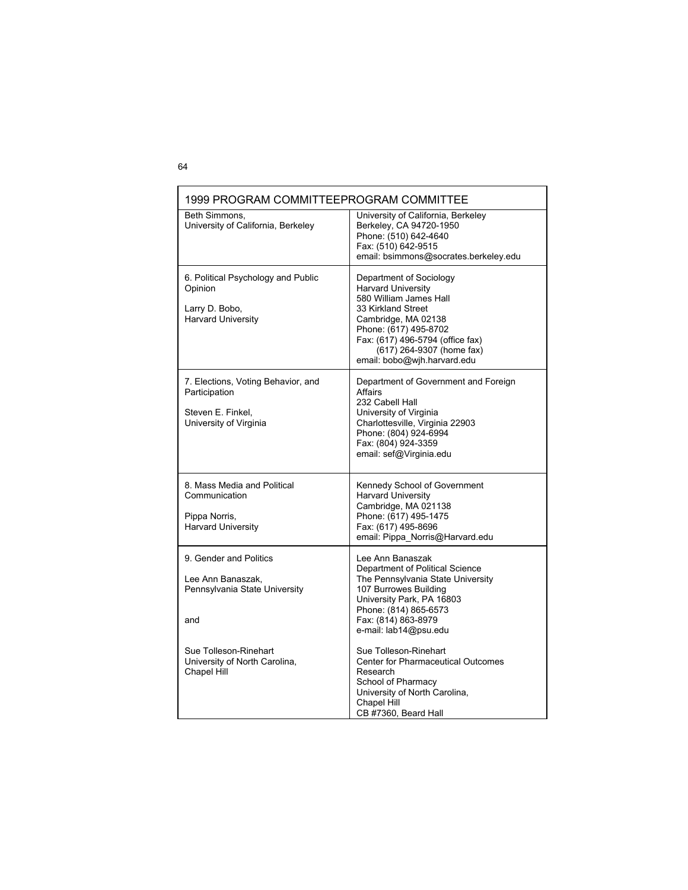| 1999 PROGRAM COMMITTEEPROGRAM COMMITTEE | |
|---|---|
| Beth Simmons,<br>University of California, Berkeley | University of California, Berkeley<br>Berkeley, CA 94720-1950<br>Phone: (510) 642-4640<br>Fax: (510) 642-9515<br>email: bsimmons@socrates.berkeley.edu |
| 6. Political Psychology and Public Opinion<br><br>Larry D. Bobo,<br>Harvard University | Department of Sociology<br>Harvard University<br>580 William James Hall<br>33 Kirkland Street<br>Cambridge, MA 02138<br>Phone: (617) 495-8702<br>Fax: (617) 496-5794 (office fax)<br>(617) 264-9307 (home fax)<br>email: bobo@wjh.harvard.edu |
| 7. Elections, Voting Behavior, and Participation<br><br>Steven E. Finkel,<br>University of Virginia | Department of Government and Foreign Affairs<br>232 Cabell Hall<br>University of Virginia<br>Charlottesville, Virginia 22903<br>Phone: (804) 924-6994<br>Fax: (804) 924-3359<br>email: sef@Virginia.edu |
| 8. Mass Media and Political Communication<br><br>Pippa Norris,<br>Harvard University | Kennedy School of Government<br>Harvard University<br>Cambridge, MA 021138<br>Phone: (617) 495-1475<br>Fax: (617) 495-8696<br>email: Pippa_Norris@Harvard.edu |
| 9. Gender and Politics<br><br>Lee Ann Banaszak,<br>Pennsylvania State University<br><br>and<br><br>Sue Tolleson-Rinehart<br>University of North Carolina, Chapel Hill | Lee Ann Banaszak<br>Department of Political Science<br>The Pennsylvania State University<br>107 Burrowes Building<br>University Park, PA 16803<br>Phone: (814) 865-6573<br>Fax: (814) 863-8979<br>e-mail: lab14@psu.edu<br><br>Sue Tolleson-Rinehart<br>Center for Pharmaceutical Outcomes Research<br>School of Pharmacy<br>University of North Carolina, Chapel Hill<br>CB #7360, Beard Hall |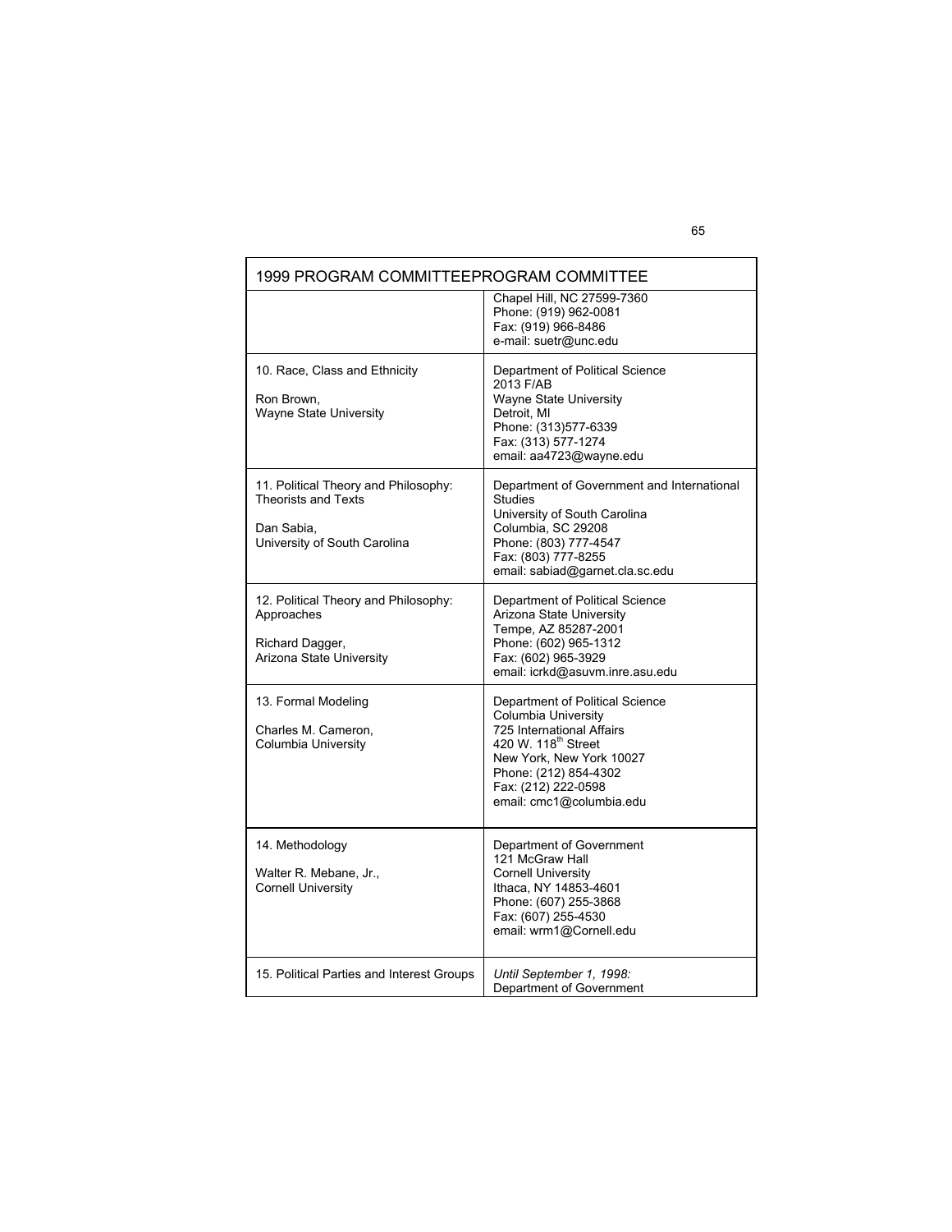| 1999 PROGRAM COMMITTEEPROGRAM COMMITTEE | |
|---|---|
| | Chapel Hill, NC 27599-7360<br>Phone: (919) 962-0081<br>Fax: (919) 966-8486<br>e-mail: suetr@unc.edu |
| 10. Race, Class and Ethnicity<br><br>Ron Brown,<br>Wayne State University | Department of Political Science<br>2013 F/AB<br>Wayne State University<br>Detroit, MI<br>Phone: (313)577-6339<br>Fax: (313) 577-1274<br>email: aa4723@wayne.edu |
| 11. Political Theory and Philosophy: Theorists and Texts<br><br>Dan Sabia,<br>University of South Carolina | Department of Government and International Studies<br>University of South Carolina<br>Columbia, SC 29208<br>Phone: (803) 777-4547<br>Fax: (803) 777-8255<br>email: sabiad@garnet.cla.sc.edu |
| 12. Political Theory and Philosophy: Approaches<br><br>Richard Dagger,<br>Arizona State University | Department of Political Science<br>Arizona State University<br>Tempe, AZ 85287-2001<br>Phone: (602) 965-1312<br>Fax: (602) 965-3929<br>email: icrkd@asuvm.inre.asu.edu |
| 13. Formal Modeling<br><br>Charles M. Cameron,<br>Columbia University | Department of Political Science<br>Columbia University<br>725 International Affairs<br>420 W. 118th Street<br>New York, New York 10027<br>Phone: (212) 854-4302<br>Fax: (212) 222-0598<br>email: cmc1@columbia.edu |
| 14. Methodology<br><br>Walter R. Mebane, Jr.,<br>Cornell University | Department of Government<br>121 McGraw Hall<br>Cornell University<br>Ithaca, NY 14853-4601<br>Phone: (607) 255-3868<br>Fax: (607) 255-4530<br>email: wrm1@Cornell.edu |
| 15. Political Parties and Interest Groups | *Until September 1, 1998:*<br>Department of Government |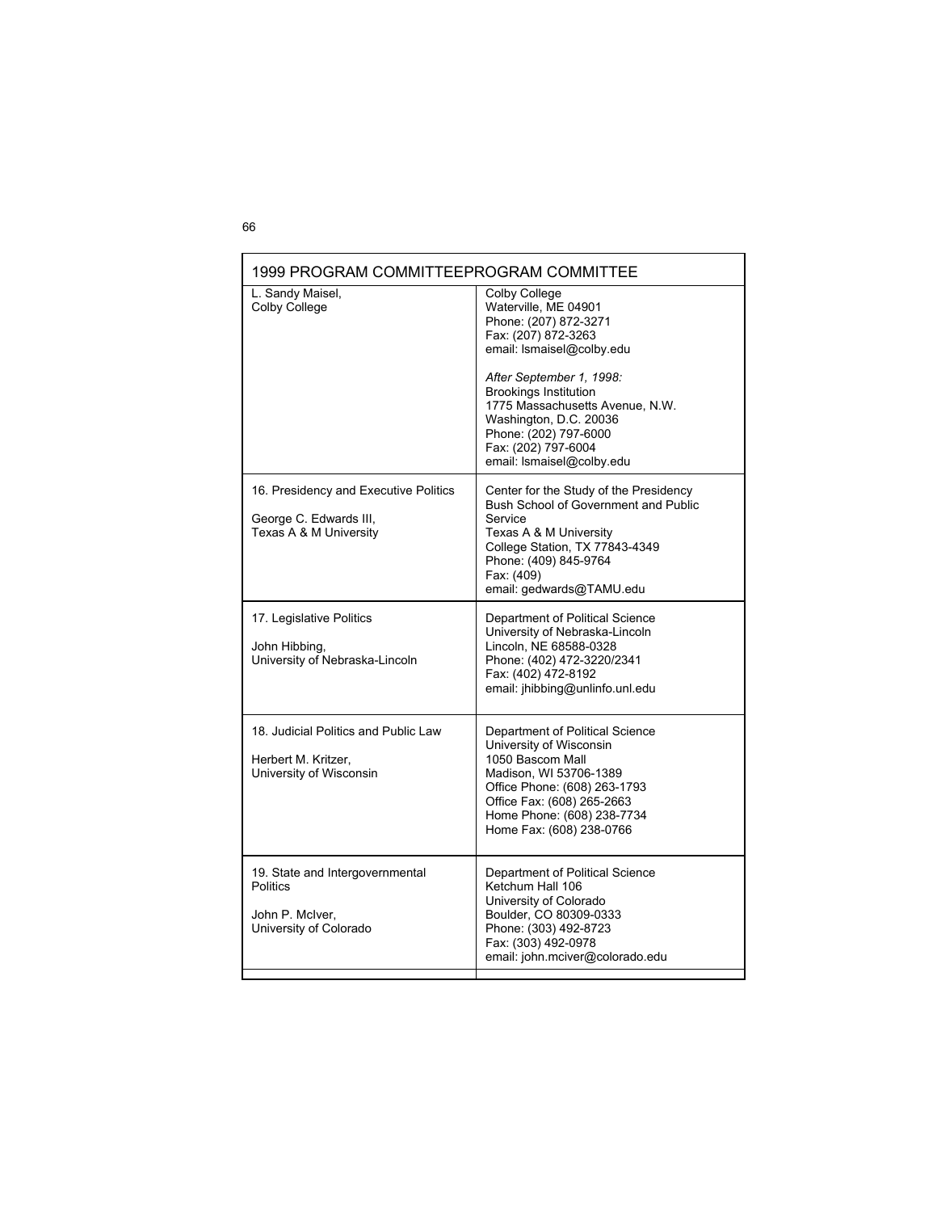| 1999 PROGRAM COMMITTEEPROGRAM COMMITTEE | |
|---|---|
| L. Sandy Maisel,<br>Colby College | Colby College<br>Waterville, ME 04901<br>Phone: (207) 872-3271<br>Fax: (207) 872-3263<br>email: lsmaisel@colby.edu<br><br>*After September 1, 1998:*<br>Brookings Institution<br>1775 Massachusetts Avenue, N.W.<br>Washington, D.C. 20036<br>Phone: (202) 797-6000<br>Fax: (202) 797-6004<br>email: lsmaisel@colby.edu |
| 16. Presidency and Executive Politics<br><br>George C. Edwards III,<br>Texas A & M University | Center for the Study of the Presidency<br>Bush School of Government and Public Service<br>Texas A & M University<br>College Station, TX 77843-4349<br>Phone: (409) 845-9764<br>Fax: (409)<br>email: gedwards@TAMU.edu |
| 17. Legislative Politics<br><br>John Hibbing,<br>University of Nebraska-Lincoln | Department of Political Science<br>University of Nebraska-Lincoln<br>Lincoln, NE 68588-0328<br>Phone: (402) 472-3220/2341<br>Fax: (402) 472-8192<br>email: jhibbing@unlinfo.unl.edu |
| 18. Judicial Politics and Public Law<br><br>Herbert M. Kritzer,<br>University of Wisconsin | Department of Political Science<br>University of Wisconsin<br>1050 Bascom Mall<br>Madison, WI 53706-1389<br>Office Phone: (608) 263-1793<br>Office Fax: (608) 265-2663<br>Home Phone: (608) 238-7734<br>Home Fax: (608) 238-0766 |
| 19. State and Intergovernmental Politics<br><br>John P. McIver,<br>University of Colorado | Department of Political Science<br>Ketchum Hall 106<br>University of Colorado<br>Boulder, CO 80309-0333<br>Phone: (303) 492-8723<br>Fax: (303) 492-0978<br>email: john.mciver@colorado.edu |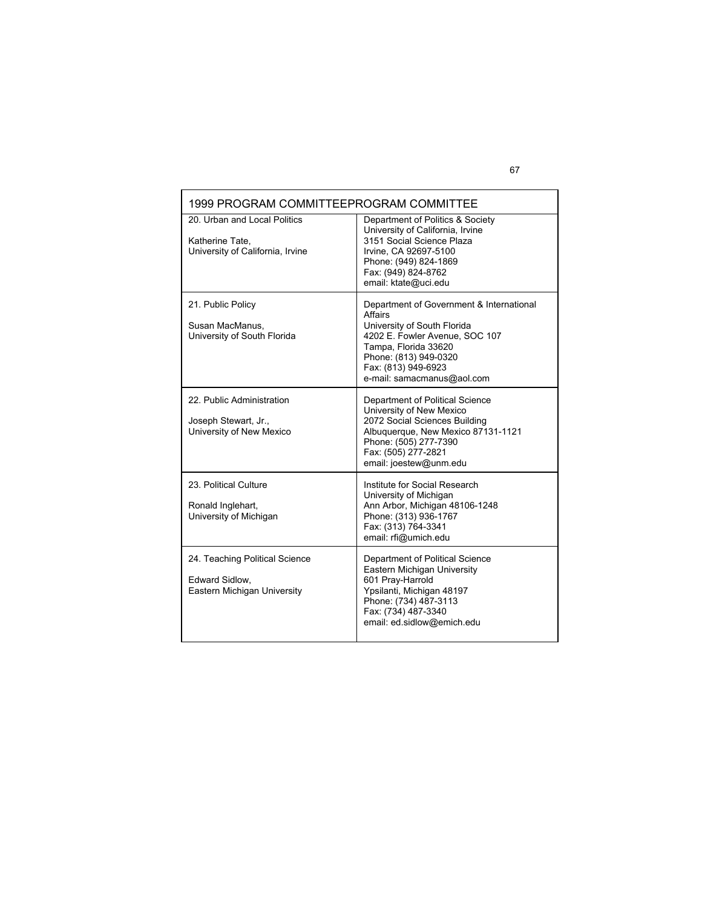| 1999 PROGRAM COMMITTEEPROGRAM COMMITTEE | |
|---|---|
| 20. Urban and Local Politics<br><br>Katherine Tate,<br>University of California, Irvine | Department of Politics & Society<br>University of California, Irvine<br>3151 Social Science Plaza<br>Irvine, CA 92697-5100<br>Phone: (949) 824-1869<br>Fax: (949) 824-8762<br>email: ktate@uci.edu |
| 21. Public Policy<br><br>Susan MacManus,<br>University of South Florida | Department of Government & International Affairs<br>University of South Florida<br>4202 E. Fowler Avenue, SOC 107<br>Tampa, Florida 33620<br>Phone: (813) 949-0320<br>Fax: (813) 949-6923<br>e-mail: samacmanus@aol.com |
| 22. Public Administration<br><br>Joseph Stewart, Jr.,<br>University of New Mexico | Department of Political Science<br>University of New Mexico<br>2072 Social Sciences Building<br>Albuquerque, New Mexico 87131-1121<br>Phone: (505) 277-7390<br>Fax: (505) 277-2821<br>email: joestew@unm.edu |
| 23. Political Culture<br><br>Ronald Inglehart,<br>University of Michigan | Institute for Social Research<br>University of Michigan<br>Ann Arbor, Michigan 48106-1248<br>Phone: (313) 936-1767<br>Fax: (313) 764-3341<br>email: rfi@umich.edu |
| 24. Teaching Political Science<br><br>Edward Sidlow,<br>Eastern Michigan University | Department of Political Science<br>Eastern Michigan University<br>601 Pray-Harrold<br>Ypsilanti, Michigan 48197<br>Phone: (734) 487-3113<br>Fax: (734) 487-3340<br>email: ed.sidlow@emich.edu |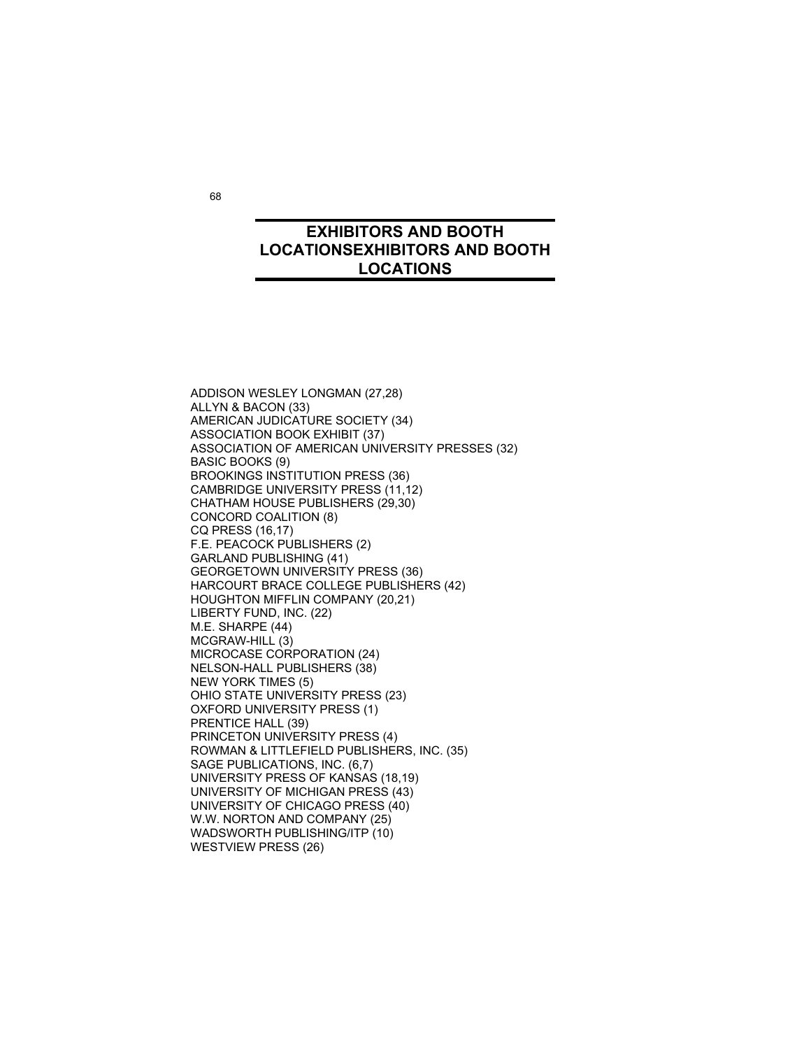# EXHIBITORS AND BOOTH LOCATIONSEXHIBITORS AND BOOTH LOCATIONS

ADDISON WESLEY LONGMAN (27,28)  
ALLYN & BACON (33)  
AMERICAN JUDICATURE SOCIETY (34)  
ASSOCIATION BOOK EXHIBIT (37)  
ASSOCIATION OF AMERICAN UNIVERSITY PRESSES (32)  
BASIC BOOKS (9)  
BROOKINGS INSTITUTION PRESS (36)  
CAMBRIDGE UNIVERSITY PRESS (11,12)  
CHATHAM HOUSE PUBLISHERS (29,30)  
CONCORD COALITION (8)  
CQ PRESS (16,17)  
F.E. PEACOCK PUBLISHERS (2)  
GARLAND PUBLISHING (41)  
GEORGETOWN UNIVERSITY PRESS (36)  
HARCOURT BRACE COLLEGE PUBLISHERS (42)  
HOUGHTON MIFFLIN COMPANY (20,21)  
LIBERTY FUND, INC. (22)  
M.E. SHARPE (44)  
MCGRAW-HILL (3)  
MICROCASE CORPORATION (24)  
NELSON-HALL PUBLISHERS (38)  
NEW YORK TIMES (5)  
OHIO STATE UNIVERSITY PRESS (23)  
OXFORD UNIVERSITY PRESS (1)  
PRENTICE HALL (39)  
PRINCETON UNIVERSITY PRESS (4)  
ROWMAN & LITTLEFIELD PUBLISHERS, INC. (35)  
SAGE PUBLICATIONS, INC. (6,7)  
UNIVERSITY PRESS OF KANSAS (18,19)  
UNIVERSITY OF MICHIGAN PRESS (43)  
UNIVERSITY OF CHICAGO PRESS (40)  
W.W. NORTON AND COMPANY (25)  
WADSWORTH PUBLISHING/ITP (10)  
WESTVIEW PRESS (26)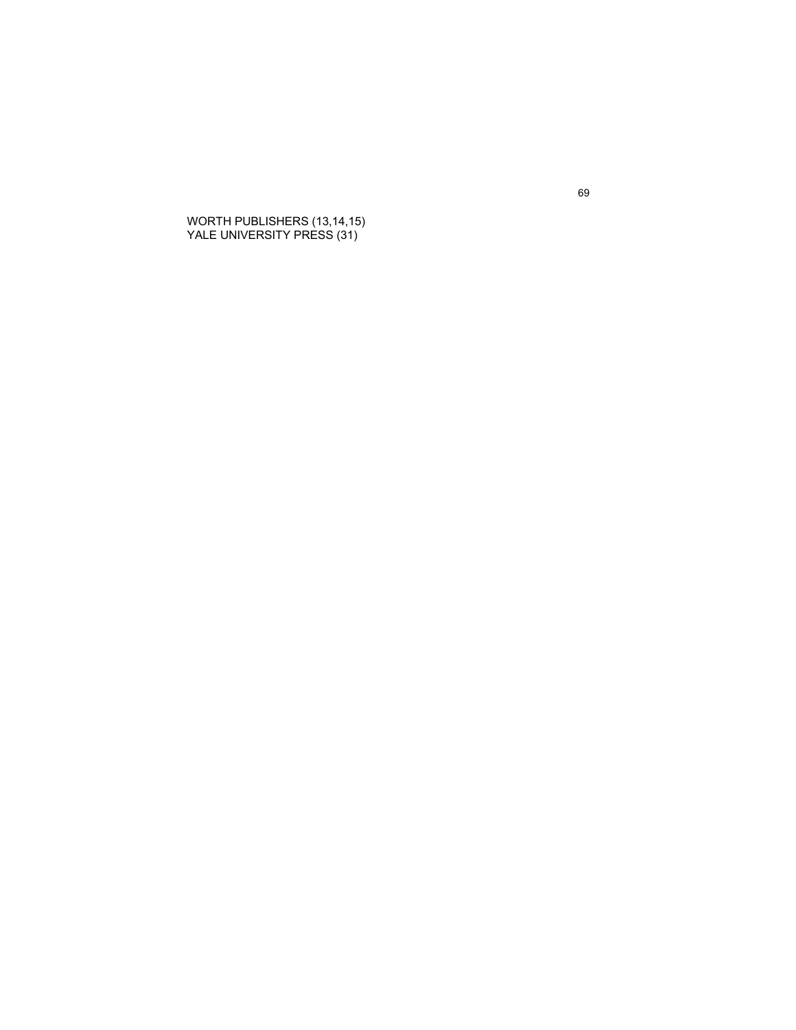WORTH PUBLISHERS (13,14,15)
YALE UNIVERSITY PRESS (31)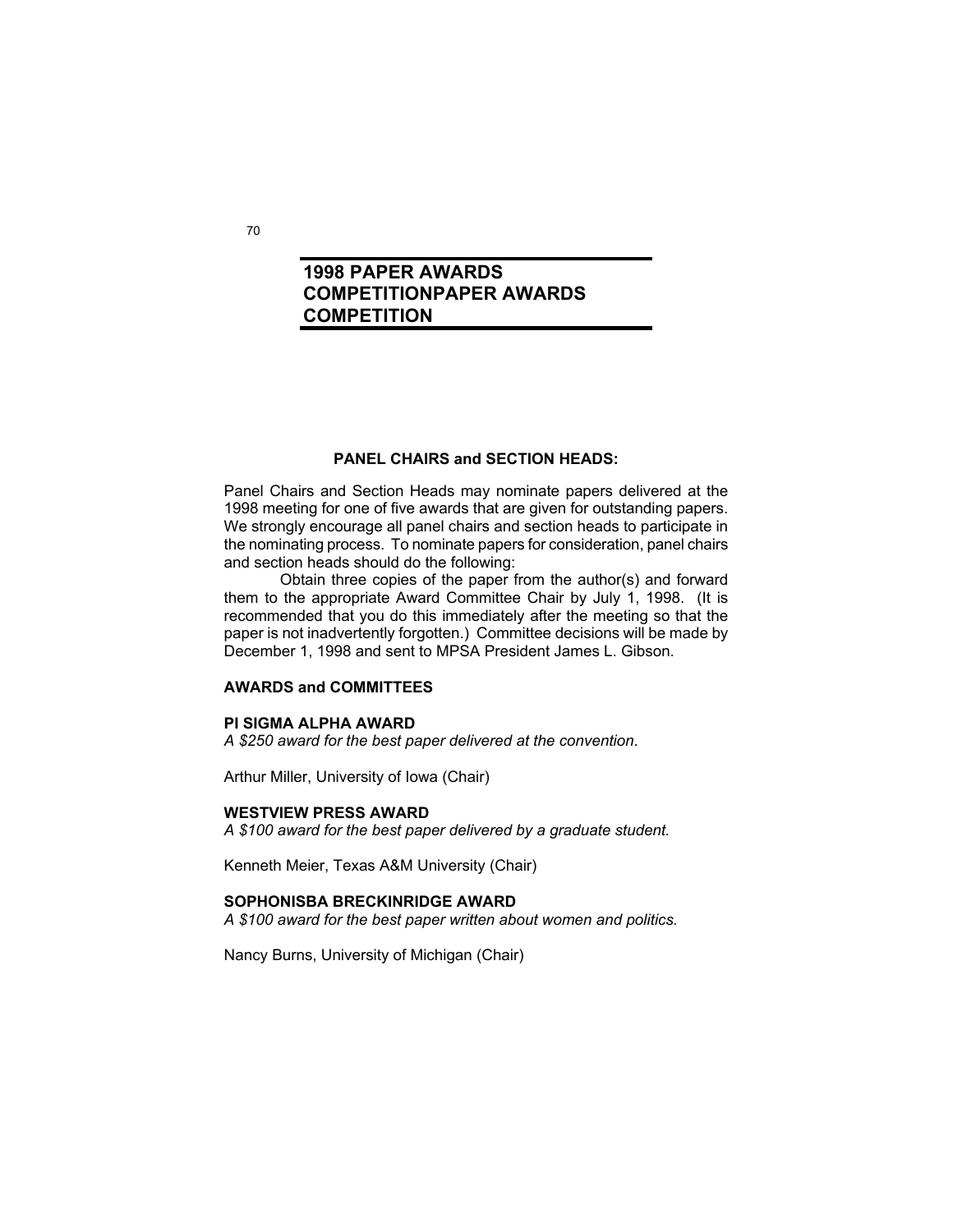# 1998 PAPER AWARDS COMPETITIONPAPER AWARDS COMPETITION

**PANEL CHAIRS and SECTION HEADS:**

Panel Chairs and Section Heads may nominate papers delivered at the 1998 meeting for one of five awards that are given for outstanding papers. We strongly encourage all panel chairs and section heads to participate in the nominating process. To nominate papers for consideration, panel chairs and section heads should do the following:

Obtain three copies of the paper from the author(s) and forward them to the appropriate Award Committee Chair by July 1, 1998. (It is recommended that you do this immediately after the meeting so that the paper is not inadvertently forgotten.) Committee decisions will be made by December 1, 1998 and sent to MPSA President James L. Gibson.

**AWARDS and COMMITTEES**

**PI SIGMA ALPHA AWARD**

*A $250 award for the best paper delivered at the convention.*

Arthur Miller, University of Iowa (Chair)

**WESTVIEW PRESS AWARD**

*A $100 award for the best paper delivered by a graduate student.*

Kenneth Meier, Texas A&M University (Chair)

**SOPHONISBA BRECKINRIDGE AWARD**

*A $100 award for the best paper written about women and politics.*

Nancy Burns, University of Michigan (Chair)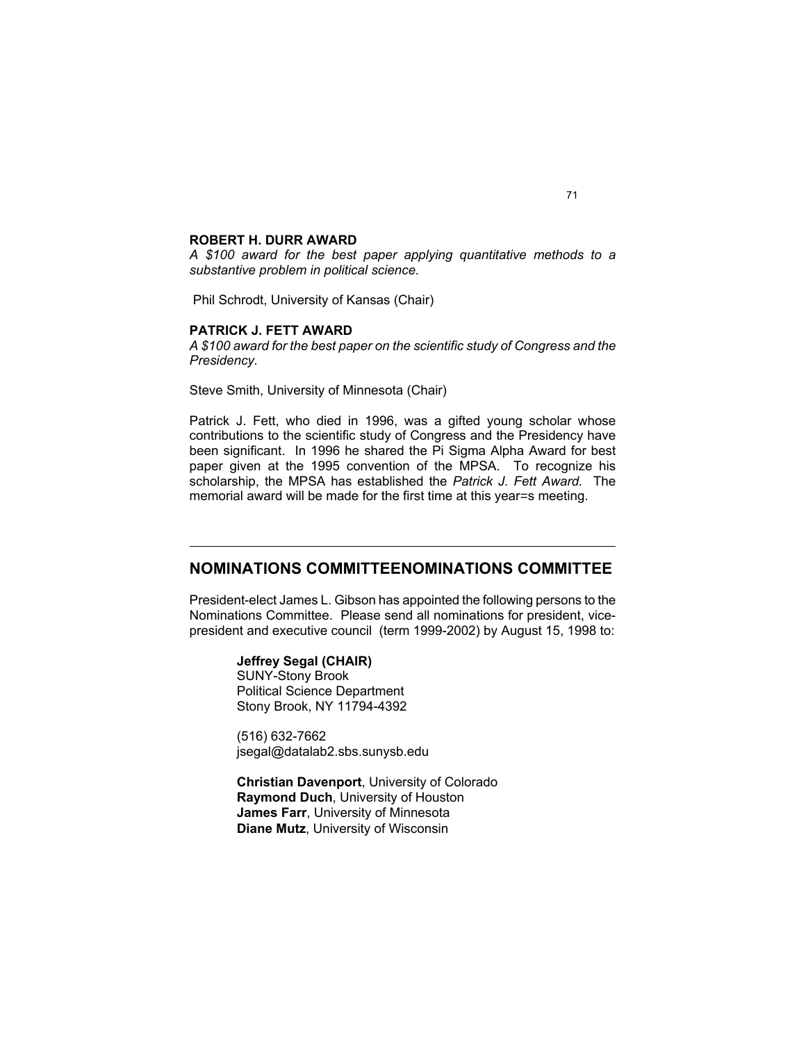**ROBERT H. DURR AWARD**
*A $100 award for the best paper applying quantitative methods to a substantive problem in political science.*

Phil Schrodt, University of Kansas (Chair)

**PATRICK J. FETT AWARD**
*A $100 award for the best paper on the scientific study of Congress and the Presidency.*

Steve Smith, University of Minnesota (Chair)

Patrick J. Fett, who died in 1996, was a gifted young scholar whose contributions to the scientific study of Congress and the Presidency have been significant. In 1996 he shared the Pi Sigma Alpha Award for best paper given at the 1995 convention of the MPSA. To recognize his scholarship, the MPSA has established the *Patrick J. Fett Award.* The memorial award will be made for the first time at this year=s meeting.

---

## NOMINATIONS COMMITTEENOMINATIONS COMMITTEE

President-elect James L. Gibson has appointed the following persons to the Nominations Committee. Please send all nominations for president, vice-president and executive council (term 1999-2002) by August 15, 1998 to:

**Jeffrey Segal (CHAIR)**
SUNY-Stony Brook
Political Science Department
Stony Brook, NY 11794-4392

(516) 632-7662
jsegal@datalab2.sbs.sunysb.edu

**Christian Davenport**, University of Colorado
**Raymond Duch**, University of Houston
**James Farr**, University of Minnesota
**Diane Mutz**, University of Wisconsin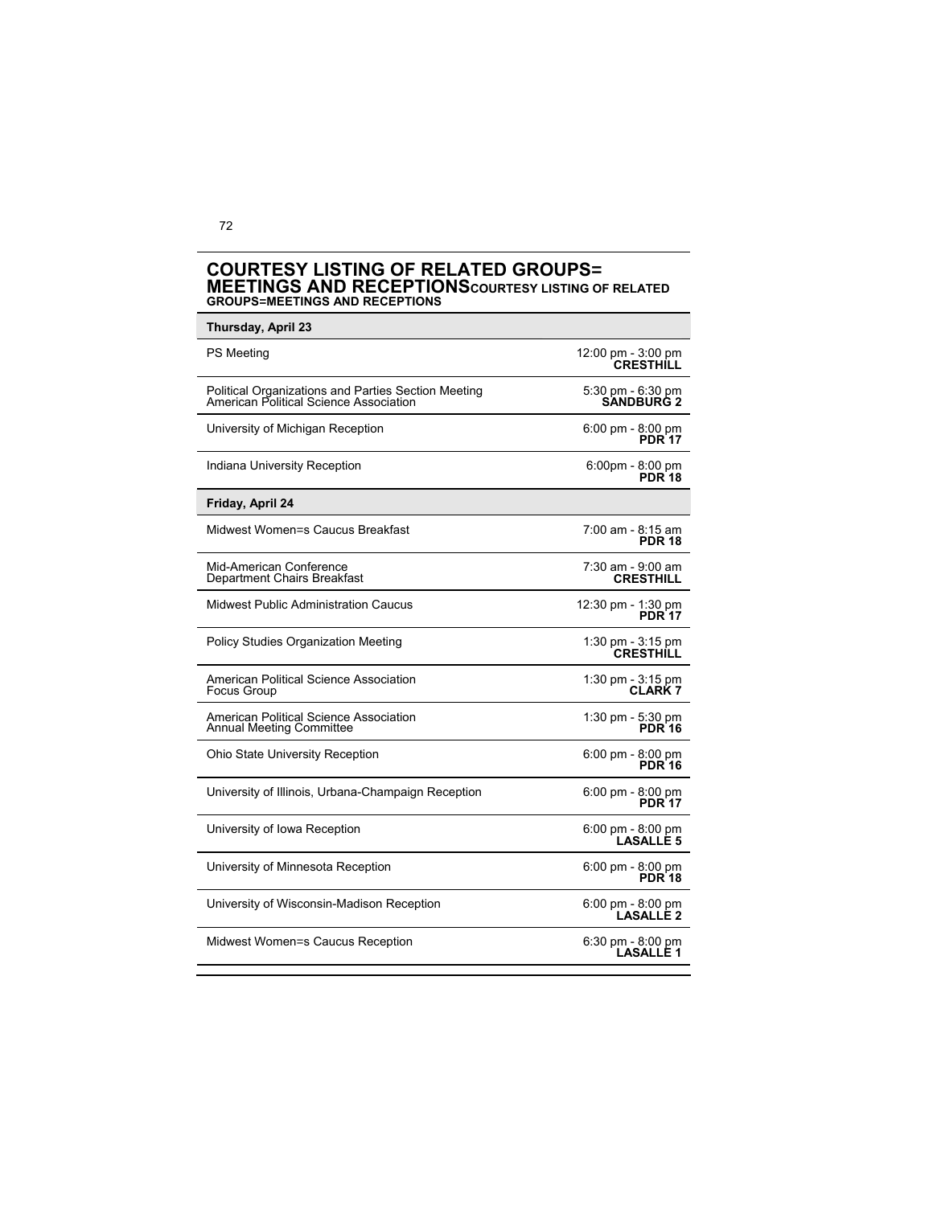## COURTESY LISTING OF RELATED GROUPS= MEETINGS AND RECEPTIONS

| Event | Time / Location |
|---|---|
| **Thursday, April 23** | |
| PS Meeting | 12:00 pm - 3:00 pm **CRESTHILL** |
| Political Organizations and Parties Section Meeting American Political Science Association | 5:30 pm - 6:30 pm **SANDBURG 2** |
| University of Michigan Reception | 6:00 pm - 8:00 pm **PDR 17** |
| Indiana University Reception | 6:00pm - 8:00 pm **PDR 18** |
| **Friday, April 24** | |
| Midwest Women=s Caucus Breakfast | 7:00 am - 8:15 am **PDR 18** |
| Mid-American Conference Department Chairs Breakfast | 7:30 am - 9:00 am **CRESTHILL** |
| Midwest Public Administration Caucus | 12:30 pm - 1:30 pm **PDR 17** |
| Policy Studies Organization Meeting | 1:30 pm - 3:15 pm **CRESTHILL** |
| American Political Science Association Focus Group | 1:30 pm - 3:15 pm **CLARK 7** |
| American Political Science Association Annual Meeting Committee | 1:30 pm - 5:30 pm **PDR 16** |
| Ohio State University Reception | 6:00 pm - 8:00 pm **PDR 16** |
| University of Illinois, Urbana-Champaign Reception | 6:00 pm - 8:00 pm **PDR 17** |
| University of Iowa Reception | 6:00 pm - 8:00 pm **LASALLE 5** |
| University of Minnesota Reception | 6:00 pm - 8:00 pm **PDR 18** |
| University of Wisconsin-Madison Reception | 6:00 pm - 8:00 pm **LASALLE 2** |
| Midwest Women=s Caucus Reception | 6:30 pm - 8:00 pm **LASALLE 1** |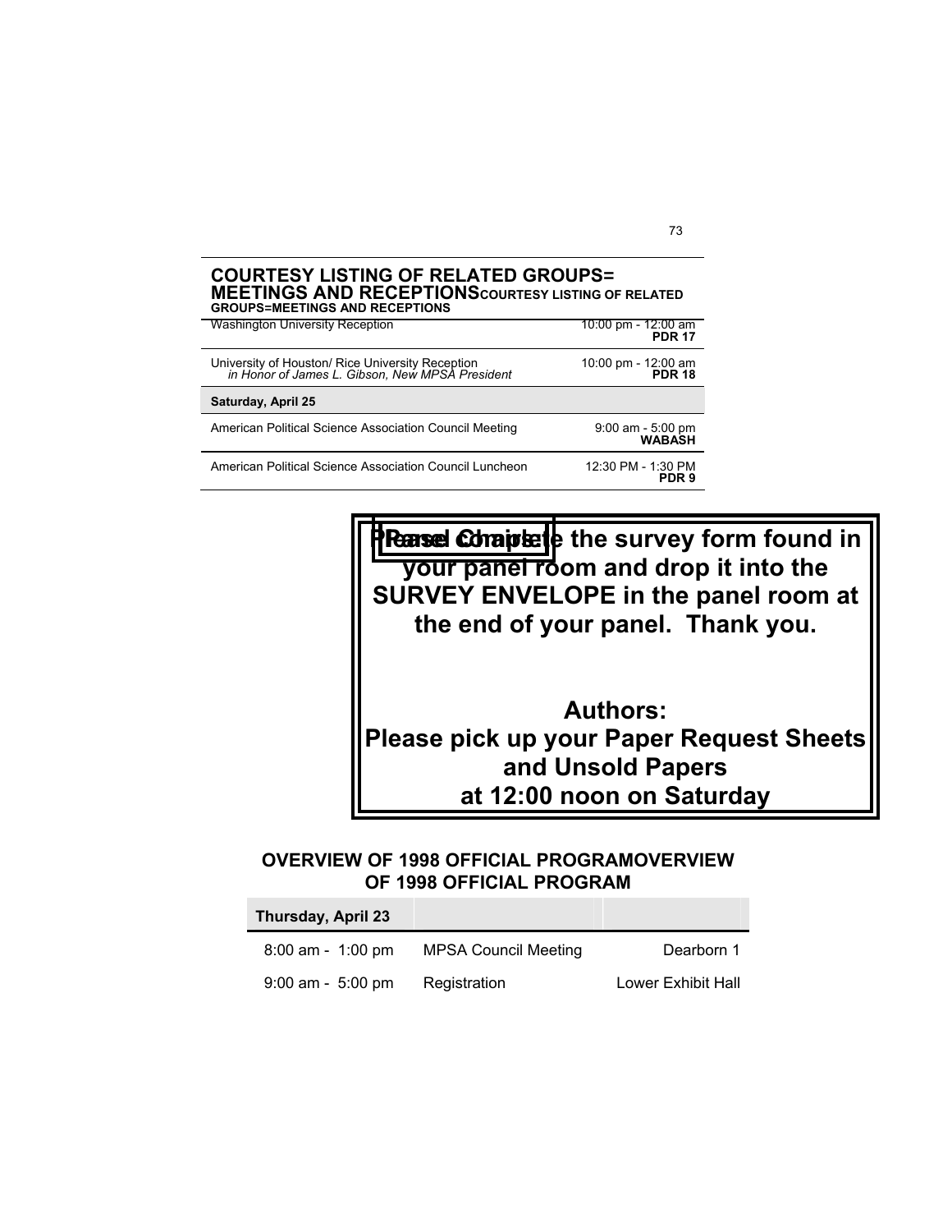## COURTESY LISTING OF RELATED GROUPS= MEETINGS AND RECEPTIONS

| | |
|---|---|
| Washington University Reception | 10:00 pm - 12:00 am **PDR 17** |
| University of Houston/ Rice University Reception *in Honor of James L. Gibson, New MPSA President* | 10:00 pm - 12:00 am **PDR 18** |
| **Saturday, April 25** | |
| American Political Science Association Council Meeting | 9:00 am - 5:00 pm **WABASH** |
| American Political Science Association Council Luncheon | 12:30 PM - 1:30 PM **PDR 9** |

**Panel Chairs:**

**Please complete the survey form found in your panel room and drop it into the SURVEY ENVELOPE in the panel room at the end of your panel. Thank you.**

**Authors:**
**Please pick up your Paper Request Sheets and Unsold Papers at 12:00 noon on Saturday**

## OVERVIEW OF 1998 OFFICIAL PROGRAM

| Thursday, April 23 | | |
|---|---|---|
| 8:00 am - 1:00 pm | MPSA Council Meeting | Dearborn 1 |
| 9:00 am - 5:00 pm | Registration | Lower Exhibit Hall |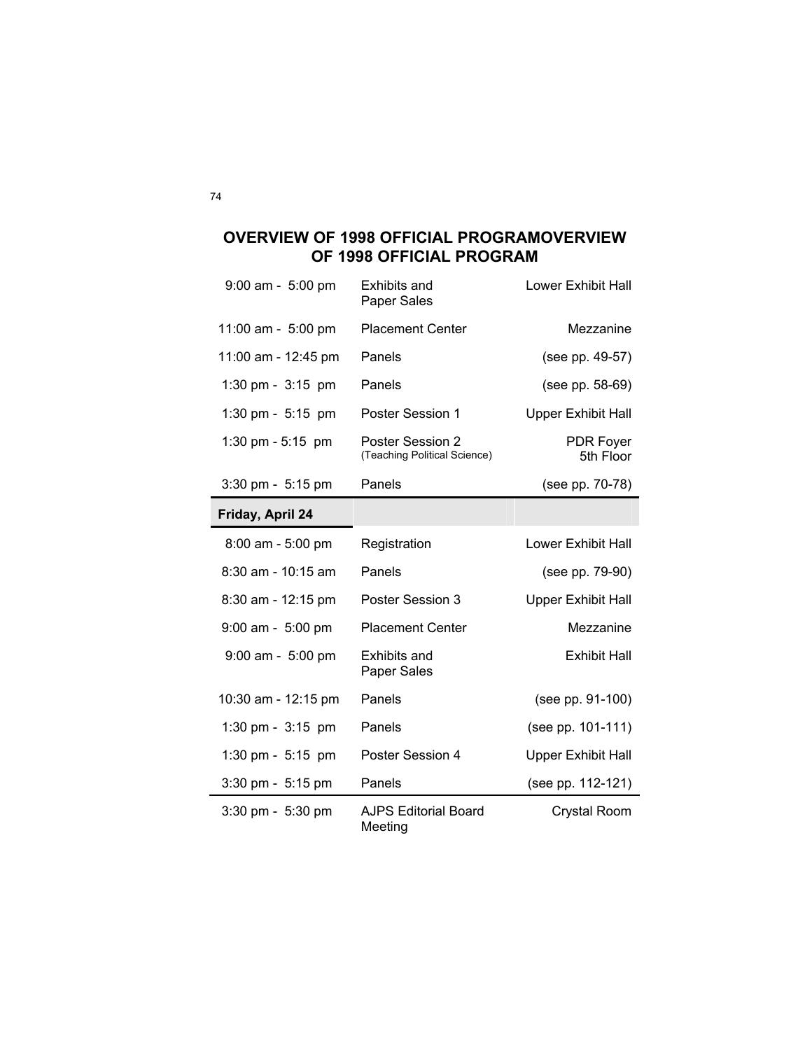## OVERVIEW OF 1998 OFFICIAL PROGRAMOVERVIEW OF 1998 OFFICIAL PROGRAM

| | | |
|---|---|---|
| 9:00 am - 5:00 pm | Exhibits and Paper Sales | Lower Exhibit Hall |
| 11:00 am - 5:00 pm | Placement Center | Mezzanine |
| 11:00 am - 12:45 pm | Panels | (see pp. 49-57) |
| 1:30 pm - 3:15 pm | Panels | (see pp. 58-69) |
| 1:30 pm - 5:15 pm | Poster Session 1 | Upper Exhibit Hall |
| 1:30 pm - 5:15 pm | Poster Session 2 (Teaching Political Science) | PDR Foyer 5th Floor |
| 3:30 pm - 5:15 pm | Panels | (see pp. 70-78) |
| **Friday, April 24** | | |
| 8:00 am - 5:00 pm | Registration | Lower Exhibit Hall |
| 8:30 am - 10:15 am | Panels | (see pp. 79-90) |
| 8:30 am - 12:15 pm | Poster Session 3 | Upper Exhibit Hall |
| 9:00 am - 5:00 pm | Placement Center | Mezzanine |
| 9:00 am - 5:00 pm | Exhibits and Paper Sales | Exhibit Hall |
| 10:30 am - 12:15 pm | Panels | (see pp. 91-100) |
| 1:30 pm - 3:15 pm | Panels | (see pp. 101-111) |
| 1:30 pm - 5:15 pm | Poster Session 4 | Upper Exhibit Hall |
| 3:30 pm - 5:15 pm | Panels | (see pp. 112-121) |
| 3:30 pm - 5:30 pm | AJPS Editorial Board Meeting | Crystal Room |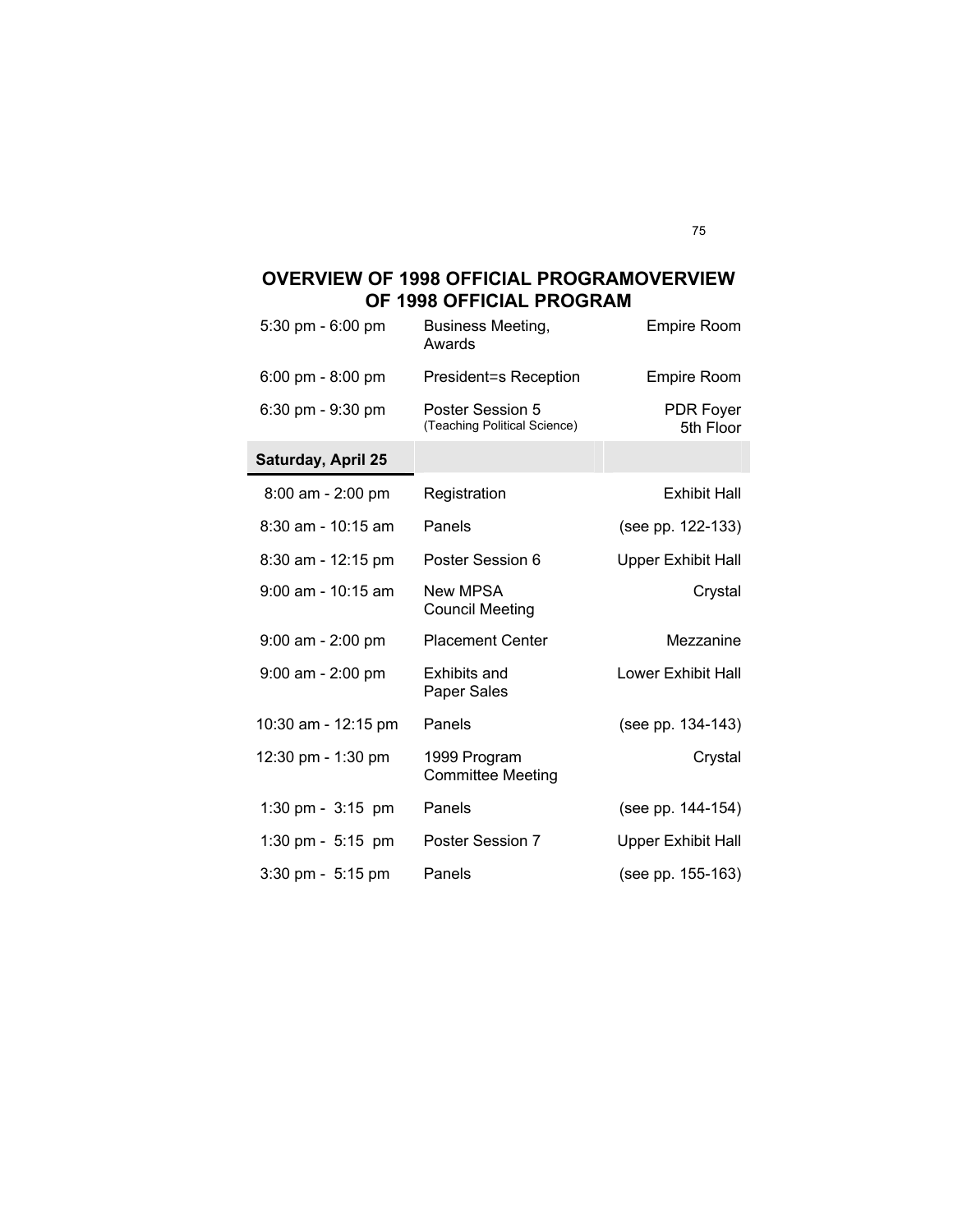## OVERVIEW OF 1998 OFFICIAL PROGRAMOVERVIEW OF 1998 OFFICIAL PROGRAM

| | | |
|---|---|---|
| 5:30 pm - 6:00 pm | Business Meeting, Awards | Empire Room |
| 6:00 pm - 8:00 pm | President=s Reception | Empire Room |
| 6:30 pm - 9:30 pm | Poster Session 5 (Teaching Political Science) | PDR Foyer 5th Floor |
| **Saturday, April 25** | | |
| 8:00 am - 2:00 pm | Registration | Exhibit Hall |
| 8:30 am - 10:15 am | Panels | (see pp. 122-133) |
| 8:30 am - 12:15 pm | Poster Session 6 | Upper Exhibit Hall |
| 9:00 am - 10:15 am | New MPSA Council Meeting | Crystal |
| 9:00 am - 2:00 pm | Placement Center | Mezzanine |
| 9:00 am - 2:00 pm | Exhibits and Paper Sales | Lower Exhibit Hall |
| 10:30 am - 12:15 pm | Panels | (see pp. 134-143) |
| 12:30 pm - 1:30 pm | 1999 Program Committee Meeting | Crystal |
| 1:30 pm - 3:15 pm | Panels | (see pp. 144-154) |
| 1:30 pm - 5:15 pm | Poster Session 7 | Upper Exhibit Hall |
| 3:30 pm - 5:15 pm | Panels | (see pp. 155-163) |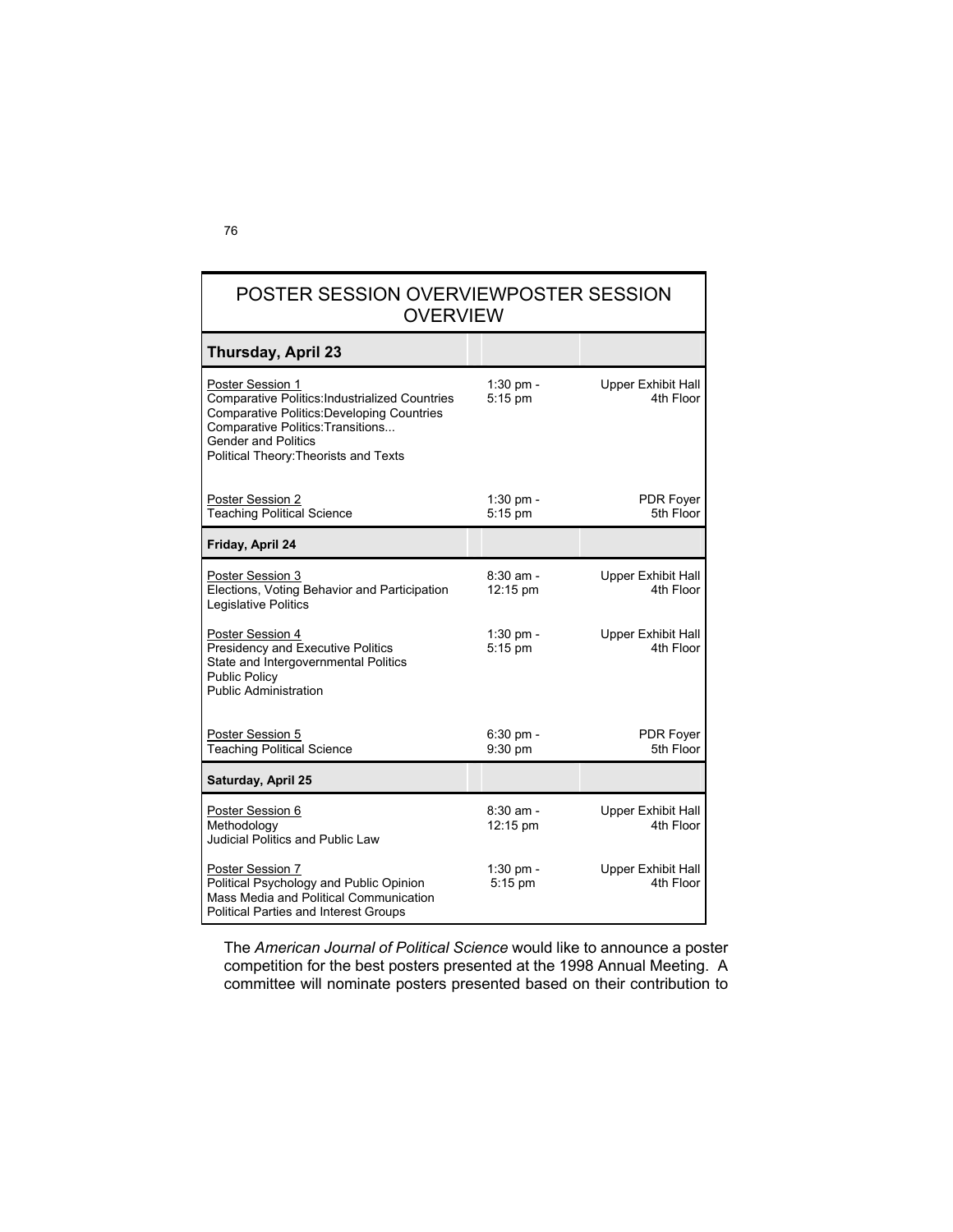# POSTER SESSION OVERVIEWPOSTER SESSION OVERVIEW

| **Thursday, April 23** | | |
|---|---|---|
| Poster Session 1<br>Comparative Politics:Industrialized Countries<br>Comparative Politics:Developing Countries<br>Comparative Politics:Transitions...<br>Gender and Politics<br>Political Theory:Theorists and Texts | 1:30 pm - 5:15 pm | Upper Exhibit Hall 4th Floor |
| Poster Session 2<br>Teaching Political Science | 1:30 pm - 5:15 pm | PDR Foyer 5th Floor |
| **Friday, April 24** | | |
| Poster Session 3<br>Elections, Voting Behavior and Participation<br>Legislative Politics | 8:30 am - 12:15 pm | Upper Exhibit Hall 4th Floor |
| Poster Session 4<br>Presidency and Executive Politics<br>State and Intergovernmental Politics<br>Public Policy<br>Public Administration | 1:30 pm - 5:15 pm | Upper Exhibit Hall 4th Floor |
| Poster Session 5<br>Teaching Political Science | 6:30 pm - 9:30 pm | PDR Foyer 5th Floor |
| **Saturday, April 25** | | |
| Poster Session 6<br>Methodology<br>Judicial Politics and Public Law | 8:30 am - 12:15 pm | Upper Exhibit Hall 4th Floor |
| Poster Session 7<br>Political Psychology and Public Opinion<br>Mass Media and Political Communication<br>Political Parties and Interest Groups | 1:30 pm - 5:15 pm | Upper Exhibit Hall 4th Floor |

The *American Journal of Political Science* would like to announce a poster competition for the best posters presented at the 1998 Annual Meeting. A committee will nominate posters presented based on their contribution to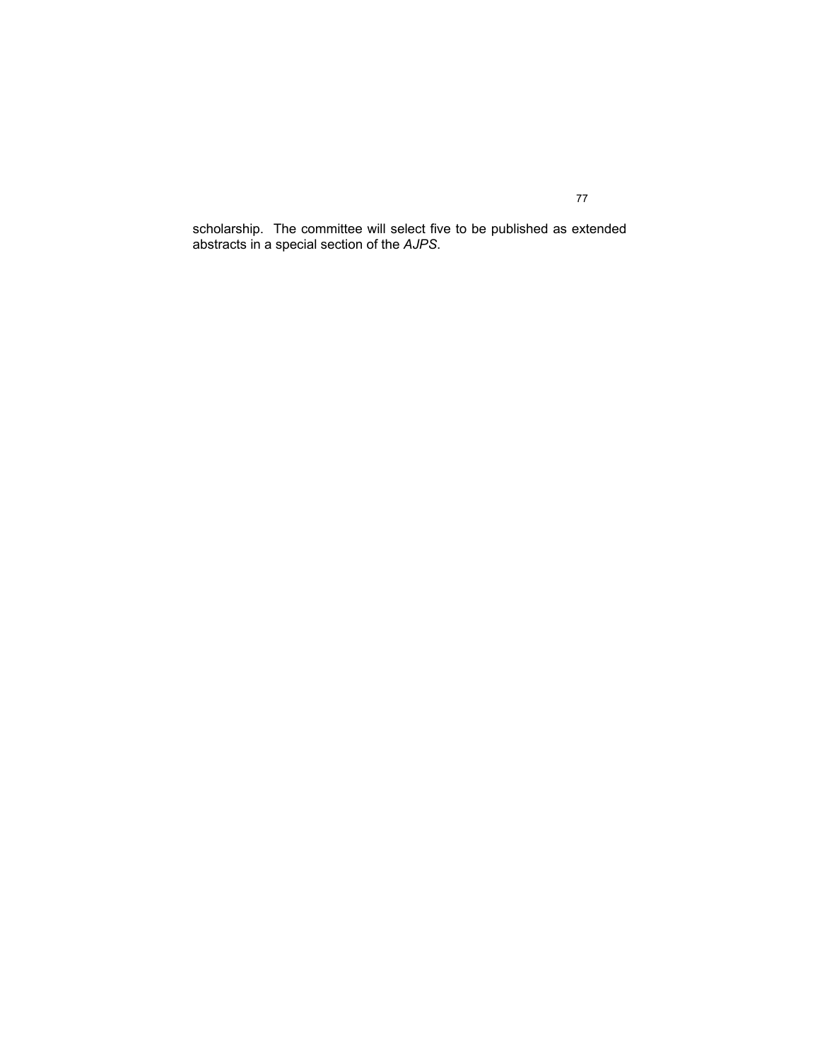scholarship. The committee will select five to be published as extended abstracts in a special section of the *AJPS*.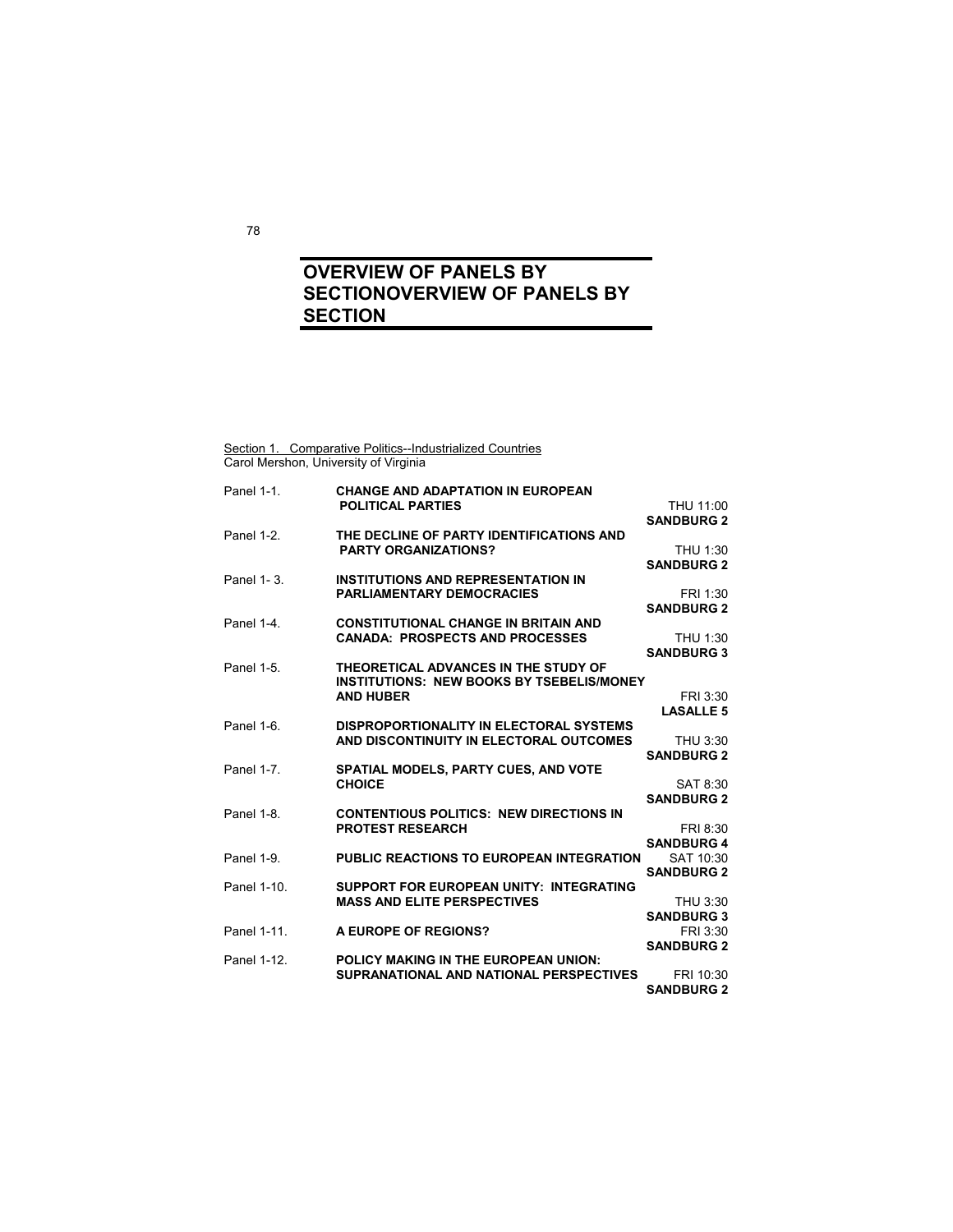# OVERVIEW OF PANELS BY SECTIONOVERVIEW OF PANELS BY SECTION

Section 1. Comparative Politics--Industrialized Countries
Carol Mershon, University of Virginia

| | | |
|---|---|---|
| Panel 1-1. | **CHANGE AND ADAPTATION IN EUROPEAN POLITICAL PARTIES** | THU 11:00 **SANDBURG 2** |
| Panel 1-2. | **THE DECLINE OF PARTY IDENTIFICATIONS AND PARTY ORGANIZATIONS?** | THU 1:30 **SANDBURG 2** |
| Panel 1- 3. | **INSTITUTIONS AND REPRESENTATION IN PARLIAMENTARY DEMOCRACIES** | FRI 1:30 **SANDBURG 2** |
| Panel 1-4. | **CONSTITUTIONAL CHANGE IN BRITAIN AND CANADA: PROSPECTS AND PROCESSES** | THU 1:30 **SANDBURG 3** |
| Panel 1-5. | **THEORETICAL ADVANCES IN THE STUDY OF INSTITUTIONS: NEW BOOKS BY TSEBELIS/MONEY AND HUBER** | FRI 3:30 **LASALLE 5** |
| Panel 1-6. | **DISPROPORTIONALITY IN ELECTORAL SYSTEMS AND DISCONTINUITY IN ELECTORAL OUTCOMES** | THU 3:30 **SANDBURG 2** |
| Panel 1-7. | **SPATIAL MODELS, PARTY CUES, AND VOTE CHOICE** | SAT 8:30 **SANDBURG 2** |
| Panel 1-8. | **CONTENTIOUS POLITICS: NEW DIRECTIONS IN PROTEST RESEARCH** | FRI 8:30 **SANDBURG 4** |
| Panel 1-9. | **PUBLIC REACTIONS TO EUROPEAN INTEGRATION** | SAT 10:30 **SANDBURG 2** |
| Panel 1-10. | **SUPPORT FOR EUROPEAN UNITY: INTEGRATING MASS AND ELITE PERSPECTIVES** | THU 3:30 **SANDBURG 3** |
| Panel 1-11. | **A EUROPE OF REGIONS?** | FRI 3:30 **SANDBURG 2** |
| Panel 1-12. | **POLICY MAKING IN THE EUROPEAN UNION: SUPRANATIONAL AND NATIONAL PERSPECTIVES** | FRI 10:30 **SANDBURG 2** |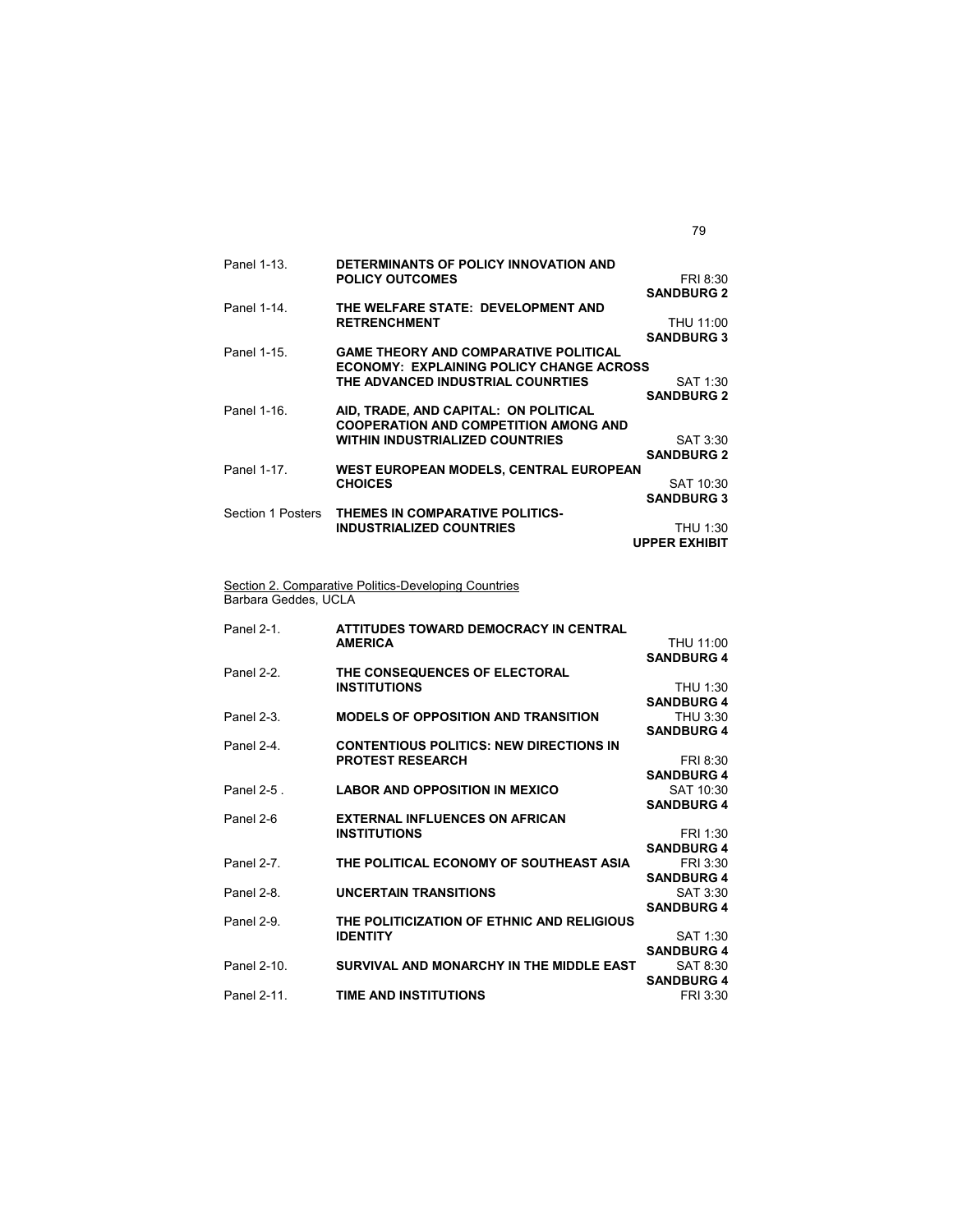| | | |
|---|---|---|
| Panel 1-13. | **DETERMINANTS OF POLICY INNOVATION AND POLICY OUTCOMES** | FRI 8:30 **SANDBURG 2** |
| Panel 1-14. | **THE WELFARE STATE: DEVELOPMENT AND RETRENCHMENT** | THU 11:00 **SANDBURG 3** |
| Panel 1-15. | **GAME THEORY AND COMPARATIVE POLITICAL ECONOMY: EXPLAINING POLICY CHANGE ACROSS THE ADVANCED INDUSTRIAL COUNRTIES** | SAT 1:30 **SANDBURG 2** |
| Panel 1-16. | **AID, TRADE, AND CAPITAL: ON POLITICAL COOPERATION AND COMPETITION AMONG AND WITHIN INDUSTRIALIZED COUNTRIES** | SAT 3:30 **SANDBURG 2** |
| Panel 1-17. | **WEST EUROPEAN MODELS, CENTRAL EUROPEAN CHOICES** | SAT 10:30 **SANDBURG 3** |
| Section 1 Posters | **THEMES IN COMPARATIVE POLITICS-INDUSTRIALIZED COUNTRIES** | THU 1:30 **UPPER EXHIBIT** |

Section 2. Comparative Politics-Developing Countries
Barbara Geddes, UCLA

| | | |
|---|---|---|
| Panel 2-1. | **ATTITUDES TOWARD DEMOCRACY IN CENTRAL AMERICA** | THU 11:00 **SANDBURG 4** |
| Panel 2-2. | **THE CONSEQUENCES OF ELECTORAL INSTITUTIONS** | THU 1:30 **SANDBURG 4** |
| Panel 2-3. | **MODELS OF OPPOSITION AND TRANSITION** | THU 3:30 **SANDBURG 4** |
| Panel 2-4. | **CONTENTIOUS POLITICS: NEW DIRECTIONS IN PROTEST RESEARCH** | FRI 8:30 **SANDBURG 4** |
| Panel 2-5 . | **LABOR AND OPPOSITION IN MEXICO** | SAT 10:30 **SANDBURG 4** |
| Panel 2-6 | **EXTERNAL INFLUENCES ON AFRICAN INSTITUTIONS** | FRI 1:30 **SANDBURG 4** |
| Panel 2-7. | **THE POLITICAL ECONOMY OF SOUTHEAST ASIA** | FRI 3:30 **SANDBURG 4** |
| Panel 2-8. | **UNCERTAIN TRANSITIONS** | SAT 3:30 **SANDBURG 4** |
| Panel 2-9. | **THE POLITICIZATION OF ETHNIC AND RELIGIOUS IDENTITY** | SAT 1:30 **SANDBURG 4** |
| Panel 2-10. | **SURVIVAL AND MONARCHY IN THE MIDDLE EAST** | SAT 8:30 **SANDBURG 4** |
| Panel 2-11. | **TIME AND INSTITUTIONS** | FRI 3:30 |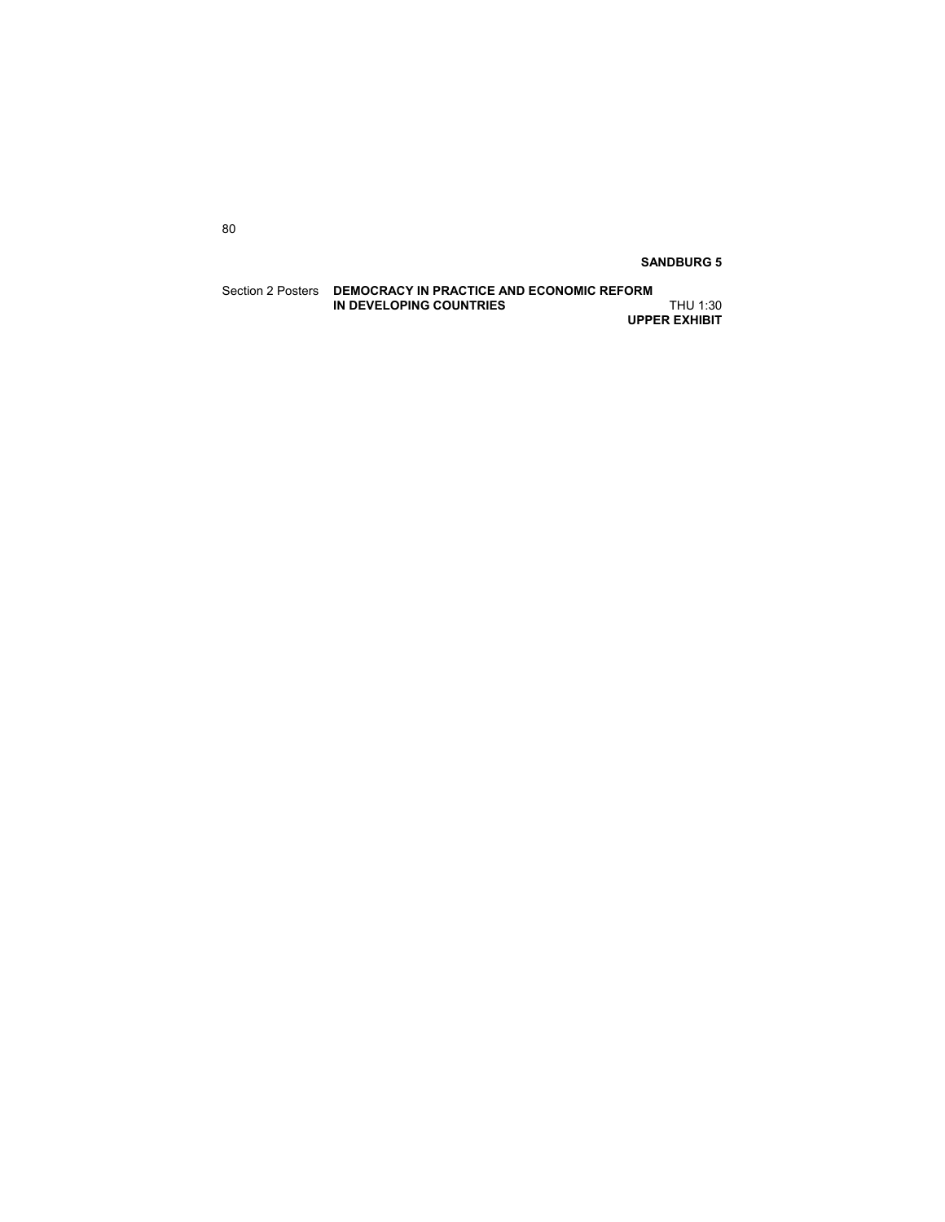**SANDBURG 5**

Section 2 Posters **DEMOCRACY IN PRACTICE AND ECONOMIC REFORM IN DEVELOPING COUNTRIES**

THU 1:30

**UPPER EXHIBIT**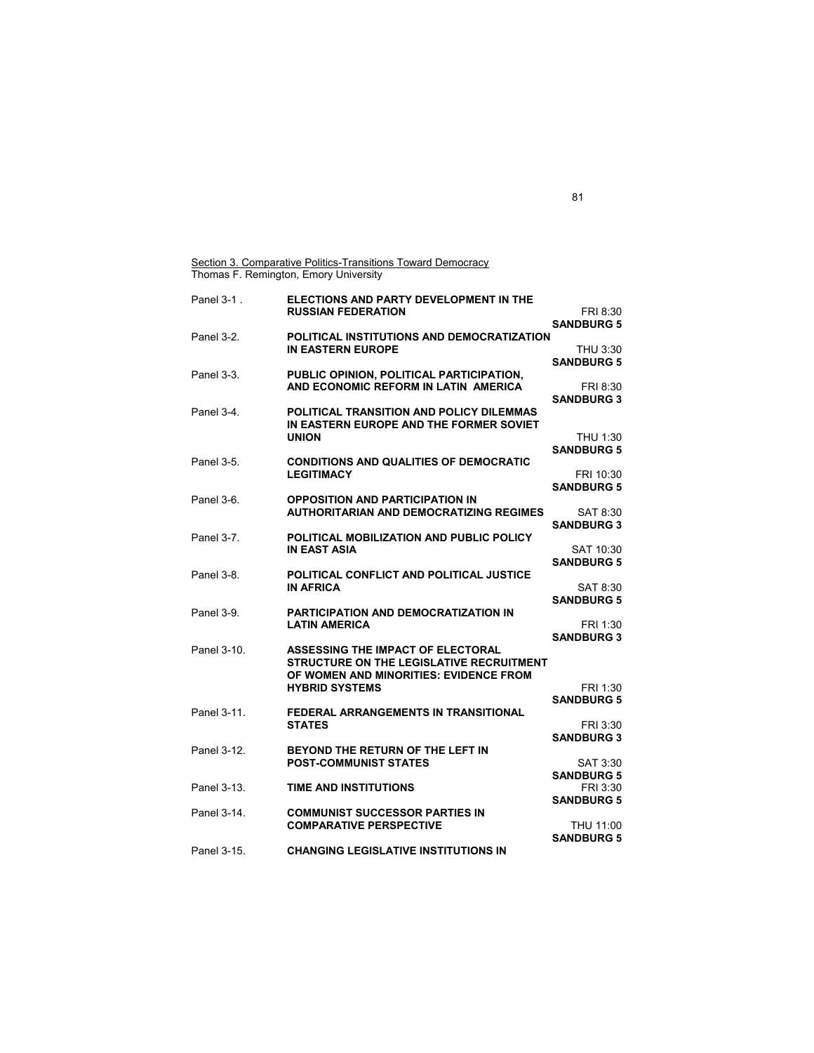Section 3. Comparative Politics-Transitions Toward Democracy
Thomas F. Remington, Emory University

| | | |
|---|---|---|
| Panel 3-1 . | **ELECTIONS AND PARTY DEVELOPMENT IN THE RUSSIAN FEDERATION** | FRI 8:30 **SANDBURG 5** |
| Panel 3-2. | **POLITICAL INSTITUTIONS AND DEMOCRATIZATION IN EASTERN EUROPE** | THU 3:30 **SANDBURG 5** |
| Panel 3-3. | **PUBLIC OPINION, POLITICAL PARTICIPATION, AND ECONOMIC REFORM IN LATIN AMERICA** | FRI 8:30 **SANDBURG 3** |
| Panel 3-4. | **POLITICAL TRANSITION AND POLICY DILEMMAS IN EASTERN EUROPE AND THE FORMER SOVIET UNION** | THU 1:30 **SANDBURG 5** |
| Panel 3-5. | **CONDITIONS AND QUALITIES OF DEMOCRATIC LEGITIMACY** | FRI 10:30 **SANDBURG 5** |
| Panel 3-6. | **OPPOSITION AND PARTICIPATION IN AUTHORITARIAN AND DEMOCRATIZING REGIMES** | SAT 8:30 **SANDBURG 3** |
| Panel 3-7. | **POLITICAL MOBILIZATION AND PUBLIC POLICY IN EAST ASIA** | SAT 10:30 **SANDBURG 5** |
| Panel 3-8. | **POLITICAL CONFLICT AND POLITICAL JUSTICE IN AFRICA** | SAT 8:30 **SANDBURG 5** |
| Panel 3-9. | **PARTICIPATION AND DEMOCRATIZATION IN LATIN AMERICA** | FRI 1:30 **SANDBURG 3** |
| Panel 3-10. | **ASSESSING THE IMPACT OF ELECTORAL STRUCTURE ON THE LEGISLATIVE RECRUITMENT OF WOMEN AND MINORITIES: EVIDENCE FROM HYBRID SYSTEMS** | FRI 1:30 **SANDBURG 5** |
| Panel 3-11. | **FEDERAL ARRANGEMENTS IN TRANSITIONAL STATES** | FRI 3:30 **SANDBURG 3** |
| Panel 3-12. | **BEYOND THE RETURN OF THE LEFT IN POST-COMMUNIST STATES** | SAT 3:30 **SANDBURG 5** |
| Panel 3-13. | **TIME AND INSTITUTIONS** | FRI 3:30 **SANDBURG 5** |
| Panel 3-14. | **COMMUNIST SUCCESSOR PARTIES IN COMPARATIVE PERSPECTIVE** | THU 11:00 **SANDBURG 5** |
| Panel 3-15. | **CHANGING LEGISLATIVE INSTITUTIONS IN** | |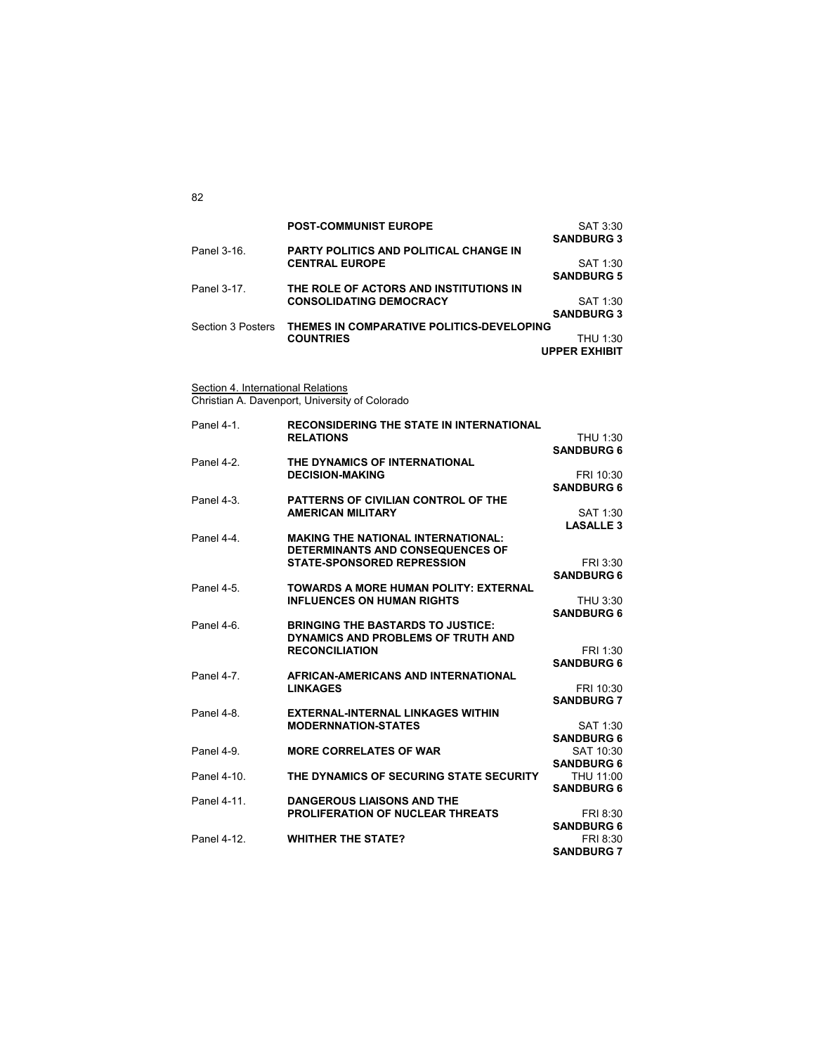| | | |
|---|---|---|
| | **POST-COMMUNIST EUROPE** | SAT 3:30 **SANDBURG 3** |
| Panel 3-16. | **PARTY POLITICS AND POLITICAL CHANGE IN CENTRAL EUROPE** | SAT 1:30 **SANDBURG 5** |
| Panel 3-17. | **THE ROLE OF ACTORS AND INSTITUTIONS IN CONSOLIDATING DEMOCRACY** | SAT 1:30 **SANDBURG 3** |
| Section 3 Posters | **THEMES IN COMPARATIVE POLITICS-DEVELOPING COUNTRIES** | THU 1:30 **UPPER EXHIBIT** |

Section 4. International Relations
Christian A. Davenport, University of Colorado

| | | |
|---|---|---|
| Panel 4-1. | **RECONSIDERING THE STATE IN INTERNATIONAL RELATIONS** | THU 1:30 **SANDBURG 6** |
| Panel 4-2. | **THE DYNAMICS OF INTERNATIONAL DECISION-MAKING** | FRI 10:30 **SANDBURG 6** |
| Panel 4-3. | **PATTERNS OF CIVILIAN CONTROL OF THE AMERICAN MILITARY** | SAT 1:30 **LASALLE 3** |
| Panel 4-4. | **MAKING THE NATIONAL INTERNATIONAL: DETERMINANTS AND CONSEQUENCES OF STATE-SPONSORED REPRESSION** | FRI 3:30 **SANDBURG 6** |
| Panel 4-5. | **TOWARDS A MORE HUMAN POLITY: EXTERNAL INFLUENCES ON HUMAN RIGHTS** | THU 3:30 **SANDBURG 6** |
| Panel 4-6. | **BRINGING THE BASTARDS TO JUSTICE: DYNAMICS AND PROBLEMS OF TRUTH AND RECONCILIATION** | FRI 1:30 **SANDBURG 6** |
| Panel 4-7. | **AFRICAN-AMERICANS AND INTERNATIONAL LINKAGES** | FRI 10:30 **SANDBURG 7** |
| Panel 4-8. | **EXTERNAL-INTERNAL LINKAGES WITHIN MODERNNATION-STATES** | SAT 1:30 **SANDBURG 6** |
| Panel 4-9. | **MORE CORRELATES OF WAR** | SAT 10:30 **SANDBURG 6** |
| Panel 4-10. | **THE DYNAMICS OF SECURING STATE SECURITY** | THU 11:00 **SANDBURG 6** |
| Panel 4-11. | **DANGEROUS LIAISONS AND THE PROLIFERATION OF NUCLEAR THREATS** | FRI 8:30 **SANDBURG 6** |
| Panel 4-12. | **WHITHER THE STATE?** | FRI 8:30 **SANDBURG 7** |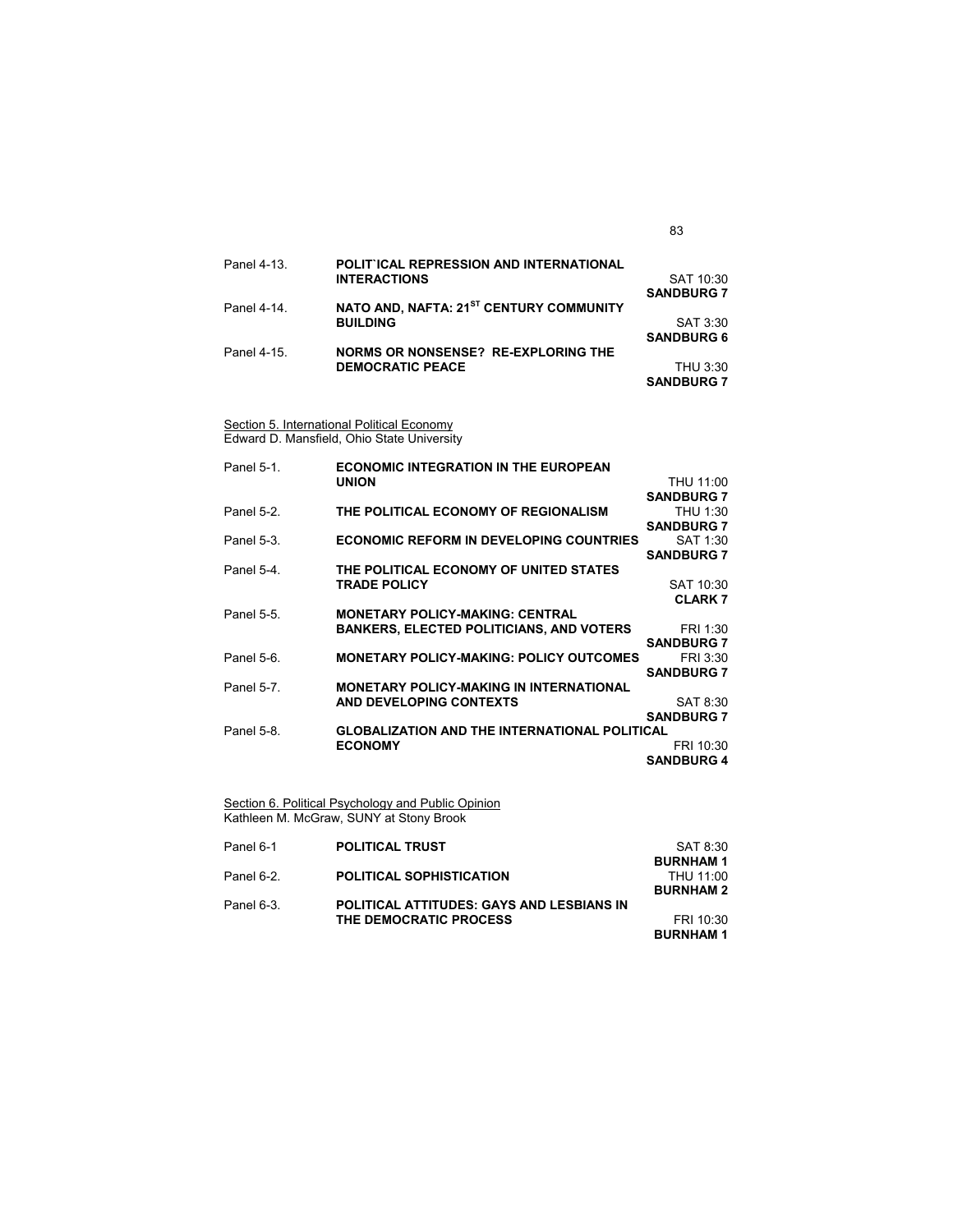| | | |
|---|---|---|
| Panel 4-13. | **POLIT`ICAL REPRESSION AND INTERNATIONAL INTERACTIONS** | SAT 10:30 **SANDBURG 7** |
| Panel 4-14. | **NATO AND, NAFTA: 21ST CENTURY COMMUNITY BUILDING** | SAT 3:30 **SANDBURG 6** |
| Panel 4-15. | **NORMS OR NONSENSE? RE-EXPLORING THE DEMOCRATIC PEACE** | THU 3:30 **SANDBURG 7** |

Section 5. International Political Economy
Edward D. Mansfield, Ohio State University

| | | |
|---|---|---|
| Panel 5-1. | **ECONOMIC INTEGRATION IN THE EUROPEAN UNION** | THU 11:00 **SANDBURG 7** |
| Panel 5-2. | **THE POLITICAL ECONOMY OF REGIONALISM** | THU 1:30 **SANDBURG 7** |
| Panel 5-3. | **ECONOMIC REFORM IN DEVELOPING COUNTRIES** | SAT 1:30 **SANDBURG 7** |
| Panel 5-4. | **THE POLITICAL ECONOMY OF UNITED STATES TRADE POLICY** | SAT 10:30 **CLARK 7** |
| Panel 5-5. | **MONETARY POLICY-MAKING: CENTRAL BANKERS, ELECTED POLITICIANS, AND VOTERS** | FRI 1:30 **SANDBURG 7** |
| Panel 5-6. | **MONETARY POLICY-MAKING: POLICY OUTCOMES** | FRI 3:30 **SANDBURG 7** |
| Panel 5-7. | **MONETARY POLICY-MAKING IN INTERNATIONAL AND DEVELOPING CONTEXTS** | SAT 8:30 **SANDBURG 7** |
| Panel 5-8. | **GLOBALIZATION AND THE INTERNATIONAL POLITICAL ECONOMY** | FRI 10:30 **SANDBURG 4** |

Section 6. Political Psychology and Public Opinion
Kathleen M. McGraw, SUNY at Stony Brook

| | | |
|---|---|---|
| Panel 6-1 | **POLITICAL TRUST** | SAT 8:30 **BURNHAM 1** |
| Panel 6-2. | **POLITICAL SOPHISTICATION** | THU 11:00 **BURNHAM 2** |
| Panel 6-3. | **POLITICAL ATTITUDES: GAYS AND LESBIANS IN THE DEMOCRATIC PROCESS** | FRI 10:30 **BURNHAM 1** |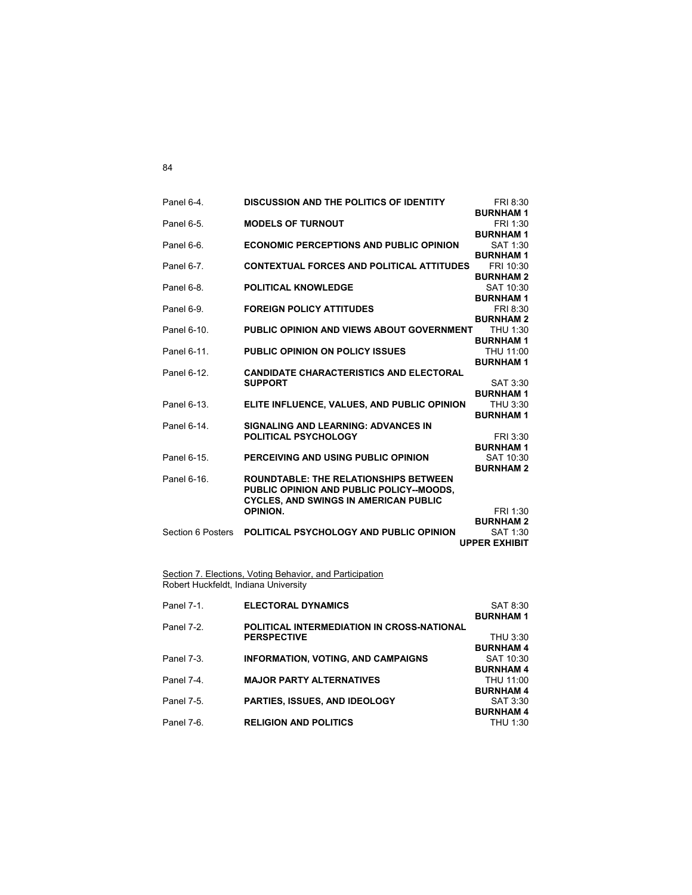| | | |
|---|---|---|
| Panel 6-4. | **DISCUSSION AND THE POLITICS OF IDENTITY** | FRI 8:30 **BURNHAM 1** |
| Panel 6-5. | **MODELS OF TURNOUT** | FRI 1:30 **BURNHAM 1** |
| Panel 6-6. | **ECONOMIC PERCEPTIONS AND PUBLIC OPINION** | SAT 1:30 **BURNHAM 1** |
| Panel 6-7. | **CONTEXTUAL FORCES AND POLITICAL ATTITUDES** | FRI 10:30 **BURNHAM 2** |
| Panel 6-8. | **POLITICAL KNOWLEDGE** | SAT 10:30 **BURNHAM 1** |
| Panel 6-9. | **FOREIGN POLICY ATTITUDES** | FRI 8:30 **BURNHAM 2** |
| Panel 6-10. | **PUBLIC OPINION AND VIEWS ABOUT GOVERNMENT** | THU 1:30 **BURNHAM 1** |
| Panel 6-11. | **PUBLIC OPINION ON POLICY ISSUES** | THU 11:00 **BURNHAM 1** |
| Panel 6-12. | **CANDIDATE CHARACTERISTICS AND ELECTORAL SUPPORT** | SAT 3:30 **BURNHAM 1** |
| Panel 6-13. | **ELITE INFLUENCE, VALUES, AND PUBLIC OPINION** | THU 3:30 **BURNHAM 1** |
| Panel 6-14. | **SIGNALING AND LEARNING: ADVANCES IN POLITICAL PSYCHOLOGY** | FRI 3:30 **BURNHAM 1** |
| Panel 6-15. | **PERCEIVING AND USING PUBLIC OPINION** | SAT 10:30 **BURNHAM 2** |
| Panel 6-16. | **ROUNDTABLE: THE RELATIONSHIPS BETWEEN PUBLIC OPINION AND PUBLIC POLICY--MOODS, CYCLES, AND SWINGS IN AMERICAN PUBLIC OPINION.** | FRI 1:30 **BURNHAM 2** |
| Section 6 Posters | **POLITICAL PSYCHOLOGY AND PUBLIC OPINION** | SAT 1:30 **UPPER EXHIBIT** |

Section 7. Elections, Voting Behavior, and Participation
Robert Huckfeldt, Indiana University

| | | |
|---|---|---|
| Panel 7-1. | **ELECTORAL DYNAMICS** | SAT 8:30 **BURNHAM 1** |
| Panel 7-2. | **POLITICAL INTERMEDIATION IN CROSS-NATIONAL PERSPECTIVE** | THU 3:30 **BURNHAM 4** |
| Panel 7-3. | **INFORMATION, VOTING, AND CAMPAIGNS** | SAT 10:30 **BURNHAM 4** |
| Panel 7-4. | **MAJOR PARTY ALTERNATIVES** | THU 11:00 **BURNHAM 4** |
| Panel 7-5. | **PARTIES, ISSUES, AND IDEOLOGY** | SAT 3:30 **BURNHAM 4** |
| Panel 7-6. | **RELIGION AND POLITICS** | THU 1:30 |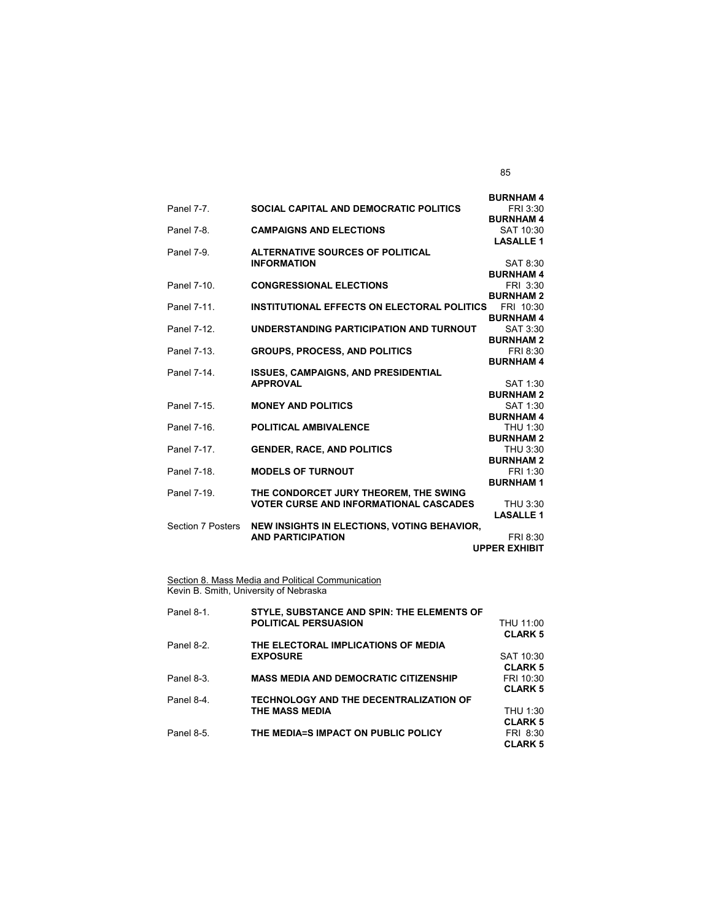**BURNHAM 4**

| Panel | Title | Time | Room |
|---|---|---|---|
| Panel 7-7. | **SOCIAL CAPITAL AND DEMOCRATIC POLITICS** | FRI 3:30 | **BURNHAM 4** |
| Panel 7-8. | **CAMPAIGNS AND ELECTIONS** | SAT 10:30 | **LASALLE 1** |
| Panel 7-9. | **ALTERNATIVE SOURCES OF POLITICAL INFORMATION** | SAT 8:30 | **BURNHAM 4** |
| Panel 7-10. | **CONGRESSIONAL ELECTIONS** | FRI 3:30 | **BURNHAM 2** |
| Panel 7-11. | **INSTITUTIONAL EFFECTS ON ELECTORAL POLITICS** | FRI 10:30 | **BURNHAM 4** |
| Panel 7-12. | **UNDERSTANDING PARTICIPATION AND TURNOUT** | SAT 3:30 | **BURNHAM 2** |
| Panel 7-13. | **GROUPS, PROCESS, AND POLITICS** | FRI 8:30 | **BURNHAM 4** |
| Panel 7-14. | **ISSUES, CAMPAIGNS, AND PRESIDENTIAL APPROVAL** | SAT 1:30 | **BURNHAM 2** |
| Panel 7-15. | **MONEY AND POLITICS** | SAT 1:30 | **BURNHAM 4** |
| Panel 7-16. | **POLITICAL AMBIVALENCE** | THU 1:30 | **BURNHAM 2** |
| Panel 7-17. | **GENDER, RACE, AND POLITICS** | THU 3:30 | **BURNHAM 2** |
| Panel 7-18. | **MODELS OF TURNOUT** | FRI 1:30 | **BURNHAM 1** |
| Panel 7-19. | **THE CONDORCET JURY THEOREM, THE SWING VOTER CURSE AND INFORMATIONAL CASCADES** | THU 3:30 | **LASALLE 1** |
| Section 7 Posters | **NEW INSIGHTS IN ELECTIONS, VOTING BEHAVIOR, AND PARTICIPATION** | FRI 8:30 | **UPPER EXHIBIT** |

Section 8. Mass Media and Political Communication
Kevin B. Smith, University of Nebraska

| Panel | Title | Time | Room |
|---|---|---|---|
| Panel 8-1. | **STYLE, SUBSTANCE AND SPIN: THE ELEMENTS OF POLITICAL PERSUASION** | THU 11:00 | **CLARK 5** |
| Panel 8-2. | **THE ELECTORAL IMPLICATIONS OF MEDIA EXPOSURE** | SAT 10:30 | **CLARK 5** |
| Panel 8-3. | **MASS MEDIA AND DEMOCRATIC CITIZENSHIP** | FRI 10:30 | **CLARK 5** |
| Panel 8-4. | **TECHNOLOGY AND THE DECENTRALIZATION OF THE MASS MEDIA** | THU 1:30 | **CLARK 5** |
| Panel 8-5. | **THE MEDIA=S IMPACT ON PUBLIC POLICY** | FRI 8:30 | **CLARK 5** |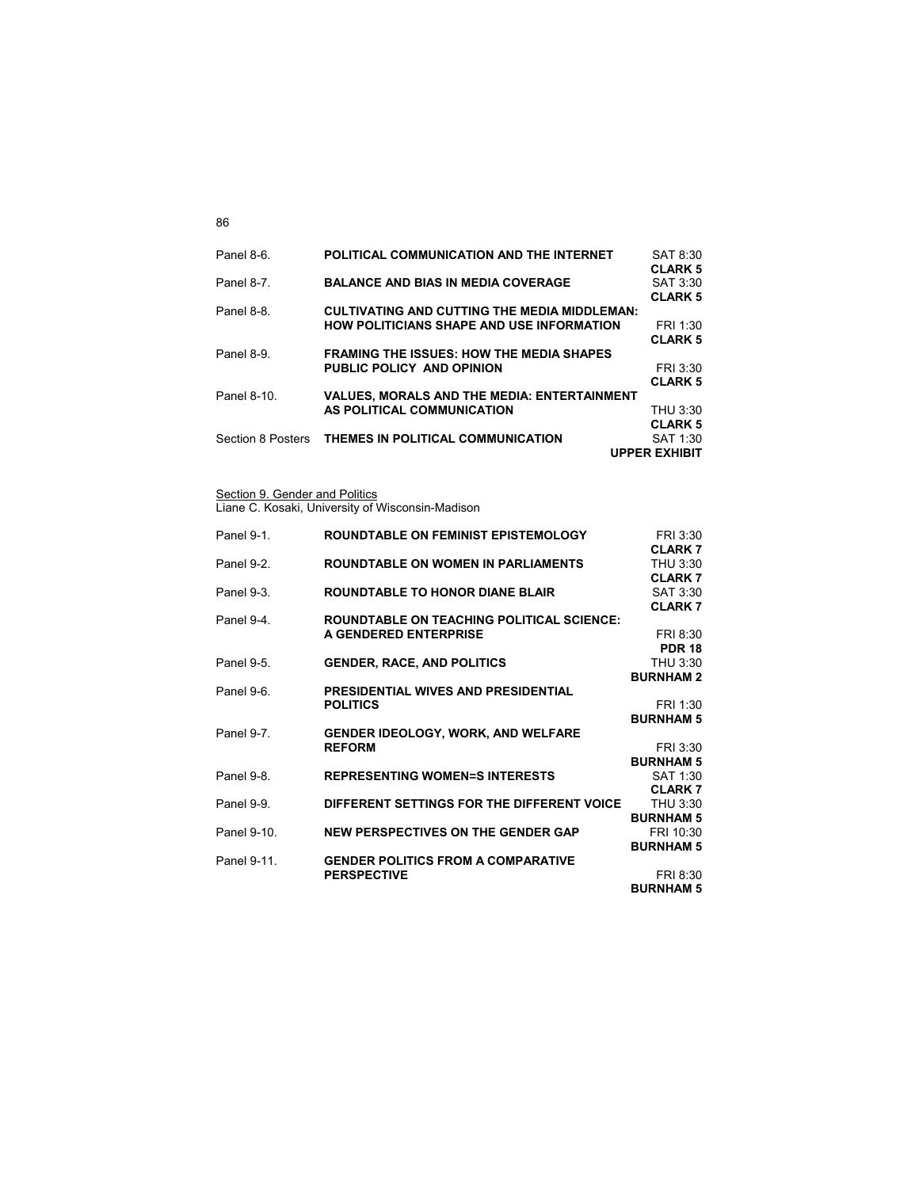| | | |
|---|---|---|
| Panel 8-6. | **POLITICAL COMMUNICATION AND THE INTERNET** | SAT 8:30 **CLARK 5** |
| Panel 8-7. | **BALANCE AND BIAS IN MEDIA COVERAGE** | SAT 3:30 **CLARK 5** |
| Panel 8-8. | **CULTIVATING AND CUTTING THE MEDIA MIDDLEMAN: HOW POLITICIANS SHAPE AND USE INFORMATION** | FRI 1:30 **CLARK 5** |
| Panel 8-9. | **FRAMING THE ISSUES: HOW THE MEDIA SHAPES PUBLIC POLICY AND OPINION** | FRI 3:30 **CLARK 5** |
| Panel 8-10. | **VALUES, MORALS AND THE MEDIA: ENTERTAINMENT AS POLITICAL COMMUNICATION** | THU 3:30 **CLARK 5** |
| Section 8 Posters | **THEMES IN POLITICAL COMMUNICATION** | SAT 1:30 **UPPER EXHIBIT** |

Section 9. Gender and Politics
Liane C. Kosaki, University of Wisconsin-Madison

| | | |
|---|---|---|
| Panel 9-1. | **ROUNDTABLE ON FEMINIST EPISTEMOLOGY** | FRI 3:30 **CLARK 7** |
| Panel 9-2. | **ROUNDTABLE ON WOMEN IN PARLIAMENTS** | THU 3:30 **CLARK 7** |
| Panel 9-3. | **ROUNDTABLE TO HONOR DIANE BLAIR** | SAT 3:30 **CLARK 7** |
| Panel 9-4. | **ROUNDTABLE ON TEACHING POLITICAL SCIENCE: A GENDERED ENTERPRISE** | FRI 8:30 **PDR 18** |
| Panel 9-5. | **GENDER, RACE, AND POLITICS** | THU 3:30 **BURNHAM 2** |
| Panel 9-6. | **PRESIDENTIAL WIVES AND PRESIDENTIAL POLITICS** | FRI 1:30 **BURNHAM 5** |
| Panel 9-7. | **GENDER IDEOLOGY, WORK, AND WELFARE REFORM** | FRI 3:30 **BURNHAM 5** |
| Panel 9-8. | **REPRESENTING WOMEN=S INTERESTS** | SAT 1:30 **CLARK 7** |
| Panel 9-9. | **DIFFERENT SETTINGS FOR THE DIFFERENT VOICE** | THU 3:30 **BURNHAM 5** |
| Panel 9-10. | **NEW PERSPECTIVES ON THE GENDER GAP** | FRI 10:30 **BURNHAM 5** |
| Panel 9-11. | **GENDER POLITICS FROM A COMPARATIVE PERSPECTIVE** | FRI 8:30 **BURNHAM 5** |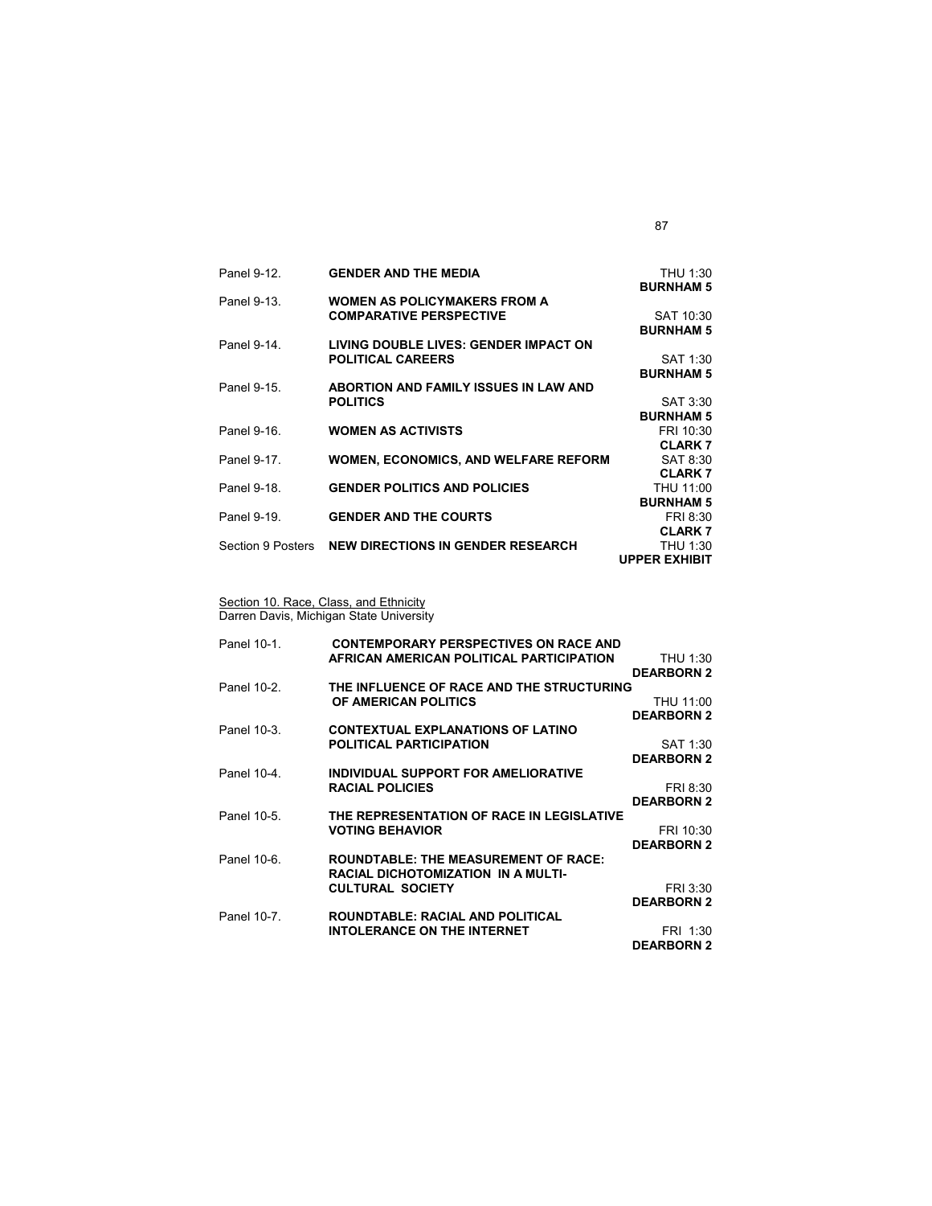| | | |
|---|---|---|
| Panel 9-12. | **GENDER AND THE MEDIA** | THU 1:30 **BURNHAM 5** |
| Panel 9-13. | **WOMEN AS POLICYMAKERS FROM A COMPARATIVE PERSPECTIVE** | SAT 10:30 **BURNHAM 5** |
| Panel 9-14. | **LIVING DOUBLE LIVES: GENDER IMPACT ON POLITICAL CAREERS** | SAT 1:30 **BURNHAM 5** |
| Panel 9-15. | **ABORTION AND FAMILY ISSUES IN LAW AND POLITICS** | SAT 3:30 **BURNHAM 5** |
| Panel 9-16. | **WOMEN AS ACTIVISTS** | FRI 10:30 **CLARK 7** |
| Panel 9-17. | **WOMEN, ECONOMICS, AND WELFARE REFORM** | SAT 8:30 **CLARK 7** |
| Panel 9-18. | **GENDER POLITICS AND POLICIES** | THU 11:00 **BURNHAM 5** |
| Panel 9-19. | **GENDER AND THE COURTS** | FRI 8:30 **CLARK 7** |
| Section 9 Posters | **NEW DIRECTIONS IN GENDER RESEARCH** | THU 1:30 **UPPER EXHIBIT** |

Section 10. Race, Class, and Ethnicity
Darren Davis, Michigan State University

| | | |
|---|---|---|
| Panel 10-1. | **CONTEMPORARY PERSPECTIVES ON RACE AND AFRICAN AMERICAN POLITICAL PARTICIPATION** | THU 1:30 **DEARBORN 2** |
| Panel 10-2. | **THE INFLUENCE OF RACE AND THE STRUCTURING OF AMERICAN POLITICS** | THU 11:00 **DEARBORN 2** |
| Panel 10-3. | **CONTEXTUAL EXPLANATIONS OF LATINO POLITICAL PARTICIPATION** | SAT 1:30 **DEARBORN 2** |
| Panel 10-4. | **INDIVIDUAL SUPPORT FOR AMELIORATIVE RACIAL POLICIES** | FRI 8:30 **DEARBORN 2** |
| Panel 10-5. | **THE REPRESENTATION OF RACE IN LEGISLATIVE VOTING BEHAVIOR** | FRI 10:30 **DEARBORN 2** |
| Panel 10-6. | **ROUNDTABLE: THE MEASUREMENT OF RACE: RACIAL DICHOTOMIZATION IN A MULTI-CULTURAL SOCIETY** | FRI 3:30 **DEARBORN 2** |
| Panel 10-7. | **ROUNDTABLE: RACIAL AND POLITICAL INTOLERANCE ON THE INTERNET** | FRI 1:30 **DEARBORN 2** |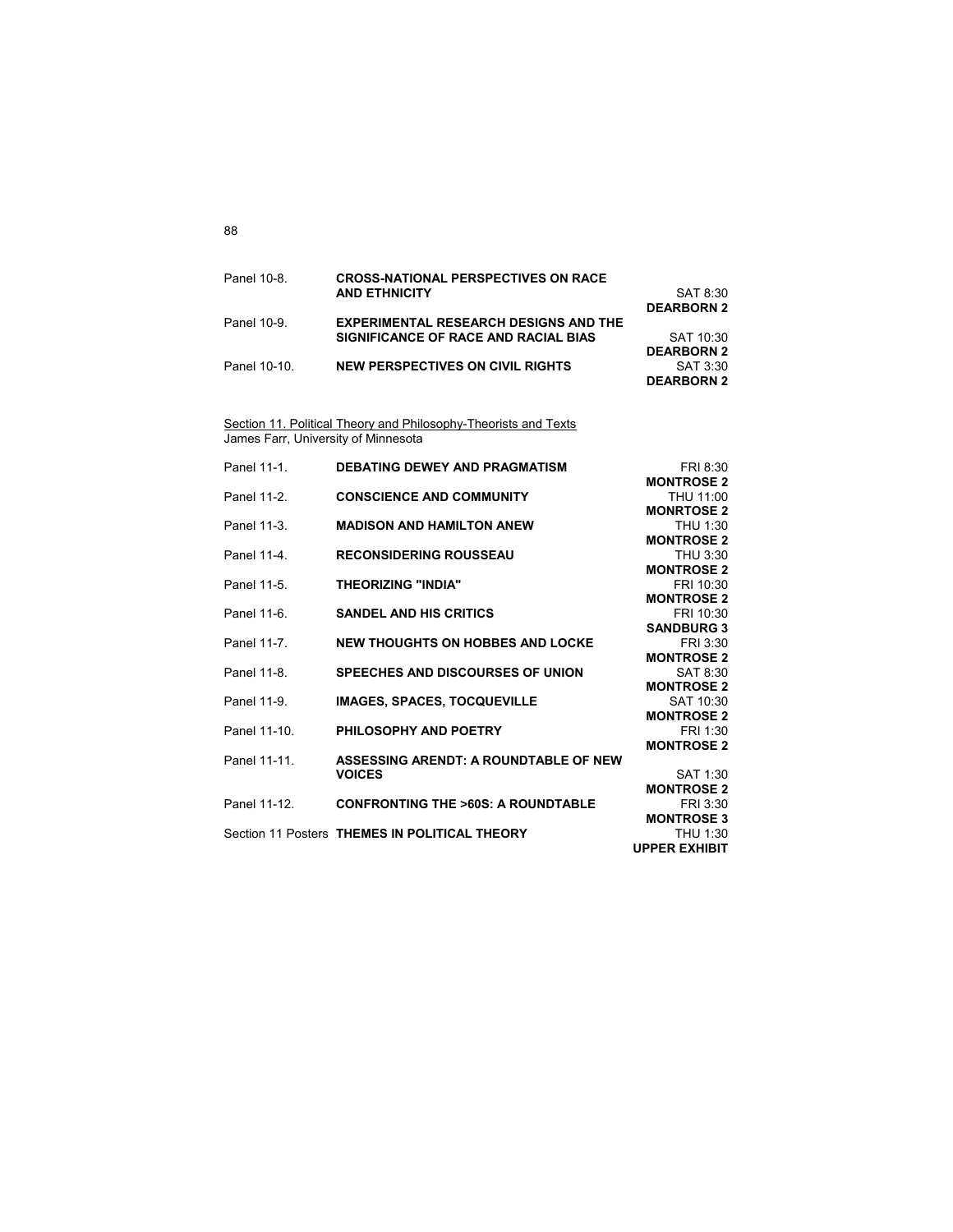| | | |
|---|---|---|
| Panel 10-8. | **CROSS-NATIONAL PERSPECTIVES ON RACE AND ETHNICITY** | SAT 8:30 **DEARBORN 2** |
| Panel 10-9. | **EXPERIMENTAL RESEARCH DESIGNS AND THE SIGNIFICANCE OF RACE AND RACIAL BIAS** | SAT 10:30 **DEARBORN 2** |
| Panel 10-10. | **NEW PERSPECTIVES ON CIVIL RIGHTS** | SAT 3:30 **DEARBORN 2** |

<u>Section 11. Political Theory and Philosophy-Theorists and Texts</u>
James Farr, University of Minnesota

| | | |
|---|---|---|
| Panel 11-1. | **DEBATING DEWEY AND PRAGMATISM** | FRI 8:30 **MONTROSE 2** |
| Panel 11-2. | **CONSCIENCE AND COMMUNITY** | THU 11:00 **MONRTOSE 2** |
| Panel 11-3. | **MADISON AND HAMILTON ANEW** | THU 1:30 **MONTROSE 2** |
| Panel 11-4. | **RECONSIDERING ROUSSEAU** | THU 3:30 **MONTROSE 2** |
| Panel 11-5. | **THEORIZING "INDIA"** | FRI 10:30 **MONTROSE 2** |
| Panel 11-6. | **SANDEL AND HIS CRITICS** | FRI 10:30 **SANDBURG 3** |
| Panel 11-7. | **NEW THOUGHTS ON HOBBES AND LOCKE** | FRI 3:30 **MONTROSE 2** |
| Panel 11-8. | **SPEECHES AND DISCOURSES OF UNION** | SAT 8:30 **MONTROSE 2** |
| Panel 11-9. | **IMAGES, SPACES, TOCQUEVILLE** | SAT 10:30 **MONTROSE 2** |
| Panel 11-10. | **PHILOSOPHY AND POETRY** | FRI 1:30 **MONTROSE 2** |
| Panel 11-11. | **ASSESSING ARENDT: A ROUNDTABLE OF NEW VOICES** | SAT 1:30 **MONTROSE 2** |
| Panel 11-12. | **CONFRONTING THE >60S: A ROUNDTABLE** | FRI 3:30 **MONTROSE 3** |
| Section 11 Posters | **THEMES IN POLITICAL THEORY** | THU 1:30 **UPPER EXHIBIT** |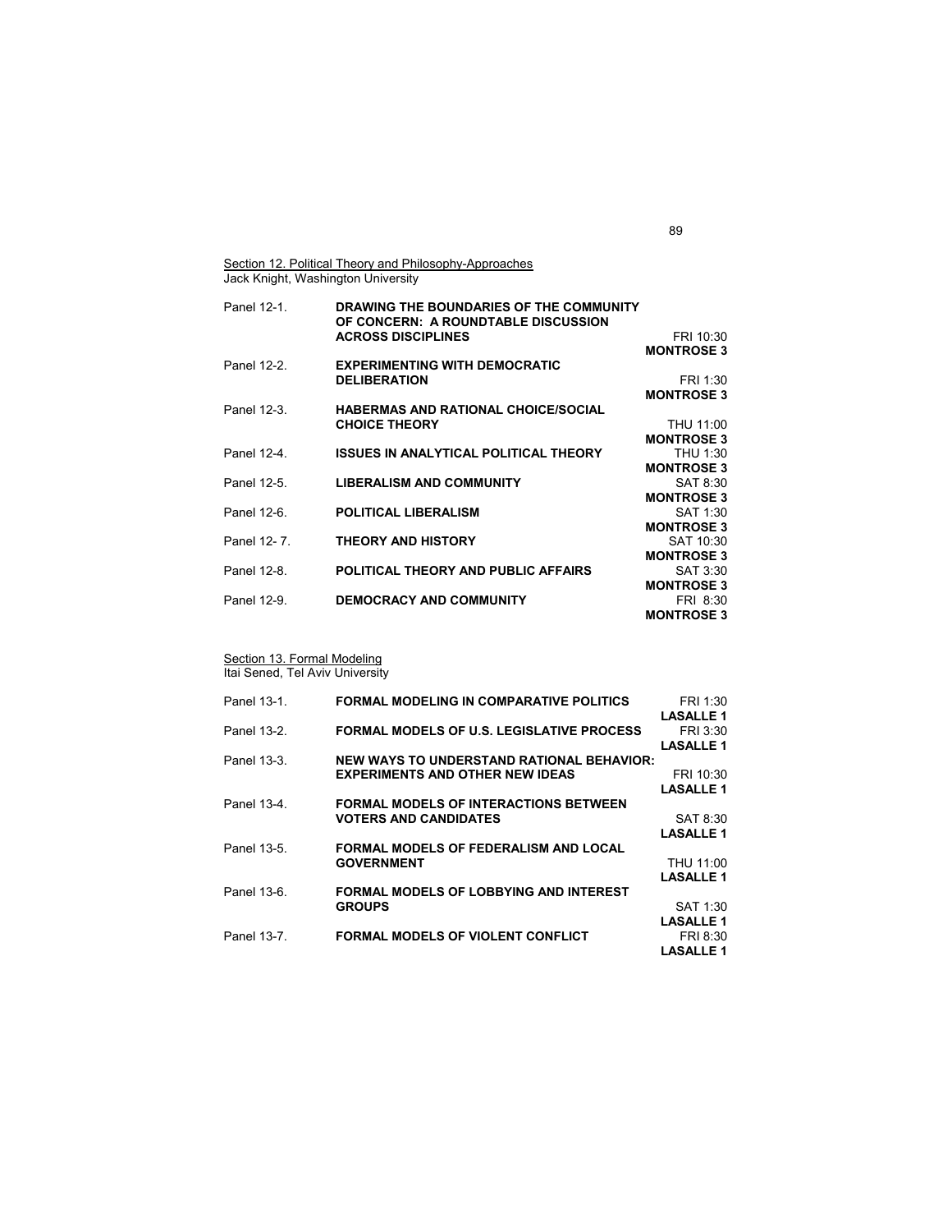Section 12. Political Theory and Philosophy-Approaches
Jack Knight, Washington University

| Panel | Title | Time / Room |
|---|---|---|
| Panel 12-1. | **DRAWING THE BOUNDARIES OF THE COMMUNITY OF CONCERN: A ROUNDTABLE DISCUSSION ACROSS DISCIPLINES** | FRI 10:30 **MONTROSE 3** |
| Panel 12-2. | **EXPERIMENTING WITH DEMOCRATIC DELIBERATION** | FRI 1:30 **MONTROSE 3** |
| Panel 12-3. | **HABERMAS AND RATIONAL CHOICE/SOCIAL CHOICE THEORY** | THU 11:00 **MONTROSE 3** |
| Panel 12-4. | **ISSUES IN ANALYTICAL POLITICAL THEORY** | THU 1:30 **MONTROSE 3** |
| Panel 12-5. | **LIBERALISM AND COMMUNITY** | SAT 8:30 **MONTROSE 3** |
| Panel 12-6. | **POLITICAL LIBERALISM** | SAT 1:30 **MONTROSE 3** |
| Panel 12- 7. | **THEORY AND HISTORY** | SAT 10:30 **MONTROSE 3** |
| Panel 12-8. | **POLITICAL THEORY AND PUBLIC AFFAIRS** | SAT 3:30 **MONTROSE 3** |
| Panel 12-9. | **DEMOCRACY AND COMMUNITY** | FRI 8:30 **MONTROSE 3** |

Section 13. Formal Modeling
Itai Sened, Tel Aviv University

| Panel | Title | Time / Room |
|---|---|---|
| Panel 13-1. | **FORMAL MODELING IN COMPARATIVE POLITICS** | FRI 1:30 **LASALLE 1** |
| Panel 13-2. | **FORMAL MODELS OF U.S. LEGISLATIVE PROCESS** | FRI 3:30 **LASALLE 1** |
| Panel 13-3. | **NEW WAYS TO UNDERSTAND RATIONAL BEHAVIOR: EXPERIMENTS AND OTHER NEW IDEAS** | FRI 10:30 **LASALLE 1** |
| Panel 13-4. | **FORMAL MODELS OF INTERACTIONS BETWEEN VOTERS AND CANDIDATES** | SAT 8:30 **LASALLE 1** |
| Panel 13-5. | **FORMAL MODELS OF FEDERALISM AND LOCAL GOVERNMENT** | THU 11:00 **LASALLE 1** |
| Panel 13-6. | **FORMAL MODELS OF LOBBYING AND INTEREST GROUPS** | SAT 1:30 **LASALLE 1** |
| Panel 13-7. | **FORMAL MODELS OF VIOLENT CONFLICT** | FRI 8:30 **LASALLE 1** |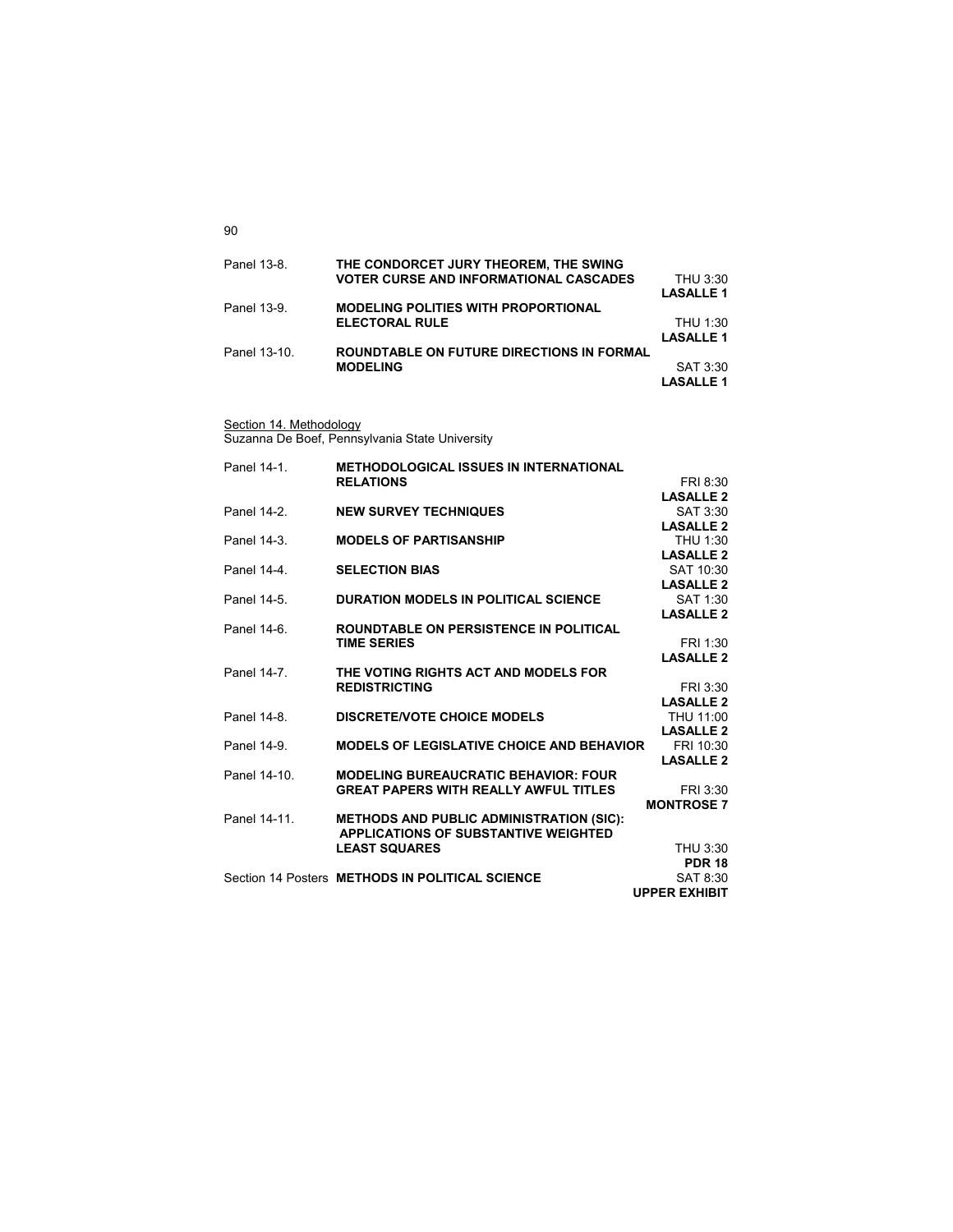| | | |
|---|---|---|
| Panel 13-8. | **THE CONDORCET JURY THEOREM, THE SWING VOTER CURSE AND INFORMATIONAL CASCADES** | THU 3:30 **LASALLE 1** |
| Panel 13-9. | **MODELING POLITIES WITH PROPORTIONAL ELECTORAL RULE** | THU 1:30 **LASALLE 1** |
| Panel 13-10. | **ROUNDTABLE ON FUTURE DIRECTIONS IN FORMAL MODELING** | SAT 3:30 **LASALLE 1** |

Section 14. Methodology
Suzanna De Boef, Pennsylvania State University

| | | |
|---|---|---|
| Panel 14-1. | **METHODOLOGICAL ISSUES IN INTERNATIONAL RELATIONS** | FRI 8:30 **LASALLE 2** |
| Panel 14-2. | **NEW SURVEY TECHNIQUES** | SAT 3:30 **LASALLE 2** |
| Panel 14-3. | **MODELS OF PARTISANSHIP** | THU 1:30 **LASALLE 2** |
| Panel 14-4. | **SELECTION BIAS** | SAT 10:30 **LASALLE 2** |
| Panel 14-5. | **DURATION MODELS IN POLITICAL SCIENCE** | SAT 1:30 **LASALLE 2** |
| Panel 14-6. | **ROUNDTABLE ON PERSISTENCE IN POLITICAL TIME SERIES** | FRI 1:30 **LASALLE 2** |
| Panel 14-7. | **THE VOTING RIGHTS ACT AND MODELS FOR REDISTRICTING** | FRI 3:30 **LASALLE 2** |
| Panel 14-8. | **DISCRETE/VOTE CHOICE MODELS** | THU 11:00 **LASALLE 2** |
| Panel 14-9. | **MODELS OF LEGISLATIVE CHOICE AND BEHAVIOR** | FRI 10:30 **LASALLE 2** |
| Panel 14-10. | **MODELING BUREAUCRATIC BEHAVIOR: FOUR GREAT PAPERS WITH REALLY AWFUL TITLES** | FRI 3:30 **MONTROSE 7** |
| Panel 14-11. | **METHODS AND PUBLIC ADMINISTRATION (SIC): APPLICATIONS OF SUBSTANTIVE WEIGHTED LEAST SQUARES** | THU 3:30 **PDR 18** |
| Section 14 Posters | **METHODS IN POLITICAL SCIENCE** | SAT 8:30 **UPPER EXHIBIT** |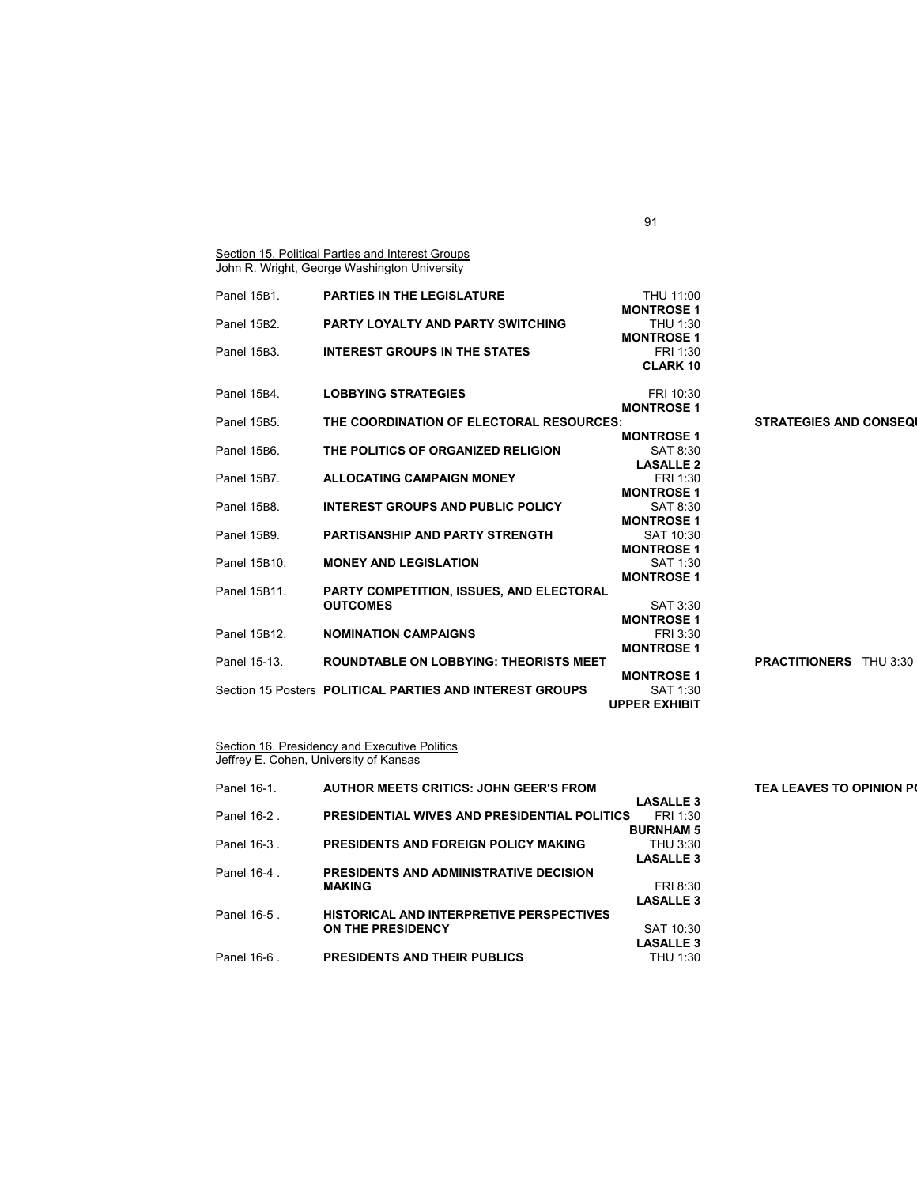Section 15. Political Parties and Interest Groups
John R. Wright, George Washington University

| Panel | Title | Time / Room |
| --- | --- | --- |
| Panel 15B1. | **PARTIES IN THE LEGISLATURE** | THU 11:00 **MONTROSE 1** |
| Panel 15B2. | **PARTY LOYALTY AND PARTY SWITCHING** | THU 1:30 **MONTROSE 1** |
| Panel 15B3. | **INTEREST GROUPS IN THE STATES** | FRI 1:30 **CLARK 10** |
| Panel 15B4. | **LOBBYING STRATEGIES** | FRI 10:30 **MONTROSE 1** |
| Panel 15B5. | **THE COORDINATION OF ELECTORAL RESOURCES: STRATEGIES AND CONSEQU** | **MONTROSE 1** |
| Panel 15B6. | **THE POLITICS OF ORGANIZED RELIGION** | SAT 8:30 **LASALLE 2** |
| Panel 15B7. | **ALLOCATING CAMPAIGN MONEY** | FRI 1:30 **MONTROSE 1** |
| Panel 15B8. | **INTEREST GROUPS AND PUBLIC POLICY** | SAT 8:30 **MONTROSE 1** |
| Panel 15B9. | **PARTISANSHIP AND PARTY STRENGTH** | SAT 10:30 **MONTROSE 1** |
| Panel 15B10. | **MONEY AND LEGISLATION** | SAT 1:30 **MONTROSE 1** |
| Panel 15B11. | **PARTY COMPETITION, ISSUES, AND ELECTORAL OUTCOMES** | SAT 3:30 **MONTROSE 1** |
| Panel 15B12. | **NOMINATION CAMPAIGNS** | FRI 3:30 **MONTROSE 1** |
| Panel 15-13. | **ROUNDTABLE ON LOBBYING: THEORISTS MEET PRACTITIONERS** | THU 3:30 **MONTROSE 1** |
| Section 15 Posters | **POLITICAL PARTIES AND INTEREST GROUPS** | SAT 1:30 **UPPER EXHIBIT** |

Section 16. Presidency and Executive Politics
Jeffrey E. Cohen, University of Kansas

| Panel | Title | Time / Room |
| --- | --- | --- |
| Panel 16-1. | **AUTHOR MEETS CRITICS: JOHN GEER'S FROM TEA LEAVES TO OPINION PO** | **LASALLE 3** |
| Panel 16-2 . | **PRESIDENTIAL WIVES AND PRESIDENTIAL POLITICS** | FRI 1:30 **BURNHAM 5** |
| Panel 16-3 . | **PRESIDENTS AND FOREIGN POLICY MAKING** | THU 3:30 **LASALLE 3** |
| Panel 16-4 . | **PRESIDENTS AND ADMINISTRATIVE DECISION MAKING** | FRI 8:30 **LASALLE 3** |
| Panel 16-5 . | **HISTORICAL AND INTERPRETIVE PERSPECTIVES ON THE PRESIDENCY** | SAT 10:30 **LASALLE 3** |
| Panel 16-6 . | **PRESIDENTS AND THEIR PUBLICS** | THU 1:30 |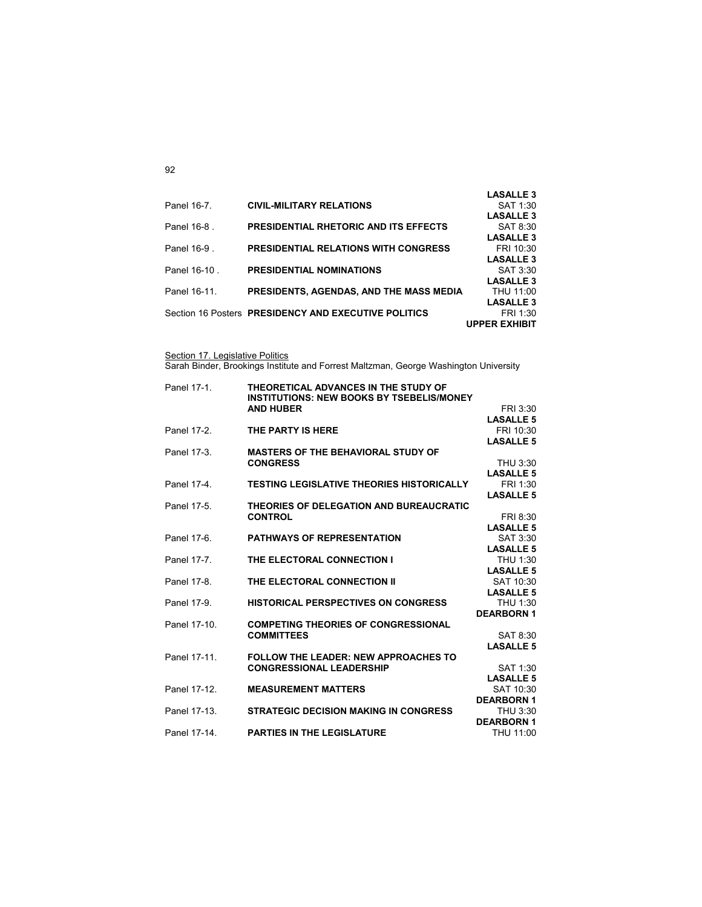**LASALLE 3**

| Panel | Title | Time | Location |
|---|---|---|---|
| Panel 16-7. | **CIVIL-MILITARY RELATIONS** | SAT 1:30 | **LASALLE 3** |
| Panel 16-8 . | **PRESIDENTIAL RHETORIC AND ITS EFFECTS** | SAT 8:30 | **LASALLE 3** |
| Panel 16-9 . | **PRESIDENTIAL RELATIONS WITH CONGRESS** | FRI 10:30 | **LASALLE 3** |
| Panel 16-10 . | **PRESIDENTIAL NOMINATIONS** | SAT 3:30 | **LASALLE 3** |
| Panel 16-11. | **PRESIDENTS, AGENDAS, AND THE MASS MEDIA** | THU 11:00 | **LASALLE 3** |
| Section 16 Posters | **PRESIDENCY AND EXECUTIVE POLITICS** | FRI 1:30 | **UPPER EXHIBIT** |

<u>Section 17. Legislative Politics</u>
Sarah Binder, Brookings Institute and Forrest Maltzman, George Washington University

| Panel | Title | Time | Location |
|---|---|---|---|
| Panel 17-1. | **THEORETICAL ADVANCES IN THE STUDY OF INSTITUTIONS: NEW BOOKS BY TSEBELIS/MONEY AND HUBER** | FRI 3:30 | **LASALLE 5** |
| Panel 17-2. | **THE PARTY IS HERE** | FRI 10:30 | **LASALLE 5** |
| Panel 17-3. | **MASTERS OF THE BEHAVIORAL STUDY OF CONGRESS** | THU 3:30 | **LASALLE 5** |
| Panel 17-4. | **TESTING LEGISLATIVE THEORIES HISTORICALLY** | FRI 1:30 | **LASALLE 5** |
| Panel 17-5. | **THEORIES OF DELEGATION AND BUREAUCRATIC CONTROL** | FRI 8:30 | **LASALLE 5** |
| Panel 17-6. | **PATHWAYS OF REPRESENTATION** | SAT 3:30 | **LASALLE 5** |
| Panel 17-7. | **THE ELECTORAL CONNECTION I** | THU 1:30 | **LASALLE 5** |
| Panel 17-8. | **THE ELECTORAL CONNECTION II** | SAT 10:30 | **LASALLE 5** |
| Panel 17-9. | **HISTORICAL PERSPECTIVES ON CONGRESS** | THU 1:30 | **DEARBORN 1** |
| Panel 17-10. | **COMPETING THEORIES OF CONGRESSIONAL COMMITTEES** | SAT 8:30 | **LASALLE 5** |
| Panel 17-11. | **FOLLOW THE LEADER: NEW APPROACHES TO CONGRESSIONAL LEADERSHIP** | SAT 1:30 | **LASALLE 5** |
| Panel 17-12. | **MEASUREMENT MATTERS** | SAT 10:30 | **DEARBORN 1** |
| Panel 17-13. | **STRATEGIC DECISION MAKING IN CONGRESS** | THU 3:30 | **DEARBORN 1** |
| Panel 17-14. | **PARTIES IN THE LEGISLATURE** | THU 11:00 | |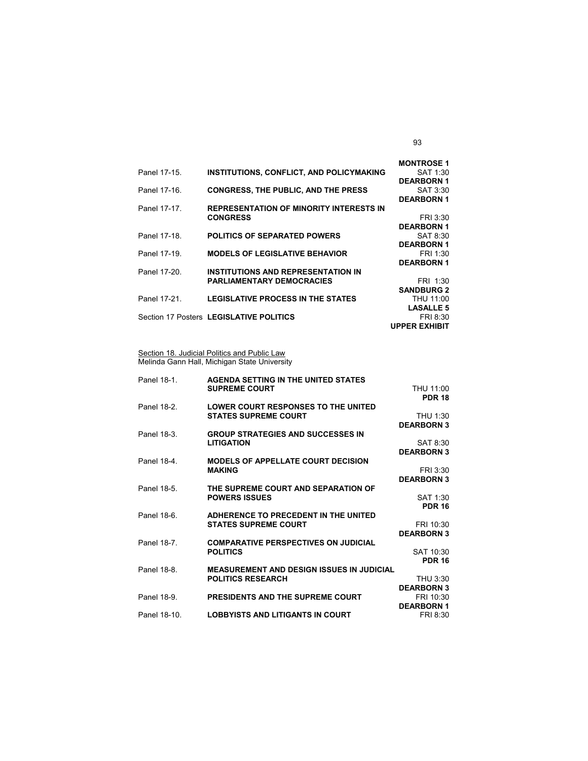| Panel | Title | Time | Room |
|---|---|---|---|
| | | | **MONTROSE 1** |
| Panel 17-15. | **INSTITUTIONS, CONFLICT, AND POLICYMAKING** | SAT 1:30 | **DEARBORN 1** |
| Panel 17-16. | **CONGRESS, THE PUBLIC, AND THE PRESS** | SAT 3:30 | **DEARBORN 1** |
| Panel 17-17. | **REPRESENTATION OF MINORITY INTERESTS IN CONGRESS** | FRI 3:30 | **DEARBORN 1** |
| Panel 17-18. | **POLITICS OF SEPARATED POWERS** | SAT 8:30 | **DEARBORN 1** |
| Panel 17-19. | **MODELS OF LEGISLATIVE BEHAVIOR** | FRI 1:30 | **DEARBORN 1** |
| Panel 17-20. | **INSTITUTIONS AND REPRESENTATION IN PARLIAMENTARY DEMOCRACIES** | FRI 1:30 | **SANDBURG 2** |
| Panel 17-21. | **LEGISLATIVE PROCESS IN THE STATES** | THU 11:00 | **LASALLE 5** |
| Section 17 Posters | **LEGISLATIVE POLITICS** | FRI 8:30 | **UPPER EXHIBIT** |

Section 18. Judicial Politics and Public Law
Melinda Gann Hall, Michigan State University

| Panel | Title | Time | Room |
|---|---|---|---|
| Panel 18-1. | **AGENDA SETTING IN THE UNITED STATES SUPREME COURT** | THU 11:00 | **PDR 18** |
| Panel 18-2. | **LOWER COURT RESPONSES TO THE UNITED STATES SUPREME COURT** | THU 1:30 | **DEARBORN 3** |
| Panel 18-3. | **GROUP STRATEGIES AND SUCCESSES IN LITIGATION** | SAT 8:30 | **DEARBORN 3** |
| Panel 18-4. | **MODELS OF APPELLATE COURT DECISION MAKING** | FRI 3:30 | **DEARBORN 3** |
| Panel 18-5. | **THE SUPREME COURT AND SEPARATION OF POWERS ISSUES** | SAT 1:30 | **PDR 16** |
| Panel 18-6. | **ADHERENCE TO PRECEDENT IN THE UNITED STATES SUPREME COURT** | FRI 10:30 | **DEARBORN 3** |
| Panel 18-7. | **COMPARATIVE PERSPECTIVES ON JUDICIAL POLITICS** | SAT 10:30 | **PDR 16** |
| Panel 18-8. | **MEASUREMENT AND DESIGN ISSUES IN JUDICIAL POLITICS RESEARCH** | THU 3:30 | **DEARBORN 3** |
| Panel 18-9. | **PRESIDENTS AND THE SUPREME COURT** | FRI 10:30 | **DEARBORN 1** |
| Panel 18-10. | **LOBBYISTS AND LITIGANTS IN COURT** | FRI 8:30 | |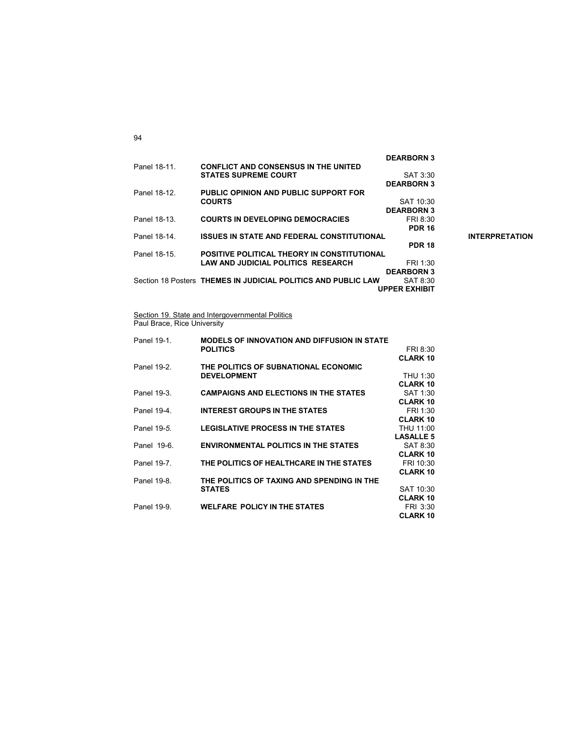DEARBORN 3

| | | |
|---|---|---|
| Panel 18-11. | **CONFLICT AND CONSENSUS IN THE UNITED STATES SUPREME COURT** | SAT 3:30 **DEARBORN 3** |
| Panel 18-12. | **PUBLIC OPINION AND PUBLIC SUPPORT FOR COURTS** | SAT 10:30 **DEARBORN 3** |
| Panel 18-13. | **COURTS IN DEVELOPING DEMOCRACIES** | FRI 8:30 **PDR 16** |
| Panel 18-14. | **ISSUES IN STATE AND FEDERAL CONSTITUTIONAL INTERPRETATION** | **PDR 18** |
| Panel 18-15. | **POSITIVE POLITICAL THEORY IN CONSTITUTIONAL LAW AND JUDICIAL POLITICS RESEARCH** | FRI 1:30 **DEARBORN 3** |
| Section 18 Posters | **THEMES IN JUDICIAL POLITICS AND PUBLIC LAW** | SAT 8:30 **UPPER EXHIBIT** |

Section 19. State and Intergovernmental Politics
Paul Brace, Rice University

| | | |
|---|---|---|
| Panel 19-1. | **MODELS OF INNOVATION AND DIFFUSION IN STATE POLITICS** | FRI 8:30 **CLARK 10** |
| Panel 19-2. | **THE POLITICS OF SUBNATIONAL ECONOMIC DEVELOPMENT** | THU 1:30 **CLARK 10** |
| Panel 19-3. | **CAMPAIGNS AND ELECTIONS IN THE STATES** | SAT 1:30 **CLARK 10** |
| Panel 19-4. | **INTEREST GROUPS IN THE STATES** | FRI 1:30 **CLARK 10** |
| Panel 19-*5.* | **LEGISLATIVE PROCESS IN THE STATES** | THU 11:00 **LASALLE 5** |
| Panel 19-6. | **ENVIRONMENTAL POLITICS IN THE STATES** | SAT 8:30 **CLARK 10** |
| Panel 19-7. | **THE POLITICS OF HEALTHCARE IN THE STATES** | FRI 10:30 **CLARK 10** |
| Panel 19-8. | **THE POLITICS OF TAXING AND SPENDING IN THE STATES** | SAT 10:30 **CLARK 10** |
| Panel 19-9. | **WELFARE POLICY IN THE STATES** | FRI 3:30 **CLARK 10** |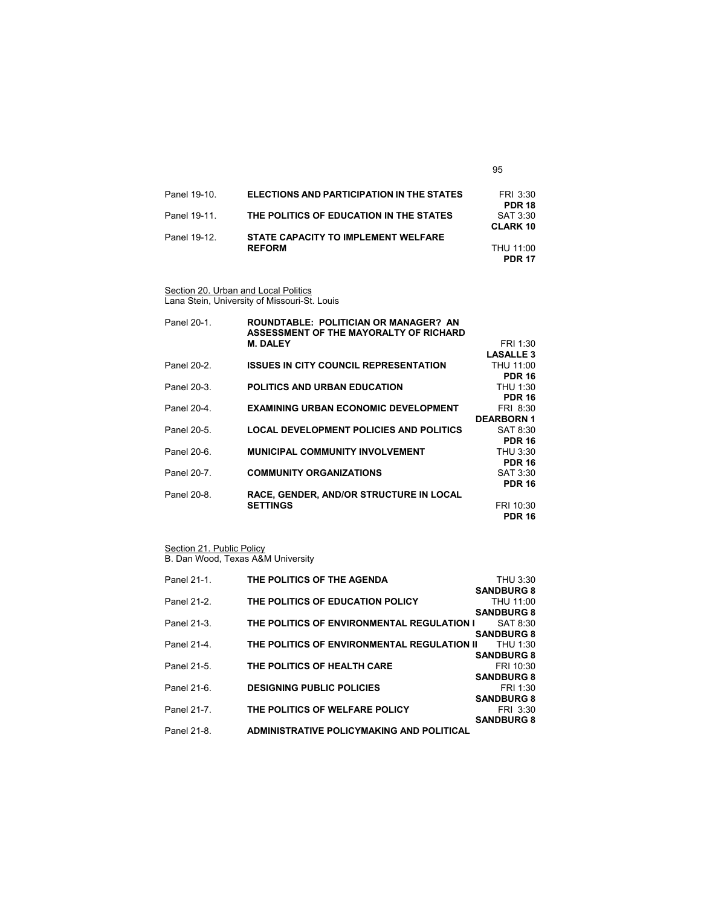| | | |
|---|---|---|
| Panel 19-10. | **ELECTIONS AND PARTICIPATION IN THE STATES** | FRI 3:30 **PDR 18** |
| Panel 19-11. | **THE POLITICS OF EDUCATION IN THE STATES** | SAT 3:30 **CLARK 10** |
| Panel 19-12. | **STATE CAPACITY TO IMPLEMENT WELFARE REFORM** | THU 11:00 **PDR 17** |

Section 20. Urban and Local Politics
Lana Stein, University of Missouri-St. Louis

| | | |
|---|---|---|
| Panel 20-1. | **ROUNDTABLE: POLITICIAN OR MANAGER? AN ASSESSMENT OF THE MAYORALTY OF RICHARD M. DALEY** | FRI 1:30 **LASALLE 3** |
| Panel 20-2. | **ISSUES IN CITY COUNCIL REPRESENTATION** | THU 11:00 **PDR 16** |
| Panel 20-3. | **POLITICS AND URBAN EDUCATION** | THU 1:30 **PDR 16** |
| Panel 20-4. | **EXAMINING URBAN ECONOMIC DEVELOPMENT** | FRI 8:30 **DEARBORN 1** |
| Panel 20-5. | **LOCAL DEVELOPMENT POLICIES AND POLITICS** | SAT 8:30 **PDR 16** |
| Panel 20-6. | **MUNICIPAL COMMUNITY INVOLVEMENT** | THU 3:30 **PDR 16** |
| Panel 20-7. | **COMMUNITY ORGANIZATIONS** | SAT 3:30 **PDR 16** |
| Panel 20-8. | **RACE, GENDER, AND/OR STRUCTURE IN LOCAL SETTINGS** | FRI 10:30 **PDR 16** |

Section 21. Public Policy
B. Dan Wood, Texas A&M University

| | | |
|---|---|---|
| Panel 21-1. | **THE POLITICS OF THE AGENDA** | THU 3:30 **SANDBURG 8** |
| Panel 21-2. | **THE POLITICS OF EDUCATION POLICY** | THU 11:00 **SANDBURG 8** |
| Panel 21-3. | **THE POLITICS OF ENVIRONMENTAL REGULATION I** | SAT 8:30 **SANDBURG 8** |
| Panel 21-4. | **THE POLITICS OF ENVIRONMENTAL REGULATION II** | THU 1:30 **SANDBURG 8** |
| Panel 21-5. | **THE POLITICS OF HEALTH CARE** | FRI 10:30 **SANDBURG 8** |
| Panel 21-6. | **DESIGNING PUBLIC POLICIES** | FRI 1:30 **SANDBURG 8** |
| Panel 21-7. | **THE POLITICS OF WELFARE POLICY** | FRI 3:30 **SANDBURG 8** |
| Panel 21-8. | **ADMINISTRATIVE POLICYMAKING AND POLITICAL** | |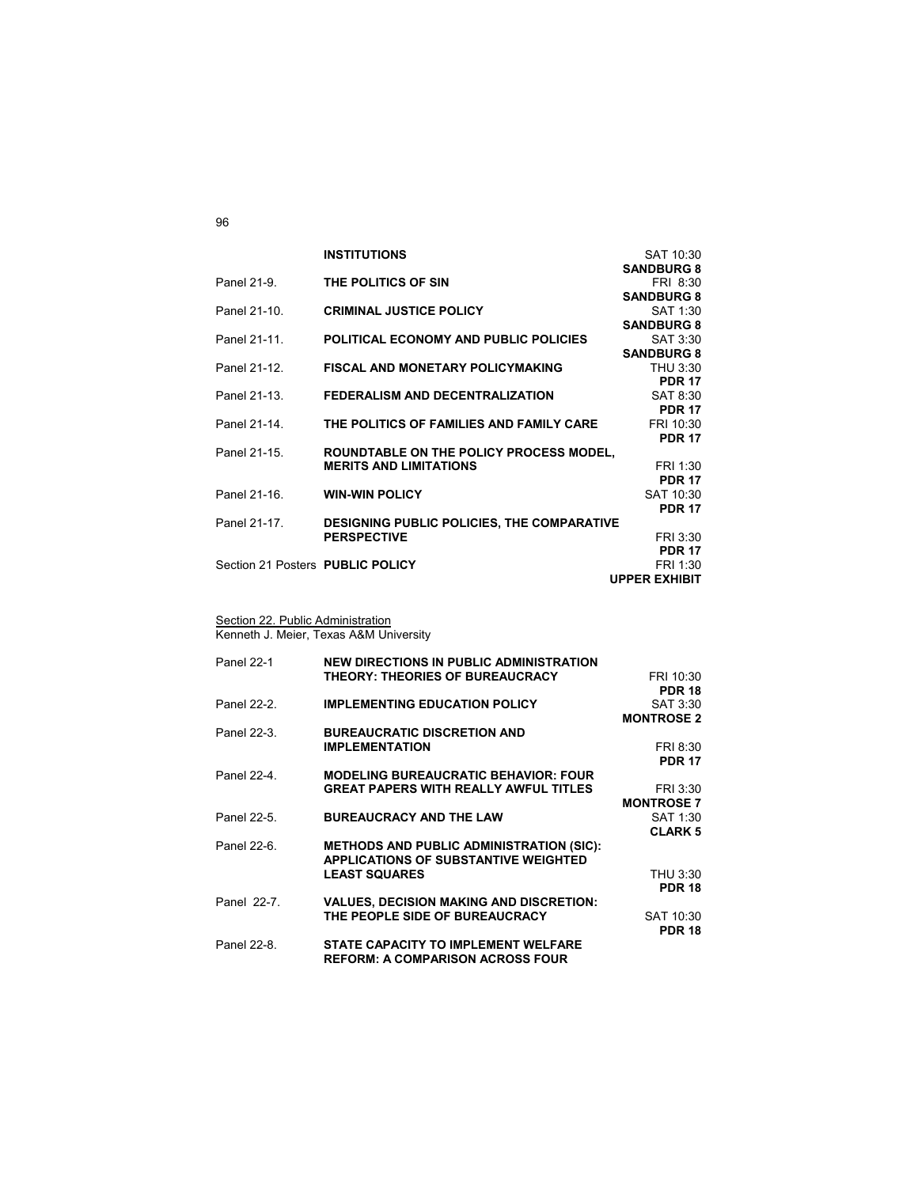| | | |
|---|---|---|
| | **INSTITUTIONS** | SAT 10:30 **SANDBURG 8** |
| Panel 21-9. | **THE POLITICS OF SIN** | FRI 8:30 **SANDBURG 8** |
| Panel 21-10. | **CRIMINAL JUSTICE POLICY** | SAT 1:30 **SANDBURG 8** |
| Panel 21-11. | **POLITICAL ECONOMY AND PUBLIC POLICIES** | SAT 3:30 **SANDBURG 8** |
| Panel 21-12. | **FISCAL AND MONETARY POLICYMAKING** | THU 3:30 **PDR 17** |
| Panel 21-13. | **FEDERALISM AND DECENTRALIZATION** | SAT 8:30 **PDR 17** |
| Panel 21-14. | **THE POLITICS OF FAMILIES AND FAMILY CARE** | FRI 10:30 **PDR 17** |
| Panel 21-15. | **ROUNDTABLE ON THE POLICY PROCESS MODEL, MERITS AND LIMITATIONS** | FRI 1:30 **PDR 17** |
| Panel 21-16. | **WIN-WIN POLICY** | SAT 10:30 **PDR 17** |
| Panel 21-17. | **DESIGNING PUBLIC POLICIES, THE COMPARATIVE PERSPECTIVE** | FRI 3:30 **PDR 17** |
| Section 21 Posters | **PUBLIC POLICY** | FRI 1:30 **UPPER EXHIBIT** |

Section 22. Public Administration
Kenneth J. Meier, Texas A&M University

| | | |
|---|---|---|
| Panel 22-1 | **NEW DIRECTIONS IN PUBLIC ADMINISTRATION THEORY: THEORIES OF BUREAUCRACY** | FRI 10:30 **PDR 18** |
| Panel 22-2. | **IMPLEMENTING EDUCATION POLICY** | SAT 3:30 **MONTROSE 2** |
| Panel 22-3. | **BUREAUCRATIC DISCRETION AND IMPLEMENTATION** | FRI 8:30 **PDR 17** |
| Panel 22-4. | **MODELING BUREAUCRATIC BEHAVIOR: FOUR GREAT PAPERS WITH REALLY AWFUL TITLES** | FRI 3:30 **MONTROSE 7** |
| Panel 22-5. | **BUREAUCRACY AND THE LAW** | SAT 1:30 **CLARK 5** |
| Panel 22-6. | **METHODS AND PUBLIC ADMINISTRATION (SIC): APPLICATIONS OF SUBSTANTIVE WEIGHTED LEAST SQUARES** | THU 3:30 **PDR 18** |
| Panel 22-7. | **VALUES, DECISION MAKING AND DISCRETION: THE PEOPLE SIDE OF BUREAUCRACY** | SAT 10:30 **PDR 18** |
| Panel 22-8. | **STATE CAPACITY TO IMPLEMENT WELFARE REFORM: A COMPARISON ACROSS FOUR** | |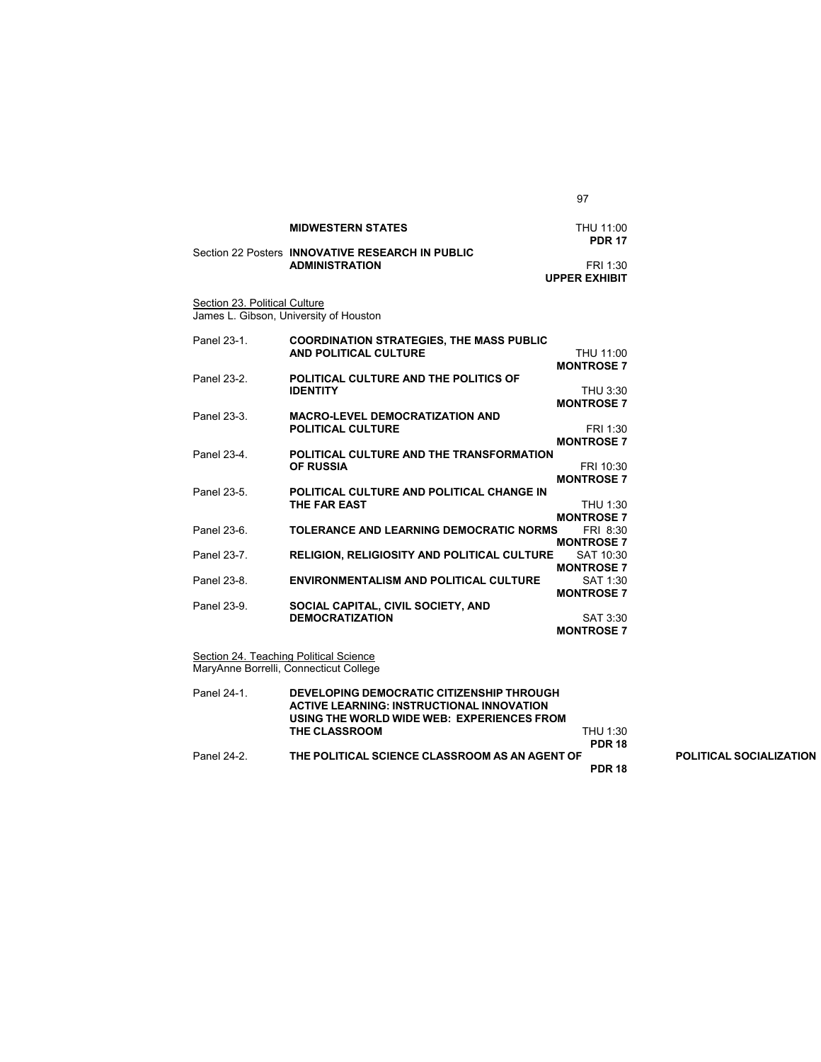| | | |
|---|---|---|
| | **MIDWESTERN STATES** | THU 11:00 **PDR 17** |
| Section 22 Posters | **INNOVATIVE RESEARCH IN PUBLIC ADMINISTRATION** | FRI 1:30 **UPPER EXHIBIT** |

Section 23. Political Culture
James L. Gibson, University of Houston

| | | |
|---|---|---|
| Panel 23-1. | **COORDINATION STRATEGIES, THE MASS PUBLIC AND POLITICAL CULTURE** | THU 11:00 **MONTROSE 7** |
| Panel 23-2. | **POLITICAL CULTURE AND THE POLITICS OF IDENTITY** | THU 3:30 **MONTROSE 7** |
| Panel 23-3. | **MACRO-LEVEL DEMOCRATIZATION AND POLITICAL CULTURE** | FRI 1:30 **MONTROSE 7** |
| Panel 23-4. | **POLITICAL CULTURE AND THE TRANSFORMATION OF RUSSIA** | FRI 10:30 **MONTROSE 7** |
| Panel 23-5. | **POLITICAL CULTURE AND POLITICAL CHANGE IN THE FAR EAST** | THU 1:30 **MONTROSE 7** |
| Panel 23-6. | **TOLERANCE AND LEARNING DEMOCRATIC NORMS** | FRI 8:30 **MONTROSE 7** |
| Panel 23-7. | **RELIGION, RELIGIOSITY AND POLITICAL CULTURE** | SAT 10:30 **MONTROSE 7** |
| Panel 23-8. | **ENVIRONMENTALISM AND POLITICAL CULTURE** | SAT 1:30 **MONTROSE 7** |
| Panel 23-9. | **SOCIAL CAPITAL, CIVIL SOCIETY, AND DEMOCRATIZATION** | SAT 3:30 **MONTROSE 7** |

Section 24. Teaching Political Science
MaryAnne Borrelli, Connecticut College

| | | |
|---|---|---|
| Panel 24-1. | **DEVELOPING DEMOCRATIC CITIZENSHIP THROUGH ACTIVE LEARNING: INSTRUCTIONAL INNOVATION USING THE WORLD WIDE WEB: EXPERIENCES FROM THE CLASSROOM** | THU 1:30 **PDR 18** |
| Panel 24-2. | **THE POLITICAL SCIENCE CLASSROOM AS AN AGENT OF POLITICAL SOCIALIZATION** | **PDR 18** |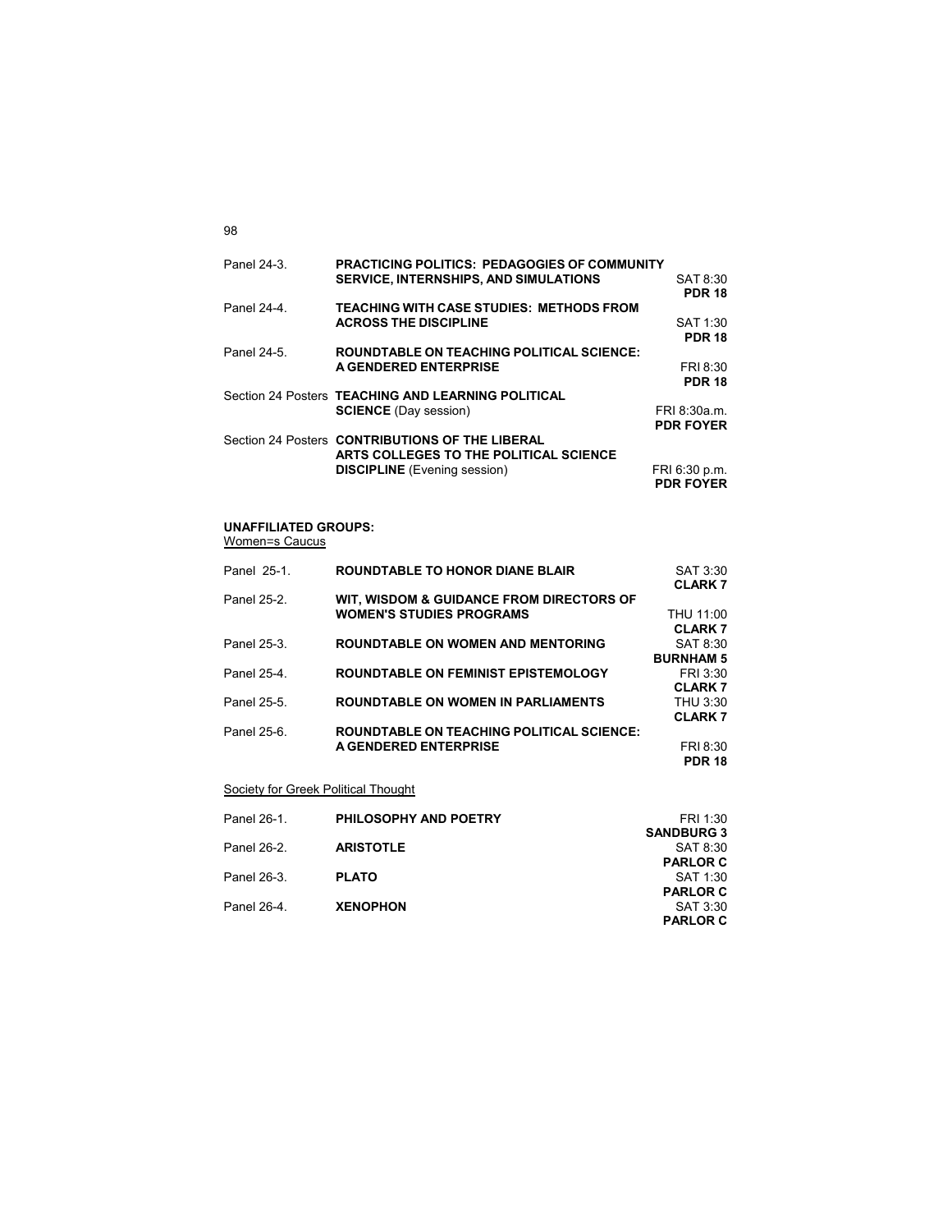| | | | |
|---|---|---|---|
| Panel 24-3. | **PRACTICING POLITICS: PEDAGOGIES OF COMMUNITY SERVICE, INTERNSHIPS, AND SIMULATIONS** | SAT 8:30 | **PDR 18** |
| Panel 24-4. | **TEACHING WITH CASE STUDIES: METHODS FROM ACROSS THE DISCIPLINE** | SAT 1:30 | **PDR 18** |
| Panel 24-5. | **ROUNDTABLE ON TEACHING POLITICAL SCIENCE: A GENDERED ENTERPRISE** | FRI 8:30 | **PDR 18** |
| Section 24 Posters | **TEACHING AND LEARNING POLITICAL SCIENCE** (Day session) | FRI 8:30a.m. | **PDR FOYER** |
| Section 24 Posters | **CONTRIBUTIONS OF THE LIBERAL ARTS COLLEGES TO THE POLITICAL SCIENCE DISCIPLINE** (Evening session) | FRI 6:30 p.m. | **PDR FOYER** |

**UNAFFILIATED GROUPS:**

Women=s Caucus

| | | | |
|---|---|---|---|
| Panel 25-1. | **ROUNDTABLE TO HONOR DIANE BLAIR** | SAT 3:30 | **CLARK 7** |
| Panel 25-2. | **WIT, WISDOM & GUIDANCE FROM DIRECTORS OF WOMEN'S STUDIES PROGRAMS** | THU 11:00 | **CLARK 7** |
| Panel 25-3. | **ROUNDTABLE ON WOMEN AND MENTORING** | SAT 8:30 | **BURNHAM 5** |
| Panel 25-4. | **ROUNDTABLE ON FEMINIST EPISTEMOLOGY** | FRI 3:30 | **CLARK 7** |
| Panel 25-5. | **ROUNDTABLE ON WOMEN IN PARLIAMENTS** | THU 3:30 | **CLARK 7** |
| Panel 25-6. | **ROUNDTABLE ON TEACHING POLITICAL SCIENCE: A GENDERED ENTERPRISE** | FRI 8:30 | **PDR 18** |

Society for Greek Political Thought

| | | | |
|---|---|---|---|
| Panel 26-1. | **PHILOSOPHY AND POETRY** | FRI 1:30 | **SANDBURG 3** |
| Panel 26-2. | **ARISTOTLE** | SAT 8:30 | **PARLOR C** |
| Panel 26-3. | **PLATO** | SAT 1:30 | **PARLOR C** |
| Panel 26-4. | **XENOPHON** | SAT 3:30 | **PARLOR C** |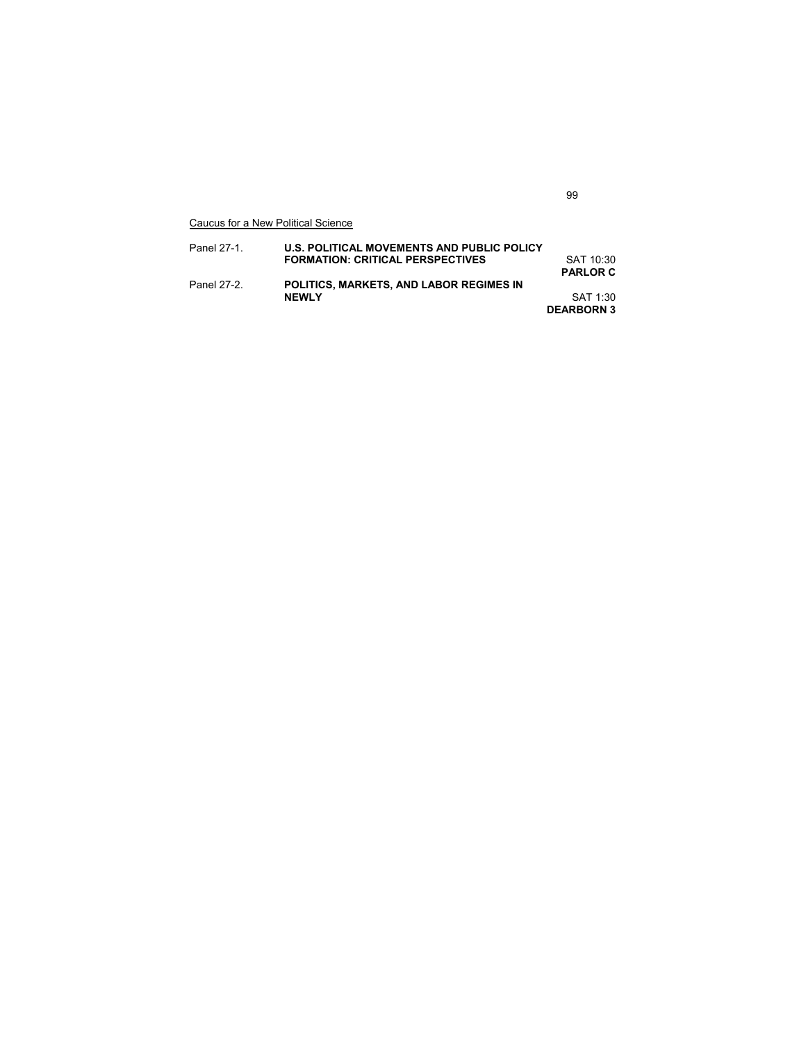Caucus for a New Political Science

| | | |
|---|---|---|
| Panel 27-1. | **U.S. POLITICAL MOVEMENTS AND PUBLIC POLICY FORMATION: CRITICAL PERSPECTIVES** | SAT 10:30 **PARLOR C** |
| Panel 27-2. | **POLITICS, MARKETS, AND LABOR REGIMES IN NEWLY** | SAT 1:30 **DEARBORN 3** |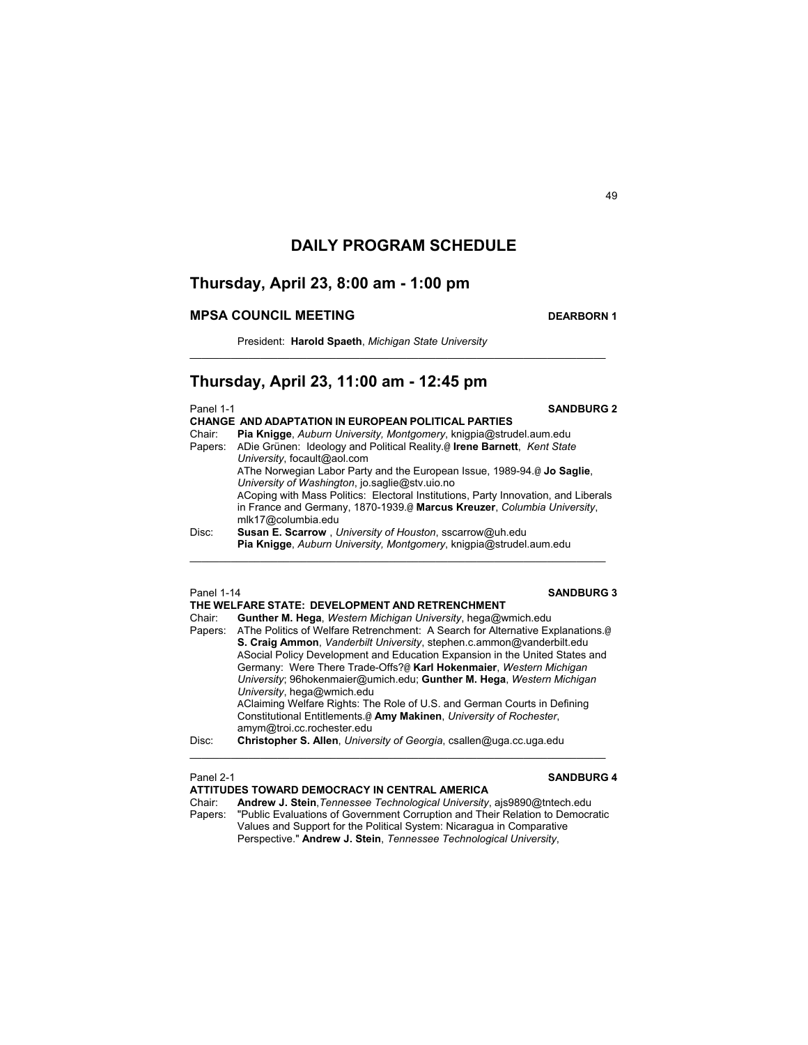# DAILY PROGRAM SCHEDULE

## Thursday, April 23, 8:00 am - 1:00 pm

### MPSA COUNCIL MEETING — DEARBORN 1

President: **Harold Spaeth**, *Michigan State University*

---

## Thursday, April 23, 11:00 am - 12:45 pm

Panel 1-1 — **SANDBURG 2**

**CHANGE AND ADAPTATION IN EUROPEAN POLITICAL PARTIES**

Chair: **Pia Knigge**, *Auburn University, Montgomery*, knigpia@strudel.aum.edu

Papers: ADie Grünen: Ideology and Political Reality.@ **Irene Barnett**, *Kent State University*, focault@aol.com

AThe Norwegian Labor Party and the European Issue, 1989-94.@ **Jo Saglie**, *University of Washington*, jo.saglie@stv.uio.no

ACoping with Mass Politics: Electoral Institutions, Party Innovation, and Liberals in France and Germany, 1870-1939.@ **Marcus Kreuzer**, *Columbia University*, mlk17@columbia.edu

Disc: **Susan E. Scarrow** , *University of Houston*, sscarrow@uh.edu

**Pia Knigge**, *Auburn University, Montgomery*, knigpia@strudel.aum.edu

---

Panel 1-14 — **SANDBURG 3**

**THE WELFARE STATE: DEVELOPMENT AND RETRENCHMENT**

Chair: **Gunther M. Hega**, *Western Michigan University*, hega@wmich.edu

Papers: AThe Politics of Welfare Retrenchment: A Search for Alternative Explanations.@ **S. Craig Ammon**, *Vanderbilt University*, stephen.c.ammon@vanderbilt.edu

ASocial Policy Development and Education Expansion in the United States and Germany: Were There Trade-Offs?@ **Karl Hokenmaier**, *Western Michigan University*; 96hokenmaier@umich.edu; **Gunther M. Hega**, *Western Michigan University*, hega@wmich.edu

AClaiming Welfare Rights: The Role of U.S. and German Courts in Defining Constitutional Entitlements.@ **Amy Makinen**, *University of Rochester*, amym@troi.cc.rochester.edu

Disc: **Christopher S. Allen**, *University of Georgia*, csallen@uga.cc.uga.edu

---

Panel 2-1 — **SANDBURG 4**

**ATTITUDES TOWARD DEMOCRACY IN CENTRAL AMERICA**

Chair: **Andrew J. Stein**,*Tennessee Technological University*, ajs9890@tntech.edu

Papers: "Public Evaluations of Government Corruption and Their Relation to Democratic Values and Support for the Political System: Nicaragua in Comparative Perspective." **Andrew J. Stein**, *Tennessee Technological University*,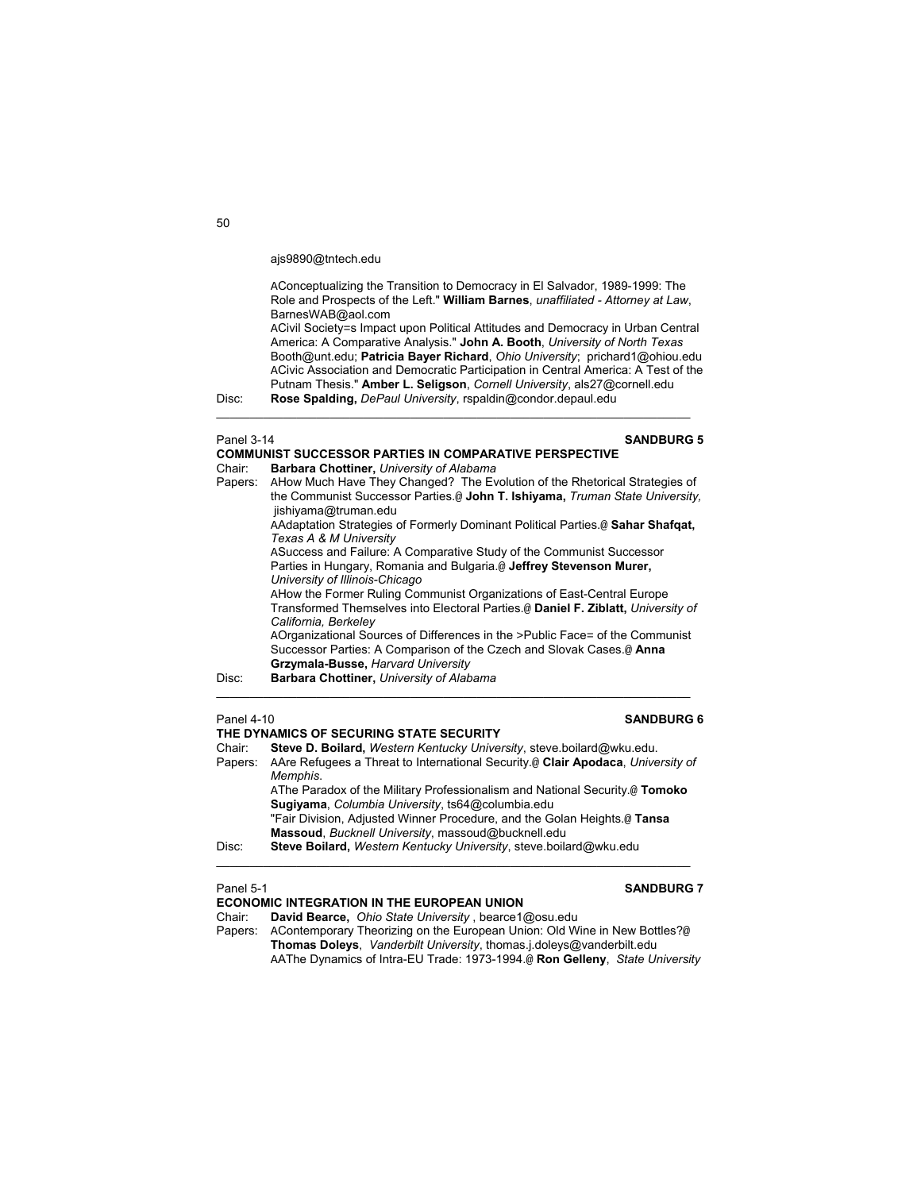ajs9890@tntech.edu

AConceptualizing the Transition to Democracy in El Salvador, 1989-1999: The Role and Prospects of the Left." **William Barnes**, *unaffiliated - Attorney at Law*, BarnesWAB@aol.com
ACivil Society=s Impact upon Political Attitudes and Democracy in Urban Central America: A Comparative Analysis." **John A. Booth**, *University of North Texas* Booth@unt.edu; **Patricia Bayer Richard**, *Ohio University*; prichard1@ohiou.edu
ACivic Association and Democratic Participation in Central America: A Test of the Putnam Thesis." **Amber L. Seligson**, *Cornell University*, als27@cornell.edu

Disc: **Rose Spalding,** *DePaul University*, rspaldin@condor.depaul.edu

---

Panel 3-14 **SANDBURG 5**

**COMMUNIST SUCCESSOR PARTIES IN COMPARATIVE PERSPECTIVE**

Chair: **Barbara Chottiner,** *University of Alabama*

Papers: AHow Much Have They Changed? The Evolution of the Rhetorical Strategies of the Communist Successor Parties.@ **John T. Ishiyama,** *Truman State University,* jishiyama@truman.edu
AAdaptation Strategies of Formerly Dominant Political Parties.@ **Sahar Shafqat,** *Texas A & M University*
ASuccess and Failure: A Comparative Study of the Communist Successor Parties in Hungary, Romania and Bulgaria.@ **Jeffrey Stevenson Murer,** *University of Illinois-Chicago*
AHow the Former Ruling Communist Organizations of East-Central Europe Transformed Themselves into Electoral Parties.@ **Daniel F. Ziblatt,** *University of California, Berkeley*
AOrganizational Sources of Differences in the >Public Face= of the Communist Successor Parties: A Comparison of the Czech and Slovak Cases.@ **Anna Grzymala-Busse,** *Harvard University*

Disc: **Barbara Chottiner,** *University of Alabama*

---

Panel 4-10 **SANDBURG 6**

**THE DYNAMICS OF SECURING STATE SECURITY**

Chair: **Steve D. Boilard,** *Western Kentucky University*, steve.boilard@wku.edu.

Papers: AAre Refugees a Threat to International Security.@ **Clair Apodaca**, *University of Memphis.*
AThe Paradox of the Military Professionalism and National Security.@ **Tomoko Sugiyama**, *Columbia University*, ts64@columbia.edu
"Fair Division, Adjusted Winner Procedure, and the Golan Heights.@ **Tansa Massoud**, *Bucknell University*, massoud@bucknell.edu

Disc: **Steve Boilard,** *Western Kentucky University*, steve.boilard@wku.edu

---

Panel 5-1 **SANDBURG 7**

**ECONOMIC INTEGRATION IN THE EUROPEAN UNION**

Chair: **David Bearce,** *Ohio State University* , bearce1@osu.edu

Papers: AContemporary Theorizing on the European Union: Old Wine in New Bottles?@ **Thomas Doleys**, *Vanderbilt University*, thomas.j.doleys@vanderbilt.edu
AAThe Dynamics of Intra-EU Trade: 1973-1994.@ **Ron Gelleny**, *State University*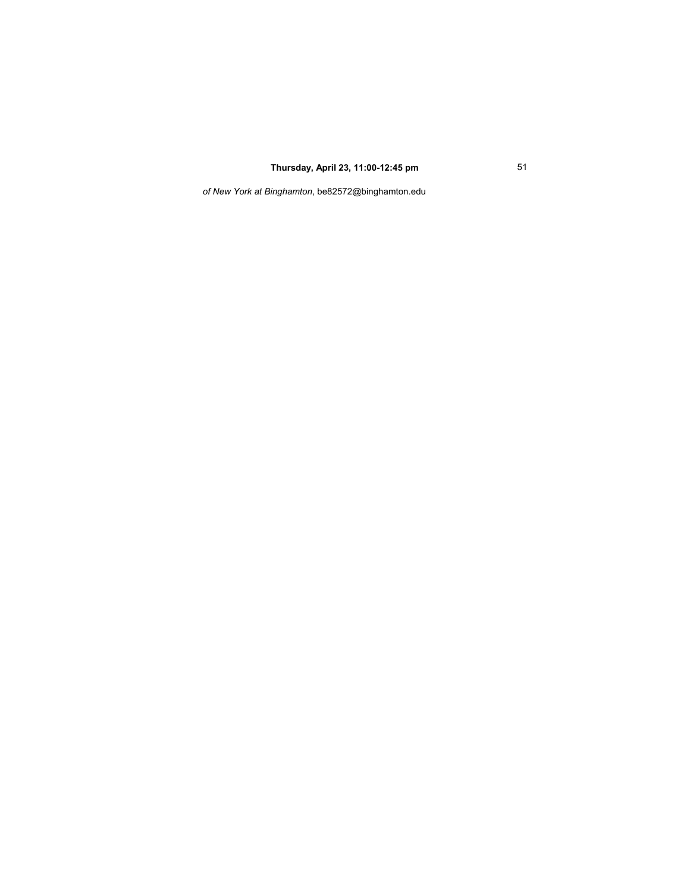*of New York at Binghamton*, be82572@binghamton.edu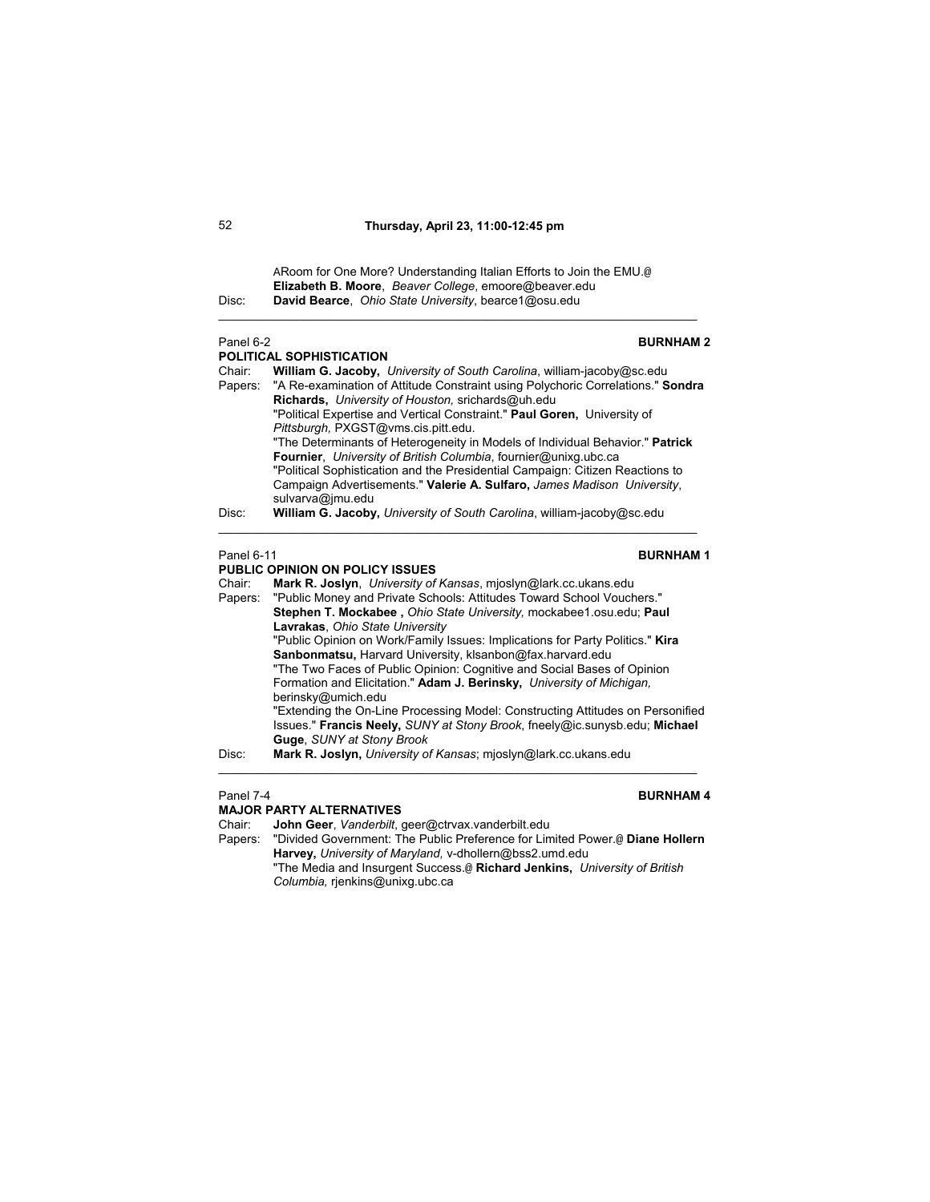ARoom for One More? Understanding Italian Efforts to Join the EMU.@ **Elizabeth B. Moore**, *Beaver College*, emoore@beaver.edu

Disc: **David Bearce**, *Ohio State University*, bearce1@osu.edu

---

Panel 6-2 **BURNHAM 2**

**POLITICAL SOPHISTICATION**

Chair: **William G. Jacoby,** *University of South Carolina*, william-jacoby@sc.edu

Papers: "A Re-examination of Attitude Constraint using Polychoric Correlations." **Sondra Richards,** *University of Houston,* srichards@uh.edu

"Political Expertise and Vertical Constraint." **Paul Goren,** University of *Pittsburgh,* PXGST@vms.cis.pitt.edu.

"The Determinants of Heterogeneity in Models of Individual Behavior." **Patrick Fournier**, *University of British Columbia*, fournier@unixg.ubc.ca

"Political Sophistication and the Presidential Campaign: Citizen Reactions to Campaign Advertisements." **Valerie A. Sulfaro,** *James Madison University*, sulvarva@jmu.edu

Disc: **William G. Jacoby,** *University of South Carolina*, william-jacoby@sc.edu

---

Panel 6-11 **BURNHAM 1**

**PUBLIC OPINION ON POLICY ISSUES**

Chair: **Mark R. Joslyn**, *University of Kansas*, mjoslyn@lark.cc.ukans.edu

Papers: "Public Money and Private Schools: Attitudes Toward School Vouchers." **Stephen T. Mockabee ,** *Ohio State University,* mockabee1.osu.edu; **Paul Lavrakas**, *Ohio State University*

"Public Opinion on Work/Family Issues: Implications for Party Politics." **Kira Sanbonmatsu,** Harvard University, klsanbon@fax.harvard.edu

"The Two Faces of Public Opinion: Cognitive and Social Bases of Opinion Formation and Elicitation." **Adam J. Berinsky,** *University of Michigan,* berinsky@umich.edu

"Extending the On-Line Processing Model: Constructing Attitudes on Personified Issues." **Francis Neely,** *SUNY at Stony Brook*, fneely@ic.sunysb.edu; **Michael Guge**, *SUNY at Stony Brook*

Disc: **Mark R. Joslyn,** *University of Kansas*; mjoslyn@lark.cc.ukans.edu

---

Panel 7-4 **BURNHAM 4**

**MAJOR PARTY ALTERNATIVES**

Chair: **John Geer**, *Vanderbilt*, geer@ctrvax.vanderbilt.edu

Papers: "Divided Government: The Public Preference for Limited Power.@ **Diane Hollern Harvey,** *University of Maryland,* v-dhollern@bss2.umd.edu

"The Media and Insurgent Success.@ **Richard Jenkins,** *University of British Columbia,* rjenkins@unixg.ubc.ca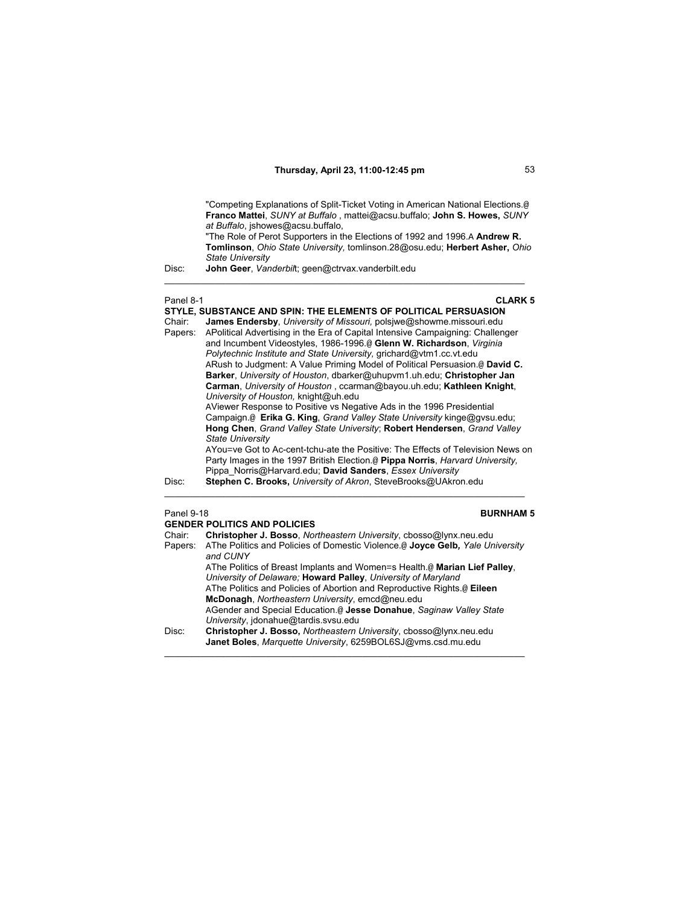"Competing Explanations of Split-Ticket Voting in American National Elections.@ **Franco Mattei**, *SUNY at Buffalo* , mattei@acsu.buffalo; **John S. Howes,** *SUNY at Buffalo*, jshowes@acsu.buffalo,

"The Role of Perot Supporters in the Elections of 1992 and 1996.A **Andrew R. Tomlinson**, *Ohio State University,* tomlinson.28@osu.edu; **Herbert Asher,** *Ohio State University*

Disc: **John Geer**, *Vanderbil*t; geen@ctrvax.vanderbilt.edu

---

Panel 8-1 **CLARK 5**

**STYLE, SUBSTANCE AND SPIN: THE ELEMENTS OF POLITICAL PERSUASION**

Chair: **James Endersby**, *University of Missouri,* polsjwe@showme.missouri.edu

Papers: APolitical Advertising in the Era of Capital Intensive Campaigning: Challenger and Incumbent Videostyles, 1986-1996.@ **Glenn W. Richardson**, *Virginia Polytechnic Institute and State University,* grichard@vtm1.cc.vt.edu

ARush to Judgment: A Value Priming Model of Political Persuasion.@ **David C. Barker**, *University of Houston*, dbarker@uhupvm1.uh.edu; **Christopher Jan Carman**, *University of Houston* , ccarman@bayou.uh.edu; **Kathleen Knight**, *University of Houston,* knight@uh.edu

AViewer Response to Positive vs Negative Ads in the 1996 Presidential Campaign.@ **Erika G. King**, *Grand Valley State University* kinge@gvsu.edu; **Hong Chen**, *Grand Valley State University*; **Robert Hendersen**, *Grand Valley State University*

AYou=ve Got to Ac-cent-tchu-ate the Positive: The Effects of Television News on Party Images in the 1997 British Election.@ **Pippa Norris**, *Harvard University,* Pippa_Norris@Harvard.edu; **David Sanders**, *Essex University*

Disc: **Stephen C. Brooks,** *University of Akron*, SteveBrooks@UAkron.edu

---

Panel 9-18 **BURNHAM 5**

**GENDER POLITICS AND POLICIES**

Chair: **Christopher J. Bosso**, *Northeastern University*, cbosso@lynx.neu.edu

Papers: AThe Politics and Policies of Domestic Violence.@ **Joyce Gelb***, Yale University and CUNY*

AThe Politics of Breast Implants and Women=s Health.@ **Marian Lief Palley**, *University of Delaware;* **Howard Palley**, *University of Maryland*

AThe Politics and Policies of Abortion and Reproductive Rights.@ **Eileen McDonagh**, *Northeastern University*, emcd@neu.edu

AGender and Special Education.@ **Jesse Donahue**, *Saginaw Valley State University*, jdonahue@tardis.svsu.edu

Disc: **Christopher J. Bosso,** *Northeastern University*, cbosso@lynx.neu.edu
**Janet Boles**, *Marquette University*, 6259BOL6SJ@vms.csd.mu.edu

---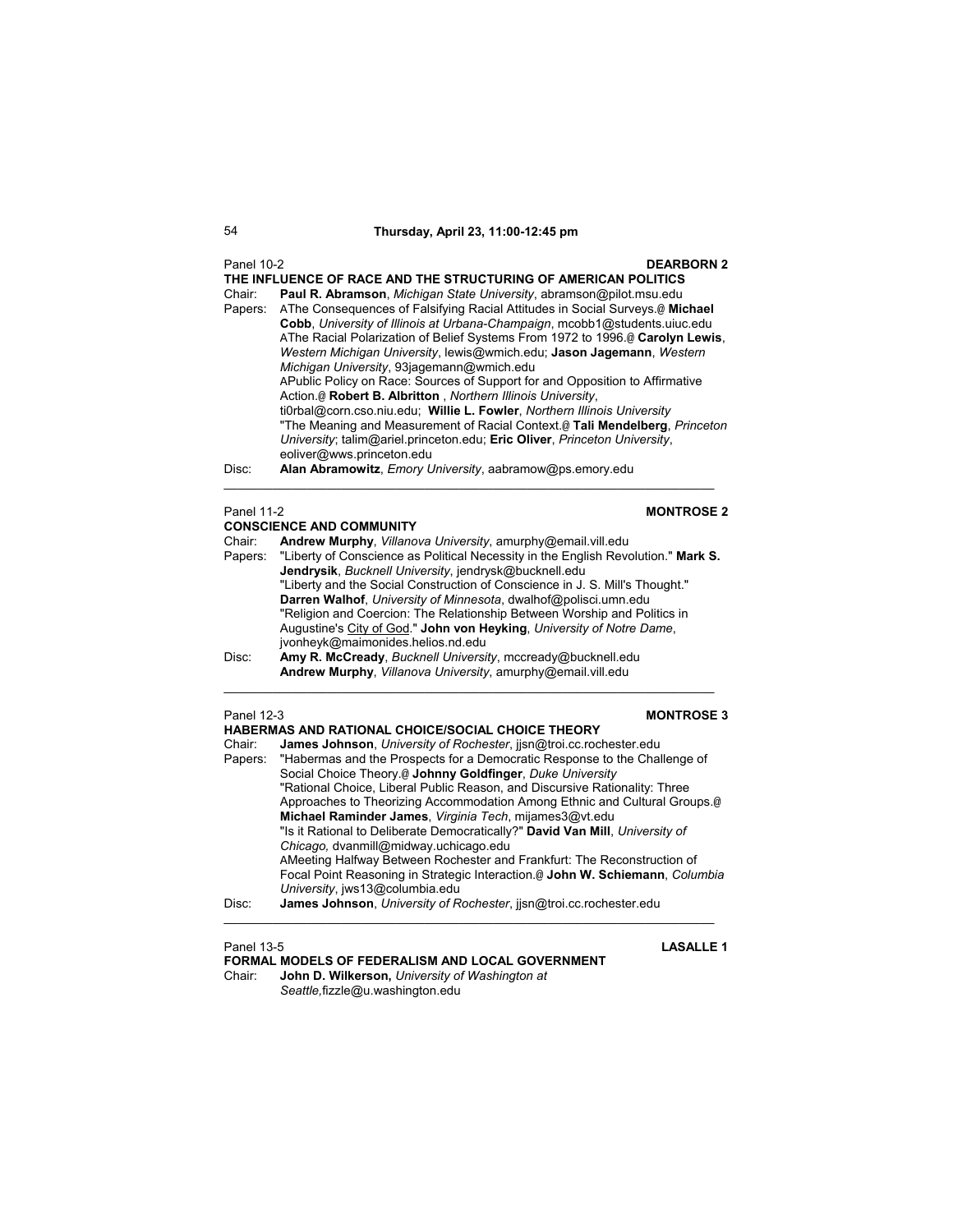**Thursday, April 23, 11:00-12:45 pm**

Panel 10-2 **DEARBORN 2**

**THE INFLUENCE OF RACE AND THE STRUCTURING OF AMERICAN POLITICS**

Chair: **Paul R. Abramson**, *Michigan State University*, abramson@pilot.msu.edu

Papers: AThe Consequences of Falsifying Racial Attitudes in Social Surveys.@ **Michael Cobb**, *University of Illinois at Urbana-Champaign*, mcobb1@students.uiuc.edu

AThe Racial Polarization of Belief Systems From 1972 to 1996.@ **Carolyn Lewis**, *Western Michigan University*, lewis@wmich.edu; **Jason Jagemann**, *Western Michigan University*, 93jagemann@wmich.edu

APublic Policy on Race: Sources of Support for and Opposition to Affirmative Action.@ **Robert B. Albritton** , *Northern Illinois University*, ti0rbal@corn.cso.niu.edu; **Willie L. Fowler**, *Northern Illinois University*

"The Meaning and Measurement of Racial Context.@ **Tali Mendelberg**, *Princeton University*; talim@ariel.princeton.edu; **Eric Oliver**, *Princeton University*, eoliver@wws.princeton.edu

Disc: **Alan Abramowitz**, *Emory University*, aabramow@ps.emory.edu

---

Panel 11-2 **MONTROSE 2**

**CONSCIENCE AND COMMUNITY**

Chair: **Andrew Murphy**, *Villanova University*, amurphy@email.vill.edu

Papers: "Liberty of Conscience as Political Necessity in the English Revolution." **Mark S. Jendrysik**, *Bucknell University*, jendrysk@bucknell.edu

"Liberty and the Social Construction of Conscience in J. S. Mill's Thought." **Darren Walhof**, *University of Minnesota*, dwalhof@polisci.umn.edu

"Religion and Coercion: The Relationship Between Worship and Politics in Augustine's City of God." **John von Heyking**, *University of Notre Dame*, jvonheyk@maimonides.helios.nd.edu

Disc: **Amy R. McCready**, *Bucknell University*, mccready@bucknell.edu
**Andrew Murphy**, *Villanova University*, amurphy@email.vill.edu

---

Panel 12-3 **MONTROSE 3**

**HABERMAS AND RATIONAL CHOICE/SOCIAL CHOICE THEORY**

Chair: **James Johnson**, *University of Rochester*, jjsn@troi.cc.rochester.edu

Papers: "Habermas and the Prospects for a Democratic Response to the Challenge of Social Choice Theory.@ **Johnny Goldfinger**, *Duke University*

"Rational Choice, Liberal Public Reason, and Discursive Rationality: Three Approaches to Theorizing Accommodation Among Ethnic and Cultural Groups.@ **Michael Raminder James**, *Virginia Tech*, mijames3@vt.edu

"Is it Rational to Deliberate Democratically?" **David Van Mill**, *University of Chicago,* dvanmill@midway.uchicago.edu

AMeeting Halfway Between Rochester and Frankfurt: The Reconstruction of Focal Point Reasoning in Strategic Interaction.@ **John W. Schiemann**, *Columbia University*, jws13@columbia.edu

Disc: **James Johnson**, *University of Rochester*, jjsn@troi.cc.rochester.edu

---

Panel 13-5 **LASALLE 1**

**FORMAL MODELS OF FEDERALISM AND LOCAL GOVERNMENT**

Chair: **John D. Wilkerson,** *University of Washington at Seattle,*fizzle@u.washington.edu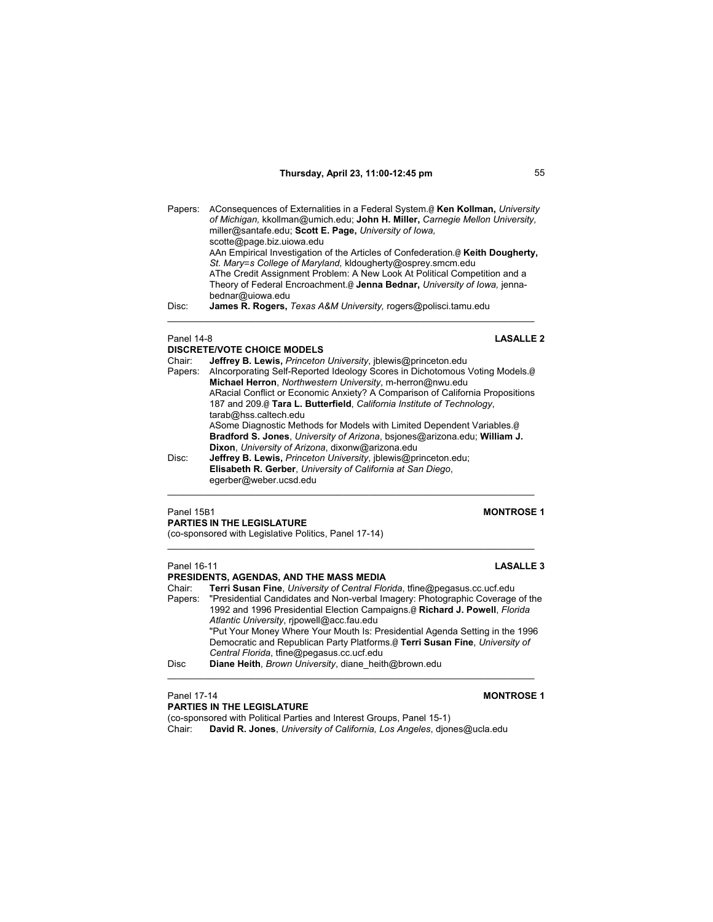Papers: AConsequences of Externalities in a Federal System.@ **Ken Kollman,** *University of Michigan,* kkollman@umich.edu; **John H. Miller,** *Carnegie Mellon University,* miller@santafe.edu; **Scott E. Page,** *University of Iowa,* scotte@page.biz.uiowa.edu
AAn Empirical Investigation of the Articles of Confederation.@ **Keith Dougherty,** *St. Mary=s College of Maryland,* kldougherty@osprey.smcm.edu
AThe Credit Assignment Problem: A New Look At Political Competition and a Theory of Federal Encroachment.@ **Jenna Bednar,** *University of Iowa,* jenna-bednar@uiowa.edu

Disc: **James R. Rogers,** *Texas A&M University,* rogers@polisci.tamu.edu

---

Panel 14-8 **LASALLE 2**

**DISCRETE/VOTE CHOICE MODELS**

Chair: **Jeffrey B. Lewis,** *Princeton University*, jblewis@princeton.edu

Papers: AIncorporating Self-Reported Ideology Scores in Dichotomous Voting Models.@ **Michael Herron**, *Northwestern University*, m-herron@nwu.edu
ARacial Conflict or Economic Anxiety? A Comparison of California Propositions 187 and 209.@ **Tara L. Butterfield**, *California Institute of Technology*, tarab@hss.caltech.edu
ASome Diagnostic Methods for Models with Limited Dependent Variables.@ **Bradford S. Jones**, *University of Arizona*, bsjones@arizona.edu; **William J. Dixon**, *University of Arizona*, dixonw@arizona.edu

Disc: **Jeffrey B. Lewis,** *Princeton University*, jblewis@princeton.edu; **Elisabeth R. Gerber**, *University of California at San Diego*, egerber@weber.ucsd.edu

---

Panel 15B1 **MONTROSE 1**

**PARTIES IN THE LEGISLATURE**

(co-sponsored with Legislative Politics, Panel 17-14)

---

Panel 16-11 **LASALLE 3**

**PRESIDENTS, AGENDAS, AND THE MASS MEDIA**

Chair: **Terri Susan Fine**, *University of Central Florida*, tfine@pegasus.cc.ucf.edu

Papers: "Presidential Candidates and Non-verbal Imagery: Photographic Coverage of the 1992 and 1996 Presidential Election Campaigns.@ **Richard J. Powell**, *Florida Atlantic University*, rjpowell@acc.fau.edu
"Put Your Money Where Your Mouth Is: Presidential Agenda Setting in the 1996 Democratic and Republican Party Platforms.@ **Terri Susan Fine**, *University of Central Florida*, tfine@pegasus.cc.ucf.edu

Disc **Diane Heith**, *Brown University*, diane_heith@brown.edu

---

Panel 17-14 **MONTROSE 1**

**PARTIES IN THE LEGISLATURE**

(co-sponsored with Political Parties and Interest Groups, Panel 15-1)

Chair: **David R. Jones**, *University of California, Los Angeles*, djones@ucla.edu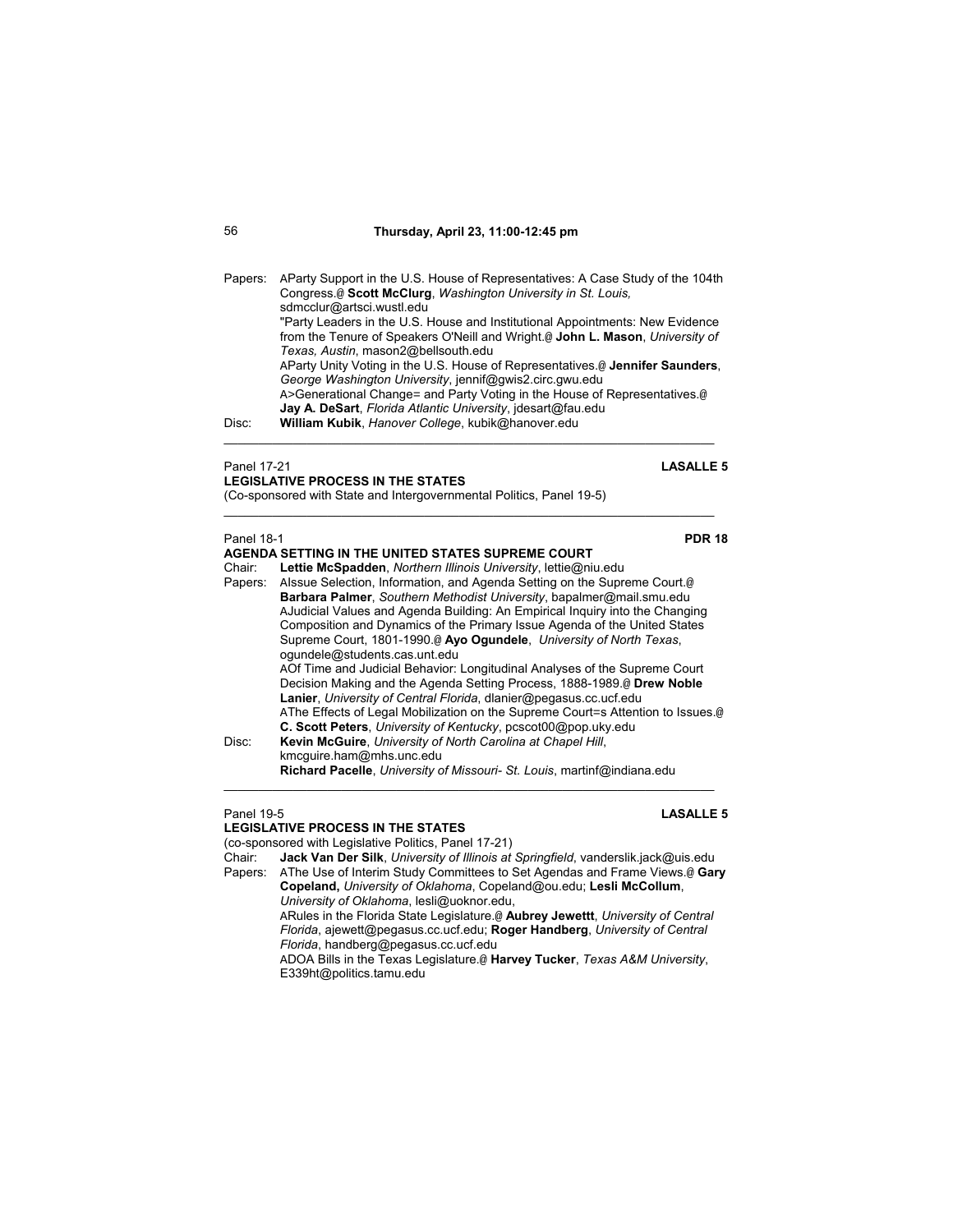Papers: AParty Support in the U.S. House of Representatives: A Case Study of the 104th Congress.@ **Scott McClurg**, *Washington University in St. Louis,* sdmcclur@artsci.wustl.edu
"Party Leaders in the U.S. House and Institutional Appointments: New Evidence from the Tenure of Speakers O'Neill and Wright.@ **John L. Mason**, *University of Texas, Austin*, mason2@bellsouth.edu
AParty Unity Voting in the U.S. House of Representatives.@ **Jennifer Saunders**, *George Washington University*, jennif@gwis2.circ.gwu.edu
A>Generational Change= and Party Voting in the House of Representatives.@ **Jay A. DeSart**, *Florida Atlantic University*, jdesart@fau.edu
Disc: **William Kubik**, *Hanover College*, kubik@hanover.edu

---

Panel 17-21 **LASALLE 5**
**LEGISLATIVE PROCESS IN THE STATES**
(Co-sponsored with State and Intergovernmental Politics, Panel 19-5)

---

Panel 18-1 **PDR 18**
**AGENDA SETTING IN THE UNITED STATES SUPREME COURT**
Chair: **Lettie McSpadden**, *Northern Illinois University*, lettie@niu.edu
Papers: AIssue Selection, Information, and Agenda Setting on the Supreme Court.@ **Barbara Palmer**, *Southern Methodist University*, bapalmer@mail.smu.edu
AJudicial Values and Agenda Building: An Empirical Inquiry into the Changing Composition and Dynamics of the Primary Issue Agenda of the United States Supreme Court, 1801-1990.@ **Ayo Ogundele**, *University of North Texas*, ogundele@students.cas.unt.edu
AOf Time and Judicial Behavior: Longitudinal Analyses of the Supreme Court Decision Making and the Agenda Setting Process, 1888-1989.@ **Drew Noble Lanier**, *University of Central Florida*, dlanier@pegasus.cc.ucf.edu
AThe Effects of Legal Mobilization on the Supreme Court=s Attention to Issues.@ **C. Scott Peters**, *University of Kentucky*, pcscot00@pop.uky.edu
Disc: **Kevin McGuire**, *University of North Carolina at Chapel Hill*, kmcguire.ham@mhs.unc.edu
**Richard Pacelle**, *University of Missouri- St. Louis*, martinf@indiana.edu

---

Panel 19-5 **LASALLE 5**
**LEGISLATIVE PROCESS IN THE STATES**
(co-sponsored with Legislative Politics, Panel 17-21)
Chair: **Jack Van Der Silk**, *University of Illinois at Springfield*, vanderslik.jack@uis.edu
Papers: AThe Use of Interim Study Committees to Set Agendas and Frame Views.@ **Gary Copeland,** *University of Oklahoma*, Copeland@ou.edu; **Lesli McCollum**, *University of Oklahoma*, lesli@uoknor.edu,
ARules in the Florida State Legislature.@ **Aubrey Jewettt**, *University of Central Florida*, ajewett@pegasus.cc.ucf.edu; **Roger Handberg**, *University of Central Florida*, handberg@pegasus.cc.ucf.edu
ADOA Bills in the Texas Legislature.@ **Harvey Tucker**, *Texas A&M University*, E339ht@politics.tamu.edu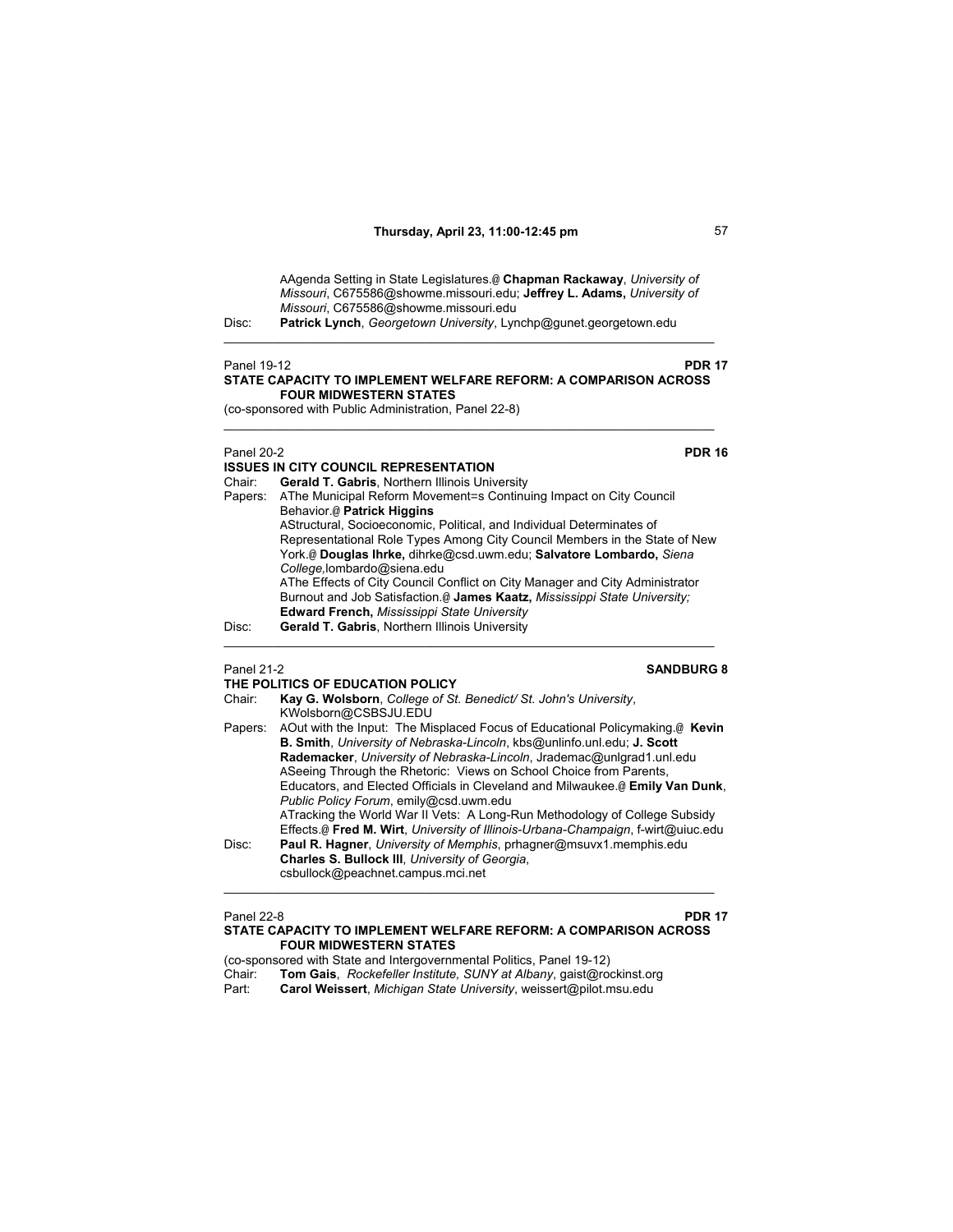AAgenda Setting in State Legislatures.@ **Chapman Rackaway**, *University of Missouri*, C675586@showme.missouri.edu; **Jeffrey L. Adams,** *University of Missouri*, C675586@showme.missouri.edu

Disc: **Patrick Lynch**, *Georgetown University*, Lynchp@gunet.georgetown.edu

---

Panel 19-12 **PDR 17**

**STATE CAPACITY TO IMPLEMENT WELFARE REFORM: A COMPARISON ACROSS FOUR MIDWESTERN STATES**

(co-sponsored with Public Administration, Panel 22-8)

---

Panel 20-2 **PDR 16**

**ISSUES IN CITY COUNCIL REPRESENTATION**

Chair: **Gerald T. Gabris**, Northern Illinois University

Papers: AThe Municipal Reform Movement=s Continuing Impact on City Council Behavior.@ **Patrick Higgins**

AStructural, Socioeconomic, Political, and Individual Determinates of Representational Role Types Among City Council Members in the State of New York.@ **Douglas Ihrke,** dihrke@csd.uwm.edu; **Salvatore Lombardo,** *Siena College,*lombardo@siena.edu

AThe Effects of City Council Conflict on City Manager and City Administrator Burnout and Job Satisfaction.@ **James Kaatz,** *Mississippi State University;* **Edward French,** *Mississippi State University*

Disc: **Gerald T. Gabris**, Northern Illinois University

---

Panel 21-2 **SANDBURG 8**

**THE POLITICS OF EDUCATION POLICY**

Chair: **Kay G. Wolsborn**, *College of St. Benedict/ St. John's University*, KWolsborn@CSBSJU.EDU

Papers: AOut with the Input: The Misplaced Focus of Educational Policymaking.@ **Kevin B. Smith**, *University of Nebraska-Lincoln*, kbs@unlinfo.unl.edu; **J. Scott Rademacker**, *University of Nebraska-Lincoln*, Jrademac@unlgrad1.unl.edu

ASeeing Through the Rhetoric: Views on School Choice from Parents, Educators, and Elected Officials in Cleveland and Milwaukee.@ **Emily Van Dunk**, *Public Policy Forum*, emily@csd.uwm.edu

ATracking the World War II Vets: A Long-Run Methodology of College Subsidy Effects.@ **Fred M. Wirt**, *University of Illinois-Urbana-Champaign*, f-wirt@uiuc.edu

Disc: **Paul R. Hagner**, *University of Memphis*, prhagner@msuvx1.memphis.edu
**Charles S. Bullock III**, *University of Georgia*, csbullock@peachnet.campus.mci.net

---

Panel 22-8 **PDR 17**

**STATE CAPACITY TO IMPLEMENT WELFARE REFORM: A COMPARISON ACROSS FOUR MIDWESTERN STATES**

(co-sponsored with State and Intergovernmental Politics, Panel 19-12)

Chair: **Tom Gais**, *Rockefeller Institute, SUNY at Albany*, gaist@rockinst.org

Part: **Carol Weissert**, *Michigan State University*, weissert@pilot.msu.edu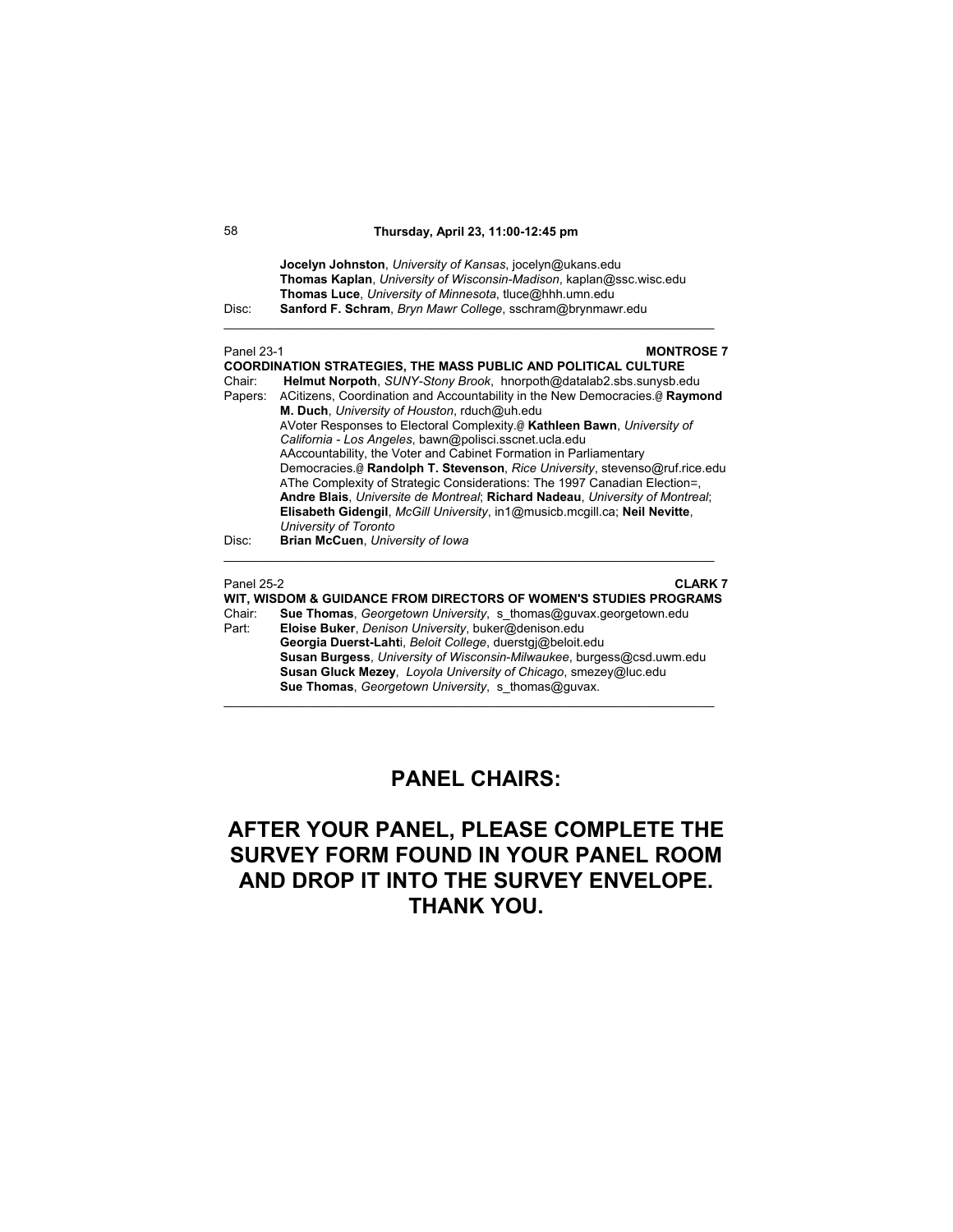**Jocelyn Johnston**, *University of Kansas*, jocelyn@ukans.edu
**Thomas Kaplan**, *University of Wisconsin-Madison*, kaplan@ssc.wisc.edu
**Thomas Luce**, *University of Minnesota*, tluce@hhh.umn.edu

Disc: **Sanford F. Schram**, *Bryn Mawr College*, sschram@brynmawr.edu

---

Panel 23-1 **MONTROSE 7**

**COORDINATION STRATEGIES, THE MASS PUBLIC AND POLITICAL CULTURE**

Chair: **Helmut Norpoth**, *SUNY-Stony Brook*, hnorpoth@datalab2.sbs.sunysb.edu

Papers: ACitizens, Coordination and Accountability in the New Democracies.@ **Raymond M. Duch**, *University of Houston*, rduch@uh.edu
AVoter Responses to Electoral Complexity.@ **Kathleen Bawn**, *University of California - Los Angeles*, bawn@polisci.sscnet.ucla.edu
AAccountability, the Voter and Cabinet Formation in Parliamentary Democracies.@ **Randolph T. Stevenson**, *Rice University*, stevenso@ruf.rice.edu
AThe Complexity of Strategic Considerations: The 1997 Canadian Election=, **Andre Blais**, *Universite de Montreal*; **Richard Nadeau**, *University of Montreal*; **Elisabeth Gidengil**, *McGill University*, in1@musicb.mcgill.ca; **Neil Nevitte**, *University of Toronto*

Disc: **Brian McCuen**, *University of Iowa*

---

Panel 25-2 **CLARK 7**

**WIT, WISDOM & GUIDANCE FROM DIRECTORS OF WOMEN'S STUDIES PROGRAMS**

Chair: **Sue Thomas**, *Georgetown University*, s_thomas@guvax.georgetown.edu

Part: **Eloise Buker**, *Denison University*, buker@denison.edu
**Georgia Duerst-Lahti**, *Beloit College*, duerstgj@beloit.edu
**Susan Burgess**, *University of Wisconsin-Milwaukee*, burgess@csd.uwm.edu
**Susan Gluck Mezey**, *Loyola University of Chicago*, smezey@luc.edu
**Sue Thomas**, *Georgetown University*, s_thomas@guvax.

---

## PANEL CHAIRS:

## AFTER YOUR PANEL, PLEASE COMPLETE THE SURVEY FORM FOUND IN YOUR PANEL ROOM AND DROP IT INTO THE SURVEY ENVELOPE. THANK YOU.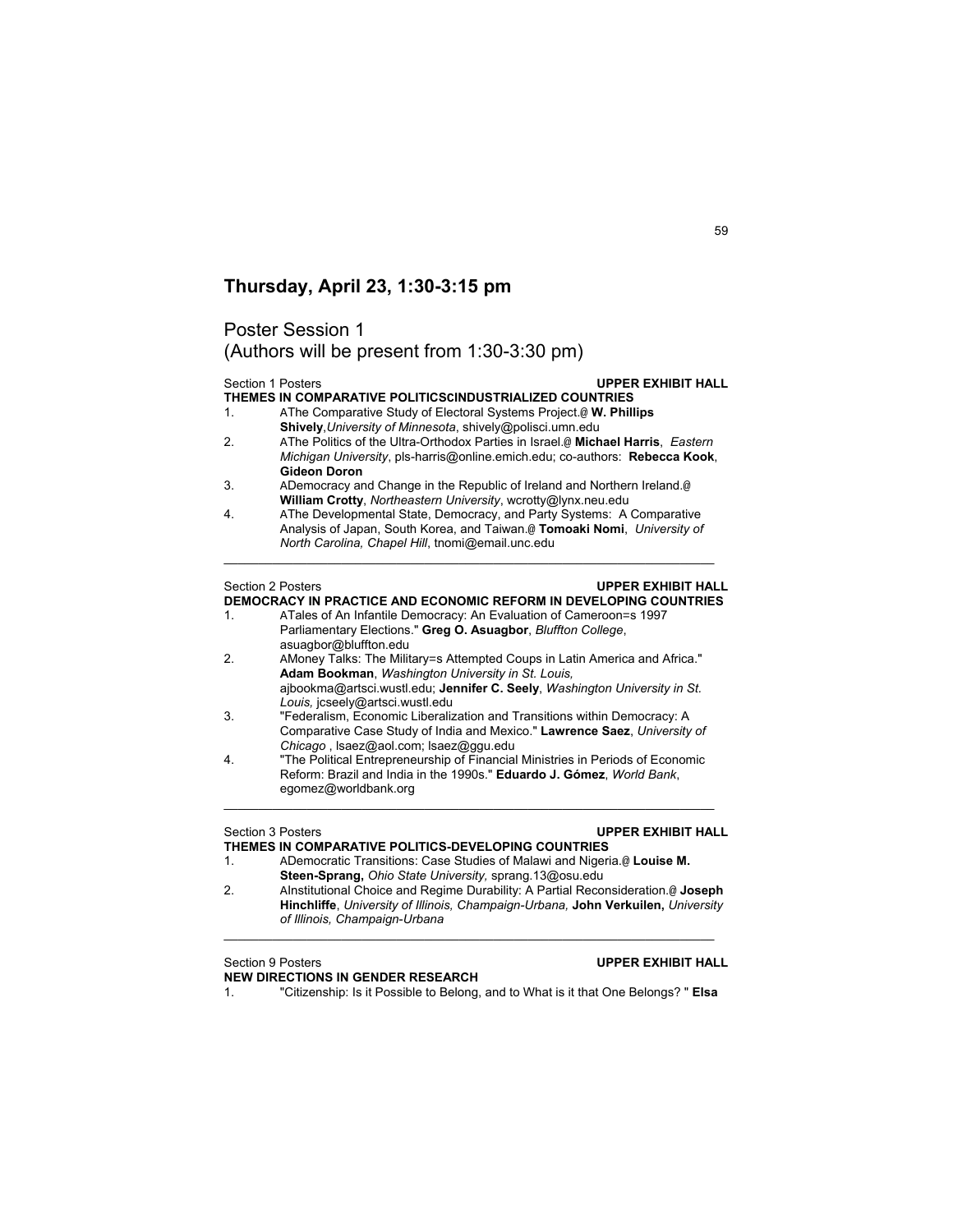## Thursday, April 23, 1:30-3:15 pm

### Poster Session 1
(Authors will be present from 1:30-3:30 pm)

Section 1 Posters **UPPER EXHIBIT HALL**

**THEMES IN COMPARATIVE POLITICSCINDUSTRIALIZED COUNTRIES**

1. AThe Comparative Study of Electoral Systems Project.@ **W. Phillips Shively**,*University of Minnesota*, shively@polisci.umn.edu
2. AThe Politics of the Ultra-Orthodox Parties in Israel.@ **Michael Harris**, *Eastern Michigan University*, pls-harris@online.emich.edu; co-authors: **Rebecca Kook**, **Gideon Doron**
3. ADemocracy and Change in the Republic of Ireland and Northern Ireland.@ **William Crotty**, *Northeastern University*, wcrotty@lynx.neu.edu
4. AThe Developmental State, Democracy, and Party Systems: A Comparative Analysis of Japan, South Korea, and Taiwan.@ **Tomoaki Nomi**, *University of North Carolina, Chapel Hill*, tnomi@email.unc.edu

---

Section 2 Posters **UPPER EXHIBIT HALL**

**DEMOCRACY IN PRACTICE AND ECONOMIC REFORM IN DEVELOPING COUNTRIES**

1. ATales of An Infantile Democracy: An Evaluation of Cameroon=s 1997 Parliamentary Elections." **Greg O. Asuagbor**, *Bluffton College*, asuagbor@bluffton.edu
2. AMoney Talks: The Military=s Attempted Coups in Latin America and Africa." **Adam Bookman**, *Washington University in St. Louis,* ajbookma@artsci.wustl.edu; **Jennifer C. Seely**, *Washington University in St. Louis,* jcseely@artsci.wustl.edu
3. "Federalism, Economic Liberalization and Transitions within Democracy: A Comparative Case Study of India and Mexico." **Lawrence Saez**, *University of Chicago* , lsaez@aol.com; lsaez@ggu.edu
4. "The Political Entrepreneurship of Financial Ministries in Periods of Economic Reform: Brazil and India in the 1990s." **Eduardo J. Gómez**, *World Bank*, egomez@worldbank.org

---

Section 3 Posters **UPPER EXHIBIT HALL**

**THEMES IN COMPARATIVE POLITICS-DEVELOPING COUNTRIES**

1. ADemocratic Transitions: Case Studies of Malawi and Nigeria.@ **Louise M. Steen-Sprang,** *Ohio State University,* sprang.13@osu.edu
2. AInstitutional Choice and Regime Durability: A Partial Reconsideration.@ **Joseph Hinchliffe**, *University of Illinois, Champaign-Urbana,* **John Verkuilen,** *University of Illinois, Champaign-Urbana*

---

Section 9 Posters **UPPER EXHIBIT HALL**

**NEW DIRECTIONS IN GENDER RESEARCH**

1. "Citizenship: Is it Possible to Belong, and to What is it that One Belongs? " **Elsa**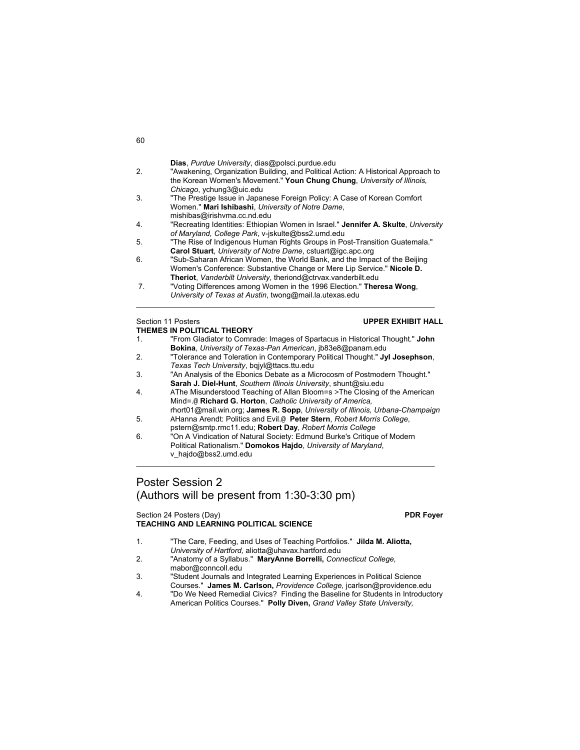**Dias**, *Purdue University*, dias@polsci.purdue.edu

2. "Awakening, Organization Building, and Political Action: A Historical Approach to the Korean Women's Movement." **Youn Chung Chung**, *University of Illinois, Chicago*, ychung3@uic.edu
3. "The Prestige Issue in Japanese Foreign Policy: A Case of Korean Comfort Women." **Mari Ishibashi**, *University of Notre Dame*, mishibas@irishvma.cc.nd.edu
4. "Recreating Identities: Ethiopian Women in Israel." **Jennifer A. Skulte**, *University of Maryland, College Park*, v-jskulte@bss2.umd.edu
5. "The Rise of Indigenous Human Rights Groups in Post-Transition Guatemala." **Carol Stuart**, *University of Notre Dame*, cstuart@igc.apc.org
6. "Sub-Saharan African Women, the World Bank, and the Impact of the Beijing Women's Conference: Substantive Change or Mere Lip Service." **Nicole D. Theriot**, *Vanderbilt University*, theriond@ctrvax.vanderbilt.edu
7. "Voting Differences among Women in the 1996 Election." **Theresa Wong**, *University of Texas at Austin*, twong@mail.la.utexas.edu

---

Section 11 Posters — **UPPER EXHIBIT HALL**

**THEMES IN POLITICAL THEORY**

1. "From Gladiator to Comrade: Images of Spartacus in Historical Thought." **John Bokina**, *University of Texas-Pan American*, jb83e8@panam.edu
2. "Tolerance and Toleration in Contemporary Political Thought." **Jyl Josephson**, *Texas Tech University*, bqjyl@ttacs.ttu.edu
3. "An Analysis of the Ebonics Debate as a Microcosm of Postmodern Thought." **Sarah J. Diel-Hunt**, *Southern Illinois University*, shunt@siu.edu
4. AThe Misunderstood Teaching of Allan Bloom=s >The Closing of the American Mind=.@ **Richard G. Horton**, *Catholic University of America*, rhort01@mail.win.org; **James R. Sopp**, *University of Illinois, Urbana-Champaign*
5. AHanna Arendt: Politics and Evil.@ **Peter Stern**, *Robert Morris College*, pstern@smtp.rmc11.edu; **Robert Day**, *Robert Morris College*
6. "On A Vindication of Natural Society: Edmund Burke's Critique of Modern Political Rationalism." **Domokos Hajdo**, *University of Maryland*, v_hajdo@bss2.umd.edu

---

## Poster Session 2
## (Authors will be present from 1:30-3:30 pm)

Section 24 Posters (Day) — **PDR Foyer**

**TEACHING AND LEARNING POLITICAL SCIENCE**

1. "The Care, Feeding, and Uses of Teaching Portfolios." **Jilda M. Aliotta,** *University of Hartford,* aliotta@uhavax.hartford.edu
2. "Anatomy of a Syllabus." **MaryAnne Borrelli,** *Connecticut College,* mabor@conncoll.edu
3. "Student Journals and Integrated Learning Experiences in Political Science Courses." **James M. Carlson,** *Providence College,* jcarlson@providence.edu
4. "Do We Need Remedial Civics? Finding the Baseline for Students in Introductory American Politics Courses." **Polly Diven,** *Grand Valley State University,*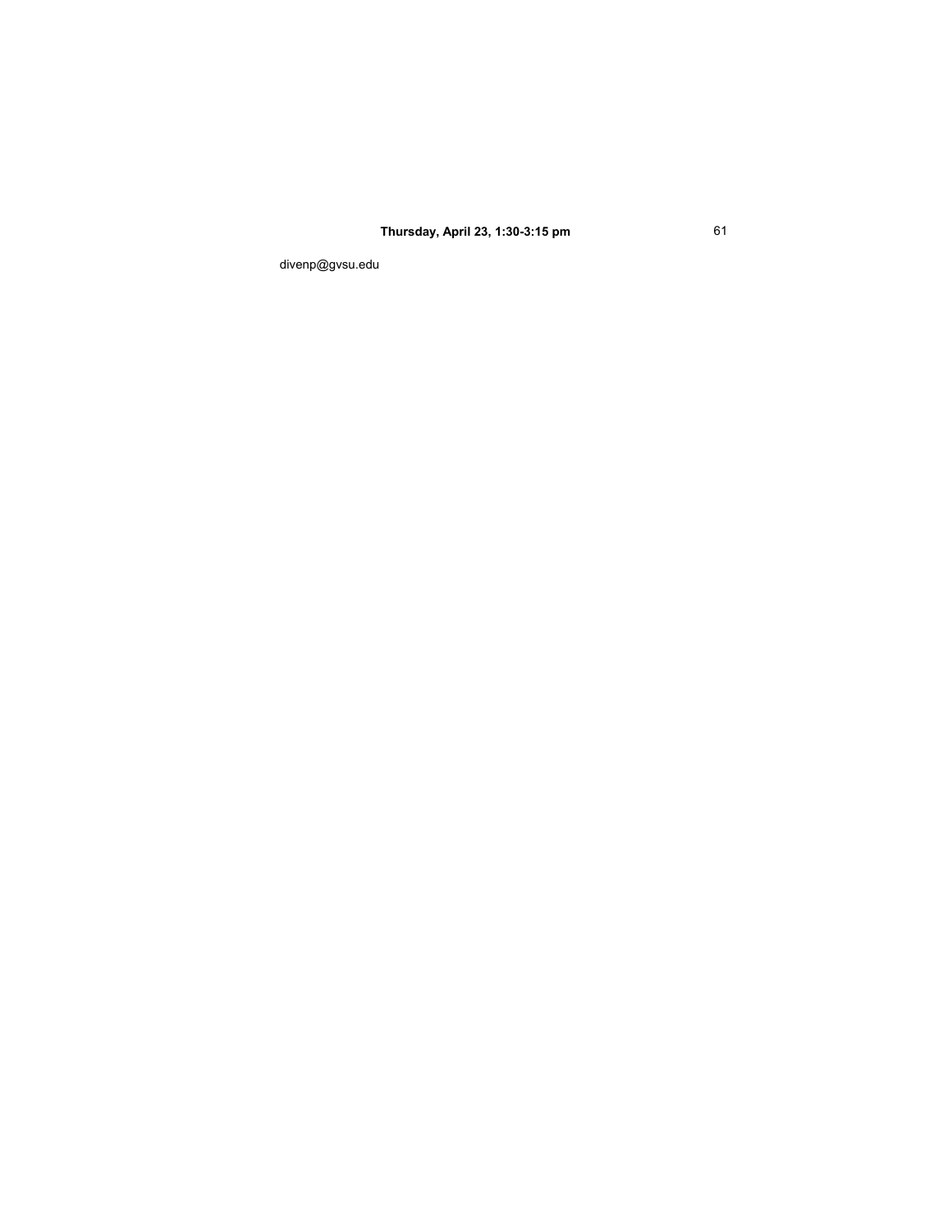divenp@gvsu.edu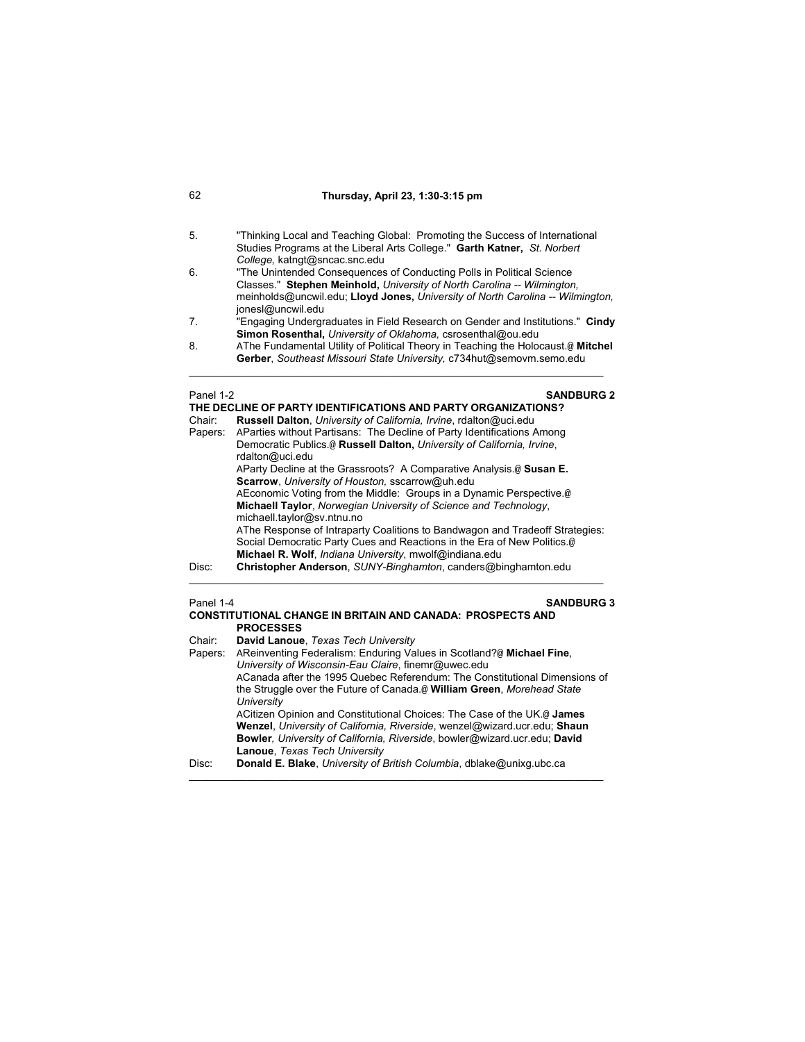## Thursday, April 23, 1:30-3:15 pm

5. "Thinking Local and Teaching Global: Promoting the Success of International Studies Programs at the Liberal Arts College." **Garth Katner,** *St. Norbert College,* katngt@sncac.snc.edu
6. "The Unintended Consequences of Conducting Polls in Political Science Classes." **Stephen Meinhold,** *University of North Carolina -- Wilmington,* meinholds@uncwil.edu; **Lloyd Jones,** *University of North Carolina -- Wilmington,* jonesl@uncwil.edu
7. "Engaging Undergraduates in Field Research on Gender and Institutions." **Cindy Simon Rosenthal,** *University of Oklahoma,* csrosenthal@ou.edu
8. AThe Fundamental Utility of Political Theory in Teaching the Holocaust.@ **Mitchel Gerber**, *Southeast Missouri State University,* c734hut@semovm.semo.edu

---

Panel 1-2 **SANDBURG 2**

**THE DECLINE OF PARTY IDENTIFICATIONS AND PARTY ORGANIZATIONS?**

Chair: **Russell Dalton**, *University of California, Irvine*, rdalton@uci.edu

Papers: AParties without Partisans: The Decline of Party Identifications Among Democratic Publics.@ **Russell Dalton,** *University of California, Irvine*, rdalton@uci.edu

AParty Decline at the Grassroots? A Comparative Analysis.@ **Susan E. Scarrow**, *University of Houston,* sscarrow@uh.edu

AEconomic Voting from the Middle: Groups in a Dynamic Perspective.@ **Michaell Taylor**, *Norwegian University of Science and Technology*, michaell.taylor@sv.ntnu.no

AThe Response of Intraparty Coalitions to Bandwagon and Tradeoff Strategies: Social Democratic Party Cues and Reactions in the Era of New Politics.@ **Michael R. Wolf**, *Indiana University*, mwolf@indiana.edu

Disc: **Christopher Anderson**, *SUNY-Binghamton*, canders@binghamton.edu

---

Panel 1-4 **SANDBURG 3**

**CONSTITUTIONAL CHANGE IN BRITAIN AND CANADA: PROSPECTS AND PROCESSES**

Chair: **David Lanoue**, *Texas Tech University*

Papers: AReinventing Federalism: Enduring Values in Scotland?@ **Michael Fine**, *University of Wisconsin-Eau Claire*, finemr@uwec.edu

ACanada after the 1995 Quebec Referendum: The Constitutional Dimensions of the Struggle over the Future of Canada.@ **William Green**, *Morehead State University*

ACitizen Opinion and Constitutional Choices: The Case of the UK.@ **James Wenzel**, *University of California, Riverside*, wenzel@wizard.ucr.edu; **Shaun Bowler**, *University of California, Riverside*, bowler@wizard.ucr.edu; **David Lanoue**, *Texas Tech University*

Disc: **Donald E. Blake**, *University of British Columbia*, dblake@unixg.ubc.ca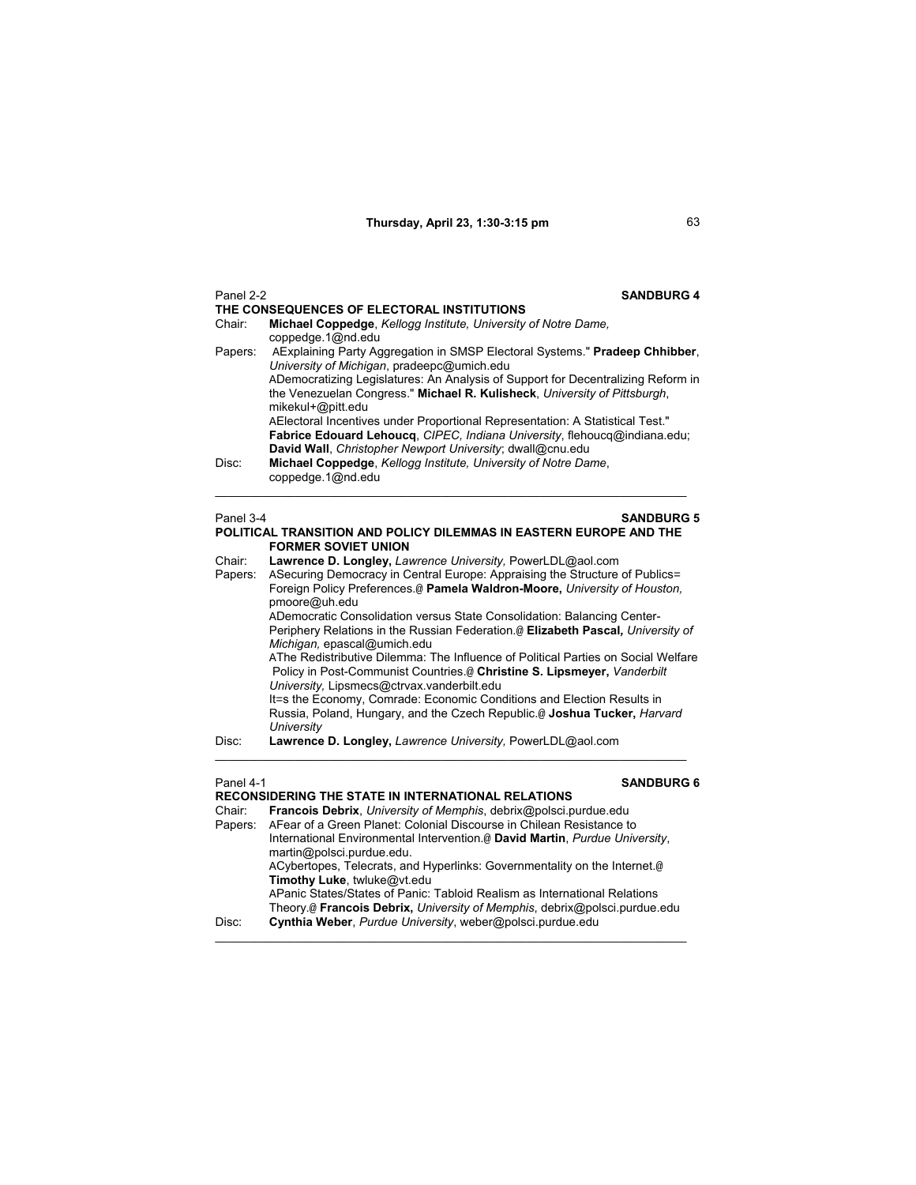**Thursday, April 23, 1:30-3:15 pm**

Panel 2-2 **SANDBURG 4**

**THE CONSEQUENCES OF ELECTORAL INSTITUTIONS**

Chair: **Michael Coppedge**, *Kellogg Institute, University of Notre Dame,* coppedge.1@nd.edu

Papers: AExplaining Party Aggregation in SMSP Electoral Systems." **Pradeep Chhibber**, *University of Michigan*, pradeepc@umich.edu

ADemocratizing Legislatures: An Analysis of Support for Decentralizing Reform in the Venezuelan Congress." **Michael R. Kulisheck**, *University of Pittsburgh*, mikekul+@pitt.edu

AElectoral Incentives under Proportional Representation: A Statistical Test." **Fabrice Edouard Lehoucq**, *CIPEC, Indiana University*, flehoucq@indiana.edu; **David Wall**, *Christopher Newport University*; dwall@cnu.edu

Disc: **Michael Coppedge**, *Kellogg Institute, University of Notre Dame*, coppedge.1@nd.edu

---

Panel 3-4 **SANDBURG 5**

**POLITICAL TRANSITION AND POLICY DILEMMAS IN EASTERN EUROPE AND THE FORMER SOVIET UNION**

Chair: **Lawrence D. Longley,** *Lawrence University,* PowerLDL@aol.com

Papers: ASecuring Democracy in Central Europe: Appraising the Structure of Publics= Foreign Policy Preferences.@ **Pamela Waldron-Moore,** *University of Houston,* pmoore@uh.edu

ADemocratic Consolidation versus State Consolidation: Balancing Center-Periphery Relations in the Russian Federation.@ **Elizabeth Pascal,** *University of Michigan,* epascal@umich.edu

AThe Redistributive Dilemma: The Influence of Political Parties on Social Welfare Policy in Post-Communist Countries.@ **Christine S. Lipsmeyer,** *Vanderbilt University,* Lipsmecs@ctrvax.vanderbilt.edu

It=s the Economy, Comrade: Economic Conditions and Election Results in Russia, Poland, Hungary, and the Czech Republic.@ **Joshua Tucker,** *Harvard University*

Disc: **Lawrence D. Longley,** *Lawrence University,* PowerLDL@aol.com

---

Panel 4-1 **SANDBURG 6**

**RECONSIDERING THE STATE IN INTERNATIONAL RELATIONS**

Chair: **Francois Debrix**, *University of Memphis*, debrix@polsci.purdue.edu

Papers: AFear of a Green Planet: Colonial Discourse in Chilean Resistance to International Environmental Intervention.@ **David Martin**, *Purdue University*, martin@polsci.purdue.edu.

ACybertopes, Telecrats, and Hyperlinks: Governmentality on the Internet.@ **Timothy Luke**, twluke@vt.edu

APanic States/States of Panic: Tabloid Realism as International Relations Theory.@ **Francois Debrix,** *University of Memphis*, debrix@polsci.purdue.edu

Disc: **Cynthia Weber**, *Purdue University*, weber@polsci.purdue.edu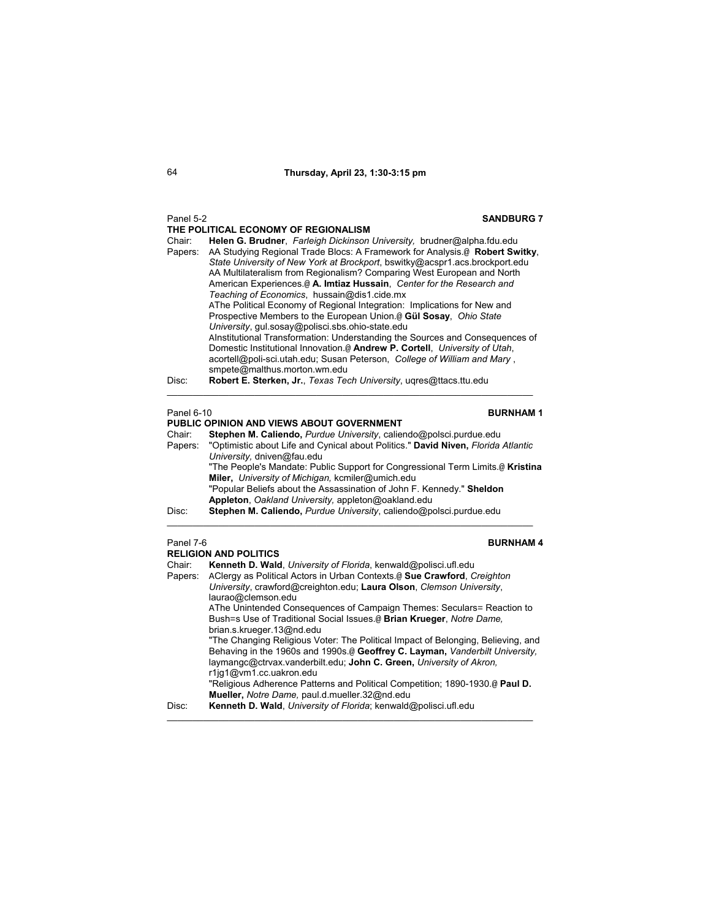## Thursday, April 23, 1:30-3:15 pm

Panel 5-2 **SANDBURG 7**

**THE POLITICAL ECONOMY OF REGIONALISM**

Chair: **Helen G. Brudner**, *Farleigh Dickinson University,* brudner@alpha.fdu.edu

Papers: AA Studying Regional Trade Blocs: A Framework for Analysis.@ **Robert Switky**, *State University of New York at Brockport*, bswitky@acspr1.acs.brockport.edu

AA Multilateralism from Regionalism? Comparing West European and North American Experiences.@ **A. Imtiaz Hussain**, *Center for the Research and Teaching of Economics*, hussain@dis1.cide.mx

AThe Political Economy of Regional Integration: Implications for New and Prospective Members to the European Union.@ **Gül Sosay**, *Ohio State University*, gul.sosay@polisci.sbs.ohio-state.edu

AInstitutional Transformation: Understanding the Sources and Consequences of Domestic Institutional Innovation.@ **Andrew P. Cortell**, *University of Utah*, acortell@poli-sci.utah.edu; Susan Peterson, *College of William and Mary* , smpete@malthus.morton.wm.edu

Disc: **Robert E. Sterken, Jr.**, *Texas Tech University*, uqres@ttacs.ttu.edu

---

Panel 6-10 **BURNHAM 1**

**PUBLIC OPINION AND VIEWS ABOUT GOVERNMENT**

Chair: **Stephen M. Caliendo,** *Purdue University*, caliendo@polsci.purdue.edu

Papers: "Optimistic about Life and Cynical about Politics." **David Niven,** *Florida Atlantic University,* dniven@fau.edu

"The People's Mandate: Public Support for Congressional Term Limits.@ **Kristina Miler,** *University of Michigan,* kcmiler@umich.edu

"Popular Beliefs about the Assassination of John F. Kennedy." **Sheldon Appleton**, *Oakland University,* appleton@oakland.edu

Disc: **Stephen M. Caliendo,** *Purdue University*, caliendo@polsci.purdue.edu

---

Panel 7-6 **BURNHAM 4**

**RELIGION AND POLITICS**

Chair: **Kenneth D. Wald**, *University of Florida*, kenwald@polisci.ufl.edu

Papers: AClergy as Political Actors in Urban Contexts.@ **Sue Crawford**, *Creighton University*, crawford@creighton.edu; **Laura Olson**, *Clemson University*, laurao@clemson.edu

AThe Unintended Consequences of Campaign Themes: Seculars= Reaction to Bush=s Use of Traditional Social Issues.@ **Brian Krueger**, *Notre Dame,* brian.s.krueger.13@nd.edu

"The Changing Religious Voter: The Political Impact of Belonging, Believing, and Behaving in the 1960s and 1990s.@ **Geoffrey C. Layman,** *Vanderbilt University,* laymangc@ctrvax.vanderbilt.edu; **John C. Green,** *University of Akron,* r1jg1@vm1.cc.uakron.edu

"Religious Adherence Patterns and Political Competition; 1890-1930.@ **Paul D. Mueller,** *Notre Dame,* paul.d.mueller.32@nd.edu

Disc: **Kenneth D. Wald**, *University of Florida*; kenwald@polisci.ufl.edu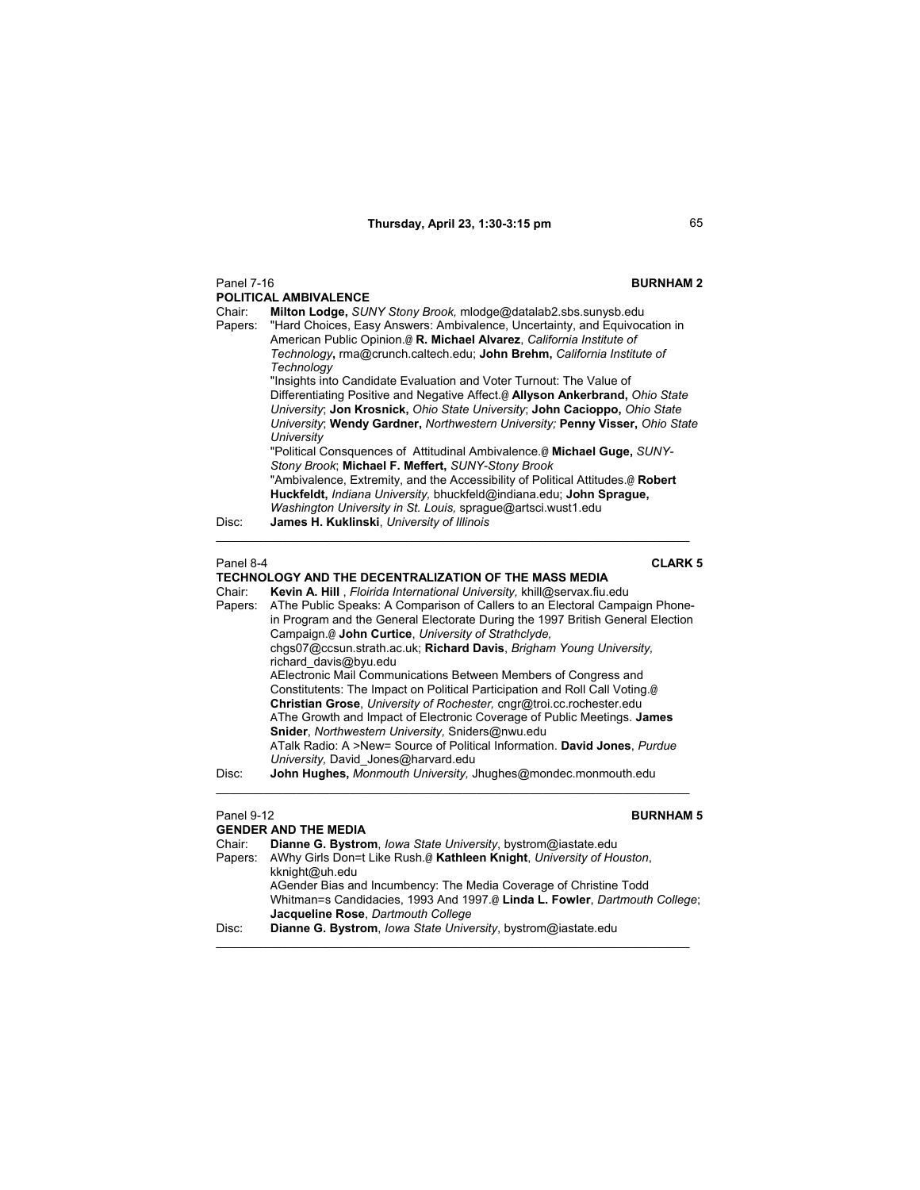Panel 7-16 **BURNHAM 2**

**POLITICAL AMBIVALENCE**

Chair: **Milton Lodge,** *SUNY Stony Brook,* mlodge@datalab2.sbs.sunysb.edu

Papers: "Hard Choices, Easy Answers: Ambivalence, Uncertainty, and Equivocation in American Public Opinion.@ **R. Michael Alvarez**, *California Institute of Technology***,** rma@crunch.caltech.edu; **John Brehm,** *California Institute of Technology*

"Insights into Candidate Evaluation and Voter Turnout: The Value of Differentiating Positive and Negative Affect.@ **Allyson Ankerbrand,** *Ohio State University*; **Jon Krosnick,** *Ohio State University*; **John Cacioppo,** *Ohio State University*; **Wendy Gardner,** *Northwestern University;* **Penny Visser,** *Ohio State University*

"Political Consquences of Attitudinal Ambivalence.@ **Michael Guge,** *SUNY-Stony Brook*; **Michael F. Meffert,** *SUNY-Stony Brook*

"Ambivalence, Extremity, and the Accessibility of Political Attitudes.@ **Robert Huckfeldt,** *Indiana University,* bhuckfeld@indiana.edu; **John Sprague,** *Washington University in St. Louis,* sprague@artsci.wust1.edu

Disc: **James H. Kuklinski**, *University of Illinois*

---

Panel 8-4 **CLARK 5**

**TECHNOLOGY AND THE DECENTRALIZATION OF THE MASS MEDIA**

Chair: **Kevin A. Hill** , *Floirida International University,* khill@servax.fiu.edu

Papers: AThe Public Speaks: A Comparison of Callers to an Electoral Campaign Phone-in Program and the General Electorate During the 1997 British General Election Campaign.@ **John Curtice**, *University of Strathclyde,* chgs07@ccsun.strath.ac.uk; **Richard Davis**, *Brigham Young University,* richard_davis@byu.edu

AElectronic Mail Communications Between Members of Congress and Constitutents: The Impact on Political Participation and Roll Call Voting.@ **Christian Grose**, *University of Rochester,* cngr@troi.cc.rochester.edu

AThe Growth and Impact of Electronic Coverage of Public Meetings. **James Snider**, *Northwestern University,* Sniders@nwu.edu

ATalk Radio: A >New= Source of Political Information. **David Jones**, *Purdue University,* David_Jones@harvard.edu

Disc: **John Hughes,** *Monmouth University,* Jhughes@mondec.monmouth.edu

---

Panel 9-12 **BURNHAM 5**

**GENDER AND THE MEDIA**

Chair: **Dianne G. Bystrom**, *Iowa State University*, bystrom@iastate.edu

Papers: AWhy Girls Don=t Like Rush.@ **Kathleen Knight**, *University of Houston*, kknight@uh.edu

AGender Bias and Incumbency: The Media Coverage of Christine Todd Whitman=s Candidacies, 1993 And 1997.@ **Linda L. Fowler**, *Dartmouth College*; **Jacqueline Rose**, *Dartmouth College*

Disc: **Dianne G. Bystrom**, *Iowa State University*, bystrom@iastate.edu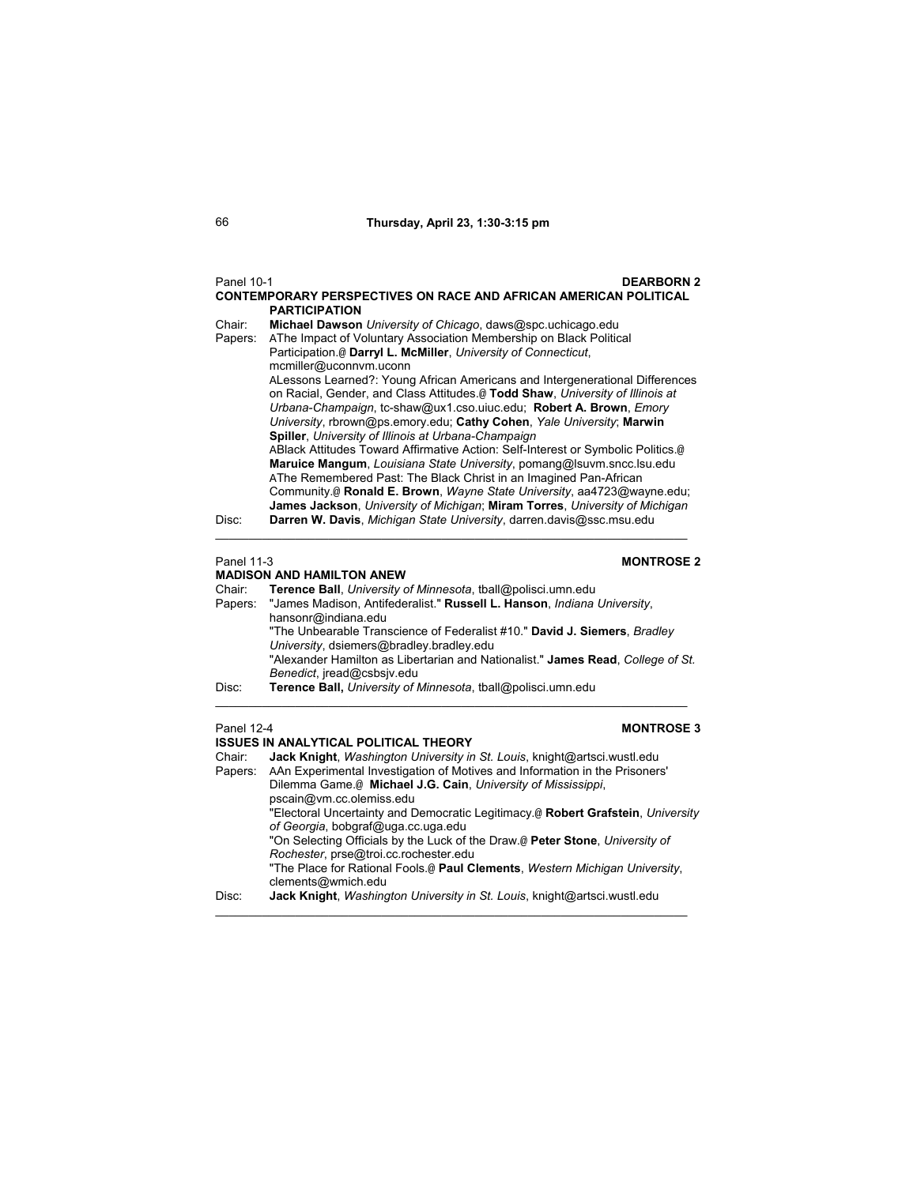**Thursday, April 23, 1:30-3:15 pm**

Panel 10-1 **DEARBORN 2**

**CONTEMPORARY PERSPECTIVES ON RACE AND AFRICAN AMERICAN POLITICAL PARTICIPATION**

Chair: **Michael Dawson** *University of Chicago*, daws@spc.uchicago.edu

Papers: AThe Impact of Voluntary Association Membership on Black Political Participation.@ **Darryl L. McMiller**, *University of Connecticut*, mcmiller@uconnvm.uconn

ALessons Learned?: Young African Americans and Intergenerational Differences on Racial, Gender, and Class Attitudes.@ **Todd Shaw**, *University of Illinois at Urbana-Champaign*, tc-shaw@ux1.cso.uiuc.edu; **Robert A. Brown**, *Emory University*, rbrown@ps.emory.edu; **Cathy Cohen**, *Yale University*; **Marwin Spiller**, *University of Illinois at Urbana-Champaign*

ABlack Attitudes Toward Affirmative Action: Self-Interest or Symbolic Politics.@ **Maruice Mangum**, *Louisiana State University*, pomang@lsuvm.sncc.lsu.edu

AThe Remembered Past: The Black Christ in an Imagined Pan-African Community.@ **Ronald E. Brown**, *Wayne State University*, aa4723@wayne.edu; **James Jackson**, *University of Michigan*; **Miram Torres**, *University of Michigan*

Disc: **Darren W. Davis**, *Michigan State University*, darren.davis@ssc.msu.edu

---

Panel 11-3 **MONTROSE 2**

**MADISON AND HAMILTON ANEW**

Chair: **Terence Ball**, *University of Minnesota*, tball@polisci.umn.edu

Papers: "James Madison, Antifederalist." **Russell L. Hanson**, *Indiana University*, hansonr@indiana.edu

"The Unbearable Transcience of Federalist #10." **David J. Siemers**, *Bradley University*, dsiemers@bradley.bradley.edu

"Alexander Hamilton as Libertarian and Nationalist." **James Read**, *College of St. Benedict*, jread@csbsjv.edu

Disc: **Terence Ball,** *University of Minnesota*, tball@polisci.umn.edu

---

Panel 12-4 **MONTROSE 3**

**ISSUES IN ANALYTICAL POLITICAL THEORY**

Chair: **Jack Knight**, *Washington University in St. Louis*, knight@artsci.wustl.edu

Papers: AAn Experimental Investigation of Motives and Information in the Prisoners' Dilemma Game.@ **Michael J.G. Cain**, *University of Mississippi*, pscain@vm.cc.olemiss.edu

"Electoral Uncertainty and Democratic Legitimacy.@ **Robert Grafstein**, *University of Georgia*, bobgraf@uga.cc.uga.edu

"On Selecting Officials by the Luck of the Draw.@ **Peter Stone**, *University of Rochester*, prse@troi.cc.rochester.edu

"The Place for Rational Fools.@ **Paul Clements**, *Western Michigan University*, clements@wmich.edu

Disc: **Jack Knight**, *Washington University in St. Louis*, knight@artsci.wustl.edu

---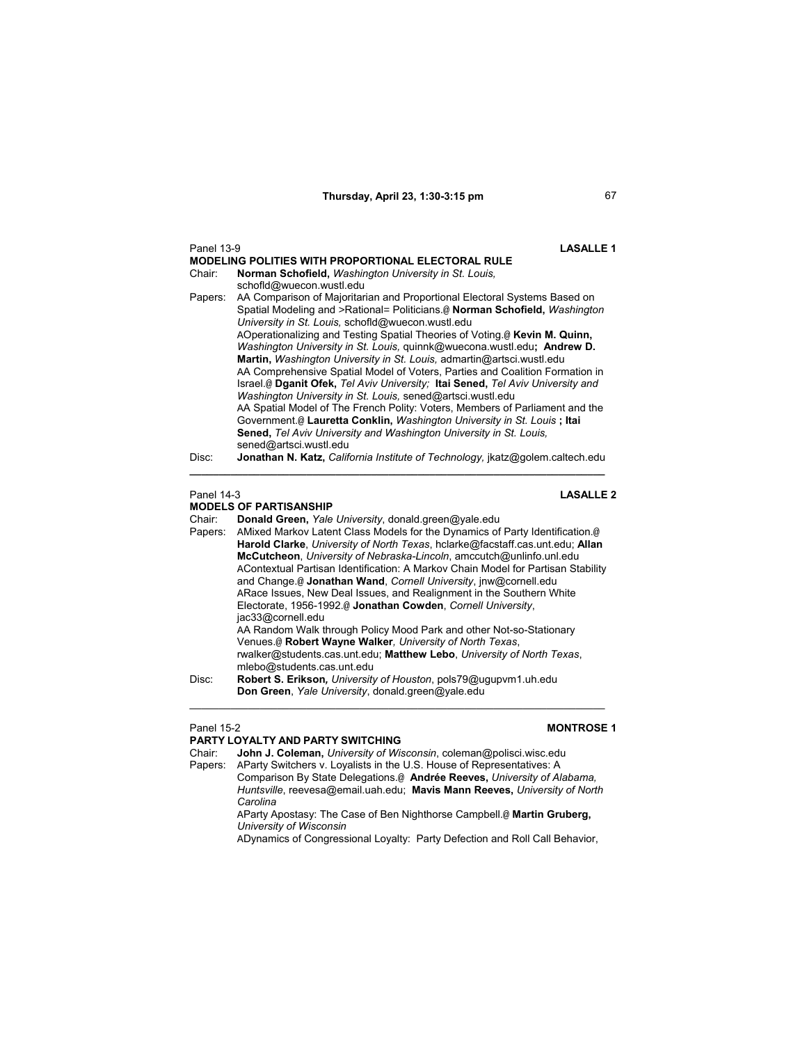Panel 13-9 **LASALLE 1**

**MODELING POLITIES WITH PROPORTIONAL ELECTORAL RULE**

Chair: **Norman Schofield,** *Washington University in St. Louis,* schofld@wuecon.wustl.edu

Papers: AA Comparison of Majoritarian and Proportional Electoral Systems Based on Spatial Modeling and >Rational= Politicians.@ **Norman Schofield,** *Washington University in St. Louis,* schofld@wuecon.wustl.edu

AOperationalizing and Testing Spatial Theories of Voting.@ **Kevin M. Quinn,** *Washington University in St. Louis,* quinnk@wuecona.wustl.edu**; Andrew D. Martin,** *Washington University in St. Louis,* admartin@artsci.wustl.edu

AA Comprehensive Spatial Model of Voters, Parties and Coalition Formation in Israel.@ **Dganit Ofek,** *Tel Aviv University;* **Itai Sened,** *Tel Aviv University and Washington University in St. Louis,* sened@artsci.wustl.edu

AA Spatial Model of The French Polity: Voters, Members of Parliament and the Government.@ **Lauretta Conklin,** *Washington University in St. Louis* **; Itai Sened,** *Tel Aviv University and Washington University in St. Louis,* sened@artsci.wustl.edu

Disc: **Jonathan N. Katz,** *California Institute of Technology,* jkatz@golem.caltech.edu

---

Panel 14-3 **LASALLE 2**

**MODELS OF PARTISANSHIP**

Chair: **Donald Green,** *Yale University*, donald.green@yale.edu

Papers: AMixed Markov Latent Class Models for the Dynamics of Party Identification.@ **Harold Clarke**, *University of North Texas*, hclarke@facstaff.cas.unt.edu; **Allan McCutcheon**, *University of Nebraska-Lincoln*, amccutch@unlinfo.unl.edu

AContextual Partisan Identification: A Markov Chain Model for Partisan Stability and Change.@ **Jonathan Wand**, *Cornell University*, jnw@cornell.edu

ARace Issues, New Deal Issues, and Realignment in the Southern White Electorate, 1956-1992.@ **Jonathan Cowden**, *Cornell University*, jac33@cornell.edu

AA Random Walk through Policy Mood Park and other Not-so-Stationary Venues.@ **Robert Wayne Walker***, University of North Texas*, rwalker@students.cas.unt.edu; **Matthew Lebo**, *University of North Texas*, mlebo@students.cas.unt.edu

Disc: **Robert S. Erikson***, University of Houston*, pols79@ugupvm1.uh.edu
**Don Green**, *Yale University*, donald.green@yale.edu

---

Panel 15-2 **MONTROSE 1**

**PARTY LOYALTY AND PARTY SWITCHING**

Chair: **John J. Coleman,** *University of Wisconsin*, coleman@polisci.wisc.edu

Papers: AParty Switchers v. Loyalists in the U.S. House of Representatives: A Comparison By State Delegations.@ **Andrée Reeves,** *University of Alabama, Huntsville*, reevesa@email.uah.edu; **Mavis Mann Reeves,** *University of North Carolina*

AParty Apostasy: The Case of Ben Nighthorse Campbell.@ **Martin Gruberg,** *University of Wisconsin*

ADynamics of Congressional Loyalty: Party Defection and Roll Call Behavior,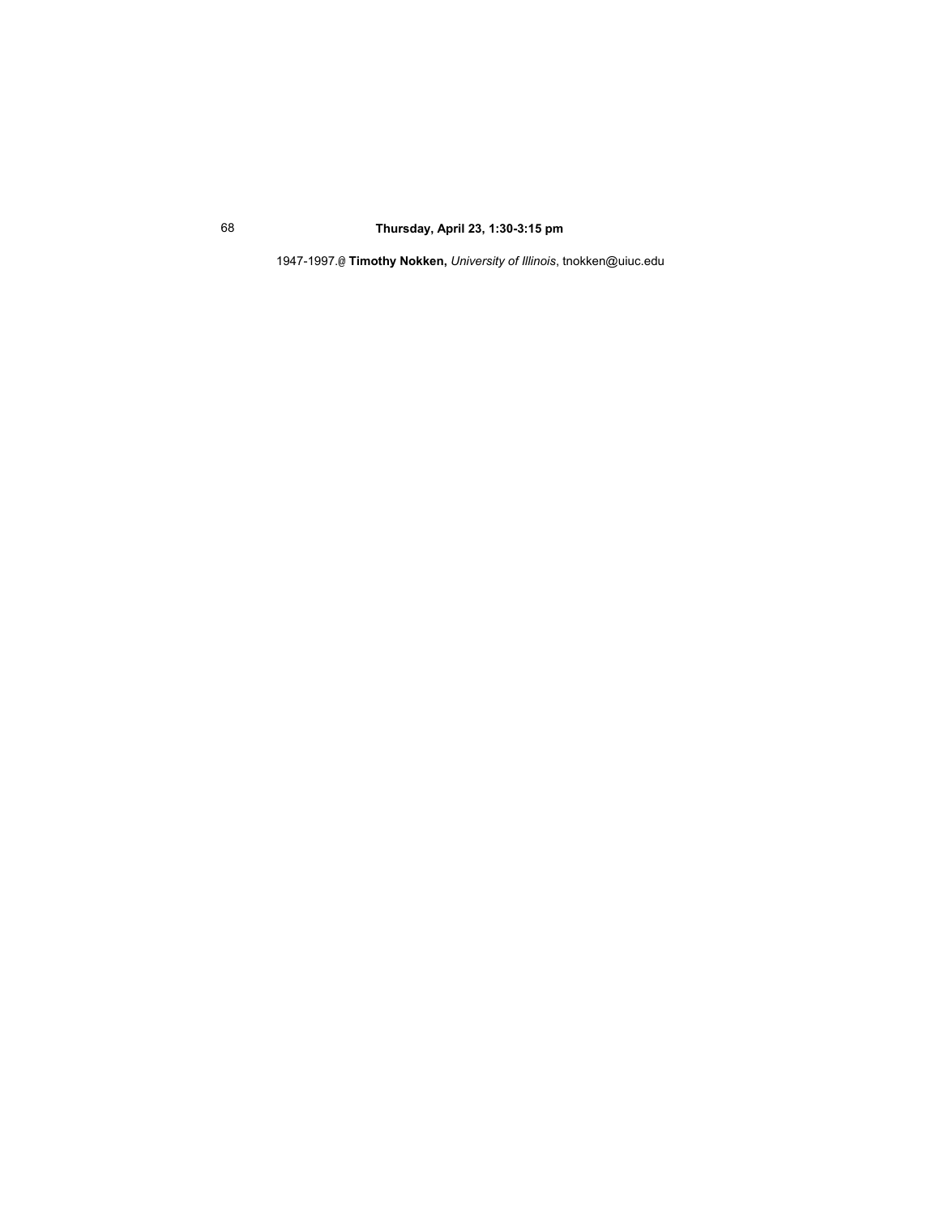1947-1997.@ **Timothy Nokken,** *University of Illinois*, tnokken@uiuc.edu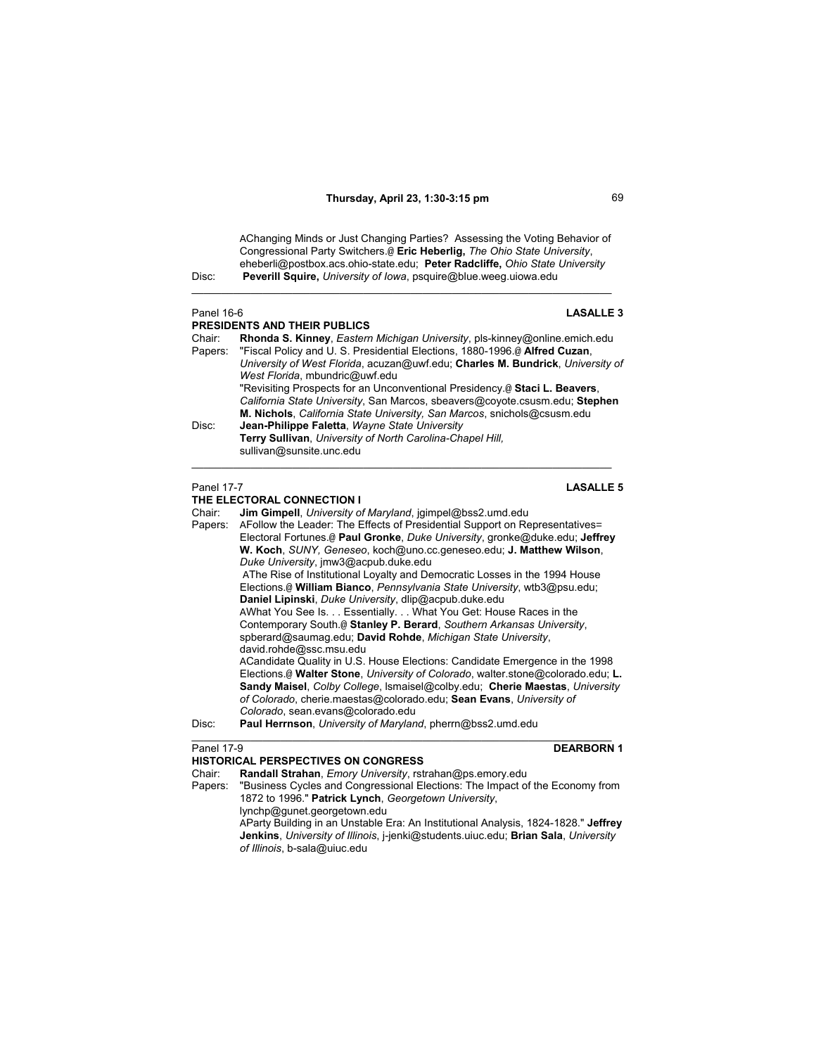AChanging Minds or Just Changing Parties? Assessing the Voting Behavior of Congressional Party Switchers.@ **Eric Heberlig,** *The Ohio State University*, eheberli@postbox.acs.ohio-state.edu; **Peter Radcliffe,** *Ohio State University*

Disc: **Peverill Squire,** *University of Iowa*, psquire@blue.weeg.uiowa.edu

---

Panel 16-6 **LASALLE 3**

**PRESIDENTS AND THEIR PUBLICS**

Chair: **Rhonda S. Kinney**, *Eastern Michigan University*, pls-kinney@online.emich.edu

Papers: "Fiscal Policy and U. S. Presidential Elections, 1880-1996.@ **Alfred Cuzan**, *University of West Florida*, acuzan@uwf.edu; **Charles M. Bundrick**, *University of West Florida*, mbundric@uwf.edu

"Revisiting Prospects for an Unconventional Presidency.@ **Staci L. Beavers**, *California State University*, San Marcos, sbeavers@coyote.csusm.edu; **Stephen M. Nichols**, *California State University, San Marcos*, snichols@csusm.edu

Disc: **Jean-Philippe Faletta**, *Wayne State University*

**Terry Sullivan**, *University of North Carolina-Chapel Hill,* sullivan@sunsite.unc.edu

---

Panel 17-7 **LASALLE 5**

**THE ELECTORAL CONNECTION I**

Chair: **Jim Gimpell**, *University of Maryland*, jgimpel@bss2.umd.edu

Papers: AFollow the Leader: The Effects of Presidential Support on Representatives= Electoral Fortunes.@ **Paul Gronke**, *Duke University*, gronke@duke.edu; **Jeffrey W. Koch**, *SUNY, Geneseo*, koch@uno.cc.geneseo.edu; **J. Matthew Wilson**, *Duke University*, jmw3@acpub.duke.edu

AThe Rise of Institutional Loyalty and Democratic Losses in the 1994 House Elections.@ **William Bianco**, *Pennsylvania State University*, wtb3@psu.edu; **Daniel Lipinski**, *Duke University*, dlip@acpub.duke.edu

AWhat You See Is. . . Essentially. . . What You Get: House Races in the Contemporary South.@ **Stanley P. Berard**, *Southern Arkansas University*, spberard@saumag.edu; **David Rohde**, *Michigan State University*, david.rohde@ssc.msu.edu

ACandidate Quality in U.S. House Elections: Candidate Emergence in the 1998 Elections.@ **Walter Stone**, *University of Colorado*, walter.stone@colorado.edu; **L. Sandy Maisel**, *Colby College*, lsmaisel@colby.edu; **Cherie Maestas**, *University of Colorado*, cherie.maestas@colorado.edu; **Sean Evans**, *University of Colorado*, sean.evans@colorado.edu

Disc: **Paul Herrnson**, *University of Maryland*, pherrn@bss2.umd.edu

---

Panel 17-9 **DEARBORN 1**

**HISTORICAL PERSPECTIVES ON CONGRESS**

Chair: **Randall Strahan**, *Emory University*, rstrahan@ps.emory.edu

Papers: "Business Cycles and Congressional Elections: The Impact of the Economy from 1872 to 1996." **Patrick Lynch**, *Georgetown University*, lynchp@gunet.georgetown.edu

AParty Building in an Unstable Era: An Institutional Analysis, 1824-1828." **Jeffrey Jenkins**, *University of Illinois*, j-jenki@students.uiuc.edu; **Brian Sala**, *University of Illinois*, b-sala@uiuc.edu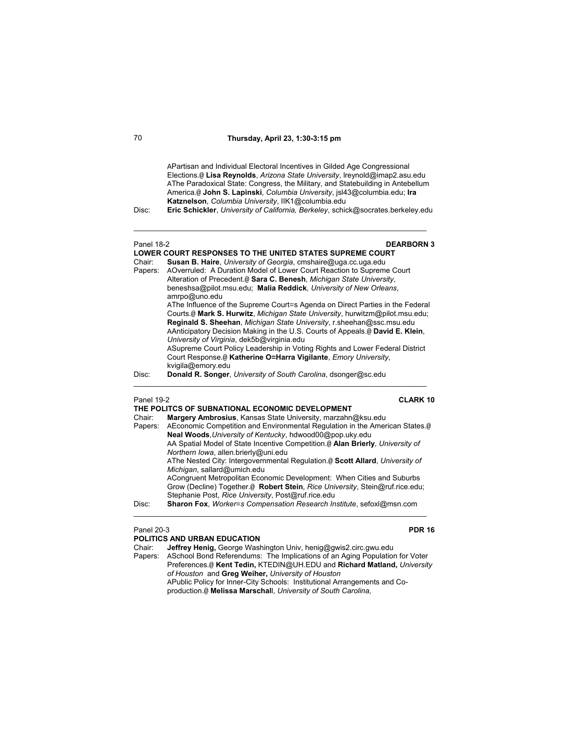AParti­san and Individual Electoral Incentives in Gilded Age Congressional Elections.@ **Lisa Reynolds**, *Arizona State University*, lreynold@imap2.asu.edu
AThe Paradoxical State: Congress, the Military, and Statebuilding in Antebellum America.@ **John S. Lapinski**, *Columbia University*, jsl43@columbia.edu; **Ira Katznelson**, *Columbia University*, IIK1@columbia.edu

Disc: **Eric Schickler**, *University of California, Berkeley*, schick@socrates.berkeley.edu

---

Panel 18-2 **DEARBORN 3**

**LOWER COURT RESPONSES TO THE UNITED STATES SUPREME COURT**

Chair: **Susan B. Haire**, *University of Georgia*, cmshaire@uga.cc.uga.edu

Papers: AOverruled: A Duration Model of Lower Court Reaction to Supreme Court Alteration of Precedent.@ **Sara C. Benesh**, *Michigan State University*, beneshsa@pilot.msu.edu; **Malia Reddick**, *University of New Orleans*, amrpo@uno.edu
AThe Influence of the Supreme Court=s Agenda on Direct Parties in the Federal Courts.@ **Mark S. Hurwitz**, *Michigan State University*, hurwitzm@pilot.msu.edu; **Reginald S. Sheehan**, *Michigan State University*, r.sheehan@ssc.msu.edu
AAnticipatory Decision Making in the U.S. Courts of Appeals.@ **David E. Klein**, *University of Virginia*, dek5b@virginia.edu
ASupreme Court Policy Leadership in Voting Rights and Lower Federal District Court Response.@ **Katherine O=Harra Vigilante**, *Emory University*, kvigila@emory.edu

Disc: **Donald R. Songer**, *University of South Carolina*, dsonger@sc.edu

---

Panel 19-2 **CLARK 10**

**THE POLITCS OF SUBNATIONAL ECONOMIC DEVELOPMENT**

Chair: **Margery Ambrosius**, Kansas State University, marzahn@ksu.edu

Papers: AEconomic Competition and Environmental Regulation in the American States.@ **Neal Woods**,*University of Kentucky*, hdwood00@pop.uky.edu
AA Spatial Model of State Incentive Competition.@ **Alan Brierly**, *University of Northern Iowa*, allen.brierly@uni.edu
AThe Nested City: Intergovernmental Regulation.@ **Scott Allard**, *University of Michigan*, sallard@umich.edu
ACongruent Metropolitan Economic Development: When Cities and Suburbs Grow (Decline) Together.@ **Robert Stein**, *Rice University*, Stein@ruf.rice.edu; Stephanie Post, *Rice University*, Post@ruf.rice.edu

Disc: **Sharon Fox**, *Worker=s Compensation Research Institute*, sefoxl@msn.com

---

Panel 20-3 **PDR 16**

**POLITICS AND URBAN EDUCATION**

Chair: **Jeffrey Henig,** George Washington Univ, henig@gwis2.circ.gwu.edu

Papers: ASchool Bond Referendums: The Implications of an Aging Population for Voter Preferences.@ **Kent Tedin,** KTEDIN@UH.EDU and **Richard Matland,** *University of Houston* and **Greg Weiher,** *University of Houston*
APublic Policy for Inner-City Schools: Institutional Arrangements and Co-production.@ **Melissa Marschal**l, *University of South Carolina,*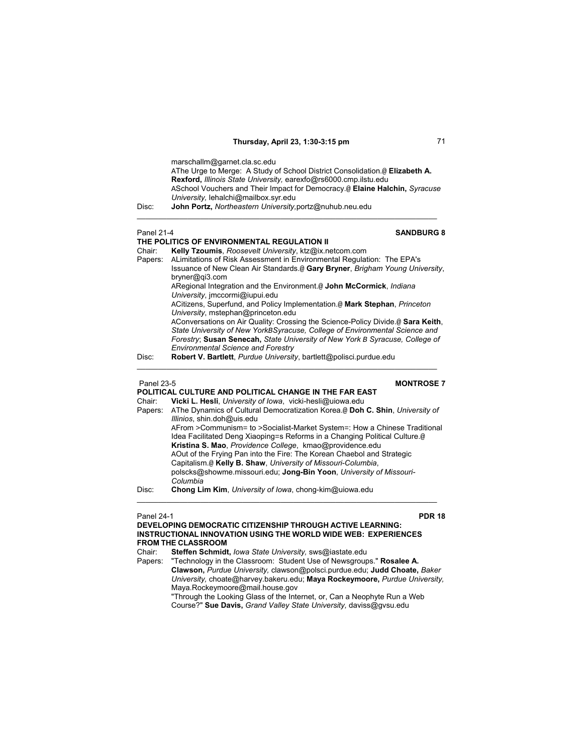marschallm@garnet.cla.sc.edu
AThe Urge to Merge: A Study of School District Consolidation.@ **Elizabeth A. Rexford,** *Illinois State University,* earexfo@rs6000.cmp.ilstu.edu
ASchool Vouchers and Their Impact for Democracy.@ **Elaine Halchin,** *Syracuse University,* lehalchi@mailbox.syr.edu

Disc: **John Portz,** *Northeastern University,*portz@nuhub.neu.edu

---

Panel 21-4 **SANDBURG 8**

**THE POLITICS OF ENVIRONMENTAL REGULATION II**

Chair: **Kelly Tzoumis**, *Roosevelt University*, ktz@ix.netcom.com

Papers: ALimitations of Risk Assessment in Environmental Regulation: The EPA's Issuance of New Clean Air Standards.@ **Gary Bryner**, *Brigham Young University*, bryner@qi3.com
ARegional Integration and the Environment.@ **John McCormick**, *Indiana University*, jmccormi@iupui.edu
ACitizens, Superfund, and Policy Implementation.@ **Mark Stephan**, *Princeton University*, mstephan@princeton.edu
AConversations on Air Quality: Crossing the Science-Policy Divide.@ **Sara Keith**, *State University of New YorkBSyracuse, College of Environmental Science and Forestry*; **Susan Senecah,** *State University of New York B Syracuse, College of Environmental Science and Forestry*

Disc: **Robert V. Bartlett**, *Purdue University*, bartlett@polisci.purdue.edu

---

Panel 23-5 **MONTROSE 7**

**POLITICAL CULTURE AND POLITICAL CHANGE IN THE FAR EAST**

Chair: **Vicki L. Hesli**, *University of Iowa*, vicki-hesli@uiowa.edu

Papers: AThe Dynamics of Cultural Democratization Korea.@ **Doh C. Shin**, *University of Illinios*, shin.doh@uis.edu
AFrom >Communism= to >Socialist-Market System=: How a Chinese Traditional Idea Facilitated Deng Xiaoping=s Reforms in a Changing Political Culture.@ **Kristina S. Mao**, *Providence College*, kmao@providence.edu
AOut of the Frying Pan into the Fire: The Korean Chaebol and Strategic Capitalism.@ **Kelly B. Shaw**, *University of Missouri-Columbia*, polscks@showme.missouri.edu; **Jong-Bin Yoon**, *University of Missouri-Columbia*

Disc: **Chong Lim Kim**, *University of Iowa*, chong-kim@uiowa.edu

---

Panel 24-1 **PDR 18**

**DEVELOPING DEMOCRATIC CITIZENSHIP THROUGH ACTIVE LEARNING: INSTRUCTIONAL INNOVATION USING THE WORLD WIDE WEB: EXPERIENCES FROM THE CLASSROOM**

Chair: **Steffen Schmidt,** *Iowa State University,* sws@iastate.edu

Papers: "Technology in the Classroom: Student Use of Newsgroups." **Rosalee A. Clawson,** *Purdue University,* clawson@polsci.purdue.edu; **Judd Choate,** *Baker University,* choate@harvey.bakeru.edu; **Maya Rockeymoore,** *Purdue University,* Maya.Rockeymoore@mail.house.gov
"Through the Looking Glass of the Internet, or, Can a Neophyte Run a Web Course?" **Sue Davis,** *Grand Valley State University,* daviss@gvsu.edu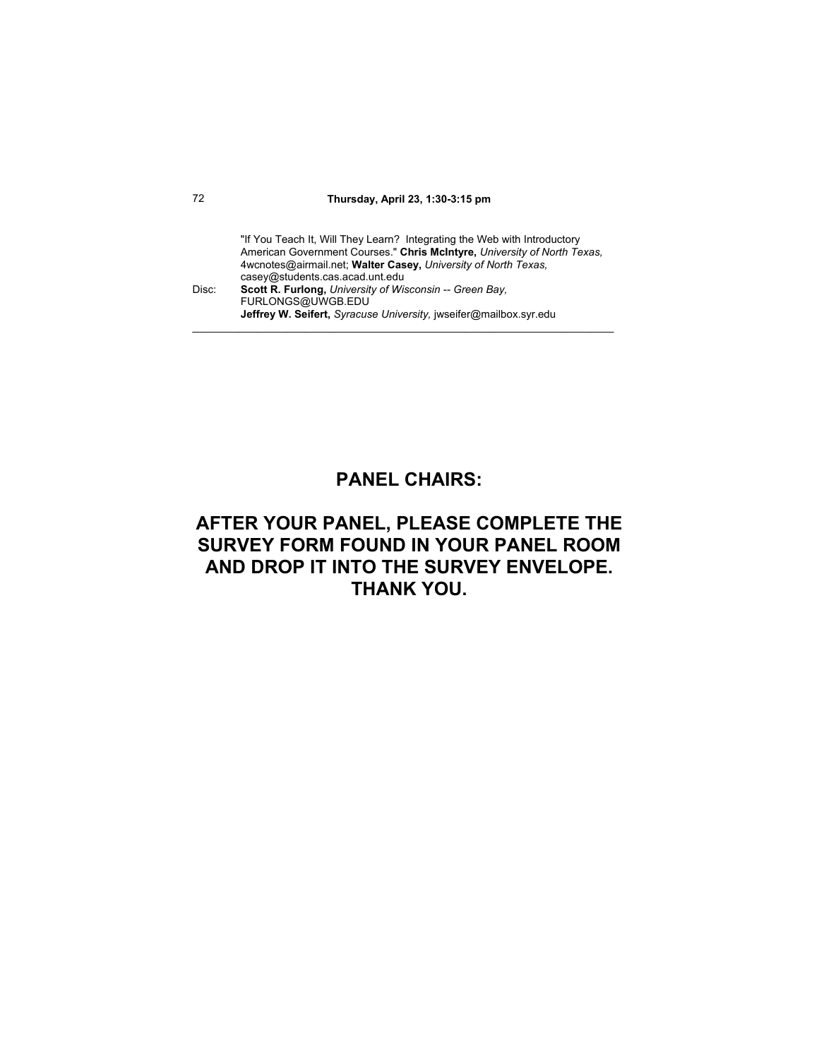"If You Teach It, Will They Learn? Integrating the Web with Introductory American Government Courses." **Chris McIntyre,** *University of North Texas,* 4wcnotes@airmail.net; **Walter Casey,** *University of North Texas,* casey@students.cas.acad.unt.edu

Disc: **Scott R. Furlong,** *University of Wisconsin -- Green Bay,* FURLONGS@UWGB.EDU
**Jeffrey W. Seifert,** *Syracuse University,* jwseifer@mailbox.syr.edu

---

## PANEL CHAIRS:

## AFTER YOUR PANEL, PLEASE COMPLETE THE SURVEY FORM FOUND IN YOUR PANEL ROOM AND DROP IT INTO THE SURVEY ENVELOPE. THANK YOU.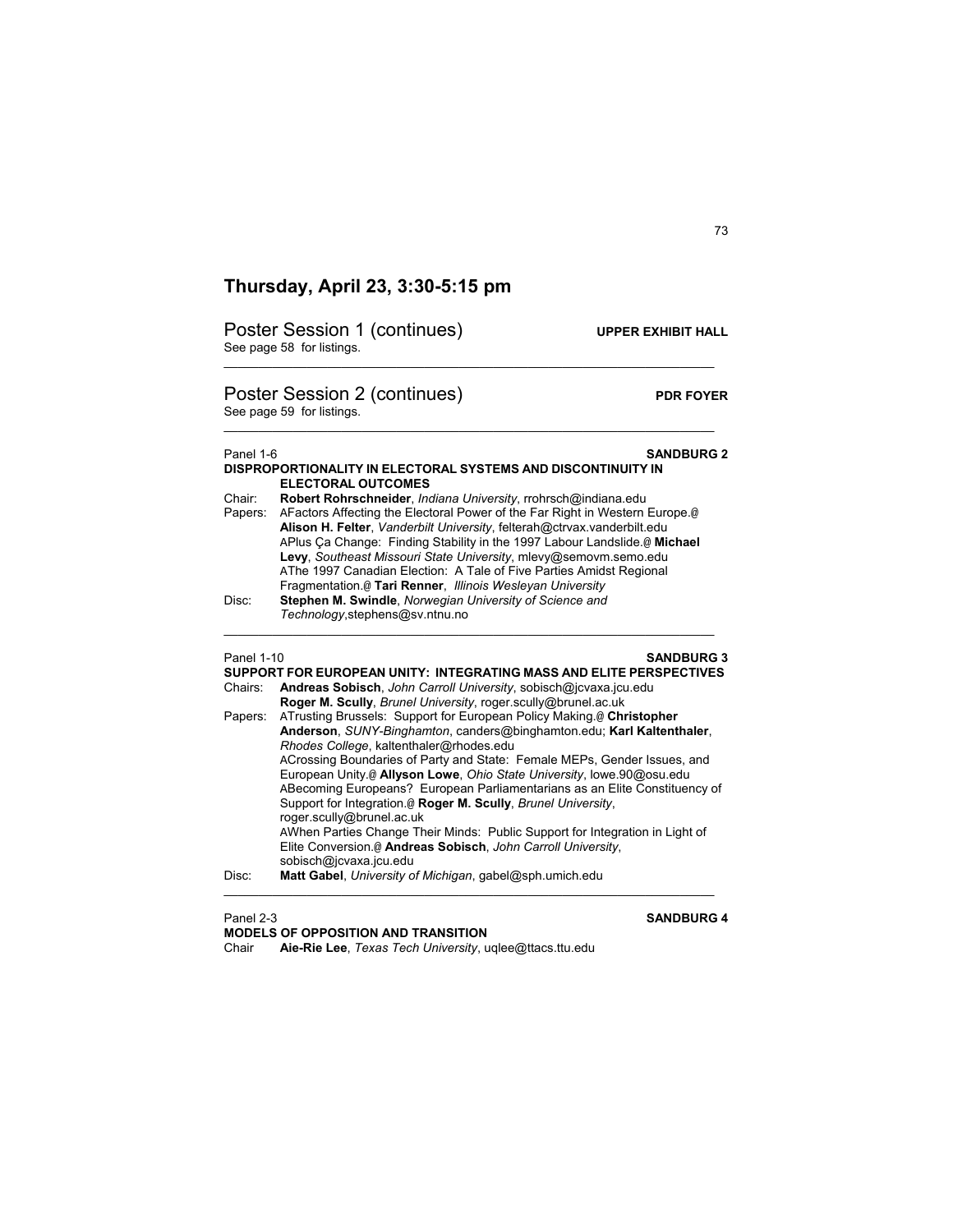## Thursday, April 23, 3:30-5:15 pm

### Poster Session 1 (continues) — UPPER EXHIBIT HALL

See page 58 for listings.

---

### Poster Session 2 (continues) — PDR FOYER

See page 59 for listings.

---

Panel 1-6 **SANDBURG 2**

**DISPROPORTIONALITY IN ELECTORAL SYSTEMS AND DISCONTINUITY IN ELECTORAL OUTCOMES**

Chair: **Robert Rohrschneider**, *Indiana University*, rrohrsch@indiana.edu

Papers: AFactors Affecting the Electoral Power of the Far Right in Western Europe.@ **Alison H. Felter**, *Vanderbilt University*, felterah@ctrvax.vanderbilt.edu
APlus Ça Change: Finding Stability in the 1997 Labour Landslide.@ **Michael Levy**, *Southeast Missouri State University*, mlevy@semovm.semo.edu
AThe 1997 Canadian Election: A Tale of Five Parties Amidst Regional Fragmentation.@ **Tari Renner**, *Illinois Wesleyan University*

Disc: **Stephen M. Swindle**, *Norwegian University of Science and Technology*,stephens@sv.ntnu.no

---

Panel 1-10 **SANDBURG 3**

**SUPPORT FOR EUROPEAN UNITY: INTEGRATING MASS AND ELITE PERSPECTIVES**

Chairs: **Andreas Sobisch**, *John Carroll University*, sobisch@jcvaxa.jcu.edu
**Roger M. Scully**, *Brunel University*, roger.scully@brunel.ac.uk

Papers: ATrusting Brussels: Support for European Policy Making.@ **Christopher Anderson**, *SUNY-Binghamton*, canders@binghamton.edu; **Karl Kaltenthaler**, *Rhodes College*, kaltenthaler@rhodes.edu
ACrossing Boundaries of Party and State: Female MEPs, Gender Issues, and European Unity.@ **Allyson Lowe**, *Ohio State University*, lowe.90@osu.edu
ABecoming Europeans? European Parliamentarians as an Elite Constituency of Support for Integration.@ **Roger M. Scully**, *Brunel University*, roger.scully@brunel.ac.uk
AWhen Parties Change Their Minds: Public Support for Integration in Light of Elite Conversion.@ **Andreas Sobisch**, *John Carroll University*, sobisch@jcvaxa.jcu.edu

Disc: **Matt Gabel**, *University of Michigan*, gabel@sph.umich.edu

---

Panel 2-3 **SANDBURG 4**

**MODELS OF OPPOSITION AND TRANSITION**

Chair **Aie-Rie Lee**, *Texas Tech University*, uqlee@ttacs.ttu.edu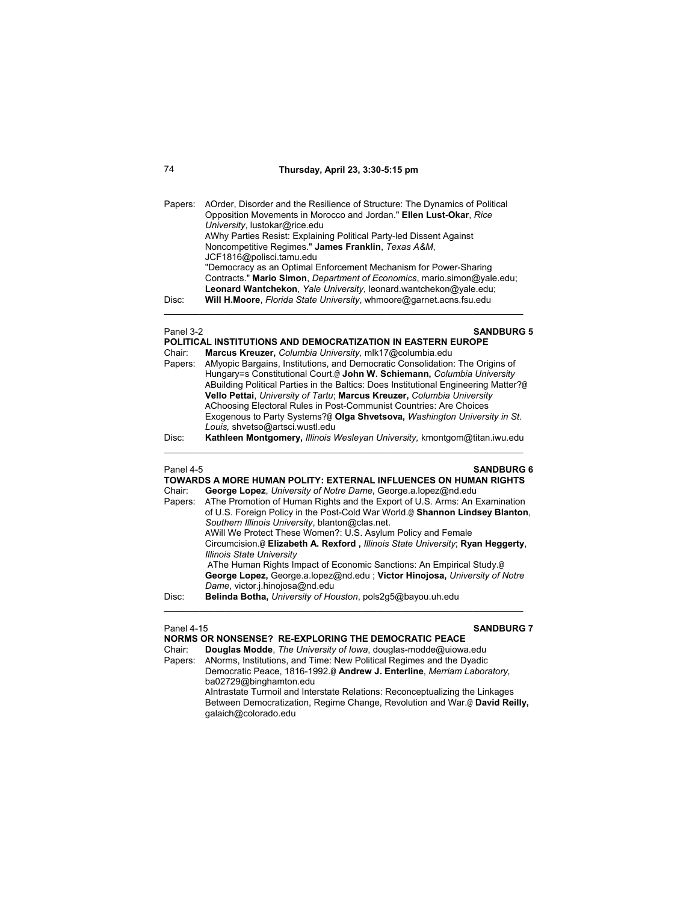**Thursday, April 23, 3:30-5:15 pm**

Papers: AOrder, Disorder and the Resilience of Structure: The Dynamics of Political Opposition Movements in Morocco and Jordan." **Ellen Lust-Okar**, *Rice University*, lustokar@rice.edu
AWhy Parties Resist: Explaining Political Party-led Dissent Against Noncompetitive Regimes." **James Franklin**, *Texas A&M*, JCF1816@polisci.tamu.edu
"Democracy as an Optimal Enforcement Mechanism for Power-Sharing Contracts." **Mario Simon**, *Department of Economics*, mario.simon@yale.edu; **Leonard Wantchekon**, *Yale University*, leonard.wantchekon@yale.edu;

Disc: **Will H.Moore**, *Florida State University*, whmoore@garnet.acns.fsu.edu

---

Panel 3-2 **SANDBURG 5**

**POLITICAL INSTITUTIONS AND DEMOCRATIZATION IN EASTERN EUROPE**

Chair: **Marcus Kreuzer,** *Columbia University,* mlk17@columbia.edu

Papers: AMyopic Bargains, Institutions, and Democratic Consolidation: The Origins of Hungary=s Constitutional Court.@ **John W. Schiemann,** *Columbia University*
ABuilding Political Parties in the Baltics: Does Institutional Engineering Matter?@ **Vello Pettai**, *University of Tartu*; **Marcus Kreuzer,** *Columbia University*
AChoosing Electoral Rules in Post-Communist Countries: Are Choices Exogenous to Party Systems?@ **Olga Shvetsova,** *Washington University in St. Louis,* shvetso@artsci.wustl.edu

Disc: **Kathleen Montgomery,** *Illinois Wesleyan University,* kmontgom@titan.iwu.edu

---

Panel 4-5 **SANDBURG 6**

**TOWARDS A MORE HUMAN POLITY: EXTERNAL INFLUENCES ON HUMAN RIGHTS**

Chair: **George Lopez**, *University of Notre Dame*, George.a.lopez@nd.edu

Papers: AThe Promotion of Human Rights and the Export of U.S. Arms: An Examination of U.S. Foreign Policy in the Post-Cold War World.@ **Shannon Lindsey Blanton**, *Southern Illinois University*, blanton@clas.net.
AWill We Protect These Women?: U.S. Asylum Policy and Female Circumcision.@ **Elizabeth A. Rexford ,** *Illinois State University*; **Ryan Heggerty**, *Illinois State University*
AThe Human Rights Impact of Economic Sanctions: An Empirical Study.@ **George Lopez,** George.a.lopez@nd.edu ; **Victor Hinojosa,** *University of Notre Dame*, victor.j.hinojosa@nd.edu

Disc: **Belinda Botha,** *University of Houston*, pols2g5@bayou.uh.edu

---

Panel 4-15 **SANDBURG 7**

**NORMS OR NONSENSE? RE-EXPLORING THE DEMOCRATIC PEACE**

Chair: **Douglas Modde**, *The University of Iowa*, douglas-modde@uiowa.edu

Papers: ANorms, Institutions, and Time: New Political Regimes and the Dyadic Democratic Peace, 1816-1992.@ **Andrew J. Enterline**, *Merriam Laboratory,* ba02729@binghamton.edu
AIntrastate Turmoil and Interstate Relations: Reconceptualizing the Linkages Between Democratization, Regime Change, Revolution and War.@ **David Reilly,** galaich@colorado.edu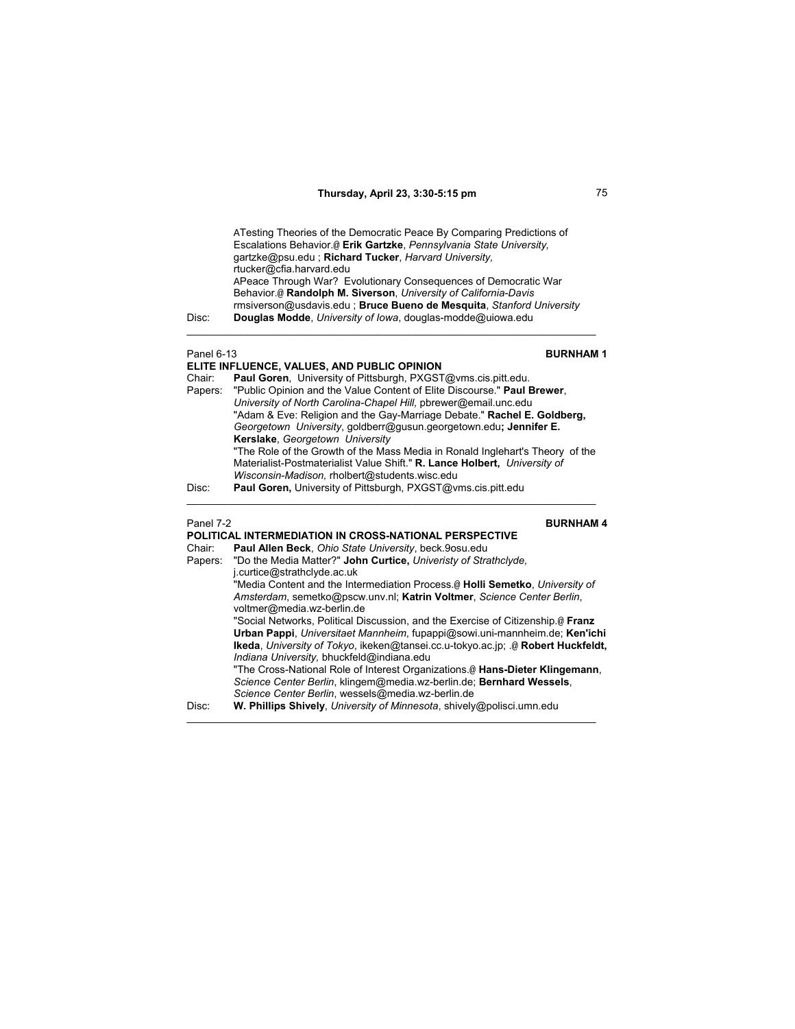ATesting Theories of the Democratic Peace By Comparing Predictions of Escalations Behavior.@ **Erik Gartzke**, *Pennsylvania State University,* gartzke@psu.edu ; **Richard Tucker**, *Harvard University,* rtucker@cfia.harvard.edu
APeace Through War? Evolutionary Consequences of Democratic War Behavior.@ **Randolph M. Siverson**, *University of California-Davis* rmsiverson@usdavis.edu ; **Bruce Bueno de Mesquita**, *Stanford University*

Disc: **Douglas Modde**, *University of Iowa*, douglas-modde@uiowa.edu

---

Panel 6-13 **BURNHAM 1**

**ELITE INFLUENCE, VALUES, AND PUBLIC OPINION**

Chair: **Paul Goren**, University of Pittsburgh, PXGST@vms.cis.pitt.edu.

Papers: "Public Opinion and the Value Content of Elite Discourse." **Paul Brewer**, *University of North Carolina-Chapel Hill,* pbrewer@email.unc.edu
"Adam & Eve: Religion and the Gay-Marriage Debate." **Rachel E. Goldberg,** *Georgetown University*, goldberr@gusun.georgetown.edu**; Jennifer E. Kerslake**, *Georgetown University*
"The Role of the Growth of the Mass Media in Ronald Inglehart's Theory of the Materialist-Postmaterialist Value Shift." **R. Lance Holbert,** *University of Wisconsin-Madison,* rholbert@students.wisc.edu

Disc: **Paul Goren,** University of Pittsburgh, PXGST@vms.cis.pitt.edu

---

Panel 7-2 **BURNHAM 4**

**POLITICAL INTERMEDIATION IN CROSS-NATIONAL PERSPECTIVE**

Chair: **Paul Allen Beck**, *Ohio State University*, beck.9osu.edu

Papers: "Do the Media Matter?" **John Curtice,** *Univeristy of Strathclyde,* j.curtice@strathclyde.ac.uk
"Media Content and the Intermediation Process.@ **Holli Semetko**, *University of Amsterdam*, semetko@pscw.unv.nl; **Katrin Voltmer**, *Science Center Berlin*, voltmer@media.wz-berlin.de
"Social Networks, Political Discussion, and the Exercise of Citizenship.@ **Franz Urban Pappi**, *Universitaet Mannheim*, fupappi@sowi.uni-mannheim.de; **Ken'ichi Ikeda**, *University of Tokyo*, ikeken@tansei.cc.u-tokyo.ac.jp; .@ **Robert Huckfeldt,** *Indiana University,* bhuckfeld@indiana.edu
"The Cross-National Role of Interest Organizations.@ **Hans-Dieter Klingemann**, *Science Center Berlin*, klingem@media.wz-berlin.de; **Bernhard Wessels**, *Science Center Berlin*, wessels@media.wz-berlin.de

Disc: **W. Phillips Shively**, *University of Minnesota*, shively@polisci.umn.edu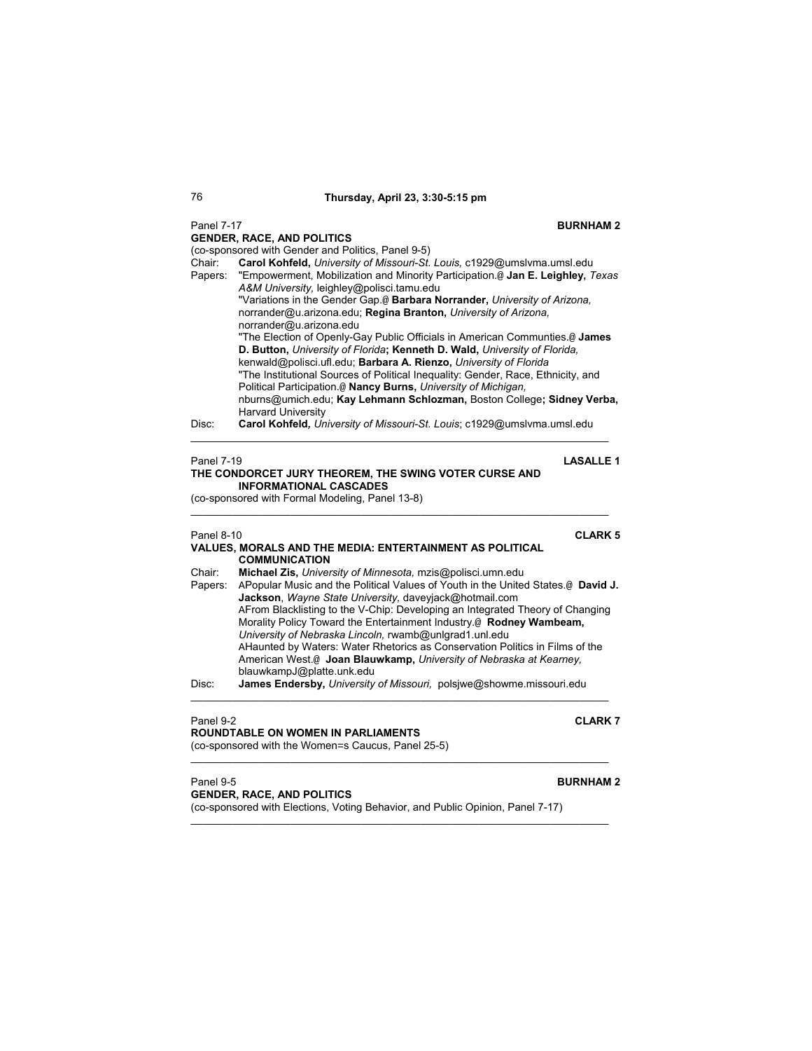## Thursday, April 23, 3:30-5:15 pm

Panel 7-17 **BURNHAM 2**

**GENDER, RACE, AND POLITICS**

(co-sponsored with Gender and Politics, Panel 9-5)

Chair: **Carol Kohfeld,** *University of Missouri-St. Louis,* c1929@umslvma.umsl.edu

Papers: "Empowerment, Mobilization and Minority Participation.@ **Jan E. Leighley,** *Texas A&M University,* leighley@polisci.tamu.edu

"Variations in the Gender Gap.@ **Barbara Norrander,** *University of Arizona,* norrander@u.arizona.edu; **Regina Branton,** *University of Arizona,* norrander@u.arizona.edu

"The Election of Openly-Gay Public Officials in American Communties.@ **James D. Button,** *University of Florida***; Kenneth D. Wald,** *University of Florida,* kenwald@polisci.ufl.edu; **Barbara A. Rienzo,** *University of Florida*

"The Institutional Sources of Political Inequality: Gender, Race, Ethnicity, and Political Participation.@ **Nancy Burns,** *University of Michigan,* nburns@umich.edu; **Kay Lehmann Schlozman,** Boston College**; Sidney Verba,** Harvard University

Disc: **Carol Kohfeld***, University of Missouri-St. Louis*; c1929@umslvma.umsl.edu

---

Panel 7-19 **LASALLE 1**

**THE CONDORCET JURY THEOREM, THE SWING VOTER CURSE AND INFORMATIONAL CASCADES**

(co-sponsored with Formal Modeling, Panel 13-8)

---

Panel 8-10 **CLARK 5**

**VALUES, MORALS AND THE MEDIA: ENTERTAINMENT AS POLITICAL COMMUNICATION**

Chair: **Michael Zis,** *University of Minnesota,* mzis@polisci.umn.edu

Papers: APopular Music and the Political Values of Youth in the United States.@ **David J. Jackson**, *Wayne State University,* daveyjack@hotmail.com

AFrom Blacklisting to the V-Chip: Developing an Integrated Theory of Changing Morality Policy Toward the Entertainment Industry.@ **Rodney Wambeam,** *University of Nebraska Lincoln,* rwamb@unlgrad1.unl.edu

AHaunted by Waters: Water Rhetorics as Conservation Politics in Films of the American West.@ **Joan Blauwkamp,** *University of Nebraska at Kearney,* blauwkampJ@platte.unk.edu

Disc: **James Endersby,** *University of Missouri,* polsjwe@showme.missouri.edu

---

Panel 9-2 **CLARK 7**

**ROUNDTABLE ON WOMEN IN PARLIAMENTS**

(co-sponsored with the Women=s Caucus, Panel 25-5)

---

Panel 9-5 **BURNHAM 2**

**GENDER, RACE, AND POLITICS**

(co-sponsored with Elections, Voting Behavior, and Public Opinion, Panel 7-17)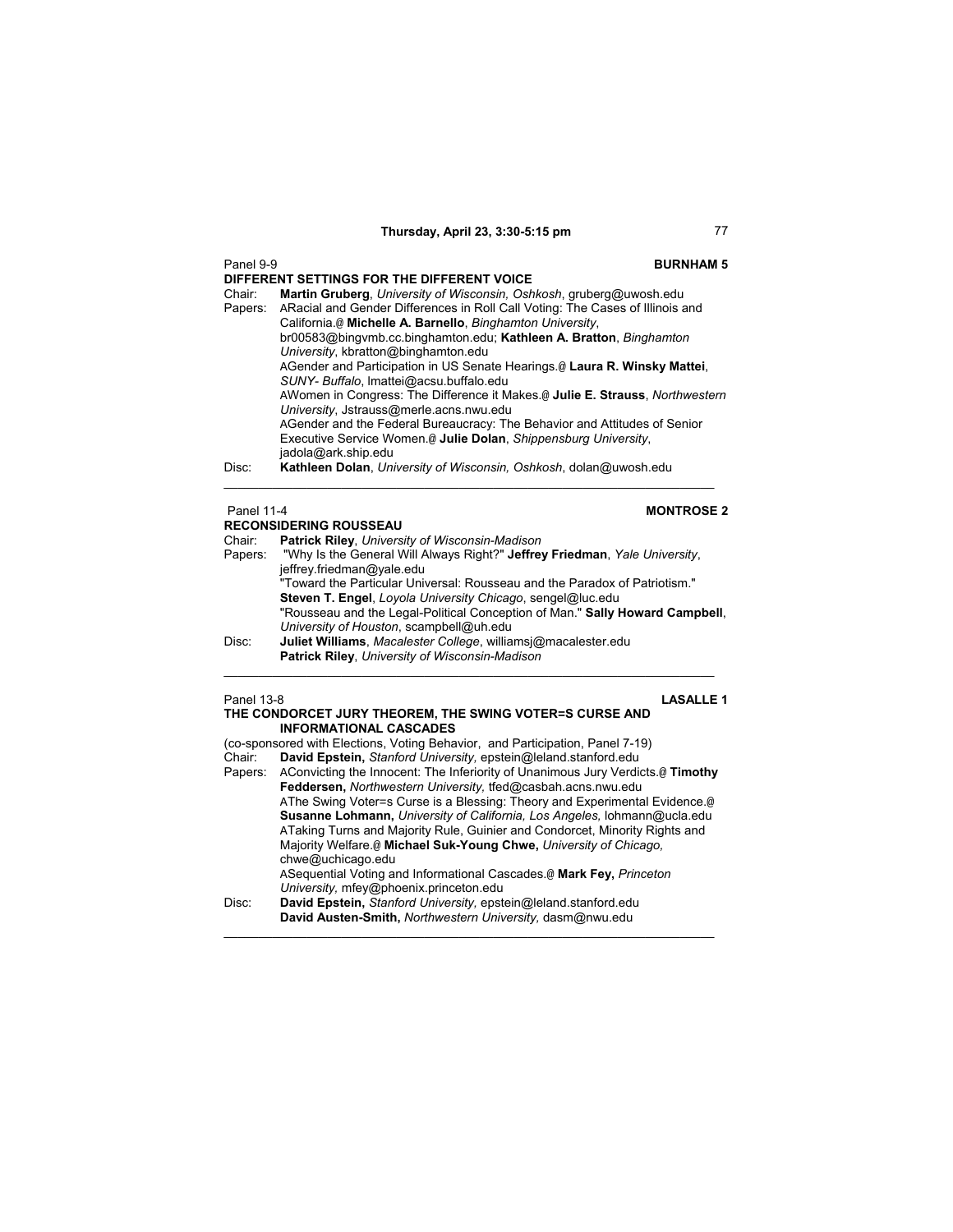**Thursday, April 23, 3:30-5:15 pm**

Panel 9-9 **BURNHAM 5**

**DIFFERENT SETTINGS FOR THE DIFFERENT VOICE**

Chair: **Martin Gruberg**, *University of Wisconsin, Oshkosh*, gruberg@uwosh.edu

Papers: ARacial and Gender Differences in Roll Call Voting: The Cases of Illinois and California.@ **Michelle A. Barnello**, *Binghamton University*, br00583@bingvmb.cc.binghamton.edu; **Kathleen A. Bratton**, *Binghamton University*, kbratton@binghamton.edu

AGender and Participation in US Senate Hearings.@ **Laura R. Winsky Mattei**, *SUNY- Buffalo*, lmattei@acsu.buffalo.edu

AWomen in Congress: The Difference it Makes.@ **Julie E. Strauss**, *Northwestern University*, Jstrauss@merle.acns.nwu.edu

AGender and the Federal Bureaucracy: The Behavior and Attitudes of Senior Executive Service Women.@ **Julie Dolan**, *Shippensburg University*, jadola@ark.ship.edu

Disc: **Kathleen Dolan**, *University of Wisconsin, Oshkosh*, dolan@uwosh.edu

---

Panel 11-4 **MONTROSE 2**

**RECONSIDERING ROUSSEAU**

Chair: **Patrick Riley**, *University of Wisconsin-Madison*

Papers: "Why Is the General Will Always Right?" **Jeffrey Friedman**, *Yale University*, jeffrey.friedman@yale.edu

"Toward the Particular Universal: Rousseau and the Paradox of Patriotism." **Steven T. Engel**, *Loyola University Chicago*, sengel@luc.edu

"Rousseau and the Legal-Political Conception of Man." **Sally Howard Campbell**, *University of Houston*, scampbell@uh.edu

Disc: **Juliet Williams**, *Macalester College*, williamsj@macalester.edu
**Patrick Riley**, *University of Wisconsin-Madison*

---

Panel 13-8 **LASALLE 1**

**THE CONDORCET JURY THEOREM, THE SWING VOTER=S CURSE AND INFORMATIONAL CASCADES**

(co-sponsored with Elections, Voting Behavior, and Participation, Panel 7-19)

Chair: **David Epstein,** *Stanford University,* epstein@leland.stanford.edu

Papers: AConvicting the Innocent: The Inferiority of Unanimous Jury Verdicts.@ **Timothy Feddersen,** *Northwestern University,* tfed@casbah.acns.nwu.edu

AThe Swing Voter=s Curse is a Blessing: Theory and Experimental Evidence.@ **Susanne Lohmann,** *University of California, Los Angeles,* lohmann@ucla.edu

ATaking Turns and Majority Rule, Guinier and Condorcet, Minority Rights and Majority Welfare.@ **Michael Suk-Young Chwe,** *University of Chicago,* chwe@uchicago.edu

ASequential Voting and Informational Cascades.@ **Mark Fey,** *Princeton University,* mfey@phoenix.princeton.edu

Disc: **David Epstein,** *Stanford University,* epstein@leland.stanford.edu
**David Austen-Smith,** *Northwestern University,* dasm@nwu.edu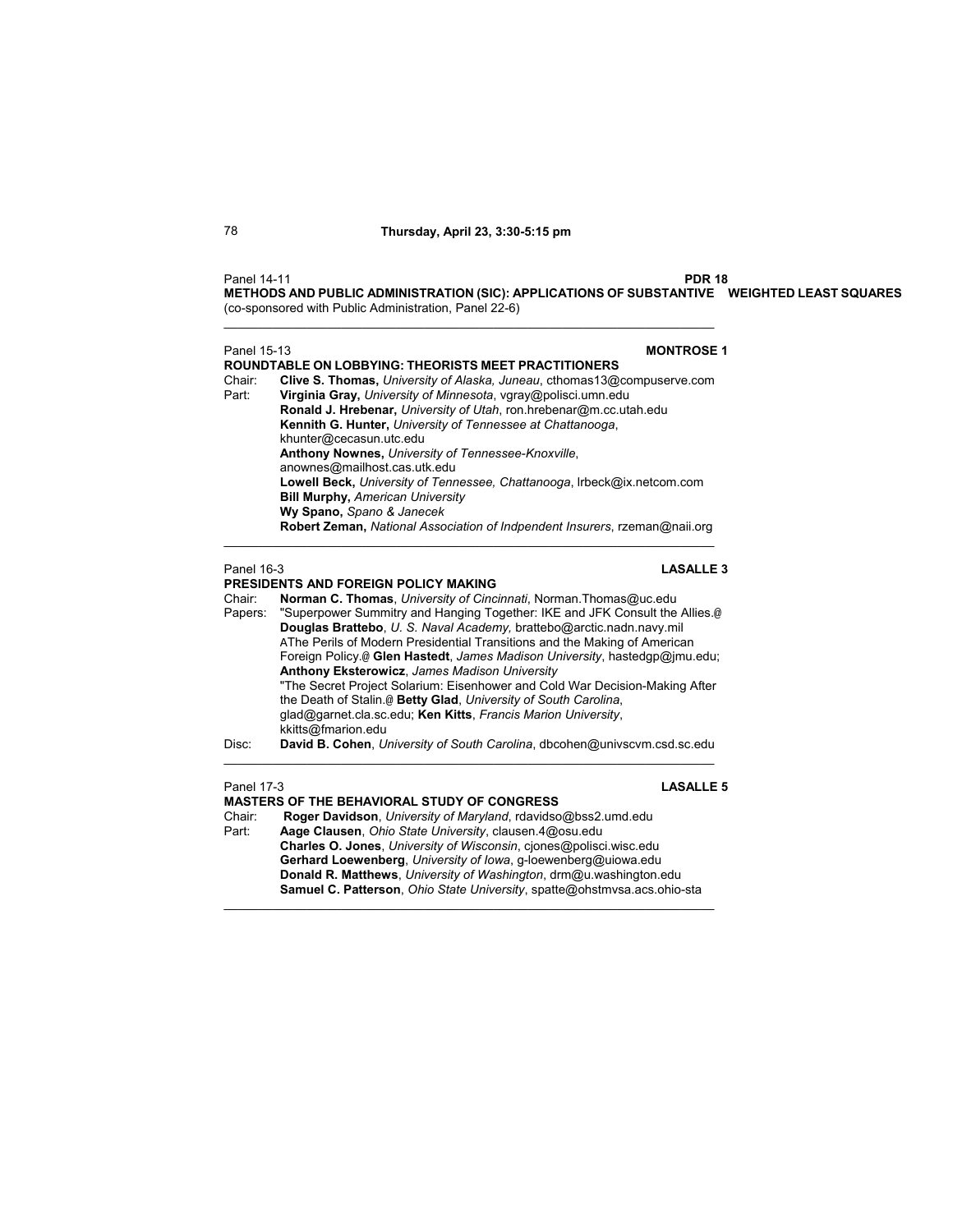**Thursday, April 23, 3:30-5:15 pm**

Panel 14-11 **PDR 18**

**METHODS AND PUBLIC ADMINISTRATION (SIC): APPLICATIONS OF SUBSTANTIVE WEIGHTED LEAST SQUARES**
(co-sponsored with Public Administration, Panel 22-6)

---

Panel 15-13 **MONTROSE 1**

**ROUNDTABLE ON LOBBYING: THEORISTS MEET PRACTITIONERS**

Chair: **Clive S. Thomas,** *University of Alaska, Juneau*, cthomas13@compuserve.com

Part: **Virginia Gray,** *University of Minnesota*, vgray@polisci.umn.edu
**Ronald J. Hrebenar,** *University of Utah*, ron.hrebenar@m.cc.utah.edu
**Kennith G. Hunter,** *University of Tennessee at Chattanooga*, khunter@cecasun.utc.edu
**Anthony Nownes,** *University of Tennessee-Knoxville*, anownes@mailhost.cas.utk.edu
**Lowell Beck,** *University of Tennessee, Chattanooga*, lrbeck@ix.netcom.com
**Bill Murphy,** *American University*
**Wy Spano,** *Spano & Janecek*
**Robert Zeman,** *National Association of Indpendent Insurers*, rzeman@naii.org

---

Panel 16-3 **LASALLE 3**

**PRESIDENTS AND FOREIGN POLICY MAKING**

Chair: **Norman C. Thomas**, *University of Cincinnati*, Norman.Thomas@uc.edu

Papers: "Superpower Summitry and Hanging Together: IKE and JFK Consult the Allies.@ **Douglas Brattebo**, *U. S. Naval Academy,* brattebo@arctic.nadn.navy.mil
AThe Perils of Modern Presidential Transitions and the Making of American Foreign Policy.@ **Glen Hastedt**, *James Madison University*, hastedgp@jmu.edu; **Anthony Eksterowicz**, *James Madison University*
"The Secret Project Solarium: Eisenhower and Cold War Decision-Making After the Death of Stalin.@ **Betty Glad**, *University of South Carolina*, glad@garnet.cla.sc.edu; **Ken Kitts**, *Francis Marion University*, kkitts@fmarion.edu

Disc: **David B. Cohen**, *University of South Carolina*, dbcohen@univscvm.csd.sc.edu

---

Panel 17-3 **LASALLE 5**

**MASTERS OF THE BEHAVIORAL STUDY OF CONGRESS**

Chair: **Roger Davidson**, *University of Maryland*, rdavidso@bss2.umd.edu

Part: **Aage Clausen**, *Ohio State University*, clausen.4@osu.edu
**Charles O. Jones**, *University of Wisconsin*, cjones@polisci.wisc.edu
**Gerhard Loewenberg**, *University of Iowa*, g-loewenberg@uiowa.edu
**Donald R. Matthews**, *University of Washington*, drm@u.washington.edu
**Samuel C. Patterson**, *Ohio State University*, spatte@ohstmvsa.acs.ohio-sta

---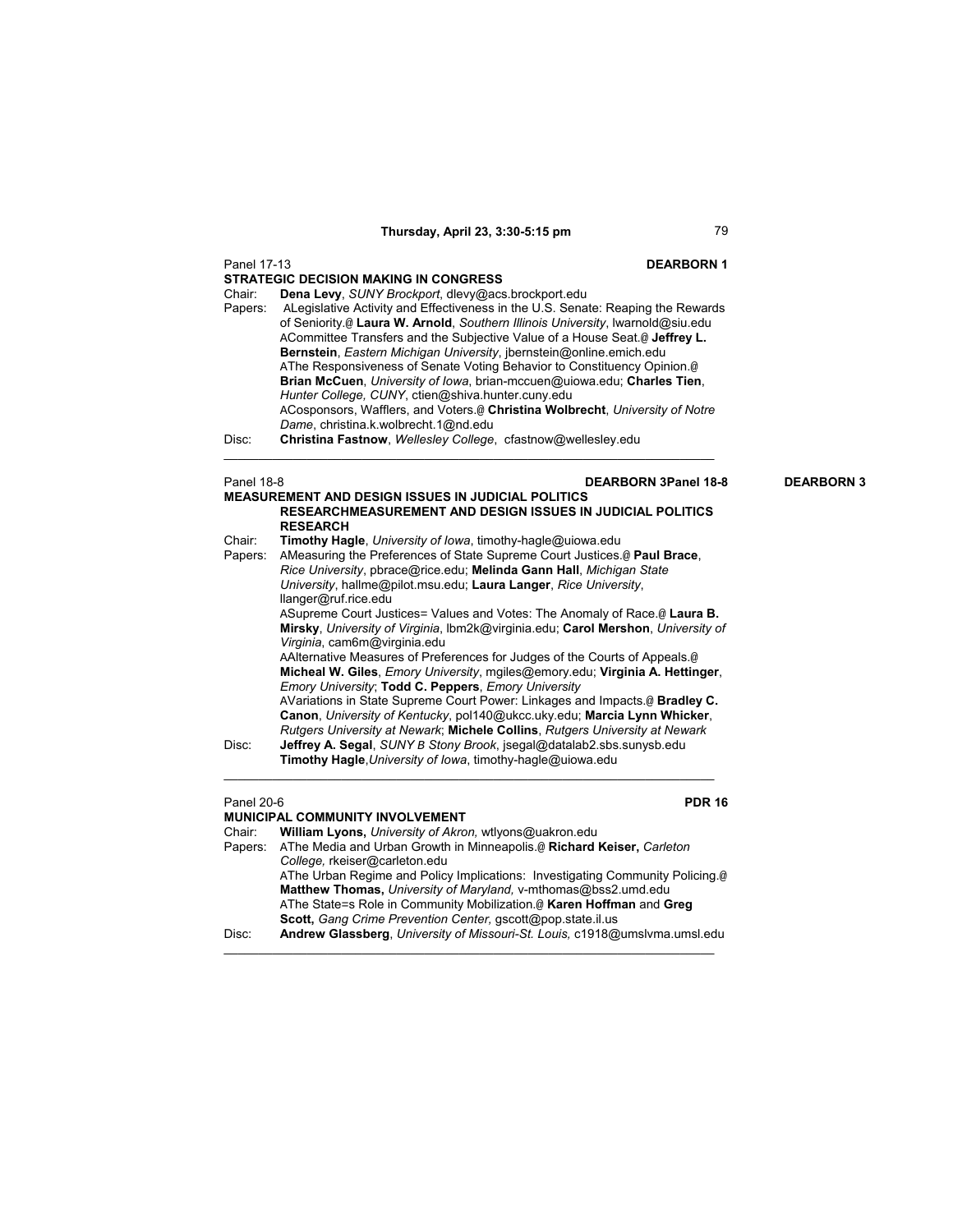## Thursday, April 23, 3:30-5:15 pm

Panel 17-13 **DEARBORN 1**

**STRATEGIC DECISION MAKING IN CONGRESS**

Chair: **Dena Levy**, *SUNY Brockport*, dlevy@acs.brockport.edu

Papers: ALegislative Activity and Effectiveness in the U.S. Senate: Reaping the Rewards of Seniority.@ **Laura W. Arnold**, *Southern Illinois University*, lwarnold@siu.edu
ACommittee Transfers and the Subjective Value of a House Seat.@ **Jeffrey L. Bernstein**, *Eastern Michigan University*, jbernstein@online.emich.edu
AThe Responsiveness of Senate Voting Behavior to Constituency Opinion.@ **Brian McCuen**, *University of Iowa*, brian-mccuen@uiowa.edu; **Charles Tien**, *Hunter College, CUNY*, ctien@shiva.hunter.cuny.edu
ACosponsors, Wafflers, and Voters.@ **Christina Wolbrecht**, *University of Notre Dame*, christina.k.wolbrecht.1@nd.edu

Disc: **Christina Fastnow**, *Wellesley College*, cfastnow@wellesley.edu

---

Panel 18-8 **DEARBORN 3Panel 18-8 DEARBORN 3**

**MEASUREMENT AND DESIGN ISSUES IN JUDICIAL POLITICS RESEARCHMEASUREMENT AND DESIGN ISSUES IN JUDICIAL POLITICS RESEARCH**

Chair: **Timothy Hagle**, *University of Iowa*, timothy-hagle@uiowa.edu

Papers: AMeasuring the Preferences of State Supreme Court Justices.@ **Paul Brace**, *Rice University*, pbrace@rice.edu; **Melinda Gann Hall**, *Michigan State University*, hallme@pilot.msu.edu; **Laura Langer**, *Rice University*, llanger@ruf.rice.edu
ASupreme Court Justices= Values and Votes: The Anomaly of Race.@ **Laura B. Mirsky**, *University of Virginia*, lbm2k@virginia.edu; **Carol Mershon**, *University of Virginia*, cam6m@virginia.edu
AAlternative Measures of Preferences for Judges of the Courts of Appeals.@ **Micheal W. Giles**, *Emory University*, mgiles@emory.edu; **Virginia A. Hettinger**, *Emory University*; **Todd C. Peppers**, *Emory University*
AVariations in State Supreme Court Power: Linkages and Impacts.@ **Bradley C. Canon**, *University of Kentucky*, pol140@ukcc.uky.edu; **Marcia Lynn Whicker**, *Rutgers University at Newark*; **Michele Collins**, *Rutgers University at Newark*

Disc: **Jeffrey A. Segal**, *SUNY B Stony Brook*, jsegal@datalab2.sbs.sunysb.edu
**Timothy Hagle**,*University of Iowa*, timothy-hagle@uiowa.edu

---

Panel 20-6 **PDR 16**

**MUNICIPAL COMMUNITY INVOLVEMENT**

Chair: **William Lyons,** *University of Akron,* wtlyons@uakron.edu

Papers: AThe Media and Urban Growth in Minneapolis.@ **Richard Keiser,** *Carleton College,* rkeiser@carleton.edu
AThe Urban Regime and Policy Implications: Investigating Community Policing.@ **Matthew Thomas,** *University of Maryland,* v-mthomas@bss2.umd.edu
AThe State=s Role in Community Mobilization.@ **Karen Hoffman** and **Greg Scott,** *Gang Crime Prevention Center,* gscott@pop.state.il.us

Disc: **Andrew Glassberg**, *University of Missouri-St. Louis,* c1918@umslvma.umsl.edu

---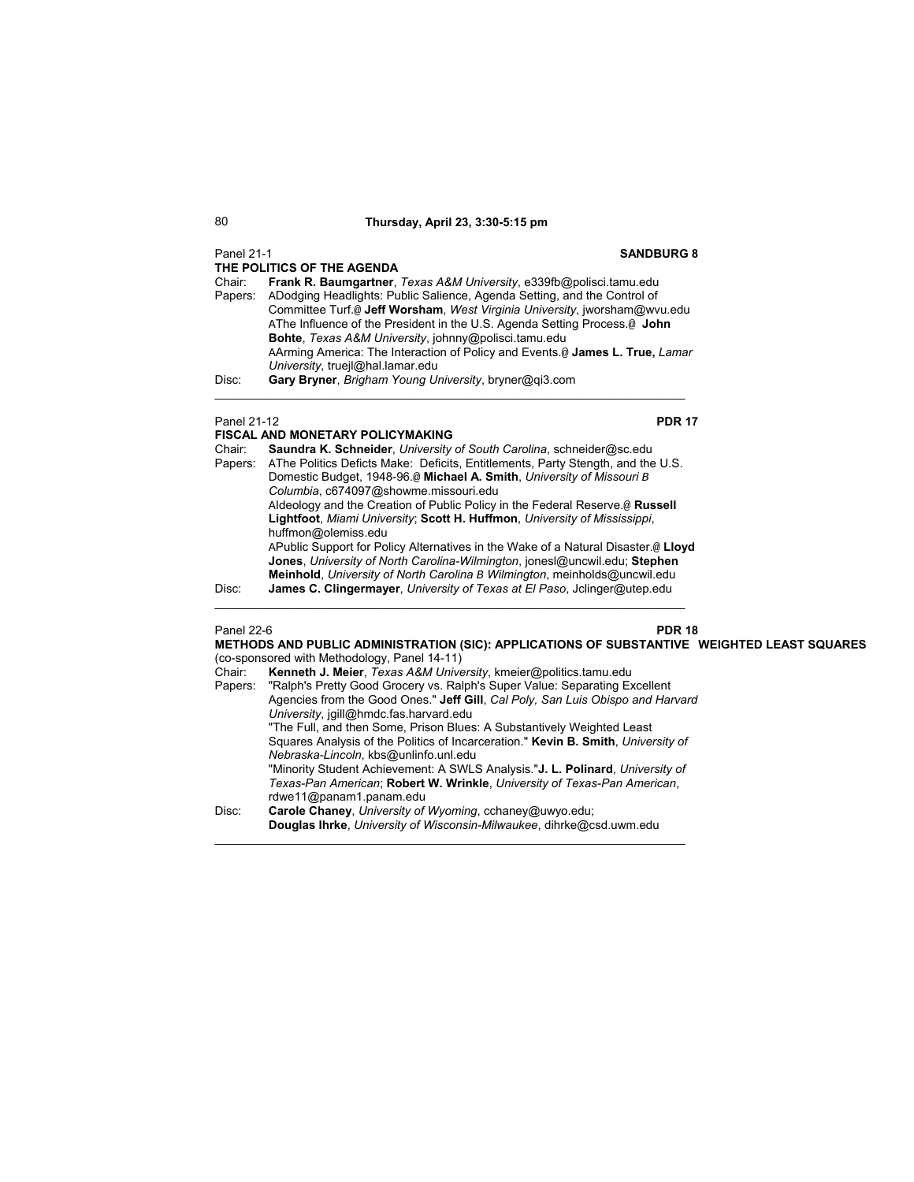**Thursday, April 23, 3:30-5:15 pm**

Panel 21-1 **SANDBURG 8**

**THE POLITICS OF THE AGENDA**

Chair: **Frank R. Baumgartner**, *Texas A&M University*, e339fb@polisci.tamu.edu

Papers: ADodging Headlights: Public Salience, Agenda Setting, and the Control of Committee Turf.@ **Jeff Worsham**, *West Virginia University*, jworsham@wvu.edu

AThe Influence of the President in the U.S. Agenda Setting Process.@ **John Bohte**, *Texas A&M University*, johnny@polisci.tamu.edu

AArming America: The Interaction of Policy and Events.@ **James L. True,** *Lamar University*, truejl@hal.lamar.edu

Disc: **Gary Bryner**, *Brigham Young University*, bryner@qi3.com

---

Panel 21-12 **PDR 17**

**FISCAL AND MONETARY POLICYMAKING**

Chair: **Saundra K. Schneider**, *University of South Carolina*, schneider@sc.edu

Papers: AThe Politics Deficts Make: Deficits, Entitlements, Party Stength, and the U.S. Domestic Budget, 1948-96.@ **Michael A. Smith**, *University of Missouri B Columbia*, c674097@showme.missouri.edu

AIdeology and the Creation of Public Policy in the Federal Reserve.@ **Russell Lightfoot**, *Miami University*; **Scott H. Huffmon**, *University of Mississippi*, huffmon@olemiss.edu

APublic Support for Policy Alternatives in the Wake of a Natural Disaster.@ **Lloyd Jones**, *University of North Carolina-Wilmington*, jonesl@uncwil.edu; **Stephen Meinhold**, *University of North Carolina B Wilmington*, meinholds@uncwil.edu

Disc: **James C. Clingermayer**, *University of Texas at El Paso*, Jclinger@utep.edu

---

Panel 22-6 **PDR 18**

**METHODS AND PUBLIC ADMINISTRATION (SIC): APPLICATIONS OF SUBSTANTIVE WEIGHTED LEAST SQUARES**

(co-sponsored with Methodology, Panel 14-11)

Chair: **Kenneth J. Meier**, *Texas A&M University*, kmeier@politics.tamu.edu

Papers: "Ralph's Pretty Good Grocery vs. Ralph's Super Value: Separating Excellent Agencies from the Good Ones." **Jeff Gill**, *Cal Poly, San Luis Obispo and Harvard University*, jgill@hmdc.fas.harvard.edu

"The Full, and then Some, Prison Blues: A Substantively Weighted Least Squares Analysis of the Politics of Incarceration." **Kevin B. Smith**, *University of Nebraska-Lincoln*, kbs@unlinfo.unl.edu

"Minority Student Achievement: A SWLS Analysis."**J. L. Polinard**, *University of Texas-Pan American*; **Robert W. Wrinkle**, *University of Texas-Pan American*, rdwe11@panam1.panam.edu

Disc: **Carole Chaney**, *University of Wyoming*, cchaney@uwyo.edu; **Douglas Ihrke**, *University of Wisconsin-Milwaukee*, dihrke@csd.uwm.edu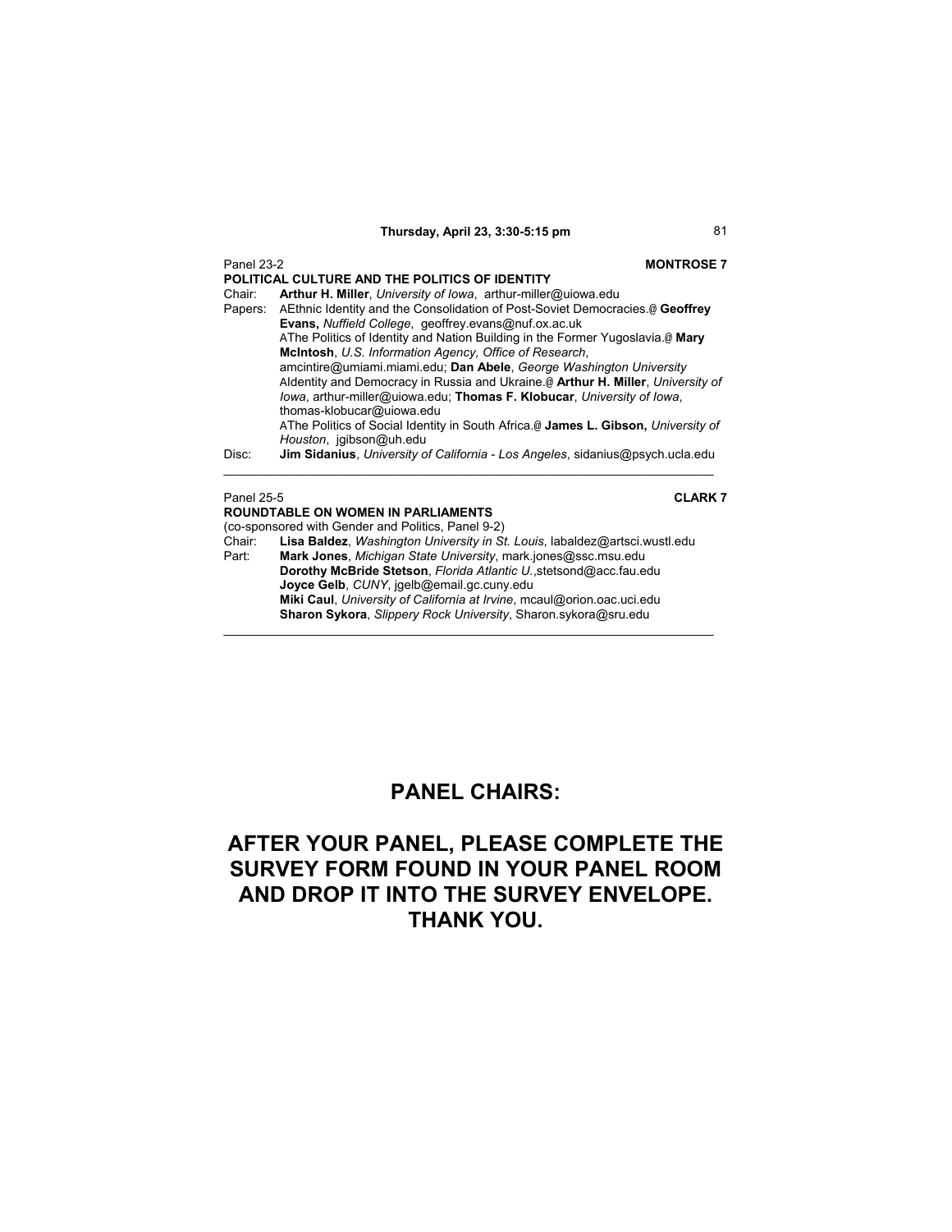**Thursday, April 23, 3:30-5:15 pm**

Panel 23-2 **MONTROSE 7**

**POLITICAL CULTURE AND THE POLITICS OF IDENTITY**

Chair: **Arthur H. Miller**, *University of Iowa*, arthur-miller@uiowa.edu

Papers: AEthnic Identity and the Consolidation of Post-Soviet Democracies.@ **Geoffrey Evans,** *Nuffield College*, geoffrey.evans@nuf.ox.ac.uk

AThe Politics of Identity and Nation Building in the Former Yugoslavia.@ **Mary McIntosh**, *U.S. Information Agency, Office of Research*, amcintire@umiami.miami.edu; **Dan Abele**, *George Washington University*

AIdentity and Democracy in Russia and Ukraine.@ **Arthur H. Miller**, *University of Iowa*, arthur-miller@uiowa.edu; **Thomas F. Klobucar**, *University of Iowa*, thomas-klobucar@uiowa.edu

AThe Politics of Social Identity in South Africa.@ **James L. Gibson,** *University of Houston*, jgibson@uh.edu

Disc: **Jim Sidanius**, *University of California - Los Angeles*, sidanius@psych.ucla.edu

---

Panel 25-5 **CLARK 7**

**ROUNDTABLE ON WOMEN IN PARLIAMENTS**

(co-sponsored with Gender and Politics, Panel 9-2)

Chair: **Lisa Baldez**, *Washington University in St. Louis*, labaldez@artsci.wustl.edu

Part: **Mark Jones**, *Michigan State University*, mark.jones@ssc.msu.edu

**Dorothy McBride Stetson**, *Florida Atlantic U.*,stetsond@acc.fau.edu

**Joyce Gelb**, *CUNY*, jgelb@email.gc.cuny.edu

**Miki Caul**, *University of California at Irvine*, mcaul@orion.oac.uci.edu

**Sharon Sykora**, *Slippery Rock University*, Sharon.sykora@sru.edu

---

## PANEL CHAIRS:

## AFTER YOUR PANEL, PLEASE COMPLETE THE SURVEY FORM FOUND IN YOUR PANEL ROOM AND DROP IT INTO THE SURVEY ENVELOPE. THANK YOU.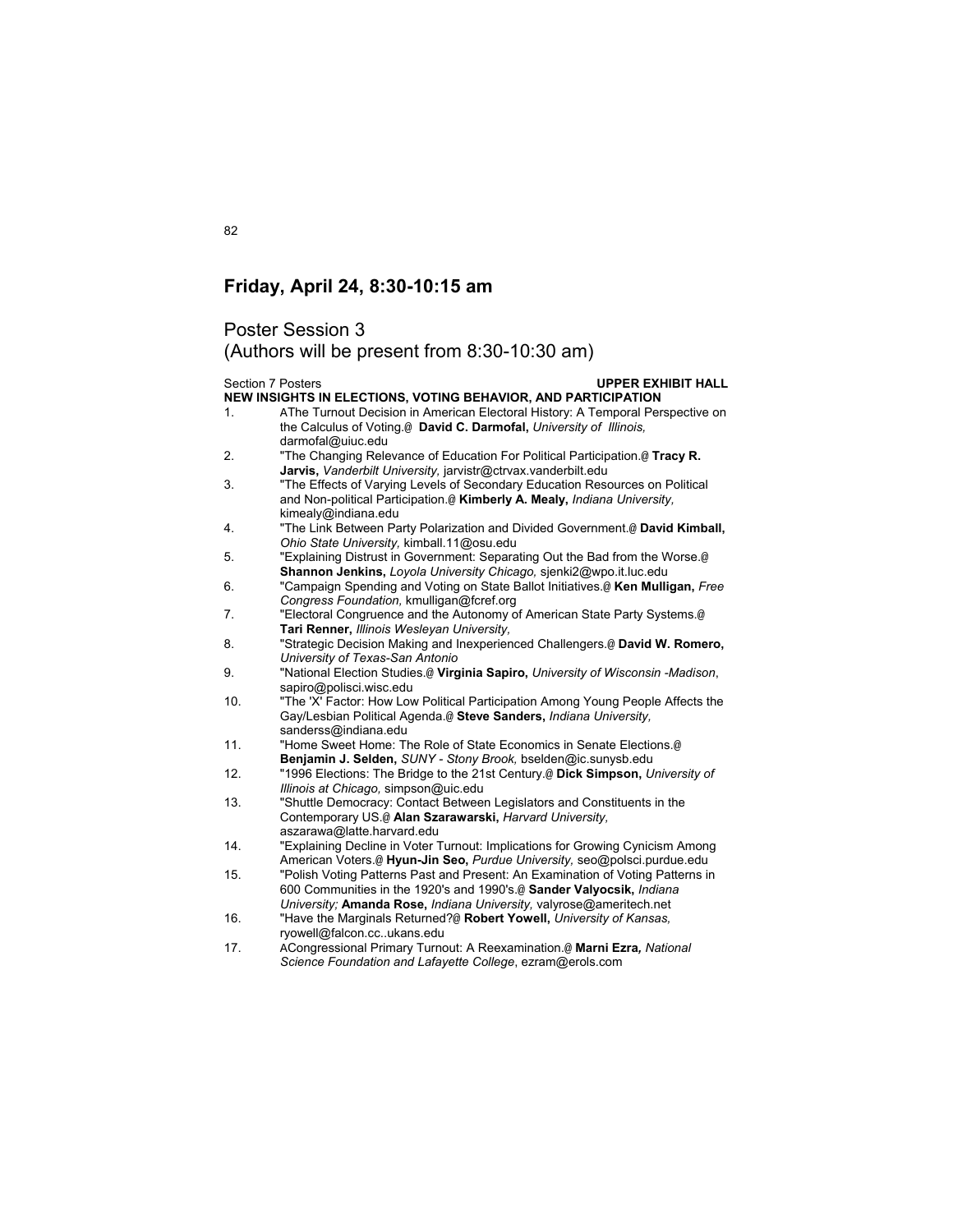## Friday, April 24, 8:30-10:15 am

### Poster Session 3
(Authors will be present from 8:30-10:30 am)

Section 7 Posters **UPPER EXHIBIT HALL**

**NEW INSIGHTS IN ELECTIONS, VOTING BEHAVIOR, AND PARTICIPATION**

1. AThe Turnout Decision in American Electoral History: A Temporal Perspective on the Calculus of Voting.@ **David C. Darmofal,** *University of Illinois,* darmofal@uiuc.edu
2. "The Changing Relevance of Education For Political Participation.@ **Tracy R. Jarvis,** *Vanderbilt University,* jarvistr@ctrvax.vanderbilt.edu
3. "The Effects of Varying Levels of Secondary Education Resources on Political and Non-political Participation.@ **Kimberly A. Mealy,** *Indiana University,* kimealy@indiana.edu
4. "The Link Between Party Polarization and Divided Government.@ **David Kimball,** *Ohio State University,* kimball.11@osu.edu
5. "Explaining Distrust in Government: Separating Out the Bad from the Worse.@ **Shannon Jenkins,** *Loyola University Chicago,* sjenki2@wpo.it.luc.edu
6. "Campaign Spending and Voting on State Ballot Initiatives.@ **Ken Mulligan,** *Free Congress Foundation,* kmulligan@fcref.org
7. "Electoral Congruence and the Autonomy of American State Party Systems.@ **Tari Renner,** *Illinois Wesleyan University,*
8. "Strategic Decision Making and Inexperienced Challengers.@ **David W. Romero,** *University of Texas-San Antonio*
9. "National Election Studies.@ **Virginia Sapiro,** *University of Wisconsin -Madison*, sapiro@polisci.wisc.edu
10. "The 'X' Factor: How Low Political Participation Among Young People Affects the Gay/Lesbian Political Agenda.@ **Steve Sanders,** *Indiana University,* sanderss@indiana.edu
11. "Home Sweet Home: The Role of State Economics in Senate Elections.@ **Benjamin J. Selden,** *SUNY - Stony Brook,* bselden@ic.sunysb.edu
12. "1996 Elections: The Bridge to the 21st Century.@ **Dick Simpson,** *University of Illinois at Chicago,* simpson@uic.edu
13. "Shuttle Democracy: Contact Between Legislators and Constituents in the Contemporary US.@ **Alan Szarawarski,** *Harvard University,* aszarawa@latte.harvard.edu
14. "Explaining Decline in Voter Turnout: Implications for Growing Cynicism Among American Voters.@ **Hyun-Jin Seo,** *Purdue University,* seo@polsci.purdue.edu
15. "Polish Voting Patterns Past and Present: An Examination of Voting Patterns in 600 Communities in the 1920's and 1990's.@ **Sander Valyocsik,** *Indiana University;* **Amanda Rose,** *Indiana University,* valyrose@ameritech.net
16. "Have the Marginals Returned?@ **Robert Yowell,** *University of Kansas,* ryowell@falcon.cc..ukans.edu
17. ACongressional Primary Turnout: A Reexamination.@ **Marni Ezra***, National Science Foundation and Lafayette College*, ezram@erols.com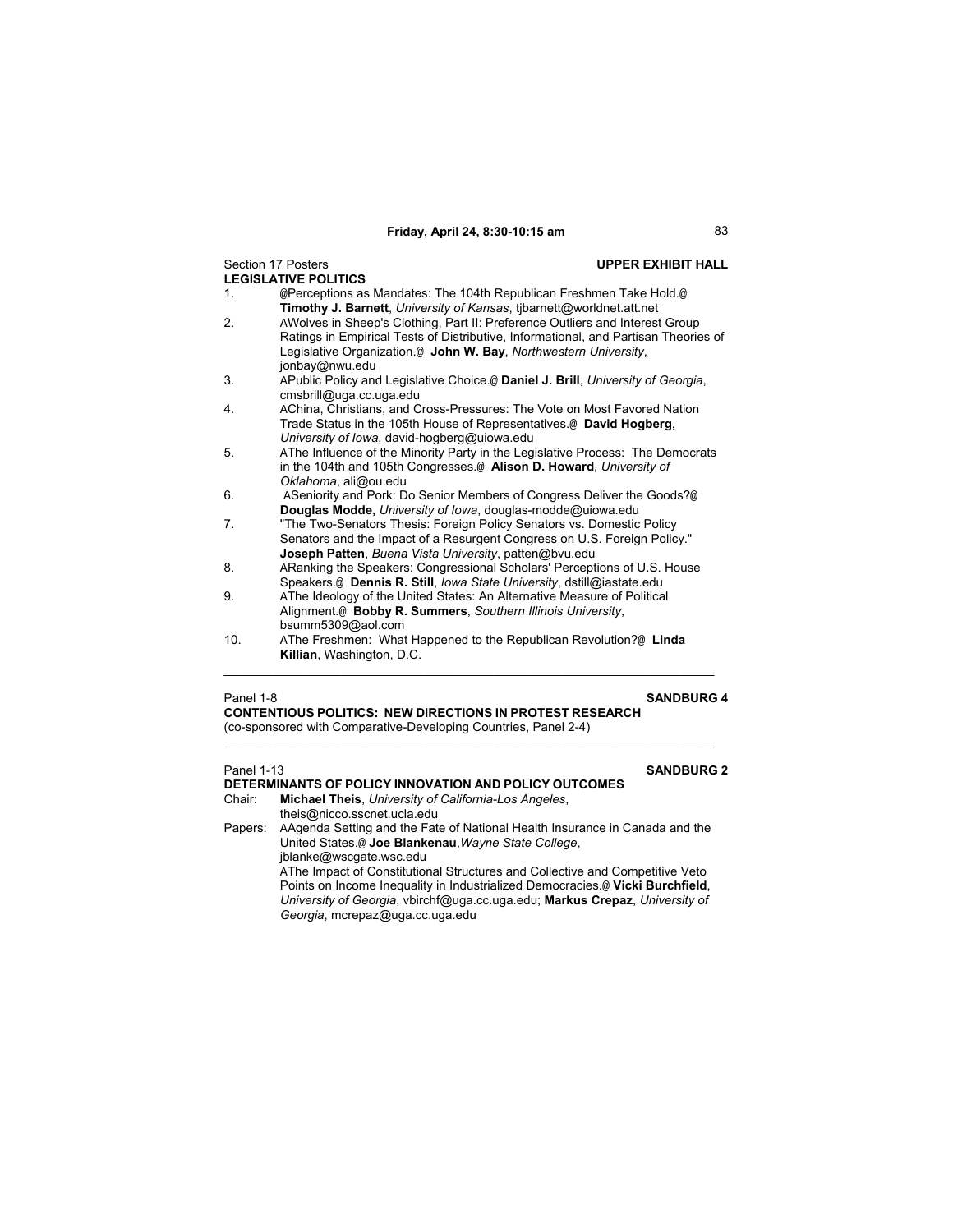**Friday, April 24, 8:30-10:15 am**

Section 17 Posters **UPPER EXHIBIT HALL**

**LEGISLATIVE POLITICS**

1. @Perceptions as Mandates: The 104th Republican Freshmen Take Hold.@ **Timothy J. Barnett**, *University of Kansas*, tjbarnett@worldnet.att.net
2. AWolves in Sheep's Clothing, Part II: Preference Outliers and Interest Group Ratings in Empirical Tests of Distributive, Informational, and Partisan Theories of Legislative Organization.@ **John W. Bay**, *Northwestern University*, jonbay@nwu.edu
3. APublic Policy and Legislative Choice.@ **Daniel J. Brill**, *University of Georgia*, cmsbrill@uga.cc.uga.edu
4. AChina, Christians, and Cross-Pressures: The Vote on Most Favored Nation Trade Status in the 105th House of Representatives.@ **David Hogberg**, *University of Iowa*, david-hogberg@uiowa.edu
5. AThe Influence of the Minority Party in the Legislative Process: The Democrats in the 104th and 105th Congresses.@ **Alison D. Howard**, *University of Oklahoma*, ali@ou.edu
6. ASeniority and Pork: Do Senior Members of Congress Deliver the Goods?@ **Douglas Modde,** *University of Iowa*, douglas-modde@uiowa.edu
7. "The Two-Senators Thesis: Foreign Policy Senators vs. Domestic Policy Senators and the Impact of a Resurgent Congress on U.S. Foreign Policy." **Joseph Patten**, *Buena Vista University*, patten@bvu.edu
8. ARanking the Speakers: Congressional Scholars' Perceptions of U.S. House Speakers.@ **Dennis R. Still**, *Iowa State University*, dstill@iastate.edu
9. AThe Ideology of the United States: An Alternative Measure of Political Alignment.@ **Bobby R. Summers**, *Southern Illinois University*, bsumm5309@aol.com
10. AThe Freshmen: What Happened to the Republican Revolution?@ **Linda Killian**, Washington, D.C.

---

Panel 1-8 **SANDBURG 4**

**CONTENTIOUS POLITICS: NEW DIRECTIONS IN PROTEST RESEARCH**

(co-sponsored with Comparative-Developing Countries, Panel 2-4)

---

Panel 1-13 **SANDBURG 2**

**DETERMINANTS OF POLICY INNOVATION AND POLICY OUTCOMES**

Chair: **Michael Theis**, *University of California-Los Angeles*, theis@nicco.sscnet.ucla.edu

Papers: AAgenda Setting and the Fate of National Health Insurance in Canada and the United States.@ **Joe Blankenau**, *Wayne State College*, jblanke@wscgate.wsc.edu

AThe Impact of Constitutional Structures and Collective and Competitive Veto Points on Income Inequality in Industrialized Democracies.@ **Vicki Burchfield**, *University of Georgia*, vbirchf@uga.cc.uga.edu; **Markus Crepaz**, *University of Georgia*, mcrepaz@uga.cc.uga.edu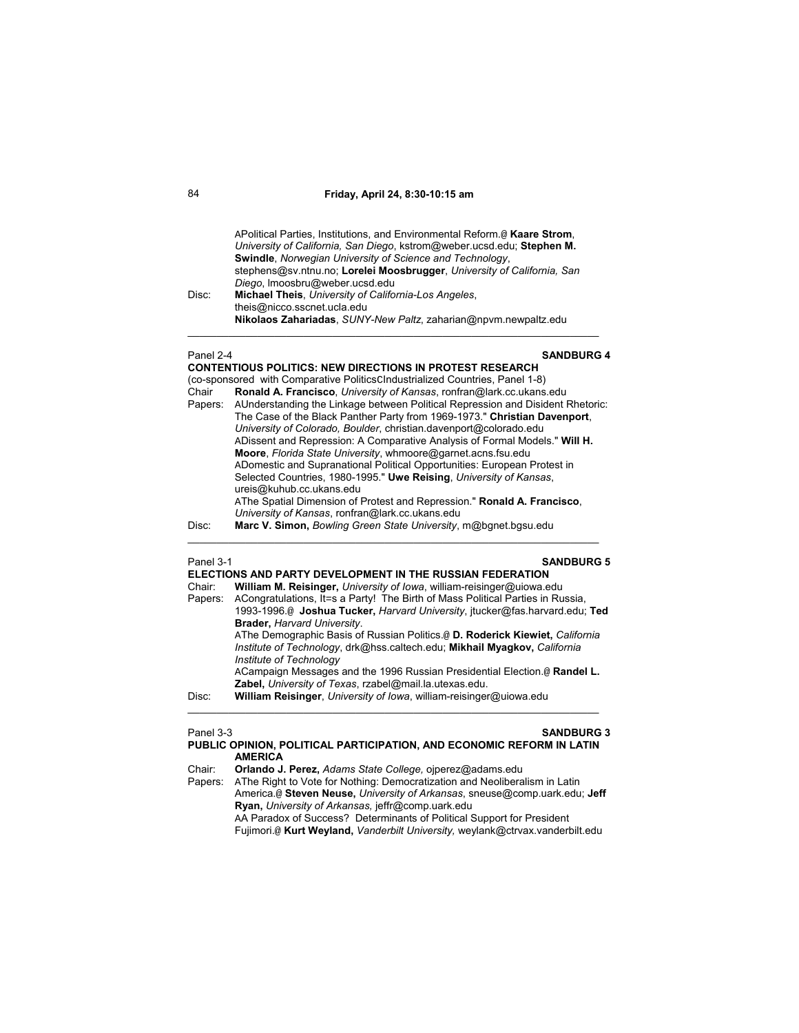AFriday, April 24, 8:30-10:15 am

APolitical Parties, Institutions, and Environmental Reform.@ **Kaare Strom**, *University of California, San Diego*, kstrom@weber.ucsd.edu; **Stephen M. Swindle**, *Norwegian University of Science and Technology*, stephens@sv.ntnu.no; **Lorelei Moosbrugger**, *University of California, San Diego*, lmoosbru@weber.ucsd.edu

Disc: **Michael Theis**, *University of California-Los Angeles*, theis@nicco.sscnet.ucla.edu
**Nikolaos Zahariadas**, *SUNY-New Paltz*, zaharian@npvm.newpaltz.edu

---

Panel 2-4 **SANDBURG 4**

**CONTENTIOUS POLITICS: NEW DIRECTIONS IN PROTEST RESEARCH**

(co-sponsored with Comparative PoliticsCIndustrialized Countries, Panel 1-8)

Chair **Ronald A. Francisco**, *University of Kansas*, ronfran@lark.cc.ukans.edu

Papers: AUnderstanding the Linkage between Political Repression and Dissident Rhetoric: The Case of the Black Panther Party from 1969-1973." **Christian Davenport**, *University of Colorado, Boulder*, christian.davenport@colorado.edu
ADissent and Repression: A Comparative Analysis of Formal Models." **Will H. Moore**, *Florida State University*, whmoore@garnet.acns.fsu.edu
ADomestic and Supranational Political Opportunities: European Protest in Selected Countries, 1980-1995." **Uwe Reising**, *University of Kansas*, ureis@kuhub.cc.ukans.edu
AThe Spatial Dimension of Protest and Repression." **Ronald A. Francisco**, *University of Kansas*, ronfran@lark.cc.ukans.edu

Disc: **Marc V. Simon,** *Bowling Green State University*, m@bgnet.bgsu.edu

---

Panel 3-1 **SANDBURG 5**

**ELECTIONS AND PARTY DEVELOPMENT IN THE RUSSIAN FEDERATION**

Chair: **William M. Reisinger,** *University of Iowa*, william-reisinger@uiowa.edu

Papers: ACongratulations, It=s a Party! The Birth of Mass Political Parties in Russia, 1993-1996.@ **Joshua Tucker,** *Harvard University*, jtucker@fas.harvard.edu; **Ted Brader,** *Harvard University*.
AThe Demographic Basis of Russian Politics.@ **D. Roderick Kiewiet,** *California Institute of Technology*, drk@hss.caltech.edu; **Mikhail Myagkov,** *California Institute of Technology*
ACampaign Messages and the 1996 Russian Presidential Election.@ **Randel L. Zabel,** *University of Texas*, rzabel@mail.la.utexas.edu.

Disc: **William Reisinger**, *University of Iowa*, william-reisinger@uiowa.edu

---

Panel 3-3 **SANDBURG 3**

**PUBLIC OPINION, POLITICAL PARTICIPATION, AND ECONOMIC REFORM IN LATIN AMERICA**

Chair: **Orlando J. Perez,** *Adams State College,* ojperez@adams.edu

Papers: AThe Right to Vote for Nothing: Democratization and Neoliberalism in Latin America.@ **Steven Neuse,** *University of Arkansas*, sneuse@comp.uark.edu; **Jeff Ryan,** *University of Arkansas,* jeffr@comp.uark.edu
AA Paradox of Success? Determinants of Political Support for President Fujimori.@ **Kurt Weyland,** *Vanderbilt University,* weylank@ctrvax.vanderbilt.edu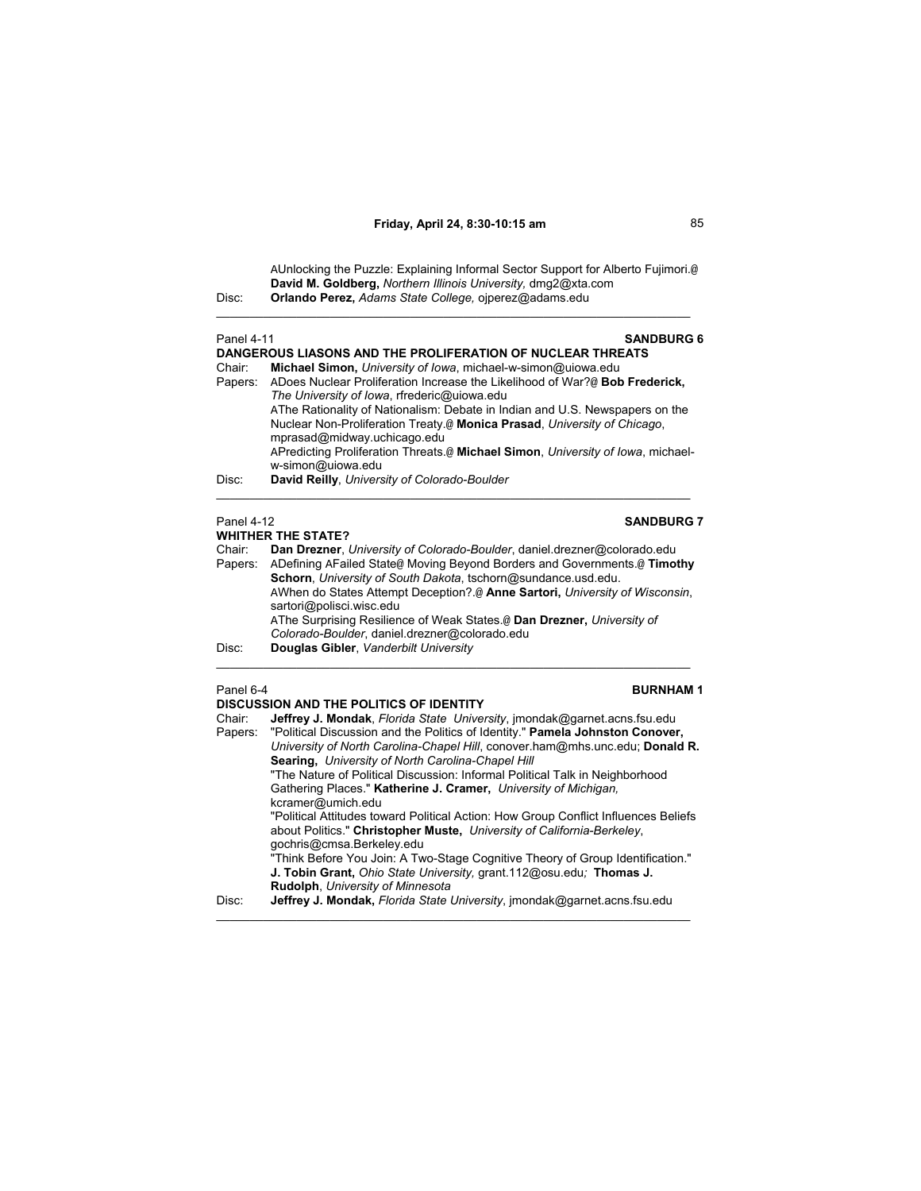AUnlocking the Puzzle: Explaining Informal Sector Support for Alberto Fujimori.@ **David M. Goldberg,** *Northern Illinois University,* dmg2@xta.com

Disc: **Orlando Perez,** *Adams State College,* ojperez@adams.edu

---

Panel 4-11 **SANDBURG 6**

**DANGEROUS LIASONS AND THE PROLIFERATION OF NUCLEAR THREATS**

Chair: **Michael Simon,** *University of Iowa*, michael-w-simon@uiowa.edu

Papers: ADoes Nuclear Proliferation Increase the Likelihood of War?@ **Bob Frederick,** *The University of Iowa*, rfrederic@uiowa.edu

AThe Rationality of Nationalism: Debate in Indian and U.S. Newspapers on the Nuclear Non-Proliferation Treaty.@ **Monica Prasad**, *University of Chicago*, mprasad@midway.uchicago.edu

APredicting Proliferation Threats.@ **Michael Simon**, *University of Iowa*, michael-w-simon@uiowa.edu

Disc: **David Reilly**, *University of Colorado-Boulder*

---

Panel 4-12 **SANDBURG 7**

**WHITHER THE STATE?**

Chair: **Dan Drezner**, *University of Colorado-Boulder*, daniel.drezner@colorado.edu

Papers: ADefining AFailed State@ Moving Beyond Borders and Governments.@ **Timothy Schorn**, *University of South Dakota*, tschorn@sundance.usd.edu.

AWhen do States Attempt Deception?.@ **Anne Sartori,** *University of Wisconsin*, sartori@polisci.wisc.edu

AThe Surprising Resilience of Weak States.@ **Dan Drezner,** *University of Colorado-Boulder*, daniel.drezner@colorado.edu

Disc: **Douglas Gibler**, *Vanderbilt University*

---

Panel 6-4 **BURNHAM 1**

**DISCUSSION AND THE POLITICS OF IDENTITY**

Chair: **Jeffrey J. Mondak**, *Florida State University*, jmondak@garnet.acns.fsu.edu

Papers: "Political Discussion and the Politics of Identity." **Pamela Johnston Conover,** *University of North Carolina-Chapel Hill*, conover.ham@mhs.unc.edu; **Donald R. Searing,** *University of North Carolina-Chapel Hill*

"The Nature of Political Discussion: Informal Political Talk in Neighborhood Gathering Places." **Katherine J. Cramer,** *University of Michigan,* kcramer@umich.edu

"Political Attitudes toward Political Action: How Group Conflict Influences Beliefs about Politics." **Christopher Muste,** *University of California-Berkeley*, gochris@cmsa.Berkeley.edu

"Think Before You Join: A Two-Stage Cognitive Theory of Group Identification." **J. Tobin Grant,** *Ohio State University,* grant.112@osu.edu*;* **Thomas J. Rudolph**, *University of Minnesota*

Disc: **Jeffrey J. Mondak,** *Florida State University*, jmondak@garnet.acns.fsu.edu

---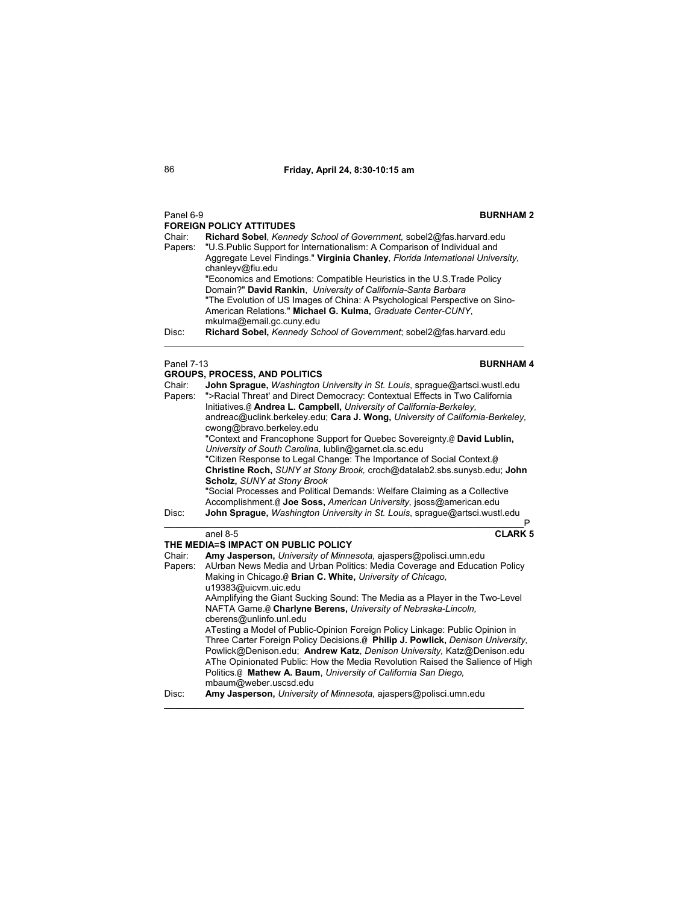**Friday, April 24, 8:30-10:15 am**

Panel 6-9 **BURNHAM 2**

**FOREIGN POLICY ATTITUDES**

Chair: **Richard Sobel**, *Kennedy School of Government,* sobel2@fas.harvard.edu

Papers: "U.S.Public Support for Internationalism: A Comparison of Individual and Aggregate Level Findings." **Virginia Chanley**, *Florida International University,* chanleyv@fiu.edu

"Economics and Emotions: Compatible Heuristics in the U.S.Trade Policy Domain?" **David Rankin**, *University of California-Santa Barbara*

"The Evolution of US Images of China: A Psychological Perspective on Sino-American Relations." **Michael G. Kulma,** *Graduate Center-CUNY*, mkulma@email.gc.cuny.edu

Disc: **Richard Sobel,** *Kennedy School of Government*; sobel2@fas.harvard.edu

---

Panel 7-13 **BURNHAM 4**

**GROUPS, PROCESS, AND POLITICS**

Chair: **John Sprague,** *Washington University in St. Louis*, sprague@artsci.wustl.edu

Papers: ">Racial Threat' and Direct Democracy: Contextual Effects in Two California Initiatives.@ **Andrea L. Campbell,** *University of California-Berkeley,* andreac@uclink.berkeley.edu; **Cara J. Wong,** *University of California-Berkeley,* cwong@bravo.berkeley.edu

"Context and Francophone Support for Quebec Sovereignty.@ **David Lublin,** *University of South Carolina,* lublin@garnet.cla.sc.edu

"Citizen Response to Legal Change: The Importance of Social Context.@ **Christine Roch,** *SUNY at Stony Brook,* croch@datalab2.sbs.sunysb.edu; **John Scholz,** *SUNY at Stony Brook*

"Social Processes and Political Demands: Welfare Claiming as a Collective Accomplishment.@ **Joe Soss,** *American University,* jsoss@american.edu

Disc: **John Sprague,** *Washington University in St. Louis*, sprague@artsci.wustl.edu

---

Panel 8-5 **CLARK 5**

**THE MEDIA=S IMPACT ON PUBLIC POLICY**

Chair: **Amy Jasperson,** *University of Minnesota,* ajaspers@polisci.umn.edu

Papers: AUrban News Media and Urban Politics: Media Coverage and Education Policy Making in Chicago.@ **Brian C. White,** *University of Chicago,* u19383@uicvm.uic.edu

AAmplifying the Giant Sucking Sound: The Media as a Player in the Two-Level NAFTA Game.@ **Charlyne Berens,** *University of Nebraska-Lincoln,* cberens@unlinfo.unl.edu

ATesting a Model of Public-Opinion Foreign Policy Linkage: Public Opinion in Three Carter Foreign Policy Decisions.@ **Philip J. Powlick,** *Denison University,* Powlick@Denison.edu; **Andrew Katz**, *Denison University,* Katz@Denison.edu

AThe Opinionated Public: How the Media Revolution Raised the Salience of High Politics.@ **Mathew A. Baum**, *University of California San Diego,* mbaum@weber.uscsd.edu

Disc: **Amy Jasperson,** *University of Minnesota,* ajaspers@polisci.umn.edu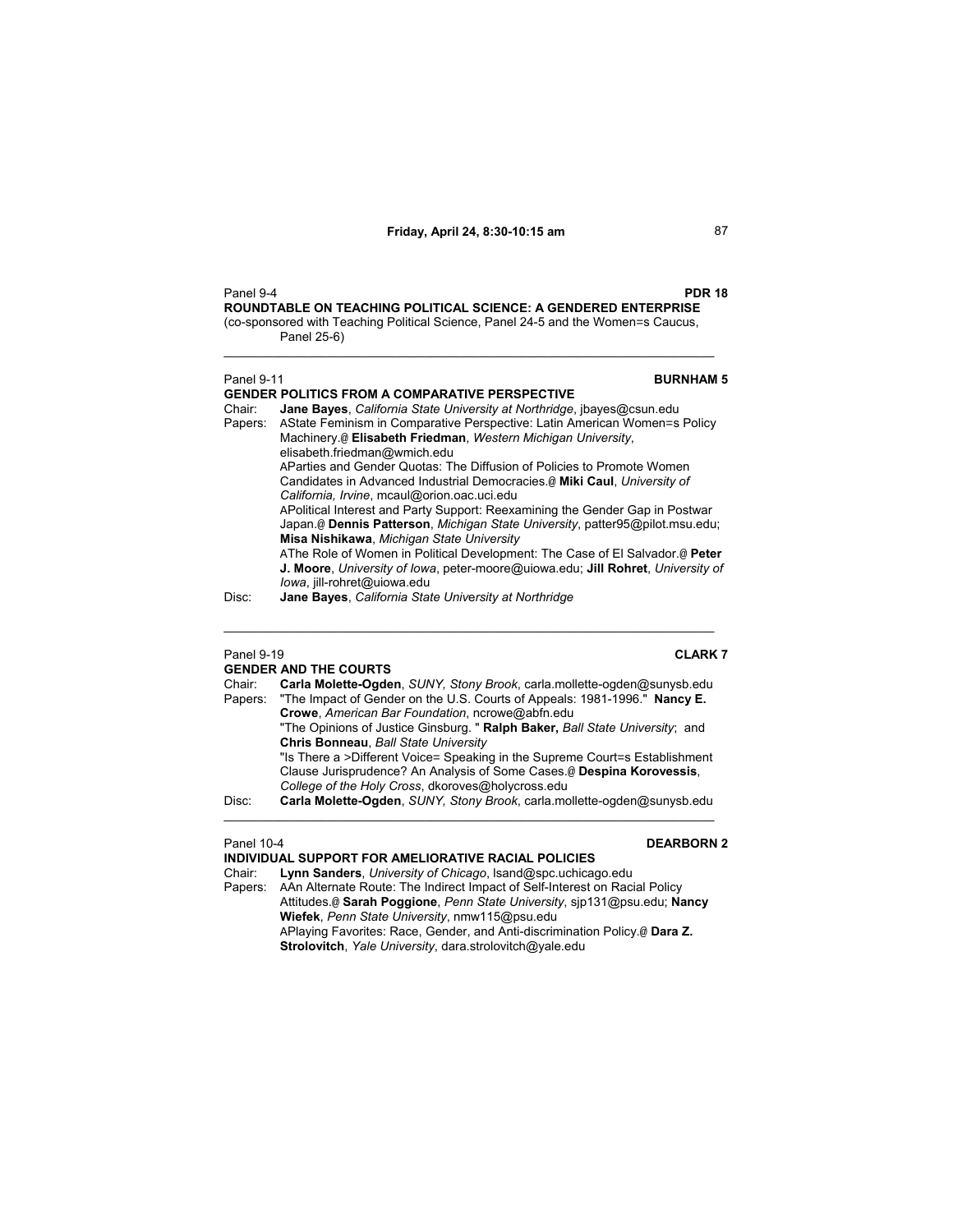Panel 9-4 **PDR 18**

**ROUNDTABLE ON TEACHING POLITICAL SCIENCE: A GENDERED ENTERPRISE**
(co-sponsored with Teaching Political Science, Panel 24-5 and the Women=s Caucus, Panel 25-6)

---

Panel 9-11 **BURNHAM 5**

**GENDER POLITICS FROM A COMPARATIVE PERSPECTIVE**

Chair: **Jane Bayes**, *California State University at Northridge*, jbayes@csun.edu

Papers: AState Feminism in Comparative Perspective: Latin American Women=s Policy Machinery.@ **Elisabeth Friedman**, *Western Michigan University*, elisabeth.friedman@wmich.edu

AParties and Gender Quotas: The Diffusion of Policies to Promote Women Candidates in Advanced Industrial Democracies.@ **Miki Caul**, *University of California, Irvine*, mcaul@orion.oac.uci.edu

APolitical Interest and Party Support: Reexamining the Gender Gap in Postwar Japan.@ **Dennis Patterson**, *Michigan State University*, patter95@pilot.msu.edu; **Misa Nishikawa**, *Michigan State University*

AThe Role of Women in Political Development: The Case of El Salvador.@ **Peter J. Moore**, *University of Iowa*, peter-moore@uiowa.edu; **Jill Rohret**, *University of Iowa*, jill-rohret@uiowa.edu

Disc: **Jane Bayes**, *California State University at Northridge*

---

Panel 9-19 **CLARK 7**

**GENDER AND THE COURTS**

Chair: **Carla Molette-Ogden**, *SUNY, Stony Brook*, carla.mollette-ogden@sunysb.edu

Papers: "The Impact of Gender on the U.S. Courts of Appeals: 1981-1996." **Nancy E. Crowe**, *American Bar Foundation*, ncrowe@abfn.edu

"The Opinions of Justice Ginsburg. " **Ralph Baker,** *Ball State University*; and **Chris Bonneau**, *Ball State University*

"Is There a >Different Voice= Speaking in the Supreme Court=s Establishment Clause Jurisprudence? An Analysis of Some Cases.@ **Despina Korovessis**, *College of the Holy Cross*, dkoroves@holycross.edu

Disc: **Carla Molette-Ogden**, *SUNY, Stony Brook*, carla.mollette-ogden@sunysb.edu

---

Panel 10-4 **DEARBORN 2**

**INDIVIDUAL SUPPORT FOR AMELIORATIVE RACIAL POLICIES**

Chair: **Lynn Sanders**, *University of Chicago*, lsand@spc.uchicago.edu

Papers: AAn Alternate Route: The Indirect Impact of Self-Interest on Racial Policy Attitudes.@ **Sarah Poggione**, *Penn State University*, sjp131@psu.edu; **Nancy Wiefek**, *Penn State University*, nmw115@psu.edu

APlaying Favorites: Race, Gender, and Anti-discrimination Policy.@ **Dara Z. Strolovitch**, *Yale University*, dara.strolovitch@yale.edu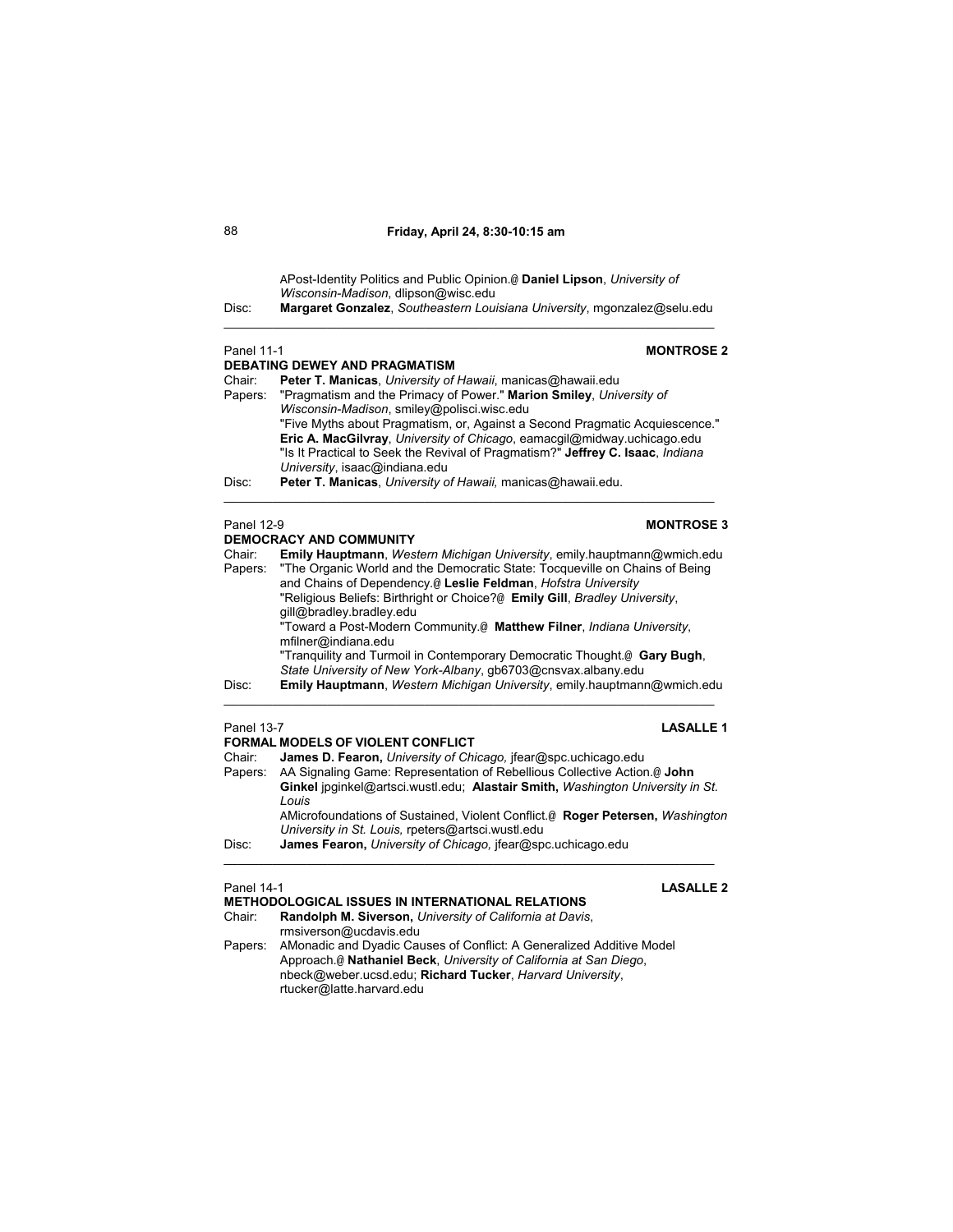APost-Identity Politics and Public Opinion.@ **Daniel Lipson**, *University of Wisconsin-Madison*, dlipson@wisc.edu

Disc: **Margaret Gonzalez**, *Southeastern Louisiana University*, mgonzalez@selu.edu

---

Panel 11-1 **MONTROSE 2**

**DEBATING DEWEY AND PRAGMATISM**

Chair: **Peter T. Manicas**, *University of Hawaii*, manicas@hawaii.edu

Papers: "Pragmatism and the Primacy of Power." **Marion Smiley**, *University of Wisconsin-Madison*, smiley@polisci.wisc.edu

"Five Myths about Pragmatism, or, Against a Second Pragmatic Acquiescence." **Eric A. MacGilvray**, *University of Chicago*, eamacgil@midway.uchicago.edu

"Is It Practical to Seek the Revival of Pragmatism?" **Jeffrey C. Isaac**, *Indiana University*, isaac@indiana.edu

Disc: **Peter T. Manicas**, *University of Hawaii,* manicas@hawaii.edu.

---

Panel 12-9 **MONTROSE 3**

**DEMOCRACY AND COMMUNITY**

Chair: **Emily Hauptmann**, *Western Michigan University*, emily.hauptmann@wmich.edu

Papers: "The Organic World and the Democratic State: Tocqueville on Chains of Being and Chains of Dependency.@ **Leslie Feldman**, *Hofstra University*

"Religious Beliefs: Birthright or Choice?@ **Emily Gill**, *Bradley University*, gill@bradley.bradley.edu

"Toward a Post-Modern Community.@ **Matthew Filner**, *Indiana University*, mfilner@indiana.edu

"Tranquility and Turmoil in Contemporary Democratic Thought.@ **Gary Bugh**, *State University of New York-Albany*, gb6703@cnsvax.albany.edu

Disc: **Emily Hauptmann**, *Western Michigan University*, emily.hauptmann@wmich.edu

---

Panel 13-7 **LASALLE 1**

**FORMAL MODELS OF VIOLENT CONFLICT**

Chair: **James D. Fearon,** *University of Chicago,* jfear@spc.uchicago.edu

Papers: AA Signaling Game: Representation of Rebellious Collective Action.@ **John Ginkel** jpginkel@artsci.wustl.edu; **Alastair Smith,** *Washington University in St. Louis*

AMicrofoundations of Sustained, Violent Conflict.@ **Roger Petersen,** *Washington University in St. Louis,* rpeters@artsci.wustl.edu

Disc: **James Fearon,** *University of Chicago,* jfear@spc.uchicago.edu

---

Panel 14-1 **LASALLE 2**

**METHODOLOGICAL ISSUES IN INTERNATIONAL RELATIONS**

Chair: **Randolph M. Siverson,** *University of California at Davis*, rmsiverson@ucdavis.edu

Papers: AMonadic and Dyadic Causes of Conflict: A Generalized Additive Model Approach.@ **Nathaniel Beck**, *University of California at San Diego*, nbeck@weber.ucsd.edu; **Richard Tucker**, *Harvard University*, rtucker@latte.harvard.edu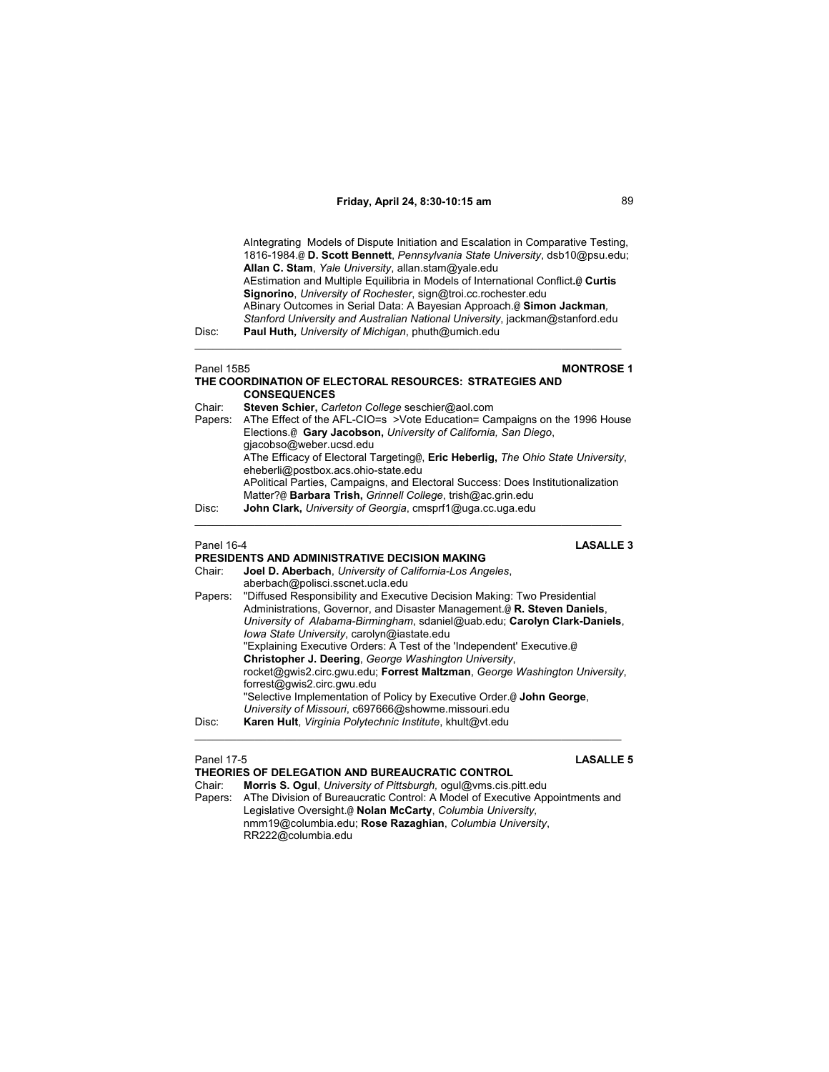AIntegrating Models of Dispute Initiation and Escalation in Comparative Testing, 1816-1984.@ **D. Scott Bennett**, *Pennsylvania State University*, dsb10@psu.edu; **Allan C. Stam**, *Yale University*, allan.stam@yale.edu
AEstimation and Multiple Equilibria in Models of International Conflict.@ **Curtis Signorino**, *University of Rochester*, sign@troi.cc.rochester.edu
ABinary Outcomes in Serial Data: A Bayesian Approach.@ **Simon Jackman**, *Stanford University and Australian National University*, jackman@stanford.edu

Disc: **Paul Huth**, *University of Michigan*, phuth@umich.edu

---

Panel 15B5 **MONTROSE 1**

**THE COORDINATION OF ELECTORAL RESOURCES: STRATEGIES AND CONSEQUENCES**

Chair: **Steven Schier,** *Carleton College* seschier@aol.com

Papers: AThe Effect of the AFL-CIO=s >Vote Education= Campaigns on the 1996 House Elections.@ **Gary Jacobson,** *University of California, San Diego*, gjacobso@weber.ucsd.edu
AThe Efficacy of Electoral Targeting@, **Eric Heberlig,** *The Ohio State University*, eheberli@postbox.acs.ohio-state.edu
APolitical Parties, Campaigns, and Electoral Success: Does Institutionalization Matter?@ **Barbara Trish,** *Grinnell College*, trish@ac.grin.edu

Disc: **John Clark,** *University of Georgia*, cmsprf1@uga.cc.uga.edu

---

Panel 16-4 **LASALLE 3**

**PRESIDENTS AND ADMINISTRATIVE DECISION MAKING**

Chair: **Joel D. Aberbach**, *University of California-Los Angeles*, aberbach@polisci.sscnet.ucla.edu

Papers: "Diffused Responsibility and Executive Decision Making: Two Presidential Administrations, Governor, and Disaster Management.@ **R. Steven Daniels**, *University of Alabama-Birmingham*, sdaniel@uab.edu; **Carolyn Clark-Daniels**, *Iowa State University*, carolyn@iastate.edu
"Explaining Executive Orders: A Test of the 'Independent' Executive.@ **Christopher J. Deering**, *George Washington University*, rocket@gwis2.circ.gwu.edu; **Forrest Maltzman**, *George Washington University*, forrest@gwis2.circ.gwu.edu
"Selective Implementation of Policy by Executive Order.@ **John George**, *University of Missouri*, c697666@showme.missouri.edu

Disc: **Karen Hult**, *Virginia Polytechnic Institute*, khult@vt.edu

---

Panel 17-5 **LASALLE 5**

**THEORIES OF DELEGATION AND BUREAUCRATIC CONTROL**

Chair: **Morris S. Ogul**, *University of Pittsburgh*, ogul@vms.cis.pitt.edu

Papers: AThe Division of Bureaucratic Control: A Model of Executive Appointments and Legislative Oversight.@ **Nolan McCarty**, *Columbia University*, nmm19@columbia.edu; **Rose Razaghian**, *Columbia University*, RR222@columbia.edu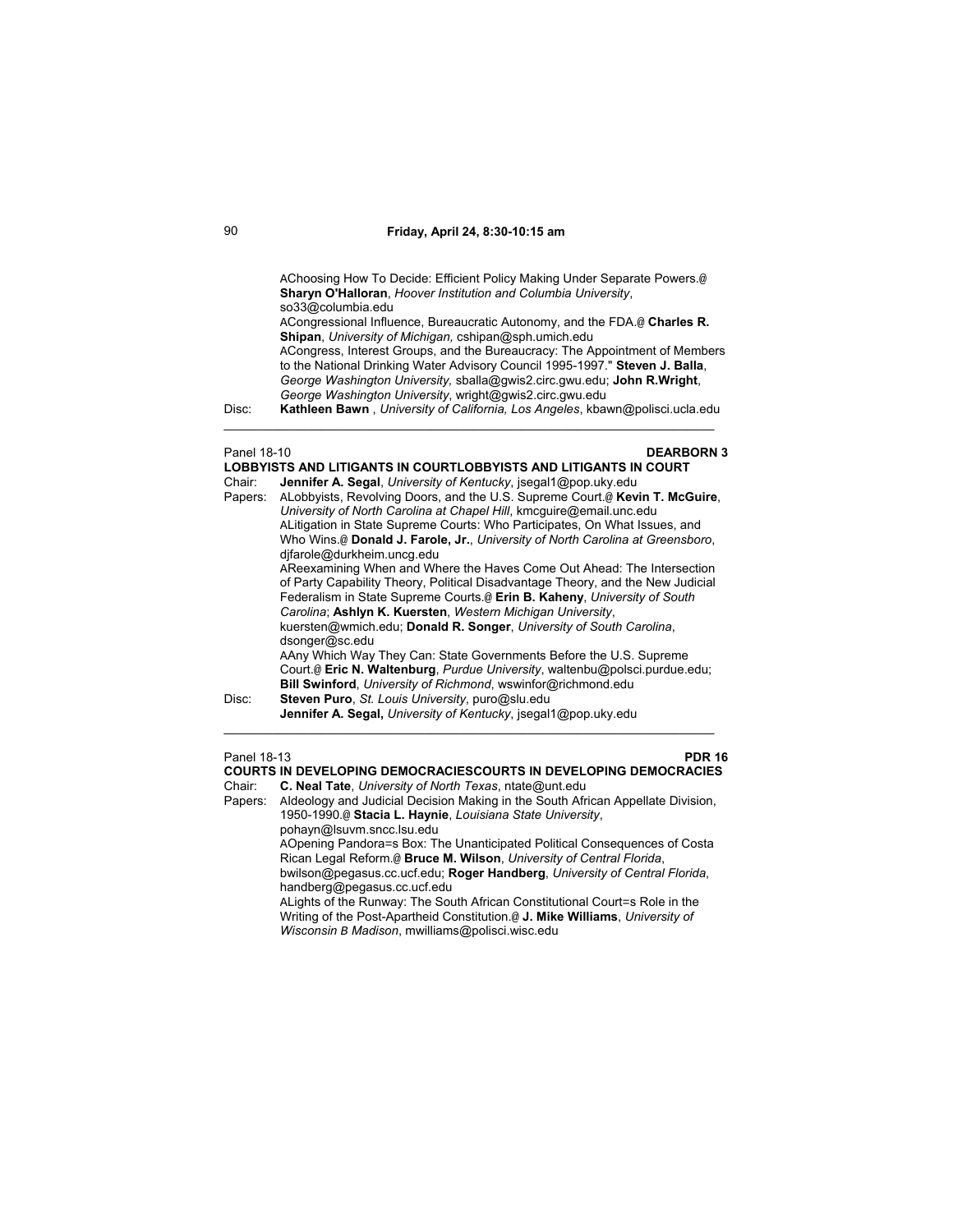AChoosing How To Decide: Efficient Policy Making Under Separate Powers.@ **Sharyn O'Halloran**, *Hoover Institution and Columbia University*, so33@columbia.edu

ACongressional Influence, Bureaucratic Autonomy, and the FDA.@ **Charles R. Shipan**, *University of Michigan,* cshipan@sph.umich.edu

ACongress, Interest Groups, and the Bureaucracy: The Appointment of Members to the National Drinking Water Advisory Council 1995-1997." **Steven J. Balla**, *George Washington University,* sballa@gwis2.circ.gwu.edu; **John R.Wright**, *George Washington University*, wright@gwis2.circ.gwu.edu

Disc: **Kathleen Bawn** , *University of California, Los Angeles*, kbawn@polisci.ucla.edu

---

Panel 18-10 **DEARBORN 3**

**LOBBYISTS AND LITIGANTS IN COURTLOBBYISTS AND LITIGANTS IN COURT**

Chair: **Jennifer A. Segal**, *University of Kentucky*, jsegal1@pop.uky.edu

Papers: ALobbyists, Revolving Doors, and the U.S. Supreme Court.@ **Kevin T. McGuire**, *University of North Carolina at Chapel Hill*, kmcguire@email.unc.edu

ALitigation in State Supreme Courts: Who Participates, On What Issues, and Who Wins.@ **Donald J. Farole, Jr.**, *University of North Carolina at Greensboro*, djfarole@durkheim.uncg.edu

AReexamining When and Where the Haves Come Out Ahead: The Intersection of Party Capability Theory, Political Disadvantage Theory, and the New Judicial Federalism in State Supreme Courts.@ **Erin B. Kaheny**, *University of South Carolina*; **Ashlyn K. Kuersten**, *Western Michigan University*, kuersten@wmich.edu; **Donald R. Songer**, *University of South Carolina*, dsonger@sc.edu

AAny Which Way They Can: State Governments Before the U.S. Supreme Court.@ **Eric N. Waltenburg**, *Purdue University*, waltenbu@polsci.purdue.edu; **Bill Swinford**, *University of Richmond*, wswinfor@richmond.edu

Disc: **Steven Puro**, *St. Louis University*, puro@slu.edu
**Jennifer A. Segal,** *University of Kentucky*, jsegal1@pop.uky.edu

---

Panel 18-13 **PDR 16**

**COURTS IN DEVELOPING DEMOCRACIESCOURTS IN DEVELOPING DEMOCRACIES**

Chair: **C. Neal Tate**, *University of North Texas*, ntate@unt.edu

Papers: AIdeology and Judicial Decision Making in the South African Appellate Division, 1950-1990.@ **Stacia L. Haynie**, *Louisiana State University*, pohayn@lsuvm.sncc.lsu.edu

AOpening Pandora=s Box: The Unanticipated Political Consequences of Costa Rican Legal Reform.@ **Bruce M. Wilson**, *University of Central Florida*, bwilson@pegasus.cc.ucf.edu; **Roger Handberg**, *University of Central Florida*, handberg@pegasus.cc.ucf.edu

ALights of the Runway: The South African Constitutional Court=s Role in the Writing of the Post-Apartheid Constitution.@ **J. Mike Williams**, *University of Wisconsin B Madison*, mwilliams@polisci.wisc.edu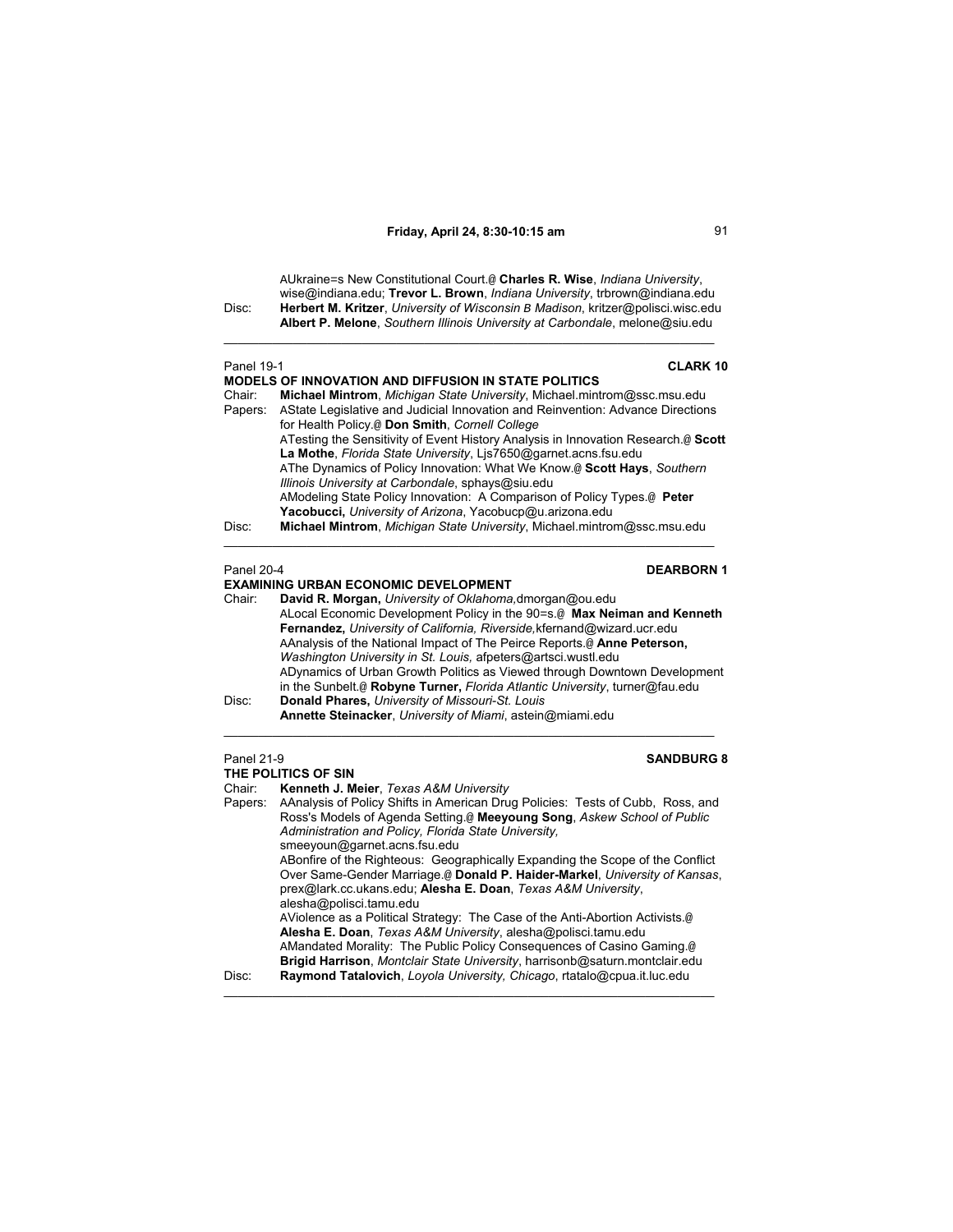AUkraine=s New Constitutional Court.@ **Charles R. Wise**, *Indiana University*, wise@indiana.edu; **Trevor L. Brown**, *Indiana University*, trbrown@indiana.edu

Disc: **Herbert M. Kritzer**, *University of Wisconsin B Madison*, kritzer@polisci.wisc.edu
**Albert P. Melone**, *Southern Illinois University at Carbondale*, melone@siu.edu

---

Panel 19-1 **CLARK 10**

**MODELS OF INNOVATION AND DIFFUSION IN STATE POLITICS**

Chair: **Michael Mintrom**, *Michigan State University*, Michael.mintrom@ssc.msu.edu

Papers: AState Legislative and Judicial Innovation and Reinvention: Advance Directions for Health Policy.@ **Don Smith**, *Cornell College*
ATesting the Sensitivity of Event History Analysis in Innovation Research.@ **Scott La Mothe**, *Florida State University*, Ljs7650@garnet.acns.fsu.edu
AThe Dynamics of Policy Innovation: What We Know.@ **Scott Hays**, *Southern Illinois University at Carbondale*, sphays@siu.edu
AModeling State Policy Innovation: A Comparison of Policy Types.@ **Peter Yacobucci,** *University of Arizona*, Yacobucp@u.arizona.edu

Disc: **Michael Mintrom**, *Michigan State University*, Michael.mintrom@ssc.msu.edu

---

Panel 20-4 **DEARBORN 1**

**EXAMINING URBAN ECONOMIC DEVELOPMENT**

Chair: **David R. Morgan,** *University of Oklahoma,*dmorgan@ou.edu
ALocal Economic Development Policy in the 90=s.@ **Max Neiman and Kenneth Fernandez,** *University of California, Riverside,*kfernand@wizard.ucr.edu
AAnalysis of the National Impact of The Peirce Reports.@ **Anne Peterson,** *Washington University in St. Louis,* afpeters@artsci.wustl.edu
ADynamics of Urban Growth Politics as Viewed through Downtown Development in the Sunbelt.@ **Robyne Turner,** *Florida Atlantic University*, turner@fau.edu

Disc: **Donald Phares,** *University of Missouri-St. Louis*
**Annette Steinacker**, *University of Miami*, astein@miami.edu

---

Panel 21-9 **SANDBURG 8**

**THE POLITICS OF SIN**

Chair: **Kenneth J. Meier**, *Texas A&M University*

Papers: AAnalysis of Policy Shifts in American Drug Policies: Tests of Cubb, Ross, and Ross's Models of Agenda Setting.@ **Meeyoung Song**, *Askew School of Public Administration and Policy, Florida State University,* smeeyoun@garnet.acns.fsu.edu
ABonfire of the Righteous: Geographically Expanding the Scope of the Conflict Over Same-Gender Marriage.@ **Donald P. Haider-Markel**, *University of Kansas*, prex@lark.cc.ukans.edu; **Alesha E. Doan**, *Texas A&M University*, alesha@polisci.tamu.edu
AViolence as a Political Strategy: The Case of the Anti-Abortion Activists.@ **Alesha E. Doan**, *Texas A&M University*, alesha@polisci.tamu.edu
AMandated Morality: The Public Policy Consequences of Casino Gaming.@ **Brigid Harrison**, *Montclair State University*, harrisonb@saturn.montclair.edu

Disc: **Raymond Tatalovich**, *Loyola University, Chicago*, rtatalo@cpua.it.luc.edu

---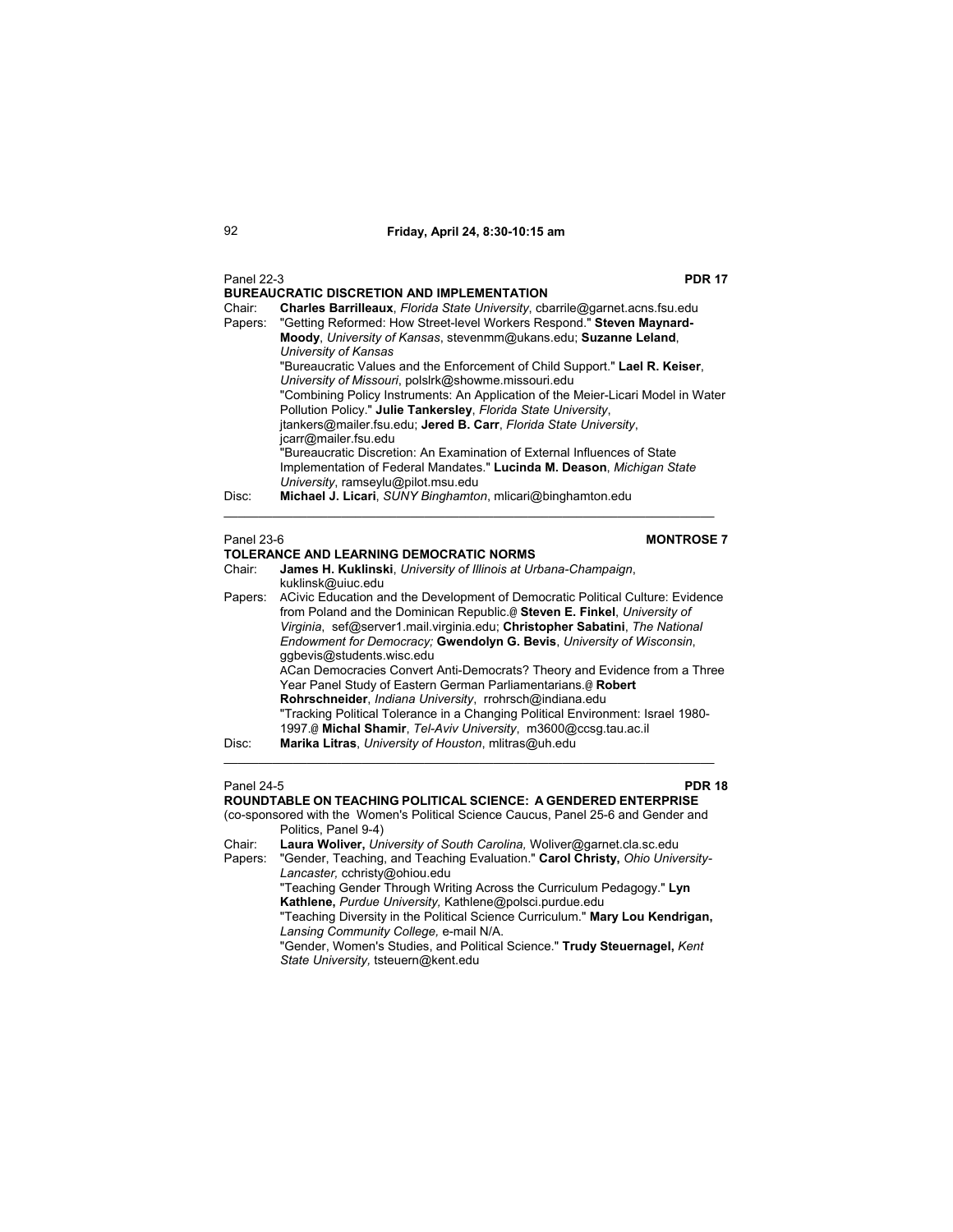**Friday, April 24, 8:30-10:15 am**

Panel 22-3 **PDR 17**

**BUREAUCRATIC DISCRETION AND IMPLEMENTATION**

Chair: **Charles Barrilleaux**, *Florida State University*, cbarrile@garnet.acns.fsu.edu

Papers: "Getting Reformed: How Street-level Workers Respond." **Steven Maynard-Moody**, *University of Kansas*, stevenmm@ukans.edu; **Suzanne Leland**, *University of Kansas*

"Bureaucratic Values and the Enforcement of Child Support." **Lael R. Keiser**, *University of Missouri*, polslrk@showme.missouri.edu

"Combining Policy Instruments: An Application of the Meier-Licari Model in Water Pollution Policy." **Julie Tankersley**, *Florida State University*, jtankers@mailer.fsu.edu; **Jered B. Carr**, *Florida State University*, jcarr@mailer.fsu.edu

"Bureaucratic Discretion: An Examination of External Influences of State Implementation of Federal Mandates." **Lucinda M. Deason**, *Michigan State University*, ramseylu@pilot.msu.edu

Disc: **Michael J. Licari**, *SUNY Binghamton*, mlicari@binghamton.edu

---

Panel 23-6 **MONTROSE 7**

**TOLERANCE AND LEARNING DEMOCRATIC NORMS**

Chair: **James H. Kuklinski**, *University of Illinois at Urbana-Champaign*, kuklinsk@uiuc.edu

Papers: ACivic Education and the Development of Democratic Political Culture: Evidence from Poland and the Dominican Republic.@ **Steven E. Finkel**, *University of Virginia*, sef@server1.mail.virginia.edu; **Christopher Sabatini**, *The National Endowment for Democracy;* **Gwendolyn G. Bevis**, *University of Wisconsin*, ggbevis@students.wisc.edu

ACan Democracies Convert Anti-Democrats? Theory and Evidence from a Three Year Panel Study of Eastern German Parliamentarians.@ **Robert Rohrschneider**, *Indiana University*, rrohrsch@indiana.edu

"Tracking Political Tolerance in a Changing Political Environment: Israel 1980-1997.@ **Michal Shamir**, *Tel-Aviv University*, m3600@ccsg.tau.ac.il

Disc: **Marika Litras**, *University of Houston*, mlitras@uh.edu

---

Panel 24-5 **PDR 18**

**ROUNDTABLE ON TEACHING POLITICAL SCIENCE: A GENDERED ENTERPRISE**

(co-sponsored with the Women's Political Science Caucus, Panel 25-6 and Gender and Politics, Panel 9-4)

Chair: **Laura Woliver,** *University of South Carolina,* Woliver@garnet.cla.sc.edu

Papers: "Gender, Teaching, and Teaching Evaluation." **Carol Christy,** *Ohio University-Lancaster,* cchristy@ohiou.edu

"Teaching Gender Through Writing Across the Curriculum Pedagogy." **Lyn Kathlene,** *Purdue University,* Kathlene@polsci.purdue.edu

"Teaching Diversity in the Political Science Curriculum." **Mary Lou Kendrigan,** *Lansing Community College,* e-mail N/A.

"Gender, Women's Studies, and Political Science." **Trudy Steuernagel,** *Kent State University,* tsteuern@kent.edu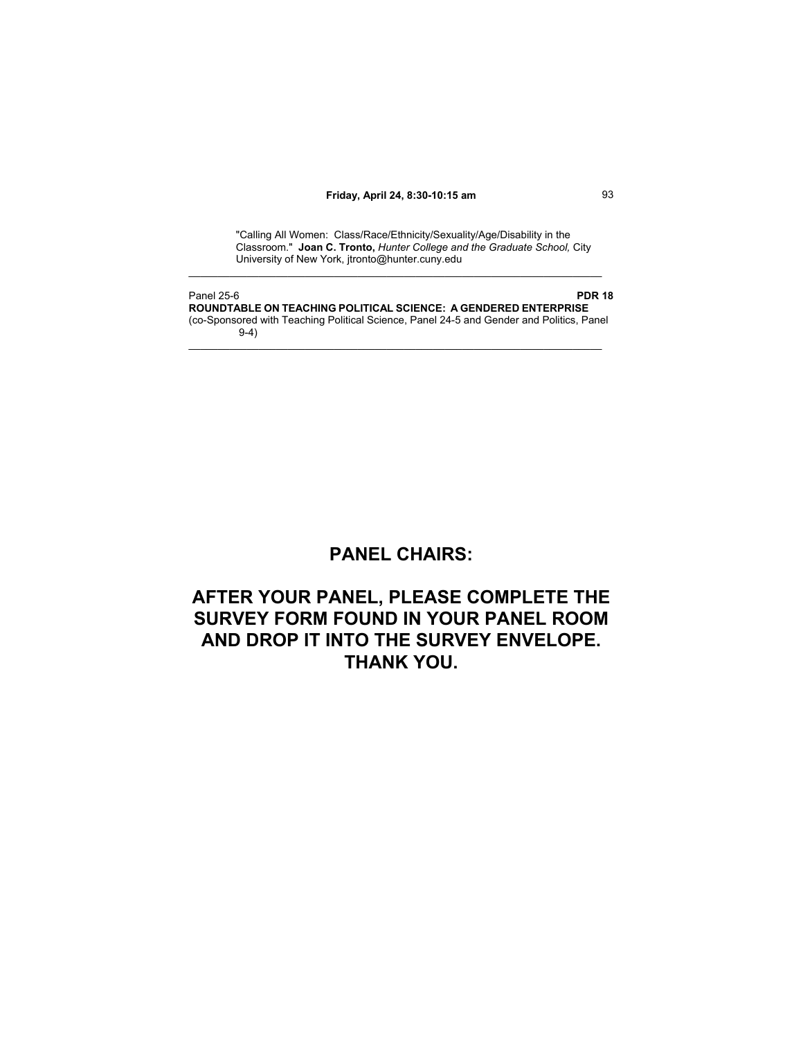"Calling All Women: Class/Race/Ethnicity/Sexuality/Age/Disability in the Classroom." **Joan C. Tronto,** *Hunter College and the Graduate School,* City University of New York, jtronto@hunter.cuny.edu

---

Panel 25-6 **PDR 18**

**ROUNDTABLE ON TEACHING POLITICAL SCIENCE: A GENDERED ENTERPRISE**

(co-Sponsored with Teaching Political Science, Panel 24-5 and Gender and Politics, Panel 9-4)

---

## PANEL CHAIRS:

## AFTER YOUR PANEL, PLEASE COMPLETE THE SURVEY FORM FOUND IN YOUR PANEL ROOM AND DROP IT INTO THE SURVEY ENVELOPE. THANK YOU.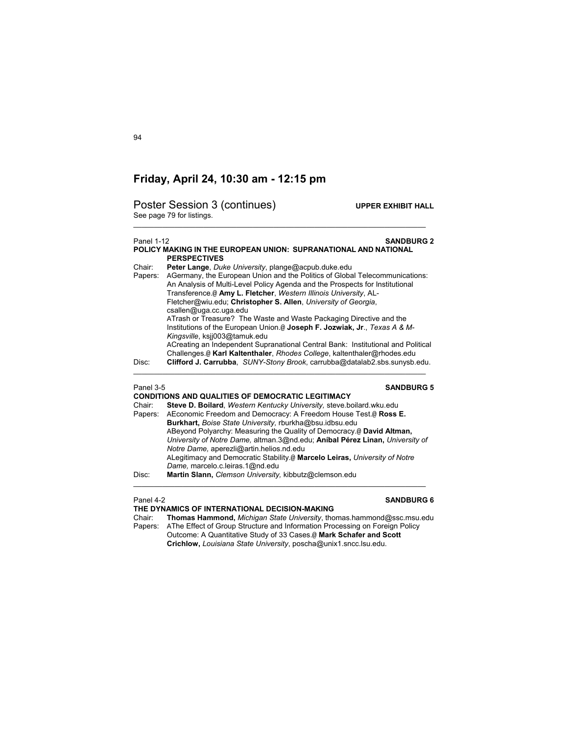# Friday, April 24, 10:30 am - 12:15 pm

## Poster Session 3 (continues) **UPPER EXHIBIT HALL**

See page 79 for listings.

---

Panel 1-12 **SANDBURG 2**

**POLICY MAKING IN THE EUROPEAN UNION: SUPRANATIONAL AND NATIONAL PERSPECTIVES**

Chair: **Peter Lange**, *Duke University*, plange@acpub.duke.edu

Papers: AGermany, the European Union and the Politics of Global Telecommunications: An Analysis of Multi-Level Policy Agenda and the Prospects for Institutional Transference.@ **Amy L. Fletcher**, *Western Illinois University*, AL-Fletcher@wiu.edu; **Christopher S. Allen**, *University of Georgia*, csallen@uga.cc.uga.edu

ATrash or Treasure? The Waste and Waste Packaging Directive and the Institutions of the European Union.@ **Joseph F. Jozwiak, Jr**., *Texas A & M-Kingsville*, ksjj003@tamuk.edu

ACreating an Independent Supranational Central Bank: Institutional and Political Challenges.@ **Karl Kaltenthaler**, *Rhodes College*, kaltenthaler@rhodes.edu

Disc: **Clifford J. Carrubba**, *SUNY-Stony Brook*, carrubba@datalab2.sbs.sunysb.edu.

---

Panel 3-5 **SANDBURG 5**

**CONDITIONS AND QUALITIES OF DEMOCRATIC LEGITIMACY**

Chair: **Steve D. Boilard**, *Western Kentucky University,* steve.boilard.wku.edu

Papers: AEconomic Freedom and Democracy: A Freedom House Test.@ **Ross E. Burkhart,** *Boise State University,* rburkha@bsu.idbsu.edu

ABeyond Polyarchy: Measuring the Quality of Democracy.@ **David Altman,** *University of Notre Dame,* altman.3@nd.edu; **Aníbal Pérez Linan,** *University of Notre Dame,* aperezli@artin.helios.nd.edu

ALegitimacy and Democratic Stability.@ **Marcelo Leiras,** *University of Notre Dame,* marcelo.c.leiras.1@nd.edu

Disc: **Martin Slann,** *Clemson University,* kibbutz@clemson.edu

---

Panel 4-2 **SANDBURG 6**

**THE DYNAMICS OF INTERNATIONAL DECISION-MAKING**

Chair: **Thomas Hammond,** *Michigan State University*, thomas.hammond@ssc.msu.edu

Papers: AThe Effect of Group Structure and Information Processing on Foreign Policy Outcome: A Quantitative Study of 33 Cases.@ **Mark Schafer and Scott Crichlow,** *Louisiana State University*, poscha@unix1.sncc.lsu.edu.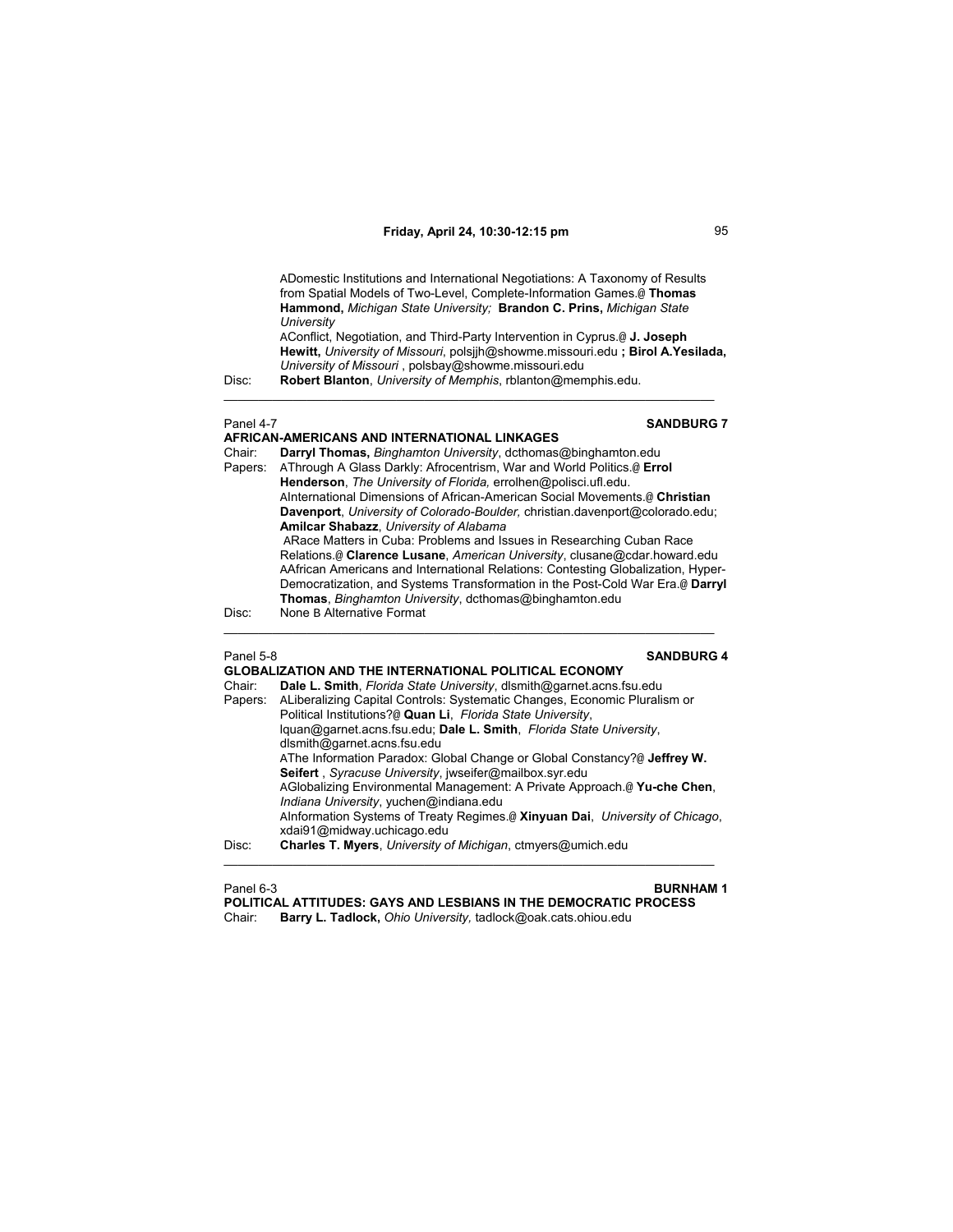ADomestic Institutions and International Negotiations: A Taxonomy of Results from Spatial Models of Two-Level, Complete-Information Games.@ **Thomas Hammond,** *Michigan State University;* **Brandon C. Prins,** *Michigan State University*

AConflict, Negotiation, and Third-Party Intervention in Cyprus.@ **J. Joseph Hewitt,** *University of Missouri*, polsjjh@showme.missouri.edu **; Birol A.Yesilada,** *University of Missouri* , polsbay@showme.missouri.edu

Disc: **Robert Blanton**, *University of Memphis*, rblanton@memphis.edu.

---

Panel 4-7 **SANDBURG 7**

**AFRICAN-AMERICANS AND INTERNATIONAL LINKAGES**

Chair: **Darryl Thomas,** *Binghamton University*, dcthomas@binghamton.edu

Papers: AThrough A Glass Darkly: Afrocentrism, War and World Politics.@ **Errol Henderson**, *The University of Florida,* errolhen@polisci.ufl.edu.

AInternational Dimensions of African-American Social Movements.@ **Christian Davenport**, *University of Colorado-Boulder,* christian.davenport@colorado.edu; **Amilcar Shabazz**, *University of Alabama*

ARace Matters in Cuba: Problems and Issues in Researching Cuban Race Relations.@ **Clarence Lusane**, *American University*, clusane@cdar.howard.edu

AAfrican Americans and International Relations: Contesting Globalization, Hyper-Democratization, and Systems Transformation in the Post-Cold War Era.@ **Darryl Thomas**, *Binghamton University*, dcthomas@binghamton.edu

Disc: None B Alternative Format

---

Panel 5-8 **SANDBURG 4**

**GLOBALIZATION AND THE INTERNATIONAL POLITICAL ECONOMY**

Chair: **Dale L. Smith**, *Florida State University*, dlsmith@garnet.acns.fsu.edu

Papers: ALiberalizing Capital Controls: Systematic Changes, Economic Pluralism or Political Institutions?@ **Quan Li**, *Florida State University*, lquan@garnet.acns.fsu.edu; **Dale L. Smith**, *Florida State University*, dlsmith@garnet.acns.fsu.edu

AThe Information Paradox: Global Change or Global Constancy?@ **Jeffrey W. Seifert** , *Syracuse University*, jwseifer@mailbox.syr.edu

AGlobalizing Environmental Management: A Private Approach.@ **Yu-che Chen**, *Indiana University*, yuchen@indiana.edu

AInformation Systems of Treaty Regimes.@ **Xinyuan Dai**, *University of Chicago*, xdai91@midway.uchicago.edu

Disc: **Charles T. Myers**, *University of Michigan*, ctmyers@umich.edu

---

Panel 6-3 **BURNHAM 1**

**POLITICAL ATTITUDES: GAYS AND LESBIANS IN THE DEMOCRATIC PROCESS**

Chair: **Barry L. Tadlock,** *Ohio University,* tadlock@oak.cats.ohiou.edu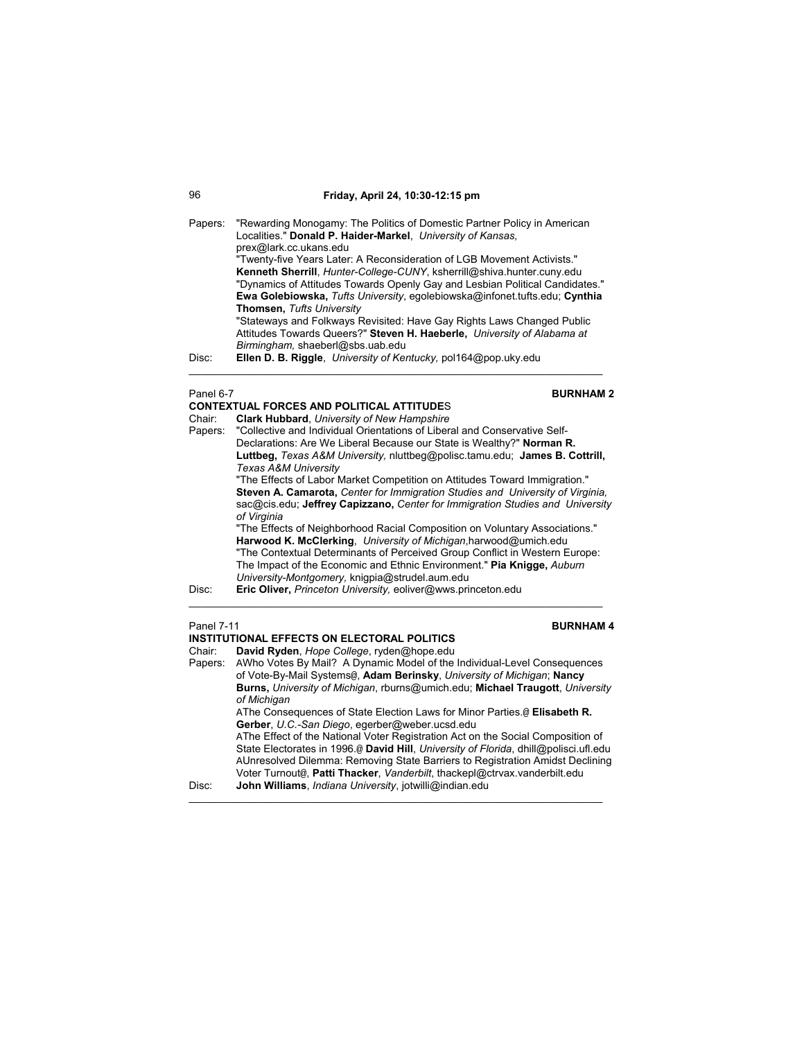**Friday, April 24, 10:30-12:15 pm**

Papers: "Rewarding Monogamy: The Politics of Domestic Partner Policy in American Localities." **Donald P. Haider-Markel**, *University of Kansas,* prex@lark.cc.ukans.edu
"Twenty-five Years Later: A Reconsideration of LGB Movement Activists." **Kenneth Sherrill**, *Hunter-College-CUNY*, ksherrill@shiva.hunter.cuny.edu
"Dynamics of Attitudes Towards Openly Gay and Lesbian Political Candidates." **Ewa Golebiowska,** *Tufts University*, egolebiowska@infonet.tufts.edu; **Cynthia Thomsen,** *Tufts University*
"Stateways and Folkways Revisited: Have Gay Rights Laws Changed Public Attitudes Towards Queers?" **Steven H. Haeberle,** *University of Alabama at Birmingham,* shaeberl@sbs.uab.edu

Disc: **Ellen D. B. Riggle**, *University of Kentucky,* pol164@pop.uky.edu

---

Panel 6-7 **BURNHAM 2**

**CONTEXTUAL FORCES AND POLITICAL ATTITUDES**

Chair: **Clark Hubbard**, *University of New Hampshire*

Papers: "Collective and Individual Orientations of Liberal and Conservative Self-Declarations: Are We Liberal Because our State is Wealthy?" **Norman R. Luttbeg,** *Texas A&M University,* nluttbeg@polisc.tamu.edu; **James B. Cottrill,** *Texas A&M University*
"The Effects of Labor Market Competition on Attitudes Toward Immigration." **Steven A. Camarota,** *Center for Immigration Studies and University of Virginia,* sac@cis.edu; **Jeffrey Capizzano,** *Center for Immigration Studies and University of Virginia*
"The Effects of Neighborhood Racial Composition on Voluntary Associations." **Harwood K. McClerking**, *University of Michigan*,harwood@umich.edu
"The Contextual Determinants of Perceived Group Conflict in Western Europe: The Impact of the Economic and Ethnic Environment." **Pia Knigge,** *Auburn University-Montgomery*, knigpia@strudel.aum.edu

Disc: **Eric Oliver,** *Princeton University,* eoliver@wws.princeton.edu

---

Panel 7-11 **BURNHAM 4**

**INSTITUTIONAL EFFECTS ON ELECTORAL POLITICS**

Chair: **David Ryden**, *Hope College*, ryden@hope.edu

Papers: AWho Votes By Mail? A Dynamic Model of the Individual-Level Consequences of Vote-By-Mail Systems@, **Adam Berinsky**, *University of Michigan*; **Nancy Burns,** *University of Michigan*, rburns@umich.edu; **Michael Traugott**, *University of Michigan*
AThe Consequences of State Election Laws for Minor Parties.@ **Elisabeth R. Gerber**, *U.C.-San Diego*, egerber@weber.ucsd.edu
AThe Effect of the National Voter Registration Act on the Social Composition of State Electorates in 1996.@ **David Hill**, *University of Florida*, dhill@polisci.ufl.edu
AUnresolved Dilemma: Removing State Barriers to Registration Amidst Declining Voter Turnout@, **Patti Thacker**, *Vanderbilt*, thackepl@ctrvax.vanderbilt.edu

Disc: **John Williams**, *Indiana University*, jotwilli@indian.edu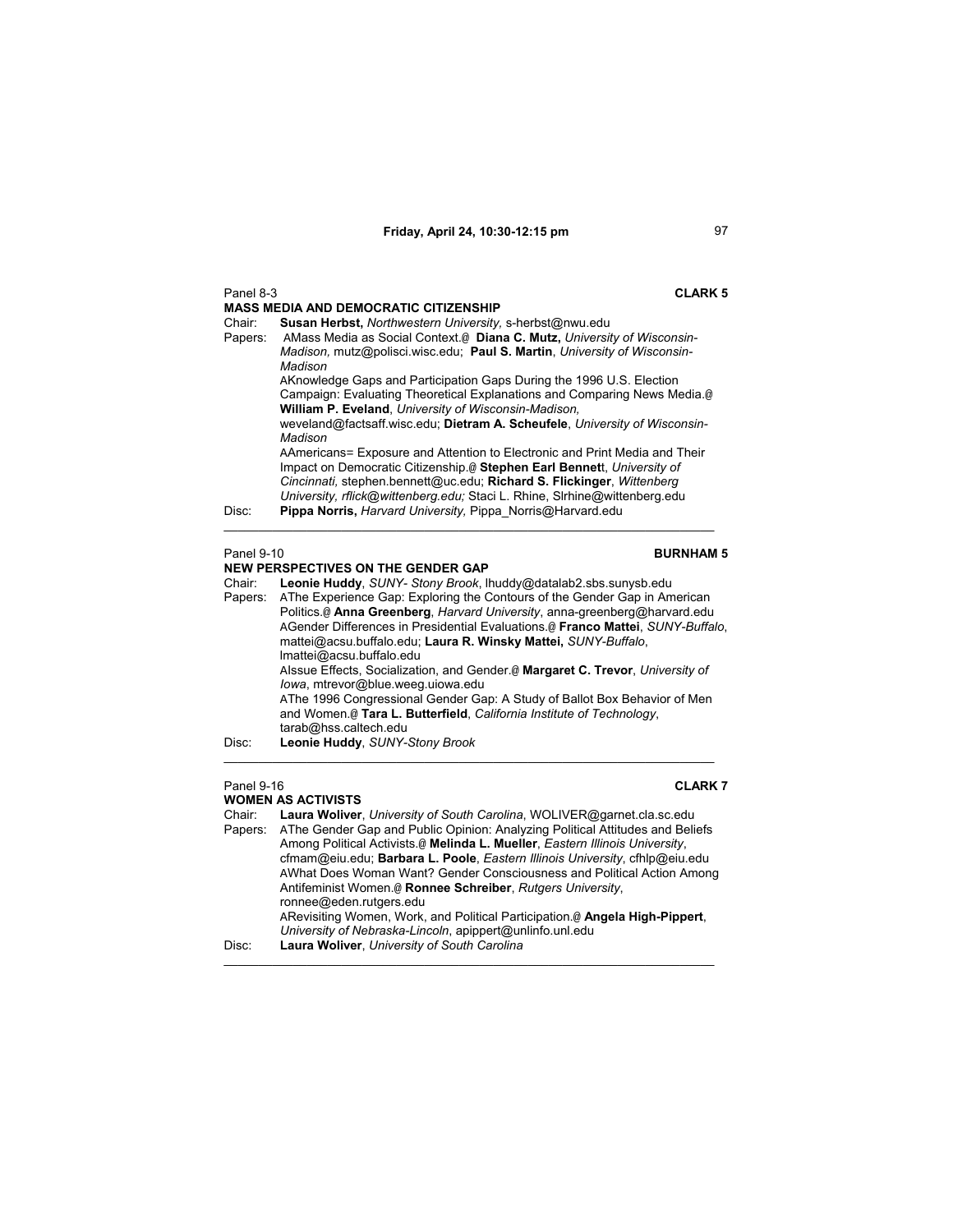Panel 8-3 **CLARK 5**

**MASS MEDIA AND DEMOCRATIC CITIZENSHIP**

Chair: **Susan Herbst,** *Northwestern University,* s-herbst@nwu.edu

Papers: AMass Media as Social Context.@ **Diana C. Mutz,** *University of Wisconsin-Madison,* mutz@polisci.wisc.edu; **Paul S. Martin**, *University of Wisconsin-Madison*

AKnowledge Gaps and Participation Gaps During the 1996 U.S. Election Campaign: Evaluating Theoretical Explanations and Comparing News Media.@ **William P. Eveland**, *University of Wisconsin-Madison,* weveland@factsaff.wisc.edu; **Dietram A. Scheufele**, *University of Wisconsin-Madison*

AAmericans= Exposure and Attention to Electronic and Print Media and Their Impact on Democratic Citizenship.@ **Stephen Earl Bennet**t, *University of Cincinnati*, stephen.bennett@uc.edu; **Richard S. Flickinger**, *Wittenberg University, rflick@wittenberg.edu;* Staci L. Rhine, Slrhine@wittenberg.edu

Disc: **Pippa Norris,** *Harvard University,* Pippa_Norris@Harvard.edu

---

Panel 9-10 **BURNHAM 5**

**NEW PERSPECTIVES ON THE GENDER GAP**

Chair: **Leonie Huddy**, *SUNY- Stony Brook*, lhuddy@datalab2.sbs.sunysb.edu

Papers: AThe Experience Gap: Exploring the Contours of the Gender Gap in American Politics.@ **Anna Greenberg**, *Harvard University*, anna-greenberg@harvard.edu

AGender Differences in Presidential Evaluations.@ **Franco Mattei**, *SUNY-Buffalo*, mattei@acsu.buffalo.edu; **Laura R. Winsky Mattei,** *SUNY-Buffalo*, lmattei@acsu.buffalo.edu

AIssue Effects, Socialization, and Gender.@ **Margaret C. Trevor**, *University of Iowa*, mtrevor@blue.weeg.uiowa.edu

AThe 1996 Congressional Gender Gap: A Study of Ballot Box Behavior of Men and Women.@ **Tara L. Butterfield**, *California Institute of Technology*, tarab@hss.caltech.edu

Disc: **Leonie Huddy**, *SUNY-Stony Brook*

---

Panel 9-16 **CLARK 7**

**WOMEN AS ACTIVISTS**

Chair: **Laura Woliver**, *University of South Carolina*, WOLIVER@garnet.cla.sc.edu

Papers: AThe Gender Gap and Public Opinion: Analyzing Political Attitudes and Beliefs Among Political Activists.@ **Melinda L. Mueller**, *Eastern Illinois University*, cfmam@eiu.edu; **Barbara L. Poole**, *Eastern Illinois University*, cfhlp@eiu.edu

AWhat Does Woman Want? Gender Consciousness and Political Action Among Antifeminist Women.@ **Ronnee Schreiber**, *Rutgers University*, ronnee@eden.rutgers.edu

ARevisiting Women, Work, and Political Participation.@ **Angela High-Pippert**, *University of Nebraska-Lincoln*, apippert@unlinfo.unl.edu

Disc: **Laura Woliver**, *University of South Carolina*

---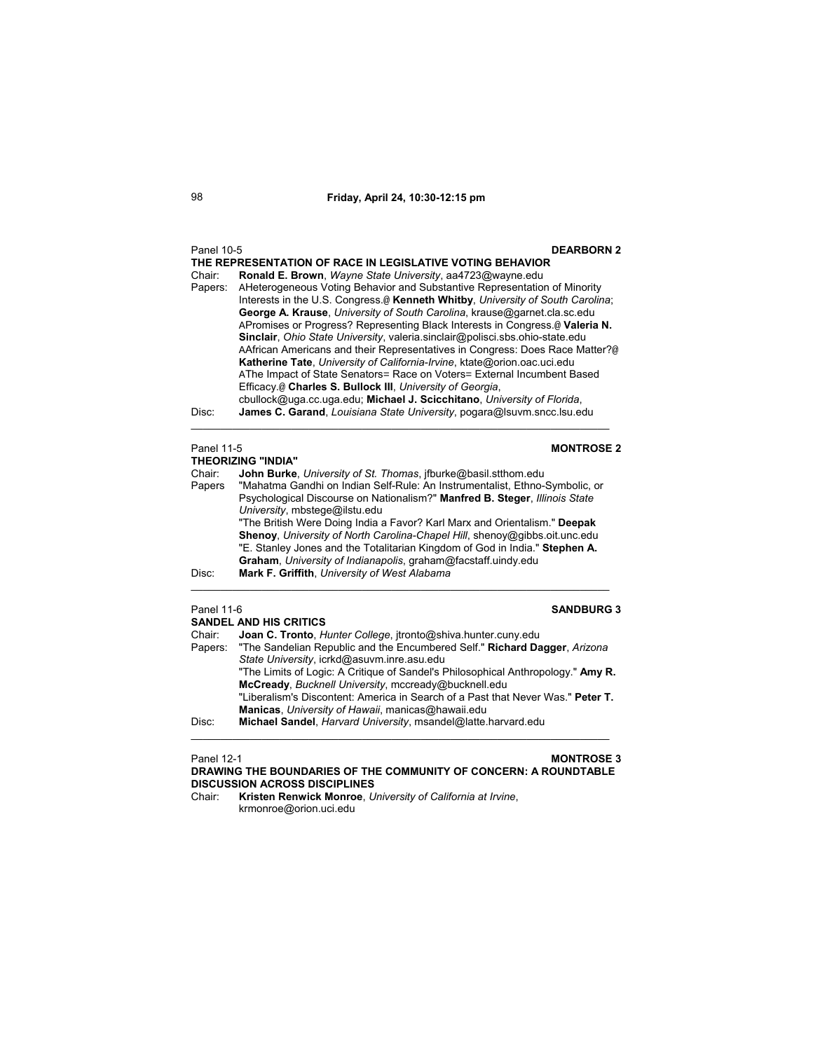Panel 10-5 **DEARBORN 2**

**THE REPRESENTATION OF RACE IN LEGISLATIVE VOTING BEHAVIOR**

Chair: **Ronald E. Brown**, *Wayne State University*, aa4723@wayne.edu

Papers: AHeterogeneous Voting Behavior and Substantive Representation of Minority Interests in the U.S. Congress.@ **Kenneth Whitby**, *University of South Carolina*; **George A. Krause**, *University of South Carolina*, krause@garnet.cla.sc.edu

APromises or Progress? Representing Black Interests in Congress.@ **Valeria N. Sinclair**, *Ohio State University*, valeria.sinclair@polisci.sbs.ohio-state.edu

AAfrican Americans and their Representatives in Congress: Does Race Matter?@ **Katherine Tate**, *University of California-Irvine*, ktate@orion.oac.uci.edu

AThe Impact of State Senators= Race on Voters= External Incumbent Based Efficacy.@ **Charles S. Bullock III**, *University of Georgia*, cbullock@uga.cc.uga.edu; **Michael J. Scicchitano**, *University of Florida*,

Disc: **James C. Garand**, *Louisiana State University*, pogara@lsuvm.sncc.lsu.edu

---

Panel 11-5 **MONTROSE 2**

**THEORIZING "INDIA"**

Chair: **John Burke**, *University of St. Thomas*, jfburke@basil.stthom.edu

Papers "Mahatma Gandhi on Indian Self-Rule: An Instrumentalist, Ethno-Symbolic, or Psychological Discourse on Nationalism?" **Manfred B. Steger**, *Illinois State University*, mbstege@ilstu.edu

"The British Were Doing India a Favor? Karl Marx and Orientalism." **Deepak Shenoy**, *University of North Carolina-Chapel Hill*, shenoy@gibbs.oit.unc.edu

"E. Stanley Jones and the Totalitarian Kingdom of God in India." **Stephen A. Graham**, *University of Indianapolis*, graham@facstaff.uindy.edu

Disc: **Mark F. Griffith**, *University of West Alabama*

---

Panel 11-6 **SANDBURG 3**

**SANDEL AND HIS CRITICS**

Chair: **Joan C. Tronto**, *Hunter College*, jtronto@shiva.hunter.cuny.edu

Papers: "The Sandelian Republic and the Encumbered Self." **Richard Dagger**, *Arizona State University*, icrkd@asuvm.inre.asu.edu

"The Limits of Logic: A Critique of Sandel's Philosophical Anthropology." **Amy R. McCready**, *Bucknell University*, mccready@bucknell.edu

"Liberalism's Discontent: America in Search of a Past that Never Was." **Peter T. Manicas**, *University of Hawaii*, manicas@hawaii.edu

Disc: **Michael Sandel**, *Harvard University*, msandel@latte.harvard.edu

---

Panel 12-1 **MONTROSE 3**

**DRAWING THE BOUNDARIES OF THE COMMUNITY OF CONCERN: A ROUNDTABLE DISCUSSION ACROSS DISCIPLINES**

Chair: **Kristen Renwick Monroe**, *University of California at Irvine*, krmonroe@orion.uci.edu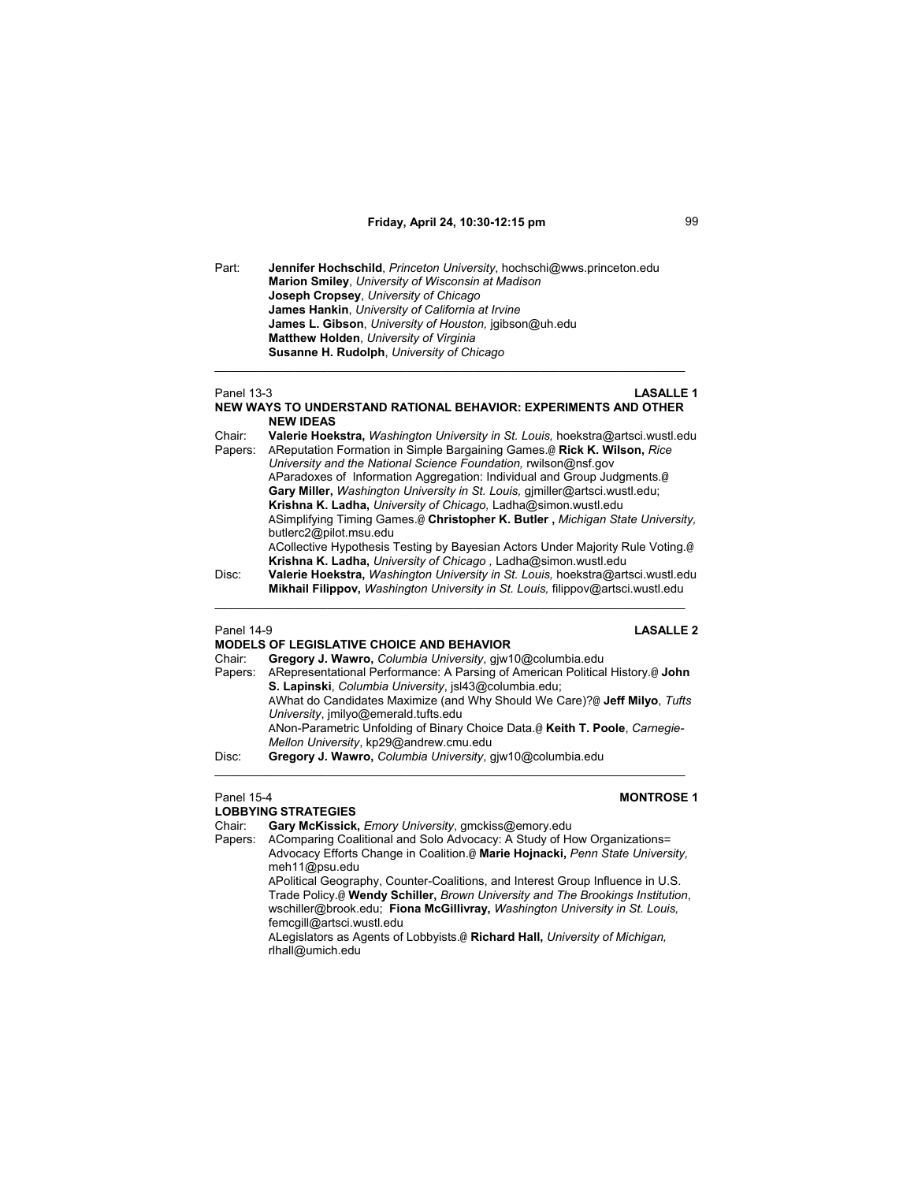Part: **Jennifer Hochschild**, *Princeton University*, hochschi@wws.princeton.edu
**Marion Smiley**, *University of Wisconsin at Madison*
**Joseph Cropsey**, *University of Chicago*
**James Hankin**, *University of California at Irvine*
**James L. Gibson**, *University of Houston,* jgibson@uh.edu
**Matthew Holden**, *University of Virginia*
**Susanne H. Rudolph**, *University of Chicago*

---

Panel 13-3 **LASALLE 1**

**NEW WAYS TO UNDERSTAND RATIONAL BEHAVIOR: EXPERIMENTS AND OTHER NEW IDEAS**

Chair: **Valerie Hoekstra,** *Washington University in St. Louis,* hoekstra@artsci.wustl.edu

Papers: AReputation Formation in Simple Bargaining Games.@ **Rick K. Wilson,** *Rice University and the National Science Foundation,* rwilson@nsf.gov

AParadoxes of Information Aggregation: Individual and Group Judgments.@ **Gary Miller,** *Washington University in St. Louis,* gjmiller@artsci.wustl.edu; **Krishna K. Ladha,** *University of Chicago,* Ladha@simon.wustl.edu

ASimplifying Timing Games.@ **Christopher K. Butler ,** *Michigan State University,* butlerc2@pilot.msu.edu

ACollective Hypothesis Testing by Bayesian Actors Under Majority Rule Voting.@ **Krishna K. Ladha,** *University of Chicago ,* Ladha@simon.wustl.edu

Disc: **Valerie Hoekstra,** *Washington University in St. Louis,* hoekstra@artsci.wustl.edu
**Mikhail Filippov,** *Washington University in St. Louis,* filippov@artsci.wustl.edu

---

Panel 14-9 **LASALLE 2**

**MODELS OF LEGISLATIVE CHOICE AND BEHAVIOR**

Chair: **Gregory J. Wawro,** *Columbia University*, gjw10@columbia.edu

Papers: ARepresentational Performance: A Parsing of American Political History.@ **John S. Lapinski**, *Columbia University*, jsl43@columbia.edu;

AWhat do Candidates Maximize (and Why Should We Care)?@ **Jeff Milyo**, *Tufts University*, jmilyo@emerald.tufts.edu

ANon-Parametric Unfolding of Binary Choice Data.@ **Keith T. Poole**, *Carnegie-Mellon University*, kp29@andrew.cmu.edu

Disc: **Gregory J. Wawro,** *Columbia University*, gjw10@columbia.edu

---

Panel 15-4 **MONTROSE 1**

**LOBBYING STRATEGIES**

Chair: **Gary McKissick,** *Emory University*, gmckiss@emory.edu

Papers: AComparing Coalitional and Solo Advocacy: A Study of How Organizations= Advocacy Efforts Change in Coalition.@ **Marie Hojnacki,** *Penn State University,* meh11@psu.edu

APolitical Geography, Counter-Coalitions, and Interest Group Influence in U.S. Trade Policy.@ **Wendy Schiller,** *Brown University and The Brookings Institution*, wschiller@brook.edu; **Fiona McGillivray,** *Washington University in St. Louis,* femcgill@artsci.wustl.edu

ALegislators as Agents of Lobbyists.@ **Richard Hall,** *University of Michigan,* rlhall@umich.edu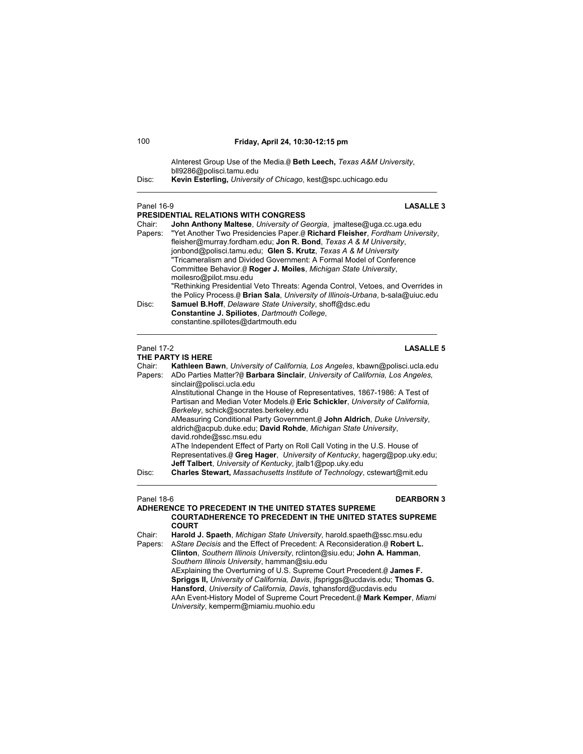AInterest Group Use of the Media.@ **Beth Leech,** *Texas A&M University*, bll9286@polisci.tamu.edu

Disc: **Kevin Esterling,** *University of Chicago*, kest@spc.uchicago.edu

---

Panel 16-9 **LASALLE 3**

**PRESIDENTIAL RELATIONS WITH CONGRESS**

Chair: **John Anthony Maltese**, *University of Georgia*, jmaltese@uga.cc.uga.edu

Papers: "Yet Another Two Presidencies Paper.@ **Richard Fleisher**, *Fordham University*, fleisher@murray.fordham.edu; **Jon R. Bond**, *Texas A & M University*, jonbond@polisci.tamu.edu; **Glen S. Krutz**, *Texas A & M University*

"Tricameralism and Divided Government: A Formal Model of Conference Committee Behavior.@ **Roger J. Moiles**, *Michigan State University*, moilesro@pilot.msu.edu

"Rethinking Presidential Veto Threats: Agenda Control, Vetoes, and Overrides in the Policy Process.@ **Brian Sala**, *University of Illinois-Urbana*, b-sala@uiuc.edu

Disc: **Samuel B.Hoff**, *Delaware State University*, shoff@dsc.edu

**Constantine J. Spiliotes**, *Dartmouth College*, constantine.spillotes@dartmouth.edu

---

Panel 17-2 **LASALLE 5**

**THE PARTY IS HERE**

Chair: **Kathleen Bawn**, *University of California, Los Angeles*, kbawn@polisci.ucla.edu

Papers: ADo Parties Matter?@ **Barbara Sinclair**, *University of California, Los Angeles,* sinclair@polisci.ucla.edu

AInstitutional Change in the House of Representatives, 1867-1986: A Test of Partisan and Median Voter Models.@ **Eric Schickler**, *University of California, Berkeley*, schick@socrates.berkeley.edu

AMeasuring Conditional Party Government.@ **John Aldrich**, *Duke University*, aldrich@acpub.duke.edu; **David Rohde**, *Michigan State University*, david.rohde@ssc.msu.edu

AThe Independent Effect of Party on Roll Call Voting in the U.S. House of Representatives.@ **Greg Hager**, *University of Kentucky*, hagerg@pop.uky.edu; **Jeff Talbert**, *University of Kentucky*, jtalb1@pop.uky.edu

Disc: **Charles Stewart,** *Massachusetts Institute of Technology*, cstewart@mit.edu

---

Panel 18-6 **DEARBORN 3**

**ADHERENCE TO PRECEDENT IN THE UNITED STATES SUPREME COURTADHERENCE TO PRECEDENT IN THE UNITED STATES SUPREME COURT**

Chair: **Harold J. Spaeth**, *Michigan State University*, harold.spaeth@ssc.msu.edu

Papers: A*Stare Decisis* and the Effect of Precedent: A Reconsideration.@ **Robert L. Clinton**, *Southern Illinois University*, rclinton@siu.edu; **John A. Hamman**, *Southern Illinois University*, hamman@siu.edu

AExplaining the Overturning of U.S. Supreme Court Precedent.@ **James F. Spriggs II,** *University of California, Davis*, jfspriggs@ucdavis.edu; **Thomas G. Hansford**, *University of California, Davis*, tghansford@ucdavis.edu

AAn Event-History Model of Supreme Court Precedent.@ **Mark Kemper**, *Miami University*, kemperm@miamiu.muohio.edu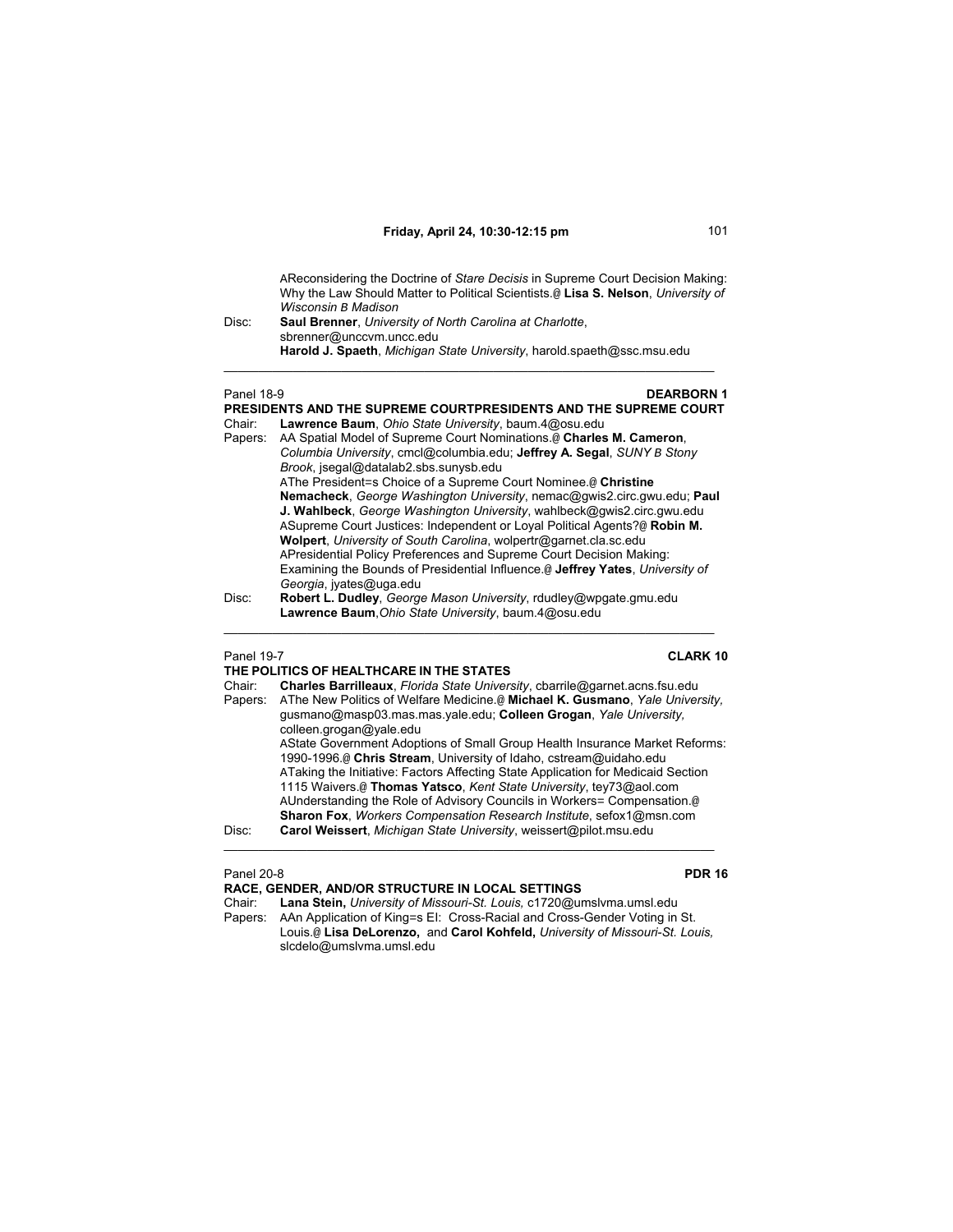"Reconsidering the Doctrine of *Stare Decisis* in Supreme Court Decision Making: Why the Law Should Matter to Political Scientists." **Lisa S. Nelson**, *University of Wisconsin – Madison*

Disc: **Saul Brenner**, *University of North Carolina at Charlotte*, sbrenner@unccvm.uncc.edu
**Harold J. Spaeth**, *Michigan State University*, harold.spaeth@ssc.msu.edu

---

Panel 18-9 **DEARBORN 1**

**PRESIDENTS AND THE SUPREME COURTPRESIDENTS AND THE SUPREME COURT**

Chair: **Lawrence Baum**, *Ohio State University*, baum.4@osu.edu

Papers: "A Spatial Model of Supreme Court Nominations." **Charles M. Cameron**, *Columbia University*, cmcl@columbia.edu; **Jeffrey A. Segal**, *SUNY – Stony Brook*, jsegal@datalab2.sbs.sunysb.edu
"The President's Choice of a Supreme Court Nominee." **Christine Nemacheck**, *George Washington University*, nemac@gwis2.circ.gwu.edu; **Paul J. Wahlbeck**, *George Washington University*, wahlbeck@gwis2.circ.gwu.edu
"Supreme Court Justices: Independent or Loyal Political Agents?" **Robin M. Wolpert**, *University of South Carolina*, wolpertr@garnet.cla.sc.edu
"Presidential Policy Preferences and Supreme Court Decision Making: Examining the Bounds of Presidential Influence." **Jeffrey Yates**, *University of Georgia*, jyates@uga.edu

Disc: **Robert L. Dudley**, *George Mason University*, rdudley@wpgate.gmu.edu
**Lawrence Baum**, *Ohio State University*, baum.4@osu.edu

---

Panel 19-7 **CLARK 10**

**THE POLITICS OF HEALTHCARE IN THE STATES**

Chair: **Charles Barrilleaux**, *Florida State University*, cbarrile@garnet.acns.fsu.edu

Papers: "The New Politics of Welfare Medicine." **Michael K. Gusmano**, *Yale University*, gusmano@masp03.mas.mas.yale.edu; **Colleen Grogan**, *Yale University*, colleen.grogan@yale.edu
"State Government Adoptions of Small Group Health Insurance Market Reforms: 1990-1996." **Chris Stream**, University of Idaho, cstream@uidaho.edu
"Taking the Initiative: Factors Affecting State Application for Medicaid Section 1115 Waivers." **Thomas Yatsco**, *Kent State University*, tey73@aol.com
"Understanding the Role of Advisory Councils in Workers' Compensation." **Sharon Fox**, *Workers Compensation Research Institute*, sefox1@msn.com

Disc: **Carol Weissert**, *Michigan State University*, weissert@pilot.msu.edu

---

Panel 20-8 **PDR 16**

**RACE, GENDER, AND/OR STRUCTURE IN LOCAL SETTINGS**

Chair: **Lana Stein,** *University of Missouri-St. Louis,* c1720@umslvma.umsl.edu

Papers: "An Application of King's EI: Cross-Racial and Cross-Gender Voting in St. Louis." **Lisa DeLorenzo,** and **Carol Kohfeld,** *University of Missouri-St. Louis,* slcdelo@umslvma.umsl.edu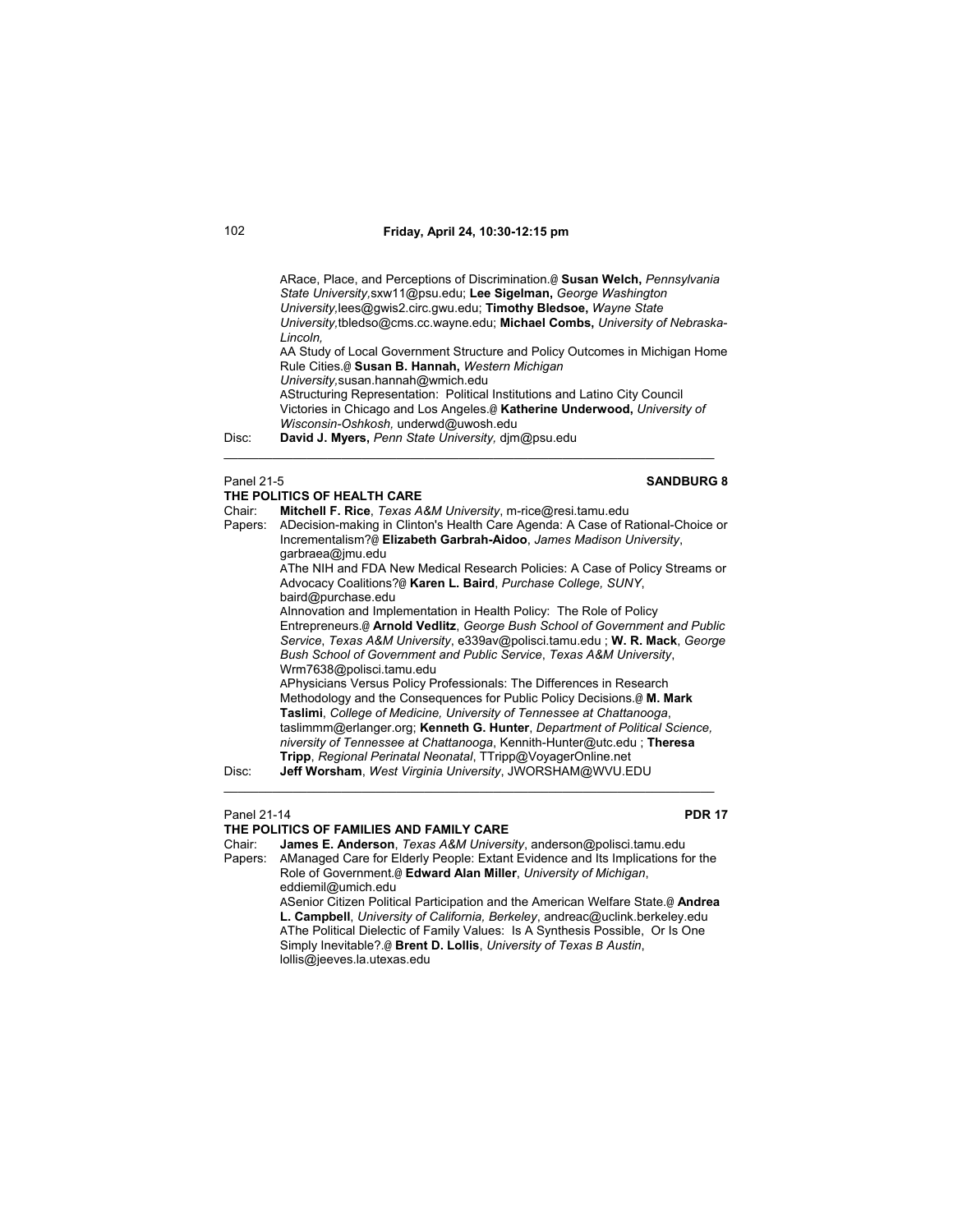ARace, Place, and Perceptions of Discrimination.@ **Susan Welch,** *Pennsylvania State University,*sxw11@psu.edu; **Lee Sigelman,** *George Washington University,*lees@gwis2.circ.gwu.edu; **Timothy Bledsoe,** *Wayne State University,*tbledso@cms.cc.wayne.edu; **Michael Combs,** *University of Nebraska-Lincoln,*

AA Study of Local Government Structure and Policy Outcomes in Michigan Home Rule Cities.@ **Susan B. Hannah,** *Western Michigan University,*susan.hannah@wmich.edu

AStructuring Representation: Political Institutions and Latino City Council Victories in Chicago and Los Angeles.@ **Katherine Underwood,** *University of Wisconsin-Oshkosh,* underwd@uwosh.edu

Disc: **David J. Myers,** *Penn State University,* djm@psu.edu

---

Panel 21-5 **SANDBURG 8**

**THE POLITICS OF HEALTH CARE**

Chair: **Mitchell F. Rice**, *Texas A&M University*, m-rice@resi.tamu.edu

Papers: ADecision-making in Clinton's Health Care Agenda: A Case of Rational-Choice or Incrementalism?@ **Elizabeth Garbrah-Aidoo**, *James Madison University*, garbraea@jmu.edu

AThe NIH and FDA New Medical Research Policies: A Case of Policy Streams or Advocacy Coalitions?@ **Karen L. Baird**, *Purchase College, SUNY*, baird@purchase.edu

AInnovation and Implementation in Health Policy: The Role of Policy Entrepreneurs.@ **Arnold Vedlitz**, *George Bush School of Government and Public Service*, *Texas A&M University*, e339av@polisci.tamu.edu ; **W. R. Mack**, *George Bush School of Government and Public Service*, *Texas A&M University*, Wrm7638@polisci.tamu.edu

APhysicians Versus Policy Professionals: The Differences in Research Methodology and the Consequences for Public Policy Decisions.@ **M. Mark Taslimi**, *College of Medicine, University of Tennessee at Chattanooga*, taslimmm@erlanger.org; **Kenneth G. Hunter**, *Department of Political Science, niversity of Tennessee at Chattanooga*, Kennith-Hunter@utc.edu ; **Theresa Tripp**, *Regional Perinatal Neonatal*, TTripp@VoyagerOnline.net

Disc: **Jeff Worsham**, *West Virginia University*, JWORSHAM@WVU.EDU

---

Panel 21-14 **PDR 17**

**THE POLITICS OF FAMILIES AND FAMILY CARE**

Chair: **James E. Anderson**, *Texas A&M University*, anderson@polisci.tamu.edu

Papers: AManaged Care for Elderly People: Extant Evidence and Its Implications for the Role of Government.@ **Edward Alan Miller**, *University of Michigan*, eddiemil@umich.edu

ASenior Citizen Political Participation and the American Welfare State.@ **Andrea L. Campbell**, *University of California, Berkeley*, andreac@uclink.berkeley.edu

AThe Political Dielectic of Family Values: Is A Synthesis Possible, Or Is One Simply Inevitable?.@ **Brent D. Lollis**, *University of Texas B Austin*, lollis@jeeves.la.utexas.edu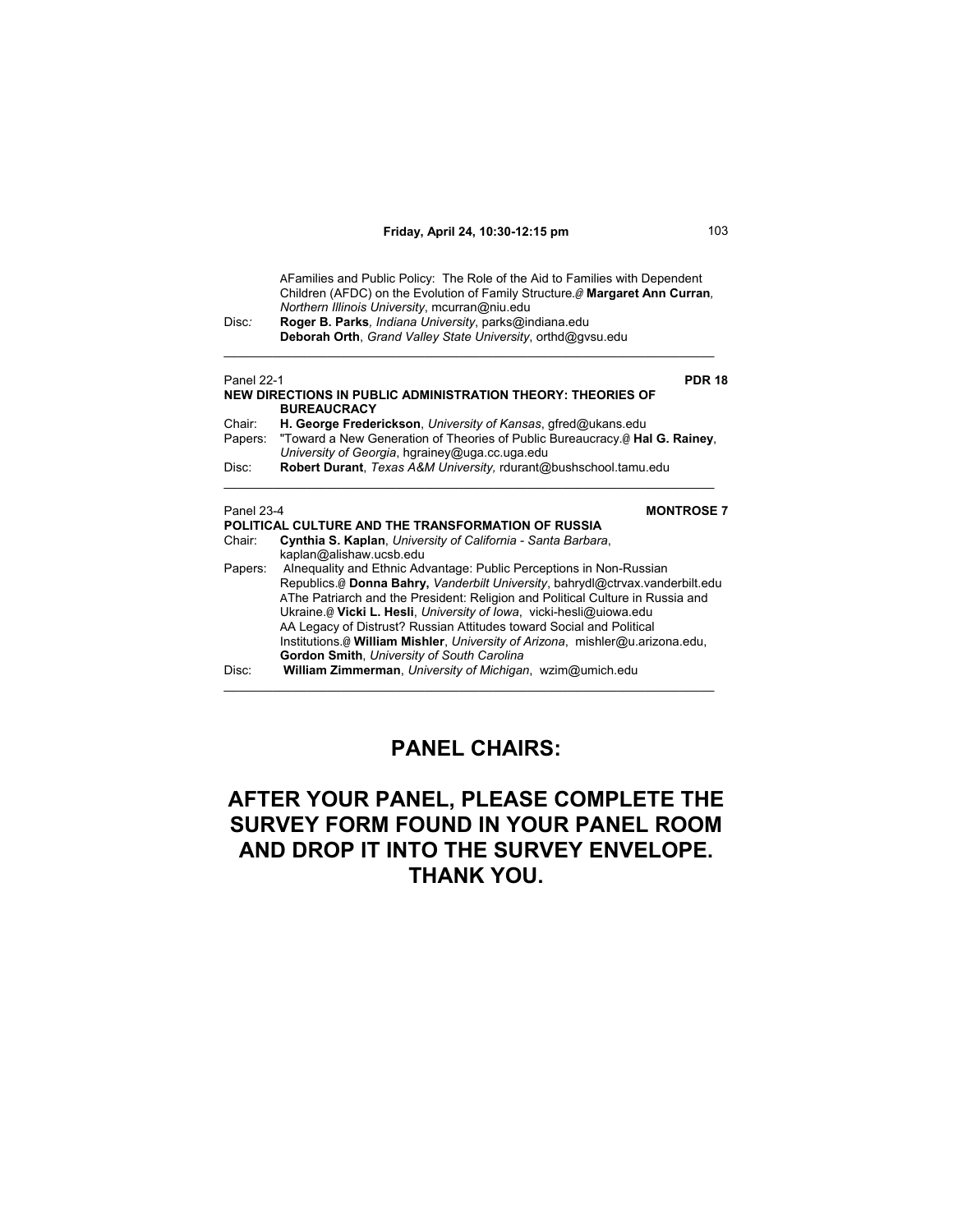AFamilies and Public Policy: The Role of the Aid to Families with Dependent Children (AFDC) on the Evolution of Family Structure.@ **Margaret Ann Curran**, *Northern Illinois University*, mcurran@niu.edu

Disc: **Roger B. Parks**, *Indiana University*, parks@indiana.edu
**Deborah Orth**, *Grand Valley State University*, orthd@gvsu.edu

---

Panel 22-1 **PDR 18**

**NEW DIRECTIONS IN PUBLIC ADMINISTRATION THEORY: THEORIES OF BUREAUCRACY**

Chair: **H. George Frederickson**, *University of Kansas*, gfred@ukans.edu

Papers: "Toward a New Generation of Theories of Public Bureaucracy.@ **Hal G. Rainey**, *University of Georgia*, hgrainey@uga.cc.uga.edu

Disc: **Robert Durant**, *Texas A&M University,* rdurant@bushschool.tamu.edu

---

Panel 23-4 **MONTROSE 7**

**POLITICAL CULTURE AND THE TRANSFORMATION OF RUSSIA**

Chair: **Cynthia S. Kaplan**, *University of California - Santa Barbara*, kaplan@alishaw.ucsb.edu

Papers: AInequality and Ethnic Advantage: Public Perceptions in Non-Russian Republics.@ **Donna Bahry,** *Vanderbilt University*, bahrydl@ctrvax.vanderbilt.edu
AThe Patriarch and the President: Religion and Political Culture in Russia and Ukraine.@ **Vicki L. Hesli**, *University of Iowa*, vicki-hesli@uiowa.edu
AA Legacy of Distrust? Russian Attitudes toward Social and Political Institutions.@ **William Mishler**, *University of Arizona*, mishler@u.arizona.edu, **Gordon Smith**, *University of South Carolina*

Disc: **William Zimmerman**, *University of Michigan*, wzim@umich.edu

---

## PANEL CHAIRS:

## AFTER YOUR PANEL, PLEASE COMPLETE THE SURVEY FORM FOUND IN YOUR PANEL ROOM AND DROP IT INTO THE SURVEY ENVELOPE. THANK YOU.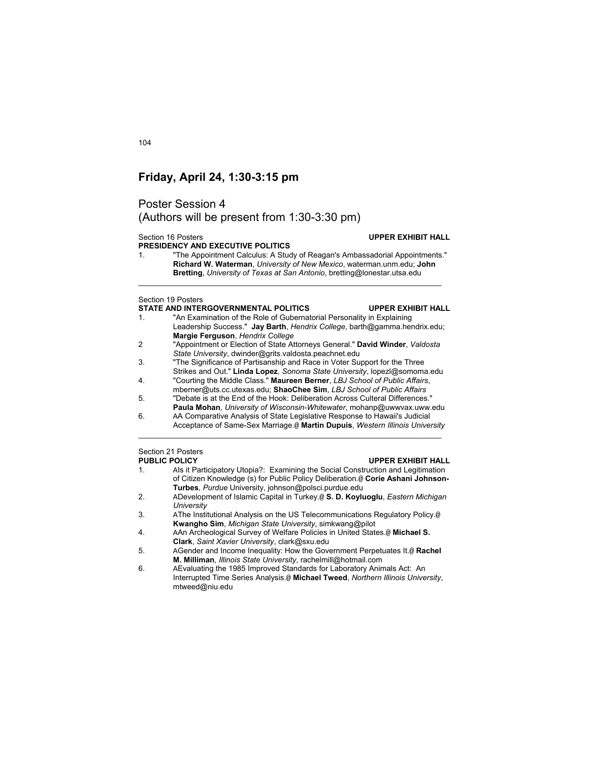## Friday, April 24, 1:30-3:15 pm

### Poster Session 4
(Authors will be present from 1:30-3:30 pm)

Section 16 Posters **UPPER EXHIBIT HALL**
**PRESIDENCY AND EXECUTIVE POLITICS**

1. "The Appointment Calculus: A Study of Reagan's Ambassadorial Appointments." **Richard W. Waterman**, *University of New Mexico*, waterman.unm.edu; **John Bretting**, *University of Texas at San Antonio*, bretting@lonestar.utsa.edu

---

Section 19 Posters
**STATE AND INTERGOVERNMENTAL POLITICS** **UPPER EXHIBIT HALL**

1. "An Examination of the Role of Gubernatorial Personality in Explaining Leadership Success." **Jay Barth**, *Hendrix College*, barth@gamma.hendrix.edu; **Margie Ferguson**, *Hendrix College*
2. "Appointment or Election of State Attorneys General." **David Winder**, *Valdosta State University*, dwinder@grits.valdosta.peachnet.edu
3. "The Significance of Partisanship and Race in Voter Support for the Three Strikes and Out." **Linda Lopez**, *Sonoma State University*, lopezl@somoma.edu
4. "Courting the Middle Class." **Maureen Berner**, *LBJ School of Public Affairs*, mberner@uts.cc.utexas.edu; **ShaoChee Sim**, *LBJ School of Public Affairs*
5. "Debate is at the End of the Hook: Deliberation Across Culteral Differences." **Paula Mohan**, *University of Wisconsin-Whitewater*, mohanp@uwwvax.uww.edu
6. AA Comparative Analysis of State Legislative Response to Hawaii's Judicial Acceptance of Same-Sex Marriage.@ **Martin Dupuis**, *Western Illinois University*

---

Section 21 Posters
**PUBLIC POLICY** **UPPER EXHIBIT HALL**

1. AIs it Participatory Utopia?: Examining the Social Construction and Legitimation of Citizen Knowledge (s) for Public Policy Deliberation.@ **Corie Ashani Johnson-Turbes**, *Purdue* University, johnson@polsci.purdue.edu
2. ADevelopment of Islamic Capital in Turkey.@ **S. D. Koyluoglu**, *Eastern Michigan University*
3. AThe Institutional Analysis on the US Telecommunications Regulatory Policy.@ **Kwangho Sim**, *Michigan State University*, simkwang@pilot
4. AAn Archeological Survey of Welfare Policies in United States.@ **Michael S. Clark**, *Saint Xavier University*, clark@sxu.edu
5. AGender and Income Inequality: How the Government Perpetuates It.@ **Rachel M. Milliman**, *Illinois State University*, rachelmill@hotmail.com
6. AEvaluating the 1985 Improved Standards for Laboratory Animals Act: An Interrupted Time Series Analysis.@ **Michael Tweed**, *Northern Illinois University*, mtweed@niu.edu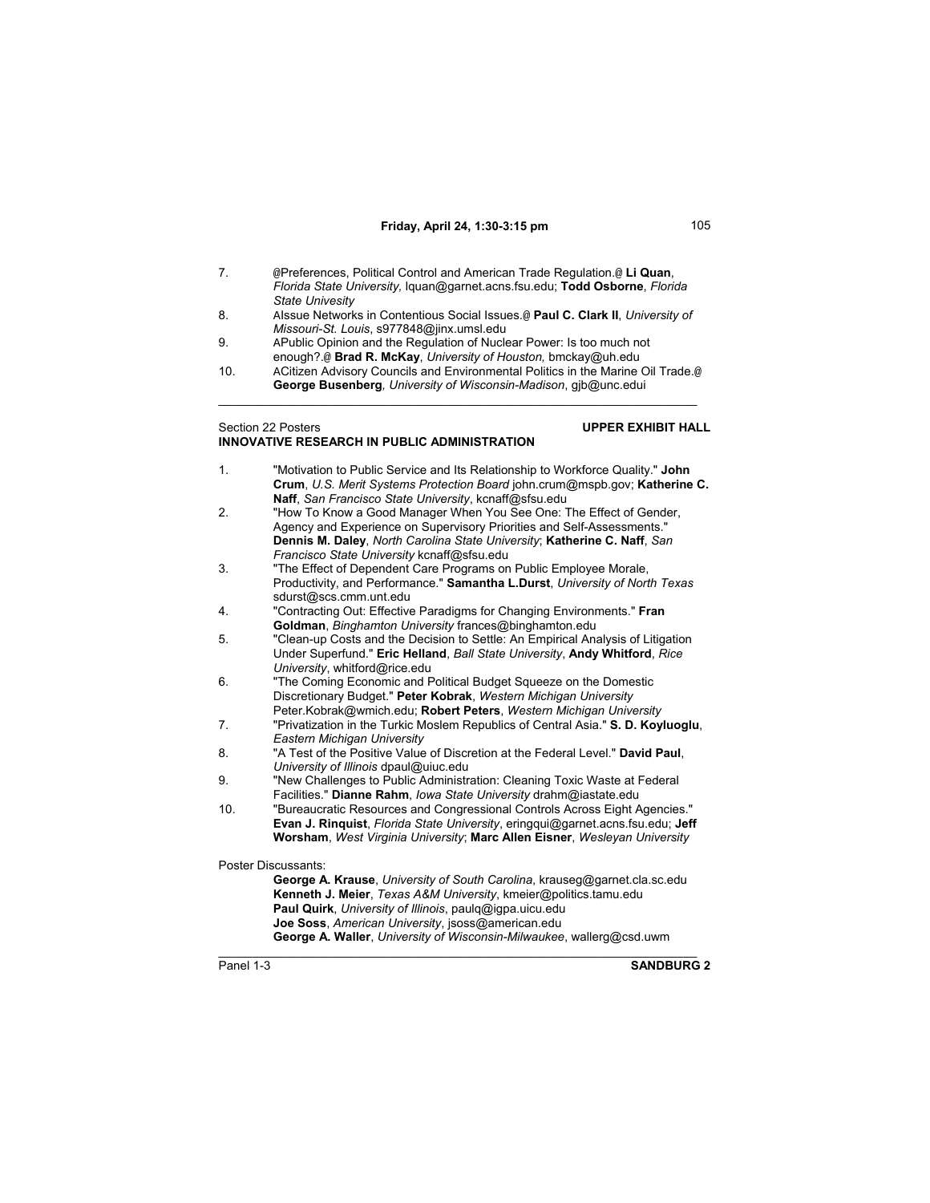7. @Preferences, Political Control and American Trade Regulation.@ **Li Quan**, *Florida State University,* lquan@garnet.acns.fsu.edu; **Todd Osborne**, *Florida State Univesity*
8. AIssue Networks in Contentious Social Issues.@ **Paul C. Clark II**, *University of Missouri-St. Louis*, s977848@jinx.umsl.edu
9. APublic Opinion and the Regulation of Nuclear Power: Is too much not enough?.@ **Brad R. McKay**, *University of Houston,* bmckay@uh.edu
10. ACitizen Advisory Councils and Environmental Politics in the Marine Oil Trade.@ **George Busenberg***, University of Wisconsin-Madison*, gjb@unc.edui

---

Section 22 Posters **UPPER EXHIBIT HALL**
**INNOVATIVE RESEARCH IN PUBLIC ADMINISTRATION**

1. "Motivation to Public Service and Its Relationship to Workforce Quality." **John Crum**, *U.S. Merit Systems Protection Board* john.crum@mspb.gov; **Katherine C. Naff**, *San Francisco State University*, kcnaff@sfsu.edu
2. "How To Know a Good Manager When You See One: The Effect of Gender, Agency and Experience on Supervisory Priorities and Self-Assessments." **Dennis M. Daley**, *North Carolina State University*; **Katherine C. Naff**, *San Francisco State University* kcnaff@sfsu.edu
3. "The Effect of Dependent Care Programs on Public Employee Morale, Productivity, and Performance." **Samantha L.Durst**, *University of North Texas* sdurst@scs.cmm.unt.edu
4. "Contracting Out: Effective Paradigms for Changing Environments." **Fran Goldman**, *Binghamton University* frances@binghamton.edu
5. "Clean-up Costs and the Decision to Settle: An Empirical Analysis of Litigation Under Superfund." **Eric Helland**, *Ball State University*, **Andy Whitford**, *Rice University*, whitford@rice.edu
6. "The Coming Economic and Political Budget Squeeze on the Domestic Discretionary Budget." **Peter Kobrak**, *Western Michigan University* Peter.Kobrak@wmich.edu; **Robert Peters**, *Western Michigan University*
7. "Privatization in the Turkic Moslem Republics of Central Asia." **S. D. Koyluoglu**, *Eastern Michigan University*
8. "A Test of the Positive Value of Discretion at the Federal Level." **David Paul**, *University of Illinois* dpaul@uiuc.edu
9. "New Challenges to Public Administration: Cleaning Toxic Waste at Federal Facilities." **Dianne Rahm**, *Iowa State University* drahm@iastate.edu
10. "Bureaucratic Resources and Congressional Controls Across Eight Agencies." **Evan J. Rinquist**, *Florida State University*, eringqui@garnet.acns.fsu.edu; **Jeff Worsham**, *West Virginia University*; **Marc Allen Eisner**, *Wesleyan University*

Poster Discussants:

**George A. Krause**, *University of South Carolina*, krauseg@garnet.cla.sc.edu
**Kenneth J. Meier**, *Texas A&M University*, kmeier@politics.tamu.edu
**Paul Quirk**, *University of Illinois*, paulq@igpa.uicu.edu
**Joe Soss**, *American University*, jsoss@american.edu
**George A. Waller**, *University of Wisconsin-Milwaukee*, wallerg@csd.uwm

---

Panel 1-3 **SANDBURG 2**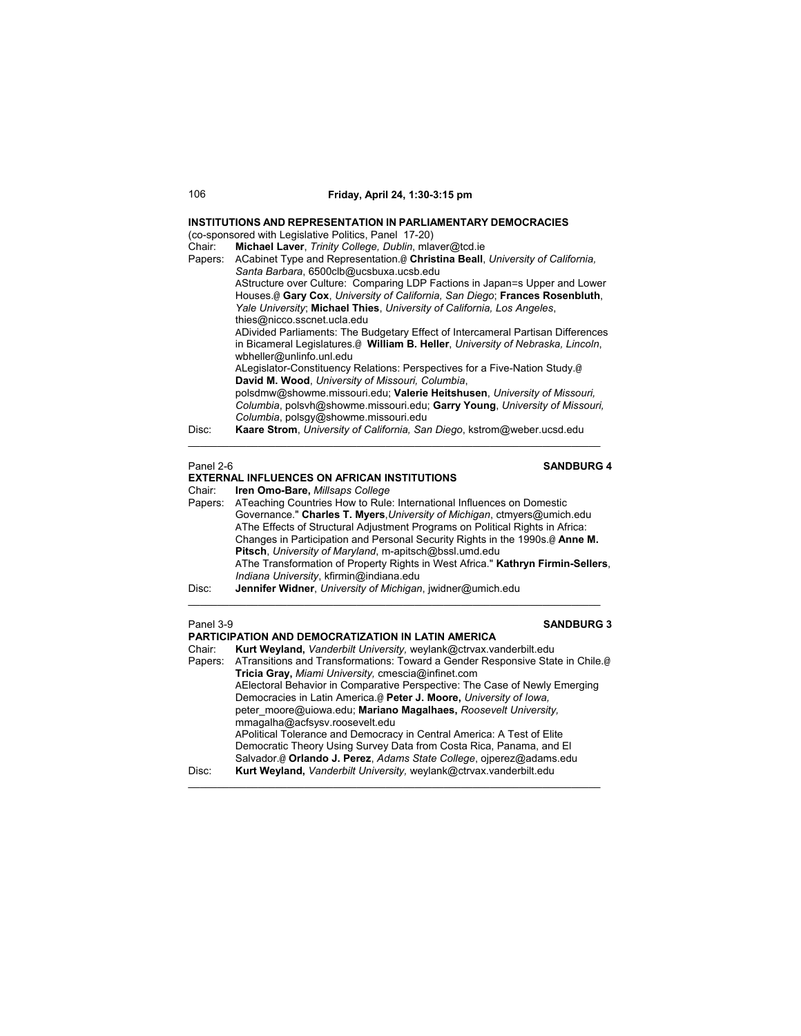**Friday, April 24, 1:30-3:15 pm**

**INSTITUTIONS AND REPRESENTATION IN PARLIAMENTARY DEMOCRACIES**
(co-sponsored with Legislative Politics, Panel 17-20)

Chair: **Michael Laver**, *Trinity College, Dublin*, mlaver@tcd.ie

Papers: ACabinet Type and Representation.@ **Christina Beall**, *University of California, Santa Barbara*, 6500clb@ucsbuxa.ucsb.edu

AStructure over Culture: Comparing LDP Factions in Japan=s Upper and Lower Houses.@ **Gary Cox**, *University of California, San Diego*; **Frances Rosenbluth**, *Yale University*; **Michael Thies**, *University of California, Los Angeles*, thies@nicco.sscnet.ucla.edu

ADivided Parliaments: The Budgetary Effect of Intercameral Partisan Differences in Bicameral Legislatures.@ **William B. Heller**, *University of Nebraska, Lincoln*, wbheller@unlinfo.unl.edu

ALegislator-Constituency Relations: Perspectives for a Five-Nation Study.@ **David M. Wood**, *University of Missouri, Columbia*, polsdmw@showme.missouri.edu; **Valerie Heitshusen**, *University of Missouri, Columbia*, polsvh@showme.missouri.edu; **Garry Young**, *University of Missouri, Columbia*, polsgy@showme.missouri.edu

Disc: **Kaare Strom**, *University of California, San Diego*, kstrom@weber.ucsd.edu

---

Panel 2-6 **SANDBURG 4**

**EXTERNAL INFLUENCES ON AFRICAN INSTITUTIONS**

Chair: **Iren Omo-Bare,** *Millsaps College*

Papers: ATeaching Countries How to Rule: International Influences on Domestic Governance." **Charles T. Myers**,*University of Michigan*, ctmyers@umich.edu

AThe Effects of Structural Adjustment Programs on Political Rights in Africa: Changes in Participation and Personal Security Rights in the 1990s.@ **Anne M. Pitsch**, *University of Maryland*, m-apitsch@bssl.umd.edu

AThe Transformation of Property Rights in West Africa." **Kathryn Firmin-Sellers**, *Indiana University*, kfirmin@indiana.edu

Disc: **Jennifer Widner**, *University of Michigan*, jwidner@umich.edu

---

Panel 3-9 **SANDBURG 3**

**PARTICIPATION AND DEMOCRATIZATION IN LATIN AMERICA**

Chair: **Kurt Weyland,** *Vanderbilt University,* weylank@ctrvax.vanderbilt.edu

Papers: ATransitions and Transformations: Toward a Gender Responsive State in Chile.@ **Tricia Gray,** *Miami University,* cmescia@infinet.com

AElectoral Behavior in Comparative Perspective: The Case of Newly Emerging Democracies in Latin America.@ **Peter J. Moore,** *University of Iowa,* peter_moore@uiowa.edu; **Mariano Magalhaes,** *Roosevelt University,* mmagalha@acfsysv.roosevelt.edu

APolitical Tolerance and Democracy in Central America: A Test of Elite Democratic Theory Using Survey Data from Costa Rica, Panama, and El Salvador.@ **Orlando J. Perez**, *Adams State College*, ojperez@adams.edu

Disc: **Kurt Weyland,** *Vanderbilt University,* weylank@ctrvax.vanderbilt.edu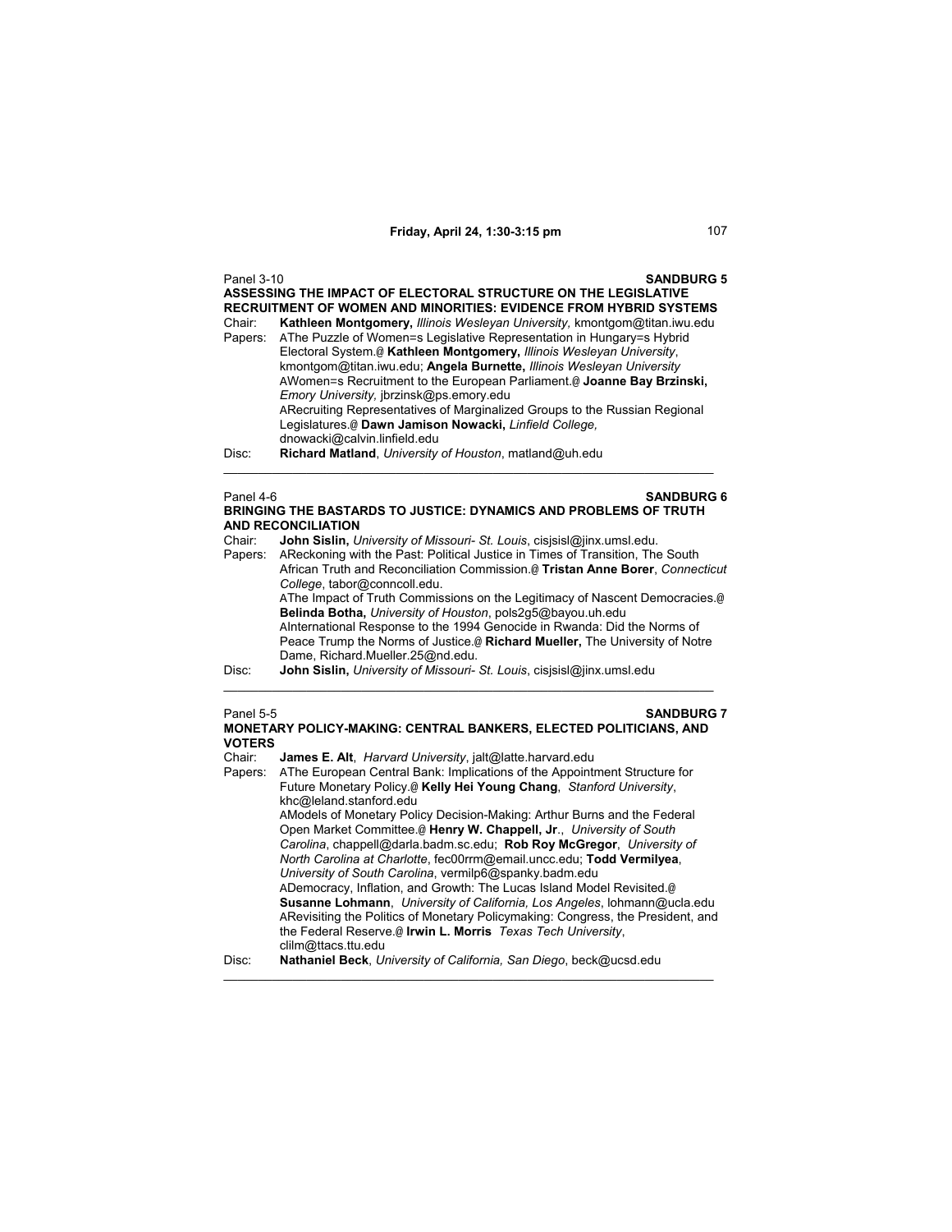**Friday, April 24, 1:30-3:15 pm**

Panel 3-10 **SANDBURG 5**

**ASSESSING THE IMPACT OF ELECTORAL STRUCTURE ON THE LEGISLATIVE RECRUITMENT OF WOMEN AND MINORITIES: EVIDENCE FROM HYBRID SYSTEMS**

Chair: **Kathleen Montgomery,** *Illinois Wesleyan University,* kmontgom@titan.iwu.edu

Papers: AThe Puzzle of Women=s Legislative Representation in Hungary=s Hybrid Electoral System.@ **Kathleen Montgomery,** *Illinois Wesleyan University*, kmontgom@titan.iwu.edu; **Angela Burnette,** *Illinois Wesleyan University*
AWomen=s Recruitment to the European Parliament.@ **Joanne Bay Brzinski,** *Emory University,* jbrzinsk@ps.emory.edu
ARecruiting Representatives of Marginalized Groups to the Russian Regional Legislatures.@ **Dawn Jamison Nowacki,** *Linfield College,* dnowacki@calvin.linfield.edu

Disc: **Richard Matland**, *University of Houston*, matland@uh.edu

---

Panel 4-6 **SANDBURG 6**

**BRINGING THE BASTARDS TO JUSTICE: DYNAMICS AND PROBLEMS OF TRUTH AND RECONCILIATION**

Chair: **John Sislin,** *University of Missouri- St. Louis*, cisjsisl@jinx.umsl.edu.

Papers: AReckoning with the Past: Political Justice in Times of Transition, The South African Truth and Reconciliation Commission.@ **Tristan Anne Borer**, *Connecticut College*, tabor@conncoll.edu.
AThe Impact of Truth Commissions on the Legitimacy of Nascent Democracies.@ **Belinda Botha,** *University of Houston*, pols2g5@bayou.uh.edu
AInternational Response to the 1994 Genocide in Rwanda: Did the Norms of Peace Trump the Norms of Justice.@ **Richard Mueller,** The University of Notre Dame, Richard.Mueller.25@nd.edu.

Disc: **John Sislin,** *University of Missouri- St. Louis*, cisjsisl@jinx.umsl.edu

---

Panel 5-5 **SANDBURG 7**

**MONETARY POLICY-MAKING: CENTRAL BANKERS, ELECTED POLITICIANS, AND VOTERS**

Chair: **James E. Alt**, *Harvard University*, jalt@latte.harvard.edu

Papers: AThe European Central Bank: Implications of the Appointment Structure for Future Monetary Policy.@ **Kelly Hei Young Chang**, *Stanford University*, khc@leland.stanford.edu
AModels of Monetary Policy Decision-Making: Arthur Burns and the Federal Open Market Committee.@ **Henry W. Chappell, Jr**., *University of South Carolina*, chappell@darla.badm.sc.edu; **Rob Roy McGregor**, *University of North Carolina at Charlotte*, fec00rrm@email.uncc.edu; **Todd Vermilyea**, *University of South Carolina*, vermilp6@spanky.badm.edu
ADemocracy, Inflation, and Growth: The Lucas Island Model Revisited.@ **Susanne Lohmann**, *University of California, Los Angeles*, lohmann@ucla.edu
ARevisiting the Politics of Monetary Policymaking: Congress, the President, and the Federal Reserve.@ **Irwin L. Morris** *Texas Tech University*, clilm@ttacs.ttu.edu

Disc: **Nathaniel Beck**, *University of California, San Diego*, beck@ucsd.edu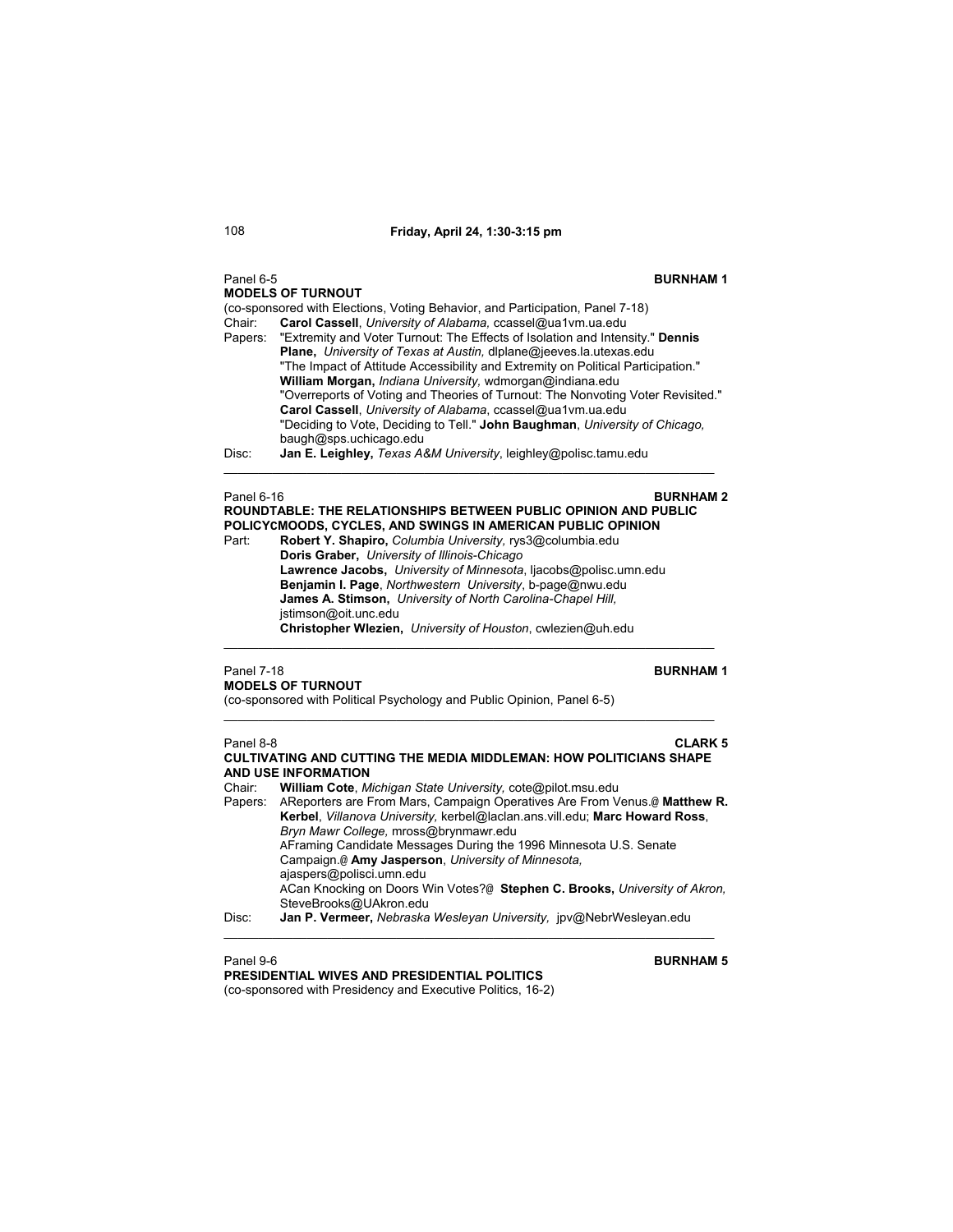## Friday, April 24, 1:30-3:15 pm

Panel 6-5 **BURNHAM 1**

**MODELS OF TURNOUT**

(co-sponsored with Elections, Voting Behavior, and Participation, Panel 7-18)

Chair: **Carol Cassell**, *University of Alabama,* ccassel@ua1vm.ua.edu

Papers: "Extremity and Voter Turnout: The Effects of Isolation and Intensity." **Dennis Plane,** *University of Texas at Austin,* dlplane@jeeves.la.utexas.edu

"The Impact of Attitude Accessibility and Extremity on Political Participation." **William Morgan,** *Indiana University,* wdmorgan@indiana.edu

"Overreports of Voting and Theories of Turnout: The Nonvoting Voter Revisited." **Carol Cassell**, *University of Alabama*, ccassel@ua1vm.ua.edu

"Deciding to Vote, Deciding to Tell." **John Baughman**, *University of Chicago,* baugh@sps.uchicago.edu

Disc: **Jan E. Leighley,** *Texas A&M University*, leighley@polisc.tamu.edu

---

Panel 6-16 **BURNHAM 2**

**ROUNDTABLE: THE RELATIONSHIPS BETWEEN PUBLIC OPINION AND PUBLIC POLICYCMOODS, CYCLES, AND SWINGS IN AMERICAN PUBLIC OPINION**

Part: **Robert Y. Shapiro,** *Columbia University,* rys3@columbia.edu

**Doris Graber,** *University of Illinois-Chicago*

**Lawrence Jacobs,** *University of Minnesota*, ljacobs@polisc.umn.edu

**Benjamin I. Page**, *Northwestern University*, b-page@nwu.edu

**James A. Stimson,** *University of North Carolina-Chapel Hill,* jstimson@oit.unc.edu

**Christopher Wlezien,** *University of Houston*, cwlezien@uh.edu

---

Panel 7-18 **BURNHAM 1**

**MODELS OF TURNOUT**

(co-sponsored with Political Psychology and Public Opinion, Panel 6-5)

---

Panel 8-8 **CLARK 5**

**CULTIVATING AND CUTTING THE MEDIA MIDDLEMAN: HOW POLITICIANS SHAPE AND USE INFORMATION**

Chair: **William Cote**, *Michigan State University,* cote@pilot.msu.edu

Papers: AReporters are From Mars, Campaign Operatives Are From Venus.@ **Matthew R. Kerbel**, *Villanova University,* kerbel@laclan.ans.vill.edu; **Marc Howard Ross**, *Bryn Mawr College,* mross@brynmawr.edu

AFraming Candidate Messages During the 1996 Minnesota U.S. Senate Campaign.@ **Amy Jasperson**, *University of Minnesota,* ajaspers@polisci.umn.edu

ACan Knocking on Doors Win Votes?@ **Stephen C. Brooks,** *University of Akron,* SteveBrooks@UAkron.edu

Disc: **Jan P. Vermeer,** *Nebraska Wesleyan University,* jpv@NebrWesleyan.edu

---

Panel 9-6 **BURNHAM 5**

**PRESIDENTIAL WIVES AND PRESIDENTIAL POLITICS**

(co-sponsored with Presidency and Executive Politics, 16-2)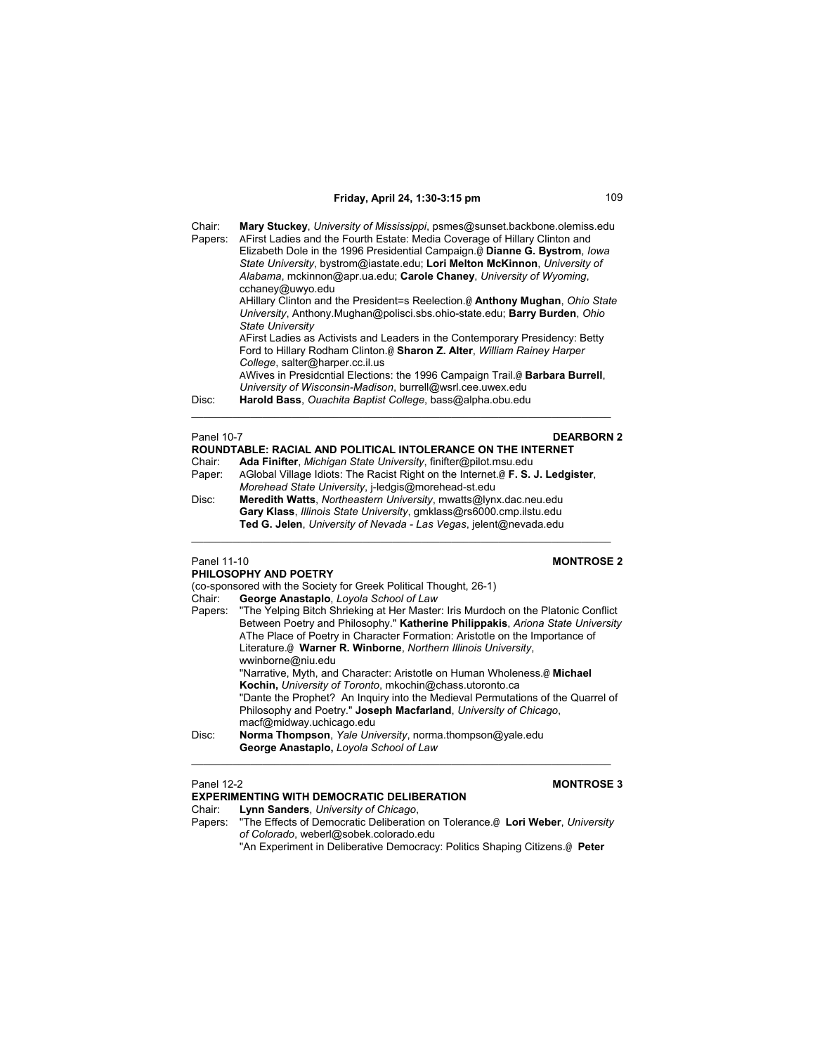Chair: **Mary Stuckey**, *University of Mississippi*, psmes@sunset.backbone.olemiss.edu

Papers: AFirst Ladies and the Fourth Estate: Media Coverage of Hillary Clinton and Elizabeth Dole in the 1996 Presidential Campaign.@ **Dianne G. Bystrom**, *Iowa State University*, bystrom@iastate.edu; **Lori Melton McKinnon**, *University of Alabama*, mckinnon@apr.ua.edu; **Carole Chaney**, *University of Wyoming*, cchaney@uwyo.edu

AHillary Clinton and the President=s Reelection.@ **Anthony Mughan**, *Ohio State University*, Anthony.Mughan@polisci.sbs.ohio-state.edu; **Barry Burden**, *Ohio State University*

AFirst Ladies as Activists and Leaders in the Contemporary Presidency: Betty Ford to Hillary Rodham Clinton.@ **Sharon Z. Alter**, *William Rainey Harper College*, salter@harper.cc.il.us

AWives in Presidcntial Elections: the 1996 Campaign Trail.@ **Barbara Burrell**, *University of Wisconsin-Madison*, burrell@wsrl.cee.uwex.edu

Disc: **Harold Bass**, *Ouachita Baptist College*, bass@alpha.obu.edu

---

Panel 10-7 **DEARBORN 2**

**ROUNDTABLE: RACIAL AND POLITICAL INTOLERANCE ON THE INTERNET**

Chair: **Ada Finifter**, *Michigan State University*, finifter@pilot.msu.edu

Paper: AGlobal Village Idiots: The Racist Right on the Internet.@ **F. S. J. Ledgister**, *Morehead State University*, j-ledgis@morehead-st.edu

Disc: **Meredith Watts**, *Northeastern University*, mwatts@lynx.dac.neu.edu
**Gary Klass**, *Illinois State University*, gmklass@rs6000.cmp.ilstu.edu
**Ted G. Jelen**, *University of Nevada - Las Vegas*, jelent@nevada.edu

---

Panel 11-10 **MONTROSE 2**

**PHILOSOPHY AND POETRY**

(co-sponsored with the Society for Greek Political Thought, 26-1)

Chair: **George Anastaplo**, *Loyola School of Law*

Papers: "The Yelping Bitch Shrieking at Her Master: Iris Murdoch on the Platonic Conflict Between Poetry and Philosophy." **Katherine Philippakis**, *Ariona State University*

AThe Place of Poetry in Character Formation: Aristotle on the Importance of Literature.@ **Warner R. Winborne**, *Northern Illinois University*, wwinborne@niu.edu

"Narrative, Myth, and Character: Aristotle on Human Wholeness.@ **Michael Kochin,** *University of Toronto*, mkochin@chass.utoronto.ca

"Dante the Prophet? An Inquiry into the Medieval Permutations of the Quarrel of Philosophy and Poetry." **Joseph Macfarland**, *University of Chicago*, macf@midway.uchicago.edu

Disc: **Norma Thompson**, *Yale University*, norma.thompson@yale.edu
**George Anastaplo,** *Loyola School of Law*

---

Panel 12-2 **MONTROSE 3**

**EXPERIMENTING WITH DEMOCRATIC DELIBERATION**

Chair: **Lynn Sanders**, *University of Chicago*,

Papers: "The Effects of Democratic Deliberation on Tolerance.@ **Lori Weber**, *University of Colorado*, weberl@sobek.colorado.edu

"An Experiment in Deliberative Democracy: Politics Shaping Citizens.@ **Peter**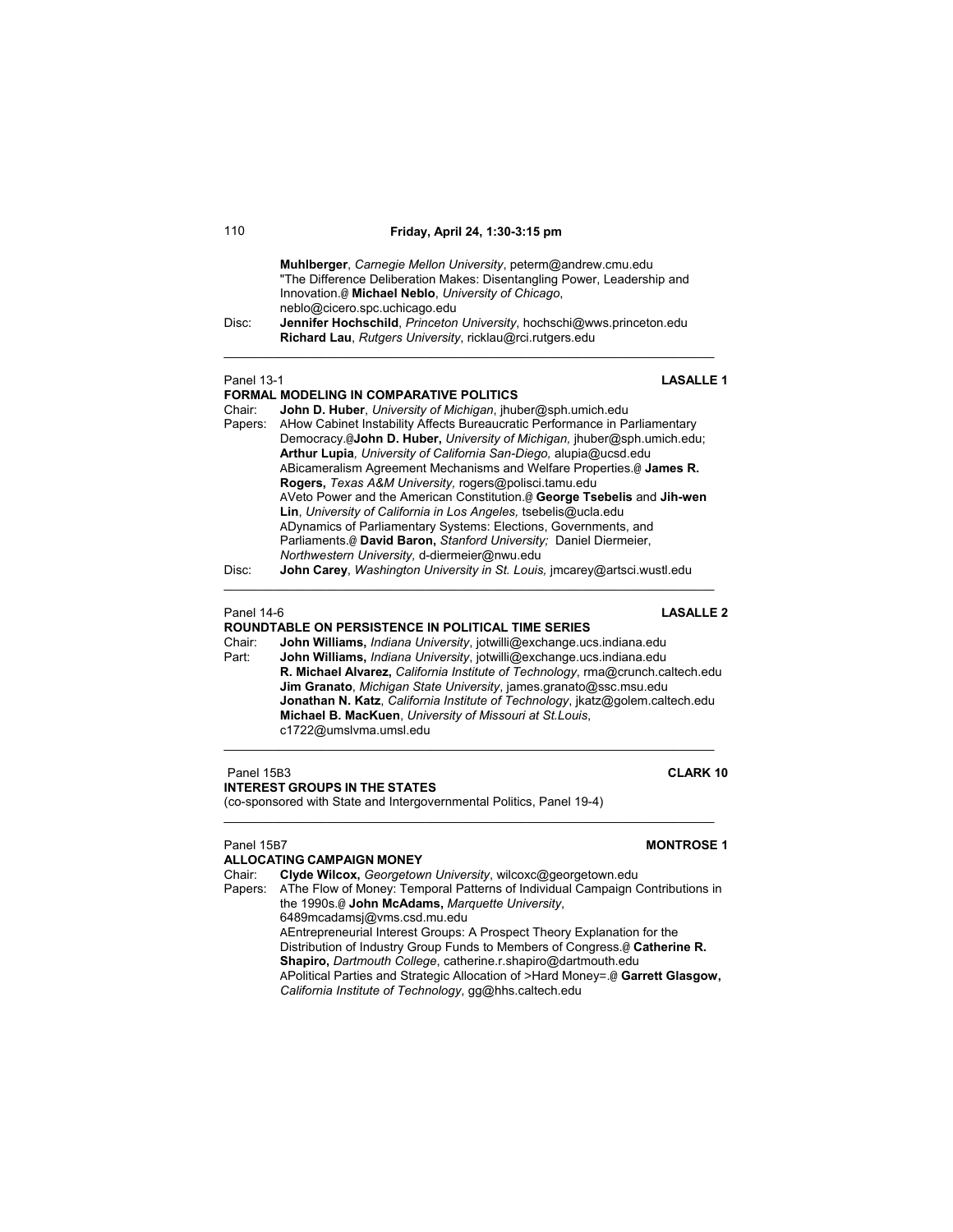**Muhlberger**, *Carnegie Mellon University*, peterm@andrew.cmu.edu
"The Difference Deliberation Makes: Disentangling Power, Leadership and Innovation.@ **Michael Neblo**, *University of Chicago*, neblo@cicero.spc.uchicago.edu

Disc: **Jennifer Hochschild**, *Princeton University*, hochschi@wws.princeton.edu
**Richard Lau**, *Rutgers University*, ricklau@rci.rutgers.edu

---

Panel 13-1 **LASALLE 1**

**FORMAL MODELING IN COMPARATIVE POLITICS**

Chair: **John D. Huber**, *University of Michigan*, jhuber@sph.umich.edu

Papers: AHow Cabinet Instability Affects Bureaucratic Performance in Parliamentary Democracy.@**John D. Huber,** *University of Michigan,* jhuber@sph.umich.edu; **Arthur Lupia**, *University of California San-Diego,* alupia@ucsd.edu
ABicameralism Agreement Mechanisms and Welfare Properties.@ **James R. Rogers,** *Texas A&M University,* rogers@polisci.tamu.edu
AVeto Power and the American Constitution.@ **George Tsebelis** and **Jih-wen Lin**, *University of California in Los Angeles,* tsebelis@ucla.edu
ADynamics of Parliamentary Systems: Elections, Governments, and Parliaments.@ **David Baron,** *Stanford University;* Daniel Diermeier, *Northwestern University,* d-diermeier@nwu.edu

Disc: **John Carey**, *Washington University in St. Louis,* jmcarey@artsci.wustl.edu

---

Panel 14-6 **LASALLE 2**

**ROUNDTABLE ON PERSISTENCE IN POLITICAL TIME SERIES**

Chair: **John Williams,** *Indiana University*, jotwilli@exchange.ucs.indiana.edu

Part: **John Williams,** *Indiana University*, jotwilli@exchange.ucs.indiana.edu
**R. Michael Alvarez,** *California Institute of Technology*, rma@crunch.caltech.edu
**Jim Granato**, *Michigan State University*, james.granato@ssc.msu.edu
**Jonathan N. Katz**, *California Institute of Technology*, jkatz@golem.caltech.edu
**Michael B. MacKuen**, *University of Missouri at St.Louis*, c1722@umslvma.umsl.edu

---

Panel 15B3 **CLARK 10**

**INTEREST GROUPS IN THE STATES**

(co-sponsored with State and Intergovernmental Politics, Panel 19-4)

---

Panel 15B7 **MONTROSE 1**

**ALLOCATING CAMPAIGN MONEY**

Chair: **Clyde Wilcox,** *Georgetown University*, wilcoxc@georgetown.edu

Papers: AThe Flow of Money: Temporal Patterns of Individual Campaign Contributions in the 1990s.@ **John McAdams,** *Marquette University*, 6489mcadamsj@vms.csd.mu.edu
AEntrepreneurial Interest Groups: A Prospect Theory Explanation for the Distribution of Industry Group Funds to Members of Congress.@ **Catherine R. Shapiro,** *Dartmouth College*, catherine.r.shapiro@dartmouth.edu
APolitical Parties and Strategic Allocation of >Hard Money=.@ **Garrett Glasgow,** *California Institute of Technology*, gg@hhs.caltech.edu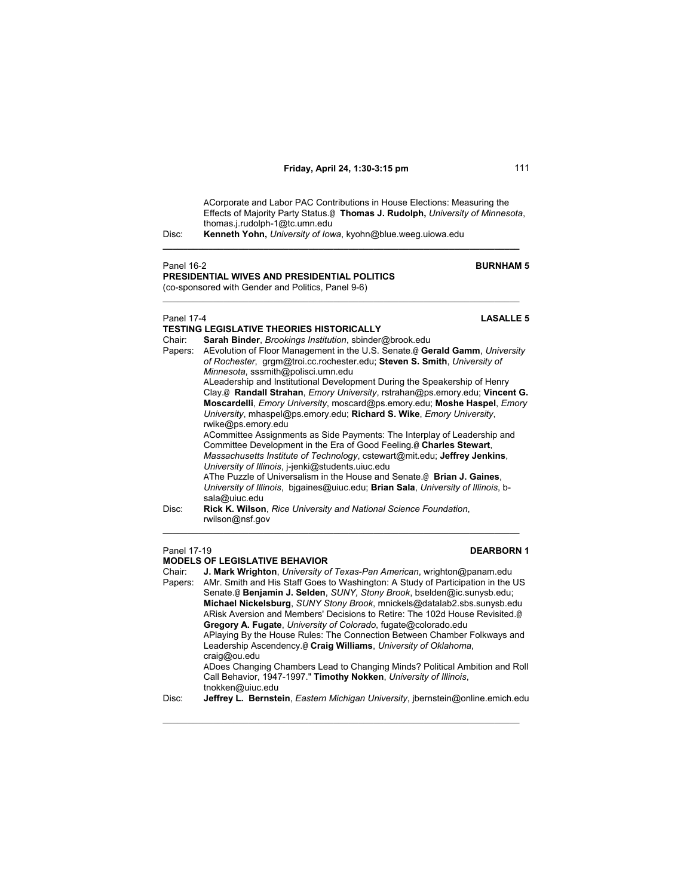ACorporate and Labor PAC Contributions in House Elections: Measuring the Effects of Majority Party Status.@ **Thomas J. Rudolph,** *University of Minnesota*, thomas.j.rudolph-1@tc.umn.edu

Disc: **Kenneth Yohn,** *University of Iowa*, kyohn@blue.weeg.uiowa.edu

---

Panel 16-2 **BURNHAM 5**

**PRESIDENTIAL WIVES AND PRESIDENTIAL POLITICS**

(co-sponsored with Gender and Politics, Panel 9-6)

---

Panel 17-4 **LASALLE 5**

**TESTING LEGISLATIVE THEORIES HISTORICALLY**

Chair: **Sarah Binder**, *Brookings Institution*, sbinder@brook.edu

Papers: AEvolution of Floor Management in the U.S. Senate.@ **Gerald Gamm**, *University of Rochester*, grgm@troi.cc.rochester.edu; **Steven S. Smith**, *University of Minnesota*, sssmith@polisci.umn.edu

ALeadership and Institutional Development During the Speakership of Henry Clay.@ **Randall Strahan**, *Emory University*, rstrahan@ps.emory.edu; **Vincent G. Moscardelli**, *Emory University*, moscard@ps.emory.edu; **Moshe Haspel**, *Emory University*, mhaspel@ps.emory.edu; **Richard S. Wike**, *Emory University*, rwike@ps.emory.edu

ACommittee Assignments as Side Payments: The Interplay of Leadership and Committee Development in the Era of Good Feeling.@ **Charles Stewart**, *Massachusetts Institute of Technology*, cstewart@mit.edu; **Jeffrey Jenkins**, *University of Illinois*, j-jenki@students.uiuc.edu

AThe Puzzle of Universalism in the House and Senate.@ **Brian J. Gaines**, *University of Illinois*, bjgaines@uiuc.edu; **Brian Sala**, *University of Illinois*, b-sala@uiuc.edu

Disc: **Rick K. Wilson**, *Rice University and National Science Foundation*, rwilson@nsf.gov

---

Panel 17-19 **DEARBORN 1**

**MODELS OF LEGISLATIVE BEHAVIOR**

Chair: **J. Mark Wrighton**, *University of Texas-Pan American*, wrighton@panam.edu

Papers: AMr. Smith and His Staff Goes to Washington: A Study of Participation in the US Senate.@ **Benjamin J. Selden**, *SUNY, Stony Brook*, bselden@ic.sunysb.edu; **Michael Nickelsburg**, *SUNY Stony Brook*, mnickels@datalab2.sbs.sunysb.edu

ARisk Aversion and Members' Decisions to Retire: The 102d House Revisited.@ **Gregory A. Fugate**, *University of Colorado*, fugate@colorado.edu

APlaying By the House Rules: The Connection Between Chamber Folkways and Leadership Ascendency.@ **Craig Williams**, *University of Oklahoma*, craig@ou.edu

ADoes Changing Chambers Lead to Changing Minds? Political Ambition and Roll Call Behavior, 1947-1997." **Timothy Nokken**, *University of Illinois*, tnokken@uiuc.edu

Disc: **Jeffrey L. Bernstein**, *Eastern Michigan University*, jbernstein@online.emich.edu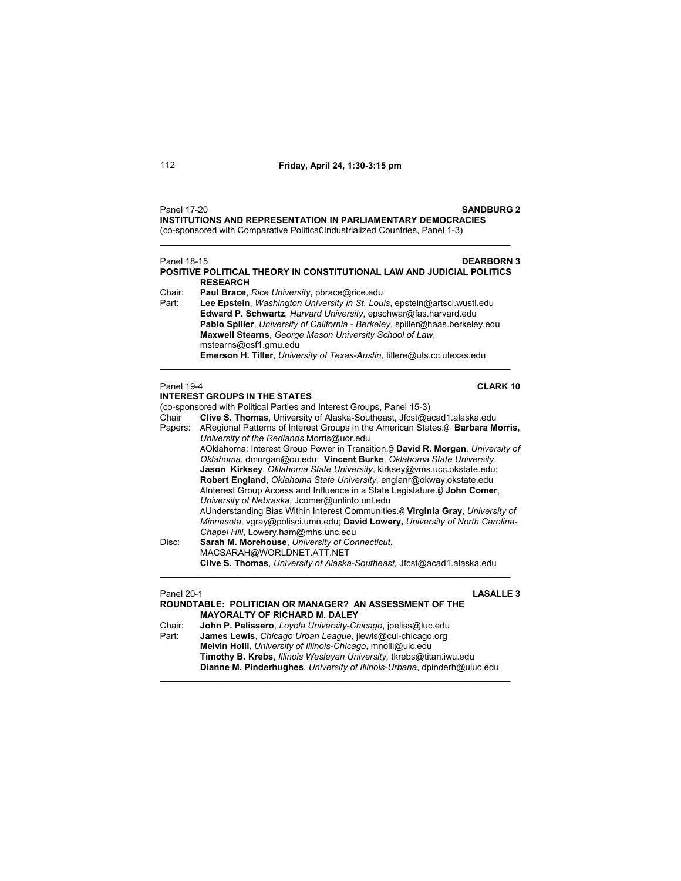## Friday, April 24, 1:30-3:15 pm

Panel 17-20 **SANDBURG 2**

**INSTITUTIONS AND REPRESENTATION IN PARLIAMENTARY DEMOCRACIES**

(co-sponsored with Comparative PoliticsCIndustrialized Countries, Panel 1-3)

---

Panel 18-15 **DEARBORN 3**

**POSITIVE POLITICAL THEORY IN CONSTITUTIONAL LAW AND JUDICIAL POLITICS RESEARCH**

Chair: **Paul Brace**, *Rice University*, pbrace@rice.edu

Part: **Lee Epstein**, *Washington University in St. Louis*, epstein@artsci.wustl.edu
**Edward P. Schwartz**, *Harvard University*, epschwar@fas.harvard.edu
**Pablo Spiller**, *University of California - Berkeley*, spiller@haas.berkeley.edu
**Maxwell Stearns**, *George Mason University School of Law*, mstearns@osf1.gmu.edu
**Emerson H. Tiller**, *University of Texas-Austin*, tillere@uts.cc.utexas.edu

---

Panel 19-4 **CLARK 10**

**INTEREST GROUPS IN THE STATES**

(co-sponsored with Political Parties and Interest Groups, Panel 15-3)

Chair **Clive S. Thomas**, University of Alaska-Southeast, Jfcst@acad1.alaska.edu

Papers: ARegional Patterns of Interest Groups in the American States.@ **Barbara Morris,** *University of the Redlands* Morris@uor.edu
AOklahoma: Interest Group Power in Transition.@ **David R. Morgan**, *University of Oklahoma*, dmorgan@ou.edu; **Vincent Burke**, *Oklahoma State University*, **Jason Kirksey**, *Oklahoma State University*, kirksey@vms.ucc.okstate.edu; **Robert England**, *Oklahoma State University*, englanr@okway.okstate.edu
AInterest Group Access and Influence in a State Legislature.@ **John Comer**, *University of Nebraska*, Jcomer@unlinfo.unl.edu
AUnderstanding Bias Within Interest Communities.@ **Virginia Gray**, *University of Minnesota*, vgray@polisci.umn.edu; **David Lowery,** *University of North Carolina-Chapel Hill*, Lowery.ham@mhs.unc.edu

Disc: **Sarah M. Morehouse**, *University of Connecticut*, MACSARAH@WORLDNET.ATT.NET
**Clive S. Thomas**, *University of Alaska-Southeast,* Jfcst@acad1.alaska.edu

---

Panel 20-1 **LASALLE 3**

**ROUNDTABLE: POLITICIAN OR MANAGER? AN ASSESSMENT OF THE MAYORALTY OF RICHARD M. DALEY**

Chair: **John P. Pelissero**, *Loyola University-Chicago*, jpeliss@luc.edu

Part: **James Lewis**, *Chicago Urban League*, jlewis@cul-chicago.org
**Melvin Holli**, *University of Illinois-Chicago*, mnolli@uic.edu
**Timothy B. Krebs**, *Illinois Wesleyan University,* tkrebs@titan.iwu.edu
**Dianne M. Pinderhughes**, *University of Illinois-Urbana*, dpinderh@uiuc.edu

---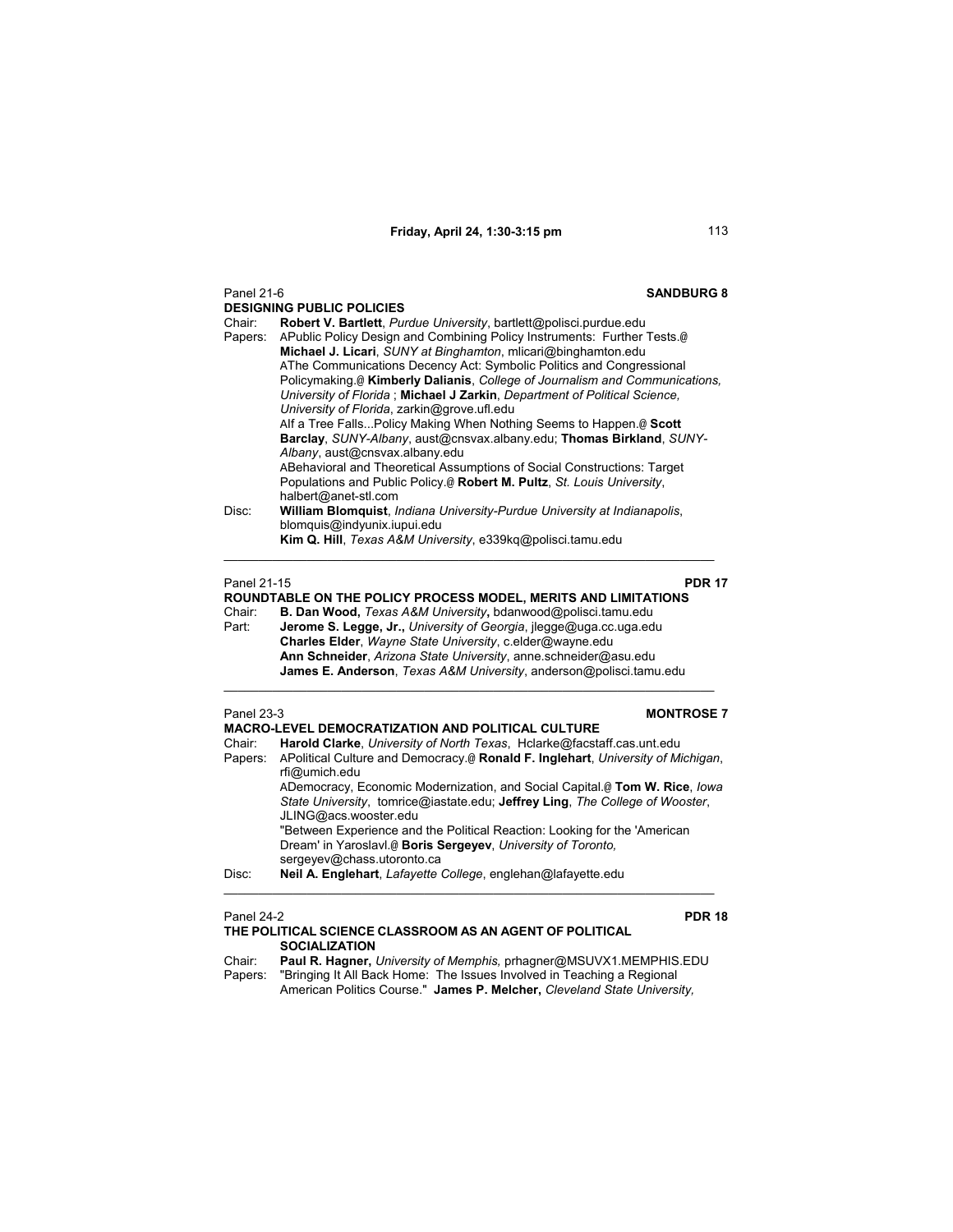Panel 21-6 **SANDBURG 8**

**DESIGNING PUBLIC POLICIES**

Chair: **Robert V. Bartlett**, *Purdue University*, bartlett@polisci.purdue.edu

Papers: APublic Policy Design and Combining Policy Instruments: Further Tests.@ **Michael J. Licari**, *SUNY at Binghamton*, mlicari@binghamton.edu

AThe Communications Decency Act: Symbolic Politics and Congressional Policymaking.@ **Kimberly Dalianis**, *College of Journalism and Communications, University of Florida* ; **Michael J Zarkin**, *Department of Political Science, University of Florida*, zarkin@grove.ufl.edu

AIf a Tree Falls...Policy Making When Nothing Seems to Happen.@ **Scott Barclay**, *SUNY-Albany*, aust@cnsvax.albany.edu; **Thomas Birkland**, *SUNY-Albany*, aust@cnsvax.albany.edu

ABehavioral and Theoretical Assumptions of Social Constructions: Target Populations and Public Policy.@ **Robert M. Pultz**, *St. Louis University*, halbert@anet-stl.com

Disc: **William Blomquist**, *Indiana University-Purdue University at Indianapolis*, blomquis@indyunix.iupui.edu

**Kim Q. Hill**, *Texas A&M University*, e339kq@polisci.tamu.edu

---

Panel 21-15 **PDR 17**

**ROUNDTABLE ON THE POLICY PROCESS MODEL, MERITS AND LIMITATIONS**

Chair: **B. Dan Wood,** *Texas A&M University***,** bdanwood@polisci.tamu.edu

Part: **Jerome S. Legge, Jr.,** *University of Georgia*, jlegge@uga.cc.uga.edu

**Charles Elder**, *Wayne State University*, c.elder@wayne.edu

**Ann Schneider**, *Arizona State University*, anne.schneider@asu.edu

**James E. Anderson**, *Texas A&M University*, anderson@polisci.tamu.edu

---

Panel 23-3 **MONTROSE 7**

**MACRO-LEVEL DEMOCRATIZATION AND POLITICAL CULTURE**

Chair: **Harold Clarke**, *University of North Texas*, Hclarke@facstaff.cas.unt.edu

Papers: APolitical Culture and Democracy.@ **Ronald F. Inglehart**, *University of Michigan*, rfi@umich.edu

ADemocracy, Economic Modernization, and Social Capital.@ **Tom W. Rice**, *Iowa State University*, tomrice@iastate.edu; **Jeffrey Ling**, *The College of Wooster*, JLING@acs.wooster.edu

"Between Experience and the Political Reaction: Looking for the 'American Dream' in Yaroslavl.@ **Boris Sergeyev**, *University of Toronto,* sergeyev@chass.utoronto.ca

Disc: **Neil A. Englehart**, *Lafayette College*, englehan@lafayette.edu

---

Panel 24-2 **PDR 18**

**THE POLITICAL SCIENCE CLASSROOM AS AN AGENT OF POLITICAL SOCIALIZATION**

Chair: **Paul R. Hagner,** *University of Memphis,* prhagner@MSUVX1.MEMPHIS.EDU

Papers: "Bringing It All Back Home: The Issues Involved in Teaching a Regional American Politics Course." **James P. Melcher,** *Cleveland State University,*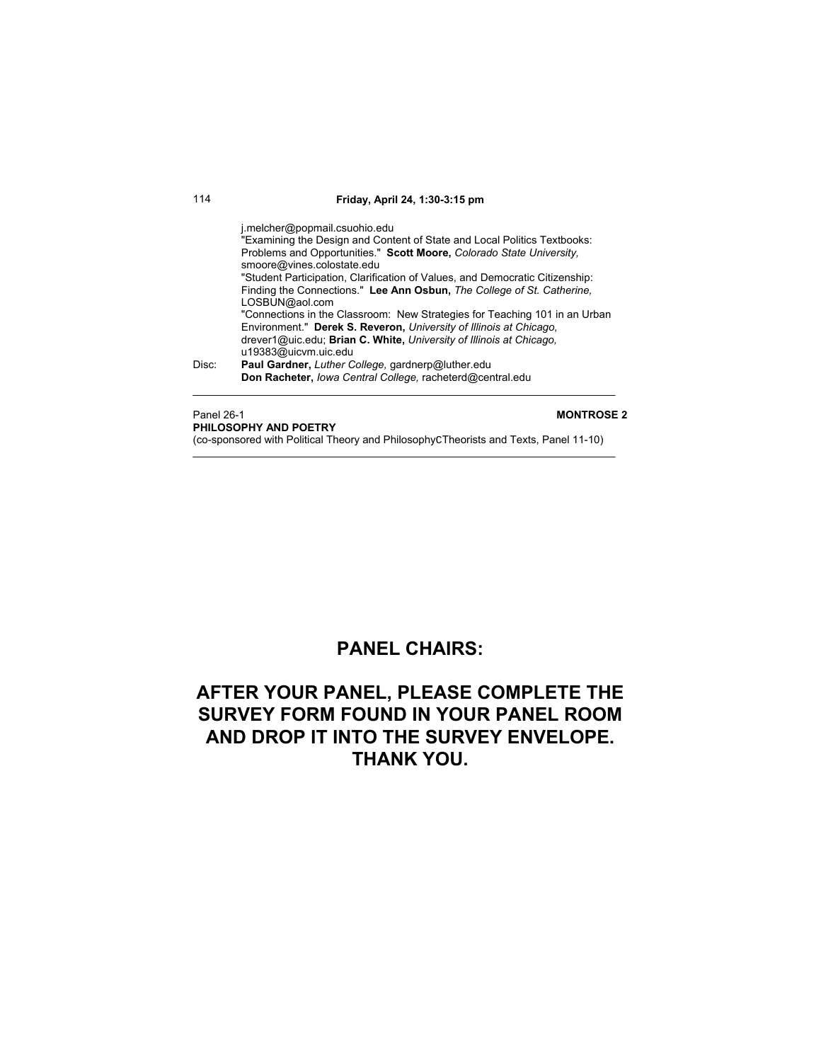j.melcher@popmail.csuohio.edu
"Examining the Design and Content of State and Local Politics Textbooks: Problems and Opportunities." **Scott Moore,** *Colorado State University,* smoore@vines.colostate.edu
"Student Participation, Clarification of Values, and Democratic Citizenship: Finding the Connections." **Lee Ann Osbun,** *The College of St. Catherine,* LOSBUN@aol.com
"Connections in the Classroom: New Strategies for Teaching 101 in an Urban Environment." **Derek S. Reveron,** *University of Illinois at Chicago,* drever1@uic.edu; **Brian C. White,** *University of Illinois at Chicago,* u19383@uicvm.uic.edu

Disc: **Paul Gardner,** *Luther College,* gardnerp@luther.edu
**Don Racheter,** *Iowa Central College,* racheterd@central.edu

---

Panel 26-1 **MONTROSE 2**
**PHILOSOPHY AND POETRY**
(co-sponsored with Political Theory and PhilosophycTheorists and Texts, Panel 11-10)

---

## PANEL CHAIRS:

## AFTER YOUR PANEL, PLEASE COMPLETE THE SURVEY FORM FOUND IN YOUR PANEL ROOM AND DROP IT INTO THE SURVEY ENVELOPE. THANK YOU.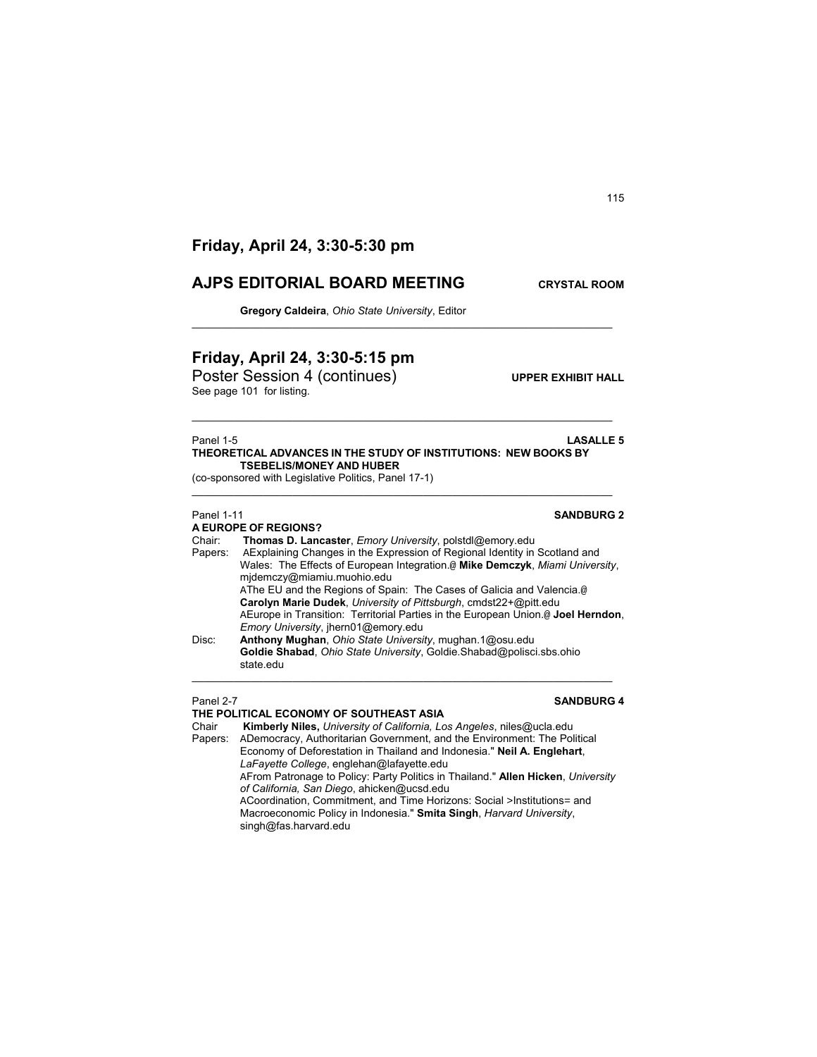## Friday, April 24, 3:30-5:30 pm

### AJPS EDITORIAL BOARD MEETING **CRYSTAL ROOM**

**Gregory Caldeira**, *Ohio State University*, Editor

---

## Friday, April 24, 3:30-5:15 pm

Poster Session 4 (continues) **UPPER EXHIBIT HALL**

See page 101 for listing.

---

Panel 1-5 **LASALLE 5**

**THEORETICAL ADVANCES IN THE STUDY OF INSTITUTIONS: NEW BOOKS BY TSEBELIS/MONEY AND HUBER**

(co-sponsored with Legislative Politics, Panel 17-1)

---

Panel 1-11 **SANDBURG 2**

**A EUROPE OF REGIONS?**

Chair: **Thomas D. Lancaster**, *Emory University*, polstdl@emory.edu

Papers: AExplaining Changes in the Expression of Regional Identity in Scotland and Wales: The Effects of European Integration.@ **Mike Demczyk**, *Miami University*, mjdemczy@miamiu.muohio.edu

AThe EU and the Regions of Spain: The Cases of Galicia and Valencia.@ **Carolyn Marie Dudek**, *University of Pittsburgh*, cmdst22+@pitt.edu

AEurope in Transition: Territorial Parties in the European Union.@ **Joel Herndon**, *Emory University*, jhern01@emory.edu

Disc: **Anthony Mughan**, *Ohio State University*, mughan.1@osu.edu

**Goldie Shabad**, *Ohio State University*, Goldie.Shabad@polisci.sbs.ohio state.edu

---

Panel 2-7 **SANDBURG 4**

**THE POLITICAL ECONOMY OF SOUTHEAST ASIA**

Chair **Kimberly Niles,** *University of California, Los Angeles*, niles@ucla.edu

Papers: ADemocracy, Authoritarian Government, and the Environment: The Political Economy of Deforestation in Thailand and Indonesia." **Neil A. Englehart**, *LaFayette College*, englehan@lafayette.edu

AFrom Patronage to Policy: Party Politics in Thailand." **Allen Hicken**, *University of California, San Diego*, ahicken@ucsd.edu

ACoordination, Commitment, and Time Horizons: Social >Institutions= and Macroeconomic Policy in Indonesia." **Smita Singh**, *Harvard University*, singh@fas.harvard.edu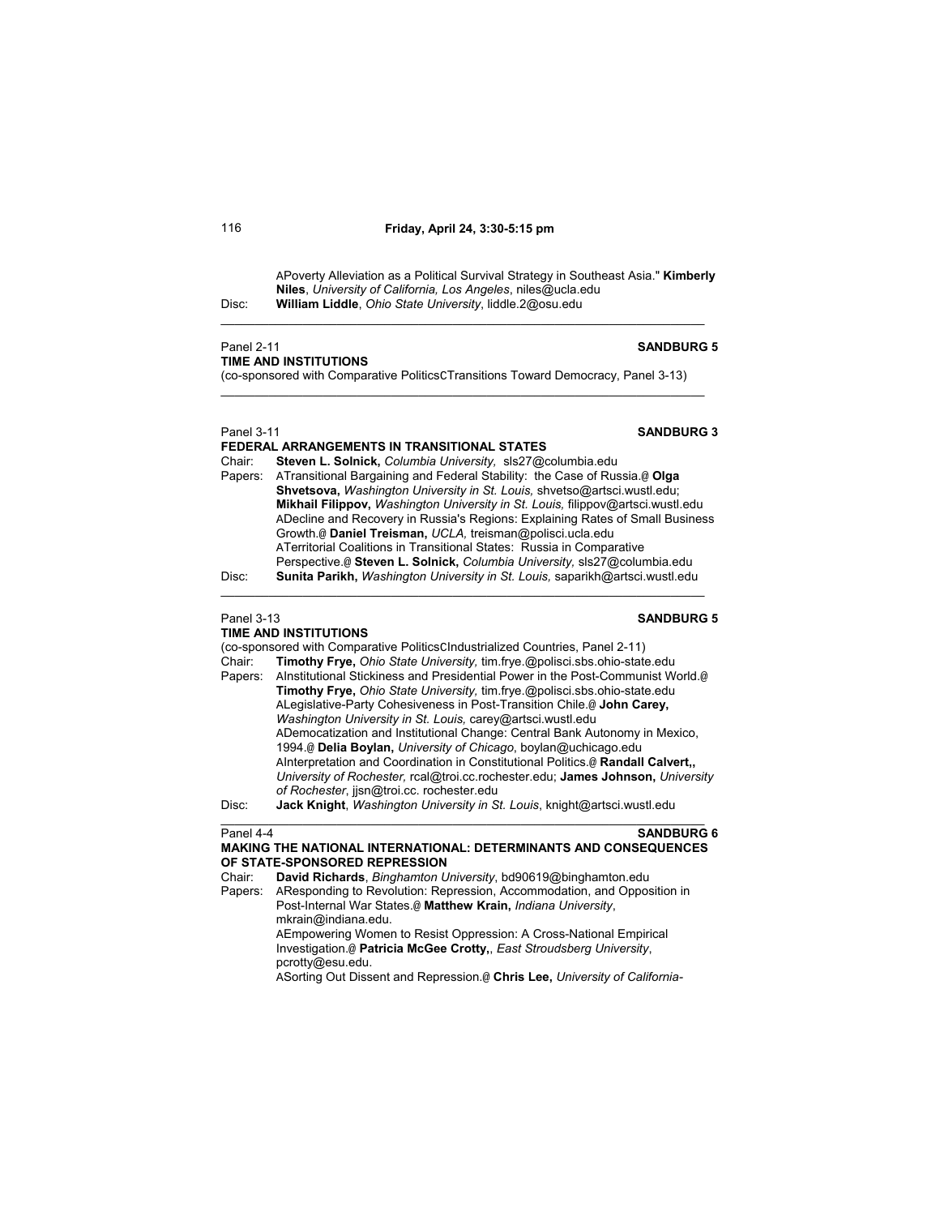**Friday, April 24, 3:30-5:15 pm**

APoverty Alleviation as a Political Survival Strategy in Southeast Asia." **Kimberly Niles**, *University of California, Los Angeles*, niles@ucla.edu

Disc: **William Liddle**, *Ohio State University*, liddle.2@osu.edu

---

Panel 2-11 **SANDBURG 5**

**TIME AND INSTITUTIONS**

(co-sponsored with Comparative PoliticsCTransitions Toward Democracy, Panel 3-13)

---

Panel 3-11 **SANDBURG 3**

**FEDERAL ARRANGEMENTS IN TRANSITIONAL STATES**

Chair: **Steven L. Solnick,** *Columbia University,* sls27@columbia.edu

Papers: ATransitional Bargaining and Federal Stability: the Case of Russia.@ **Olga Shvetsova,** *Washington University in St. Louis,* shvetso@artsci.wustl.edu; **Mikhail Filippov,** *Washington University in St. Louis,* filippov@artsci.wustl.edu

ADecline and Recovery in Russia's Regions: Explaining Rates of Small Business Growth.@ **Daniel Treisman,** *UCLA,* treisman@polisci.ucla.edu

ATerritorial Coalitions in Transitional States: Russia in Comparative Perspective.@ **Steven L. Solnick,** *Columbia University,* sls27@columbia.edu

Disc: **Sunita Parikh,** *Washington University in St. Louis,* saparikh@artsci.wustl.edu

---

Panel 3-13 **SANDBURG 5**

**TIME AND INSTITUTIONS**

(co-sponsored with Comparative PoliticsCIndustrialized Countries, Panel 2-11)

Chair: **Timothy Frye,** *Ohio State University,* tim.frye.@polisci.sbs.ohio-state.edu

Papers: AInstitutional Stickiness and Presidential Power in the Post-Communist World.@ **Timothy Frye,** *Ohio State University,* tim.frye.@polisci.sbs.ohio-state.edu

ALegislative-Party Cohesiveness in Post-Transition Chile.@ **John Carey,** *Washington University in St. Louis,* carey@artsci.wustl.edu

ADemocatization and Institutional Change: Central Bank Autonomy in Mexico, 1994.@ **Delia Boylan,** *University of Chicago*, boylan@uchicago.edu

AInterpretation and Coordination in Constitutional Politics.@ **Randall Calvert,,** *University of Rochester,* rcal@troi.cc.rochester.edu; **James Johnson,** *University of Rochester*, jjsn@troi.cc. rochester.edu

Disc: **Jack Knight**, *Washington University in St. Louis*, knight@artsci.wustl.edu

---

Panel 4-4 **SANDBURG 6**

**MAKING THE NATIONAL INTERNATIONAL: DETERMINANTS AND CONSEQUENCES OF STATE-SPONSORED REPRESSION**

Chair: **David Richards**, *Binghamton University*, bd90619@binghamton.edu

Papers: AResponding to Revolution: Repression, Accommodation, and Opposition in Post-Internal War States.@ **Matthew Krain,** *Indiana University*, mkrain@indiana.edu.

AEmpowering Women to Resist Oppression: A Cross-National Empirical Investigation.@ **Patricia McGee Crotty,**, *East Stroudsberg University*, pcrotty@esu.edu.

ASorting Out Dissent and Repression.@ **Chris Lee,** *University of California-*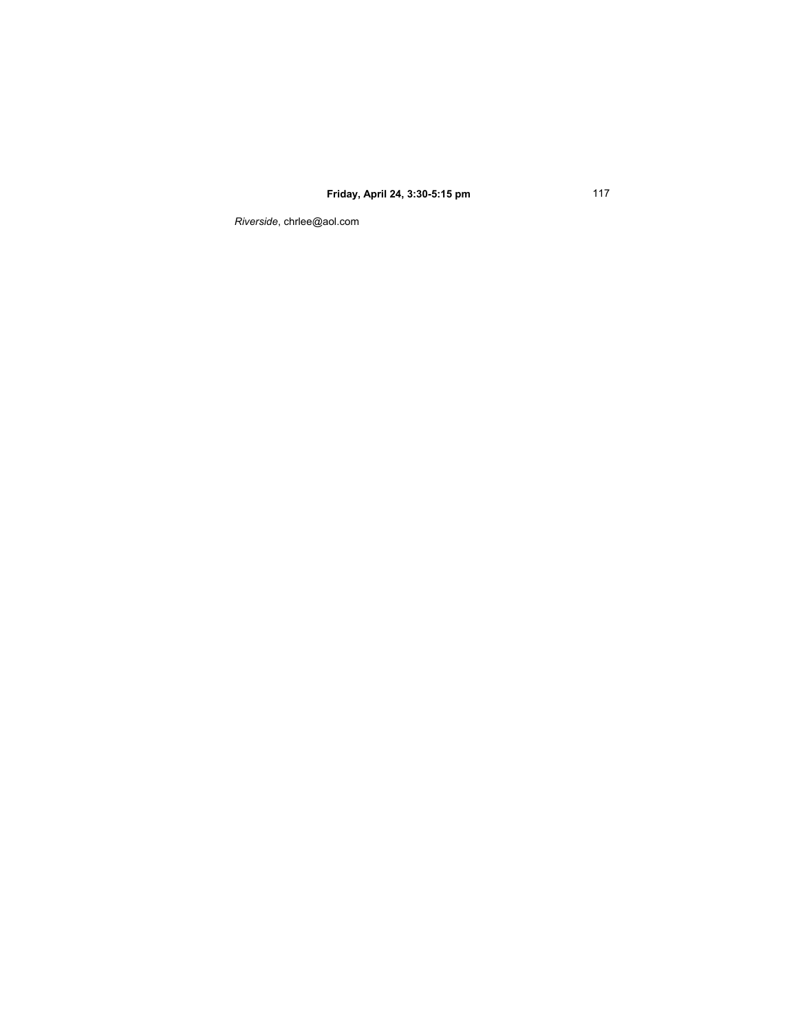*Riverside*, chrlee@aol.com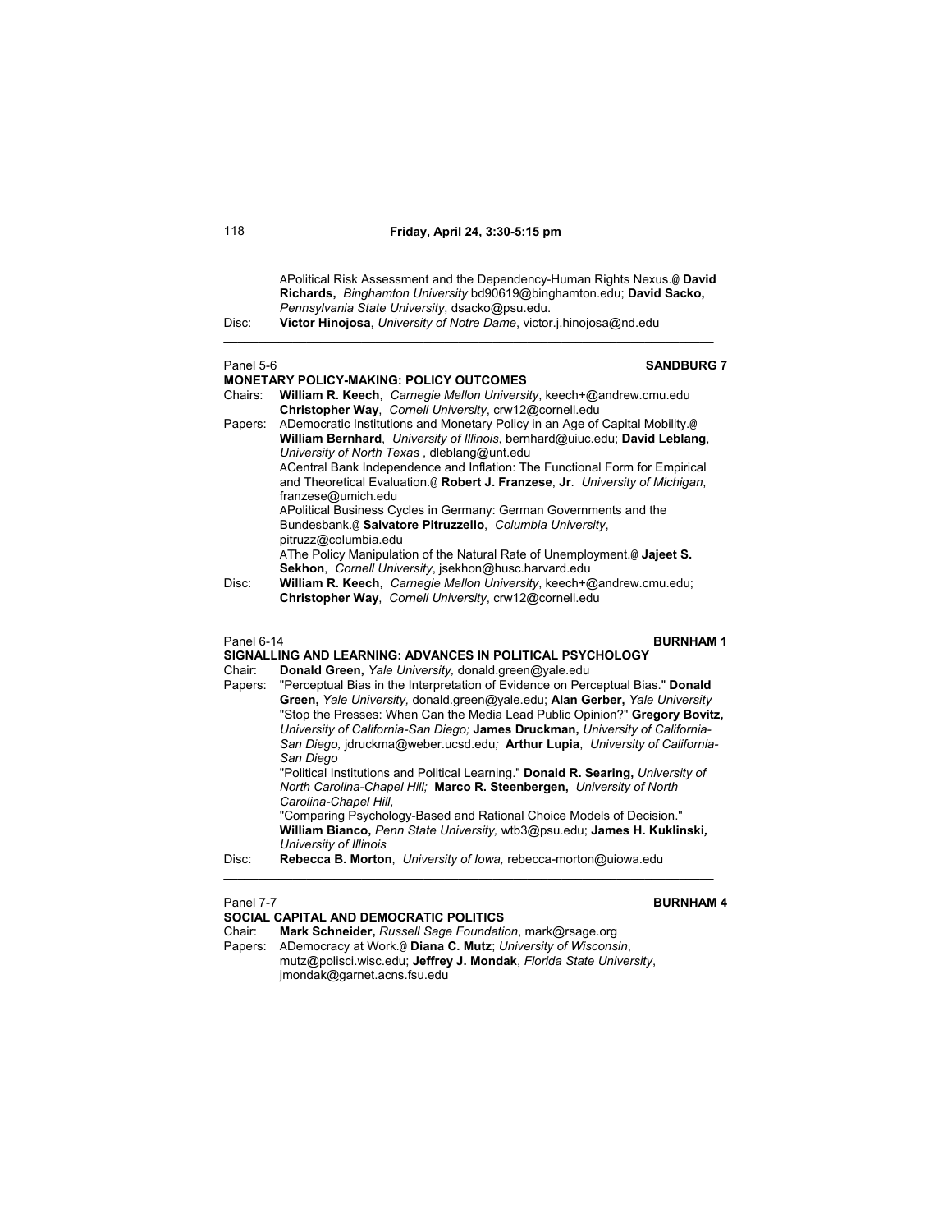AThe Political Risk Assessment and the Dependency-Human Rights Nexus.@ **David Richards,** *Binghamton University* bd90619@binghamton.edu; **David Sacko,** *Pennsylvania State University*, dsacko@psu.edu.

Disc: **Victor Hinojosa**, *University of Notre Dame*, victor.j.hinojosa@nd.edu

---

Panel 5-6 **SANDBURG 7**

**MONETARY POLICY-MAKING: POLICY OUTCOMES**

Chairs: **William R. Keech**, *Carnegie Mellon University*, keech+@andrew.cmu.edu
**Christopher Way**, *Cornell University*, crw12@cornell.edu

Papers: ADemocratic Institutions and Monetary Policy in an Age of Capital Mobility.@ **William Bernhard**, *University of Illinois*, bernhard@uiuc.edu; **David Leblang**, *University of North Texas* , dleblang@unt.edu
ACentral Bank Independence and Inflation: The Functional Form for Empirical and Theoretical Evaluation.@ **Robert J. Franzese**, **Jr**. *University of Michigan*, franzese@umich.edu
APolitical Business Cycles in Germany: German Governments and the Bundesbank.@ **Salvatore Pitruzzello**, *Columbia University*, pitruzz@columbia.edu
AThe Policy Manipulation of the Natural Rate of Unemployment.@ **Jajeet S. Sekhon**, *Cornell University*, jsekhon@husc.harvard.edu

Disc: **William R. Keech**, *Carnegie Mellon University*, keech+@andrew.cmu.edu; **Christopher Way**, *Cornell University*, crw12@cornell.edu

---

Panel 6-14 **BURNHAM 1**

**SIGNALLING AND LEARNING: ADVANCES IN POLITICAL PSYCHOLOGY**

Chair: **Donald Green,** *Yale University,* donald.green@yale.edu

Papers: "Perceptual Bias in the Interpretation of Evidence on Perceptual Bias." **Donald Green,** *Yale University,* donald.green@yale.edu; **Alan Gerber,** *Yale University*
"Stop the Presses: When Can the Media Lead Public Opinion?" **Gregory Bovitz,** *University of California-San Diego;* **James Druckman,** *University of California-San Diego,* jdruckma@weber.ucsd.edu*;* **Arthur Lupia**, *University of California-San Diego*
"Political Institutions and Political Learning." **Donald R. Searing,** *University of North Carolina-Chapel Hill;* **Marco R. Steenbergen,** *University of North Carolina-Chapel Hill,*
"Comparing Psychology-Based and Rational Choice Models of Decision." **William Bianco,** *Penn State University,* wtb3@psu.edu; **James H. Kuklinski,** *University of Illinois*

Disc: **Rebecca B. Morton**, *University of Iowa,* rebecca-morton@uiowa.edu

---

Panel 7-7 **BURNHAM 4**

**SOCIAL CAPITAL AND DEMOCRATIC POLITICS**

Chair: **Mark Schneider,** *Russell Sage Foundation*, mark@rsage.org

Papers: ADemocracy at Work.@ **Diana C. Mutz**; *University of Wisconsin*, mutz@polisci.wisc.edu; **Jeffrey J. Mondak**, *Florida State University*, jmondak@garnet.acns.fsu.edu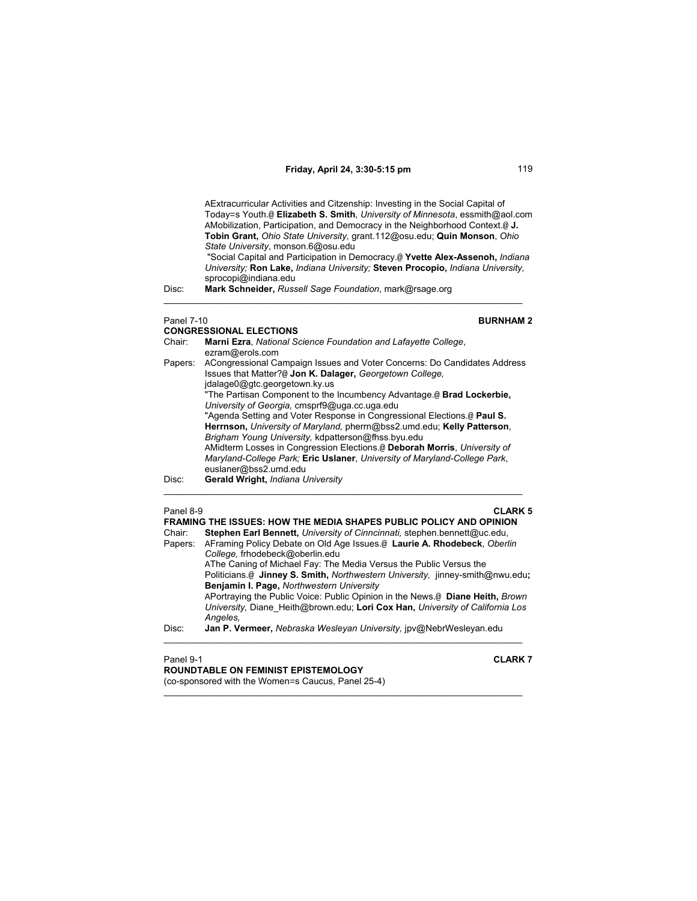"Extracurricular Activities and Citzenship: Investing in the Social Capital of Today's Youth." **Elizabeth S. Smith**, *University of Minnesota*, essmith@aol.com

"Mobilization, Participation, and Democracy in the Neighborhood Context." **J. Tobin Grant,** *Ohio State University,* grant.112@osu.edu; **Quin Monson**, *Ohio State University*, monson.6@osu.edu

"Social Capital and Participation in Democracy." **Yvette Alex-Assenoh,** *Indiana University;* **Ron Lake,** *Indiana University;* **Steven Procopio,** *Indiana University,* sprocopi@indiana.edu

Disc: **Mark Schneider,** *Russell Sage Foundation*, mark@rsage.org

---

Panel 7-10 **BURNHAM 2**

**CONGRESSIONAL ELECTIONS**

Chair: **Marni Ezra**, *National Science Foundation and Lafayette College*, ezram@erols.com

Papers: "Congressional Campaign Issues and Voter Concerns: Do Candidates Address Issues that Matter?" **Jon K. Dalager,** *Georgetown College,* jdalage0@gtc.georgetown.ky.us

"The Partisan Component to the Incumbency Advantage." **Brad Lockerbie,** *University of Georgia,* cmsprf9@uga.cc.uga.edu

"Agenda Setting and Voter Response in Congressional Elections." **Paul S. Herrnson,** *University of Maryland,* pherrn@bss2.umd.edu; **Kelly Patterson**, *Brigham Young University,* kdpatterson@fhss.byu.edu

"Midterm Losses in Congression Elections." **Deborah Morris**, *University of Maryland-College Park;* **Eric Uslaner**, *University of Maryland-College Park*, euslaner@bss2.umd.edu

Disc: **Gerald Wright,** *Indiana University*

---

Panel 8-9 **CLARK 5**

**FRAMING THE ISSUES: HOW THE MEDIA SHAPES PUBLIC POLICY AND OPINION**

Chair: **Stephen Earl Bennett,** *University of Cinncinnati,* stephen.bennett@uc.edu,

Papers: "Framing Policy Debate on Old Age Issues." **Laurie A. Rhodebeck**, *Oberlin College,* frhodebeck@oberlin.edu

"The Caning of Michael Fay: The Media Versus the Public Versus the Politicians." **Jinney S. Smith,** *Northwestern University,* jinney-smith@nwu.edu**;** **Benjamin I. Page,** *Northwestern University*

"Portraying the Public Voice: Public Opinion in the News." **Diane Heith,** *Brown University,* Diane_Heith@brown.edu; **Lori Cox Han,** *University of California Los Angeles,*

Disc: **Jan P. Vermeer,** *Nebraska Wesleyan University,* jpv@NebrWesleyan.edu

---

Panel 9-1 **CLARK 7**

**ROUNDTABLE ON FEMINIST EPISTEMOLOGY**

(co-sponsored with the Women's Caucus, Panel 25-4)

---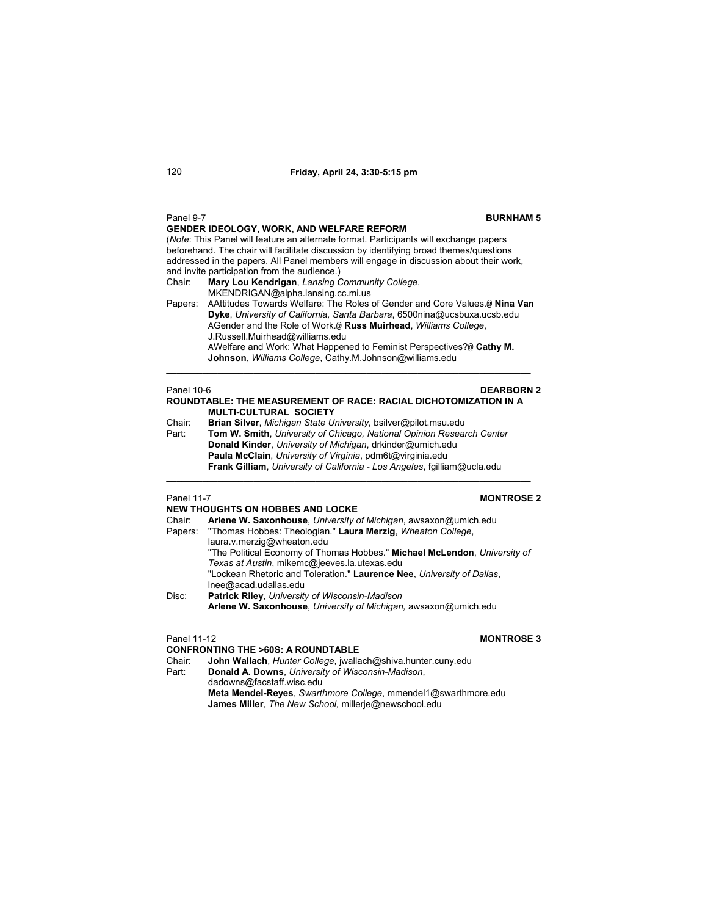Panel 9-7 **BURNHAM 5**

**GENDER IDEOLOGY, WORK, AND WELFARE REFORM**

(*Note*: This Panel will feature an alternate format. Participants will exchange papers beforehand. The chair will facilitate discussion by identifying broad themes/questions addressed in the papers. All Panel members will engage in discussion about their work, and invite participation from the audience.)

Chair: **Mary Lou Kendrigan**, *Lansing Community College*, MKENDRIGAN@alpha.lansing.cc.mi.us

Papers: AAttitudes Towards Welfare: The Roles of Gender and Core Values.@ **Nina Van Dyke**, *University of California, Santa Barbara*, 6500nina@ucsbuxa.ucsb.edu

AGender and the Role of Work.@ **Russ Muirhead**, *Williams College*, J.Russell.Muirhead@williams.edu

AWelfare and Work: What Happened to Feminist Perspectives?@ **Cathy M. Johnson**, *Williams College*, Cathy.M.Johnson@williams.edu

---

Panel 10-6 **DEARBORN 2**

**ROUNDTABLE: THE MEASUREMENT OF RACE: RACIAL DICHOTOMIZATION IN A MULTI-CULTURAL SOCIETY**

Chair: **Brian Silver**, *Michigan State University*, bsilver@pilot.msu.edu

Part: **Tom W. Smith**, *University of Chicago, National Opinion Research Center*

**Donald Kinder**, *University of Michigan*, drkinder@umich.edu

**Paula McClain**, *University of Virginia*, pdm6t@virginia.edu

**Frank Gilliam**, *University of California - Los Angeles*, fgilliam@ucla.edu

---

Panel 11-7 **MONTROSE 2**

**NEW THOUGHTS ON HOBBES AND LOCKE**

Chair: **Arlene W. Saxonhouse**, *University of Michigan*, awsaxon@umich.edu

Papers: "Thomas Hobbes: Theologian." **Laura Merzig**, *Wheaton College*, laura.v.merzig@wheaton.edu

"The Political Economy of Thomas Hobbes." **Michael McLendon**, *University of Texas at Austin*, mikemc@jeeves.la.utexas.edu

"Lockean Rhetoric and Toleration." **Laurence Nee**, *University of Dallas*, lnee@acad.udallas.edu

Disc: **Patrick Riley**, *University of Wisconsin-Madison*

**Arlene W. Saxonhouse**, *University of Michigan,* awsaxon@umich.edu

---

Panel 11-12 **MONTROSE 3**

**CONFRONTING THE >60S: A ROUNDTABLE**

Chair: **John Wallach**, *Hunter College*, jwallach@shiva.hunter.cuny.edu

Part: **Donald A. Downs**, *University of Wisconsin-Madison*, dadowns@facstaff.wisc.edu

**Meta Mendel-Reyes**, *Swarthmore College*, mmendel1@swarthmore.edu

**James Miller**, *The New School,* millerje@newschool.edu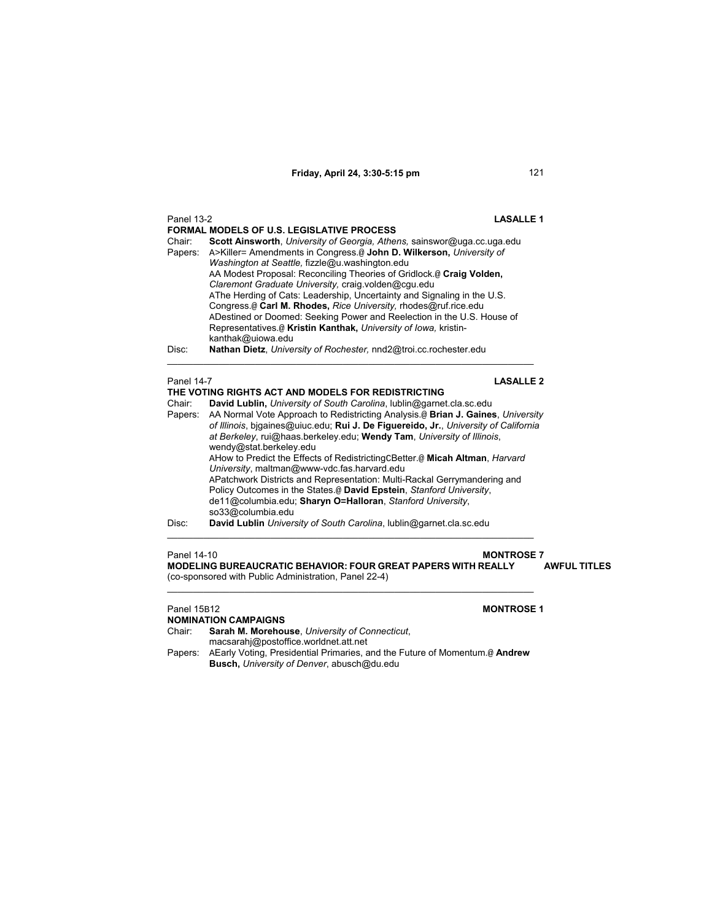Panel 13-2 **LASALLE 1**

**FORMAL MODELS OF U.S. LEGISLATIVE PROCESS**

Chair: **Scott Ainsworth**, *University of Georgia, Athens,* sainswor@uga.cc.uga.edu

Papers: A>Killer= Amendments in Congress.@ **John D. Wilkerson,** *University of Washington at Seattle,* fizzle@u.washington.edu

AA Modest Proposal: Reconciling Theories of Gridlock.@ **Craig Volden,** *Claremont Graduate University,* craig.volden@cgu.edu

AThe Herding of Cats: Leadership, Uncertainty and Signaling in the U.S. Congress.@ **Carl M. Rhodes,** *Rice University,* rhodes@ruf.rice.edu

ADestined or Doomed: Seeking Power and Reelection in the U.S. House of Representatives.@ **Kristin Kanthak,** *University of Iowa,* kristin-kanthak@uiowa.edu

Disc: **Nathan Dietz**, *University of Rochester,* nnd2@troi.cc.rochester.edu

---

Panel 14-7 **LASALLE 2**

**THE VOTING RIGHTS ACT AND MODELS FOR REDISTRICTING**

Chair: **David Lublin,** *University of South Carolina*, lublin@garnet.cla.sc.edu

Papers: AA Normal Vote Approach to Redistricting Analysis.@ **Brian J. Gaines**, *University of Illinois*, bjgaines@uiuc.edu; **Rui J. De Figuereido, Jr.**, *University of California at Berkeley*, rui@haas.berkeley.edu; **Wendy Tam**, *University of Illinois*, wendy@stat.berkeley.edu

AHow to Predict the Effects of RedistrictingCBetter.@ **Micah Altman**, *Harvard University*, maltman@www-vdc.fas.harvard.edu

APatchwork Districts and Representation: Multi-Rackal Gerrymandering and Policy Outcomes in the States.@ **David Epstein**, *Stanford University*, de11@columbia.edu; **Sharyn O=Halloran**, *Stanford University*, so33@columbia.edu

Disc: **David Lublin** *University of South Carolina*, lublin@garnet.cla.sc.edu

---

Panel 14-10 **MONTROSE 7**

**MODELING BUREAUCRATIC BEHAVIOR: FOUR GREAT PAPERS WITH REALLY AWFUL TITLES**

(co-sponsored with Public Administration, Panel 22-4)

---

Panel 15B12 **MONTROSE 1**

**NOMINATION CAMPAIGNS**

Chair: **Sarah M. Morehouse**, *University of Connecticut*, macsarahj@postoffice.worldnet.att.net

Papers: AEarly Voting, Presidential Primaries, and the Future of Momentum.@ **Andrew Busch,** *University of Denver*, abusch@du.edu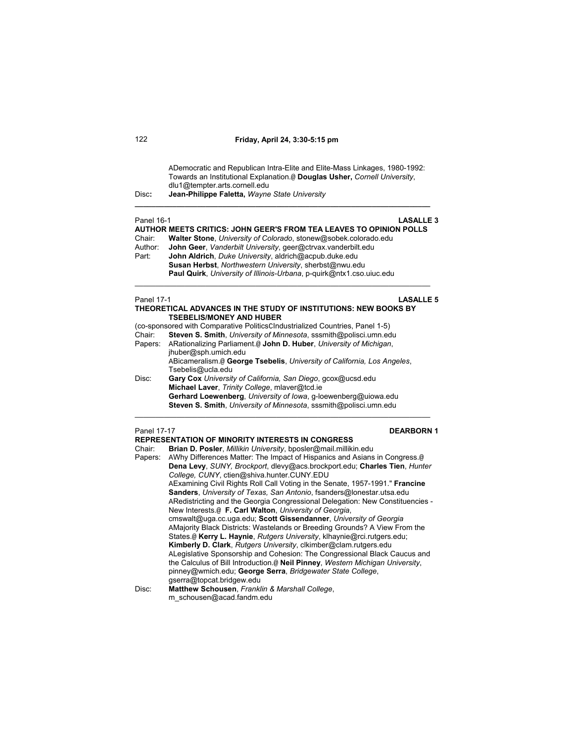ADemocratic and Republican Intra-Elite and Elite-Mass Linkages, 1980-1992: Towards an Institutional Explanation.@ **Douglas Usher,** *Cornell University*, dlu1@tempter.arts.cornell.edu

Disc**:** **Jean-Philippe Faletta,** *Wayne State University*

---

Panel 16-1 **LASALLE 3**

**AUTHOR MEETS CRITICS: JOHN GEER'S FROM TEA LEAVES TO OPINION POLLS**

Chair: **Walter Stone**, *University of Colorado*, stonew@sobek.colorado.edu

Author: **John Geer**, *Vanderbilt University*, geer@ctrvax.vanderbilt.edu

Part: **John Aldrich**, *Duke University*, aldrich@acpub.duke.edu
**Susan Herbst**, *Northwestern University*, sherbst@nwu.edu
**Paul Quirk**, *University of Illinois-Urbana*, p-quirk@ntx1.cso.uiuc.edu

---

Panel 17-1 **LASALLE 5**

**THEORETICAL ADVANCES IN THE STUDY OF INSTITUTIONS: NEW BOOKS BY TSEBELIS/MONEY AND HUBER**

(co-sponsored with Comparative PoliticsCIndustrialized Countries, Panel 1-5)

Chair: **Steven S. Smith**, *University of Minnesota*, sssmith@polisci.umn.edu

Papers: ARationalizing Parliament.@ **John D. Huber**, *University of Michigan*, jhuber@sph.umich.edu
ABicameralism.@ **George Tsebelis**, *University of California, Los Angeles*, Tsebelis@ucla.edu

Disc: **Gary Cox** *University of California, San Diego*, gcox@ucsd.edu
**Michael Laver**, *Trinity College*, mlaver@tcd.ie
**Gerhard Loewenberg**, *University of Iowa*, g-loewenberg@uiowa.edu
**Steven S. Smith**, *University of Minnesota*, sssmith@polisci.umn.edu

---

Panel 17-17 **DEARBORN 1**

**REPRESENTATION OF MINORITY INTERESTS IN CONGRESS**

Chair: **Brian D. Posler**, *Millikin University*, bposler@mail.millikin.edu

Papers: AWhy Differences Matter: The Impact of Hispanics and Asians in Congress.@ **Dena Levy**, *SUNY, Brockport*, dlevy@acs.brockport.edu; **Charles Tien**, *Hunter College, CUNY*, ctien@shiva.hunter.CUNY.EDU
AExamining Civil Rights Roll Call Voting in the Senate, 1957-1991." **Francine Sanders**, *University of Texas, San Antonio*, fsanders@lonestar.utsa.edu
ARedistricting and the Georgia Congressional Delegation: New Constituencies - New Interests.@ **F. Carl Walton**, *University of Georgia*, cmswalt@uga.cc.uga.edu; **Scott Gissendanner**, *University of Georgia*
AMajority Black Districts: Wastelands or Breeding Grounds? A View From the States.@ **Kerry L. Haynie**, *Rutgers University*, klhaynie@rci.rutgers.edu; **Kimberly D. Clark**, *Rutgers University*, clkimber@clam.rutgers.edu
ALegislative Sponsorship and Cohesion: The Congressional Black Caucus and the Calculus of Bill Introduction.@ **Neil Pinney**, *Western Michigan University*, pinney@wmich.edu; **George Serra**, *Bridgewater State College*, gserra@topcat.bridgew.edu

Disc: **Matthew Schousen**, *Franklin & Marshall College*, m_schousen@acad.fandm.edu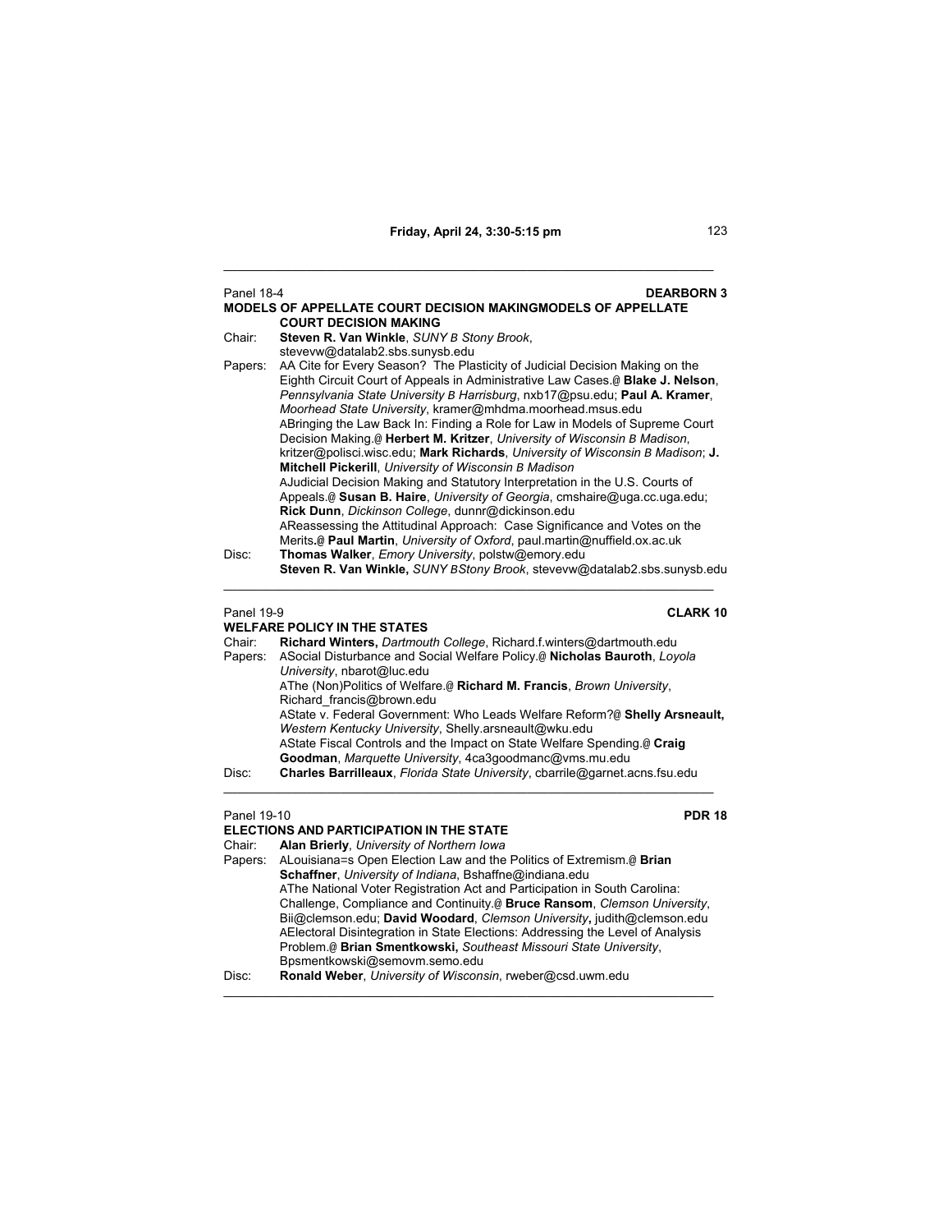Panel 18-4 **DEARBORN 3**

**MODELS OF APPELLATE COURT DECISION MAKINGMODELS OF APPELLATE COURT DECISION MAKING**

Chair: **Steven R. Van Winkle**, *SUNY B Stony Brook*, stevevw@datalab2.sbs.sunysb.edu

Papers: AA Cite for Every Season? The Plasticity of Judicial Decision Making on the Eighth Circuit Court of Appeals in Administrative Law Cases.@ **Blake J. Nelson**, *Pennsylvania State University B Harrisburg*, nxb17@psu.edu; **Paul A. Kramer**, *Moorhead State University*, kramer@mhdma.moorhead.msus.edu

ABringing the Law Back In: Finding a Role for Law in Models of Supreme Court Decision Making.@ **Herbert M. Kritzer**, *University of Wisconsin B Madison*, kritzer@polisci.wisc.edu; **Mark Richards**, *University of Wisconsin B Madison*; **J. Mitchell Pickerill**, *University of Wisconsin B Madison*

AJudicial Decision Making and Statutory Interpretation in the U.S. Courts of Appeals.@ **Susan B. Haire**, *University of Georgia*, cmshaire@uga.cc.uga.edu; **Rick Dunn**, *Dickinson College*, dunnr@dickinson.edu

AReassessing the Attitudinal Approach: Case Significance and Votes on the Merits.@ **Paul Martin**, *University of Oxford*, paul.martin@nuffield.ox.ac.uk

Disc: **Thomas Walker**, *Emory University*, polstw@emory.edu
**Steven R. Van Winkle,** *SUNY BStony Brook*, stevevw@datalab2.sbs.sunysb.edu

---

Panel 19-9 **CLARK 10**

**WELFARE POLICY IN THE STATES**

Chair: **Richard Winters,** *Dartmouth College*, Richard.f.winters@dartmouth.edu

Papers: ASocial Disturbance and Social Welfare Policy.@ **Nicholas Bauroth**, *Loyola University*, nbarot@luc.edu

AThe (Non)Politics of Welfare.@ **Richard M. Francis**, *Brown University*, Richard_francis@brown.edu

AState v. Federal Government: Who Leads Welfare Reform?@ **Shelly Arsneault,** *Western Kentucky University*, Shelly.arsneault@wku.edu

AState Fiscal Controls and the Impact on State Welfare Spending.@ **Craig Goodman**, *Marquette University*, 4ca3goodmanc@vms.mu.edu

Disc: **Charles Barrilleaux**, *Florida State University*, cbarrile@garnet.acns.fsu.edu

---

Panel 19-10 **PDR 18**

**ELECTIONS AND PARTICIPATION IN THE STATE**

Chair: **Alan Brierly**, *University of Northern Iowa*

Papers: ALouisiana=s Open Election Law and the Politics of Extremism.@ **Brian Schaffner**, *University of Indiana*, Bshaffne@indiana.edu

AThe National Voter Registration Act and Participation in South Carolina: Challenge, Compliance and Continuity.@ **Bruce Ransom**, *Clemson University*, Bii@clemson.edu; **David Woodard**, *Clemson University***,** judith@clemson.edu

AElectoral Disintegration in State Elections: Addressing the Level of Analysis Problem.@ **Brian Smentkowski,** *Southeast Missouri State University*, Bpsmentkowski@semovm.semo.edu

Disc: **Ronald Weber**, *University of Wisconsin*, rweber@csd.uwm.edu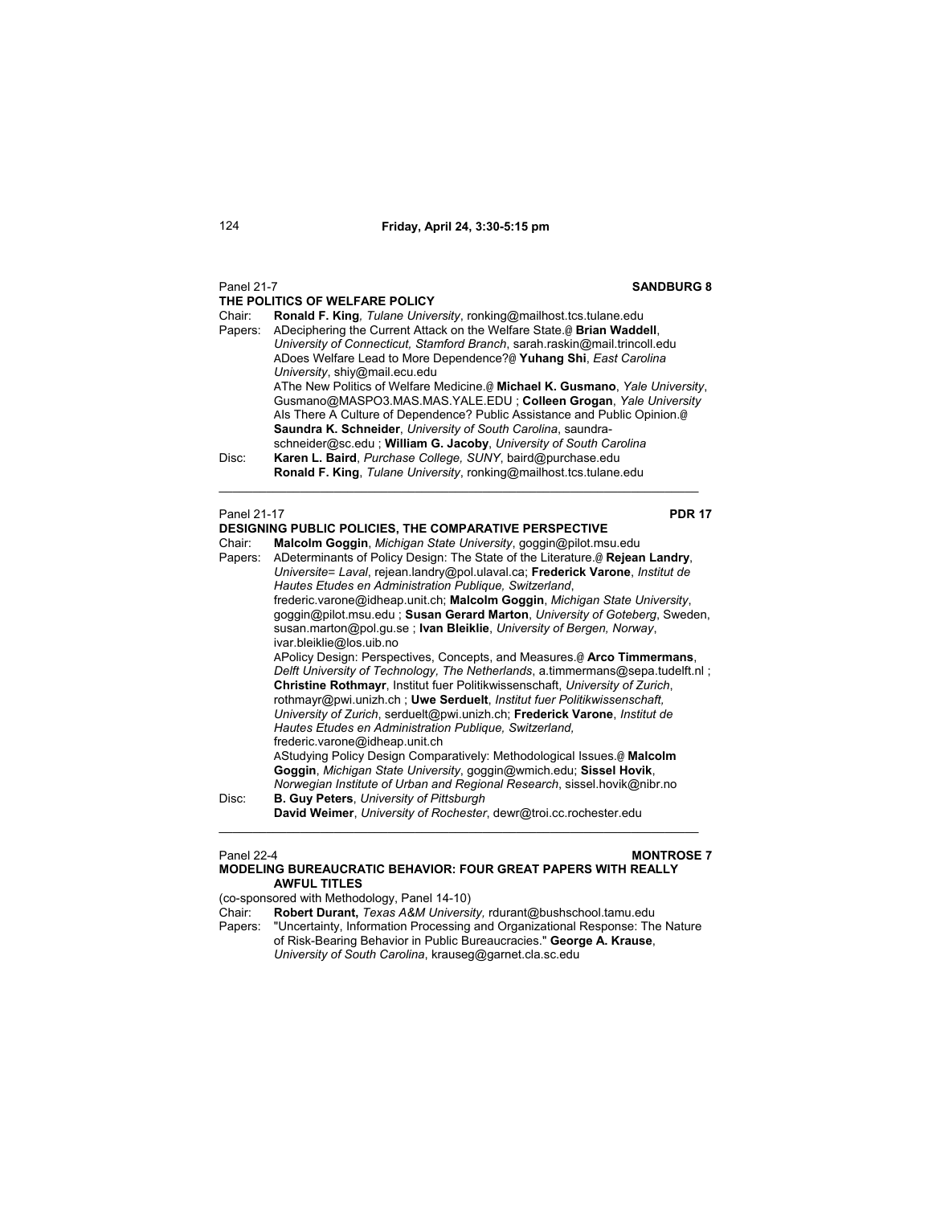**Friday, April 24, 3:30-5:15 pm**

Panel 21-7 **SANDBURG 8**

**THE POLITICS OF WELFARE POLICY**

Chair: **Ronald F. King**, *Tulane University*, ronking@mailhost.tcs.tulane.edu

Papers: ADeciphering the Current Attack on the Welfare State.@ **Brian Waddell**, *University of Connecticut, Stamford Branch*, sarah.raskin@mail.trincoll.edu

ADoes Welfare Lead to More Dependence?@ **Yuhang Shi**, *East Carolina University*, shiy@mail.ecu.edu

AThe New Politics of Welfare Medicine.@ **Michael K. Gusmano**, *Yale University*, Gusmano@MASPO3.MAS.MAS.YALE.EDU ; **Colleen Grogan**, *Yale University*

AIs There A Culture of Dependence? Public Assistance and Public Opinion.@ **Saundra K. Schneider**, *University of South Carolina*, saundra-schneider@sc.edu ; **William G. Jacoby**, *University of South Carolina*

Disc: **Karen L. Baird**, *Purchase College, SUNY*, baird@purchase.edu

**Ronald F. King**, *Tulane University*, ronking@mailhost.tcs.tulane.edu

---

Panel 21-17 **PDR 17**

**DESIGNING PUBLIC POLICIES, THE COMPARATIVE PERSPECTIVE**

Chair: **Malcolm Goggin**, *Michigan State University*, goggin@pilot.msu.edu

Papers: ADeterminants of Policy Design: The State of the Literature.@ **Rejean Landry**, *Universite= Laval*, rejean.landry@pol.ulaval.ca; **Frederick Varone**, *Institut de Hautes Etudes en Administration Publique, Switzerland*, frederic.varone@idheap.unit.ch; **Malcolm Goggin**, *Michigan State University*, goggin@pilot.msu.edu ; **Susan Gerard Marton**, *University of Goteberg*, Sweden, susan.marton@pol.gu.se ; **Ivan Bleiklie**, *University of Bergen, Norway*, ivar.bleiklie@los.uib.no

APolicy Design: Perspectives, Concepts, and Measures.@ **Arco Timmermans**, *Delft University of Technology, The Netherlands*, a.timmermans@sepa.tudelft.nl ; **Christine Rothmayr**, Institut fuer Politikwissenschaft, *University of Zurich*, rothmayr@pwi.unizh.ch ; **Uwe Serduelt**, *Institut fuer Politikwissenschaft, University of Zurich*, serduelt@pwi.unizh.ch; **Frederick Varone**, *Institut de Hautes Etudes en Administration Publique, Switzerland,* frederic.varone@idheap.unit.ch

AStudying Policy Design Comparatively: Methodological Issues.@ **Malcolm Goggin**, *Michigan State University*, goggin@wmich.edu; **Sissel Hovik**, *Norwegian Institute of Urban and Regional Research*, sissel.hovik@nibr.no

Disc: **B. Guy Peters**, *University of Pittsburgh*

**David Weimer**, *University of Rochester*, dewr@troi.cc.rochester.edu

---

Panel 22-4 **MONTROSE 7**

**MODELING BUREAUCRATIC BEHAVIOR: FOUR GREAT PAPERS WITH REALLY AWFUL TITLES**

(co-sponsored with Methodology, Panel 14-10)

Chair: **Robert Durant,** *Texas A&M University,* rdurant@bushschool.tamu.edu

Papers: "Uncertainty, Information Processing and Organizational Response: The Nature of Risk-Bearing Behavior in Public Bureaucracies." **George A. Krause**, *University of South Carolina*, krauseg@garnet.cla.sc.edu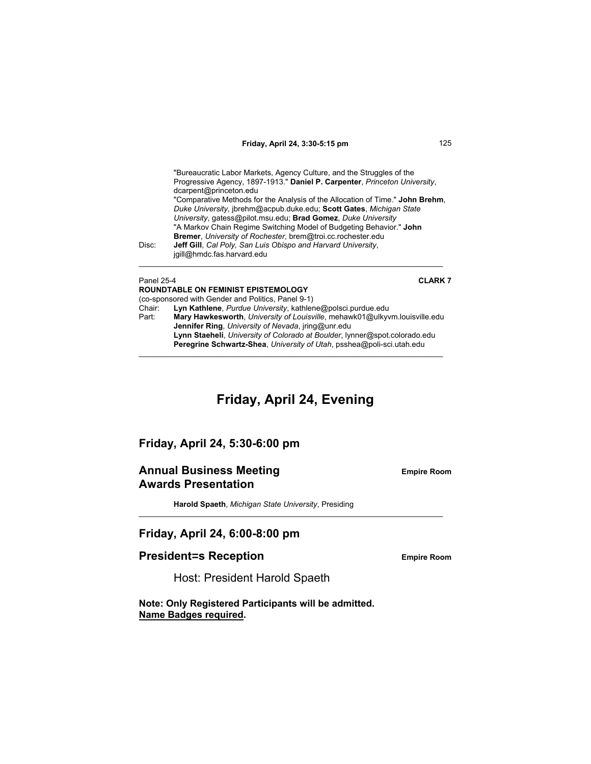"Bureaucratic Labor Markets, Agency Culture, and the Struggles of the Progressive Agency, 1897-1913." **Daniel P. Carpenter**, *Princeton University*, dcarpent@princeton.edu

"Comparative Methods for the Analysis of the Allocation of Time." **John Brehm**, *Duke University*, jbrehm@acpub.duke.edu; **Scott Gates**, *Michigan State University*, gatess@pilot.msu.edu; **Brad Gomez**, *Duke University*

"A Markov Chain Regime Switching Model of Budgeting Behavior." **John Bremer**, *University of Rochester*, brem@troi.cc.rochester.edu

Disc: **Jeff Gill**, *Cal Poly, San Luis Obispo and Harvard University*, jgill@hmdc.fas.harvard.edu

---

Panel 25-4 **CLARK 7**

**ROUNDTABLE ON FEMINIST EPISTEMOLOGY**

(co-sponsored with Gender and Politics, Panel 9-1)

Chair: **Lyn Kathlene**, *Purdue University*, kathlene@polsci.purdue.edu

Part: **Mary Hawkesworth**, *University of Louisville*, mehawk01@ulkyvm.louisville.edu
**Jennifer Ring**, *University of Nevada*, jring@unr.edu
**Lynn Staeheli**, *University of Colorado at Boulder*, lynner@spot.colorado.edu
**Peregrine Schwartz-Shea**, *University of Utah*, psshea@poli-sci.utah.edu

---

# Friday, April 24, Evening

## Friday, April 24, 5:30-6:00 pm

## Annual Business Meeting Awards Presentation

**Empire Room**

**Harold Spaeth**, *Michigan State University*, Presiding

---

## Friday, April 24, 6:00-8:00 pm

## President=s Reception

**Empire Room**

Host: President Harold Spaeth

**Note: Only Registered Participants will be admitted. Name Badges required.**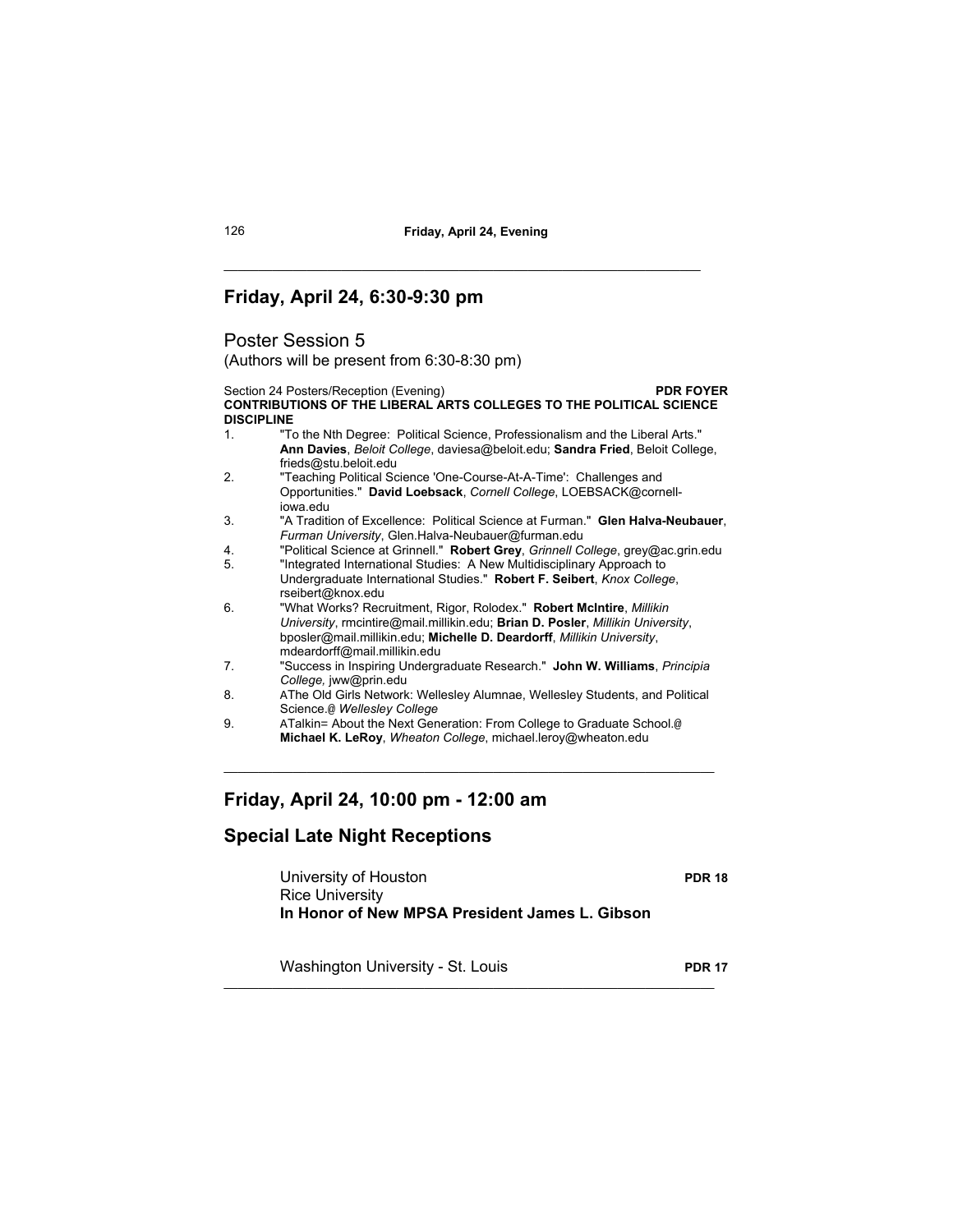## Friday, April 24, 6:30-9:30 pm

### Poster Session 5

(Authors will be present from 6:30-8:30 pm)

Section 24 Posters/Reception (Evening) **PDR FOYER**

**CONTRIBUTIONS OF THE LIBERAL ARTS COLLEGES TO THE POLITICAL SCIENCE DISCIPLINE**

1. "To the Nth Degree: Political Science, Professionalism and the Liberal Arts." **Ann Davies**, *Beloit College*, daviesa@beloit.edu; **Sandra Fried**, Beloit College, frieds@stu.beloit.edu
2. "Teaching Political Science 'One-Course-At-A-Time': Challenges and Opportunities." **David Loebsack**, *Cornell College*, LOEBSACK@cornell-iowa.edu
3. "A Tradition of Excellence: Political Science at Furman." **Glen Halva-Neubauer**, *Furman University*, Glen.Halva-Neubauer@furman.edu
4. "Political Science at Grinnell." **Robert Grey**, *Grinnell College*, grey@ac.grin.edu
5. "Integrated International Studies: A New Multidisciplinary Approach to Undergraduate International Studies." **Robert F. Seibert**, *Knox College*, rseibert@knox.edu
6. "What Works? Recruitment, Rigor, Rolodex." **Robert McIntire**, *Millikin University*, rmcintire@mail.millikin.edu; **Brian D. Posler**, *Millikin University*, bposler@mail.millikin.edu; **Michelle D. Deardorff**, *Millikin University*, mdeardorff@mail.millikin.edu
7. "Success in Inspiring Undergraduate Research." **John W. Williams**, *Principia College,* jww@prin.edu
8. AThe Old Girls Network: Wellesley Alumnae, Wellesley Students, and Political Science.@ *Wellesley College*
9. ATalkin= About the Next Generation: From College to Graduate School.@ **Michael K. LeRoy**, *Wheaton College*, michael.leroy@wheaton.edu

---

## Friday, April 24, 10:00 pm - 12:00 am

## Special Late Night Receptions

University of Houston **PDR 18**
Rice University
**In Honor of New MPSA President James L. Gibson**

Washington University - St. Louis **PDR 17**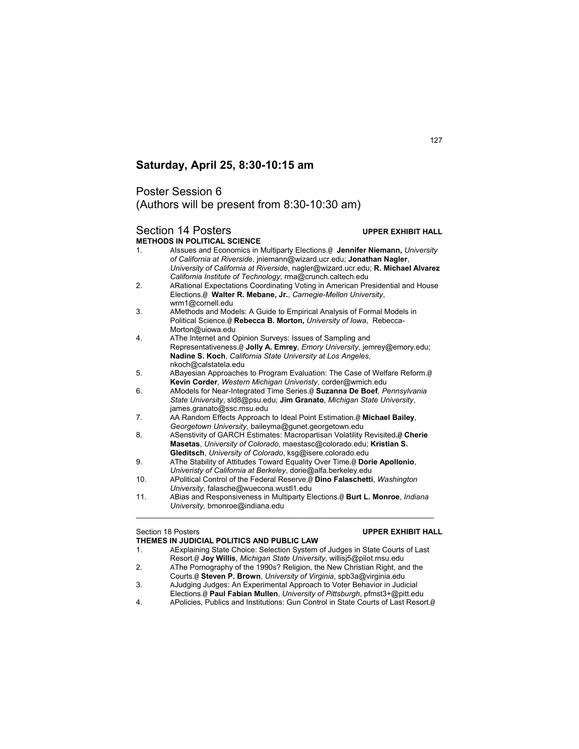## Saturday, April 25, 8:30-10:15 am

### Poster Session 6
(Authors will be present from 8:30-10:30 am)

### Section 14 Posters — UPPER EXHIBIT HALL

**METHODS IN POLITICAL SCIENCE**

1. AIssues and Economics in Multiparty Elections.@ **Jennifer Niemann,** *University of California at Riverside*, jniemann@wizard.ucr.edu; **Jonathan Nagler**, *University of California at Riverside*, nagler@wizard.ucr.edu; **R. Michael Alvarez** *California Institute of Technology*, rma@crunch.caltech.edu
2. ARational Expectations Coordinating Voting in American Presidential and House Elections.@ **Walter R. Mebane, Jr.**, *Carnegie-Mellon University*, wrm1@cornell.edu
3. AMethods and Models: A Guide to Empirical Analysis of Formal Models in Political Science.@ **Rebecca B. Morton,** *University of Iowa*, Rebecca-Morton@uiowa.edu
4. AThe Internet and Opinion Surveys: Issues of Sampling and Representativeness.@ **Jolly A. Emrey**, *Emory University*, jemrey@emory.edu; **Nadine S. Koch**, *California State University at Los Angeles*, nkoch@calstatela.edu
5. ABayesian Approaches to Program Evaluation: The Case of Welfare Reform.@ **Kevin Corder**, *Western Michigan Univeristy*, corder@wmich.edu
6. AModels for Near-Integrated Time Series.@ **Suzanna De Boef***, Pennsylvania State University*, sld8@psu.edu; **Jim Granato**, *Michigan State University*, james.granato@ssc.msu.edu
7. AA Random Effects Approach to Ideal Point Estimation.@ **Michael Bailey**, *Georgetown University*, baileyma@gunet.georgetown.edu
8. ASenstivity of GARCH Estimates: Macropartisan Volatility Revisited**.@ Cherie Masetas**, *University of Colorado*, maestasc@colorado.edu; **Kristian S. Gleditsch**, *University of Colorado*, ksg@isere.colorado.edu
9. AThe Stability of Attitudes Toward Equality Over Time.@ **Dorie Apollonio**, *Univeristy of California at Berkeley*, dorie@alfa.berkeley.edu
10. APolitical Control of the Federal Reserve.@ **Dino Falaschetti**, *Washington University*, falasche@wuecona.wustl1.edu
11. ABias and Responsiveness in Multiparty Elections.@ **Burt L. Monroe**, *Indiana University,* bmonroe@indiana.edu

---

### Section 18 Posters — UPPER EXHIBIT HALL

**THEMES IN JUDICIAL POLITICS AND PUBLIC LAW**

1. AExplaining State Choice: Selection System of Judges in State Courts of Last Resort.@ **Joy Willis**, *Michigan State University*, willisj5@pilot.msu.edu
2. AThe Pornography of the 1990s? Religion, the New Christian Right, and the Courts.@ **Steven P. Brown**, *University of Virginia*, spb3a@virginia.edu
3. AJudging Judges: An Experimental Approach to Voter Behavior in Judicial Elections.@ **Paul Fabian Mullen**, *University of Pittsburgh*, pfmst3+@pitt.edu
4. APolicies, Publics and Institutions: Gun Control in State Courts of Last Resort.@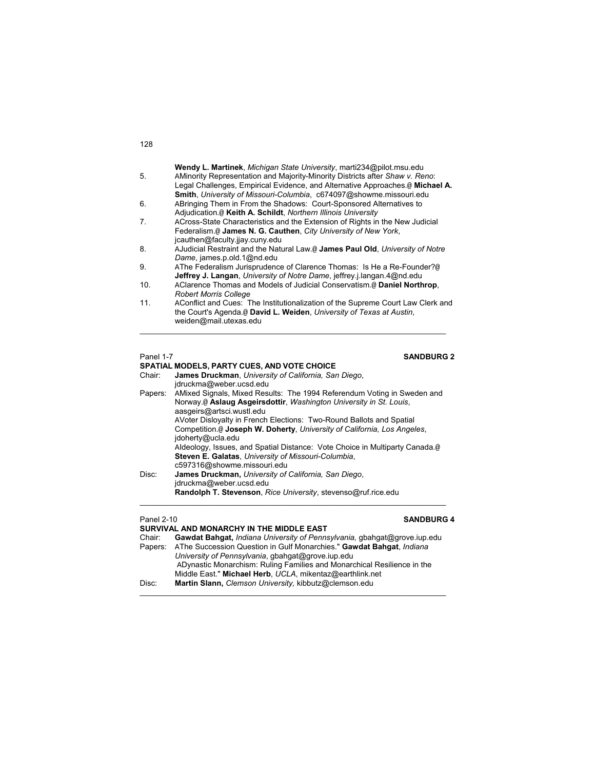**Wendy L. Martinek**, *Michigan State University*, marti234@pilot.msu.edu

5. AMinority Representation and Majority-Minority Districts after *Shaw v. Reno*: Legal Challenges, Empirical Evidence, and Alternative Approaches.@ **Michael A. Smith**, *University of Missouri-Columbia*, c674097@showme.missouri.edu
6. ABringing Them in From the Shadows: Court-Sponsored Alternatives to Adjudication.@ **Keith A. Schildt**, *Northern Illinois University*
7. ACross-State Characteristics and the Extension of Rights in the New Judicial Federalism.@ **James N. G. Cauthen**, *City University of New York*, jcauthen@faculty.jjay.cuny.edu
8. AJudicial Restraint and the Natural Law.@ **James Paul Old**, *University of Notre Dame*, james.p.old.1@nd.edu
9. AThe Federalism Jurisprudence of Clarence Thomas: Is He a Re-Founder?@ **Jeffrey J. Langan**, *University of Notre Dame*, jeffrey.j.langan.4@nd.edu
10. AClarence Thomas and Models of Judicial Conservatism.@ **Daniel Northrop**, *Robert Morris College*
11. AConflict and Cues: The Institutionalization of the Supreme Court Law Clerk and the Court's Agenda.@ **David L. Weiden**, *University of Texas at Austin*, weiden@mail.utexas.edu

---

Panel 1-7 **SANDBURG 2**

**SPATIAL MODELS, PARTY CUES, AND VOTE CHOICE**

Chair: **James Druckman**, *University of California, San Diego*, jdruckma@weber.ucsd.edu

Papers: AMixed Signals, Mixed Results: The 1994 Referendum Voting in Sweden and Norway.@ **Aslaug Asgeirsdottir**, *Washington University in St. Louis*, aasgeirs@artsci.wustl.edu

AVoter Disloyalty in French Elections: Two-Round Ballots and Spatial Competition.@ **Joseph W. Doherty**, *University of California, Los Angeles*, jdoherty@ucla.edu

AIdeology, Issues, and Spatial Distance: Vote Choice in Multiparty Canada.@ **Steven E. Galatas**, *University of Missouri-Columbia*, c597316@showme.missouri.edu

Disc: **James Druckman,** *University of California, San Diego*, jdruckma@weber.ucsd.edu

**Randolph T. Stevenson**, *Rice University*, stevenso@ruf.rice.edu

---

Panel 2-10 **SANDBURG 4**

**SURVIVAL AND MONARCHY IN THE MIDDLE EAST**

Chair: **Gawdat Bahgat,** *Indiana University of Pennsylvania,* gbahgat@grove.iup.edu

Papers: AThe Succession Question in Gulf Monarchies." **Gawdat Bahgat**, *Indiana University of Pennsylvania*, gbahgat@grove.iup.edu

ADynastic Monarchism: Ruling Families and Monarchical Resilience in the Middle East." **Michael Herb**, *UCLA*, mikentaz@earthlink.net

Disc: **Martin Slann,** *Clemson University,* kibbutz@clemson.edu

---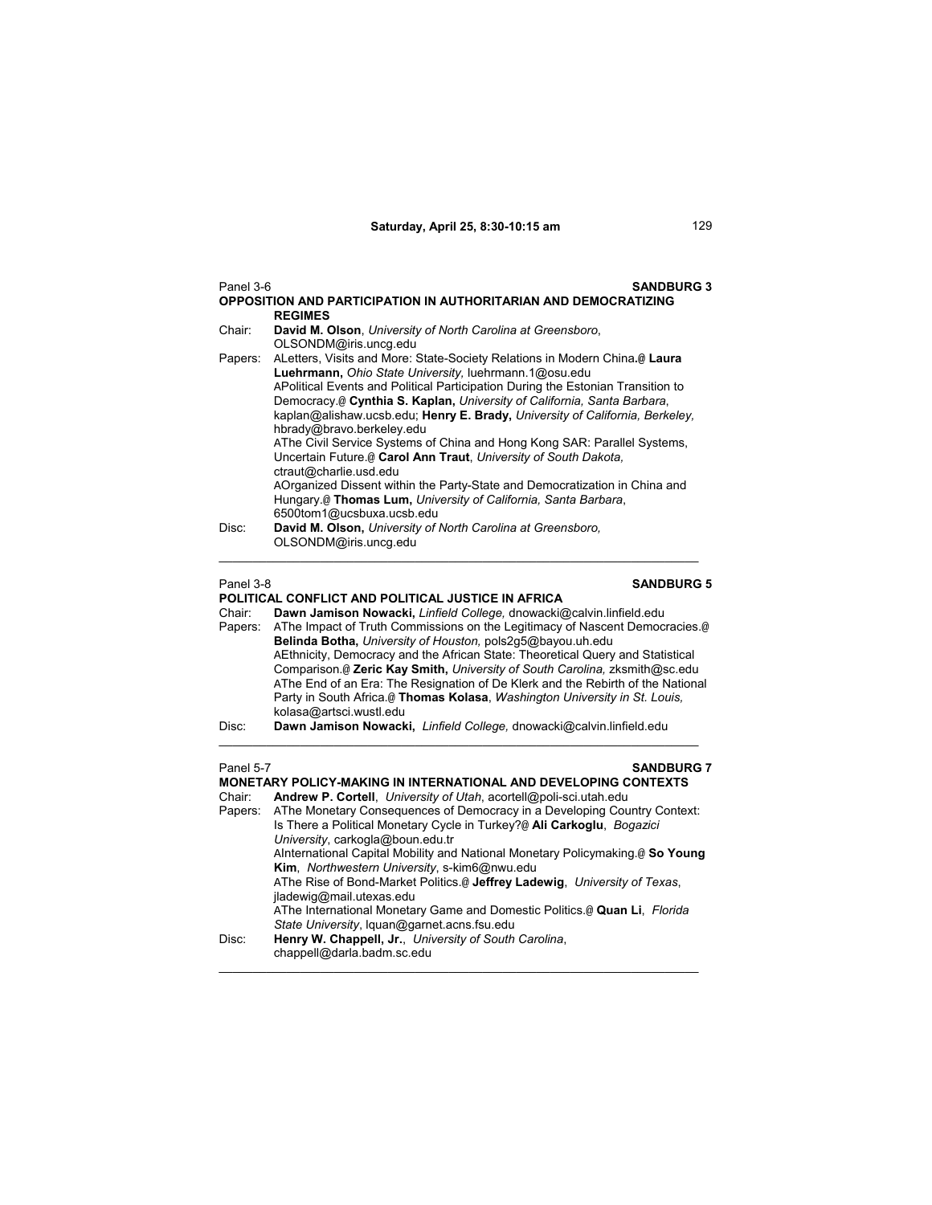**Saturday, April 25, 8:30-10:15 am**

Panel 3-6 **SANDBURG 3**

**OPPOSITION AND PARTICIPATION IN AUTHORITARIAN AND DEMOCRATIZING REGIMES**

Chair: **David M. Olson**, *University of North Carolina at Greensboro*, OLSONDM@iris.uncg.edu

Papers: ALetters, Visits and More: State-Society Relations in Modern China.@ **Laura Luehrmann,** *Ohio State University,* luehrmann.1@osu.edu

APolitical Events and Political Participation During the Estonian Transition to Democracy.@ **Cynthia S. Kaplan,** *University of California, Santa Barbara*, kaplan@alishaw.ucsb.edu; **Henry E. Brady,** *University of California, Berkeley,* hbrady@bravo.berkeley.edu

AThe Civil Service Systems of China and Hong Kong SAR: Parallel Systems, Uncertain Future.@ **Carol Ann Traut**, *University of South Dakota,* ctraut@charlie.usd.edu

AOrganized Dissent within the Party-State and Democratization in China and Hungary.@ **Thomas Lum,** *University of California, Santa Barbara*, 6500tom1@ucsbuxa.ucsb.edu

Disc: **David M. Olson,** *University of North Carolina at Greensboro,* OLSONDM@iris.uncg.edu

---

Panel 3-8 **SANDBURG 5**

**POLITICAL CONFLICT AND POLITICAL JUSTICE IN AFRICA**

Chair: **Dawn Jamison Nowacki,** *Linfield College,* dnowacki@calvin.linfield.edu

Papers: AThe Impact of Truth Commissions on the Legitimacy of Nascent Democracies.@ **Belinda Botha,** *University of Houston,* pols2g5@bayou.uh.edu

AEthnicity, Democracy and the African State: Theoretical Query and Statistical Comparison.@ **Zeric Kay Smith,** *University of South Carolina,* zksmith@sc.edu

AThe End of an Era: The Resignation of De Klerk and the Rebirth of the National Party in South Africa.@ **Thomas Kolasa**, *Washington University in St. Louis,* kolasa@artsci.wustl.edu

Disc: **Dawn Jamison Nowacki,** *Linfield College,* dnowacki@calvin.linfield.edu

---

Panel 5-7 **SANDBURG 7**

**MONETARY POLICY-MAKING IN INTERNATIONAL AND DEVELOPING CONTEXTS**

Chair: **Andrew P. Cortell**, *University of Utah*, acortell@poli-sci.utah.edu

Papers: AThe Monetary Consequences of Democracy in a Developing Country Context: Is There a Political Monetary Cycle in Turkey?@ **Ali Carkoglu**, *Bogazici University*, carkogla@boun.edu.tr

AInternational Capital Mobility and National Monetary Policymaking.@ **So Young Kim**, *Northwestern University*, s-kim6@nwu.edu

AThe Rise of Bond-Market Politics.@ **Jeffrey Ladewig**, *University of Texas*, jladewig@mail.utexas.edu

AThe International Monetary Game and Domestic Politics.@ **Quan Li**, *Florida State University*, lquan@garnet.acns.fsu.edu

Disc: **Henry W. Chappell, Jr.**, *University of South Carolina*, chappell@darla.badm.sc.edu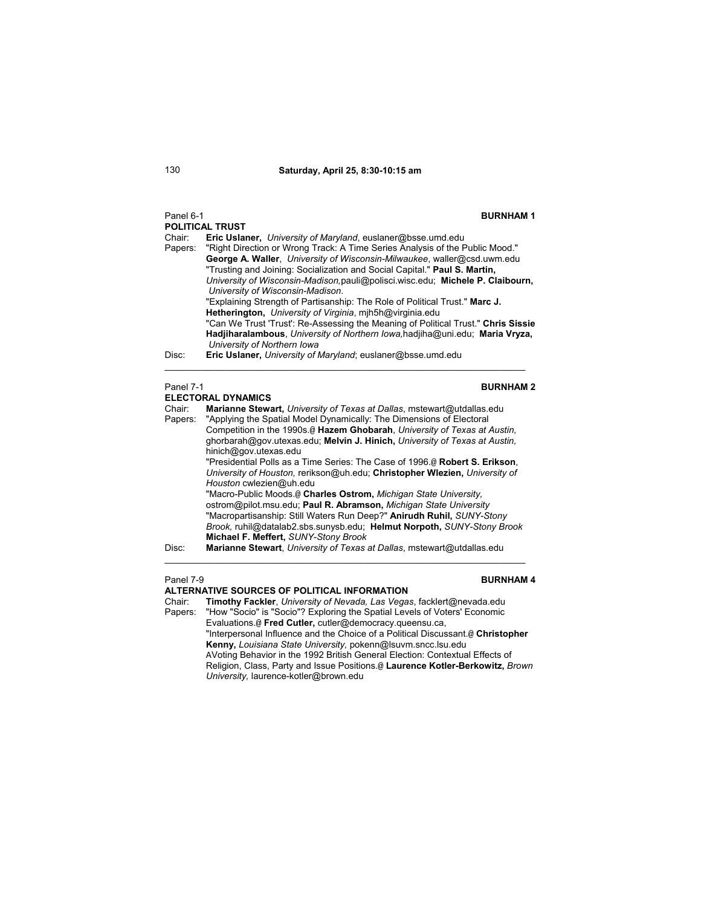## Saturday, April 25, 8:30-10:15 am

Panel 6-1 **BURNHAM 1**

**POLITICAL TRUST**

Chair: **Eric Uslaner,** *University of Maryland*, euslaner@bsse.umd.edu

Papers: "Right Direction or Wrong Track: A Time Series Analysis of the Public Mood." **George A. Waller**, *University of Wisconsin-Milwaukee*, waller@csd.uwm.edu

"Trusting and Joining: Socialization and Social Capital." **Paul S. Martin,** *University of Wisconsin-Madison,*pauli@polisci.wisc.edu; **Michele P. Claibourn,** *University of Wisconsin-Madison.*

"Explaining Strength of Partisanship: The Role of Political Trust." **Marc J. Hetherington,** *University of Virginia*, mjh5h@virginia.edu

"Can We Trust 'Trust': Re-Assessing the Meaning of Political Trust." **Chris Sissie Hadjiharalambous**, *University of Northern Iowa,*hadjiha@uni.edu; **Maria Vryza,** *University of Northern Iowa*

Disc: **Eric Uslaner,** *University of Maryland*; euslaner@bsse.umd.edu

---

Panel 7-1 **BURNHAM 2**

**ELECTORAL DYNAMICS**

Chair: **Marianne Stewart,** *University of Texas at Dallas*, mstewart@utdallas.edu

Papers: "Applying the Spatial Model Dynamically: The Dimensions of Electoral Competition in the 1990s.@ **Hazem Ghobarah**, *University of Texas at Austin,* ghorbarah@gov.utexas.edu; **Melvin J. Hinich,** *University of Texas at Austin,* hinich@gov.utexas.edu

"Presidential Polls as a Time Series: The Case of 1996.@ **Robert S. Erikson**, *University of Houston,* rerikson@uh.edu; **Christopher Wlezien,** *University of Houston* cwlezien@uh.edu

"Macro-Public Moods.@ **Charles Ostrom,** *Michigan State University,* ostrom@pilot.msu.edu; **Paul R. Abramson,** *Michigan State University*

"Macropartisanship: Still Waters Run Deep?" **Anirudh Ruhil,** *SUNY-Stony Brook,* ruhil@datalab2.sbs.sunysb.edu; **Helmut Norpoth,** *SUNY-Stony Brook* **Michael F. Meffert,** *SUNY-Stony Brook*

Disc: **Marianne Stewart**, *University of Texas at Dallas*, mstewart@utdallas.edu

---

Panel 7-9 **BURNHAM 4**

**ALTERNATIVE SOURCES OF POLITICAL INFORMATION**

Chair: **Timothy Fackler**, *University of Nevada, Las Vegas*, facklert@nevada.edu

Papers: "How "Socio" is "Socio"? Exploring the Spatial Levels of Voters' Economic Evaluations.@ **Fred Cutler,** cutler@democracy.queensu.ca,

"Interpersonal Influence and the Choice of a Political Discussant.@ **Christopher Kenny,** *Louisiana State University,* pokenn@lsuvm.sncc.lsu.edu

AVoting Behavior in the 1992 British General Election: Contextual Effects of Religion, Class, Party and Issue Positions.@ **Laurence Kotler-Berkowitz,** *Brown University,* laurence-kotler@brown.edu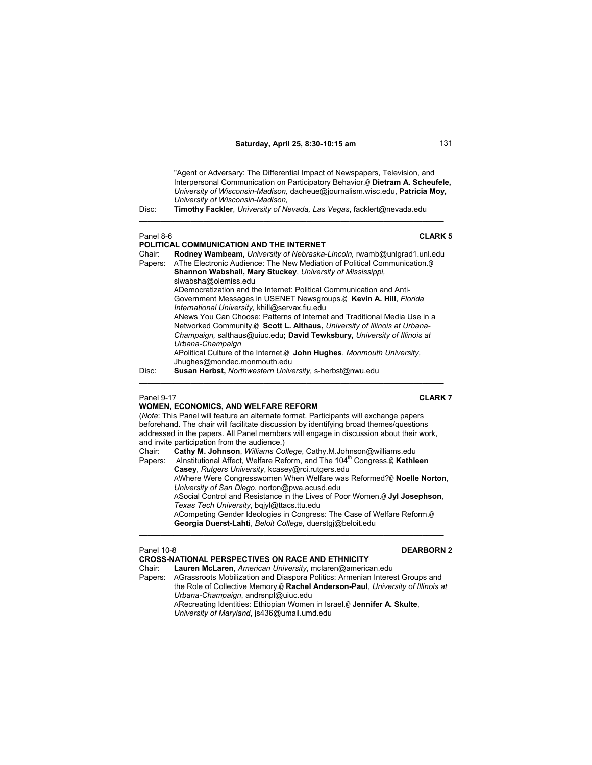"Agent or Adversary: The Differential Impact of Newspapers, Television, and Interpersonal Communication on Participatory Behavior.@ **Dietram A. Scheufele,** *University of Wisconsin-Madison,* dacheue@journalism.wisc.edu, **Patricia Moy,** *University of Wisconsin-Madison,*

Disc: **Timothy Fackler**, *University of Nevada, Las Vegas*, facklert@nevada.edu

---

Panel 8-6 **CLARK 5**

**POLITICAL COMMUNICATION AND THE INTERNET**

Chair: **Rodney Wambeam,** *University of Nebraska-Lincoln,* rwamb@unlgrad1.unl.edu

Papers: AThe Electronic Audience: The New Mediation of Political Communication.@ **Shannon Wabshall, Mary Stuckey**, *University of Mississippi,* slwabsha@olemiss.edu

ADemocratization and the Internet: Political Communication and Anti-Government Messages in USENET Newsgroups.@ **Kevin A. Hill**, *Florida International University,* khill@servax.fiu.edu

ANews You Can Choose: Patterns of Internet and Traditional Media Use in a Networked Community.@ **Scott L. Althaus,** *University of Illinois at Urbana-Champaign,* salthaus@uiuc.edu**; David Tewksbury,** *University of Illinois at Urbana-Champaign*

APolitical Culture of the Internet.@ **John Hughes**, *Monmouth University,* Jhughes@mondec.monmouth.edu

Disc: **Susan Herbst,** *Northwestern University,* s-herbst@nwu.edu

---

Panel 9-17 **CLARK 7**

**WOMEN, ECONOMICS, AND WELFARE REFORM**

(*Note*: This Panel will feature an alternate format. Participants will exchange papers beforehand. The chair will facilitate discussion by identifying broad themes/questions addressed in the papers. All Panel members will engage in discussion about their work, and invite participation from the audience.)

Chair: **Cathy M. Johnson**, *Williams College*, Cathy.M.Johnson@williams.edu

Papers: AInstitutional Affect, Welfare Reform, and The 104th Congress.@ **Kathleen Casey**, *Rutgers University*, kcasey@rci.rutgers.edu

AWhere Were Congresswomen When Welfare was Reformed?@ **Noelle Norton**, *University of San Diego*, norton@pwa.acusd.edu

ASocial Control and Resistance in the Lives of Poor Women.@ **Jyl Josephson**, *Texas Tech University*, bqjyl@ttacs.ttu.edu

ACompeting Gender Ideologies in Congress: The Case of Welfare Reform.@ **Georgia Duerst-Lahti**, *Beloit College*, duerstgj@beloit.edu

---

Panel 10-8 **DEARBORN 2**

**CROSS-NATIONAL PERSPECTIVES ON RACE AND ETHNICITY**

Chair: **Lauren McLaren**, *American University*, mclaren@american.edu

Papers: AGrassroots Mobilization and Diaspora Politics: Armenian Interest Groups and the Role of Collective Memory.@ **Rachel Anderson-Paul**, *University of Illinois at Urbana-Champaign*, andrsnpl@uiuc.edu

ARecreating Identities: Ethiopian Women in Israel.@ **Jennifer A. Skulte**, *University of Maryland*, js436@umail.umd.edu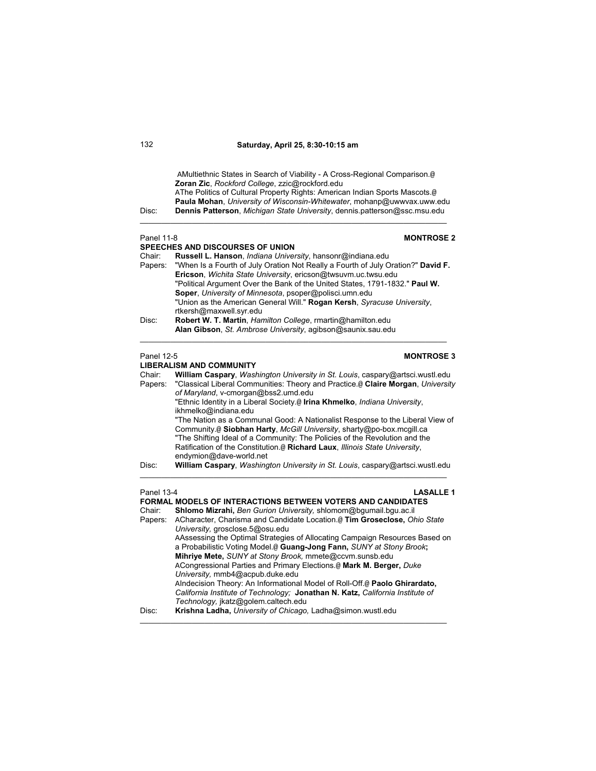"AMultiethnic States in Search of Viability - A Cross-Regional Comparison.@ **Zoran Zic**, *Rockford College*, zzic@rockford.edu

AThe Politics of Cultural Property Rights: American Indian Sports Mascots.@ **Paula Mohan**, *University of Wisconsin-Whitewater*, mohanp@uwwvax.uww.edu

Disc: **Dennis Patterson**, *Michigan State University*, dennis.patterson@ssc.msu.edu

---

Panel 11-8 **MONTROSE 2**

**SPEECHES AND DISCOURSES OF UNION**

Chair: **Russell L. Hanson**, *Indiana University*, hansonr@indiana.edu

Papers: "When Is a Fourth of July Oration Not Really a Fourth of July Oration?" **David F. Ericson**, *Wichita State University*, ericson@twsuvm.uc.twsu.edu

"Political Argument Over the Bank of the United States, 1791-1832." **Paul W. Soper**, *University of Minnesota*, psoper@polisci.umn.edu

"Union as the American General Will." **Rogan Kersh**, *Syracuse University*, rtkersh@maxwell.syr.edu

Disc: **Robert W. T. Martin**, *Hamilton College*, rmartin@hamilton.edu

**Alan Gibson**, *St. Ambrose University*, agibson@saunix.sau.edu

---

Panel 12-5 **MONTROSE 3**

**LIBERALISM AND COMMUNITY**

Chair: **William Caspary**, *Washington University in St. Louis*, caspary@artsci.wustl.edu

Papers: "Classical Liberal Communities: Theory and Practice.@ **Claire Morgan**, *University of Maryland*, v-cmorgan@bss2.umd.edu

"Ethnic Identity in a Liberal Society.@ **Irina Khmelko**, *Indiana University*, ikhmelko@indiana.edu

"The Nation as a Communal Good: A Nationalist Response to the Liberal View of Community.@ **Siobhan Harty**, *McGill University*, sharty@po-box.mcgill.ca

"The Shifting Ideal of a Community: The Policies of the Revolution and the Ratification of the Constitution.@ **Richard Laux**, *Illinois State University*, endymion@dave-world.net

Disc: **William Caspary**, *Washington University in St. Louis*, caspary@artsci.wustl.edu

---

Panel 13-4 **LASALLE 1**

**FORMAL MODELS OF INTERACTIONS BETWEEN VOTERS AND CANDIDATES**

Chair: **Shlomo Mizrahi,** *Ben Gurion University,* shlomom@bgumail.bgu.ac.il

Papers: ACharacter, Charisma and Candidate Location.@ **Tim Groseclose,** *Ohio State University,* grosclose.5@osu.edu

AAssessing the Optimal Strategies of Allocating Campaign Resources Based on a Probabilistic Voting Model.@ **Guang-Jong Fann,** *SUNY at Stony Brook***; Mihriye Mete,** *SUNY at Stony Brook,* mmete@ccvm.sunsb.edu

ACongressional Parties and Primary Elections.@ **Mark M. Berger,** *Duke University,* mmb4@acpub.duke.edu

AIndecision Theory: An Informational Model of Roll-Off.@ **Paolo Ghirardato,** *California Institute of Technology;* **Jonathan N. Katz,** *California Institute of Technology,* jkatz@golem.caltech.edu

Disc: **Krishna Ladha,** *University of Chicago,* Ladha@simon.wustl.edu

---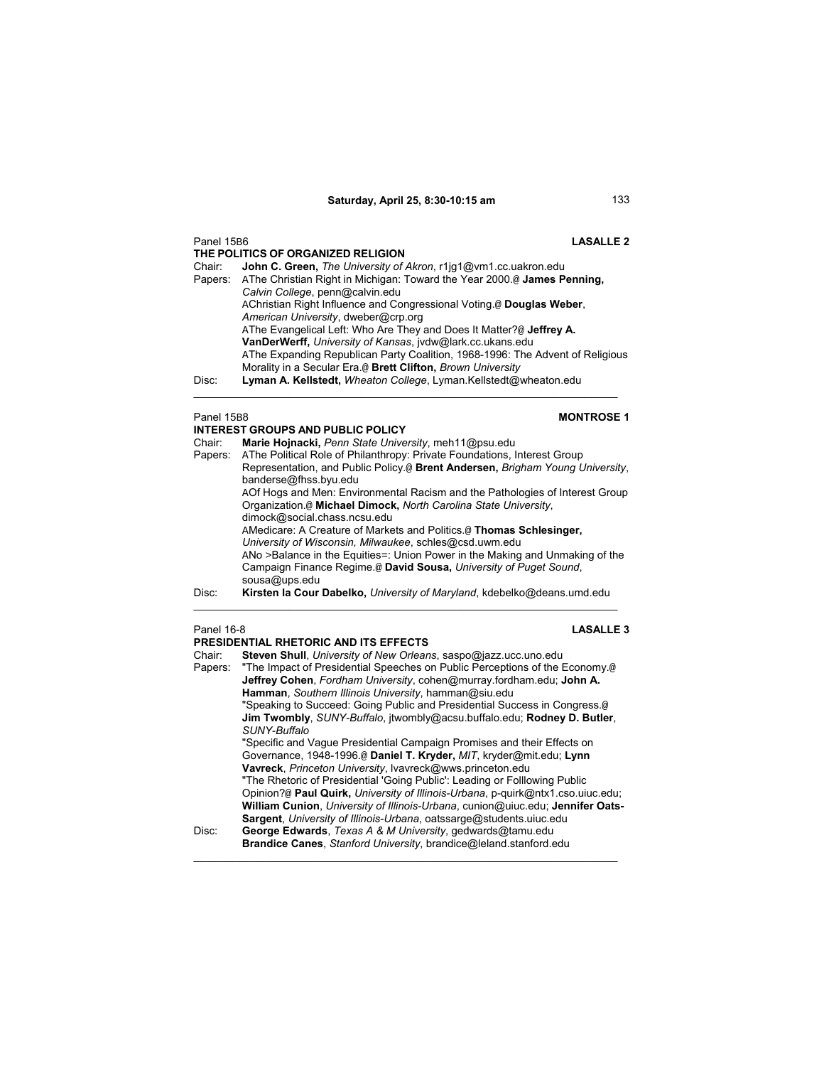**Saturday, April 25, 8:30-10:15 am**

Panel 15B6 **LASALLE 2**

**THE POLITICS OF ORGANIZED RELIGION**

Chair: **John C. Green,** *The University of Akron*, r1jg1@vm1.cc.uakron.edu

Papers: AThe Christian Right in Michigan: Toward the Year 2000.@ **James Penning,** *Calvin College*, penn@calvin.edu

AChristian Right Influence and Congressional Voting.@ **Douglas Weber**, *American University*, dweber@crp.org

AThe Evangelical Left: Who Are They and Does It Matter?@ **Jeffrey A. VanDerWerff,** *University of Kansas*, jvdw@lark.cc.ukans.edu

AThe Expanding Republican Party Coalition, 1968-1996: The Advent of Religious Morality in a Secular Era.@ **Brett Clifton,** *Brown University*

Disc: **Lyman A. Kellstedt,** *Wheaton College*, Lyman.Kellstedt@wheaton.edu

---

Panel 15B8 **MONTROSE 1**

**INTEREST GROUPS AND PUBLIC POLICY**

Chair: **Marie Hojnacki,** *Penn State University*, meh11@psu.edu

Papers: AThe Political Role of Philanthropy: Private Foundations, Interest Group Representation, and Public Policy.@ **Brent Andersen,** *Brigham Young University*, banderse@fhss.byu.edu

AOf Hogs and Men: Environmental Racism and the Pathologies of Interest Group Organization.@ **Michael Dimock,** *North Carolina State University*, dimock@social.chass.ncsu.edu

AMedicare: A Creature of Markets and Politics.@ **Thomas Schlesinger,** *University of Wisconsin, Milwaukee*, schles@csd.uwm.edu

ANo >Balance in the Equities=: Union Power in the Making and Unmaking of the Campaign Finance Regime.@ **David Sousa,** *University of Puget Sound*, sousa@ups.edu

Disc: **Kirsten la Cour Dabelko,** *University of Maryland*, kdebelko@deans.umd.edu

---

Panel 16-8 **LASALLE 3**

**PRESIDENTIAL RHETORIC AND ITS EFFECTS**

Chair: **Steven Shull**, *University of New Orleans*, saspo@jazz.ucc.uno.edu

Papers: "The Impact of Presidential Speeches on Public Perceptions of the Economy.@ **Jeffrey Cohen**, *Fordham University*, cohen@murray.fordham.edu; **John A. Hamman**, *Southern Illinois University*, hamman@siu.edu

"Speaking to Succeed: Going Public and Presidential Success in Congress.@ **Jim Twombly**, *SUNY-Buffalo*, jtwombly@acsu.buffalo.edu; **Rodney D. Butler**, *SUNY-Buffalo*

"Specific and Vague Presidential Campaign Promises and their Effects on Governance, 1948-1996.@ **Daniel T. Kryder,** *MIT*, kryder@mit.edu; **Lynn Vavreck**, *Princeton University*, lvavreck@wws.princeton.edu

"The Rhetoric of Presidential 'Going Public': Leading or Folllowing Public Opinion?@ **Paul Quirk,** *University of Illinois-Urbana*, p-quirk@ntx1.cso.uiuc.edu; **William Cunion**, *University of Illinois-Urbana*, cunion@uiuc.edu; **Jennifer Oats-Sargent**, *University of Illinois-Urbana*, oatssarge@students.uiuc.edu

Disc: **George Edwards**, *Texas A & M University*, gedwards@tamu.edu
**Brandice Canes**, *Stanford University*, brandice@leland.stanford.edu

---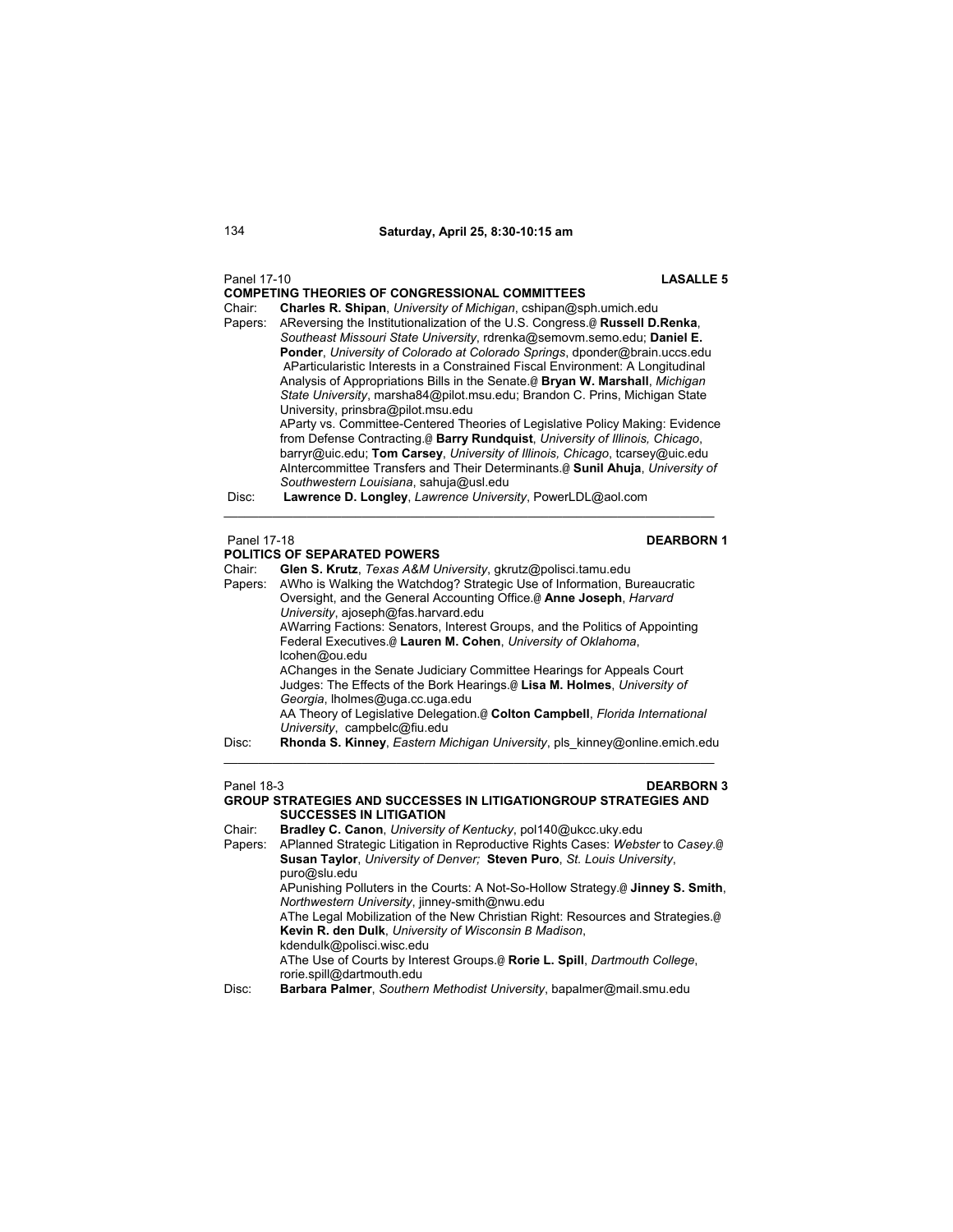## Saturday, April 25, 8:30-10:15 am

Panel 17-10 **LASALLE 5**

**COMPETING THEORIES OF CONGRESSIONAL COMMITTEES**

Chair: **Charles R. Shipan**, *University of Michigan*, cshipan@sph.umich.edu

Papers: AReversing the Institutionalization of the U.S. Congress.@ **Russell D.Renka**, *Southeast Missouri State University*, rdrenka@semovm.semo.edu; **Daniel E. Ponder**, *University of Colorado at Colorado Springs*, dponder@brain.uccs.edu

AParticularistic Interests in a Constrained Fiscal Environment: A Longitudinal Analysis of Appropriations Bills in the Senate.@ **Bryan W. Marshall**, *Michigan State University*, marsha84@pilot.msu.edu; Brandon C. Prins, Michigan State University, prinsbra@pilot.msu.edu

AParty vs. Committee-Centered Theories of Legislative Policy Making: Evidence from Defense Contracting.@ **Barry Rundquist**, *University of Illinois, Chicago*, barryr@uic.edu; **Tom Carsey**, *University of Illinois, Chicago*, tcarsey@uic.edu

AIntercommittee Transfers and Their Determinants.@ **Sunil Ahuja**, *University of Southwestern Louisiana*, sahuja@usl.edu

Disc: **Lawrence D. Longley**, *Lawrence University*, PowerLDL@aol.com

---

Panel 17-18 **DEARBORN 1**

**POLITICS OF SEPARATED POWERS**

Chair: **Glen S. Krutz**, *Texas A&M University*, gkrutz@polisci.tamu.edu

Papers: AWho is Walking the Watchdog? Strategic Use of Information, Bureaucratic Oversight, and the General Accounting Office.@ **Anne Joseph**, *Harvard University*, ajoseph@fas.harvard.edu

AWarring Factions: Senators, Interest Groups, and the Politics of Appointing Federal Executives.@ **Lauren M. Cohen**, *University of Oklahoma*, lcohen@ou.edu

AChanges in the Senate Judiciary Committee Hearings for Appeals Court Judges: The Effects of the Bork Hearings.@ **Lisa M. Holmes**, *University of Georgia*, lholmes@uga.cc.uga.edu

AA Theory of Legislative Delegation.@ **Colton Campbell**, *Florida International University*, campbelc@fiu.edu

Disc: **Rhonda S. Kinney**, *Eastern Michigan University*, pls_kinney@online.emich.edu

---

Panel 18-3 **DEARBORN 3**

**GROUP STRATEGIES AND SUCCESSES IN LITIGATIONGROUP STRATEGIES AND SUCCESSES IN LITIGATION**

Chair: **Bradley C. Canon**, *University of Kentucky*, pol140@ukcc.uky.edu

Papers: APlanned Strategic Litigation in Reproductive Rights Cases: *Webster* to *Casey*.@ **Susan Taylor**, *University of Denver;* **Steven Puro**, *St. Louis University*, puro@slu.edu

APunishing Polluters in the Courts: A Not-So-Hollow Strategy.@ **Jinney S. Smith**, *Northwestern University*, jinney-smith@nwu.edu

AThe Legal Mobilization of the New Christian Right: Resources and Strategies.@ **Kevin R. den Dulk**, *University of Wisconsin B Madison*, kdendulk@polisci.wisc.edu

AThe Use of Courts by Interest Groups.@ **Rorie L. Spill**, *Dartmouth College*, rorie.spill@dartmouth.edu

Disc: **Barbara Palmer**, *Southern Methodist University*, bapalmer@mail.smu.edu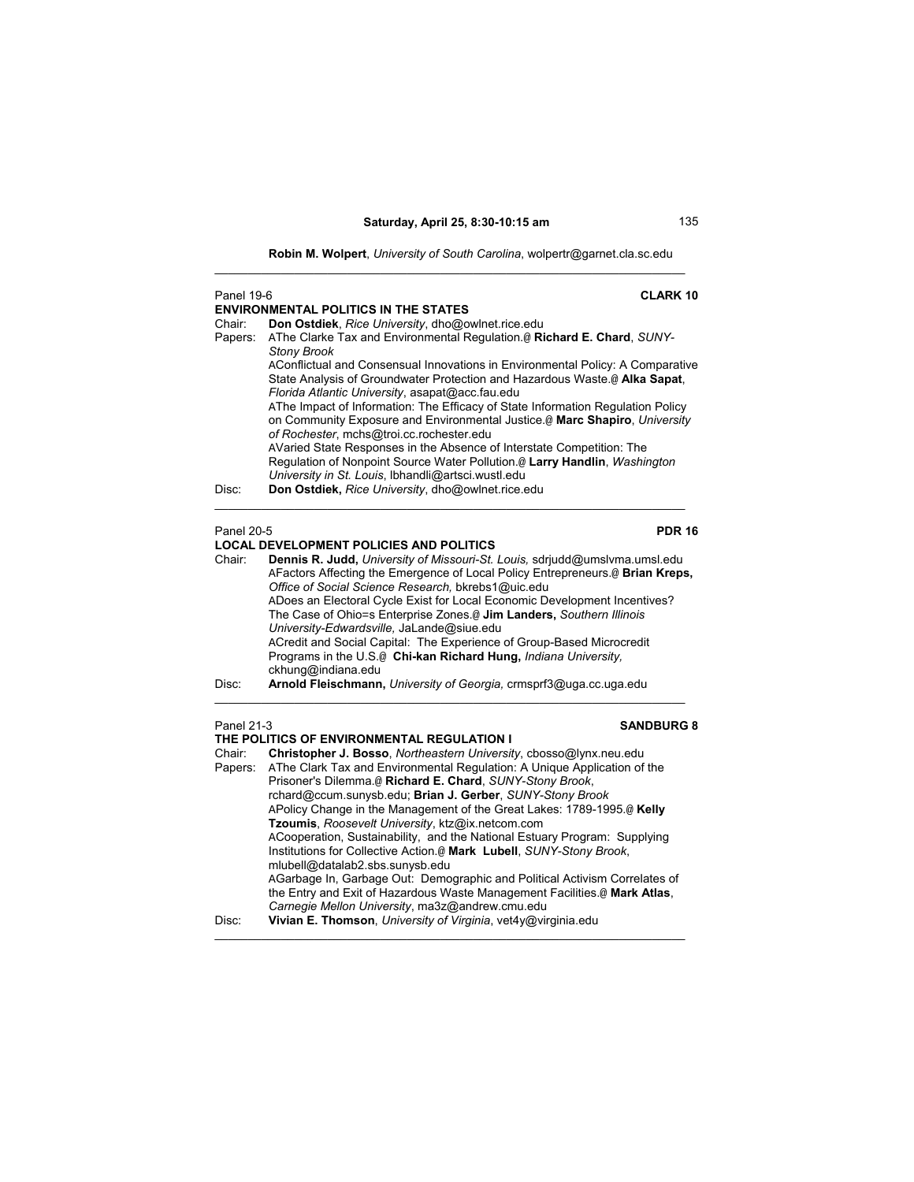**Robin M. Wolpert**, *University of South Carolina*, wolpertr@garnet.cla.sc.edu

---

Panel 19-6 **CLARK 10**

**ENVIRONMENTAL POLITICS IN THE STATES**

Chair: **Don Ostdiek**, *Rice University*, dho@owlnet.rice.edu

Papers: AThe Clarke Tax and Environmental Regulation.@ **Richard E. Chard**, *SUNY-Stony Brook*

AConflictual and Consensual Innovations in Environmental Policy: A Comparative State Analysis of Groundwater Protection and Hazardous Waste.@ **Alka Sapat**, *Florida Atlantic University*, asapat@acc.fau.edu

AThe Impact of Information: The Efficacy of State Information Regulation Policy on Community Exposure and Environmental Justice.@ **Marc Shapiro**, *University of Rochester*, mchs@troi.cc.rochester.edu

AVaried State Responses in the Absence of Interstate Competition: The Regulation of Nonpoint Source Water Pollution.@ **Larry Handlin**, *Washington University in St. Louis*, lbhandli@artsci.wustl.edu

Disc: **Don Ostdiek,** *Rice University*, dho@owlnet.rice.edu

---

Panel 20-5 **PDR 16**

**LOCAL DEVELOPMENT POLICIES AND POLITICS**

Chair: **Dennis R. Judd,** *University of Missouri-St. Louis,* sdrjudd@umslvma.umsl.edu

AFactors Affecting the Emergence of Local Policy Entrepreneurs.@ **Brian Kreps,** *Office of Social Science Research,* bkrebs1@uic.edu

ADoes an Electoral Cycle Exist for Local Economic Development Incentives? The Case of Ohio=s Enterprise Zones.@ **Jim Landers,** *Southern Illinois University-Edwardsville,* JaLande@siue.edu

ACredit and Social Capital: The Experience of Group-Based Microcredit Programs in the U.S.@ **Chi-kan Richard Hung,** *Indiana University,* ckhung@indiana.edu

Disc: **Arnold Fleischmann,** *University of Georgia,* crmsprf3@uga.cc.uga.edu

---

Panel 21-3 **SANDBURG 8**

**THE POLITICS OF ENVIRONMENTAL REGULATION I**

Chair: **Christopher J. Bosso**, *Northeastern University*, cbosso@lynx.neu.edu

Papers: AThe Clark Tax and Environmental Regulation: A Unique Application of the Prisoner's Dilemma.@ **Richard E. Chard**, *SUNY-Stony Brook*, rchard@ccum.sunysb.edu; **Brian J. Gerber**, *SUNY-Stony Brook*

APolicy Change in the Management of the Great Lakes: 1789-1995.@ **Kelly Tzoumis**, *Roosevelt University*, ktz@ix.netcom.com

ACooperation, Sustainability, and the National Estuary Program: Supplying Institutions for Collective Action.@ **Mark Lubell**, *SUNY-Stony Brook*, mlubell@datalab2.sbs.sunysb.edu

AGarbage In, Garbage Out: Demographic and Political Activism Correlates of the Entry and Exit of Hazardous Waste Management Facilities.@ **Mark Atlas**, *Carnegie Mellon University*, ma3z@andrew.cmu.edu

Disc: **Vivian E. Thomson**, *University of Virginia*, vet4y@virginia.edu

---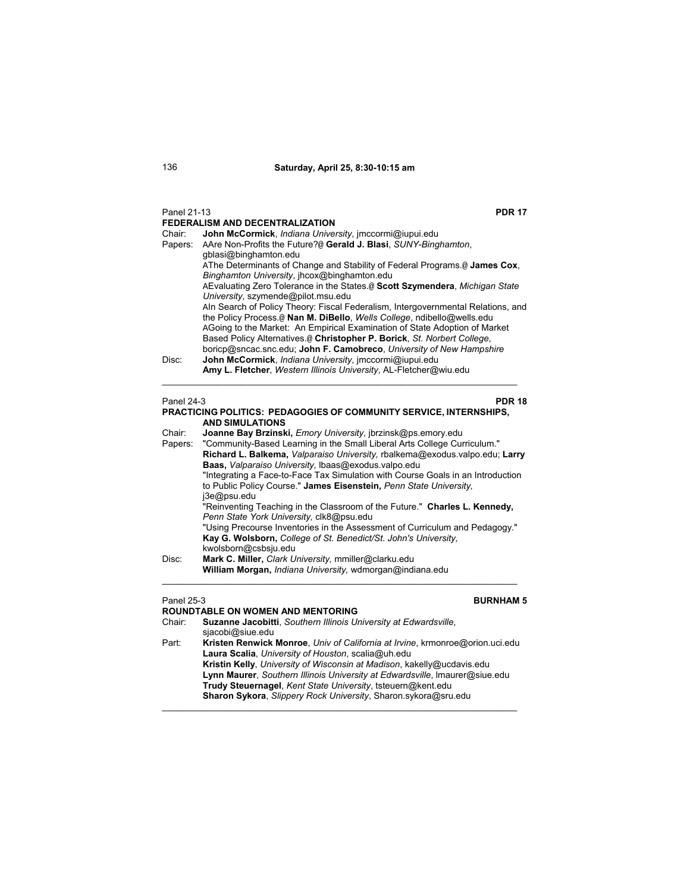## Saturday, April 25, 8:30-10:15 am

Panel 21-13 **PDR 17**

**FEDERALISM AND DECENTRALIZATION**

Chair: **John McCormick**, *Indiana University*, jmccormi@iupui.edu

Papers: AAre Non-Profits the Future?@ **Gerald J. Blasi**, *SUNY-Binghamton*, gblasi@binghamton.edu

AThe Determinants of Change and Stability of Federal Programs.@ **James Cox**, *Binghamton University*, jhcox@binghamton.edu

AEvaluating Zero Tolerance in the States.@ **Scott Szymendera**, *Michigan State University*, szymende@pilot.msu.edu

AIn Search of Policy Theory: Fiscal Federalism, Intergovernmental Relations, and the Policy Process.@ **Nan M. DiBello**, *Wells College*, ndibello@wells.edu

AGoing to the Market: An Empirical Examination of State Adoption of Market Based Policy Alternatives.@ **Christopher P. Borick**, *St. Norbert College*, boricp@sncac.snc.edu; **John F. Camobreco**, *University of New Hampshire*

Disc: **John McCormick**, *Indiana University*, jmccormi@iupui.edu
**Amy L. Fletcher**, *Western Illinois University*, AL-Fletcher@wiu.edu

---

Panel 24-3 **PDR 18**

**PRACTICING POLITICS: PEDAGOGIES OF COMMUNITY SERVICE, INTERNSHIPS, AND SIMULATIONS**

Chair: **Joanne Bay Brzinski,** *Emory University,* jbrzinsk@ps.emory.edu

Papers: "Community-Based Learning in the Small Liberal Arts College Curriculum." **Richard L. Balkema,** *Valparaiso University,* rbalkema@exodus.valpo.edu; **Larry Baas,** *Valparaiso University,* lbaas@exodus.valpo.edu

"Integrating a Face-to-Face Tax Simulation with Course Goals in an Introduction to Public Policy Course." **James Eisenstein,** *Penn State University,* j3e@psu.edu

"Reinventing Teaching in the Classroom of the Future." **Charles L. Kennedy,** *Penn State York University,* clk8@psu.edu

"Using Precourse Inventories in the Assessment of Curriculum and Pedagogy." **Kay G. Wolsborn,** *College of St. Benedict/St. John's University,* kwolsborn@csbsju.edu

Disc: **Mark C. Miller,** *Clark University,* mmiller@clarku.edu
**William Morgan,** *Indiana University,* wdmorgan@indiana.edu

---

Panel 25-3 **BURNHAM 5**

**ROUNDTABLE ON WOMEN AND MENTORING**

Chair: **Suzanne Jacobitti**, *Southern Illinois University at Edwardsville*, sjacobi@siue.edu

Part: **Kristen Renwick Monroe**, *Univ of California at Irvine*, krmonroe@orion.uci.edu
**Laura Scalia**, *University of Houston*, scalia@uh.edu
**Kristin Kelly**, *University of Wisconsin at Madison*, kakelly@ucdavis.edu
**Lynn Maurer**, *Southern Illinois University at Edwardsville*, lmaurer@siue.edu
**Trudy Steuernagel**, *Kent State University*, tsteuern@kent.edu
**Sharon Sykora**, *Slippery Rock University*, Sharon.sykora@sru.edu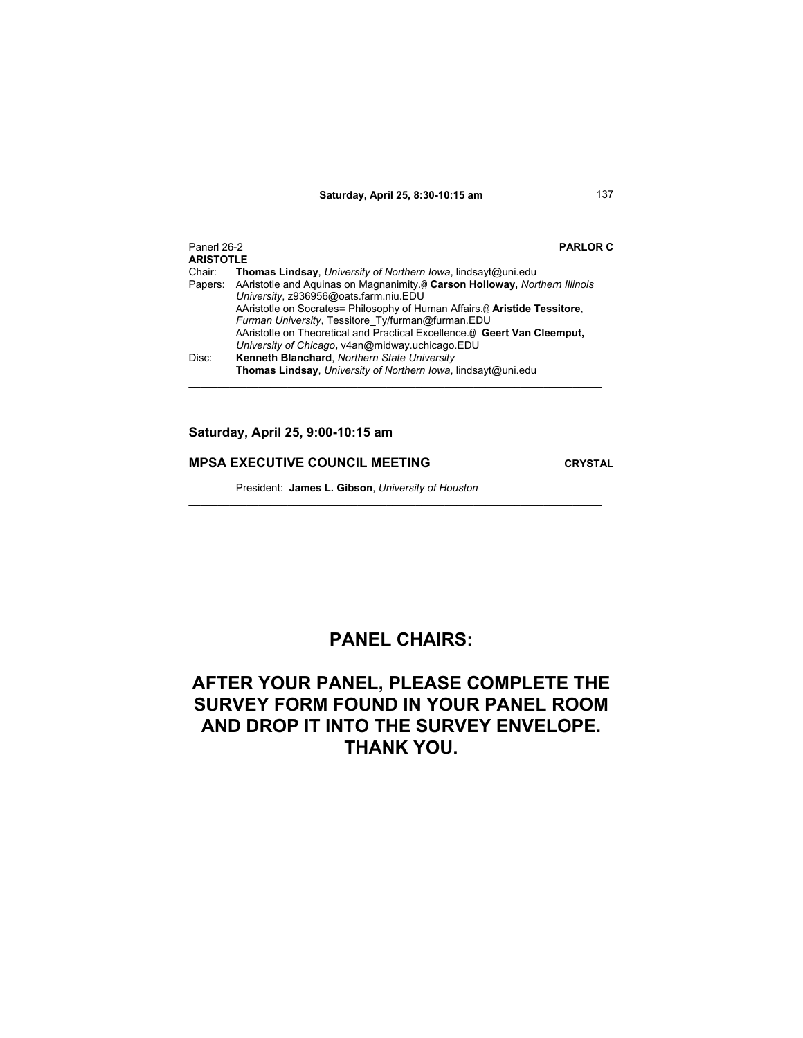**Saturday, April 25, 8:30-10:15 am**

Panerl 26-2 **PARLOR C**

**ARISTOTLE**

Chair: **Thomas Lindsay**, *University of Northern Iowa*, lindsayt@uni.edu

Papers: AAristotle and Aquinas on Magnanimity.@ **Carson Holloway,** *Northern Illinois University*, z936956@oats.farm.niu.EDU

AAristotle on Socrates= Philosophy of Human Affairs.@ **Aristide Tessitore**, *Furman University*, Tessitore_Ty/furman@furman.EDU

AAristotle on Theoretical and Practical Excellence.@ **Geert Van Cleemput,** *University of Chicago*, v4an@midway.uchicago.EDU

Disc: **Kenneth Blanchard**, *Northern State University*

**Thomas Lindsay**, *University of Northern Iowa*, lindsayt@uni.edu

---

**Saturday, April 25, 9:00-10:15 am**

**MPSA EXECUTIVE COUNCIL MEETING** **CRYSTAL**

President: **James L. Gibson**, *University of Houston*

---

# PANEL CHAIRS:

# AFTER YOUR PANEL, PLEASE COMPLETE THE SURVEY FORM FOUND IN YOUR PANEL ROOM AND DROP IT INTO THE SURVEY ENVELOPE. THANK YOU.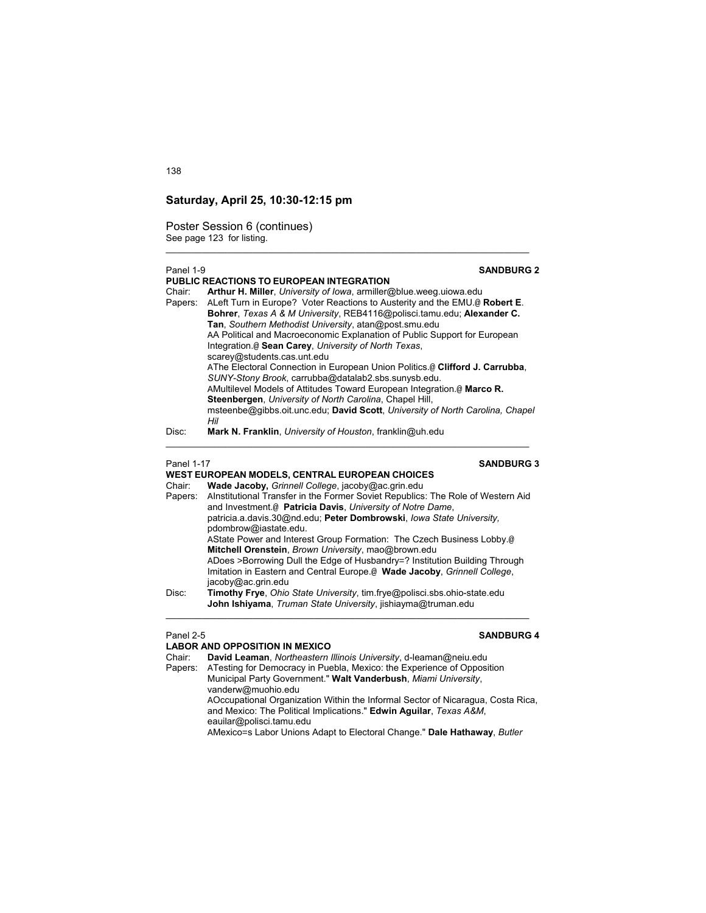## Saturday, April 25, 10:30-12:15 pm

Poster Session 6 (continues)
See page 123 for listing.

---

Panel 1-9 **SANDBURG 2**

**PUBLIC REACTIONS TO EUROPEAN INTEGRATION**

Chair: **Arthur H. Miller**, *University of Iowa*, armiller@blue.weeg.uiowa.edu

Papers: ALeft Turn in Europe? Voter Reactions to Austerity and the EMU.@ **Robert E. Bohrer**, *Texas A & M University*, REB4116@polisci.tamu.edu; **Alexander C. Tan**, *Southern Methodist University*, atan@post.smu.edu
AA Political and Macroeconomic Explanation of Public Support for European Integration.@ **Sean Carey**, *University of North Texas*, scarey@students.cas.unt.edu
AThe Electoral Connection in European Union Politics.@ **Clifford J. Carrubba**, *SUNY-Stony Brook*, carrubba@datalab2.sbs.sunysb.edu.
AMultilevel Models of Attitudes Toward European Integration.@ **Marco R. Steenbergen**, *University of North Carolina*, Chapel Hill, msteenbe@gibbs.oit.unc.edu; **David Scott**, *University of North Carolina, Chapel Hil*

Disc: **Mark N. Franklin**, *University of Houston*, franklin@uh.edu

---

Panel 1-17 **SANDBURG 3**

**WEST EUROPEAN MODELS, CENTRAL EUROPEAN CHOICES**

Chair: **Wade Jacoby,** *Grinnell College*, jacoby@ac.grin.edu

Papers: AInstitutional Transfer in the Former Soviet Republics: The Role of Western Aid and Investment.@ **Patricia Davis**, *University of Notre Dame*, patricia.a.davis.30@nd.edu; **Peter Dombrowski**, *Iowa State University,* pdombrow@iastate.edu.
AState Power and Interest Group Formation: The Czech Business Lobby.@ **Mitchell Orenstein**, *Brown University*, mao@brown.edu
ADoes >Borrowing Dull the Edge of Husbandry=? Institution Building Through Imitation in Eastern and Central Europe.@ **Wade Jacoby**, *Grinnell College*, jacoby@ac.grin.edu

Disc: **Timothy Frye**, *Ohio State University*, tim.frye@polisci.sbs.ohio-state.edu
**John Ishiyama**, *Truman State University*, jishiayma@truman.edu

---

Panel 2-5 **SANDBURG 4**

**LABOR AND OPPOSITION IN MEXICO**

Chair: **David Leaman**, *Northeastern Illinois University*, d-leaman@neiu.edu

Papers: ATesting for Democracy in Puebla, Mexico: the Experience of Opposition Municipal Party Government." **Walt Vanderbush**, *Miami University*, vanderw@muohio.edu
AOccupational Organization Within the Informal Sector of Nicaragua, Costa Rica, and Mexico: The Political Implications." **Edwin Aguilar**, *Texas A&M*, eauilar@polisci.tamu.edu
AMexico=s Labor Unions Adapt to Electoral Change." **Dale Hathaway**, *Butler*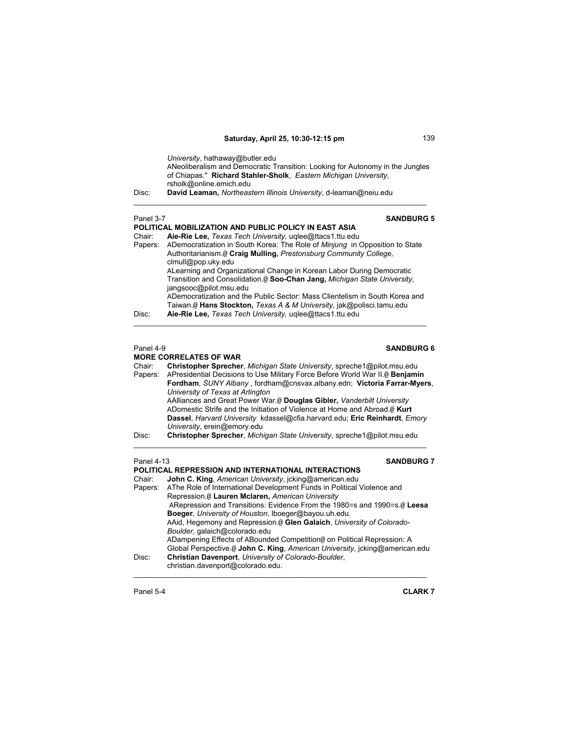*University*, hathaway@butler.edu
ANeoliberalism and Democratic Transition: Looking for Autonomy in the Jungles of Chiapas." **Richard Stahler-Sholk**, *Eastern Michigan University*, rsholk@online.emich.edu

Disc: **David Leaman,** *Northeastern Illinois University*, d-leaman@neiu.edu

---

Panel 3-7 **SANDBURG 5**

**POLITICAL MOBILIZATION AND PUBLIC POLICY IN EAST ASIA**

Chair: **Aie-Rie Lee,** *Texas Tech University,* uqlee@ttacs1.ttu.edu

Papers: ADemocratization in South Korea: The Role of *Minjung* in Opposition to State Authoritarianism.@ **Craig Mulling,** *Prestonsburg Community College,* clmull@pop.uky.edu
ALearning and Organizational Change in Korean Labor During Democratic Transition and Consolidation.@ **Soo-Chan Jang,** *Michigan State University,* jangsooc@pilot.msu.edu
ADemocratization and the Public Sector: Mass Clientelism in South Korea and Taiwan.@ **Hans Stockton,** *Texas A & M University*, jak@polisci.tamu.edu

Disc: **Aie-Rie Lee,** *Texas Tech University,* uqlee@ttacs1.ttu.edu

---

Panel 4-9 **SANDBURG 6**

**MORE CORRELATES OF WAR**

Chair: **Christopher Sprecher**, *Michigan State University*, spreche1@pilot.msu.edu

Papers: APresidential Decisions to Use Military Force Before World War II.@ **Benjamin Fordham**, *SUNY Albany* , fordham@cnsvax.albany.edn; **Victoria Farrar-Myers**, *University of Texas at Arlington*
AAlliances and Great Power War.@ **Douglas Gibler,** *Vanderbilt University*
ADomestic Strife and the Initiation of Violence at Home and Abroad.@ **Kurt Dassel**, *Harvard University* kdassel@cfia.harvard.edu; **Eric Reinhardt**, *Emory University*, erein@emory.edu

Disc: **Christopher Sprecher**, *Michigan State University*, spreche1@pilot.msu.edu

---

Panel 4-13 **SANDBURG 7**

**POLITICAL REPRESSION AND INTERNATIONAL INTERACTIONS**

Chair: **John C. King**, *American University*, jcking@american.edu

Papers: AThe Role of International Development Funds in Political Violence and Repression.@ **Lauren Mclaren,** *American University*
ARepression and Transitions: Evidence From the 1980=s and 1990=s.@ **Leesa Boeger**, *University of Houston*, lboeger@bayou.uh.edu.
AAid, Hegemony and Repression.@ **Glen Galaich**, *University of Colorado-Boulder*, galaich@colorado.edu
ADampening Effects of ABounded Competition@ on Political Repression: A Global Perspective.@ **John C. King**, *American University*, jcking@american.edu

Disc: **Christian Davenport**, *University of Colorado-Boulder*, christian.davenport@colorado.edu.

---

Panel 5-4 **CLARK 7**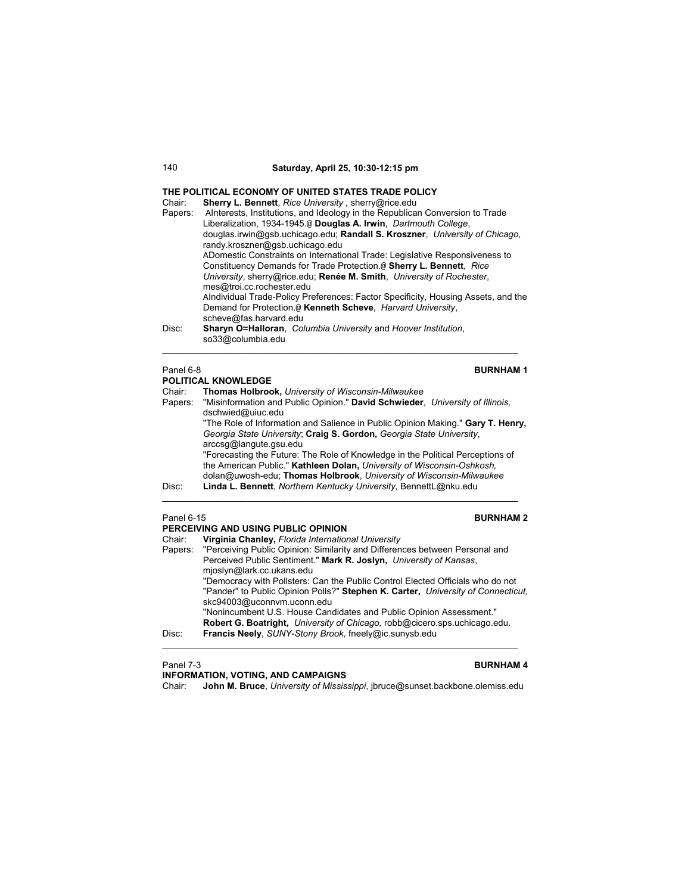**Saturday, April 25, 10:30-12:15 pm**

### THE POLITICAL ECONOMY OF UNITED STATES TRADE POLICY

Chair: **Sherry L. Bennett**, *Rice University* , sherry@rice.edu

Papers: AInterests, Institutions, and Ideology in the Republican Conversion to Trade Liberalization, 1934-1945.@ **Douglas A. Irwin**, *Dartmouth College*, douglas.irwin@gsb.uchicago.edu; **Randall S. Kroszner**, *University of Chicago*, randy.kroszner@gsb.uchicago.edu

ADomestic Constraints on International Trade: Legislative Responsiveness to Constituency Demands for Trade Protection.@ **Sherry L. Bennett**, *Rice University*, sherry@rice.edu; **Renée M. Smith**, *University of Rochester*, mes@troi.cc.rochester.edu

AIndividual Trade-Policy Preferences: Factor Specificity, Housing Assets, and the Demand for Protection.@ **Kenneth Scheve**, *Harvard University*, scheve@fas.harvard.edu

Disc: **Sharyn O=Halloran**, *Columbia University* and *Hoover Institution*, so33@columbia.edu

---

Panel 6-8 **BURNHAM 1**

### POLITICAL KNOWLEDGE

Chair: **Thomas Holbrook,** *University of Wisconsin-Milwaukee*

Papers: "Misinformation and Public Opinion." **David Schwieder**, *University of Illinois,* dschwied@uiuc.edu

"The Role of Information and Salience in Public Opinion Making." **Gary T. Henry,** *Georgia State University*; **Craig S. Gordon,** *Georgia State University*, arccsg@langute.gsu.edu

"Forecasting the Future: The Role of Knowledge in the Political Perceptions of the American Public." **Kathleen Dolan,** *University of Wisconsin-Oshkosh,* dolan@uwosh-edu; **Thomas Holbrook**, *University of Wisconsin-Milwaukee*

Disc: **Linda L. Bennett**, *Northern Kentucky University,* BennettL@nku.edu

---

Panel 6-15 **BURNHAM 2**

### PERCEIVING AND USING PUBLIC OPINION

Chair: **Virginia Chanley,** *Florida International University*

Papers: "Perceiving Public Opinion: Similarity and Differences between Personal and Perceived Public Sentiment." **Mark R. Joslyn,** *University of Kansas*, mjoslyn@lark.cc.ukans.edu

"Democracy with Pollsters: Can the Public Control Elected Officials who do not "Pander" to Public Opinion Polls?" **Stephen K. Carter,** *University of Connecticut,* skc94003@uconnvm.uconn.edu

"Nonincumbent U.S. House Candidates and Public Opinion Assessment." **Robert G. Boatright,** *University of Chicago,* robb@cicero.sps.uchicago.edu.

Disc: **Francis Neely**, *SUNY-Stony Brook,* fneely@ic.sunysb.edu

---

Panel 7-3 **BURNHAM 4**

### INFORMATION, VOTING, AND CAMPAIGNS

Chair: **John M. Bruce**, *University of Mississippi*, jbruce@sunset.backbone.olemiss.edu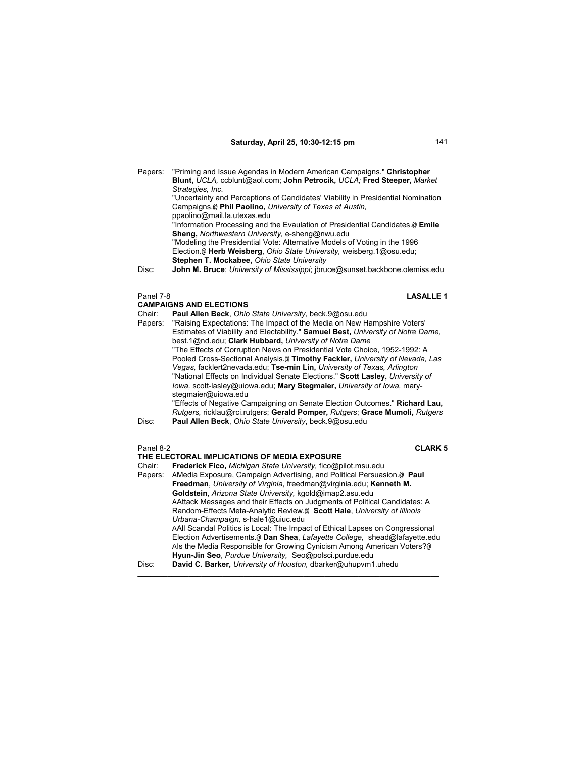Papers: "Priming and Issue Agendas in Modern American Campaigns." **Christopher Blunt,** *UCLA,* ccblunt@aol.com; **John Petrocik,** *UCLA;* **Fred Steeper,** *Market Strategies, Inc.*
"Uncertainty and Perceptions of Candidates' Viability in Presidential Nomination Campaigns.@ **Phil Paolino,** *University of Texas at Austin,* ppaolino@mail.la.utexas.edu
"Information Processing and the Evaulation of Presidential Candidates.@ **Emile Sheng,** *Northwestern University,* e-sheng@nwu.edu
"Modeling the Presidential Vote: Alternative Models of Voting in the 1996 Election.@ **Herb Weisberg**, *Ohio State University,* weisberg.1@osu.edu; **Stephen T. Mockabee,** *Ohio State University*

Disc: **John M. Bruce**; *University of Mississippi*; jbruce@sunset.backbone.olemiss.edu

---

Panel 7-8 **LASALLE 1**

**CAMPAIGNS AND ELECTIONS**

Chair: **Paul Allen Beck**, *Ohio State University*, beck.9@osu.edu

Papers: "Raising Expectations: The Impact of the Media on New Hampshire Voters' Estimates of Viability and Electability." **Samuel Best,** *University of Notre Dame,* best.1@nd.edu; **Clark Hubbard,** *University of Notre Dame*
"The Effects of Corruption News on Presidential Vote Choice, 1952-1992: A Pooled Cross-Sectional Analysis.@ **Timothy Fackler,** *University of Nevada, Las Vegas,* facklert2nevada.edu; **Tse-min Lin,** *University of Texas, Arlington*
"National Effects on Individual Senate Elections." **Scott Lasley,** *University of Iowa,* scott-lasley@uiowa.edu; **Mary Stegmaier,** *University of Iowa,* mary-stegmaier@uiowa.edu
"Effects of Negative Campaigning on Senate Election Outcomes." **Richard Lau,** *Rutgers,* ricklau@rci.rutgers; **Gerald Pomper,** *Rutgers*; **Grace Mumoli,** *Rutgers*

Disc: **Paul Allen Beck**, *Ohio State University*, beck.9@osu.edu

---

Panel 8-2 **CLARK 5**

**THE ELECTORAL IMPLICATIONS OF MEDIA EXPOSURE**

Chair: **Frederick Fico,** *Michigan State University,* fico@pilot.msu.edu

Papers: AMedia Exposure, Campaign Advertising, and Political Persuasion.@ **Paul Freedman**, *University of Virginia,* freedman@virginia.edu; **Kenneth M. Goldstein**, *Arizona State University,* kgold@imap2.asu.edu
AAttack Messages and their Effects on Judgments of Political Candidates: A Random-Effects Meta-Analytic Review.@ **Scott Hale**, *University of Illinois Urbana-Champaign,* s-hale1@uiuc.edu
AAll Scandal Politics is Local: The Impact of Ethical Lapses on Congressional Election Advertisements.@ **Dan Shea**, *Lafayette College,* shead@lafayette.edu
AIs the Media Responsible for Growing Cynicism Among American Voters?@ **Hyun-Jin Seo**, *Purdue University,* Seo@polsci.purdue.edu

Disc: **David C. Barker,** *University of Houston,* dbarker@uhupvm1.uhedu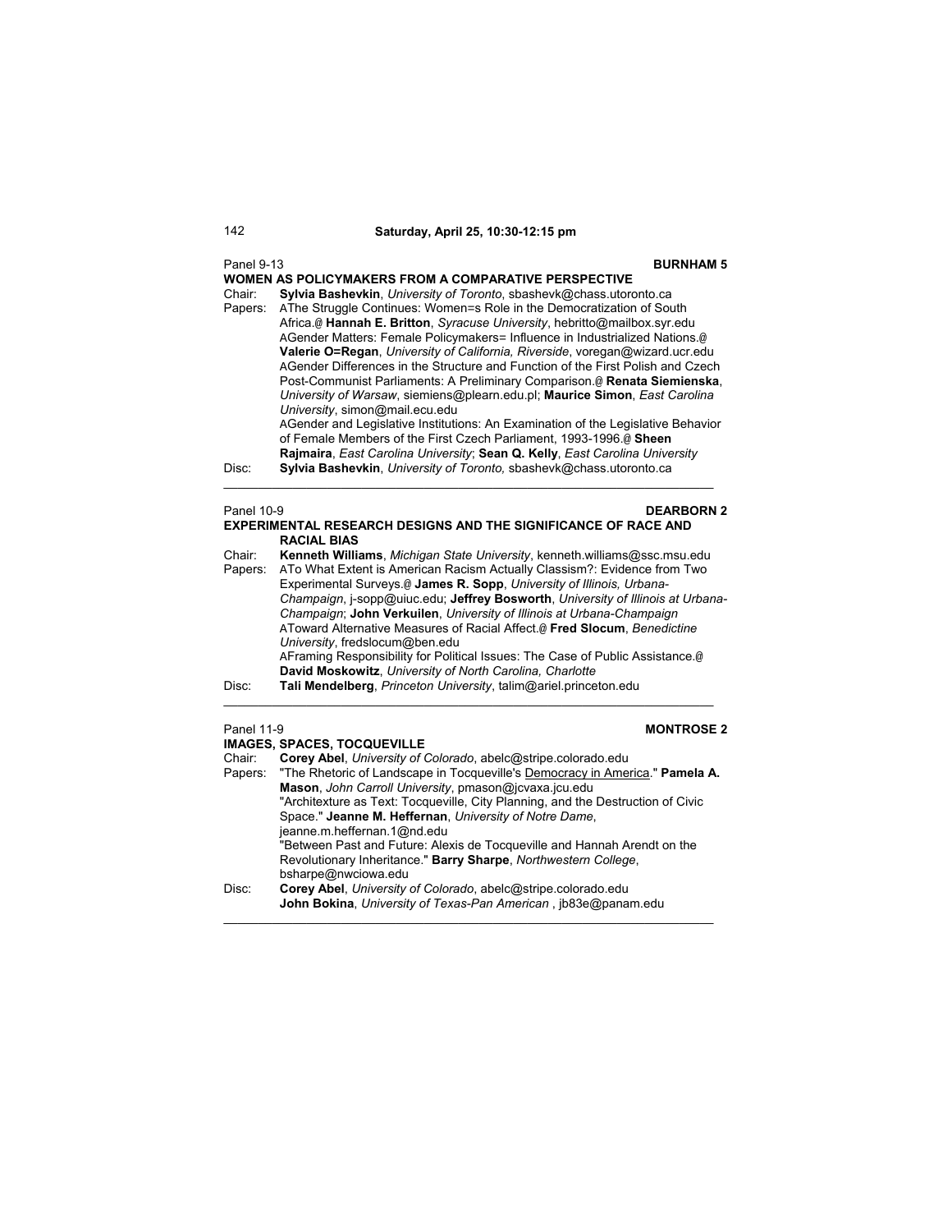**Saturday, April 25, 10:30-12:15 pm**

Panel 9-13 **BURNHAM 5**

**WOMEN AS POLICYMAKERS FROM A COMPARATIVE PERSPECTIVE**

Chair: **Sylvia Bashevkin**, *University of Toronto*, sbashevk@chass.utoronto.ca

Papers: AThe Struggle Continues: Women=s Role in the Democratization of South Africa.@ **Hannah E. Britton**, *Syracuse University*, hebritto@mailbox.syr.edu

AGender Matters: Female Policymakers= Influence in Industrialized Nations.@ **Valerie O=Regan**, *University of California, Riverside*, voregan@wizard.ucr.edu

AGender Differences in the Structure and Function of the First Polish and Czech Post-Communist Parliaments: A Preliminary Comparison.@ **Renata Siemienska**, *University of Warsaw*, siemiens@plearn.edu.pl; **Maurice Simon**, *East Carolina University*, simon@mail.ecu.edu

AGender and Legislative Institutions: An Examination of the Legislative Behavior of Female Members of the First Czech Parliament, 1993-1996.@ **Sheen Rajmaira**, *East Carolina University*; **Sean Q. Kelly**, *East Carolina University*

Disc: **Sylvia Bashevkin**, *University of Toronto,* sbashevk@chass.utoronto.ca

---

Panel 10-9 **DEARBORN 2**

**EXPERIMENTAL RESEARCH DESIGNS AND THE SIGNIFICANCE OF RACE AND RACIAL BIAS**

Chair: **Kenneth Williams**, *Michigan State University*, kenneth.williams@ssc.msu.edu

Papers: ATo What Extent is American Racism Actually Classism?: Evidence from Two Experimental Surveys.@ **James R. Sopp**, *University of Illinois, Urbana-Champaign*, j-sopp@uiuc.edu; **Jeffrey Bosworth**, *University of Illinois at Urbana-Champaign*; **John Verkuilen**, *University of Illinois at Urbana-Champaign*

AToward Alternative Measures of Racial Affect.@ **Fred Slocum**, *Benedictine University*, fredslocum@ben.edu

AFraming Responsibility for Political Issues: The Case of Public Assistance.@ **David Moskowitz**, *University of North Carolina, Charlotte*

Disc: **Tali Mendelberg**, *Princeton University*, talim@ariel.princeton.edu

---

Panel 11-9 **MONTROSE 2**

**IMAGES, SPACES, TOCQUEVILLE**

Chair: **Corey Abel**, *University of Colorado*, abelc@stripe.colorado.edu

Papers: "The Rhetoric of Landscape in Tocqueville's Democracy in America." **Pamela A. Mason**, *John Carroll University*, pmason@jcvaxa.jcu.edu

"Architexture as Text: Tocqueville, City Planning, and the Destruction of Civic Space." **Jeanne M. Heffernan**, *University of Notre Dame*, jeanne.m.heffernan.1@nd.edu

"Between Past and Future: Alexis de Tocqueville and Hannah Arendt on the Revolutionary Inheritance." **Barry Sharpe**, *Northwestern College*, bsharpe@nwciowa.edu

Disc: **Corey Abel**, *University of Colorado*, abelc@stripe.colorado.edu
**John Bokina**, *University of Texas-Pan American* , jb83e@panam.edu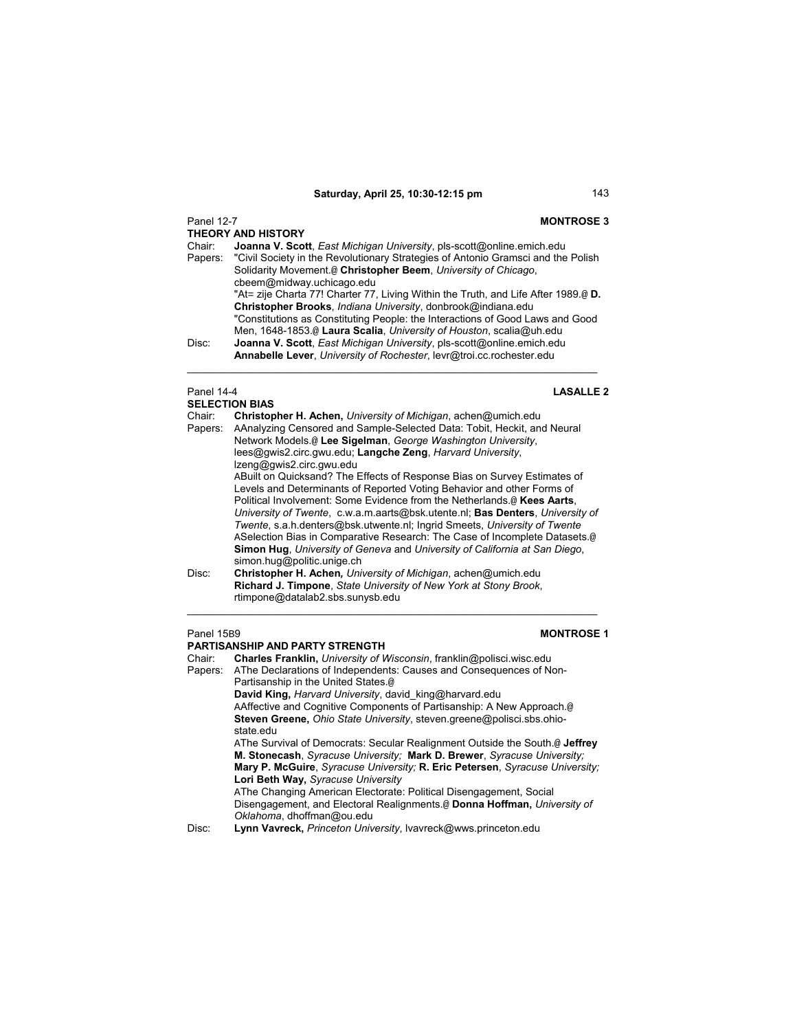**Saturday, April 25, 10:30-12:15 pm**

Panel 12-7 **MONTROSE 3**

**THEORY AND HISTORY**

Chair: **Joanna V. Scott**, *East Michigan University*, pls-scott@online.emich.edu

Papers: "Civil Society in the Revolutionary Strategies of Antonio Gramsci and the Polish Solidarity Movement.@ **Christopher Beem**, *University of Chicago*, cbeem@midway.uchicago.edu

"At= zije Charta 77! Charter 77, Living Within the Truth, and Life After 1989.@ **D. Christopher Brooks**, *Indiana University*, donbrook@indiana.edu

"Constitutions as Constituting People: the Interactions of Good Laws and Good Men, 1648-1853.@ **Laura Scalia**, *University of Houston*, scalia@uh.edu

Disc: **Joanna V. Scott**, *East Michigan University*, pls-scott@online.emich.edu
**Annabelle Lever**, *University of Rochester*, levr@troi.cc.rochester.edu

---

Panel 14-4 **LASALLE 2**

**SELECTION BIAS**

Chair: **Christopher H. Achen,** *University of Michigan*, achen@umich.edu

Papers: AAnalyzing Censored and Sample-Selected Data: Tobit, Heckit, and Neural Network Models.@ **Lee Sigelman**, *George Washington University*, lees@gwis2.circ.gwu.edu; **Langche Zeng**, *Harvard University*, lzeng@gwis2.circ.gwu.edu

ABuilt on Quicksand? The Effects of Response Bias on Survey Estimates of Levels and Determinants of Reported Voting Behavior and other Forms of Political Involvement: Some Evidence from the Netherlands.@ **Kees Aarts**, *University of Twente*, c.w.a.m.aarts@bsk.utente.nl; **Bas Denters**, *University of Twente*, s.a.h.denters@bsk.utwente.nl; Ingrid Smeets, *University of Twente*

ASelection Bias in Comparative Research: The Case of Incomplete Datasets.@ **Simon Hug**, *University of Geneva* and *University of California at San Diego*, simon.hug@politic.unige.ch

Disc: **Christopher H. Achen***,* *University of Michigan*, achen@umich.edu
**Richard J. Timpone**, *State University of New York at Stony Brook*, rtimpone@datalab2.sbs.sunysb.edu

---

Panel 15B9 **MONTROSE 1**

**PARTISANSHIP AND PARTY STRENGTH**

Chair: **Charles Franklin,** *University of Wisconsin*, franklin@polisci.wisc.edu

Papers: AThe Declarations of Independents: Causes and Consequences of Non-Partisanship in the United States.@
**David King,** *Harvard University*, david_king@harvard.edu

AAffective and Cognitive Components of Partisanship: A New Approach.@ **Steven Greene,** *Ohio State University*, steven.greene@polisci.sbs.ohio-state.edu

AThe Survival of Democrats: Secular Realignment Outside the South.@ **Jeffrey M. Stonecash**, *Syracuse University;* **Mark D. Brewer**, *Syracuse University;* **Mary P. McGuire**, *Syracuse University;* **R. Eric Petersen**, *Syracuse University;* **Lori Beth Way,** *Syracuse University*

AThe Changing American Electorate: Political Disengagement, Social Disengagement, and Electoral Realignments.@ **Donna Hoffman,** *University of Oklahoma*, dhoffman@ou.edu

Disc: **Lynn Vavreck,** *Princeton University*, lvavreck@wws.princeton.edu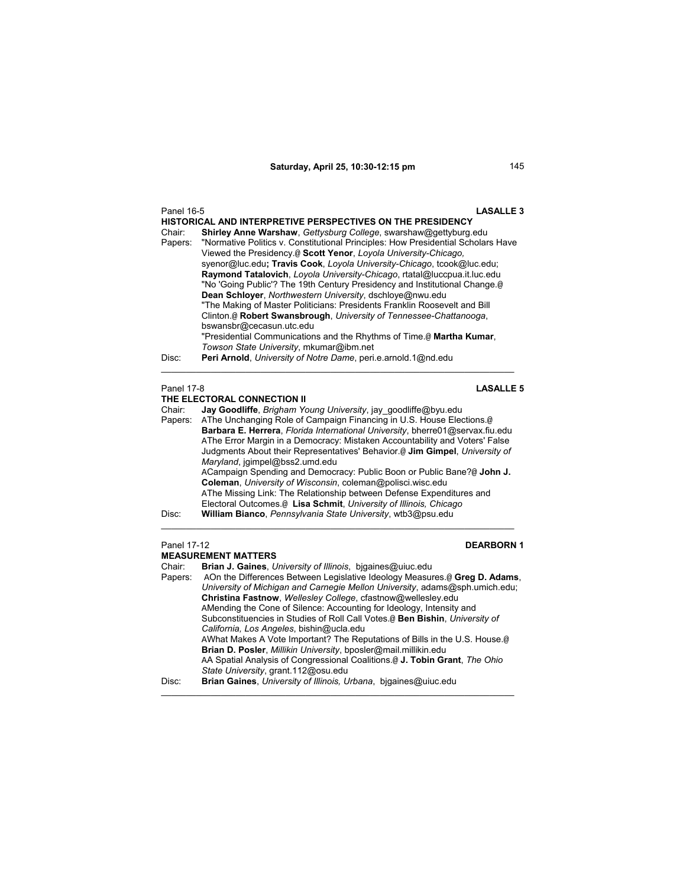Panel 16-5 **LASALLE 3**

**HISTORICAL AND INTERPRETIVE PERSPECTIVES ON THE PRESIDENCY**

Chair: **Shirley Anne Warshaw**, *Gettysburg College*, swarshaw@gettyburg.edu

Papers: "Normative Politics v. Constitutional Principles: How Presidential Scholars Have Viewed the Presidency.@ **Scott Yenor**, *Loyola University-Chicago,* syenor@luc.edu**; Travis Cook**, *Loyola University-Chicago*, tcook@luc.edu; **Raymond Tatalovich**, *Loyola University-Chicago*, rtatal@luccpua.it.luc.edu

"No 'Going Public'? The 19th Century Presidency and Institutional Change.@ **Dean Schloyer**, *Northwestern University*, dschloye@nwu.edu

"The Making of Master Politicians: Presidents Franklin Roosevelt and Bill Clinton.@ **Robert Swansbrough**, *University of Tennessee-Chattanooga*, bswansbr@cecasun.utc.edu

"Presidential Communications and the Rhythms of Time.@ **Martha Kumar**, *Towson State University*, mkumar@ibm.net

Disc: **Peri Arnold**, *University of Notre Dame*, peri.e.arnold.1@nd.edu

---

Panel 17-8 **LASALLE 5**

**THE ELECTORAL CONNECTION II**

Chair: **Jay Goodliffe**, *Brigham Young University*, jay_goodliffe@byu.edu

Papers: AThe Unchanging Role of Campaign Financing in U.S. House Elections.@ **Barbara E. Herrera**, *Florida International University*, bherre01@servax.fiu.edu

AThe Error Margin in a Democracy: Mistaken Accountability and Voters' False Judgments About their Representatives' Behavior.@ **Jim Gimpel**, *University of Maryland*, jgimpel@bss2.umd.edu

ACampaign Spending and Democracy: Public Boon or Public Bane?@ **John J. Coleman**, *University of Wisconsin*, coleman@polisci.wisc.edu

AThe Missing Link: The Relationship between Defense Expenditures and Electoral Outcomes.@ **Lisa Schmit**, *University of Illinois, Chicago*

Disc: **William Bianco**, *Pennsylvania State University*, wtb3@psu.edu

---

Panel 17-12 **DEARBORN 1**

**MEASUREMENT MATTERS**

Chair: **Brian J. Gaines**, *University of Illinois*, bjgaines@uiuc.edu

Papers: AOn the Differences Between Legislative Ideology Measures.@ **Greg D. Adams**, *University of Michigan and Carnegie Mellon University*, adams@sph.umich.edu; **Christina Fastnow**, *Wellesley College*, cfastnow@wellesley.edu

AMending the Cone of Silence: Accounting for Ideology, Intensity and Subconstituencies in Studies of Roll Call Votes.@ **Ben Bishin**, *University of California, Los Angeles*, bishin@ucla.edu

AWhat Makes A Vote Important? The Reputations of Bills in the U.S. House.@ **Brian D. Posler**, *Millikin University*, bposler@mail.millikin.edu

AA Spatial Analysis of Congressional Coalitions.@ **J. Tobin Grant**, *The Ohio State University*, grant.112@osu.edu

Disc: **Brian Gaines**, *University of Illinois, Urbana*, bjgaines@uiuc.edu

---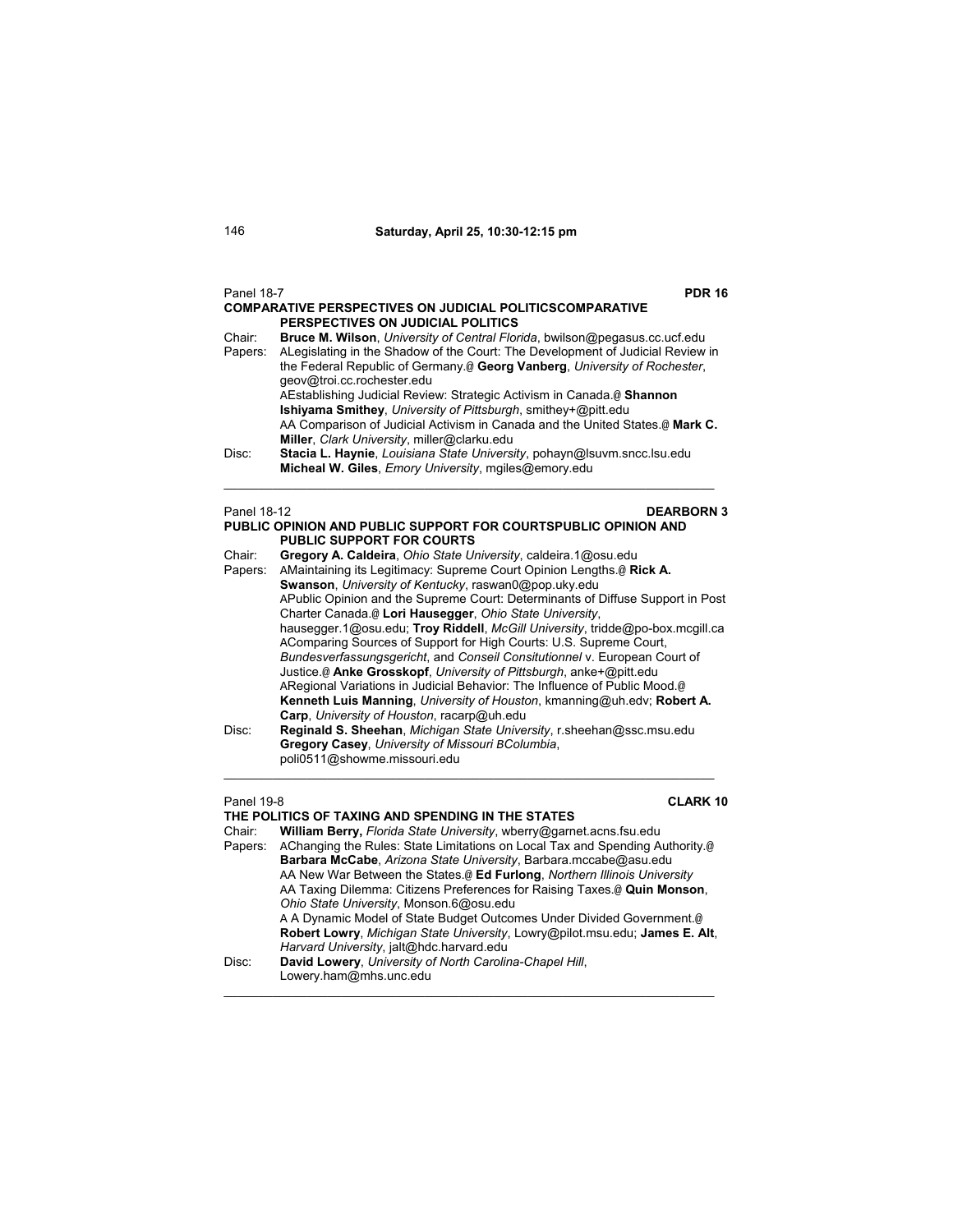## Saturday, April 25, 10:30-12:15 pm

### Panel 18-7 — PDR 16

**COMPARATIVE PERSPECTIVES ON JUDICIAL POLITICSCOMPARATIVE PERSPECTIVES ON JUDICIAL POLITICS**

Chair: **Bruce M. Wilson**, *University of Central Florida*, bwilson@pegasus.cc.ucf.edu

Papers: ALegislating in the Shadow of the Court: The Development of Judicial Review in the Federal Republic of Germany.@ **Georg Vanberg**, *University of Rochester*, geov@troi.cc.rochester.edu

AEstablishing Judicial Review: Strategic Activism in Canada.@ **Shannon Ishiyama Smithey**, *University of Pittsburgh*, smithey+@pitt.edu

AA Comparison of Judicial Activism in Canada and the United States.@ **Mark C. Miller**, *Clark University*, miller@clarku.edu

Disc: **Stacia L. Haynie**, *Louisiana State University*, pohayn@lsuvm.sncc.lsu.edu
**Micheal W. Giles**, *Emory University*, mgiles@emory.edu

---

### Panel 18-12 — DEARBORN 3

**PUBLIC OPINION AND PUBLIC SUPPORT FOR COURTSPUBLIC OPINION AND PUBLIC SUPPORT FOR COURTS**

Chair: **Gregory A. Caldeira**, *Ohio State University*, caldeira.1@osu.edu

Papers: AMaintaining its Legitimacy: Supreme Court Opinion Lengths.@ **Rick A. Swanson**, *University of Kentucky*, raswan0@pop.uky.edu

APublic Opinion and the Supreme Court: Determinants of Diffuse Support in Post Charter Canada.@ **Lori Hausegger**, *Ohio State University*, hausegger.1@osu.edu; **Troy Riddell**, *McGill University*, tridde@po-box.mcgill.ca

AComparing Sources of Support for High Courts: U.S. Supreme Court, *Bundesverfassungsgericht*, and *Conseil Consitutionnel* v. European Court of Justice.@ **Anke Grosskopf**, *University of Pittsburgh*, anke+@pitt.edu

ARegional Variations in Judicial Behavior: The Influence of Public Mood.@ **Kenneth Luis Manning**, *University of Houston*, kmanning@uh.edv; **Robert A. Carp**, *University of Houston*, racarp@uh.edu

Disc: **Reginald S. Sheehan**, *Michigan State University*, r.sheehan@ssc.msu.edu
**Gregory Casey**, *University of Missouri BColumbia*, poli0511@showme.missouri.edu

---

### Panel 19-8 — CLARK 10

**THE POLITICS OF TAXING AND SPENDING IN THE STATES**

Chair: **William Berry,** *Florida State University*, wberry@garnet.acns.fsu.edu

Papers: AChanging the Rules: State Limitations on Local Tax and Spending Authority.@ **Barbara McCabe**, *Arizona State University*, Barbara.mccabe@asu.edu

AA New War Between the States.@ **Ed Furlong**, *Northern Illinois University*

AA Taxing Dilemma: Citizens Preferences for Raising Taxes.@ **Quin Monson**, *Ohio State University*, Monson.6@osu.edu

A A Dynamic Model of State Budget Outcomes Under Divided Government.@ **Robert Lowry**, *Michigan State University*, Lowry@pilot.msu.edu; **James E. Alt**, *Harvard University*, jalt@hdc.harvard.edu

Disc: **David Lowery**, *University of North Carolina-Chapel Hill*, Lowery.ham@mhs.unc.edu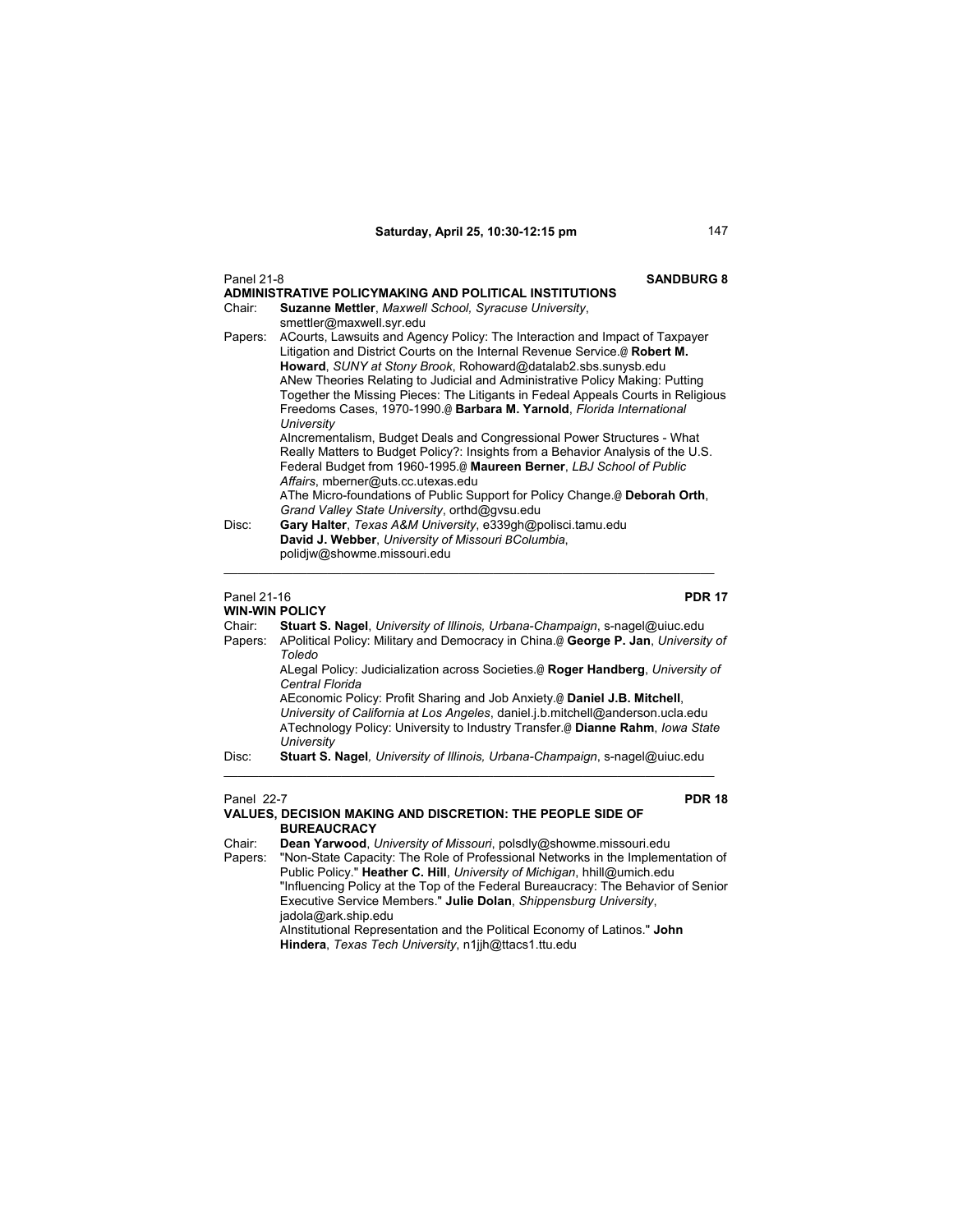Panel 21-8 **SANDBURG 8**

**ADMINISTRATIVE POLICYMAKING AND POLITICAL INSTITUTIONS**

Chair: **Suzanne Mettler**, *Maxwell School, Syracuse University*, smettler@maxwell.syr.edu

Papers: ACourts, Lawsuits and Agency Policy: The Interaction and Impact of Taxpayer Litigation and District Courts on the Internal Revenue Service.@ **Robert M. Howard**, *SUNY at Stony Brook*, Rohoward@datalab2.sbs.sunysb.edu

ANew Theories Relating to Judicial and Administrative Policy Making: Putting Together the Missing Pieces: The Litigants in Fedeal Appeals Courts in Religious Freedoms Cases, 1970-1990.@ **Barbara M. Yarnold**, *Florida International University*

AIncrementalism, Budget Deals and Congressional Power Structures - What Really Matters to Budget Policy?: Insights from a Behavior Analysis of the U.S. Federal Budget from 1960-1995.@ **Maureen Berner**, *LBJ School of Public Affairs*, mberner@uts.cc.utexas.edu

AThe Micro-foundations of Public Support for Policy Change.@ **Deborah Orth**, *Grand Valley State University*, orthd@gvsu.edu

Disc: **Gary Halter**, *Texas A&M University*, e339gh@polisci.tamu.edu
**David J. Webber**, *University of Missouri BColumbia*, polidjw@showme.missouri.edu

---

Panel 21-16 **PDR 17**

**WIN-WIN POLICY**

Chair: **Stuart S. Nagel**, *University of Illinois, Urbana-Champaign*, s-nagel@uiuc.edu

Papers: APolitical Policy: Military and Democracy in China.@ **George P. Jan**, *University of Toledo*

ALegal Policy: Judicialization across Societies.@ **Roger Handberg**, *University of Central Florida*

AEconomic Policy: Profit Sharing and Job Anxiety.@ **Daniel J.B. Mitchell**, *University of California at Los Angeles*, daniel.j.b.mitchell@anderson.ucla.edu

ATechnology Policy: University to Industry Transfer.@ **Dianne Rahm**, *Iowa State University*

Disc: **Stuart S. Nagel**, *University of Illinois, Urbana-Champaign*, s-nagel@uiuc.edu

---

Panel 22-7 **PDR 18**

**VALUES, DECISION MAKING AND DISCRETION: THE PEOPLE SIDE OF BUREAUCRACY**

Chair: **Dean Yarwood**, *University of Missouri*, polsdly@showme.missouri.edu

Papers: "Non-State Capacity: The Role of Professional Networks in the Implementation of Public Policy." **Heather C. Hill**, *University of Michigan*, hhill@umich.edu

"Influencing Policy at the Top of the Federal Bureaucracy: The Behavior of Senior Executive Service Members." **Julie Dolan**, *Shippensburg University*, jadola@ark.ship.edu

AInstitutional Representation and the Political Economy of Latinos." **John Hindera**, *Texas Tech University*, n1jjh@ttacs1.ttu.edu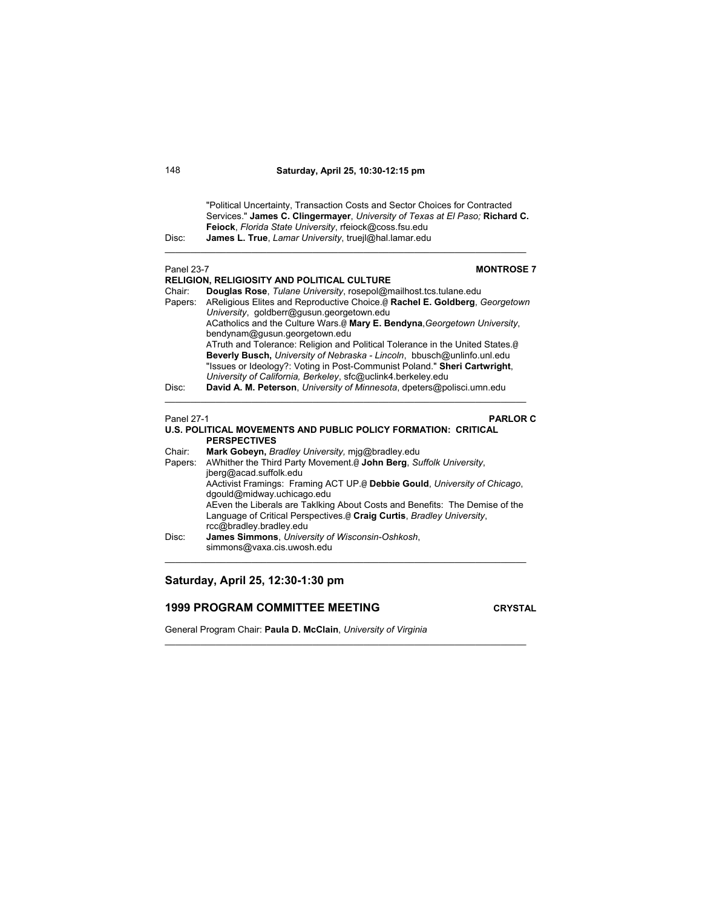"Political Uncertainty, Transaction Costs and Sector Choices for Contracted Services." **James C. Clingermayer**, *University of Texas at El Paso;* **Richard C. Feiock**, *Florida State University*, rfeiock@coss.fsu.edu

Disc: **James L. True**, *Lamar University*, truejl@hal.lamar.edu

---

Panel 23-7 **MONTROSE 7**

**RELIGION, RELIGIOSITY AND POLITICAL CULTURE**

Chair: **Douglas Rose**, *Tulane University*, rosepol@mailhost.tcs.tulane.edu

Papers: AReligious Elites and Reproductive Choice.@ **Rachel E. Goldberg**, *Georgetown University*, goldberr@gusun.georgetown.edu

ACatholics and the Culture Wars.@ **Mary E. Bendyna**,*Georgetown University*, bendynam@gusun.georgetown.edu

ATruth and Tolerance: Religion and Political Tolerance in the United States.@ **Beverly Busch,** *University of Nebraska - Lincoln*, bbusch@unlinfo.unl.edu

"Issues or Ideology?: Voting in Post-Communist Poland." **Sheri Cartwright**, *University of California, Berkeley*, sfc@uclink4.berkeley.edu

Disc: **David A. M. Peterson**, *University of Minnesota*, dpeters@polisci.umn.edu

---

Panel 27-1 **PARLOR C**

**U.S. POLITICAL MOVEMENTS AND PUBLIC POLICY FORMATION: CRITICAL PERSPECTIVES**

Chair: **Mark Gobeyn,** *Bradley University,* mjg@bradley.edu

Papers: AWhither the Third Party Movement.@ **John Berg**, *Suffolk University*, jberg@acad.suffolk.edu

AActivist Framings: Framing ACT UP.@ **Debbie Gould**, *University of Chicago*, dgould@midway.uchicago.edu

AEven the Liberals are Taklking About Costs and Benefits: The Demise of the Language of Critical Perspectives.@ **Craig Curtis**, *Bradley University*, rcc@bradley.bradley.edu

Disc: **James Simmons**, *University of Wisconsin-Oshkosh*, simmons@vaxa.cis.uwosh.edu

---

## Saturday, April 25, 12:30-1:30 pm

### 1999 PROGRAM COMMITTEE MEETING **CRYSTAL**

General Program Chair: **Paula D. McClain**, *University of Virginia*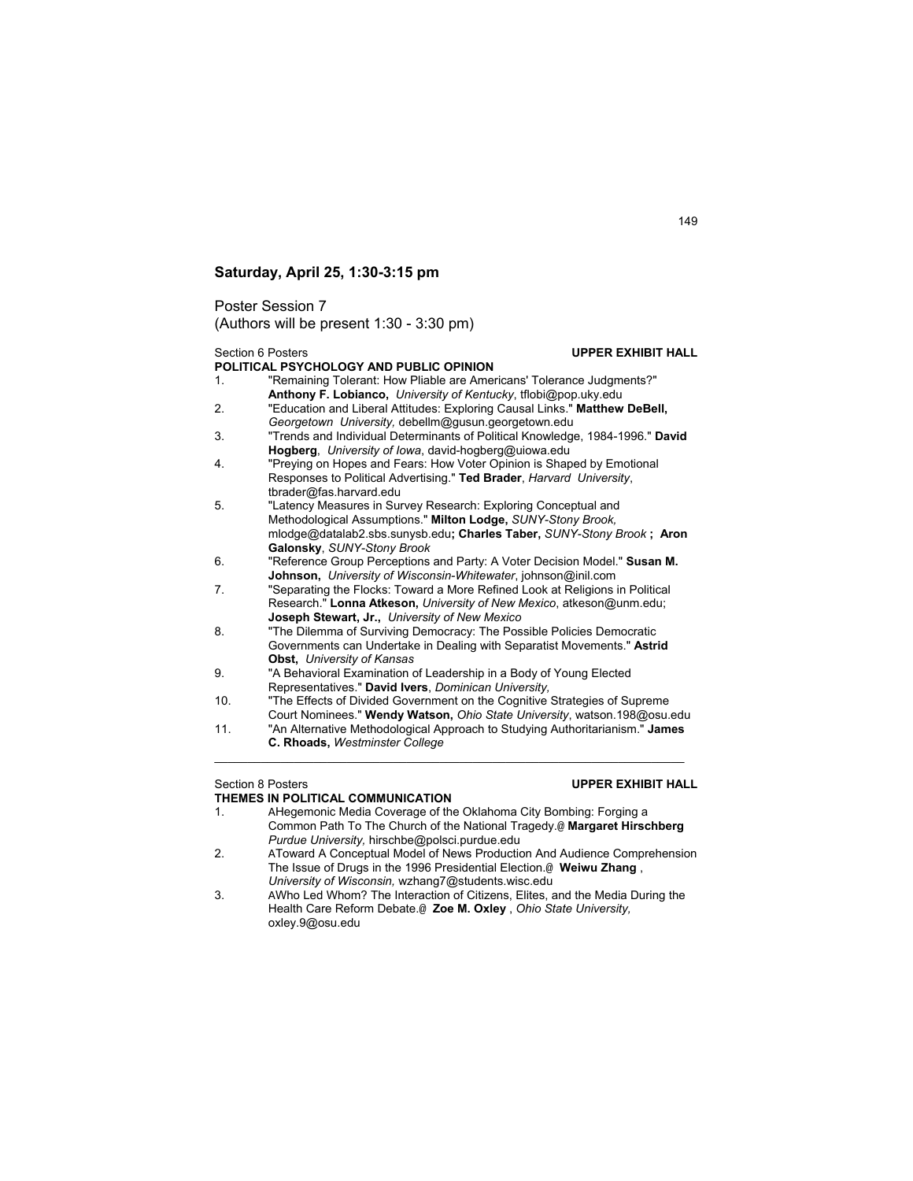## Saturday, April 25, 1:30-3:15 pm

Poster Session 7
(Authors will be present 1:30 - 3:30 pm)

Section 6 Posters **UPPER EXHIBIT HALL**

**POLITICAL PSYCHOLOGY AND PUBLIC OPINION**

1. "Remaining Tolerant: How Pliable are Americans' Tolerance Judgments?" **Anthony F. Lobianco,** *University of Kentucky*, tflobi@pop.uky.edu
2. "Education and Liberal Attitudes: Exploring Causal Links." **Matthew DeBell,** *Georgetown University,* debellm@gusun.georgetown.edu
3. "Trends and Individual Determinants of Political Knowledge, 1984-1996." **David Hogberg**, *University of Iowa*, david-hogberg@uiowa.edu
4. "Preying on Hopes and Fears: How Voter Opinion is Shaped by Emotional Responses to Political Advertising." **Ted Brader**, *Harvard University*, tbrader@fas.harvard.edu
5. "Latency Measures in Survey Research: Exploring Conceptual and Methodological Assumptions." **Milton Lodge,** *SUNY-Stony Brook,* mlodge@datalab2.sbs.sunysb.edu**; Charles Taber,** *SUNY-Stony Brook* **; Aron Galonsky**, *SUNY-Stony Brook*
6. "Reference Group Perceptions and Party: A Voter Decision Model." **Susan M. Johnson,** *University of Wisconsin-Whitewater*, johnson@inil.com
7. "Separating the Flocks: Toward a More Refined Look at Religions in Political Research." **Lonna Atkeson,** *University of New Mexico*, atkeson@unm.edu; **Joseph Stewart, Jr.,** *University of New Mexico*
8. "The Dilemma of Surviving Democracy: The Possible Policies Democratic Governments can Undertake in Dealing with Separatist Movements." **Astrid Obst,** *University of Kansas*
9. "A Behavioral Examination of Leadership in a Body of Young Elected Representatives." **David Ivers**, *Dominican University,*
10. "The Effects of Divided Government on the Cognitive Strategies of Supreme Court Nominees." **Wendy Watson,** *Ohio State University*, watson.198@osu.edu
11. "An Alternative Methodological Approach to Studying Authoritarianism." **James C. Rhoads,** *Westminster College*

---

Section 8 Posters **UPPER EXHIBIT HALL**

**THEMES IN POLITICAL COMMUNICATION**

1. AHegemonic Media Coverage of the Oklahoma City Bombing: Forging a Common Path To The Church of the National Tragedy.@ **Margaret Hirschberg** *Purdue University,* hirschbe@polsci.purdue.edu
2. AToward A Conceptual Model of News Production And Audience Comprehension The Issue of Drugs in the 1996 Presidential Election.@ **Weiwu Zhang** , *University of Wisconsin,* wzhang7@students.wisc.edu
3. AWho Led Whom? The Interaction of Citizens, Elites, and the Media During the Health Care Reform Debate.@ **Zoe M. Oxley** , *Ohio State University,* oxley.9@osu.edu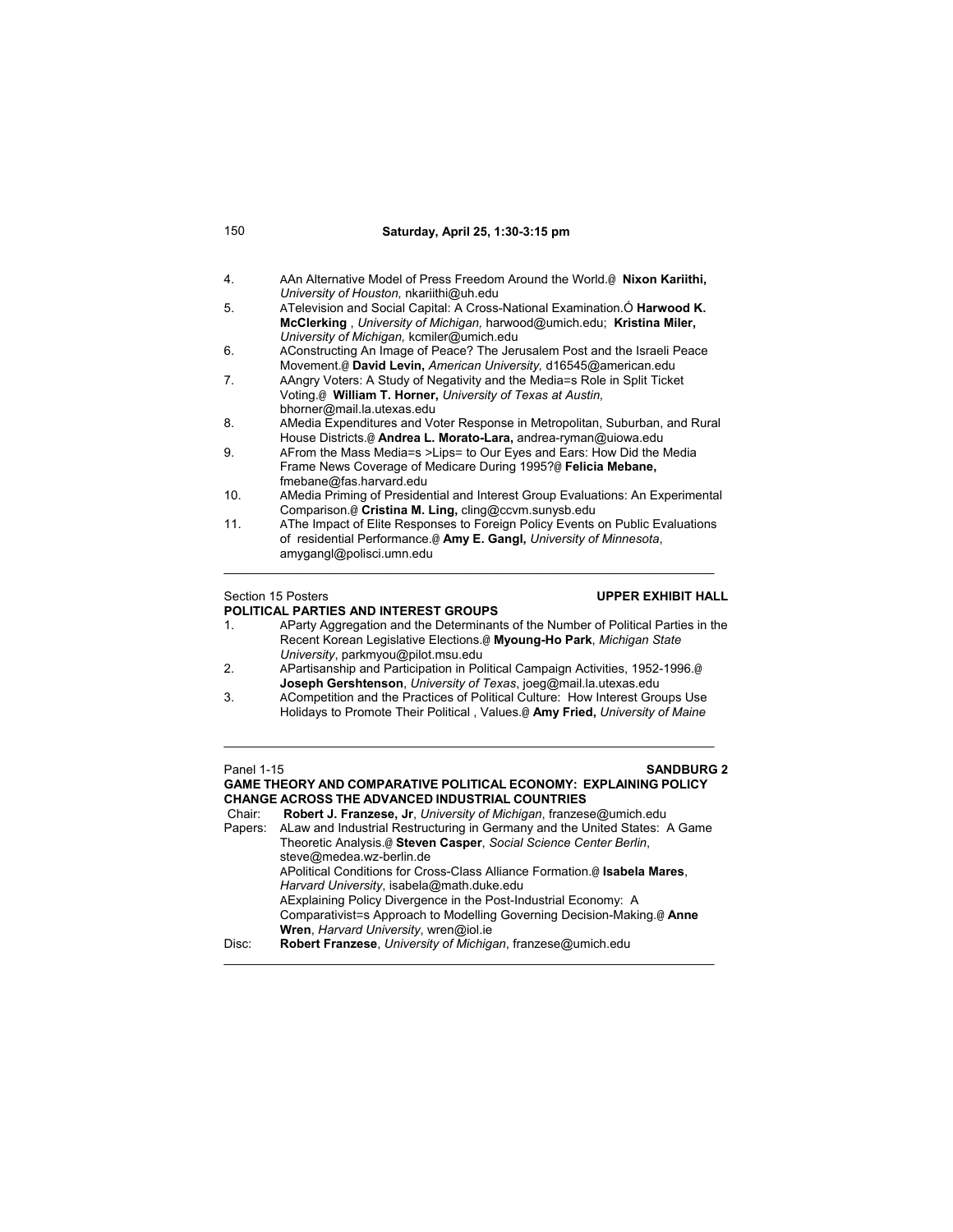**Saturday, April 25, 1:30-3:15 pm**

4. AAn Alternative Model of Press Freedom Around the World.@ **Nixon Kariithi,** *University of Houston,* nkariithi@uh.edu
5. ATelevision and Social Capital: A Cross-National Examination.Ó **Harwood K. McClerking** , *University of Michigan,* harwood@umich.edu; **Kristina Miler,** *University of Michigan,* kcmiler@umich.edu
6. AConstructing An Image of Peace? The Jerusalem Post and the Israeli Peace Movement.@ **David Levin,** *American University,* d16545@american.edu
7. AAngry Voters: A Study of Negativity and the Media=s Role in Split Ticket Voting.@ **William T. Horner,** *University of Texas at Austin,* bhorner@mail.la.utexas.edu
8. AMedia Expenditures and Voter Response in Metropolitan, Suburban, and Rural House Districts.@ **Andrea L. Morato-Lara,** andrea-ryman@uiowa.edu
9. AFrom the Mass Media=s >Lips= to Our Eyes and Ears: How Did the Media Frame News Coverage of Medicare During 1995?@ **Felicia Mebane,** fmebane@fas.harvard.edu
10. AMedia Priming of Presidential and Interest Group Evaluations: An Experimental Comparison.@ **Cristina M. Ling,** cling@ccvm.sunysb.edu
11. AThe Impact of Elite Responses to Foreign Policy Events on Public Evaluations of residential Performance.@ **Amy E. Gangl,** *University of Minnesota*, amygangl@polisci.umn.edu

---

Section 15 Posters **UPPER EXHIBIT HALL**

**POLITICAL PARTIES AND INTEREST GROUPS**

1. AParty Aggregation and the Determinants of the Number of Political Parties in the Recent Korean Legislative Elections.@ **Myoung-Ho Park**, *Michigan State University*, parkmyou@pilot.msu.edu
2. APartisanship and Participation in Political Campaign Activities, 1952-1996.@ **Joseph Gershtenson**, *University of Texas*, joeg@mail.la.utexas.edu
3. ACompetition and the Practices of Political Culture: How Interest Groups Use Holidays to Promote Their Political , Values.@ **Amy Fried,** *University of Maine*

---

Panel 1-15 **SANDBURG 2**

**GAME THEORY AND COMPARATIVE POLITICAL ECONOMY: EXPLAINING POLICY CHANGE ACROSS THE ADVANCED INDUSTRIAL COUNTRIES**

Chair: **Robert J. Franzese, Jr**, *University of Michigan*, franzese@umich.edu

Papers: ALaw and Industrial Restructuring in Germany and the United States: A Game Theoretic Analysis.@ **Steven Casper**, *Social Science Center Berlin*, steve@medea.wz-berlin.de

APolitical Conditions for Cross-Class Alliance Formation.@ **Isabela Mares**, *Harvard University*, isabela@math.duke.edu

AExplaining Policy Divergence in the Post-Industrial Economy: A Comparativist=s Approach to Modelling Governing Decision-Making.@ **Anne Wren**, *Harvard University*, wren@iol.ie

Disc: **Robert Franzese**, *University of Michigan*, franzese@umich.edu

---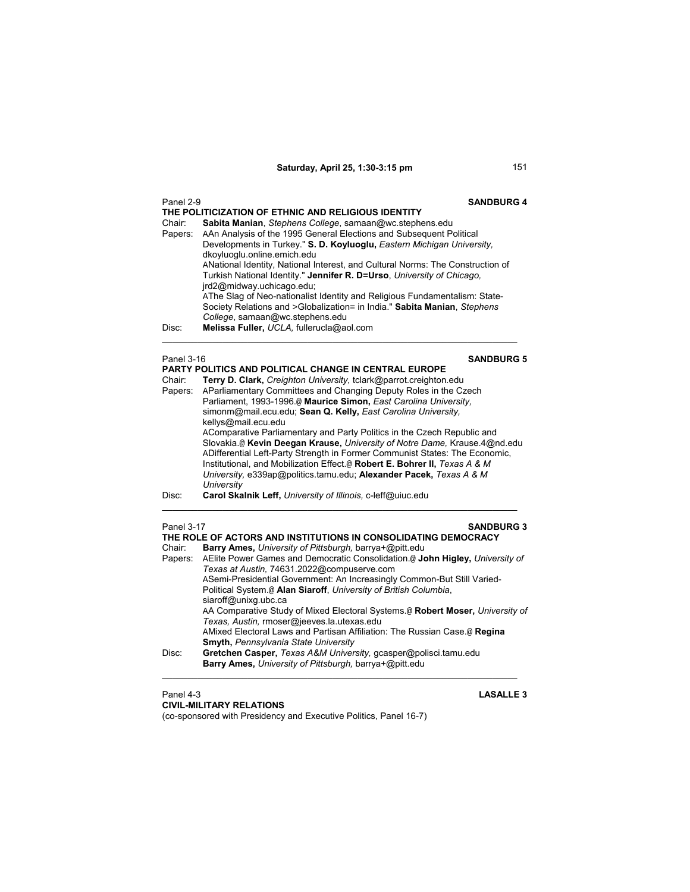## Panel 2-9 **SANDBURG 4**

**THE POLITICIZATION OF ETHNIC AND RELIGIOUS IDENTITY**

Chair: **Sabita Manian**, *Stephens College*, samaan@wc.stephens.edu

Papers: AAn Analysis of the 1995 General Elections and Subsequent Political Developments in Turkey." **S. D. Koyluoglu,** *Eastern Michigan University,* dkoyluoglu.online.emich.edu

ANational Identity, National Interest, and Cultural Norms: The Construction of Turkish National Identity." **Jennifer R. D=Urso**, *University of Chicago,* jrd2@midway.uchicago.edu;

AThe Slag of Neo-nationalist Identity and Religious Fundamentalism: State-Society Relations and >Globalization= in India." **Sabita Manian**, *Stephens College*, samaan@wc.stephens.edu

Disc: **Melissa Fuller,** *UCLA,* fullerucla@aol.com

---

## Panel 3-16 **SANDBURG 5**

**PARTY POLITICS AND POLITICAL CHANGE IN CENTRAL EUROPE**

Chair: **Terry D. Clark,** *Creighton University,* tclark@parrot.creighton.edu

Papers: AParliamentary Committees and Changing Deputy Roles in the Czech Parliament, 1993-1996.@ **Maurice Simon,** *East Carolina University,* simonm@mail.ecu.edu; **Sean Q. Kelly,** *East Carolina University,* kellys@mail.ecu.edu

AComparative Parliamentary and Party Politics in the Czech Republic and Slovakia.@ **Kevin Deegan Krause,** *University of Notre Dame,* Krause.4@nd.edu

ADifferential Left-Party Strength in Former Communist States: The Economic, Institutional, and Mobilization Effect.@ **Robert E. Bohrer II,** *Texas A & M University,* e339ap@politics.tamu.edu; **Alexander Pacek,** *Texas A & M University*

Disc: **Carol Skalnik Leff,** *University of Illinois,* c-leff@uiuc.edu

---

## Panel 3-17 **SANDBURG 3**

**THE ROLE OF ACTORS AND INSTITUTIONS IN CONSOLIDATING DEMOCRACY**

Chair: **Barry Ames,** *University of Pittsburgh,* barrya+@pitt.edu

Papers: AElite Power Games and Democratic Consolidation.@ **John Higley,** *University of Texas at Austin,* 74631.2022@compuserve.com

ASemi-Presidential Government: An Increasingly Common-But Still Varied-Political System.@ **Alan Siaroff**, *University of British Columbia*, siaroff@unixg.ubc.ca

AA Comparative Study of Mixed Electoral Systems.@ **Robert Moser,** *University of Texas, Austin,* rmoser@jeeves.la.utexas.edu

AMixed Electoral Laws and Partisan Affiliation: The Russian Case.@ **Regina Smyth,** *Pennsylvania State University*

Disc: **Gretchen Casper,** *Texas A&M University,* gcasper@polisci.tamu.edu
**Barry Ames,** *University of Pittsburgh,* barrya+@pitt.edu

---

## Panel 4-3 **LASALLE 3**

**CIVIL-MILITARY RELATIONS**

(co-sponsored with Presidency and Executive Politics, Panel 16-7)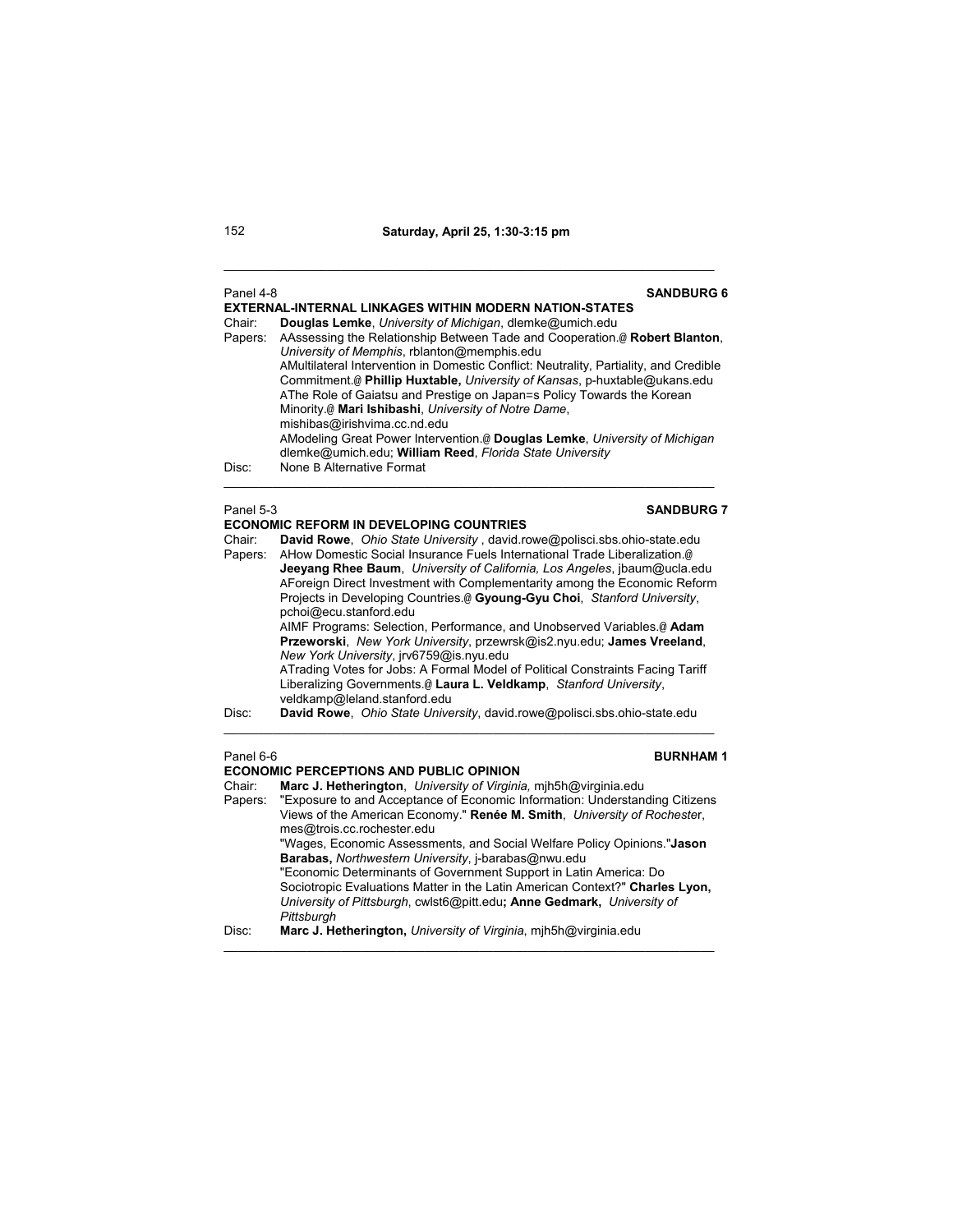Panel 4-8 **SANDBURG 6**

**EXTERNAL-INTERNAL LINKAGES WITHIN MODERN NATION-STATES**

Chair: **Douglas Lemke**, *University of Michigan*, dlemke@umich.edu

Papers: AAssessing the Relationship Between Tade and Cooperation.@ **Robert Blanton**, *University of Memphis*, rblanton@memphis.edu

AMultilateral Intervention in Domestic Conflict: Neutrality, Partiality, and Credible Commitment.@ **Phillip Huxtable,** *University of Kansas*, p-huxtable@ukans.edu

AThe Role of Gaiatsu and Prestige on Japan=s Policy Towards the Korean Minority.@ **Mari Ishibashi**, *University of Notre Dame*, mishibas@irishvima.cc.nd.edu

AModeling Great Power Intervention.@ **Douglas Lemke**, *University of Michigan* dlemke@umich.edu; **William Reed**, *Florida State University*

Disc: None B Alternative Format

---

Panel 5-3 **SANDBURG 7**

**ECONOMIC REFORM IN DEVELOPING COUNTRIES**

Chair: **David Rowe**, *Ohio State University* , david.rowe@polisci.sbs.ohio-state.edu

Papers: AHow Domestic Social Insurance Fuels International Trade Liberalization.@ **Jeeyang Rhee Baum**, *University of California, Los Angeles*, jbaum@ucla.edu

AForeign Direct Investment with Complementarity among the Economic Reform Projects in Developing Countries.@ **Gyoung-Gyu Choi**, *Stanford University*, pchoi@ecu.stanford.edu

AIMF Programs: Selection, Performance, and Unobserved Variables.@ **Adam Przeworski**, *New York University*, przewrsk@is2.nyu.edu; **James Vreeland**, *New York University*, jrv6759@is.nyu.edu

ATrading Votes for Jobs: A Formal Model of Political Constraints Facing Tariff Liberalizing Governments.@ **Laura L. Veldkamp**, *Stanford University*, veldkamp@leland.stanford.edu

Disc: **David Rowe**, *Ohio State University*, david.rowe@polisci.sbs.ohio-state.edu

---

Panel 6-6 **BURNHAM 1**

**ECONOMIC PERCEPTIONS AND PUBLIC OPINION**

Chair: **Marc J. Hetherington**, *University of Virginia,* mjh5h@virginia.edu

Papers: "Exposure to and Acceptance of Economic Information: Understanding Citizens Views of the American Economy." **Renée M. Smith**, *University of Rochester*, mes@trois.cc.rochester.edu

"Wages, Economic Assessments, and Social Welfare Policy Opinions."**Jason Barabas,** *Northwestern University*, j-barabas@nwu.edu

"Economic Determinants of Government Support in Latin America: Do Sociotropic Evaluations Matter in the Latin American Context?" **Charles Lyon,** *University of Pittsburgh*, cwlst6@pitt.edu**; Anne Gedmark,** *University of Pittsburgh*

Disc: **Marc J. Hetherington,** *University of Virginia*, mjh5h@virginia.edu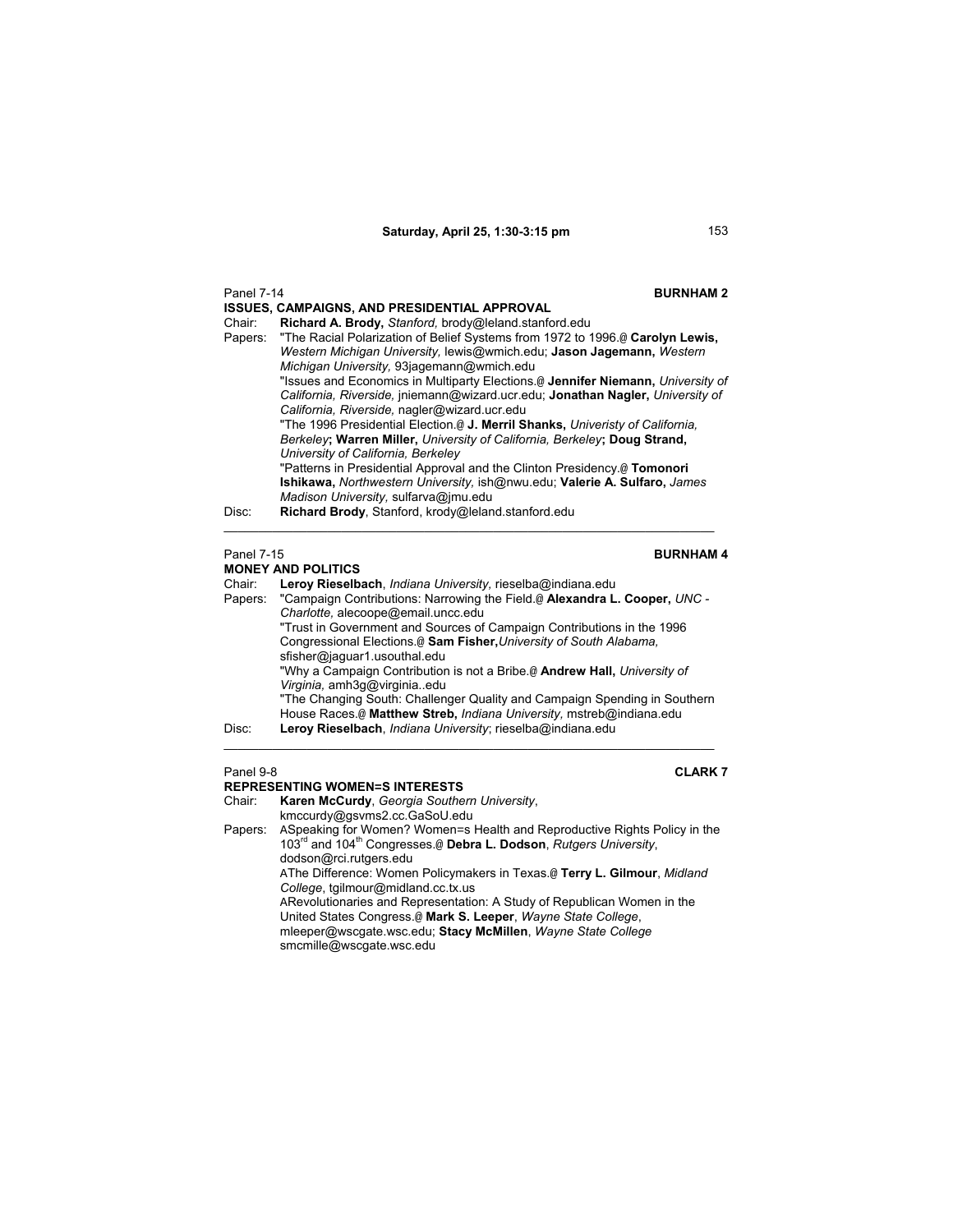Panel 7-14 **BURNHAM 2**

**ISSUES, CAMPAIGNS, AND PRESIDENTIAL APPROVAL**

Chair: **Richard A. Brody,** *Stanford,* brody@leland.stanford.edu

Papers: "The Racial Polarization of Belief Systems from 1972 to 1996.@ **Carolyn Lewis,** *Western Michigan University,* lewis@wmich.edu; **Jason Jagemann,** *Western Michigan University,* 93jagemann@wmich.edu

"Issues and Economics in Multiparty Elections.@ **Jennifer Niemann,** *University of California, Riverside,* jniemann@wizard.ucr.edu; **Jonathan Nagler,** *University of California, Riverside,* nagler@wizard.ucr.edu

"The 1996 Presidential Election.@ **J. Merril Shanks,** *Univeristy of California, Berkeley*; **Warren Miller,** *University of California, Berkeley*; **Doug Strand,** *University of California, Berkeley*

"Patterns in Presidential Approval and the Clinton Presidency.@ **Tomonori Ishikawa,** *Northwestern University,* ish@nwu.edu; **Valerie A. Sulfaro,** *James Madison University,* sulfarva@jmu.edu

Disc: **Richard Brody**, Stanford, krody@leland.stanford.edu

---

Panel 7-15 **BURNHAM 4**

**MONEY AND POLITICS**

Chair: **Leroy Rieselbach**, *Indiana University,* rieselba@indiana.edu

Papers: "Campaign Contributions: Narrowing the Field.@ **Alexandra L. Cooper,** *UNC - Charlotte,* alecoope@email.uncc.edu

"Trust in Government and Sources of Campaign Contributions in the 1996 Congressional Elections.@ **Sam Fisher,***University of South Alabama,* sfisher@jaguar1.usouthal.edu

"Why a Campaign Contribution is not a Bribe.@ **Andrew Hall,** *University of Virginia,* amh3g@virginia..edu

"The Changing South: Challenger Quality and Campaign Spending in Southern House Races.@ **Matthew Streb,** *Indiana University,* mstreb@indiana.edu

Disc: **Leroy Rieselbach**, *Indiana University*; rieselba@indiana.edu

---

Panel 9-8 **CLARK 7**

**REPRESENTING WOMEN=S INTERESTS**

Chair: **Karen McCurdy**, *Georgia Southern University*, kmccurdy@gsvms2.cc.GaSoU.edu

Papers: ASpeaking for Women? Women=s Health and Reproductive Rights Policy in the 103rd and 104th Congresses.@ **Debra L. Dodson**, *Rutgers University*, dodson@rci.rutgers.edu

AThe Difference: Women Policymakers in Texas.@ **Terry L. Gilmour**, *Midland College*, tgilmour@midland.cc.tx.us

ARevolutionaries and Representation: A Study of Republican Women in the United States Congress.@ **Mark S. Leeper**, *Wayne State College*, mleeper@wscgate.wsc.edu; **Stacy McMillen**, *Wayne State College* smcmille@wscgate.wsc.edu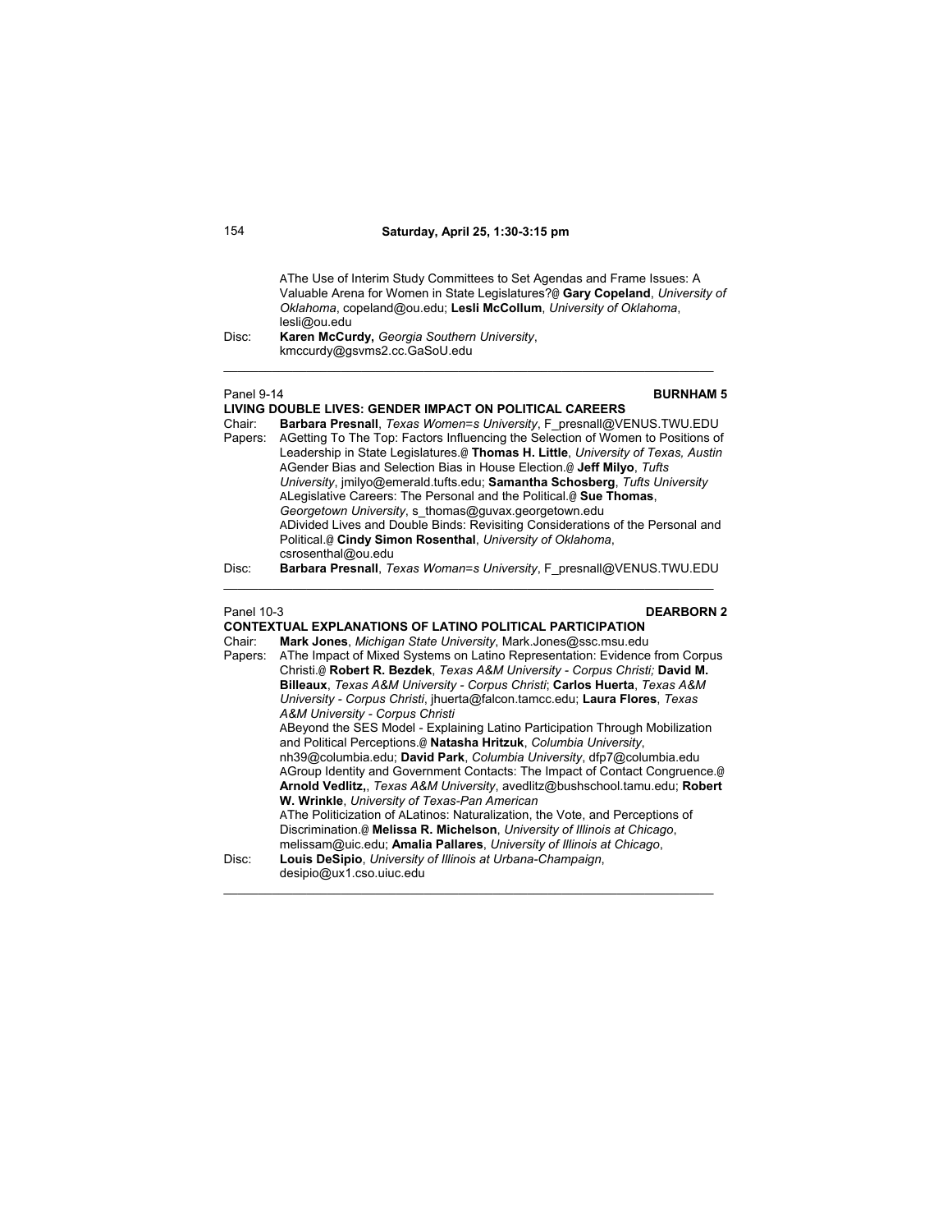AThe Use of Interim Study Committees to Set Agendas and Frame Issues: A Valuable Arena for Women in State Legislatures?@ **Gary Copeland**, *University of Oklahoma*, copeland@ou.edu; **Lesli McCollum**, *University of Oklahoma*, lesli@ou.edu

Disc: **Karen McCurdy,** *Georgia Southern University*, kmccurdy@gsvms2.cc.GaSoU.edu

---

Panel 9-14 **BURNHAM 5**

**LIVING DOUBLE LIVES: GENDER IMPACT ON POLITICAL CAREERS**

Chair: **Barbara Presnall**, *Texas Women=s University*, F_presnall@VENUS.TWU.EDU

Papers: AGetting To The Top: Factors Influencing the Selection of Women to Positions of Leadership in State Legislatures.@ **Thomas H. Little**, *University of Texas, Austin*

AGender Bias and Selection Bias in House Election.@ **Jeff Milyo**, *Tufts University*, jmilyo@emerald.tufts.edu; **Samantha Schosberg**, *Tufts University*

ALegislative Careers: The Personal and the Political.@ **Sue Thomas**, *Georgetown University*, s_thomas@guvax.georgetown.edu

ADivided Lives and Double Binds: Revisiting Considerations of the Personal and Political.@ **Cindy Simon Rosenthal**, *University of Oklahoma*, csrosenthal@ou.edu

Disc: **Barbara Presnall**, *Texas Woman=s University*, F_presnall@VENUS.TWU.EDU

---

Panel 10-3 **DEARBORN 2**

**CONTEXTUAL EXPLANATIONS OF LATINO POLITICAL PARTICIPATION**

Chair: **Mark Jones**, *Michigan State University*, Mark.Jones@ssc.msu.edu

Papers: AThe Impact of Mixed Systems on Latino Representation: Evidence from Corpus Christi.@ **Robert R. Bezdek**, *Texas A&M University - Corpus Christi;* **David M. Billeaux**, *Texas A&M University - Corpus Christi*; **Carlos Huerta**, *Texas A&M University - Corpus Christi*, jhuerta@falcon.tamcc.edu; **Laura Flores**, *Texas A&M University - Corpus Christi*

ABeyond the SES Model - Explaining Latino Participation Through Mobilization and Political Perceptions.@ **Natasha Hritzuk**, *Columbia University*, nh39@columbia.edu; **David Park**, *Columbia University*, dfp7@columbia.edu

AGroup Identity and Government Contacts: The Impact of Contact Congruence.@ **Arnold Vedlitz,**, *Texas A&M University*, avedlitz@bushschool.tamu.edu; **Robert W. Wrinkle**, *University of Texas-Pan American*

AThe Politicization of ALatinos: Naturalization, the Vote, and Perceptions of Discrimination.@ **Melissa R. Michelson**, *University of Illinois at Chicago*, melissam@uic.edu; **Amalia Pallares**, *University of Illinois at Chicago*,

Disc: **Louis DeSipio**, *University of Illinois at Urbana-Champaign*, desipio@ux1.cso.uiuc.edu

---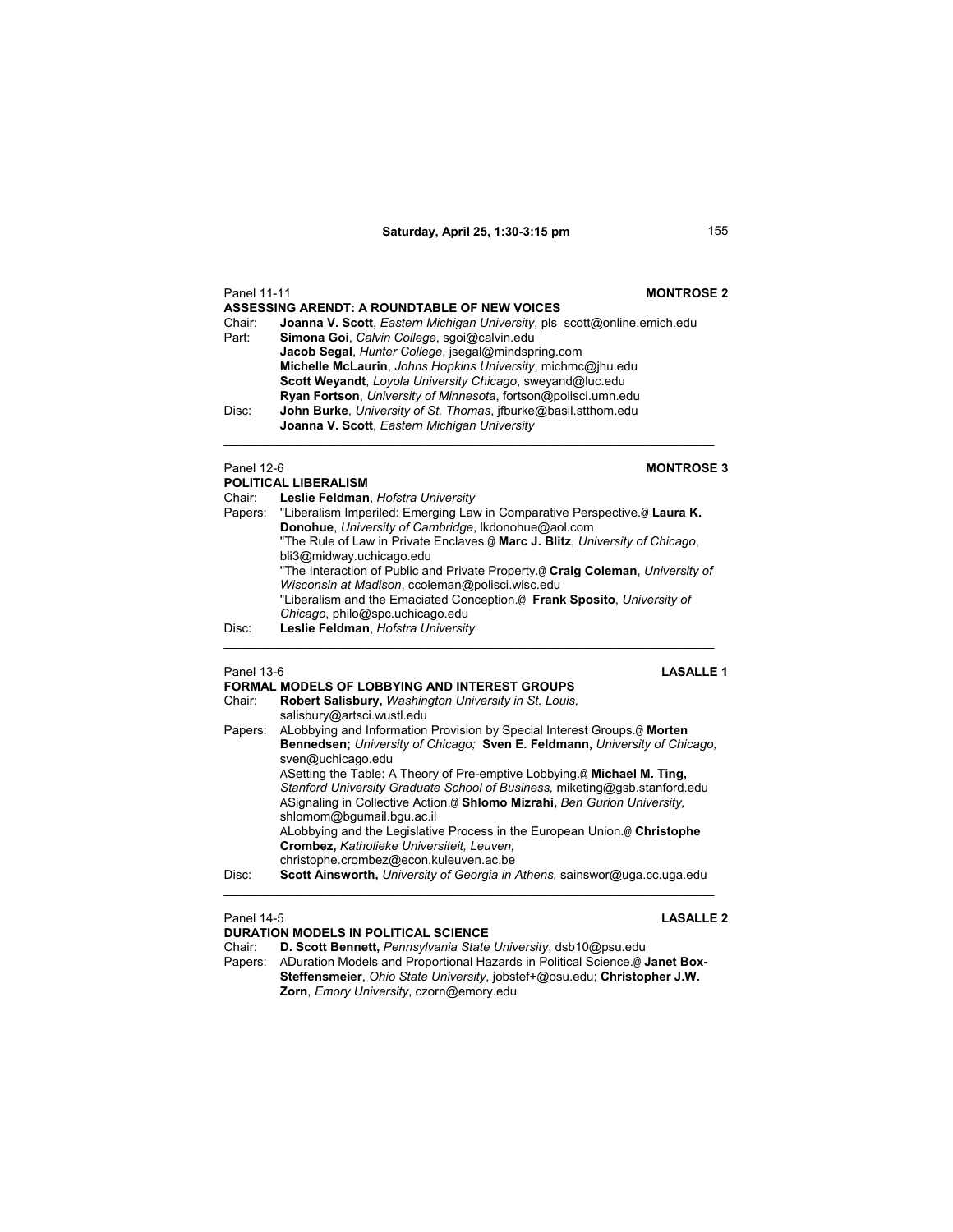**Saturday, April 25, 1:30-3:15 pm**

Panel 11-11 **MONTROSE 2**

**ASSESSING ARENDT: A ROUNDTABLE OF NEW VOICES**

Chair: **Joanna V. Scott**, *Eastern Michigan University*, pls_scott@online.emich.edu

Part: **Simona Goi**, *Calvin College*, sgoi@calvin.edu
**Jacob Segal**, *Hunter College*, jsegal@mindspring.com
**Michelle McLaurin**, *Johns Hopkins University*, michmc@jhu.edu
**Scott Weyandt**, *Loyola University Chicago*, sweyand@luc.edu
**Ryan Fortson**, *University of Minnesota*, fortson@polisci.umn.edu

Disc: **John Burke**, *University of St. Thomas*, jfburke@basil.stthom.edu
**Joanna V. Scott**, *Eastern Michigan University*

---

Panel 12-6 **MONTROSE 3**

**POLITICAL LIBERALISM**

Chair: **Leslie Feldman**, *Hofstra University*

Papers: "Liberalism Imperiled: Emerging Law in Comparative Perspective.@ **Laura K. Donohue**, *University of Cambridge*, lkdonohue@aol.com
"The Rule of Law in Private Enclaves.@ **Marc J. Blitz**, *University of Chicago*, bli3@midway.uchicago.edu
"The Interaction of Public and Private Property.@ **Craig Coleman**, *University of Wisconsin at Madison*, ccoleman@polisci.wisc.edu
"Liberalism and the Emaciated Conception.@ **Frank Sposito**, *University of Chicago*, philo@spc.uchicago.edu

Disc: **Leslie Feldman**, *Hofstra University*

---

Panel 13-6 **LASALLE 1**

**FORMAL MODELS OF LOBBYING AND INTEREST GROUPS**

Chair: **Robert Salisbury,** *Washington University in St. Louis,* salisbury@artsci.wustl.edu

Papers: ALobbying and Information Provision by Special Interest Groups.@ **Morten Bennedsen;** *University of Chicago;* **Sven E. Feldmann,** *University of Chicago,* sven@uchicago.edu
ASetting the Table: A Theory of Pre-emptive Lobbying.@ **Michael M. Ting,** *Stanford University Graduate School of Business,* miketing@gsb.stanford.edu
ASignaling in Collective Action.@ **Shlomo Mizrahi,** *Ben Gurion University,* shlomom@bgumail.bgu.ac.il
ALobbying and the Legislative Process in the European Union.@ **Christophe Crombez,** *Katholieke Universiteit, Leuven,* christophe.crombez@econ.kuleuven.ac.be

Disc: **Scott Ainsworth,** *University of Georgia in Athens,* sainswor@uga.cc.uga.edu

---

Panel 14-5 **LASALLE 2**

**DURATION MODELS IN POLITICAL SCIENCE**

Chair: **D. Scott Bennett,** *Pennsylvania State University*, dsb10@psu.edu

Papers: ADuration Models and Proportional Hazards in Political Science.@ **Janet Box-Steffensmeier**, *Ohio State University*, jobstef+@osu.edu; **Christopher J.W. Zorn**, *Emory University*, czorn@emory.edu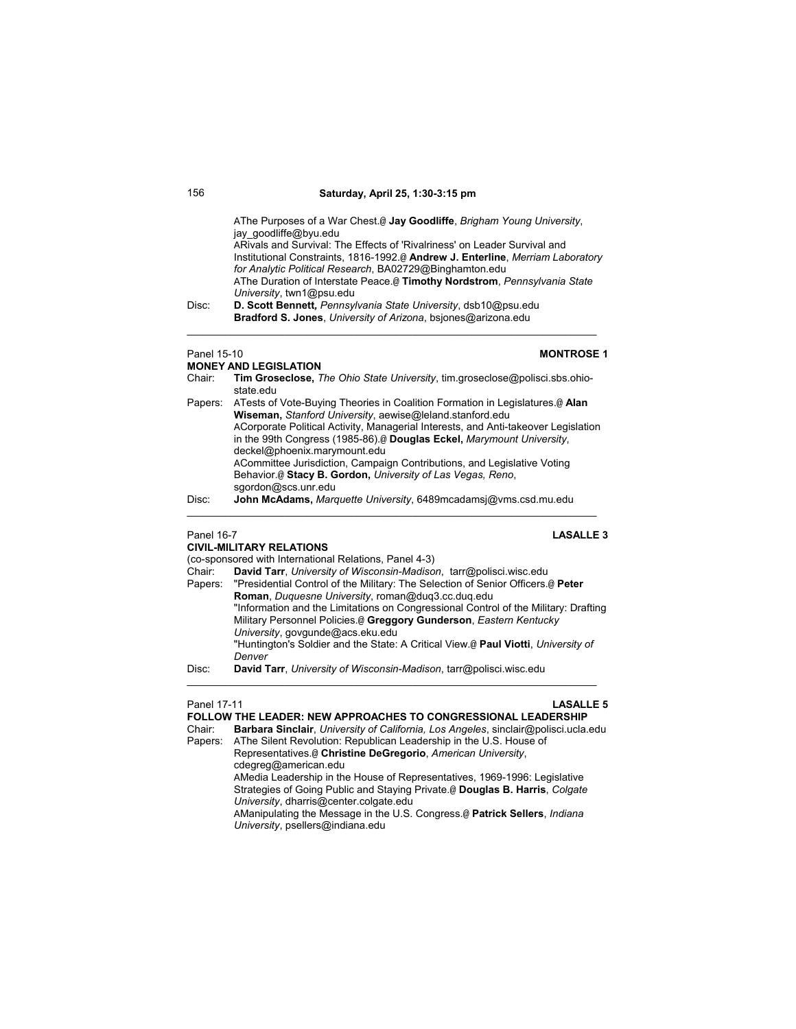AThe Purposes of a War Chest.@ **Jay Goodliffe**, *Brigham Young University*, jay_goodliffe@byu.edu
ARivals and Survival: The Effects of 'Rivalriness' on Leader Survival and Institutional Constraints, 1816-1992.@ **Andrew J. Enterline**, *Merriam Laboratory for Analytic Political Research*, BA02729@Binghamton.edu
AThe Duration of Interstate Peace.@ **Timothy Nordstrom**, *Pennsylvania State University*, twn1@psu.edu

Disc: **D. Scott Bennett**, *Pennsylvania State University*, dsb10@psu.edu
**Bradford S. Jones**, *University of Arizona*, bsjones@arizona.edu

---

Panel 15-10 **MONTROSE 1**

**MONEY AND LEGISLATION**

Chair: **Tim Groseclose,** *The Ohio State University*, tim.groseclose@polisci.sbs.ohio-state.edu

Papers: ATests of Vote-Buying Theories in Coalition Formation in Legislatures.@ **Alan Wiseman,** *Stanford University*, aewise@leland.stanford.edu
ACorporate Political Activity, Managerial Interests, and Anti-takeover Legislation in the 99th Congress (1985-86).@ **Douglas Eckel,** *Marymount University*, deckel@phoenix.marymount.edu
ACommittee Jurisdiction, Campaign Contributions, and Legislative Voting Behavior.@ **Stacy B. Gordon,** *University of Las Vegas, Reno*, sgordon@scs.unr.edu

Disc: **John McAdams,** *Marquette University*, 6489mcadamsj@vms.csd.mu.edu

---

Panel 16-7 **LASALLE 3**

**CIVIL-MILITARY RELATIONS**

(co-sponsored with International Relations, Panel 4-3)

Chair: **David Tarr**, *University of Wisconsin-Madison*, tarr@polisci.wisc.edu

Papers: "Presidential Control of the Military: The Selection of Senior Officers.@ **Peter Roman**, *Duquesne University*, roman@duq3.cc.duq.edu
"Information and the Limitations on Congressional Control of the Military: Drafting Military Personnel Policies.@ **Greggory Gunderson**, *Eastern Kentucky University*, govgunde@acs.eku.edu
"Huntington's Soldier and the State: A Critical View.@ **Paul Viotti**, *University of Denver*

Disc: **David Tarr**, *University of Wisconsin-Madison*, tarr@polisci.wisc.edu

---

Panel 17-11 **LASALLE 5**

**FOLLOW THE LEADER: NEW APPROACHES TO CONGRESSIONAL LEADERSHIP**

Chair: **Barbara Sinclair**, *University of California, Los Angeles*, sinclair@polisci.ucla.edu

Papers: AThe Silent Revolution: Republican Leadership in the U.S. House of Representatives.@ **Christine DeGregorio**, *American University*, cdegreg@american.edu
AMedia Leadership in the House of Representatives, 1969-1996: Legislative Strategies of Going Public and Staying Private.@ **Douglas B. Harris**, *Colgate University*, dharris@center.colgate.edu
AManipulating the Message in the U.S. Congress.@ **Patrick Sellers**, *Indiana University*, psellers@indiana.edu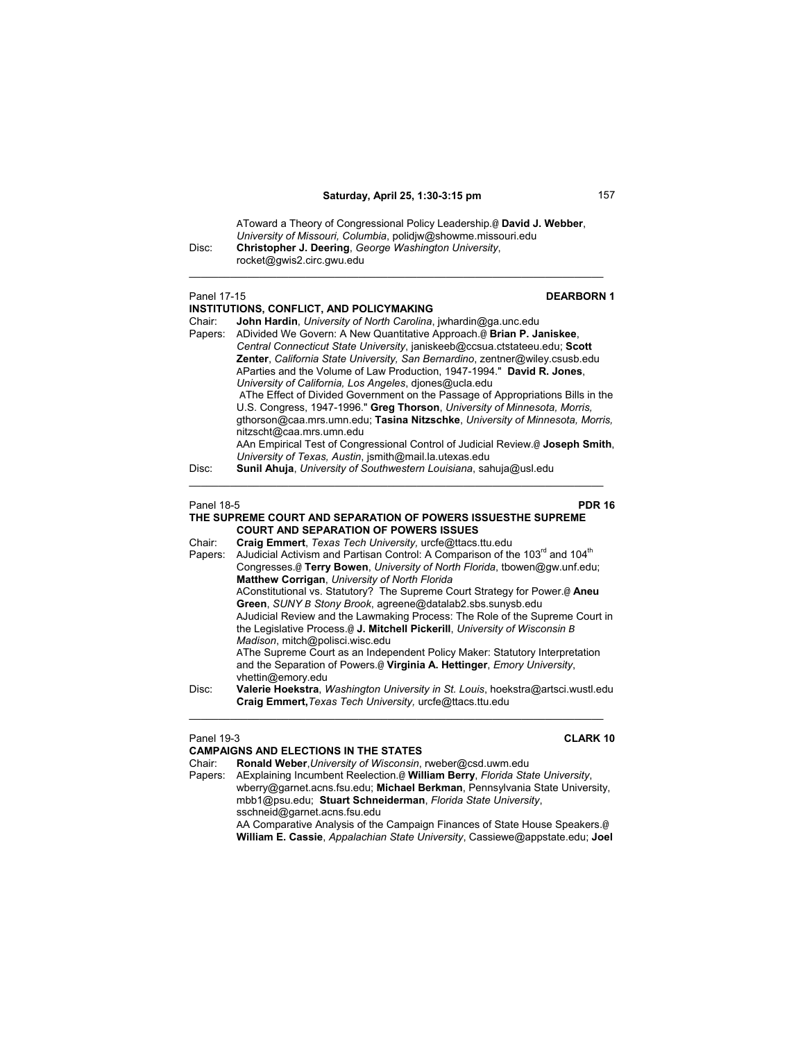AToward a Theory of Congressional Policy Leadership.@ **David J. Webber**, *University of Missouri, Columbia*, polidjw@showme.missouri.edu

Disc: **Christopher J. Deering**, *George Washington University*, rocket@gwis2.circ.gwu.edu

---

Panel 17-15 **DEARBORN 1**

**INSTITUTIONS, CONFLICT, AND POLICYMAKING**

Chair: **John Hardin**, *University of North Carolina*, jwhardin@ga.unc.edu

Papers: ADivided We Govern: A New Quantitative Approach.@ **Brian P. Janiskee**, *Central Connecticut State University*, janiskeeb@ccsua.ctstateeu.edu; **Scott Zenter**, *California State University, San Bernardino*, zentner@wiley.csusb.edu

AParties and the Volume of Law Production, 1947-1994." **David R. Jones**, *University of California, Los Angeles*, djones@ucla.edu

AThe Effect of Divided Government on the Passage of Appropriations Bills in the U.S. Congress, 1947-1996." **Greg Thorson**, *University of Minnesota, Morris,* gthorson@caa.mrs.umn.edu; **Tasina Nitzschke**, *University of Minnesota, Morris,* nitzscht@caa.mrs.umn.edu

AAn Empirical Test of Congressional Control of Judicial Review.@ **Joseph Smith**, *University of Texas, Austin*, jsmith@mail.la.utexas.edu

Disc: **Sunil Ahuja**, *University of Southwestern Louisiana*, sahuja@usl.edu

---

Panel 18-5 **PDR 16**

**THE SUPREME COURT AND SEPARATION OF POWERS ISSUESTHE SUPREME COURT AND SEPARATION OF POWERS ISSUES**

Chair: **Craig Emmert**, *Texas Tech University,* urcfe@ttacs.ttu.edu

Papers: AJudicial Activism and Partisan Control: A Comparison of the 103[rd] and 104[th] Congresses.@ **Terry Bowen**, *University of North Florida*, tbowen@gw.unf.edu; **Matthew Corrigan**, *University of North Florida*

AConstitutional vs. Statutory? The Supreme Court Strategy for Power.@ **Aneu Green**, *SUNY B Stony Brook*, agreene@datalab2.sbs.sunysb.edu

AJudicial Review and the Lawmaking Process: The Role of the Supreme Court in the Legislative Process.@ **J. Mitchell Pickerill**, *University of Wisconsin B Madison*, mitch@polisci.wisc.edu

AThe Supreme Court as an Independent Policy Maker: Statutory Interpretation and the Separation of Powers.@ **Virginia A. Hettinger**, *Emory University*, vhettin@emory.edu

Disc: **Valerie Hoekstra**, *Washington University in St. Louis*, hoekstra@artsci.wustl.edu
**Craig Emmert,** *Texas Tech University,* urcfe@ttacs.ttu.edu

---

Panel 19-3 **CLARK 10**

**CAMPAIGNS AND ELECTIONS IN THE STATES**

Chair: **Ronald Weber**, *University of Wisconsin*, rweber@csd.uwm.edu

Papers: AExplaining Incumbent Reelection.@ **William Berry**, *Florida State University*, wberry@garnet.acns.fsu.edu; **Michael Berkman**, Pennsylvania State University, mbb1@psu.edu; **Stuart Schneiderman**, *Florida State University*, sschneid@garnet.acns.fsu.edu

AA Comparative Analysis of the Campaign Finances of State House Speakers.@ **William E. Cassie**, *Appalachian State University*, Cassiewe@appstate.edu; **Joel**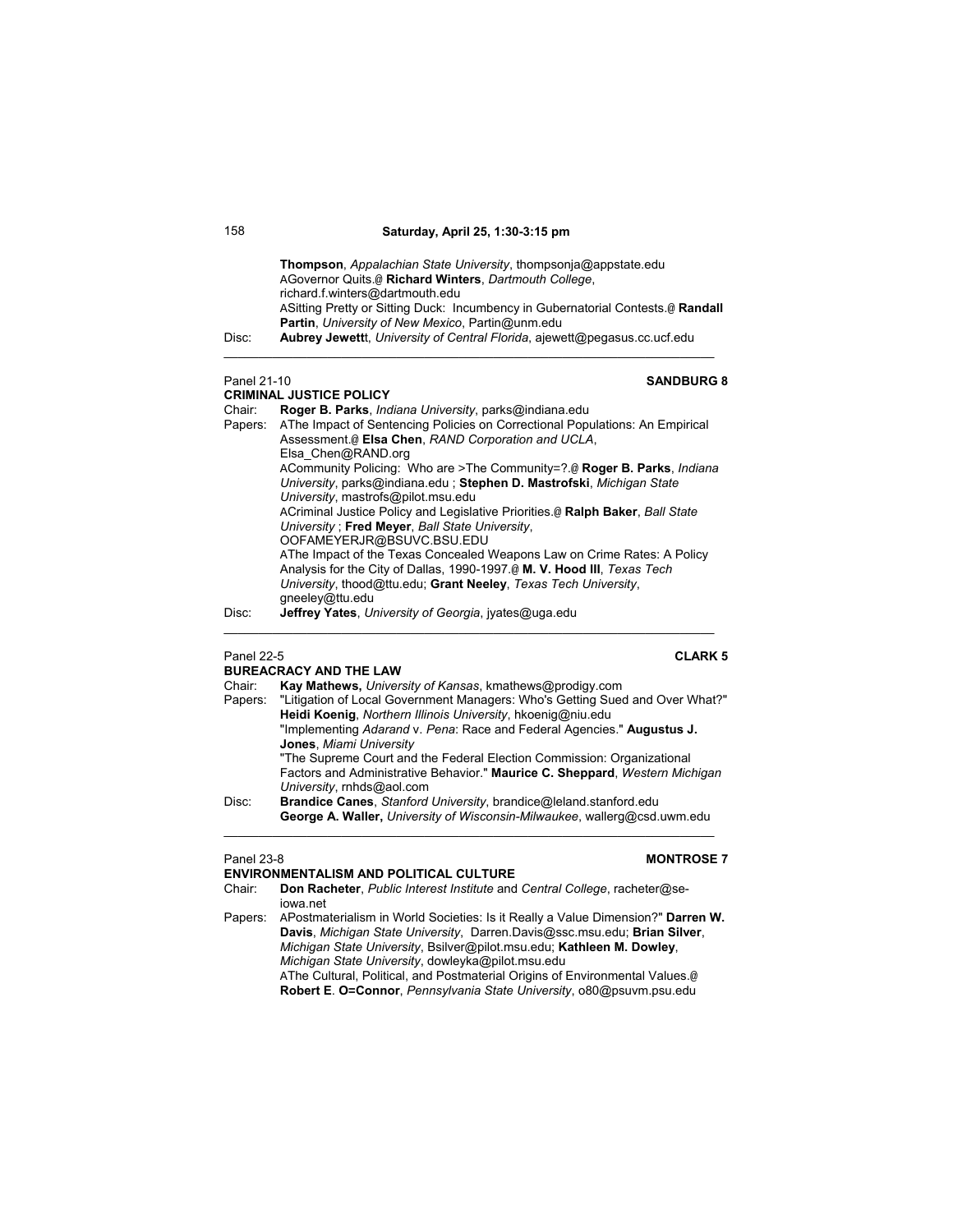**Thompson**, *Appalachian State University*, thompsonja@appstate.edu
AGovernor Quits.@ **Richard Winters**, *Dartmouth College*, richard.f.winters@dartmouth.edu
ASitting Pretty or Sitting Duck: Incumbency in Gubernatorial Contests.@ **Randall Partin**, *University of New Mexico*, Partin@unm.edu

Disc: **Aubrey Jewettt**, *University of Central Florida*, ajewett@pegasus.cc.ucf.edu

---

Panel 21-10 **SANDBURG 8**

**CRIMINAL JUSTICE POLICY**

Chair: **Roger B. Parks**, *Indiana University*, parks@indiana.edu

Papers: AThe Impact of Sentencing Policies on Correctional Populations: An Empirical Assessment.@ **Elsa Chen**, *RAND Corporation and UCLA*, Elsa_Chen@RAND.org
ACommunity Policing: Who are >The Community=?.@ **Roger B. Parks**, *Indiana University*, parks@indiana.edu ; **Stephen D. Mastrofski**, *Michigan State University*, mastrofs@pilot.msu.edu
ACriminal Justice Policy and Legislative Priorities.@ **Ralph Baker**, *Ball State University* ; **Fred Meyer**, *Ball State University*, OOFAMEYERJR@BSUVC.BSU.EDU
AThe Impact of the Texas Concealed Weapons Law on Crime Rates: A Policy Analysis for the City of Dallas, 1990-1997.@ **M. V. Hood III**, *Texas Tech University*, thood@ttu.edu; **Grant Neeley**, *Texas Tech University*, gneeley@ttu.edu

Disc: **Jeffrey Yates**, *University of Georgia*, jyates@uga.edu

---

Panel 22-5 **CLARK 5**

**BUREACRACY AND THE LAW**

Chair: **Kay Mathews,** *University of Kansas*, kmathews@prodigy.com

Papers: "Litigation of Local Government Managers: Who's Getting Sued and Over What?" **Heidi Koenig**, *Northern Illinois University*, hkoenig@niu.edu
"Implementing *Adarand* v. *Pena*: Race and Federal Agencies." **Augustus J. Jones**, *Miami University*
"The Supreme Court and the Federal Election Commission: Organizational Factors and Administrative Behavior." **Maurice C. Sheppard**, *Western Michigan University*, rnhds@aol.com

Disc: **Brandice Canes**, *Stanford University*, brandice@leland.stanford.edu
**George A. Waller,** *University of Wisconsin-Milwaukee*, wallerg@csd.uwm.edu

---

Panel 23-8 **MONTROSE 7**

**ENVIRONMENTALISM AND POLITICAL CULTURE**

Chair: **Don Racheter**, *Public Interest Institute* and *Central College*, racheter@se-iowa.net

Papers: APostmaterialism in World Societies: Is it Really a Value Dimension?" **Darren W. Davis**, *Michigan State University*, Darren.Davis@ssc.msu.edu; **Brian Silver**, *Michigan State University*, Bsilver@pilot.msu.edu; **Kathleen M. Dowley**, *Michigan State University*, dowleyka@pilot.msu.edu
AThe Cultural, Political, and Postmaterial Origins of Environmental Values.@ **Robert E**. **O=Connor**, *Pennsylvania State University*, o80@psuvm.psu.edu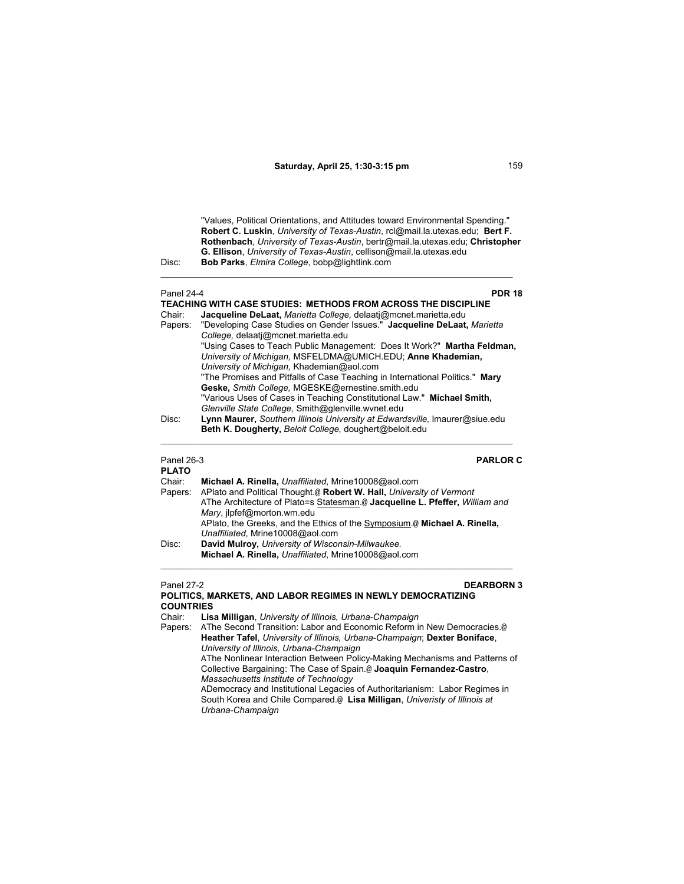"Values, Political Orientations, and Attitudes toward Environmental Spending." **Robert C. Luskin**, *University of Texas-Austin*, rcl@mail.la.utexas.edu; **Bert F. Rothenbach**, *University of Texas-Austin*, bertr@mail.la.utexas.edu; **Christopher G. Ellison**, *University of Texas-Austin*, cellison@mail.la.utexas.edu

Disc: **Bob Parks**, *Elmira College*, bobp@lightlink.com

---

Panel 24-4 **PDR 18**

**TEACHING WITH CASE STUDIES: METHODS FROM ACROSS THE DISCIPLINE**

Chair: **Jacqueline DeLaat,** *Marietta College,* delaatj@mcnet.marietta.edu

Papers: "Developing Case Studies on Gender Issues." **Jacqueline DeLaat,** *Marietta College,* delaatj@mcnet.marietta.edu

"Using Cases to Teach Public Management: Does It Work?" **Martha Feldman,** *University of Michigan,* MSFELDMA@UMICH.EDU; **Anne Khademian,** *University of Michigan,* Khademian@aol.com

"The Promises and Pitfalls of Case Teaching in International Politics." **Mary Geske,** *Smith College,* MGESKE@ernestine.smith.edu

"Various Uses of Cases in Teaching Constitutional Law." **Michael Smith,** *Glenville State College,* Smith@glenville.wvnet.edu

Disc: **Lynn Maurer,** *Southern Illinois University at Edwardsville,* lmaurer@siue.edu
**Beth K. Dougherty,** *Beloit College,* doughert@beloit.edu

---

Panel 26-3 **PARLOR C**

**PLATO**

Chair: **Michael A. Rinella,** *Unaffiliated*, Mrine10008@aol.com

Papers: APlato and Political Thought.@ **Robert W. Hall,** *University of Vermont*

AThe Architecture of Plato=s Statesman.@ **Jacqueline L. Pfeffer,** *William and Mary*, jlpfef@morton.wm.edu

APlato, the Greeks, and the Ethics of the Symposium.@ **Michael A. Rinella,** *Unaffiliated,* Mrine10008@aol.com

Disc: **David Mulroy,** *University of Wisconsin-Milwaukee.*
**Michael A. Rinella,** *Unaffiliated*, Mrine10008@aol.com

---

Panel 27-2 **DEARBORN 3**

**POLITICS, MARKETS, AND LABOR REGIMES IN NEWLY DEMOCRATIZING COUNTRIES**

Chair: **Lisa Milligan**, *University of Illinois, Urbana-Champaign*

Papers: AThe Second Transition: Labor and Economic Reform in New Democracies.@ **Heather Tafel**, *University of Illinois, Urbana-Champaign*; **Dexter Boniface**, *University of Illinois, Urbana-Champaign*

AThe Nonlinear Interaction Between Policy-Making Mechanisms and Patterns of Collective Bargaining: The Case of Spain.@ **Joaquin Fernandez-Castro**, *Massachusetts Institute of Technology*

ADemocracy and Institutional Legacies of Authoritarianism: Labor Regimes in South Korea and Chile Compared.@ **Lisa Milligan**, *Univeristy of Illinois at Urbana-Champaign*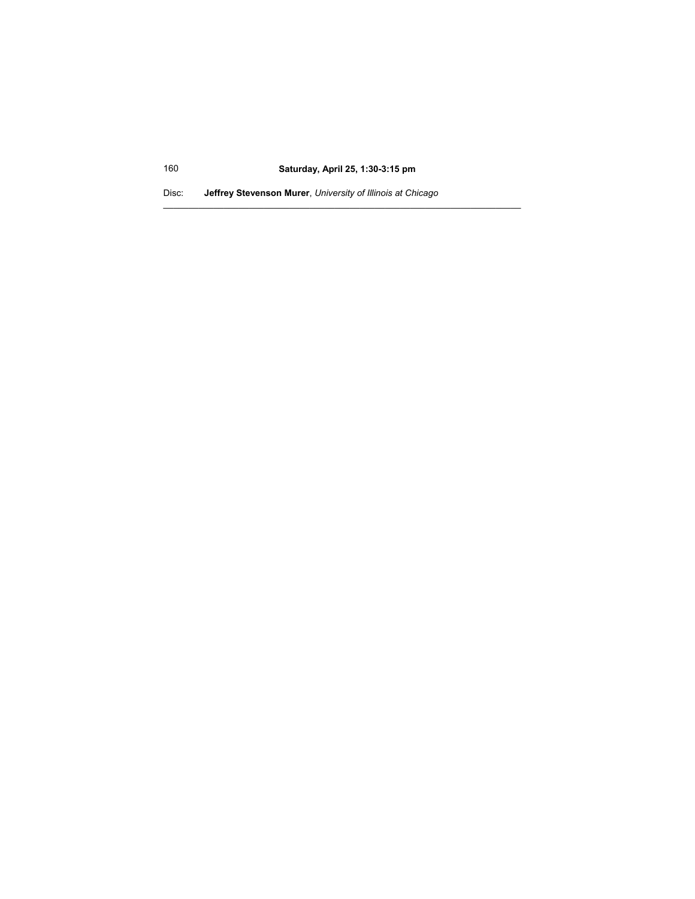Disc: **Jeffrey Stevenson Murer**, *University of Illinois at Chicago*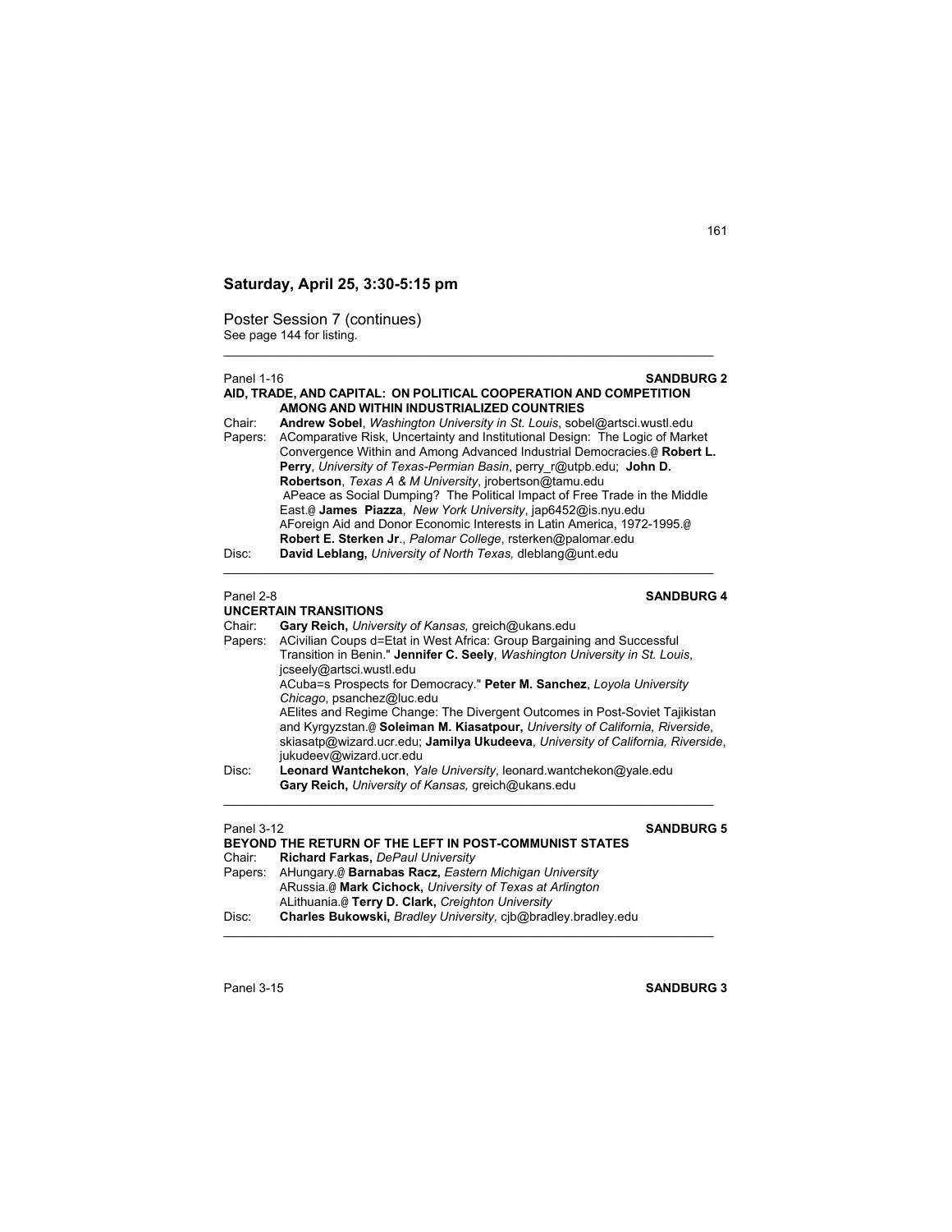## Saturday, April 25, 3:30-5:15 pm

Poster Session 7 (continues)
See page 144 for listing.

---

Panel 1-16 **SANDBURG 2**

**AID, TRADE, AND CAPITAL: ON POLITICAL COOPERATION AND COMPETITION AMONG AND WITHIN INDUSTRIALIZED COUNTRIES**

Chair: **Andrew Sobel**, *Washington University in St. Louis*, sobel@artsci.wustl.edu

Papers: AComparative Risk, Uncertainty and Institutional Design: The Logic of Market Convergence Within and Among Advanced Industrial Democracies.@ **Robert L. Perry**, *University of Texas-Permian Basin*, perry_r@utpb.edu; **John D. Robertson**, *Texas A & M University*, jrobertson@tamu.edu

APeace as Social Dumping? The Political Impact of Free Trade in the Middle East.@ **James Piazza**, *New York University*, jap6452@is.nyu.edu

AForeign Aid and Donor Economic Interests in Latin America, 1972-1995.@ **Robert E. Sterken Jr**., *Palomar College*, rsterken@palomar.edu

Disc: **David Leblang,** *University of North Texas,* dleblang@unt.edu

---

Panel 2-8 **SANDBURG 4**

**UNCERTAIN TRANSITIONS**

Chair: **Gary Reich,** *University of Kansas,* greich@ukans.edu

Papers: ACivilian Coups d=Etat in West Africa: Group Bargaining and Successful Transition in Benin." **Jennifer C. Seely**, *Washington University in St. Louis*, jcseely@artsci.wustl.edu

ACuba=s Prospects for Democracy." **Peter M. Sanchez**, *Loyola University Chicago*, psanchez@luc.edu

AElites and Regime Change: The Divergent Outcomes in Post-Soviet Tajikistan and Kyrgyzstan.@ **Soleiman M. Kiasatpour,** *University of California, Riverside*, skiasatp@wizard.ucr.edu; **Jamilya Ukudeeva**, *University of California, Riverside*, jukudeev@wizard.ucr.edu

Disc: **Leonard Wantchekon**, *Yale University*, leonard.wantchekon@yale.edu
**Gary Reich,** *University of Kansas,* greich@ukans.edu

---

Panel 3-12 **SANDBURG 5**

**BEYOND THE RETURN OF THE LEFT IN POST-COMMUNIST STATES**

Chair: **Richard Farkas,** *DePaul University*

Papers: AHungary.@ **Barnabas Racz,** *Eastern Michigan University*

ARussia.@ **Mark Cichock,** *University of Texas at Arlington*

ALithuania.@ **Terry D. Clark,** *Creighton University*

Disc: **Charles Bukowski,** *Bradley University,* cjb@bradley.bradley.edu

---

Panel 3-15 **SANDBURG 3**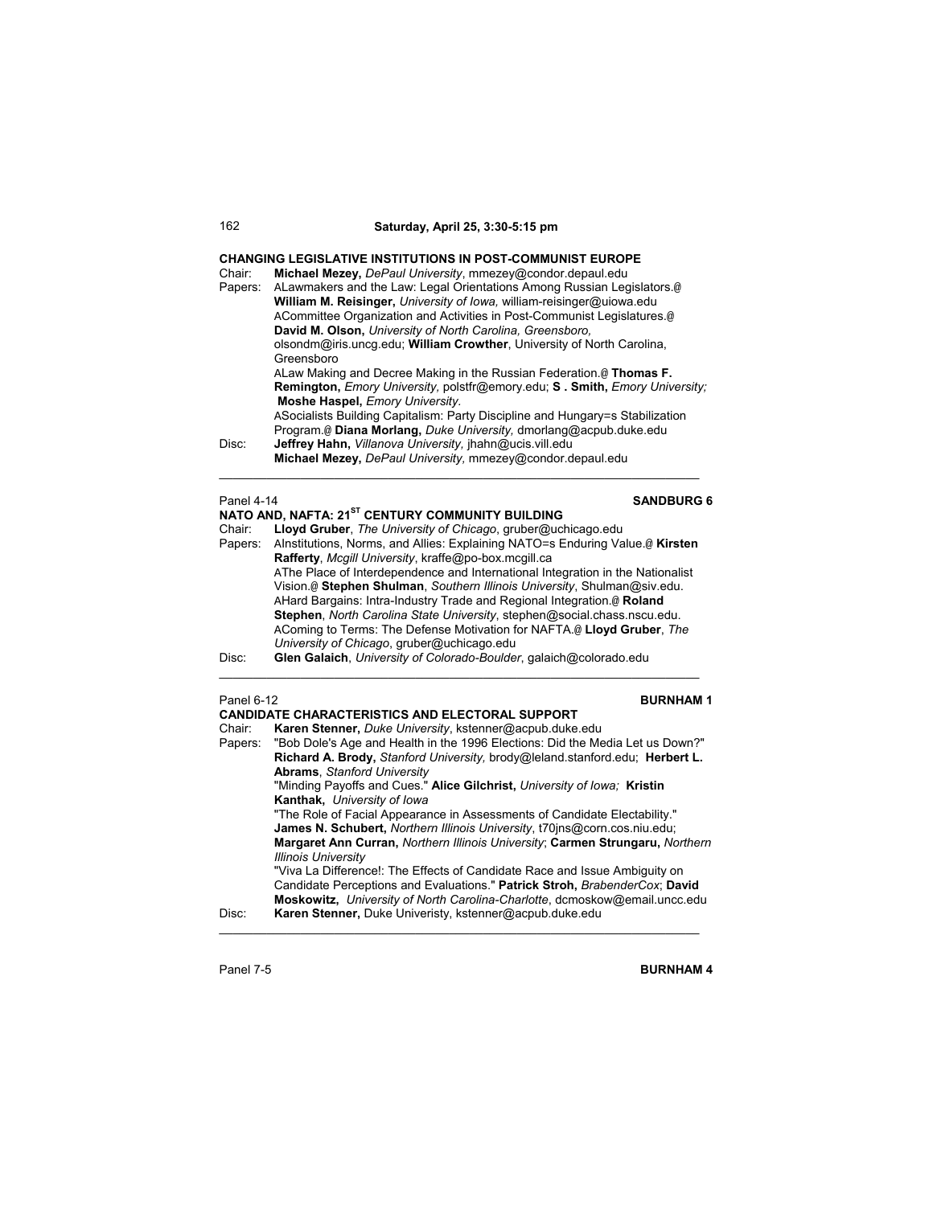**Saturday, April 25, 3:30-5:15 pm**

**CHANGING LEGISLATIVE INSTITUTIONS IN POST-COMMUNIST EUROPE**

Chair: **Michael Mezey,** *DePaul University*, mmezey@condor.depaul.edu

Papers: ALawmakers and the Law: Legal Orientations Among Russian Legislators.@ **William M. Reisinger,** *University of Iowa,* william-reisinger@uiowa.edu

ACommittee Organization and Activities in Post-Communist Legislatures.@ **David M. Olson,** *University of North Carolina, Greensboro,* olsondm@iris.uncg.edu; **William Crowther**, University of North Carolina, Greensboro

ALaw Making and Decree Making in the Russian Federation.@ **Thomas F. Remington,** *Emory University,* polstfr@emory.edu; **S . Smith,** *Emory University;* **Moshe Haspel,** *Emory University.*

ASocialists Building Capitalism: Party Discipline and Hungary=s Stabilization Program.@ **Diana Morlang,** *Duke University,* dmorlang@acpub.duke.edu

Disc: **Jeffrey Hahn,** *Villanova University,* jhahn@ucis.vill.edu
**Michael Mezey,** *DePaul University,* mmezey@condor.depaul.edu

---

Panel 4-14 **SANDBURG 6**

**NATO AND, NAFTA: 21ST CENTURY COMMUNITY BUILDING**

Chair: **Lloyd Gruber**, *The University of Chicago*, gruber@uchicago.edu

Papers: AInstitutions, Norms, and Allies: Explaining NATO=s Enduring Value.@ **Kirsten Rafferty**, *Mcgill University*, kraffe@po-box.mcgill.ca

AThe Place of Interdependence and International Integration in the Nationalist Vision.@ **Stephen Shulman**, *Southern Illinois University*, Shulman@siv.edu.

AHard Bargains: Intra-Industry Trade and Regional Integration.@ **Roland Stephen**, *North Carolina State University*, stephen@social.chass.nscu.edu.

AComing to Terms: The Defense Motivation for NAFTA.@ **Lloyd Gruber**, *The University of Chicago*, gruber@uchicago.edu

Disc: **Glen Galaich**, *University of Colorado-Boulder*, galaich@colorado.edu

---

Panel 6-12 **BURNHAM 1**

**CANDIDATE CHARACTERISTICS AND ELECTORAL SUPPORT**

Chair: **Karen Stenner,** *Duke University*, kstenner@acpub.duke.edu

Papers: "Bob Dole's Age and Health in the 1996 Elections: Did the Media Let us Down?" **Richard A. Brody,** *Stanford University,* brody@leland.stanford.edu; **Herbert L. Abrams**, *Stanford University*

"Minding Payoffs and Cues." **Alice Gilchrist,** *University of Iowa;* **Kristin Kanthak,** *University of Iowa*

"The Role of Facial Appearance in Assessments of Candidate Electability." **James N. Schubert,** *Northern Illinois University*, t70jns@corn.cos.niu.edu; **Margaret Ann Curran,** *Northern Illinois University*; **Carmen Strungaru,** *Northern Illinois University*

"Viva La Difference!: The Effects of Candidate Race and Issue Ambiguity on Candidate Perceptions and Evaluations." **Patrick Stroh,** *BrabenderCox*; **David Moskowitz,** *University of North Carolina-Charlotte*, dcmoskow@email.uncc.edu

Disc: **Karen Stenner,** Duke Univeristy, kstenner@acpub.duke.edu

---

Panel 7-5 **BURNHAM 4**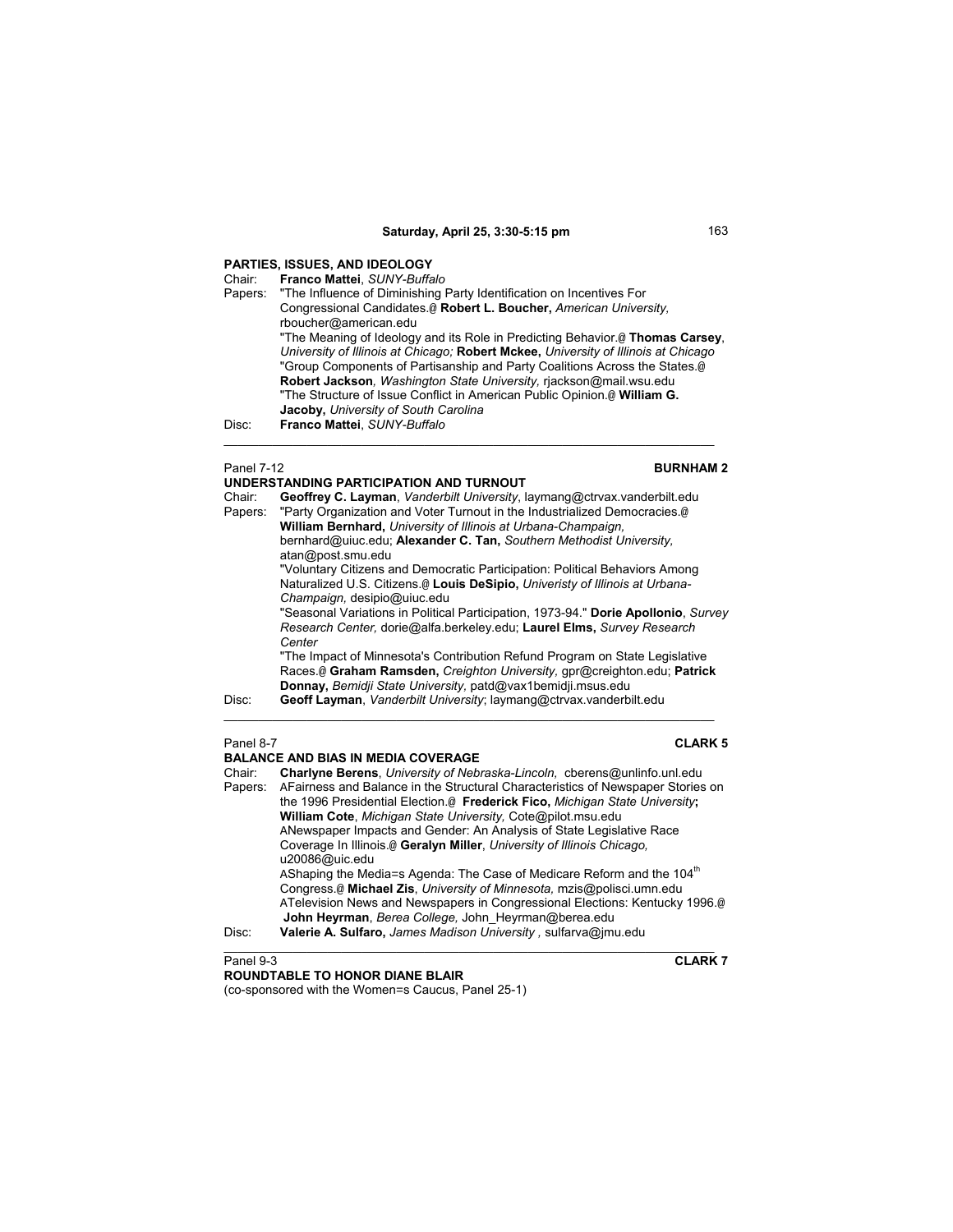## PARTIES, ISSUES, AND IDEOLOGY

Chair: **Franco Mattei**, *SUNY-Buffalo*

Papers: "The Influence of Diminishing Party Identification on Incentives For Congressional Candidates.@ **Robert L. Boucher,** *American University,* rboucher@american.edu

"The Meaning of Ideology and its Role in Predicting Behavior.@ **Thomas Carsey**, *University of Illinois at Chicago;* **Robert Mckee,** *University of Illinois at Chicago*

"Group Components of Partisanship and Party Coalitions Across the States.@ **Robert Jackson***, Washington State University,* rjackson@mail.wsu.edu

"The Structure of Issue Conflict in American Public Opinion.@ **William G. Jacoby,** *University of South Carolina*

Disc: **Franco Mattei**, *SUNY-Buffalo*

---

Panel 7-12 **BURNHAM 2**

## UNDERSTANDING PARTICIPATION AND TURNOUT

Chair: **Geoffrey C. Layman**, *Vanderbilt University*, laymang@ctrvax.vanderbilt.edu

Papers: "Party Organization and Voter Turnout in the Industrialized Democracies.@ **William Bernhard,** *University of Illinois at Urbana-Champaign,* bernhard@uiuc.edu; **Alexander C. Tan,** *Southern Methodist University*, atan@post.smu.edu

"Voluntary Citizens and Democratic Participation: Political Behaviors Among Naturalized U.S. Citizens.@ **Louis DeSipio,** *Univeristy of Illinois at Urbana-Champaign,* desipio@uiuc.edu

"Seasonal Variations in Political Participation, 1973-94." **Dorie Apollonio**, *Survey Research Center,* dorie@alfa.berkeley.edu; **Laurel Elms,** *Survey Research Center*

"The Impact of Minnesota's Contribution Refund Program on State Legislative Races.@ **Graham Ramsden,** *Creighton University,* gpr@creighton.edu; **Patrick Donnay,** *Bemidji State University,* patd@vax1bemidji.msus.edu

Disc: **Geoff Layman**, *Vanderbilt University*; laymang@ctrvax.vanderbilt.edu

---

Panel 8-7 **CLARK 5**

## BALANCE AND BIAS IN MEDIA COVERAGE

Chair: **Charlyne Berens**, *University of Nebraska-Lincoln,* cberens@unlinfo.unl.edu

Papers: AFairness and Balance in the Structural Characteristics of Newspaper Stories on the 1996 Presidential Election.@ **Frederick Fico,** *Michigan State University***;** **William Cote**, *Michigan State University,* Cote@pilot.msu.edu

ANewspaper Impacts and Gender: An Analysis of State Legislative Race Coverage In Illinois.@ **Geralyn Miller**, *University of Illinois Chicago,* u20086@uic.edu

AShaping the Media=s Agenda: The Case of Medicare Reform and the 104th Congress.@ **Michael Zis**, *University of Minnesota,* mzis@polisci.umn.edu

ATelevision News and Newspapers in Congressional Elections: Kentucky 1996.@ **John Heyrman**, *Berea College,* John_Heyrman@berea.edu

Disc: **Valerie A. Sulfaro,** *James Madison University ,* sulfarva@jmu.edu

---

Panel 9-3 **CLARK 7**

## ROUNDTABLE TO HONOR DIANE BLAIR

(co-sponsored with the Women=s Caucus, Panel 25-1)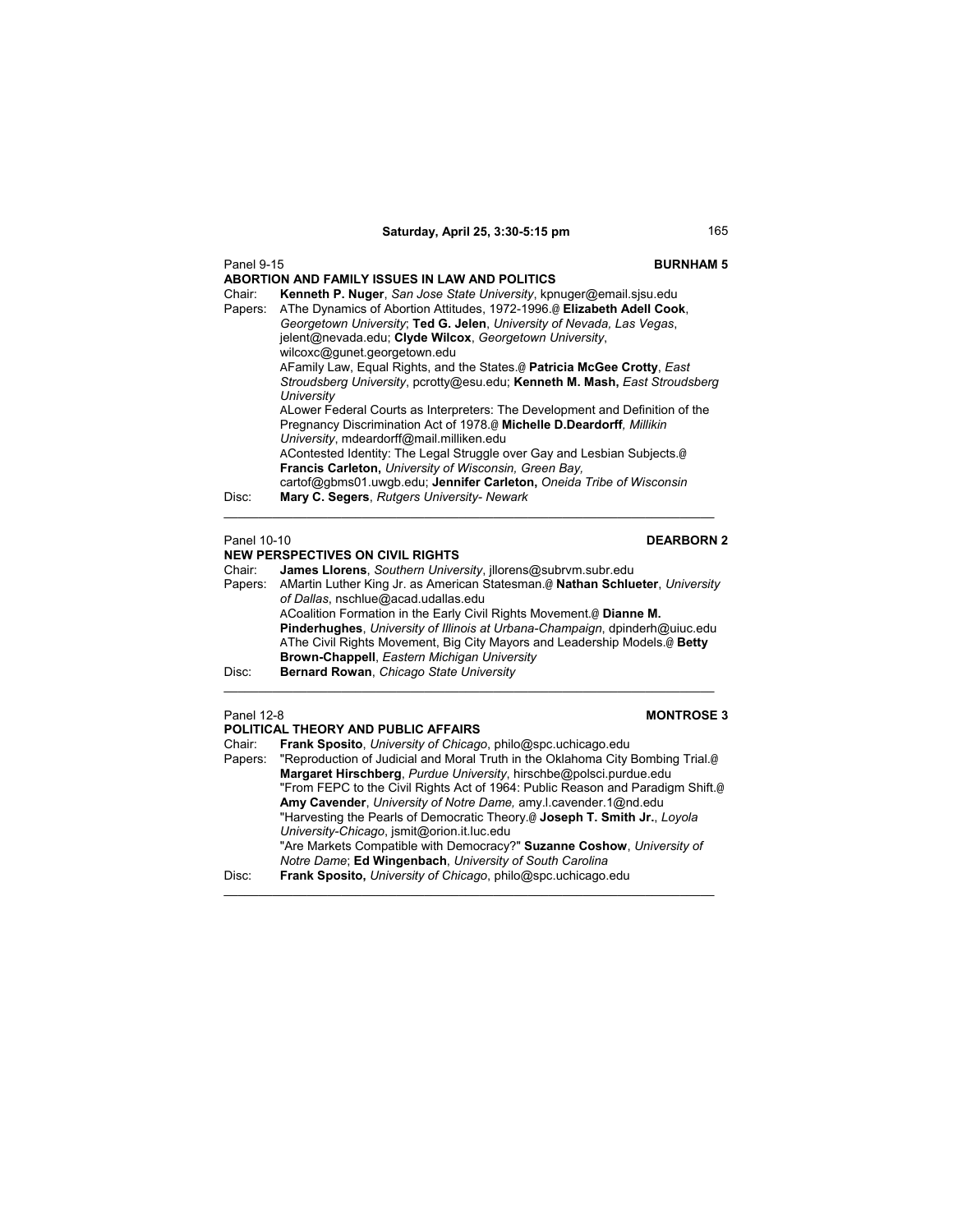## Saturday, April 25, 3:30-5:15 pm

Panel 9-15 **BURNHAM 5**

**ABORTION AND FAMILY ISSUES IN LAW AND POLITICS**

Chair: **Kenneth P. Nuger**, *San Jose State University*, kpnuger@email.sjsu.edu

Papers: AThe Dynamics of Abortion Attitudes, 1972-1996.@ **Elizabeth Adell Cook**, *Georgetown University*; **Ted G. Jelen**, *University of Nevada, Las Vegas*, jelent@nevada.edu; **Clyde Wilcox**, *Georgetown University*, wilcoxc@gunet.georgetown.edu

AFamily Law, Equal Rights, and the States.@ **Patricia McGee Crotty**, *East Stroudsberg University*, pcrotty@esu.edu; **Kenneth M. Mash,** *East Stroudsberg University*

ALower Federal Courts as Interpreters: The Development and Definition of the Pregnancy Discrimination Act of 1978.@ **Michelle D.Deardorff***, Millikin University*, mdeardorff@mail.milliken.edu

AContested Identity: The Legal Struggle over Gay and Lesbian Subjects.@ **Francis Carleton,** *University of Wisconsin, Green Bay,* cartof@gbms01.uwgb.edu; **Jennifer Carleton,** *Oneida Tribe of Wisconsin*

Disc: **Mary C. Segers**, *Rutgers University- Newark*

---

Panel 10-10 **DEARBORN 2**

**NEW PERSPECTIVES ON CIVIL RIGHTS**

Chair: **James Llorens**, *Southern University*, jllorens@subrvm.subr.edu

Papers: AMartin Luther King Jr. as American Statesman.@ **Nathan Schlueter**, *University of Dallas*, nschlue@acad.udallas.edu

ACoalition Formation in the Early Civil Rights Movement.@ **Dianne M. Pinderhughes**, *University of Illinois at Urbana-Champaign*, dpinderh@uiuc.edu

AThe Civil Rights Movement, Big City Mayors and Leadership Models.@ **Betty Brown-Chappell**, *Eastern Michigan University*

Disc: **Bernard Rowan**, *Chicago State University*

---

Panel 12-8 **MONTROSE 3**

**POLITICAL THEORY AND PUBLIC AFFAIRS**

Chair: **Frank Sposito**, *University of Chicago*, philo@spc.uchicago.edu

Papers: "Reproduction of Judicial and Moral Truth in the Oklahoma City Bombing Trial.@ **Margaret Hirschberg**, *Purdue University*, hirschbe@polsci.purdue.edu

"From FEPC to the Civil Rights Act of 1964: Public Reason and Paradigm Shift.@ **Amy Cavender**, *University of Notre Dame,* amy.l.cavender.1@nd.edu

"Harvesting the Pearls of Democratic Theory.@ **Joseph T. Smith Jr.**, *Loyola University-Chicago*, jsmit@orion.it.luc.edu

"Are Markets Compatible with Democracy?" **Suzanne Coshow**, *University of Notre Dame*; **Ed Wingenbach**, *University of South Carolina*

Disc: **Frank Sposito,** *University of Chicago*, philo@spc.uchicago.edu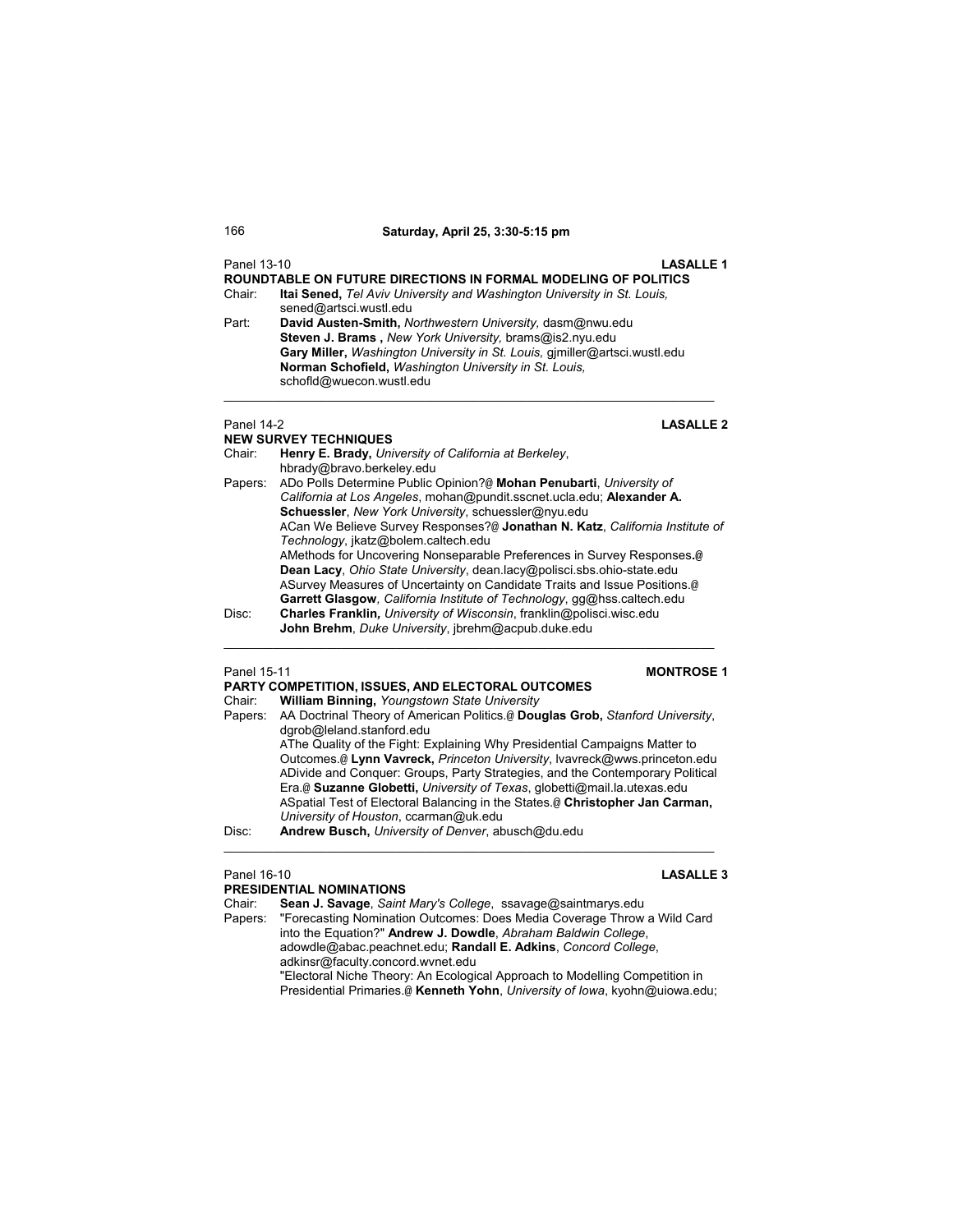## Saturday, April 25, 3:30-5:15 pm

Panel 13-10 **LASALLE 1**

**ROUNDTABLE ON FUTURE DIRECTIONS IN FORMAL MODELING OF POLITICS**

Chair: **Itai Sened,** *Tel Aviv University and Washington University in St. Louis,* sened@artsci.wustl.edu

Part: **David Austen-Smith,** *Northwestern University,* dasm@nwu.edu
**Steven J. Brams ,** *New York University,* brams@is2.nyu.edu
**Gary Miller,** *Washington University in St. Louis,* gjmiller@artsci.wustl.edu
**Norman Schofield,** *Washington University in St. Louis,* schofld@wuecon.wustl.edu

---

Panel 14-2 **LASALLE 2**

**NEW SURVEY TECHNIQUES**

Chair: **Henry E. Brady,** *University of California at Berkeley*, hbrady@bravo.berkeley.edu

Papers: ADo Polls Determine Public Opinion?@ **Mohan Penubarti**, *University of California at Los Angeles*, mohan@pundit.sscnet.ucla.edu; **Alexander A. Schuessler**, *New York University*, schuessler@nyu.edu
ACan We Believe Survey Responses?@ **Jonathan N. Katz**, *California Institute of Technology*, jkatz@bolem.caltech.edu
AMethods for Uncovering Nonseparable Preferences in Survey Responses.@ **Dean Lacy**, *Ohio State University*, dean.lacy@polisci.sbs.ohio-state.edu
ASurvey Measures of Uncertainty on Candidate Traits and Issue Positions.@ **Garrett Glasgow**, *California Institute of Technology*, gg@hss.caltech.edu

Disc: **Charles Franklin,** *University of Wisconsin*, franklin@polisci.wisc.edu
**John Brehm**, *Duke University*, jbrehm@acpub.duke.edu

---

Panel 15-11 **MONTROSE 1**

**PARTY COMPETITION, ISSUES, AND ELECTORAL OUTCOMES**

Chair: **William Binning,** *Youngstown State University*

Papers: AA Doctrinal Theory of American Politics.@ **Douglas Grob,** *Stanford University*, dgrob@leland.stanford.edu
AThe Quality of the Fight: Explaining Why Presidential Campaigns Matter to Outcomes.@ **Lynn Vavreck,** *Princeton University*, lvavreck@wws.princeton.edu
ADivide and Conquer: Groups, Party Strategies, and the Contemporary Political Era.@ **Suzanne Globetti,** *University of Texas*, globetti@mail.la.utexas.edu
ASpatial Test of Electoral Balancing in the States.@ **Christopher Jan Carman,** *University of Houston*, ccarman@uk.edu

Disc: **Andrew Busch,** *University of Denver*, abusch@du.edu

---

Panel 16-10 **LASALLE 3**

**PRESIDENTIAL NOMINATIONS**

Chair: **Sean J. Savage**, *Saint Mary's College*, ssavage@saintmarys.edu

Papers: "Forecasting Nomination Outcomes: Does Media Coverage Throw a Wild Card into the Equation?" **Andrew J. Dowdle**, *Abraham Baldwin College*, adowdle@abac.peachnet.edu; **Randall E. Adkins**, *Concord College*, adkinsr@faculty.concord.wvnet.edu
"Electoral Niche Theory: An Ecological Approach to Modelling Competition in Presidential Primaries.@ **Kenneth Yohn**, *University of Iowa*, kyohn@uiowa.edu;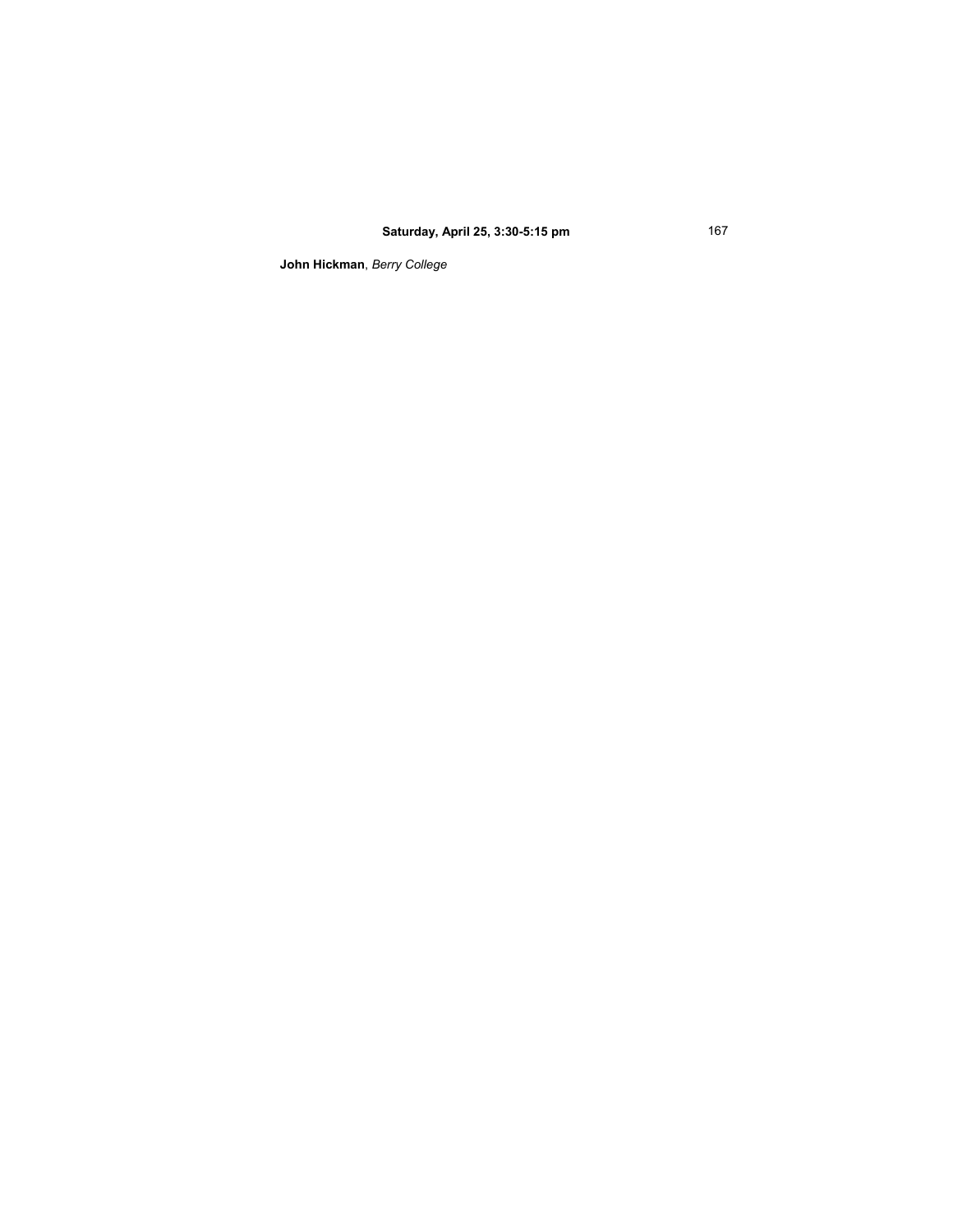**Saturday, April 25, 3:30-5:15 pm**

**John Hickman**, *Berry College*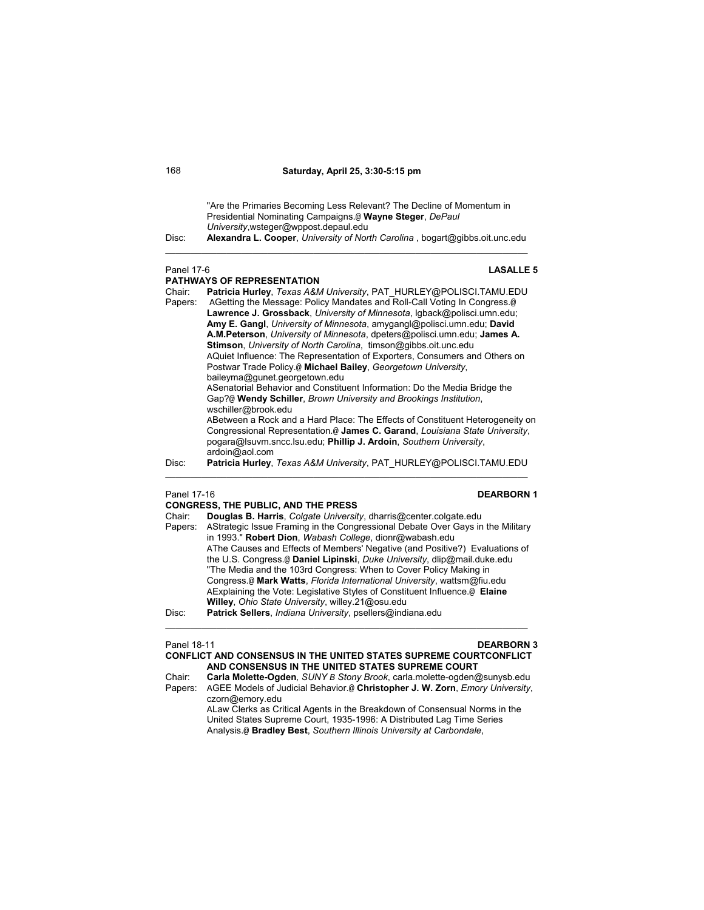"Are the Primaries Becoming Less Relevant? The Decline of Momentum in Presidential Nominating Campaigns.@ **Wayne Steger**, *DePaul University*,wsteger@wppost.depaul.edu

Disc: **Alexandra L. Cooper**, *University of North Carolina* , bogart@gibbs.oit.unc.edu

---

Panel 17-6 **LASALLE 5**

**PATHWAYS OF REPRESENTATION**

Chair: **Patricia Hurley**, *Texas A&M University*, PAT_HURLEY@POLISCI.TAMU.EDU

Papers: AGetting the Message: Policy Mandates and Roll-Call Voting In Congress.@ **Lawrence J. Grossback**, *University of Minnesota*, lgback@polisci.umn.edu; **Amy E. Gangl**, *University of Minnesota*, amygangl@polisci.umn.edu; **David A.M.Peterson**, *University of Minnesota*, dpeters@polisci.umn.edu; **James A. Stimson**, *University of North Carolina*, timson@gibbs.oit.unc.edu

AQuiet Influence: The Representation of Exporters, Consumers and Others on Postwar Trade Policy.@ **Michael Bailey**, *Georgetown University*, baileyma@gunet.georgetown.edu

ASenatorial Behavior and Constituent Information: Do the Media Bridge the Gap?@ **Wendy Schiller**, *Brown University and Brookings Institution*, wschiller@brook.edu

ABetween a Rock and a Hard Place: The Effects of Constituent Heterogeneity on Congressional Representation.@ **James C. Garand**, *Louisiana State University*, pogara@lsuvm.sncc.lsu.edu; **Phillip J. Ardoin**, *Southern University*, ardoin@aol.com

Disc: **Patricia Hurley**, *Texas A&M University*, PAT_HURLEY@POLISCI.TAMU.EDU

---

Panel 17-16 **DEARBORN 1**

**CONGRESS, THE PUBLIC, AND THE PRESS**

Chair: **Douglas B. Harris**, *Colgate University*, dharris@center.colgate.edu

Papers: AStrategic Issue Framing in the Congressional Debate Over Gays in the Military in 1993." **Robert Dion**, *Wabash College*, dionr@wabash.edu

AThe Causes and Effects of Members' Negative (and Positive?) Evaluations of the U.S. Congress.@ **Daniel Lipinski**, *Duke University*, dlip@mail.duke.edu

"The Media and the 103rd Congress: When to Cover Policy Making in Congress.@ **Mark Watts**, *Florida International University*, wattsm@fiu.edu

AExplaining the Vote: Legislative Styles of Constituent Influence.@ **Elaine Willey**, *Ohio State University*, willey.21@osu.edu

Disc: **Patrick Sellers**, *Indiana University*, psellers@indiana.edu

---

Panel 18-11 **DEARBORN 3**

**CONFLICT AND CONSENSUS IN THE UNITED STATES SUPREME COURTCONFLICT AND CONSENSUS IN THE UNITED STATES SUPREME COURT**

Chair: **Carla Molette-Ogden**, *SUNY B Stony Brook*, carla.molette-ogden@sunysb.edu

Papers: AGEE Models of Judicial Behavior.@ **Christopher J. W. Zorn**, *Emory University*, czorn@emory.edu

ALaw Clerks as Critical Agents in the Breakdown of Consensual Norms in the United States Supreme Court, 1935-1996: A Distributed Lag Time Series Analysis.@ **Bradley Best**, *Southern Illinois University at Carbondale*,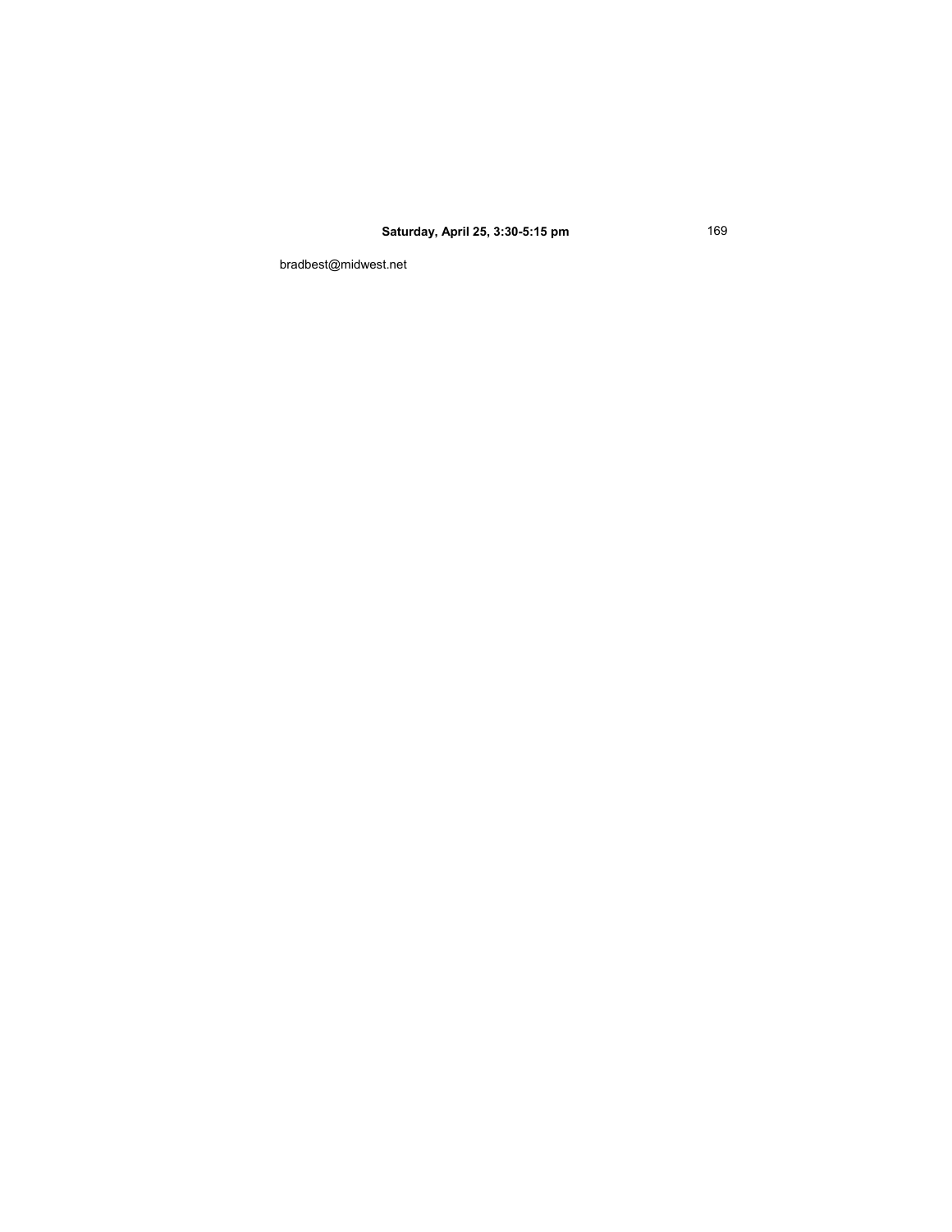**Saturday, April 25, 3:30-5:15 pm**

bradbest@midwest.net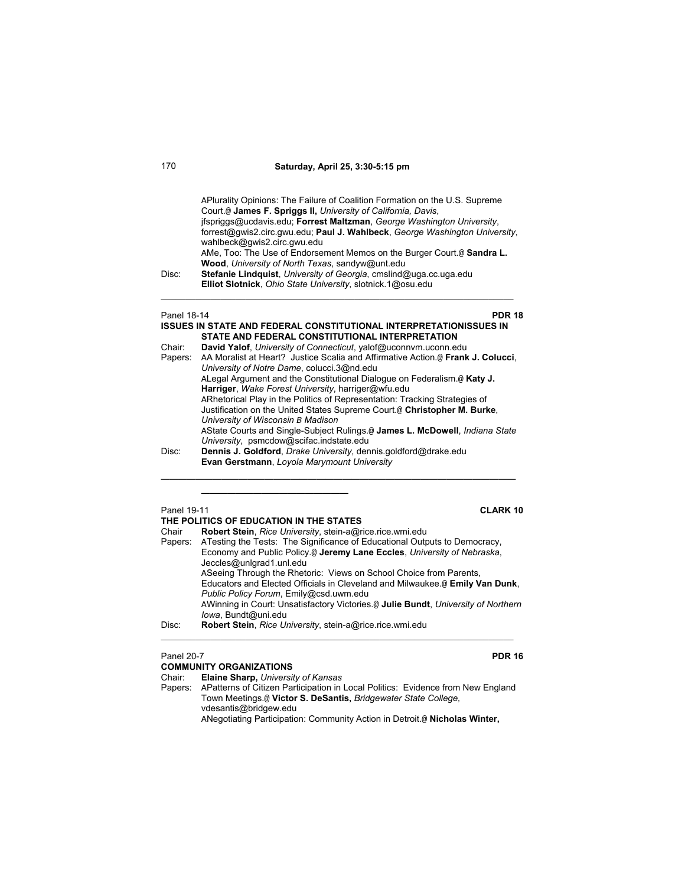APlurality Opinions: The Failure of Coalition Formation on the U.S. Supreme Court.@ **James F. Spriggs II,** *University of California, Davis*, jfspriggs@ucdavis.edu; **Forrest Maltzman**, *George Washington University*, forrest@gwis2.circ.gwu.edu; **Paul J. Wahlbeck**, *George Washington University*, wahlbeck@gwis2.circ.gwu.edu
AMe, Too: The Use of Endorsement Memos on the Burger Court.@ **Sandra L. Wood**, *University of North Texas*, sandyw@unt.edu

Disc: **Stefanie Lindquist**, *University of Georgia*, cmslind@uga.cc.uga.edu
**Elliot Slotnick**, *Ohio State University*, slotnick.1@osu.edu

---

Panel 18-14 **PDR 18**

**ISSUES IN STATE AND FEDERAL CONSTITUTIONAL INTERPRETATIONISSUES IN STATE AND FEDERAL CONSTITUTIONAL INTERPRETATION**

Chair: **David Yalof**, *University of Connecticut*, yalof@uconnvm.uconn.edu

Papers: AA Moralist at Heart? Justice Scalia and Affirmative Action.@ **Frank J. Colucci**, *University of Notre Dame*, colucci.3@nd.edu
ALegal Argument and the Constitutional Dialogue on Federalism.@ **Katy J. Harriger**, *Wake Forest University*, harriger@wfu.edu
ARhetorical Play in the Politics of Representation: Tracking Strategies of Justification on the United States Supreme Court.@ **Christopher M. Burke**, *University of Wisconsin B Madison*
AState Courts and Single-Subject Rulings.@ **James L. McDowell**, *Indiana State University*, psmcdow@scifac.indstate.edu

Disc: **Dennis J. Goldford**, *Drake University*, dennis.goldford@drake.edu
**Evan Gerstmann**, *Loyola Marymount University*

---

Panel 19-11 **CLARK 10**

**THE POLITICS OF EDUCATION IN THE STATES**

Chair **Robert Stein**, *Rice University*, stein-a@rice.rice.wmi.edu

Papers: ATesting the Tests: The Significance of Educational Outputs to Democracy, Economy and Public Policy.@ **Jeremy Lane Eccles**, *University of Nebraska*, Jeccles@unlgrad1.unl.edu
ASeeing Through the Rhetoric: Views on School Choice from Parents, Educators and Elected Officials in Cleveland and Milwaukee.@ **Emily Van Dunk**, *Public Policy Forum*, Emily@csd.uwm.edu
AWinning in Court: Unsatisfactory Victories.@ **Julie Bundt**, *University of Northern Iowa*, Bundt@uni.edu

Disc: **Robert Stein**, *Rice University*, stein-a@rice.rice.wmi.edu

---

Panel 20-7 **PDR 16**

**COMMUNITY ORGANIZATIONS**

Chair: **Elaine Sharp,** *University of Kansas*

Papers: APatterns of Citizen Participation in Local Politics: Evidence from New England Town Meetings.@ **Victor S. DeSantis,** *Bridgewater State College,* vdesantis@bridgew.edu
ANegotiating Participation: Community Action in Detroit.@ **Nicholas Winter,**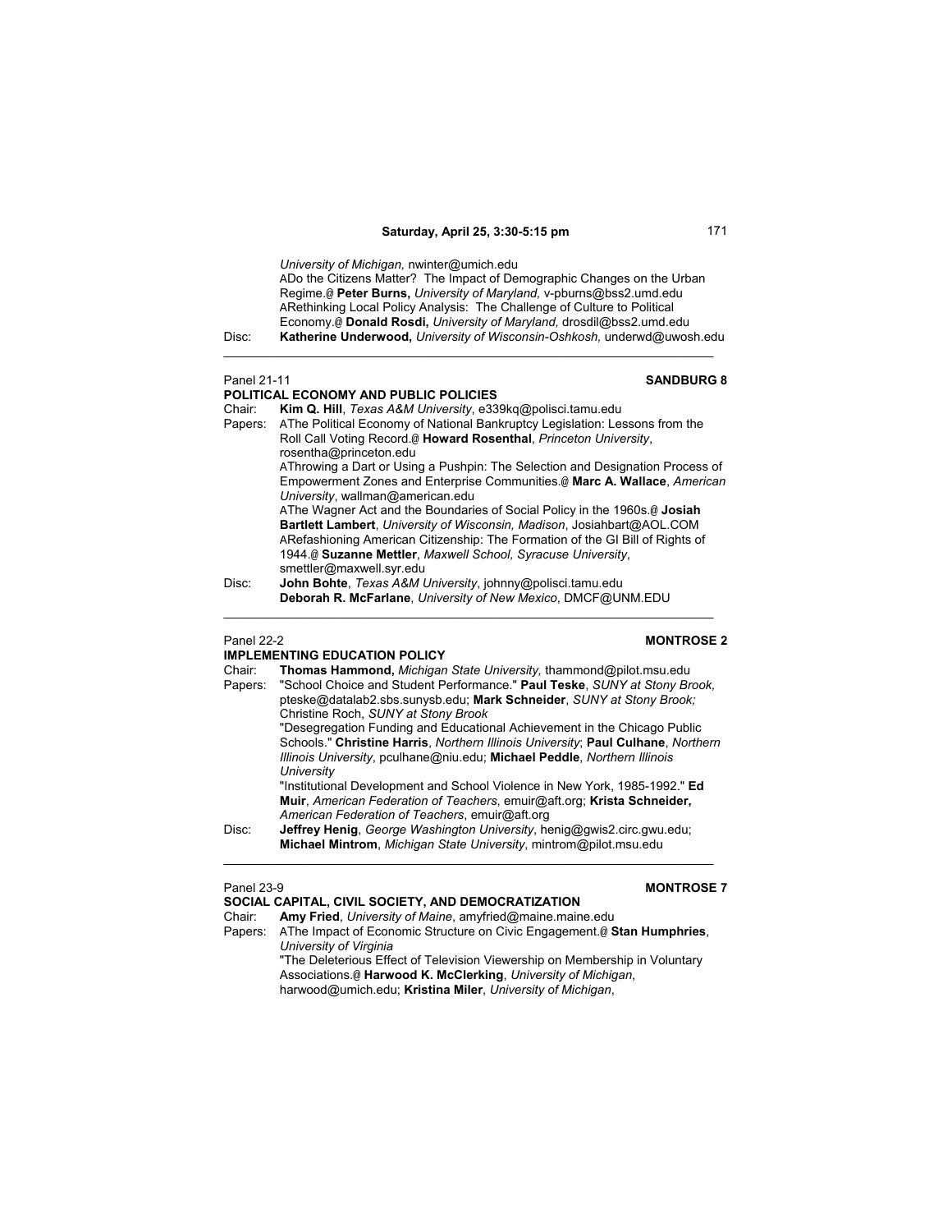*University of Michigan,* nwinter@umich.edu
ADo the Citizens Matter? The Impact of Demographic Changes on the Urban Regime.@ **Peter Burns,** *University of Maryland,* v-pburns@bss2.umd.edu
ARethinking Local Policy Analysis: The Challenge of Culture to Political Economy.@ **Donald Rosdi,** *University of Maryland,* drosdil@bss2.umd.edu
Disc: **Katherine Underwood,** *University of Wisconsin-Oshkosh,* underwd@uwosh.edu

---

Panel 21-11 **SANDBURG 8**
**POLITICAL ECONOMY AND PUBLIC POLICIES**
Chair: **Kim Q. Hill**, *Texas A&M University*, e339kq@polisci.tamu.edu
Papers: AThe Political Economy of National Bankruptcy Legislation: Lessons from the Roll Call Voting Record.@ **Howard Rosenthal**, *Princeton University*, rosentha@princeton.edu
AThrowing a Dart or Using a Pushpin: The Selection and Designation Process of Empowerment Zones and Enterprise Communities.@ **Marc A. Wallace**, *American University*, wallman@american.edu
AThe Wagner Act and the Boundaries of Social Policy in the 1960s.@ **Josiah Bartlett Lambert**, *University of Wisconsin, Madison*, Josiahbart@AOL.COM
ARefashioning American Citizenship: The Formation of the GI Bill of Rights of 1944.@ **Suzanne Mettler**, *Maxwell School, Syracuse University*, smettler@maxwell.syr.edu
Disc: **John Bohte**, *Texas A&M University*, johnny@polisci.tamu.edu
**Deborah R. McFarlane**, *University of New Mexico*, DMCF@UNM.EDU

---

Panel 22-2 **MONTROSE 2**
**IMPLEMENTING EDUCATION POLICY**
Chair: **Thomas Hammond,** *Michigan State University,* thammond@pilot.msu.edu
Papers: "School Choice and Student Performance." **Paul Teske**, *SUNY at Stony Brook,* pteske@datalab2.sbs.sunysb.edu; **Mark Schneider**, *SUNY at Stony Brook;* Christine Roch, *SUNY at Stony Brook*
"Desegregation Funding and Educational Achievement in the Chicago Public Schools." **Christine Harris**, *Northern Illinois University*; **Paul Culhane**, *Northern Illinois University*, pculhane@niu.edu; **Michael Peddle**, *Northern Illinois University*
"Institutional Development and School Violence in New York, 1985-1992." **Ed Muir**, *American Federation of Teachers*, emuir@aft.org; **Krista Schneider,** *American Federation of Teachers*, emuir@aft.org
Disc: **Jeffrey Henig**, *George Washington University*, henig@gwis2.circ.gwu.edu; **Michael Mintrom**, *Michigan State University*, mintrom@pilot.msu.edu

---

Panel 23-9 **MONTROSE 7**
**SOCIAL CAPITAL, CIVIL SOCIETY, AND DEMOCRATIZATION**
Chair: **Amy Fried**, *University of Maine*, amyfried@maine.maine.edu
Papers: AThe Impact of Economic Structure on Civic Engagement.@ **Stan Humphries**, *University of Virginia*
"The Deleterious Effect of Television Viewership on Membership in Voluntary Associations.@ **Harwood K. McClerking**, *University of Michigan*, harwood@umich.edu; **Kristina Miler**, *University of Michigan*,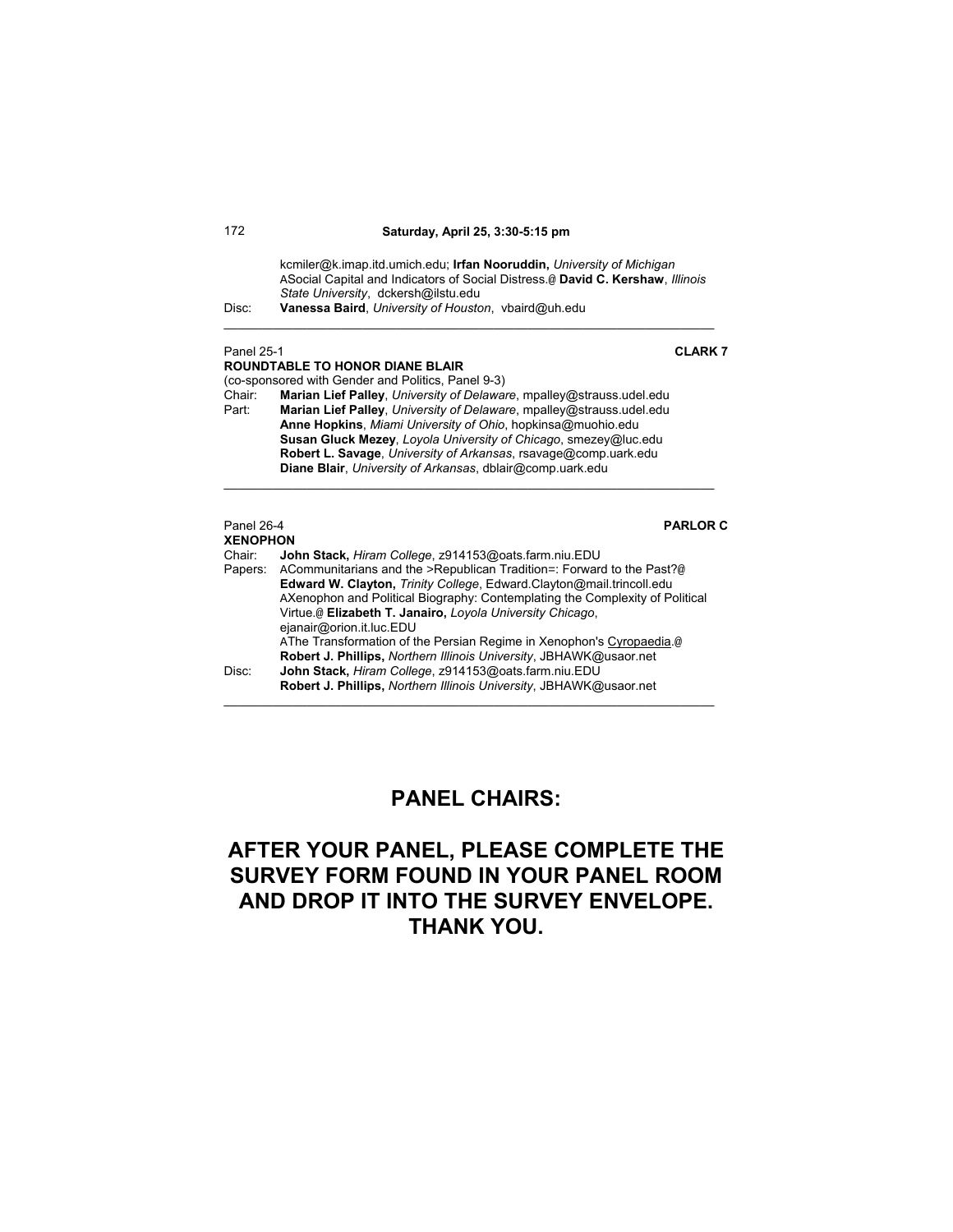kcmiler@k.imap.itd.umich.edu; **Irfan Nooruddin,** *University of Michigan*
ASocial Capital and Indicators of Social Distress.@ **David C. Kershaw**, *Illinois State University*, dckersh@ilstu.edu

Disc: **Vanessa Baird**, *University of Houston*, vbaird@uh.edu

---

Panel 25-1 **CLARK 7**

**ROUNDTABLE TO HONOR DIANE BLAIR**

(co-sponsored with Gender and Politics, Panel 9-3)

Chair: **Marian Lief Palley**, *University of Delaware*, mpalley@strauss.udel.edu

Part: **Marian Lief Palley**, *University of Delaware*, mpalley@strauss.udel.edu
**Anne Hopkins**, *Miami University of Ohio*, hopkinsa@muohio.edu
**Susan Gluck Mezey**, *Loyola University of Chicago*, smezey@luc.edu
**Robert L. Savage**, *University of Arkansas*, rsavage@comp.uark.edu
**Diane Blair**, *University of Arkansas*, dblair@comp.uark.edu

---

Panel 26-4 **PARLOR C**

**XENOPHON**

Chair: **John Stack,** *Hiram College*, z914153@oats.farm.niu.EDU

Papers: ACommunitarians and the >Republican Tradition=: Forward to the Past?@ **Edward W. Clayton,** *Trinity College*, Edward.Clayton@mail.trincoll.edu
AXenophon and Political Biography: Contemplating the Complexity of Political Virtue.@ **Elizabeth T. Janairo,** *Loyola University Chicago*, ejanair@orion.it.luc.EDU
AThe Transformation of the Persian Regime in Xenophon's Cyropaedia.@ **Robert J. Phillips,** *Northern Illinois University*, JBHAWK@usaor.net

Disc: **John Stack,** *Hiram College*, z914153@oats.farm.niu.EDU
**Robert J. Phillips,** *Northern Illinois University*, JBHAWK@usaor.net

---

## PANEL CHAIRS:

## AFTER YOUR PANEL, PLEASE COMPLETE THE SURVEY FORM FOUND IN YOUR PANEL ROOM AND DROP IT INTO THE SURVEY ENVELOPE. THANK YOU.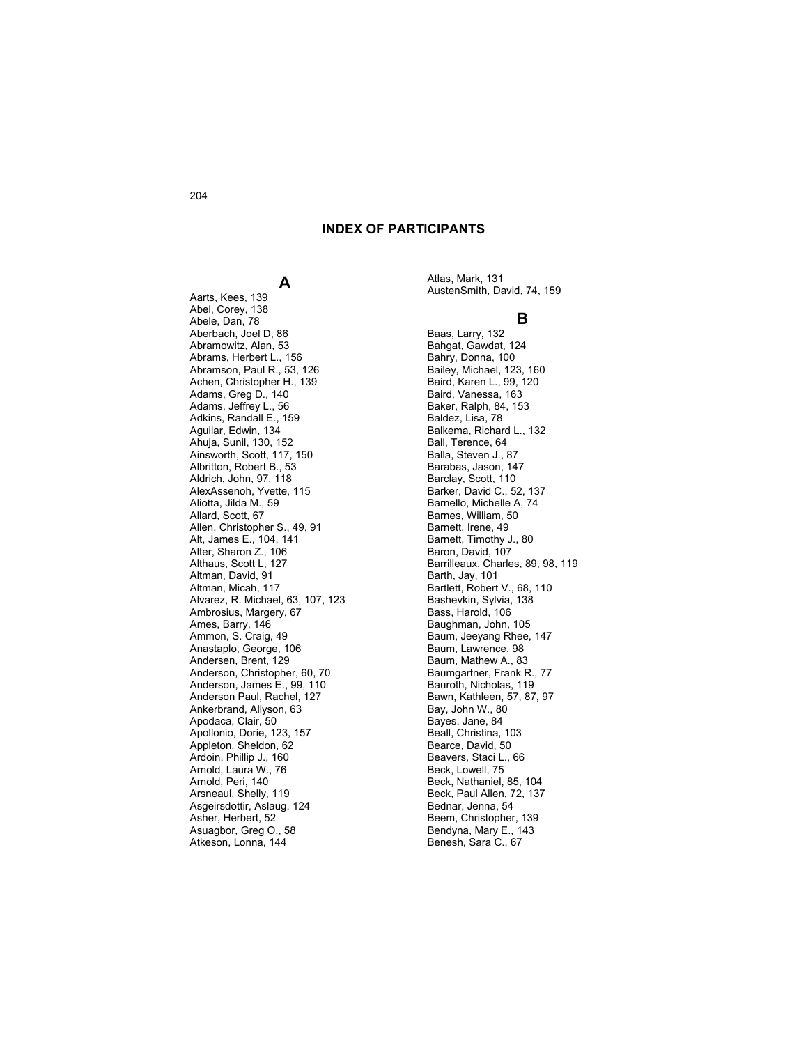# INDEX OF PARTICIPANTS

## A

Aarts, Kees, 139
Abel, Corey, 138
Abele, Dan, 78
Aberbach, Joel D, 86
Abramowitz, Alan, 53
Abrams, Herbert L., 156
Abramson, Paul R., 53, 126
Achen, Christopher H., 139
Adams, Greg D., 140
Adams, Jeffrey L., 56
Adkins, Randall E., 159
Aguilar, Edwin, 134
Ahuja, Sunil, 130, 152
Ainsworth, Scott, 117, 150
Albritton, Robert B., 53
Aldrich, John, 97, 118
AlexAssenoh, Yvette, 115
Aliotta, Jilda M., 59
Allard, Scott, 67
Allen, Christopher S., 49, 91
Alt, James E., 104, 141
Alter, Sharon Z., 106
Althaus, Scott L, 127
Altman, David, 91
Altman, Micah, 117
Alvarez, R. Michael, 63, 107, 123
Ambrosius, Margery, 67
Ames, Barry, 146
Ammon, S. Craig, 49
Anastaplo, George, 106
Andersen, Brent, 129
Anderson, Christopher, 60, 70
Anderson, James E., 99, 110
Anderson Paul, Rachel, 127
Ankerbrand, Allyson, 63
Apodaca, Clair, 50
Apollonio, Dorie, 123, 157
Appleton, Sheldon, 62
Ardoin, Phillip J., 160
Arnold, Laura W., 76
Arnold, Peri, 140
Arsneaul, Shelly, 119
Asgeirsdottir, Aslaug, 124
Asher, Herbert, 52
Asuagbor, Greg O., 58
Atkeson, Lonna, 144
Atlas, Mark, 131
AustenSmith, David, 74, 159

## B

Baas, Larry, 132
Bahgat, Gawdat, 124
Bahry, Donna, 100
Bailey, Michael, 123, 160
Baird, Karen L., 99, 120
Baird, Vanessa, 163
Baker, Ralph, 84, 153
Baldez, Lisa, 78
Balkema, Richard L., 132
Ball, Terence, 64
Balla, Steven J., 87
Barabas, Jason, 147
Barclay, Scott, 110
Barker, David C., 52, 137
Barnello, Michelle A, 74
Barnes, William, 50
Barnett, Irene, 49
Barnett, Timothy J., 80
Baron, David, 107
Barrilleaux, Charles, 89, 98, 119
Barth, Jay, 101
Bartlett, Robert V., 68, 110
Bashevkin, Sylvia, 138
Bass, Harold, 106
Baughman, John, 105
Baum, Jeeyang Rhee, 147
Baum, Lawrence, 98
Baum, Mathew A., 83
Baumgartner, Frank R., 77
Bauroth, Nicholas, 119
Bawn, Kathleen, 57, 87, 97
Bay, John W., 80
Bayes, Jane, 84
Beall, Christina, 103
Bearce, David, 50
Beavers, Staci L., 66
Beck, Lowell, 75
Beck, Nathaniel, 85, 104
Beck, Paul Allen, 72, 137
Bednar, Jenna, 54
Beem, Christopher, 139
Bendyna, Mary E., 143
Benesh, Sara C., 67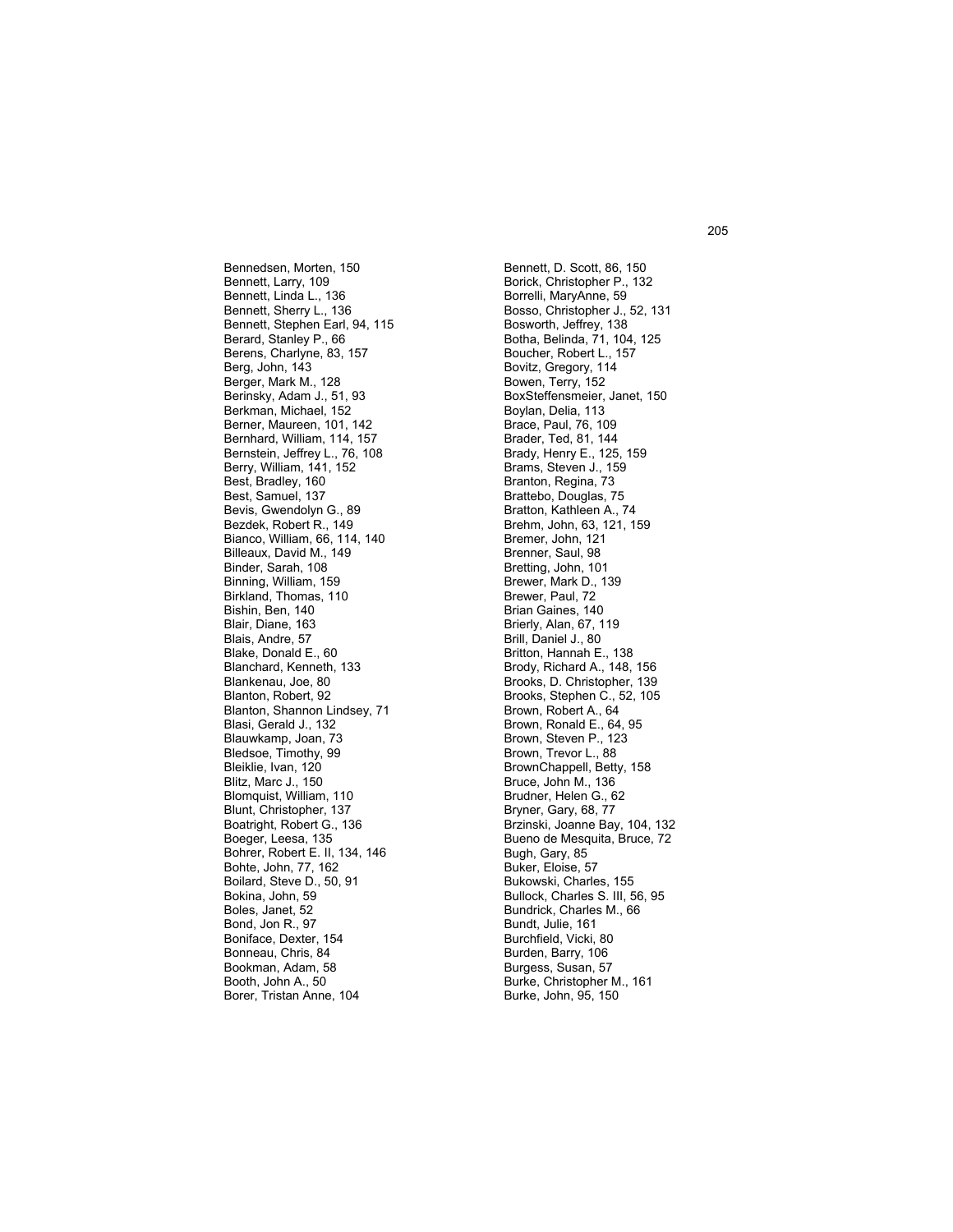Bennedsen, Morten, 150
Bennett, Larry, 109
Bennett, Linda L., 136
Bennett, Sherry L., 136
Bennett, Stephen Earl, 94, 115
Berard, Stanley P., 66
Berens, Charlyne, 83, 157
Berg, John, 143
Berger, Mark M., 128
Berinsky, Adam J., 51, 93
Berkman, Michael, 152
Berner, Maureen, 101, 142
Bernhard, William, 114, 157
Bernstein, Jeffrey L., 76, 108
Berry, William, 141, 152
Best, Bradley, 160
Best, Samuel, 137
Bevis, Gwendolyn G., 89
Bezdek, Robert R., 149
Bianco, William, 66, 114, 140
Billeaux, David M., 149
Binder, Sarah, 108
Binning, William, 159
Birkland, Thomas, 110
Bishin, Ben, 140
Blair, Diane, 163
Blais, Andre, 57
Blake, Donald E., 60
Blanchard, Kenneth, 133
Blankenau, Joe, 80
Blanton, Robert, 92
Blanton, Shannon Lindsey, 71
Blasi, Gerald J., 132
Blauwkamp, Joan, 73
Bledsoe, Timothy, 99
Bleiklie, Ivan, 120
Blitz, Marc J., 150
Blomquist, William, 110
Blunt, Christopher, 137
Boatright, Robert G., 136
Boeger, Leesa, 135
Bohrer, Robert E. II, 134, 146
Bohte, John, 77, 162
Boilard, Steve D., 50, 91
Bokina, John, 59
Boles, Janet, 52
Bond, Jon R., 97
Boniface, Dexter, 154
Bonneau, Chris, 84
Bookman, Adam, 58
Booth, John A., 50
Borer, Tristan Anne, 104
Bennett, D. Scott, 86, 150
Borick, Christopher P., 132
Borrelli, MaryAnne, 59
Bosso, Christopher J., 52, 131
Bosworth, Jeffrey, 138
Botha, Belinda, 71, 104, 125
Boucher, Robert L., 157
Bovitz, Gregory, 114
Bowen, Terry, 152
BoxSteffensmeier, Janet, 150
Boylan, Delia, 113
Brace, Paul, 76, 109
Brader, Ted, 81, 144
Brady, Henry E., 125, 159
Brams, Steven J., 159
Branton, Regina, 73
Brattebo, Douglas, 75
Bratton, Kathleen A., 74
Brehm, John, 63, 121, 159
Bremer, John, 121
Brenner, Saul, 98
Bretting, John, 101
Brewer, Mark D., 139
Brewer, Paul, 72
Brian Gaines, 140
Brierly, Alan, 67, 119
Brill, Daniel J., 80
Britton, Hannah E., 138
Brody, Richard A., 148, 156
Brooks, D. Christopher, 139
Brooks, Stephen C., 52, 105
Brown, Robert A., 64
Brown, Ronald E., 64, 95
Brown, Steven P., 123
Brown, Trevor L., 88
BrownChappell, Betty, 158
Bruce, John M., 136
Brudner, Helen G., 62
Bryner, Gary, 68, 77
Brzinski, Joanne Bay, 104, 132
Bueno de Mesquita, Bruce, 72
Bugh, Gary, 85
Buker, Eloise, 57
Bukowski, Charles, 155
Bullock, Charles S. III, 56, 95
Bundrick, Charles M., 66
Bundt, Julie, 161
Burchfield, Vicki, 80
Burden, Barry, 106
Burgess, Susan, 57
Burke, Christopher M., 161
Burke, John, 95, 150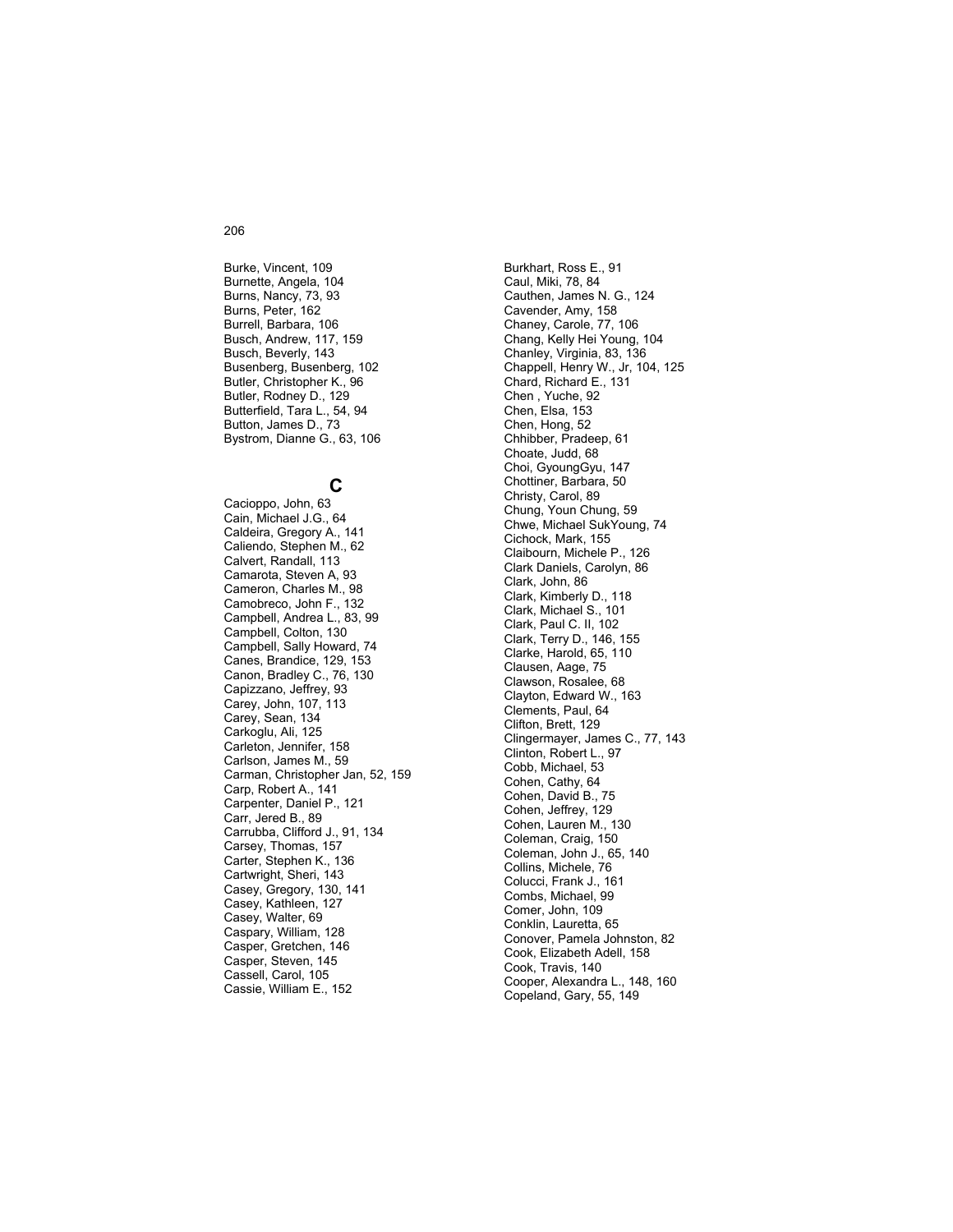Burke, Vincent, 109
Burnette, Angela, 104
Burns, Nancy, 73, 93
Burns, Peter, 162
Burrell, Barbara, 106
Busch, Andrew, 117, 159
Busch, Beverly, 143
Busenberg, Busenberg, 102
Butler, Christopher K., 96
Butler, Rodney D., 129
Butterfield, Tara L., 54, 94
Button, James D., 73
Bystrom, Dianne G., 63, 106

## C

Cacioppo, John, 63
Cain, Michael J.G., 64
Caldeira, Gregory A., 141
Caliendo, Stephen M., 62
Calvert, Randall, 113
Camarota, Steven A, 93
Cameron, Charles M., 98
Camobreco, John F., 132
Campbell, Andrea L., 83, 99
Campbell, Colton, 130
Campbell, Sally Howard, 74
Canes, Brandice, 129, 153
Canon, Bradley C., 76, 130
Capizzano, Jeffrey, 93
Carey, John, 107, 113
Carey, Sean, 134
Carkoglu, Ali, 125
Carleton, Jennifer, 158
Carlson, James M., 59
Carman, Christopher Jan, 52, 159
Carp, Robert A., 141
Carpenter, Daniel P., 121
Carr, Jered B., 89
Carrubba, Clifford J., 91, 134
Carsey, Thomas, 157
Carter, Stephen K., 136
Cartwright, Sheri, 143
Casey, Gregory, 130, 141
Casey, Kathleen, 127
Casey, Walter, 69
Caspary, William, 128
Casper, Gretchen, 146
Casper, Steven, 145
Cassell, Carol, 105
Cassie, William E., 152
Burkhart, Ross E., 91
Caul, Miki, 78, 84
Cauthen, James N. G., 124
Cavender, Amy, 158
Chaney, Carole, 77, 106
Chang, Kelly Hei Young, 104
Chanley, Virginia, 83, 136
Chappell, Henry W., Jr, 104, 125
Chard, Richard E., 131
Chen , Yuche, 92
Chen, Elsa, 153
Chen, Hong, 52
Chhibber, Pradeep, 61
Choate, Judd, 68
Choi, GyoungGyu, 147
Chottiner, Barbara, 50
Christy, Carol, 89
Chung, Youn Chung, 59
Chwe, Michael SukYoung, 74
Cichock, Mark, 155
Claibourn, Michele P., 126
Clark Daniels, Carolyn, 86
Clark, John, 86
Clark, Kimberly D., 118
Clark, Michael S., 101
Clark, Paul C. II, 102
Clark, Terry D., 146, 155
Clarke, Harold, 65, 110
Clausen, Aage, 75
Clawson, Rosalee, 68
Clayton, Edward W., 163
Clements, Paul, 64
Clifton, Brett, 129
Clingermayer, James C., 77, 143
Clinton, Robert L., 97
Cobb, Michael, 53
Cohen, Cathy, 64
Cohen, David B., 75
Cohen, Jeffrey, 129
Cohen, Lauren M., 130
Coleman, Craig, 150
Coleman, John J., 65, 140
Collins, Michele, 76
Colucci, Frank J., 161
Combs, Michael, 99
Comer, John, 109
Conklin, Lauretta, 65
Conover, Pamela Johnston, 82
Cook, Elizabeth Adell, 158
Cook, Travis, 140
Cooper, Alexandra L., 148, 160
Copeland, Gary, 55, 149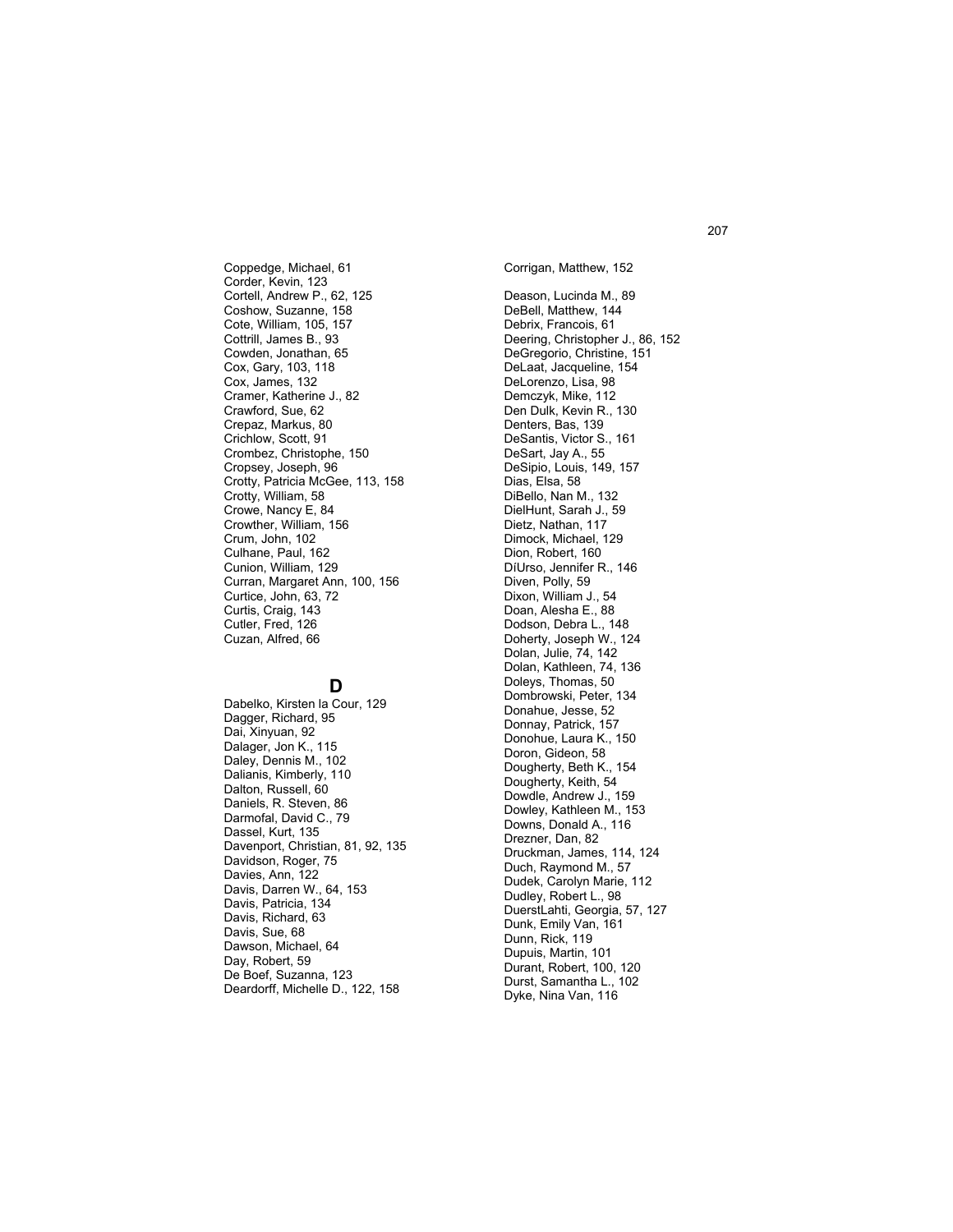Coppedge, Michael, 61
Corder, Kevin, 123
Cortell, Andrew P., 62, 125
Coshow, Suzanne, 158
Cote, William, 105, 157
Cottrill, James B., 93
Cowden, Jonathan, 65
Cox, Gary, 103, 118
Cox, James, 132
Cramer, Katherine J., 82
Crawford, Sue, 62
Crepaz, Markus, 80
Crichlow, Scott, 91
Crombez, Christophe, 150
Cropsey, Joseph, 96
Crotty, Patricia McGee, 113, 158
Crotty, William, 58
Crowe, Nancy E, 84
Crowther, William, 156
Crum, John, 102
Culhane, Paul, 162
Cunion, William, 129
Curran, Margaret Ann, 100, 156
Curtice, John, 63, 72
Curtis, Craig, 143
Cutler, Fred, 126
Cuzan, Alfred, 66

## D

Dabelko, Kirsten la Cour, 129
Dagger, Richard, 95
Dai, Xinyuan, 92
Dalager, Jon K., 115
Daley, Dennis M., 102
Dalianis, Kimberly, 110
Dalton, Russell, 60
Daniels, R. Steven, 86
Darmofal, David C., 79
Dassel, Kurt, 135
Davenport, Christian, 81, 92, 135
Davidson, Roger, 75
Davies, Ann, 122
Davis, Darren W., 64, 153
Davis, Patricia, 134
Davis, Richard, 63
Davis, Sue, 68
Dawson, Michael, 64
Day, Robert, 59
De Boef, Suzanna, 123
Deardorff, Michelle D., 122, 158
Corrigan, Matthew, 152

Deason, Lucinda M., 89
DeBell, Matthew, 144
Debrix, Francois, 61
Deering, Christopher J., 86, 152
DeGregorio, Christine, 151
DeLaat, Jacqueline, 154
DeLorenzo, Lisa, 98
Demczyk, Mike, 112
Den Dulk, Kevin R., 130
Denters, Bas, 139
DeSantis, Victor S., 161
DeSart, Jay A., 55
DeSipio, Louis, 149, 157
Dias, Elsa, 58
DiBello, Nan M., 132
DielHunt, Sarah J., 59
Dietz, Nathan, 117
Dimock, Michael, 129
Dion, Robert, 160
DíUrso, Jennifer R., 146
Diven, Polly, 59
Dixon, William J., 54
Doan, Alesha E., 88
Dodson, Debra L., 148
Doherty, Joseph W., 124
Dolan, Julie, 74, 142
Dolan, Kathleen, 74, 136
Doleys, Thomas, 50
Dombrowski, Peter, 134
Donahue, Jesse, 52
Donnay, Patrick, 157
Donohue, Laura K., 150
Doron, Gideon, 58
Dougherty, Beth K., 154
Dougherty, Keith, 54
Dowdle, Andrew J., 159
Dowley, Kathleen M., 153
Downs, Donald A., 116
Drezner, Dan, 82
Druckman, James, 114, 124
Duch, Raymond M., 57
Dudek, Carolyn Marie, 112
Dudley, Robert L., 98
DuerstLahti, Georgia, 57, 127
Dunk, Emily Van, 161
Dunn, Rick, 119
Dupuis, Martin, 101
Durant, Robert, 100, 120
Durst, Samantha L., 102
Dyke, Nina Van, 116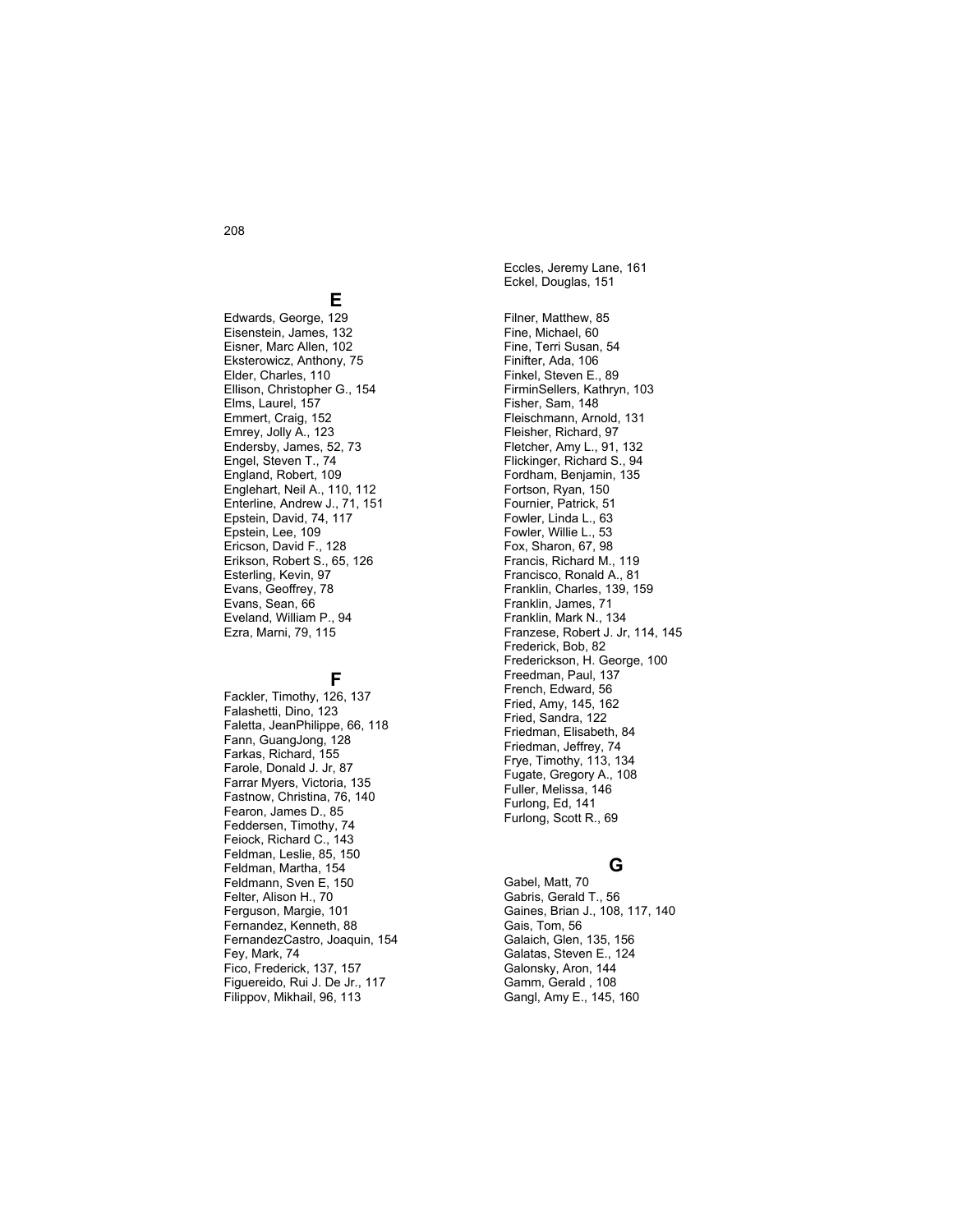Eccles, Jeremy Lane, 161
Eckel, Douglas, 151

## E

Edwards, George, 129
Eisenstein, James, 132
Eisner, Marc Allen, 102
Eksterowicz, Anthony, 75
Elder, Charles, 110
Ellison, Christopher G., 154
Elms, Laurel, 157
Emmert, Craig, 152
Emrey, Jolly A., 123
Endersby, James, 52, 73
Engel, Steven T., 74
England, Robert, 109
Englehart, Neil A., 110, 112
Enterline, Andrew J., 71, 151
Epstein, David, 74, 117
Epstein, Lee, 109
Ericson, David F., 128
Erikson, Robert S., 65, 126
Esterling, Kevin, 97
Evans, Geoffrey, 78
Evans, Sean, 66
Eveland, William P., 94
Ezra, Marni, 79, 115

## F

Fackler, Timothy, 126, 137
Falashetti, Dino, 123
Faletta, JeanPhilippe, 66, 118
Fann, GuangJong, 128
Farkas, Richard, 155
Farole, Donald J. Jr, 87
Farrar Myers, Victoria, 135
Fastnow, Christina, 76, 140
Fearon, James D., 85
Feddersen, Timothy, 74
Feiock, Richard C., 143
Feldman, Leslie, 85, 150
Feldman, Martha, 154
Feldmann, Sven E, 150
Felter, Alison H., 70
Ferguson, Margie, 101
Fernandez, Kenneth, 88
FernandezCastro, Joaquin, 154
Fey, Mark, 74
Fico, Frederick, 137, 157
Figuereido, Rui J. De Jr., 117
Filippov, Mikhail, 96, 113
Filner, Matthew, 85
Fine, Michael, 60
Fine, Terri Susan, 54
Finifter, Ada, 106
Finkel, Steven E., 89
FirminSellers, Kathryn, 103
Fisher, Sam, 148
Fleischmann, Arnold, 131
Fleisher, Richard, 97
Fletcher, Amy L., 91, 132
Flickinger, Richard S., 94
Fordham, Benjamin, 135
Fortson, Ryan, 150
Fournier, Patrick, 51
Fowler, Linda L., 63
Fowler, Willie L., 53
Fox, Sharon, 67, 98
Francis, Richard M., 119
Francisco, Ronald A., 81
Franklin, Charles, 139, 159
Franklin, James, 71
Franklin, Mark N., 134
Franzese, Robert J. Jr, 114, 145
Frederick, Bob, 82
Frederickson, H. George, 100
Freedman, Paul, 137
French, Edward, 56
Fried, Amy, 145, 162
Fried, Sandra, 122
Friedman, Elisabeth, 84
Friedman, Jeffrey, 74
Frye, Timothy, 113, 134
Fugate, Gregory A., 108
Fuller, Melissa, 146
Furlong, Ed, 141
Furlong, Scott R., 69

## G

Gabel, Matt, 70
Gabris, Gerald T., 56
Gaines, Brian J., 108, 117, 140
Gais, Tom, 56
Galaich, Glen, 135, 156
Galatas, Steven E., 124
Galonsky, Aron, 144
Gamm, Gerald , 108
Gangl, Amy E., 145, 160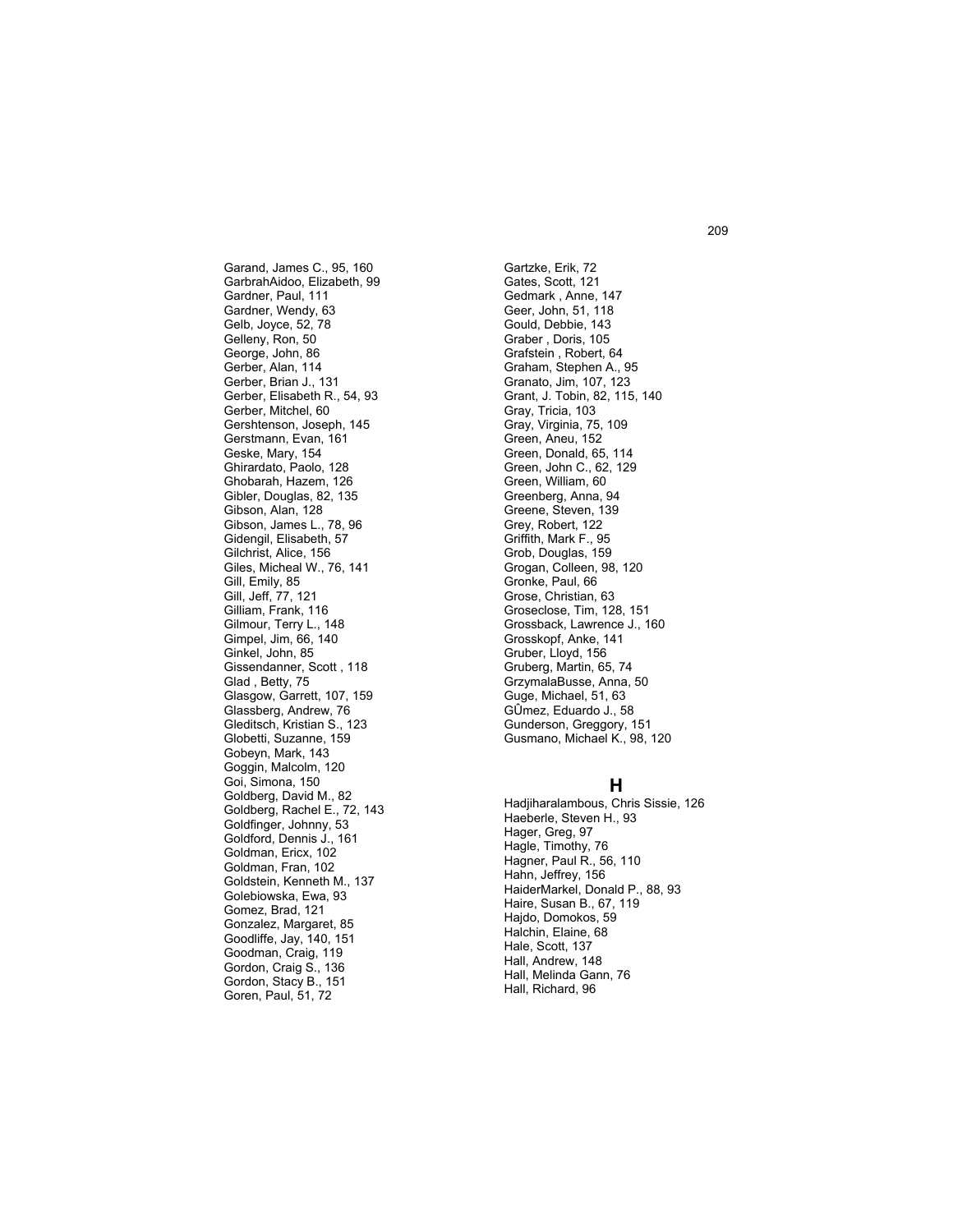Garand, James C., 95, 160
GarbrahAidoo, Elizabeth, 99
Gardner, Paul, 111
Gardner, Wendy, 63
Gelb, Joyce, 52, 78
Gelleny, Ron, 50
George, John, 86
Gerber, Alan, 114
Gerber, Brian J., 131
Gerber, Elisabeth R., 54, 93
Gerber, Mitchel, 60
Gershtenson, Joseph, 145
Gerstmann, Evan, 161
Geske, Mary, 154
Ghirardato, Paolo, 128
Ghobarah, Hazem, 126
Gibler, Douglas, 82, 135
Gibson, Alan, 128
Gibson, James L., 78, 96
Gidengil, Elisabeth, 57
Gilchrist, Alice, 156
Giles, Micheal W., 76, 141
Gill, Emily, 85
Gill, Jeff, 77, 121
Gilliam, Frank, 116
Gilmour, Terry L., 148
Gimpel, Jim, 66, 140
Ginkel, John, 85
Gissendanner, Scott , 118
Glad , Betty, 75
Glasgow, Garrett, 107, 159
Glassberg, Andrew, 76
Gleditsch, Kristian S., 123
Globetti, Suzanne, 159
Gobeyn, Mark, 143
Goggin, Malcolm, 120
Goi, Simona, 150
Goldberg, David M., 82
Goldberg, Rachel E., 72, 143
Goldfinger, Johnny, 53
Goldford, Dennis J., 161
Goldman, Ericx, 102
Goldman, Fran, 102
Goldstein, Kenneth M., 137
Golebiowska, Ewa, 93
Gomez, Brad, 121
Gonzalez, Margaret, 85
Goodliffe, Jay, 140, 151
Goodman, Craig, 119
Gordon, Craig S., 136
Gordon, Stacy B., 151
Goren, Paul, 51, 72
Gartzke, Erik, 72
Gates, Scott, 121
Gedmark , Anne, 147
Geer, John, 51, 118
Gould, Debbie, 143
Graber , Doris, 105
Grafstein , Robert, 64
Graham, Stephen A., 95
Granato, Jim, 107, 123
Grant, J. Tobin, 82, 115, 140
Gray, Tricia, 103
Gray, Virginia, 75, 109
Green, Aneu, 152
Green, Donald, 65, 114
Green, John C., 62, 129
Green, William, 60
Greenberg, Anna, 94
Greene, Steven, 139
Grey, Robert, 122
Griffith, Mark F., 95
Grob, Douglas, 159
Grogan, Colleen, 98, 120
Gronke, Paul, 66
Grose, Christian, 63
Groseclose, Tim, 128, 151
Grossback, Lawrence J., 160
Grosskopf, Anke, 141
Gruber, Lloyd, 156
Gruberg, Martin, 65, 74
GrzymalaBusse, Anna, 50
Guge, Michael, 51, 63
GÛmez, Eduardo J., 58
Gunderson, Greggory, 151
Gusmano, Michael K., 98, 120

## H

Hadjiharalambous, Chris Sissie, 126
Haeberle, Steven H., 93
Hager, Greg, 97
Hagle, Timothy, 76
Hagner, Paul R., 56, 110
Hahn, Jeffrey, 156
HaiderMarkel, Donald P., 88, 93
Haire, Susan B., 67, 119
Hajdo, Domokos, 59
Halchin, Elaine, 68
Hale, Scott, 137
Hall, Andrew, 148
Hall, Melinda Gann, 76
Hall, Richard, 96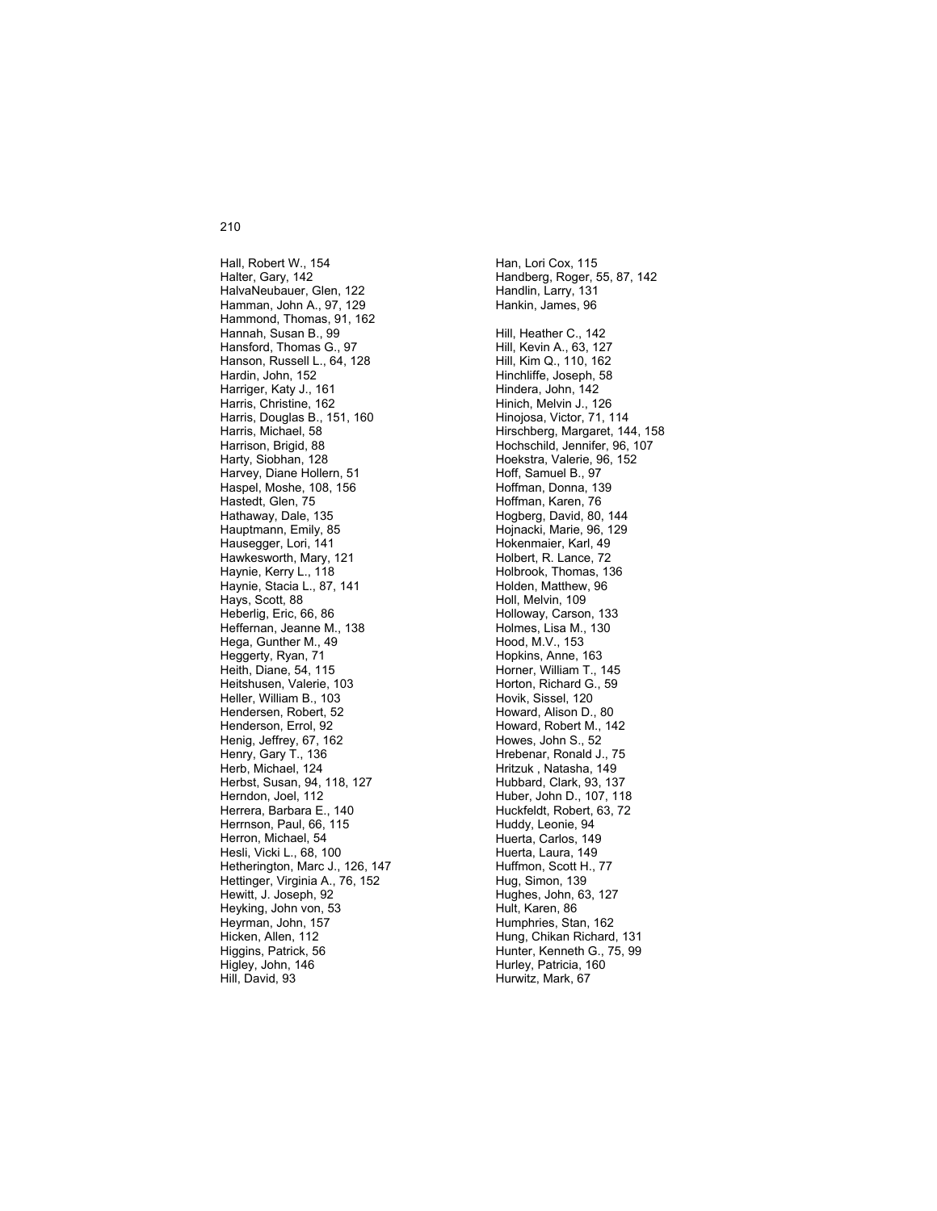Hall, Robert W., 154
Halter, Gary, 142
HalvaNeubauer, Glen, 122
Hamman, John A., 97, 129
Hammond, Thomas, 91, 162
Hannah, Susan B., 99
Hansford, Thomas G., 97
Hanson, Russell L., 64, 128
Hardin, John, 152
Harriger, Katy J., 161
Harris, Christine, 162
Harris, Douglas B., 151, 160
Harris, Michael, 58
Harrison, Brigid, 88
Harty, Siobhan, 128
Harvey, Diane Hollern, 51
Haspel, Moshe, 108, 156
Hastedt, Glen, 75
Hathaway, Dale, 135
Hauptmann, Emily, 85
Hausegger, Lori, 141
Hawkesworth, Mary, 121
Haynie, Kerry L., 118
Haynie, Stacia L., 87, 141
Hays, Scott, 88
Heberlig, Eric, 66, 86
Heffernan, Jeanne M., 138
Hega, Gunther M., 49
Heggerty, Ryan, 71
Heith, Diane, 54, 115
Heitshusen, Valerie, 103
Heller, William B., 103
Hendersen, Robert, 52
Henderson, Errol, 92
Henig, Jeffrey, 67, 162
Henry, Gary T., 136
Herb, Michael, 124
Herbst, Susan, 94, 118, 127
Herndon, Joel, 112
Herrera, Barbara E., 140
Herrnson, Paul, 66, 115
Herron, Michael, 54
Hesli, Vicki L., 68, 100
Hetherington, Marc J., 126, 147
Hettinger, Virginia A., 76, 152
Hewitt, J. Joseph, 92
Heyking, John von, 53
Heyrman, John, 157
Hicken, Allen, 112
Higgins, Patrick, 56
Higley, John, 146
Hill, David, 93
Han, Lori Cox, 115
Handberg, Roger, 55, 87, 142
Handlin, Larry, 131
Hankin, James, 96

Hill, Heather C., 142
Hill, Kevin A., 63, 127
Hill, Kim Q., 110, 162
Hinchliffe, Joseph, 58
Hindera, John, 142
Hinich, Melvin J., 126
Hinojosa, Victor, 71, 114
Hirschberg, Margaret, 144, 158
Hochschild, Jennifer, 96, 107
Hoekstra, Valerie, 96, 152
Hoff, Samuel B., 97
Hoffman, Donna, 139
Hoffman, Karen, 76
Hogberg, David, 80, 144
Hojnacki, Marie, 96, 129
Hokenmaier, Karl, 49
Holbert, R. Lance, 72
Holbrook, Thomas, 136
Holden, Matthew, 96
Holl, Melvin, 109
Holloway, Carson, 133
Holmes, Lisa M., 130
Hood, M.V., 153
Hopkins, Anne, 163
Horner, William T., 145
Horton, Richard G., 59
Hovik, Sissel, 120
Howard, Alison D., 80
Howard, Robert M., 142
Howes, John S., 52
Hrebenar, Ronald J., 75
Hritzuk , Natasha, 149
Hubbard, Clark, 93, 137
Huber, John D., 107, 118
Huckfeldt, Robert, 63, 72
Huddy, Leonie, 94
Huerta, Carlos, 149
Huerta, Laura, 149
Huffmon, Scott H., 77
Hug, Simon, 139
Hughes, John, 63, 127
Hult, Karen, 86
Humphries, Stan, 162
Hung, Chikan Richard, 131
Hunter, Kenneth G., 75, 99
Hurley, Patricia, 160
Hurwitz, Mark, 67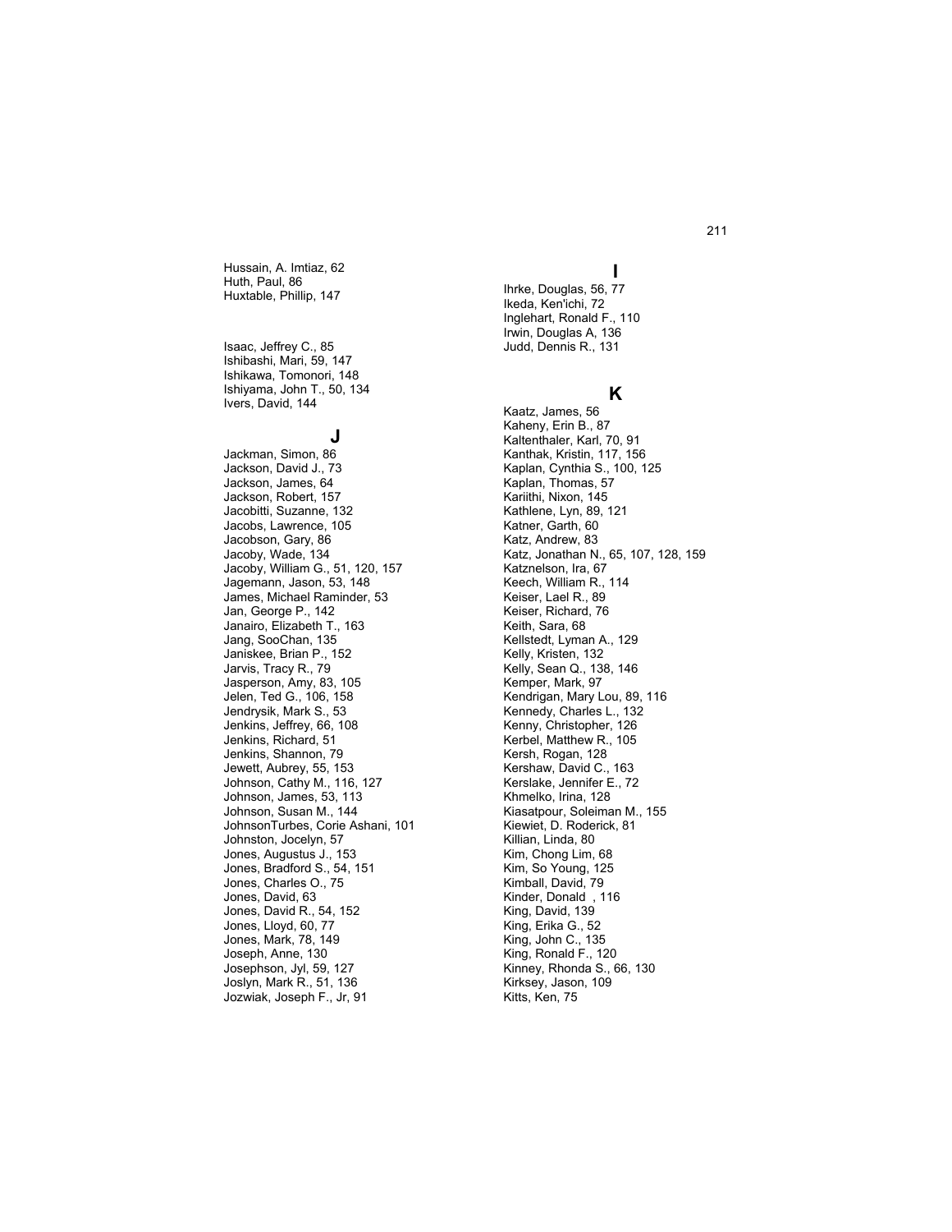Hussain, A. Imtiaz, 62
Huth, Paul, 86
Huxtable, Phillip, 147

Isaac, Jeffrey C., 85
Ishibashi, Mari, 59, 147
Ishikawa, Tomonori, 148
Ishiyama, John T., 50, 134
Ivers, David, 144

## J

Jackman, Simon, 86
Jackson, David J., 73
Jackson, James, 64
Jackson, Robert, 157
Jacobitti, Suzanne, 132
Jacobs, Lawrence, 105
Jacobson, Gary, 86
Jacoby, Wade, 134
Jacoby, William G., 51, 120, 157
Jagemann, Jason, 53, 148
James, Michael Raminder, 53
Jan, George P., 142
Janairo, Elizabeth T., 163
Jang, SooChan, 135
Janiskee, Brian P., 152
Jarvis, Tracy R., 79
Jasperson, Amy, 83, 105
Jelen, Ted G., 106, 158
Jendrysik, Mark S., 53
Jenkins, Jeffrey, 66, 108
Jenkins, Richard, 51
Jenkins, Shannon, 79
Jewett, Aubrey, 55, 153
Johnson, Cathy M., 116, 127
Johnson, James, 53, 113
Johnson, Susan M., 144
JohnsonTurbes, Corie Ashani, 101
Johnston, Jocelyn, 57
Jones, Augustus J., 153
Jones, Bradford S., 54, 151
Jones, Charles O., 75
Jones, David, 63
Jones, David R., 54, 152
Jones, Lloyd, 60, 77
Jones, Mark, 78, 149
Joseph, Anne, 130
Josephson, Jyl, 59, 127
Joslyn, Mark R., 51, 136
Jozwiak, Joseph F., Jr, 91

## I

Ihrke, Douglas, 56, 77
Ikeda, Ken'ichi, 72
Inglehart, Ronald F., 110
Irwin, Douglas A, 136
Judd, Dennis R., 131

## K

Kaatz, James, 56
Kaheny, Erin B., 87
Kaltenthaler, Karl, 70, 91
Kanthak, Kristin, 117, 156
Kaplan, Cynthia S., 100, 125
Kaplan, Thomas, 57
Kariithi, Nixon, 145
Kathlene, Lyn, 89, 121
Katner, Garth, 60
Katz, Andrew, 83
Katz, Jonathan N., 65, 107, 128, 159
Katznelson, Ira, 67
Keech, William R., 114
Keiser, Lael R., 89
Keiser, Richard, 76
Keith, Sara, 68
Kellstedt, Lyman A., 129
Kelly, Kristen, 132
Kelly, Sean Q., 138, 146
Kemper, Mark, 97
Kendrigan, Mary Lou, 89, 116
Kennedy, Charles L., 132
Kenny, Christopher, 126
Kerbel, Matthew R., 105
Kersh, Rogan, 128
Kershaw, David C., 163
Kerslake, Jennifer E., 72
Khmelko, Irina, 128
Kiasatpour, Soleiman M., 155
Kiewiet, D. Roderick, 81
Killian, Linda, 80
Kim, Chong Lim, 68
Kim, So Young, 125
Kimball, David, 79
Kinder, Donald , 116
King, David, 139
King, Erika G., 52
King, John C., 135
King, Ronald F., 120
Kinney, Rhonda S., 66, 130
Kirksey, Jason, 109
Kitts, Ken, 75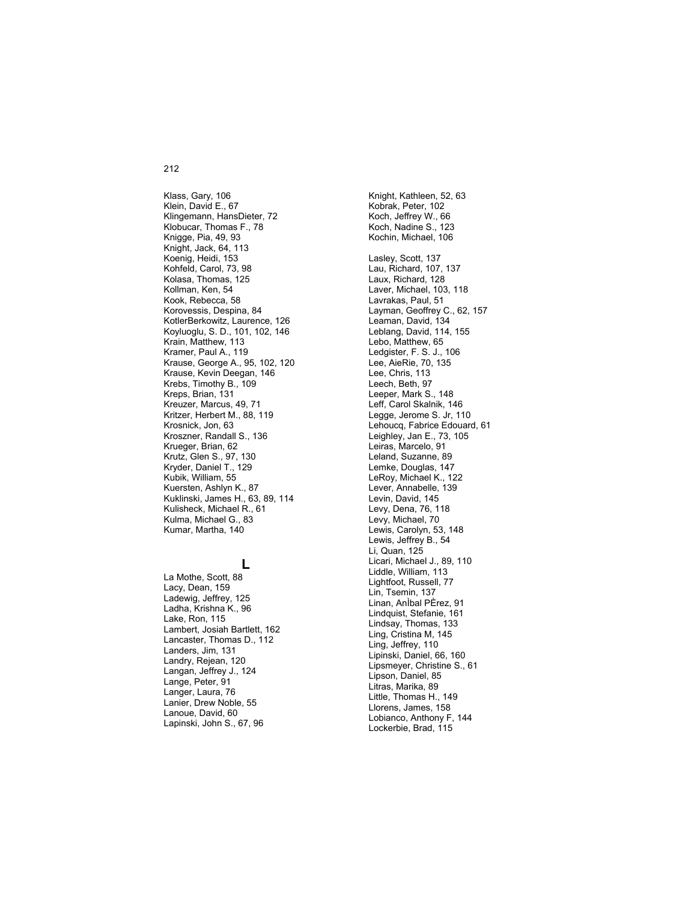Klass, Gary, 106
Klein, David E., 67
Klingemann, HansDieter, 72
Klobucar, Thomas F., 78
Knigge, Pia, 49, 93
Knight, Jack, 64, 113
Koenig, Heidi, 153
Kohfeld, Carol, 73, 98
Kolasa, Thomas, 125
Kollman, Ken, 54
Kook, Rebecca, 58
Korovessis, Despina, 84
KotlerBerkowitz, Laurence, 126
Koyluoglu, S. D., 101, 102, 146
Krain, Matthew, 113
Kramer, Paul A., 119
Krause, George A., 95, 102, 120
Krause, Kevin Deegan, 146
Krebs, Timothy B., 109
Kreps, Brian, 131
Kreuzer, Marcus, 49, 71
Kritzer, Herbert M., 88, 119
Krosnick, Jon, 63
Kroszner, Randall S., 136
Krueger, Brian, 62
Krutz, Glen S., 97, 130
Kryder, Daniel T., 129
Kubik, William, 55
Kuersten, Ashlyn K., 87
Kuklinski, James H., 63, 89, 114
Kulisheck, Michael R., 61
Kulma, Michael G., 83
Kumar, Martha, 140
Knight, Kathleen, 52, 63
Kobrak, Peter, 102
Koch, Jeffrey W., 66
Koch, Nadine S., 123
Kochin, Michael, 106

## L

La Mothe, Scott, 88
Lacy, Dean, 159
Ladewig, Jeffrey, 125
Ladha, Krishna K., 96
Lake, Ron, 115
Lambert, Josiah Bartlett, 162
Lancaster, Thomas D., 112
Landers, Jim, 131
Landry, Rejean, 120
Langan, Jeffrey J., 124
Lange, Peter, 91
Langer, Laura, 76
Lanier, Drew Noble, 55
Lanoue, David, 60
Lapinski, John S., 67, 96
Lasley, Scott, 137
Lau, Richard, 107, 137
Laux, Richard, 128
Laver, Michael, 103, 118
Lavrakas, Paul, 51
Layman, Geoffrey C., 62, 157
Leaman, David, 134
Leblang, David, 114, 155
Lebo, Matthew, 65
Ledgister, F. S. J., 106
Lee, AieRie, 70, 135
Lee, Chris, 113
Leech, Beth, 97
Leeper, Mark S., 148
Leff, Carol Skalnik, 146
Legge, Jerome S. Jr, 110
Lehoucq, Fabrice Edouard, 61
Leighley, Jan E., 73, 105
Leiras, Marcelo, 91
Leland, Suzanne, 89
Lemke, Douglas, 147
LeRoy, Michael K., 122
Lever, Annabelle, 139
Levin, David, 145
Levy, Dena, 76, 118
Levy, Michael, 70
Lewis, Carolyn, 53, 148
Lewis, Jeffrey B., 54
Li, Quan, 125
Licari, Michael J., 89, 110
Liddle, William, 113
Lightfoot, Russell, 77
Lin, Tsemin, 137
Linan, AnÌbal PÈrez, 91
Lindquist, Stefanie, 161
Lindsay, Thomas, 133
Ling, Cristina M, 145
Ling, Jeffrey, 110
Lipinski, Daniel, 66, 160
Lipsmeyer, Christine S., 61
Lipson, Daniel, 85
Litras, Marika, 89
Little, Thomas H., 149
Llorens, James, 158
Lobianco, Anthony F, 144
Lockerbie, Brad, 115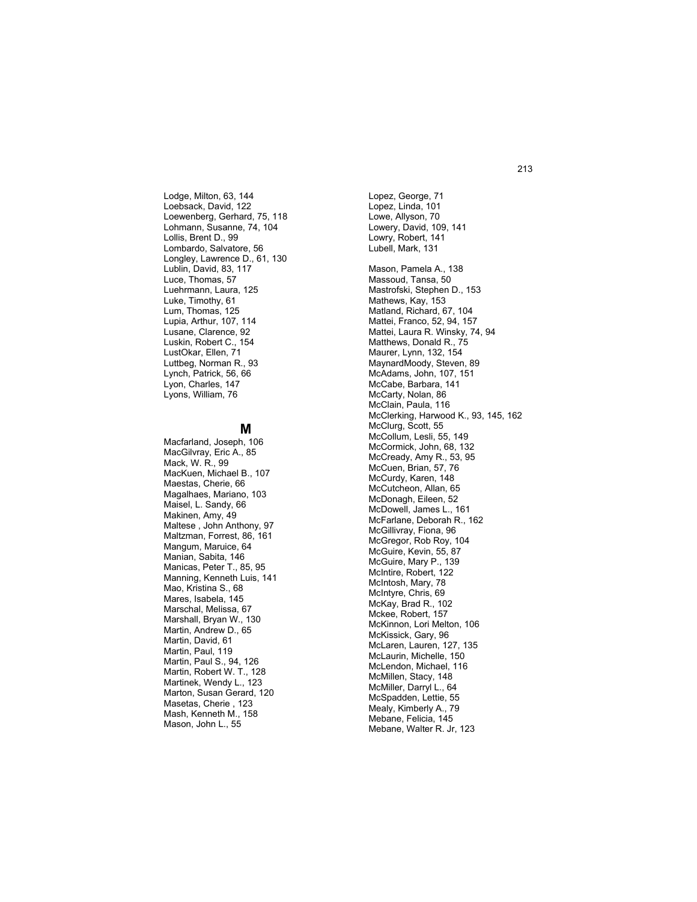Lodge, Milton, 63, 144
Loebsack, David, 122
Loewenberg, Gerhard, 75, 118
Lohmann, Susanne, 74, 104
Lollis, Brent D., 99
Lombardo, Salvatore, 56
Longley, Lawrence D., 61, 130
Lublin, David, 83, 117
Luce, Thomas, 57
Luehrmann, Laura, 125
Luke, Timothy, 61
Lum, Thomas, 125
Lupia, Arthur, 107, 114
Lusane, Clarence, 92
Luskin, Robert C., 154
LustOkar, Ellen, 71
Luttbeg, Norman R., 93
Lynch, Patrick, 56, 66
Lyon, Charles, 147
Lyons, William, 76

## M

Macfarland, Joseph, 106
MacGilvray, Eric A., 85
Mack, W. R., 99
MacKuen, Michael B., 107
Maestas, Cherie, 66
Magalhaes, Mariano, 103
Maisel, L. Sandy, 66
Makinen, Amy, 49
Maltese , John Anthony, 97
Maltzman, Forrest, 86, 161
Mangum, Maruice, 64
Manian, Sabita, 146
Manicas, Peter T., 85, 95
Manning, Kenneth Luis, 141
Mao, Kristina S., 68
Mares, Isabela, 145
Marschal, Melissa, 67
Marshall, Bryan W., 130
Martin, Andrew D., 65
Martin, David, 61
Martin, Paul, 119
Martin, Paul S., 94, 126
Martin, Robert W. T., 128
Martinek, Wendy L., 123
Marton, Susan Gerard, 120
Masetas, Cherie , 123
Mash, Kenneth M., 158
Mason, John L., 55

Lopez, George, 71
Lopez, Linda, 101
Lowe, Allyson, 70
Lowery, David, 109, 141
Lowry, Robert, 141
Lubell, Mark, 131

Mason, Pamela A., 138
Massoud, Tansa, 50
Mastrofski, Stephen D., 153
Mathews, Kay, 153
Matland, Richard, 67, 104
Mattei, Franco, 52, 94, 157
Mattei, Laura R. Winsky, 74, 94
Matthews, Donald R., 75
Maurer, Lynn, 132, 154
MaynardMoody, Steven, 89
McAdams, John, 107, 151
McCabe, Barbara, 141
McCarty, Nolan, 86
McClain, Paula, 116
McClerking, Harwood K., 93, 145, 162
McClurg, Scott, 55
McCollum, Lesli, 55, 149
McCormick, John, 68, 132
McCready, Amy R., 53, 95
McCuen, Brian, 57, 76
McCurdy, Karen, 148
McCutcheon, Allan, 65
McDonagh, Eileen, 52
McDowell, James L., 161
McFarlane, Deborah R., 162
McGillivray, Fiona, 96
McGregor, Rob Roy, 104
McGuire, Kevin, 55, 87
McGuire, Mary P., 139
McIntire, Robert, 122
McIntosh, Mary, 78
McIntyre, Chris, 69
McKay, Brad R., 102
Mckee, Robert, 157
McKinnon, Lori Melton, 106
McKissick, Gary, 96
McLaren, Lauren, 127, 135
McLaurin, Michelle, 150
McLendon, Michael, 116
McMillen, Stacy, 148
McMiller, Darryl L., 64
McSpadden, Lettie, 55
Mealy, Kimberly A., 79
Mebane, Felicia, 145
Mebane, Walter R. Jr, 123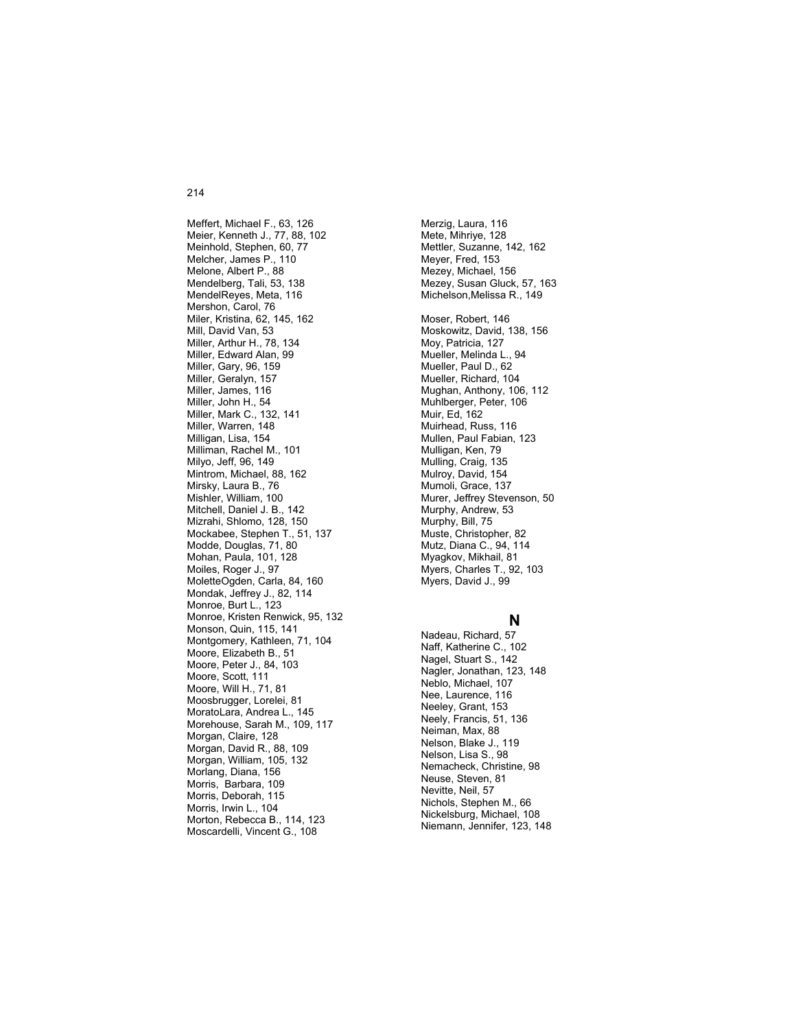Meffert, Michael F., 63, 126
Meier, Kenneth J., 77, 88, 102
Meinhold, Stephen, 60, 77
Melcher, James P., 110
Melone, Albert P., 88
Mendelberg, Tali, 53, 138
MendelReyes, Meta, 116
Mershon, Carol, 76
Miler, Kristina, 62, 145, 162
Mill, David Van, 53
Miller, Arthur H., 78, 134
Miller, Edward Alan, 99
Miller, Gary, 96, 159
Miller, Geralyn, 157
Miller, James, 116
Miller, John H., 54
Miller, Mark C., 132, 141
Miller, Warren, 148
Milligan, Lisa, 154
Milliman, Rachel M., 101
Milyo, Jeff, 96, 149
Mintrom, Michael, 88, 162
Mirsky, Laura B., 76
Mishler, William, 100
Mitchell, Daniel J. B., 142
Mizrahi, Shlomo, 128, 150
Mockabee, Stephen T., 51, 137
Modde, Douglas, 71, 80
Mohan, Paula, 101, 128
Moiles, Roger J., 97
MoletteOgden, Carla, 84, 160
Mondak, Jeffrey J., 82, 114
Monroe, Burt L., 123
Monroe, Kristen Renwick, 95, 132
Monson, Quin, 115, 141
Montgomery, Kathleen, 71, 104
Moore, Elizabeth B., 51
Moore, Peter J., 84, 103
Moore, Scott, 111
Moore, Will H., 71, 81
Moosbrugger, Lorelei, 81
MoratoLara, Andrea L., 145
Morehouse, Sarah M., 109, 117
Morgan, Claire, 128
Morgan, David R., 88, 109
Morgan, William, 105, 132
Morlang, Diana, 156
Morris, Barbara, 109
Morris, Deborah, 115
Morris, Irwin L., 104
Morton, Rebecca B., 114, 123
Moscardelli, Vincent G., 108
Merzig, Laura, 116
Mete, Mihriye, 128
Mettler, Suzanne, 142, 162
Meyer, Fred, 153
Mezey, Michael, 156
Mezey, Susan Gluck, 57, 163
Michelson,Melissa R., 149

Moser, Robert, 146
Moskowitz, David, 138, 156
Moy, Patricia, 127
Mueller, Melinda L., 94
Mueller, Paul D., 62
Mueller, Richard, 104
Mughan, Anthony, 106, 112
Muhlberger, Peter, 106
Muir, Ed, 162
Muirhead, Russ, 116
Mullen, Paul Fabian, 123
Mulligan, Ken, 79
Mulling, Craig, 135
Mulroy, David, 154
Mumoli, Grace, 137
Murer, Jeffrey Stevenson, 50
Murphy, Andrew, 53
Murphy, Bill, 75
Muste, Christopher, 82
Mutz, Diana C., 94, 114
Myagkov, Mikhail, 81
Myers, Charles T., 92, 103
Myers, David J., 99

## N

Nadeau, Richard, 57
Naff, Katherine C., 102
Nagel, Stuart S., 142
Nagler, Jonathan, 123, 148
Neblo, Michael, 107
Nee, Laurence, 116
Neeley, Grant, 153
Neely, Francis, 51, 136
Neiman, Max, 88
Nelson, Blake J., 119
Nelson, Lisa S., 98
Nemacheck, Christine, 98
Neuse, Steven, 81
Nevitte, Neil, 57
Nichols, Stephen M., 66
Nickelsburg, Michael, 108
Niemann, Jennifer, 123, 148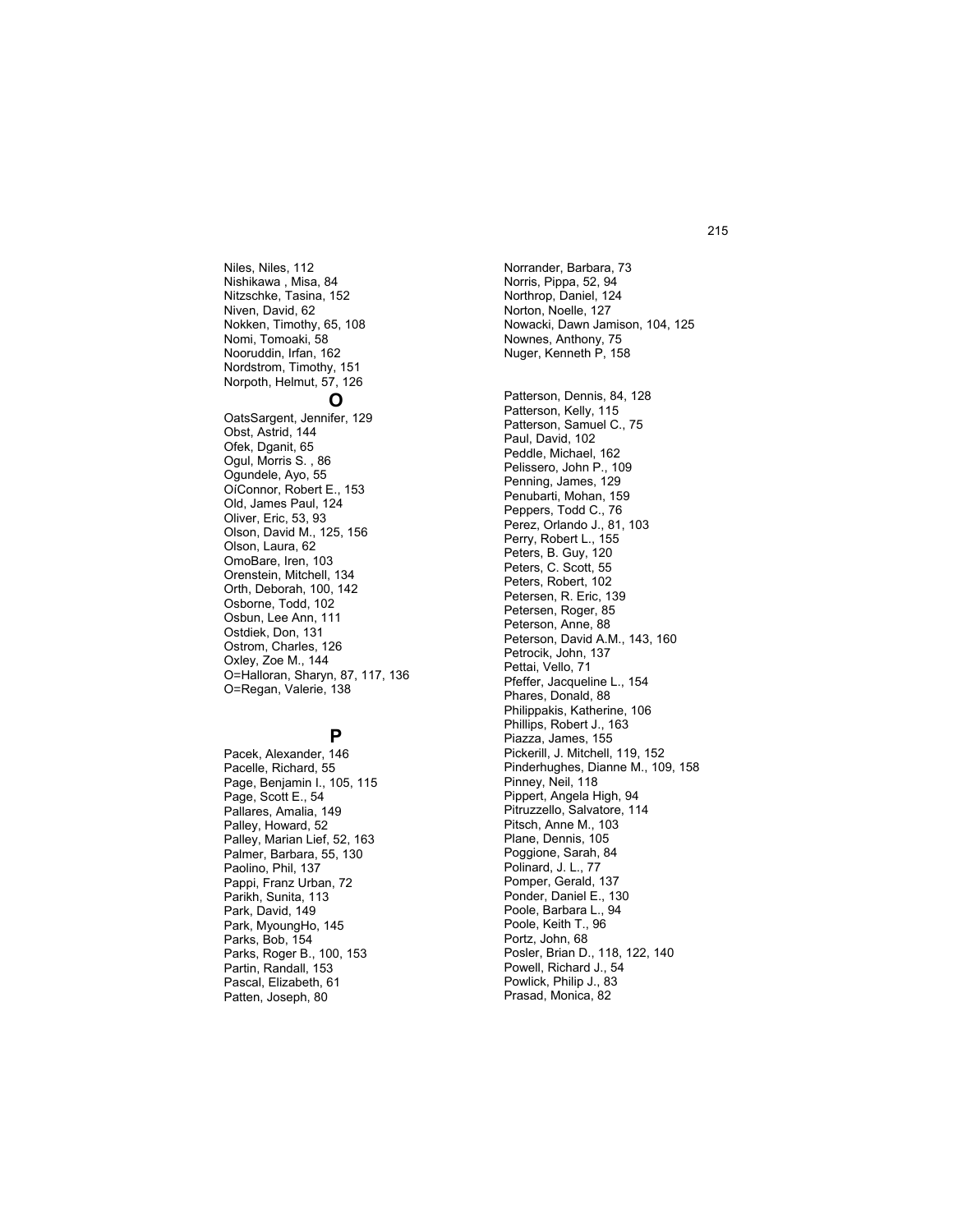Niles, Niles, 112
Nishikawa , Misa, 84
Nitzschke, Tasina, 152
Niven, David, 62
Nokken, Timothy, 65, 108
Nomi, Tomoaki, 58
Nooruddin, Irfan, 162
Nordstrom, Timothy, 151
Norpoth, Helmut, 57, 126
Norrander, Barbara, 73
Norris, Pippa, 52, 94
Northrop, Daniel, 124
Norton, Noelle, 127
Nowacki, Dawn Jamison, 104, 125
Nownes, Anthony, 75
Nuger, Kenneth P, 158

## O

OatsSargent, Jennifer, 129
Obst, Astrid, 144
Ofek, Dganit, 65
Ogul, Morris S. , 86
Ogundele, Ayo, 55
OíConnor, Robert E., 153
Old, James Paul, 124
Oliver, Eric, 53, 93
Olson, David M., 125, 156
Olson, Laura, 62
OmoBare, Iren, 103
Orenstein, Mitchell, 134
Orth, Deborah, 100, 142
Osborne, Todd, 102
Osbun, Lee Ann, 111
Ostdiek, Don, 131
Ostrom, Charles, 126
Oxley, Zoe M., 144
O=Halloran, Sharyn, 87, 117, 136
O=Regan, Valerie, 138

## P

Pacek, Alexander, 146
Pacelle, Richard, 55
Page, Benjamin I., 105, 115
Page, Scott E., 54
Pallares, Amalia, 149
Palley, Howard, 52
Palley, Marian Lief, 52, 163
Palmer, Barbara, 55, 130
Paolino, Phil, 137
Pappi, Franz Urban, 72
Parikh, Sunita, 113
Park, David, 149
Park, MyoungHo, 145
Parks, Bob, 154
Parks, Roger B., 100, 153
Partin, Randall, 153
Pascal, Elizabeth, 61
Patten, Joseph, 80
Patterson, Dennis, 84, 128
Patterson, Kelly, 115
Patterson, Samuel C., 75
Paul, David, 102
Peddle, Michael, 162
Pelissero, John P., 109
Penning, James, 129
Penubarti, Mohan, 159
Peppers, Todd C., 76
Perez, Orlando J., 81, 103
Perry, Robert L., 155
Peters, B. Guy, 120
Peters, C. Scott, 55
Peters, Robert, 102
Petersen, R. Eric, 139
Petersen, Roger, 85
Peterson, Anne, 88
Peterson, David A.M., 143, 160
Petrocik, John, 137
Pettai, Vello, 71
Pfeffer, Jacqueline L., 154
Phares, Donald, 88
Philippakis, Katherine, 106
Phillips, Robert J., 163
Piazza, James, 155
Pickerill, J. Mitchell, 119, 152
Pinderhughes, Dianne M., 109, 158
Pinney, Neil, 118
Pippert, Angela High, 94
Pitruzzello, Salvatore, 114
Pitsch, Anne M., 103
Plane, Dennis, 105
Poggione, Sarah, 84
Polinard, J. L., 77
Pomper, Gerald, 137
Ponder, Daniel E., 130
Poole, Barbara L., 94
Poole, Keith T., 96
Portz, John, 68
Posler, Brian D., 118, 122, 140
Powell, Richard J., 54
Powlick, Philip J., 83
Prasad, Monica, 82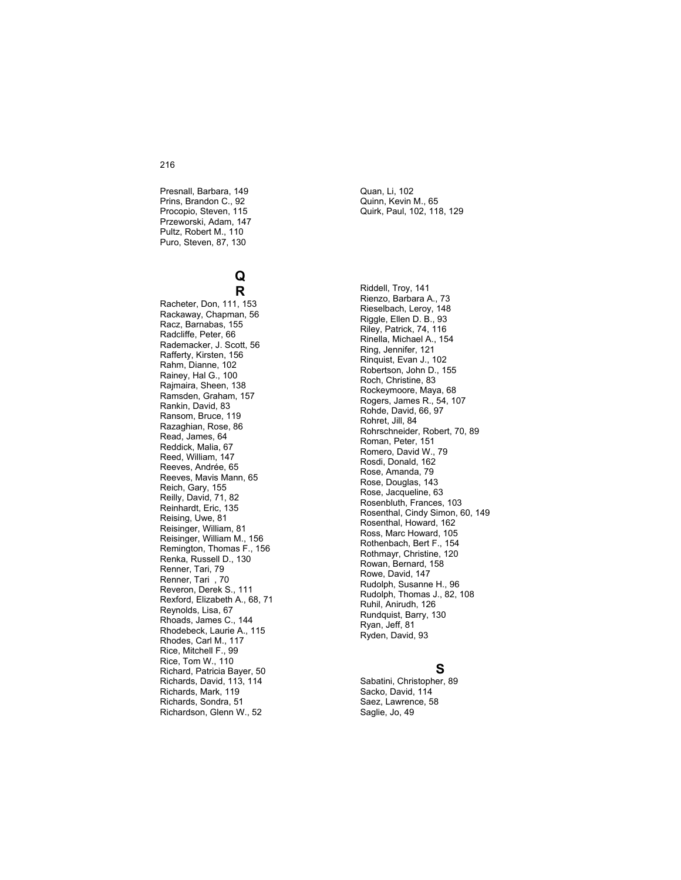Presnall, Barbara, 149
Prins, Brandon C., 92
Procopio, Steven, 115
Przeworski, Adam, 147
Pultz, Robert M., 110
Puro, Steven, 87, 130

Quan, Li, 102
Quinn, Kevin M., 65
Quirk, Paul, 102, 118, 129

## Q

## R

Racheter, Don, 111, 153
Rackaway, Chapman, 56
Racz, Barnabas, 155
Radcliffe, Peter, 66
Rademacker, J. Scott, 56
Rafferty, Kirsten, 156
Rahm, Dianne, 102
Rainey, Hal G., 100
Rajmaira, Sheen, 138
Ramsden, Graham, 157
Rankin, David, 83
Ransom, Bruce, 119
Razaghian, Rose, 86
Read, James, 64
Reddick, Malia, 67
Reed, William, 147
Reeves, Andrée, 65
Reeves, Mavis Mann, 65
Reich, Gary, 155
Reilly, David, 71, 82
Reinhardt, Eric, 135
Reising, Uwe, 81
Reisinger, William, 81
Reisinger, William M., 156
Remington, Thomas F., 156
Renka, Russell D., 130
Renner, Tari, 79
Renner, Tari , 70
Reveron, Derek S., 111
Rexford, Elizabeth A., 68, 71
Reynolds, Lisa, 67
Rhoads, James C., 144
Rhodebeck, Laurie A., 115
Rhodes, Carl M., 117
Rice, Mitchell F., 99
Rice, Tom W., 110
Richard, Patricia Bayer, 50
Richards, David, 113, 114
Richards, Mark, 119
Richards, Sondra, 51
Richardson, Glenn W., 52
Riddell, Troy, 141
Rienzo, Barbara A., 73
Rieselbach, Leroy, 148
Riggle, Ellen D. B., 93
Riley, Patrick, 74, 116
Rinella, Michael A., 154
Ring, Jennifer, 121
Rinquist, Evan J., 102
Robertson, John D., 155
Roch, Christine, 83
Rockeymoore, Maya, 68
Rogers, James R., 54, 107
Rohde, David, 66, 97
Rohret, Jill, 84
Rohrschneider, Robert, 70, 89
Roman, Peter, 151
Romero, David W., 79
Rosdi, Donald, 162
Rose, Amanda, 79
Rose, Douglas, 143
Rose, Jacqueline, 63
Rosenbluth, Frances, 103
Rosenthal, Cindy Simon, 60, 149
Rosenthal, Howard, 162
Ross, Marc Howard, 105
Rothenbach, Bert F., 154
Rothmayr, Christine, 120
Rowan, Bernard, 158
Rowe, David, 147
Rudolph, Susanne H., 96
Rudolph, Thomas J., 82, 108
Ruhil, Anirudh, 126
Rundquist, Barry, 130
Ryan, Jeff, 81
Ryden, David, 93

## S

Sabatini, Christopher, 89
Sacko, David, 114
Saez, Lawrence, 58
Saglie, Jo, 49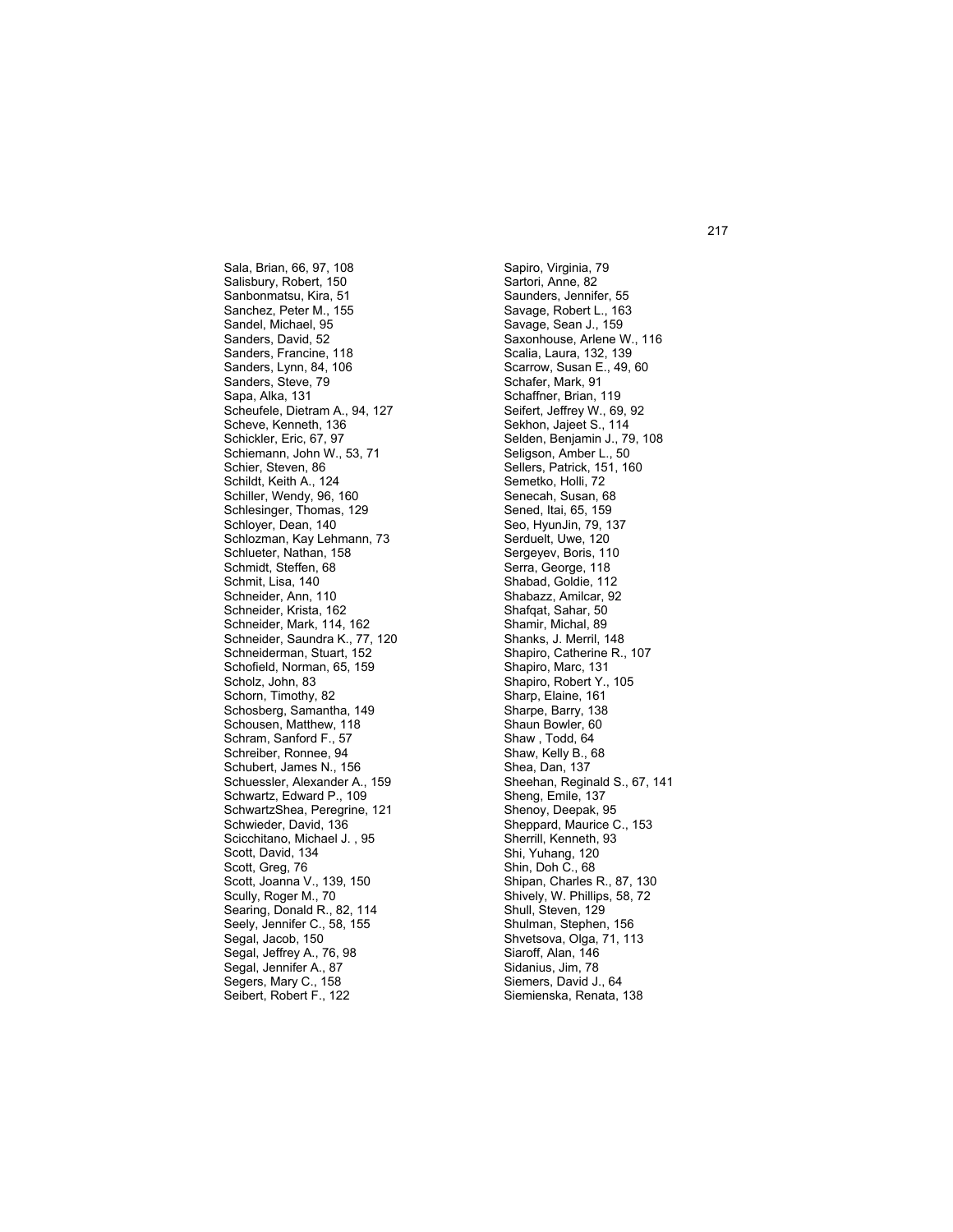Sala, Brian, 66, 97, 108
Salisbury, Robert, 150
Sanbonmatsu, Kira, 51
Sanchez, Peter M., 155
Sandel, Michael, 95
Sanders, David, 52
Sanders, Francine, 118
Sanders, Lynn, 84, 106
Sanders, Steve, 79
Sapa, Alka, 131
Scheufele, Dietram A., 94, 127
Scheve, Kenneth, 136
Schickler, Eric, 67, 97
Schiemann, John W., 53, 71
Schier, Steven, 86
Schildt, Keith A., 124
Schiller, Wendy, 96, 160
Schlesinger, Thomas, 129
Schloyer, Dean, 140
Schlozman, Kay Lehmann, 73
Schlueter, Nathan, 158
Schmidt, Steffen, 68
Schmit, Lisa, 140
Schneider, Ann, 110
Schneider, Krista, 162
Schneider, Mark, 114, 162
Schneider, Saundra K., 77, 120
Schneiderman, Stuart, 152
Schofield, Norman, 65, 159
Scholz, John, 83
Schorn, Timothy, 82
Schosberg, Samantha, 149
Schousen, Matthew, 118
Schram, Sanford F., 57
Schreiber, Ronnee, 94
Schubert, James N., 156
Schuessler, Alexander A., 159
Schwartz, Edward P., 109
SchwartzShea, Peregrine, 121
Schwieder, David, 136
Scicchitano, Michael J. , 95
Scott, David, 134
Scott, Greg, 76
Scott, Joanna V., 139, 150
Scully, Roger M., 70
Searing, Donald R., 82, 114
Seely, Jennifer C., 58, 155
Segal, Jacob, 150
Segal, Jeffrey A., 76, 98
Segal, Jennifer A., 87
Segers, Mary C., 158
Seibert, Robert F., 122
Sapiro, Virginia, 79
Sartori, Anne, 82
Saunders, Jennifer, 55
Savage, Robert L., 163
Savage, Sean J., 159
Saxonhouse, Arlene W., 116
Scalia, Laura, 132, 139
Scarrow, Susan E., 49, 60
Schafer, Mark, 91
Schaffner, Brian, 119
Seifert, Jeffrey W., 69, 92
Sekhon, Jajeet S., 114
Selden, Benjamin J., 79, 108
Seligson, Amber L., 50
Sellers, Patrick, 151, 160
Semetko, Holli, 72
Senecah, Susan, 68
Sened, Itai, 65, 159
Seo, HyunJin, 79, 137
Serduelt, Uwe, 120
Sergeyev, Boris, 110
Serra, George, 118
Shabad, Goldie, 112
Shabazz, Amilcar, 92
Shafqat, Sahar, 50
Shamir, Michal, 89
Shanks, J. Merril, 148
Shapiro, Catherine R., 107
Shapiro, Marc, 131
Shapiro, Robert Y., 105
Sharp, Elaine, 161
Sharpe, Barry, 138
Shaun Bowler, 60
Shaw , Todd, 64
Shaw, Kelly B., 68
Shea, Dan, 137
Sheehan, Reginald S., 67, 141
Sheng, Emile, 137
Shenoy, Deepak, 95
Sheppard, Maurice C., 153
Sherrill, Kenneth, 93
Shi, Yuhang, 120
Shin, Doh C., 68
Shipan, Charles R., 87, 130
Shively, W. Phillips, 58, 72
Shull, Steven, 129
Shulman, Stephen, 156
Shvetsova, Olga, 71, 113
Siaroff, Alan, 146
Sidanius, Jim, 78
Siemers, David J., 64
Siemienska, Renata, 138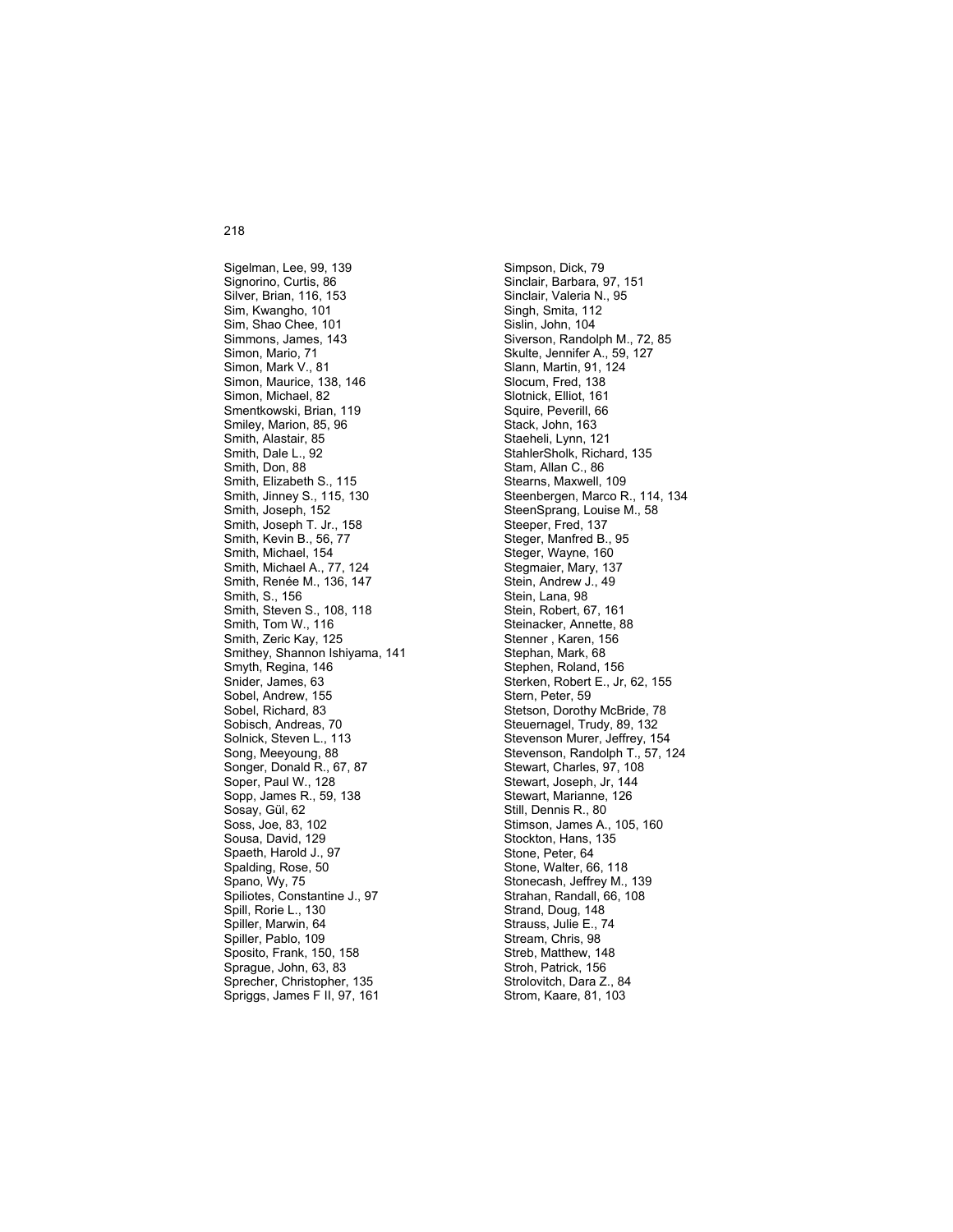Sigelman, Lee, 99, 139
Signorino, Curtis, 86
Silver, Brian, 116, 153
Sim, Kwangho, 101
Sim, Shao Chee, 101
Simmons, James, 143
Simon, Mario, 71
Simon, Mark V., 81
Simon, Maurice, 138, 146
Simon, Michael, 82
Smentkowski, Brian, 119
Smiley, Marion, 85, 96
Smith, Alastair, 85
Smith, Dale L., 92
Smith, Don, 88
Smith, Elizabeth S., 115
Smith, Jinney S., 115, 130
Smith, Joseph, 152
Smith, Joseph T. Jr., 158
Smith, Kevin B., 56, 77
Smith, Michael, 154
Smith, Michael A., 77, 124
Smith, Renée M., 136, 147
Smith, S., 156
Smith, Steven S., 108, 118
Smith, Tom W., 116
Smith, Zeric Kay, 125
Smithey, Shannon Ishiyama, 141
Smyth, Regina, 146
Snider, James, 63
Sobel, Andrew, 155
Sobel, Richard, 83
Sobisch, Andreas, 70
Solnick, Steven L., 113
Song, Meeyoung, 88
Songer, Donald R., 67, 87
Soper, Paul W., 128
Sopp, James R., 59, 138
Sosay, Gül, 62
Soss, Joe, 83, 102
Sousa, David, 129
Spaeth, Harold J., 97
Spalding, Rose, 50
Spano, Wy, 75
Spiliotes, Constantine J., 97
Spill, Rorie L., 130
Spiller, Marwin, 64
Spiller, Pablo, 109
Sposito, Frank, 150, 158
Sprague, John, 63, 83
Sprecher, Christopher, 135
Spriggs, James F II, 97, 161
Simpson, Dick, 79
Sinclair, Barbara, 97, 151
Sinclair, Valeria N., 95
Singh, Smita, 112
Sislin, John, 104
Siverson, Randolph M., 72, 85
Skulte, Jennifer A., 59, 127
Slann, Martin, 91, 124
Slocum, Fred, 138
Slotnick, Elliot, 161
Squire, Peverill, 66
Stack, John, 163
Staeheli, Lynn, 121
StahlerSholk, Richard, 135
Stam, Allan C., 86
Stearns, Maxwell, 109
Steenbergen, Marco R., 114, 134
SteenSprang, Louise M., 58
Steeper, Fred, 137
Steger, Manfred B., 95
Steger, Wayne, 160
Stegmaier, Mary, 137
Stein, Andrew J., 49
Stein, Lana, 98
Stein, Robert, 67, 161
Steinacker, Annette, 88
Stenner , Karen, 156
Stephan, Mark, 68
Stephen, Roland, 156
Sterken, Robert E., Jr, 62, 155
Stern, Peter, 59
Stetson, Dorothy McBride, 78
Steuernagel, Trudy, 89, 132
Stevenson Murer, Jeffrey, 154
Stevenson, Randolph T., 57, 124
Stewart, Charles, 97, 108
Stewart, Joseph, Jr, 144
Stewart, Marianne, 126
Still, Dennis R., 80
Stimson, James A., 105, 160
Stockton, Hans, 135
Stone, Peter, 64
Stone, Walter, 66, 118
Stonecash, Jeffrey M., 139
Strahan, Randall, 66, 108
Strand, Doug, 148
Strauss, Julie E., 74
Stream, Chris, 98
Streb, Matthew, 148
Stroh, Patrick, 156
Strolovitch, Dara Z., 84
Strom, Kaare, 81, 103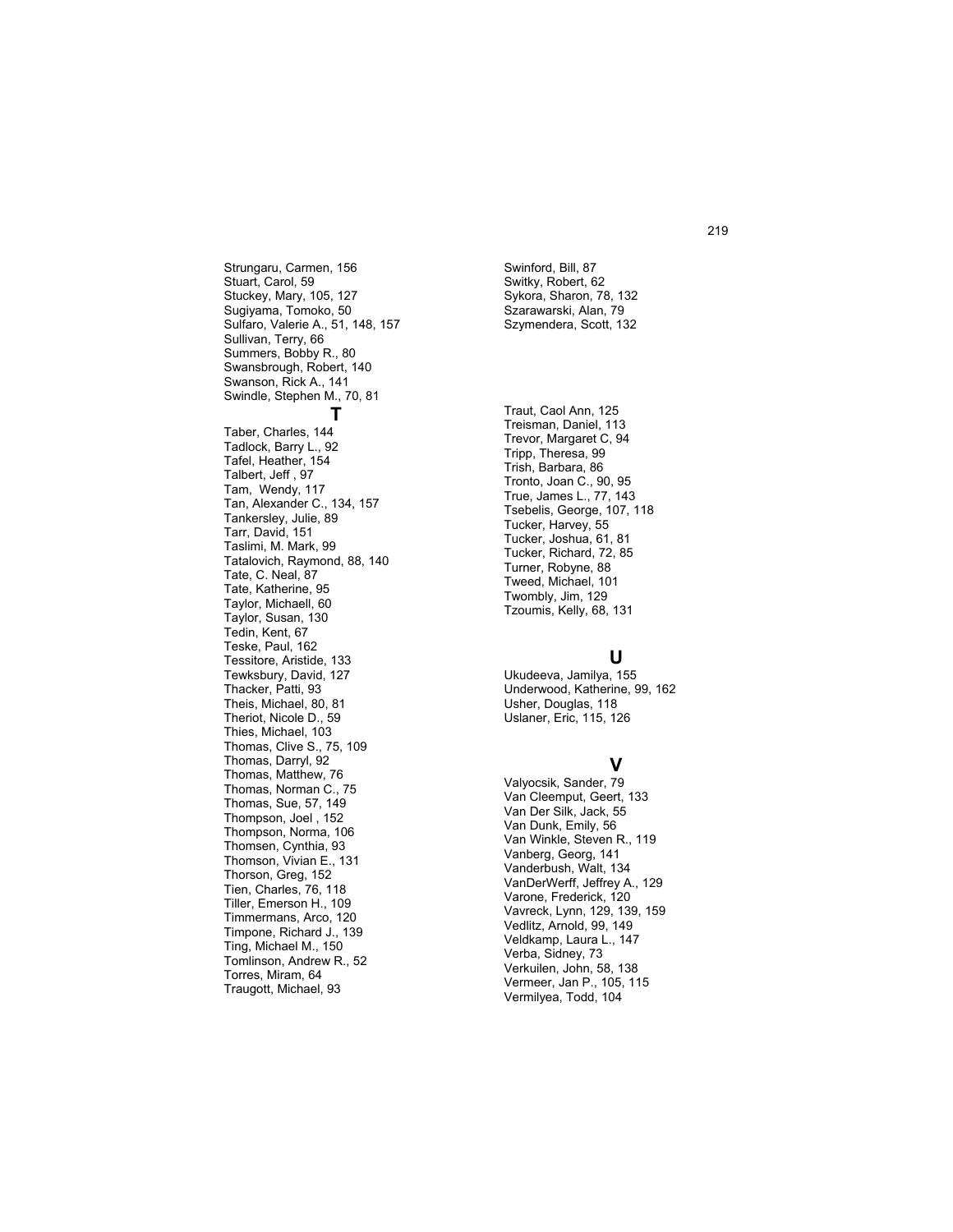Strungaru, Carmen, 156
Stuart, Carol, 59
Stuckey, Mary, 105, 127
Sugiyama, Tomoko, 50
Sulfaro, Valerie A., 51, 148, 157
Sullivan, Terry, 66
Summers, Bobby R., 80
Swansbrough, Robert, 140
Swanson, Rick A., 141
Swindle, Stephen M., 70, 81
Swinford, Bill, 87
Switky, Robert, 62
Sykora, Sharon, 78, 132
Szarawarski, Alan, 79
Szymendera, Scott, 132

## T

Taber, Charles, 144
Tadlock, Barry L., 92
Tafel, Heather, 154
Talbert, Jeff , 97
Tam, Wendy, 117
Tan, Alexander C., 134, 157
Tankersley, Julie, 89
Tarr, David, 151
Taslimi, M. Mark, 99
Tatalovich, Raymond, 88, 140
Tate, C. Neal, 87
Tate, Katherine, 95
Taylor, Michaell, 60
Taylor, Susan, 130
Tedin, Kent, 67
Teske, Paul, 162
Tessitore, Aristide, 133
Tewksbury, David, 127
Thacker, Patti, 93
Theis, Michael, 80, 81
Theriot, Nicole D., 59
Thies, Michael, 103
Thomas, Clive S., 75, 109
Thomas, Darryl, 92
Thomas, Matthew, 76
Thomas, Norman C., 75
Thomas, Sue, 57, 149
Thompson, Joel , 152
Thompson, Norma, 106
Thomsen, Cynthia, 93
Thomson, Vivian E., 131
Thorson, Greg, 152
Tien, Charles, 76, 118
Tiller, Emerson H., 109
Timmermans, Arco, 120
Timpone, Richard J., 139
Ting, Michael M., 150
Tomlinson, Andrew R., 52
Torres, Miram, 64
Traugott, Michael, 93
Traut, Caol Ann, 125
Treisman, Daniel, 113
Trevor, Margaret C, 94
Tripp, Theresa, 99
Trish, Barbara, 86
Tronto, Joan C., 90, 95
True, James L., 77, 143
Tsebelis, George, 107, 118
Tucker, Harvey, 55
Tucker, Joshua, 61, 81
Tucker, Richard, 72, 85
Turner, Robyne, 88
Tweed, Michael, 101
Twombly, Jim, 129
Tzoumis, Kelly, 68, 131

## U

Ukudeeva, Jamilya, 155
Underwood, Katherine, 99, 162
Usher, Douglas, 118
Uslaner, Eric, 115, 126

## V

Valyocsik, Sander, 79
Van Cleemput, Geert, 133
Van Der Silk, Jack, 55
Van Dunk, Emily, 56
Van Winkle, Steven R., 119
Vanberg, Georg, 141
Vanderbush, Walt, 134
VanDerWerff, Jeffrey A., 129
Varone, Frederick, 120
Vavreck, Lynn, 129, 139, 159
Vedlitz, Arnold, 99, 149
Veldkamp, Laura L., 147
Verba, Sidney, 73
Verkuilen, John, 58, 138
Vermeer, Jan P., 105, 115
Vermilyea, Todd, 104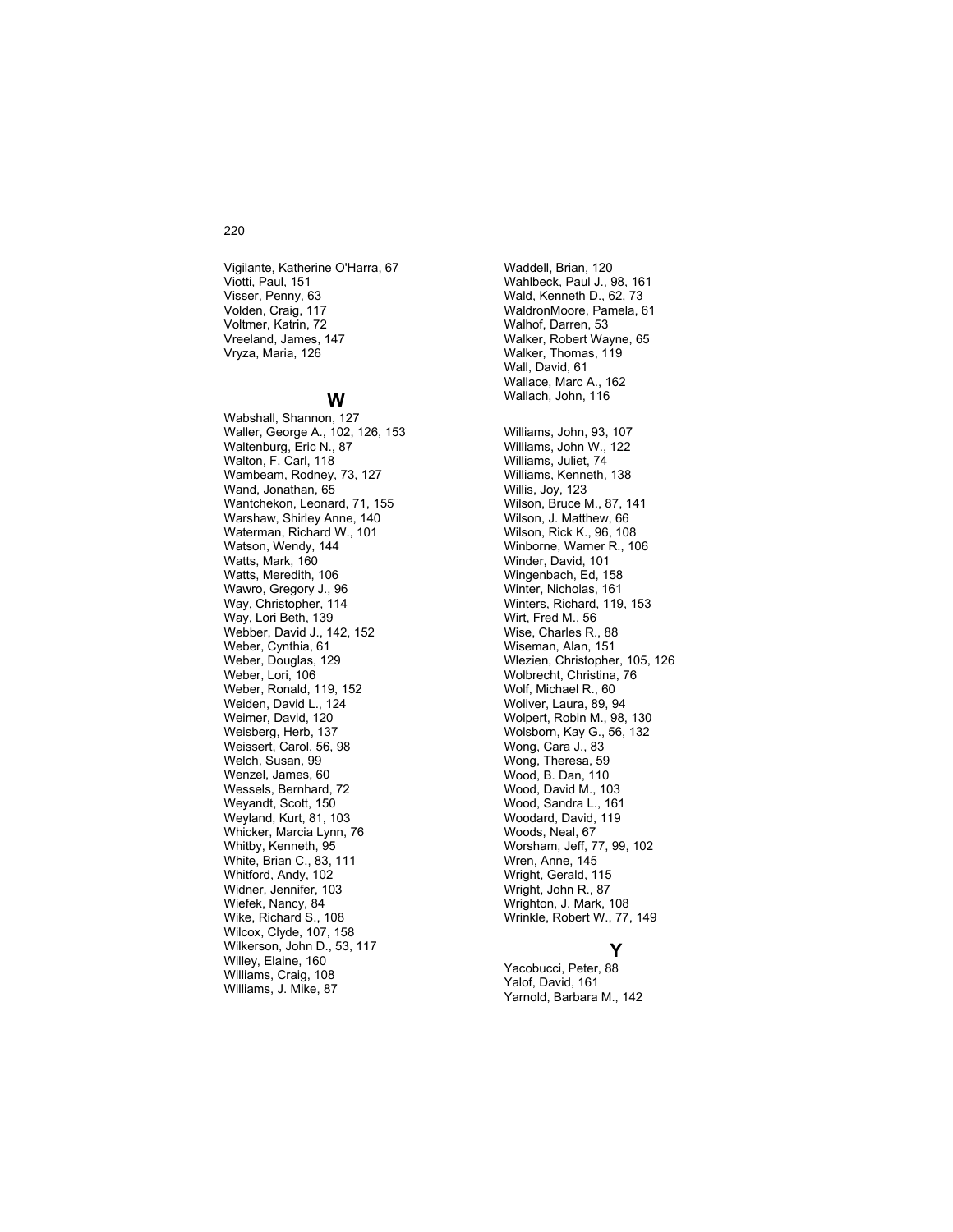Vigilante, Katherine O'Harra, 67
Viotti, Paul, 151
Visser, Penny, 63
Volden, Craig, 117
Voltmer, Katrin, 72
Vreeland, James, 147
Vryza, Maria, 126

## W

Wabshall, Shannon, 127
Waller, George A., 102, 126, 153
Waltenburg, Eric N., 87
Walton, F. Carl, 118
Wambeam, Rodney, 73, 127
Wand, Jonathan, 65
Wantchekon, Leonard, 71, 155
Warshaw, Shirley Anne, 140
Waterman, Richard W., 101
Watson, Wendy, 144
Watts, Mark, 160
Watts, Meredith, 106
Wawro, Gregory J., 96
Way, Christopher, 114
Way, Lori Beth, 139
Webber, David J., 142, 152
Weber, Cynthia, 61
Weber, Douglas, 129
Weber, Lori, 106
Weber, Ronald, 119, 152
Weiden, David L., 124
Weimer, David, 120
Weisberg, Herb, 137
Weissert, Carol, 56, 98
Welch, Susan, 99
Wenzel, James, 60
Wessels, Bernhard, 72
Weyandt, Scott, 150
Weyland, Kurt, 81, 103
Whicker, Marcia Lynn, 76
Whitby, Kenneth, 95
White, Brian C., 83, 111
Whitford, Andy, 102
Widner, Jennifer, 103
Wiefek, Nancy, 84
Wike, Richard S., 108
Wilcox, Clyde, 107, 158
Wilkerson, John D., 53, 117
Willey, Elaine, 160
Williams, Craig, 108
Williams, J. Mike, 87
Waddell, Brian, 120
Wahlbeck, Paul J., 98, 161
Wald, Kenneth D., 62, 73
WaldronMoore, Pamela, 61
Walhof, Darren, 53
Walker, Robert Wayne, 65
Walker, Thomas, 119
Wall, David, 61
Wallace, Marc A., 162
Wallach, John, 116

Williams, John, 93, 107
Williams, John W., 122
Williams, Juliet, 74
Williams, Kenneth, 138
Willis, Joy, 123
Wilson, Bruce M., 87, 141
Wilson, J. Matthew, 66
Wilson, Rick K., 96, 108
Winborne, Warner R., 106
Winder, David, 101
Wingenbach, Ed, 158
Winter, Nicholas, 161
Winters, Richard, 119, 153
Wirt, Fred M., 56
Wise, Charles R., 88
Wiseman, Alan, 151
Wlezien, Christopher, 105, 126
Wolbrecht, Christina, 76
Wolf, Michael R., 60
Woliver, Laura, 89, 94
Wolpert, Robin M., 98, 130
Wolsborn, Kay G., 56, 132
Wong, Cara J., 83
Wong, Theresa, 59
Wood, B. Dan, 110
Wood, David M., 103
Wood, Sandra L., 161
Woodard, David, 119
Woods, Neal, 67
Worsham, Jeff, 77, 99, 102
Wren, Anne, 145
Wright, Gerald, 115
Wright, John R., 87
Wrighton, J. Mark, 108
Wrinkle, Robert W., 77, 149

## Y

Yacobucci, Peter, 88
Yalof, David, 161
Yarnold, Barbara M., 142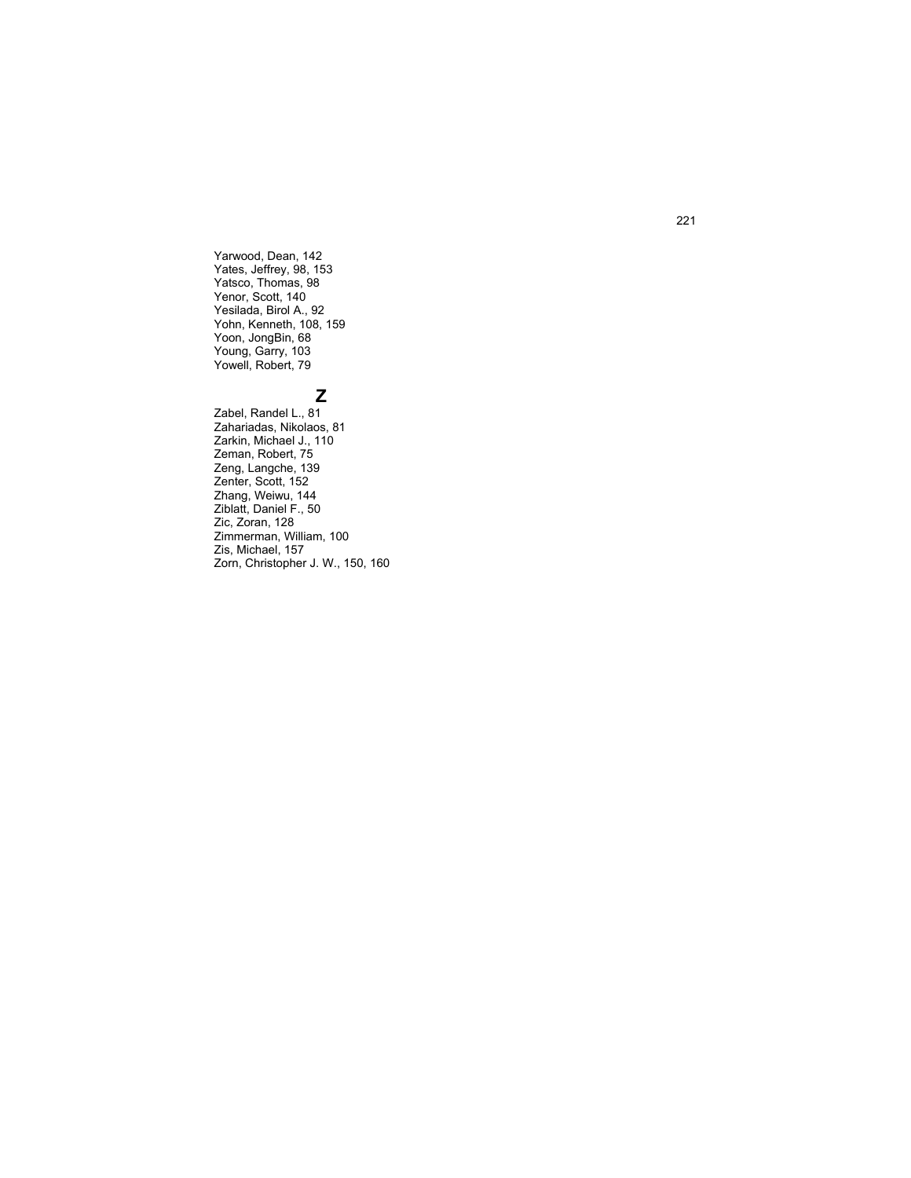Yarwood, Dean, 142
Yates, Jeffrey, 98, 153
Yatsco, Thomas, 98
Yenor, Scott, 140
Yesilada, Birol A., 92
Yohn, Kenneth, 108, 159
Yoon, JongBin, 68
Young, Garry, 103
Yowell, Robert, 79

## Z

Zabel, Randel L., 81
Zahariadas, Nikolaos, 81
Zarkin, Michael J., 110
Zeman, Robert, 75
Zeng, Langche, 139
Zenter, Scott, 152
Zhang, Weiwu, 144
Ziblatt, Daniel F., 50
Zic, Zoran, 128
Zimmerman, William, 100
Zis, Michael, 157
Zorn, Christopher J. W., 150, 160